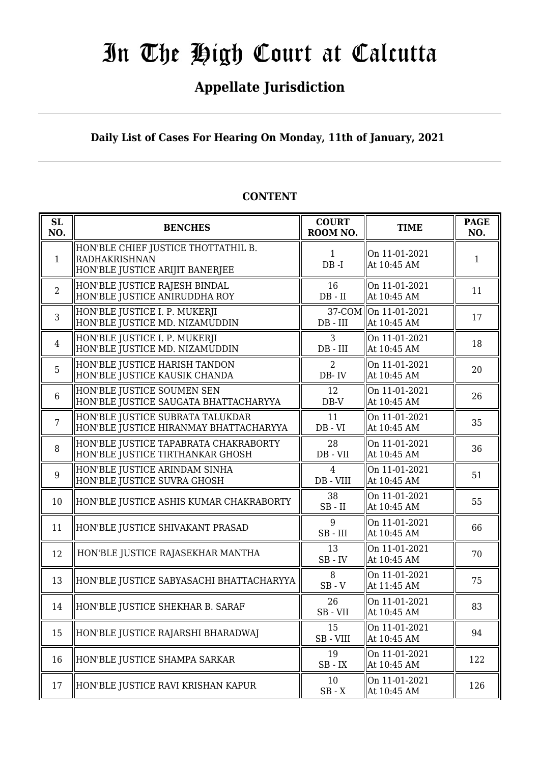# In The High Court at Calcutta

## Appellate Jurisdiction

### Daily List of Cases For Hearing On Monday, 11th of January, 2021

**CONTENT**

| SL NO. | BENCHES | COURT ROOM NO. | TIME | PAGE NO. |
|---|---|---|---|---|
| 1 | HON'BLE CHIEF JUSTICE THOTTATHIL B. RADHAKRISHNAN<br>HON'BLE JUSTICE ARIJIT BANERJEE | 1<br>DB -I | On 11-01-2021<br>At 10:45 AM | 1 |
| 2 | HON'BLE JUSTICE RAJESH BINDAL<br>HON'BLE JUSTICE ANIRUDDHA ROY | 16<br>DB - II | On 11-01-2021<br>At 10:45 AM | 11 |
| 3 | HON'BLE JUSTICE I. P. MUKERJI<br>HON'BLE JUSTICE MD. NIZAMUDDIN | 37-COM<br>DB - III | On 11-01-2021<br>At 10:45 AM | 17 |
| 4 | HON'BLE JUSTICE I. P. MUKERJI<br>HON'BLE JUSTICE MD. NIZAMUDDIN | 3<br>DB - III | On 11-01-2021<br>At 10:45 AM | 18 |
| 5 | HON'BLE JUSTICE HARISH TANDON<br>HON'BLE JUSTICE KAUSIK CHANDA | 2<br>DB- IV | On 11-01-2021<br>At 10:45 AM | 20 |
| 6 | HON'BLE JUSTICE SOUMEN SEN<br>HON'BLE JUSTICE SAUGATA BHATTACHARYYA | 12<br>DB-V | On 11-01-2021<br>At 10:45 AM | 26 |
| 7 | HON'BLE JUSTICE SUBRATA TALUKDAR<br>HON'BLE JUSTICE HIRANMAY BHATTACHARYYA | 11<br>DB - VI | On 11-01-2021<br>At 10:45 AM | 35 |
| 8 | HON'BLE JUSTICE TAPABRATA CHAKRABORTY<br>HON'BLE JUSTICE TIRTHANKAR GHOSH | 28<br>DB - VII | On 11-01-2021<br>At 10:45 AM | 36 |
| 9 | HON'BLE JUSTICE ARINDAM SINHA<br>HON'BLE JUSTICE SUVRA GHOSH | 4<br>DB - VIII | On 11-01-2021<br>At 10:45 AM | 51 |
| 10 | HON'BLE JUSTICE ASHIS KUMAR CHAKRABORTY | 38<br>SB - II | On 11-01-2021<br>At 10:45 AM | 55 |
| 11 | HON'BLE JUSTICE SHIVAKANT PRASAD | 9<br>SB - III | On 11-01-2021<br>At 10:45 AM | 66 |
| 12 | HON'BLE JUSTICE RAJASEKHAR MANTHA | 13<br>SB - IV | On 11-01-2021<br>At 10:45 AM | 70 |
| 13 | HON'BLE JUSTICE SABYASACHI BHATTACHARYYA | 8<br>SB - V | On 11-01-2021<br>At 11:45 AM | 75 |
| 14 | HON'BLE JUSTICE SHEKHAR B. SARAF | 26<br>SB - VII | On 11-01-2021<br>At 10:45 AM | 83 |
| 15 | HON'BLE JUSTICE RAJARSHI BHARADWAJ | 15<br>SB - VIII | On 11-01-2021<br>At 10:45 AM | 94 |
| 16 | HON'BLE JUSTICE SHAMPA SARKAR | 19<br>SB - IX | On 11-01-2021<br>At 10:45 AM | 122 |
| 17 | HON'BLE JUSTICE RAVI KRISHAN KAPUR | 10<br>SB - X | On 11-01-2021<br>At 10:45 AM | 126 |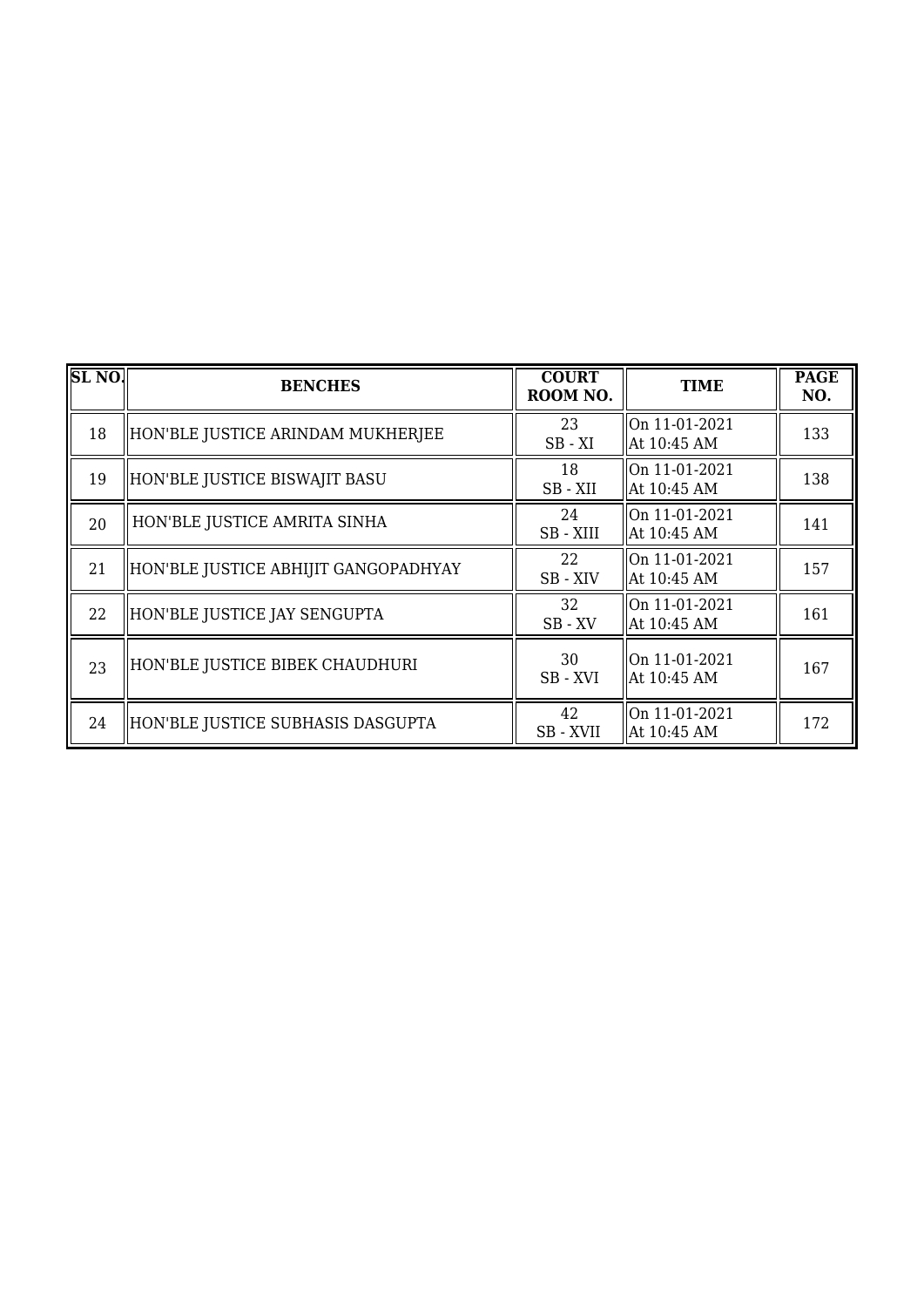| SL NO. | BENCHES | COURT ROOM NO. | TIME | PAGE NO. |
|---|---|---|---|---|
| 18 | HON'BLE JUSTICE ARINDAM MUKHERJEE | 23<br>SB - XI | On 11-01-2021<br>At 10:45 AM | 133 |
| 19 | HON'BLE JUSTICE BISWAJIT BASU | 18<br>SB - XII | On 11-01-2021<br>At 10:45 AM | 138 |
| 20 | HON'BLE JUSTICE AMRITA SINHA | 24<br>SB - XIII | On 11-01-2021<br>At 10:45 AM | 141 |
| 21 | HON'BLE JUSTICE ABHIJIT GANGOPADHYAY | 22<br>SB - XIV | On 11-01-2021<br>At 10:45 AM | 157 |
| 22 | HON'BLE JUSTICE JAY SENGUPTA | 32<br>SB - XV | On 11-01-2021<br>At 10:45 AM | 161 |
| 23 | HON'BLE JUSTICE BIBEK CHAUDHURI | 30<br>SB - XVI | On 11-01-2021<br>At 10:45 AM | 167 |
| 24 | HON'BLE JUSTICE SUBHASIS DASGUPTA | 42<br>SB - XVII | On 11-01-2021<br>At 10:45 AM | 172 |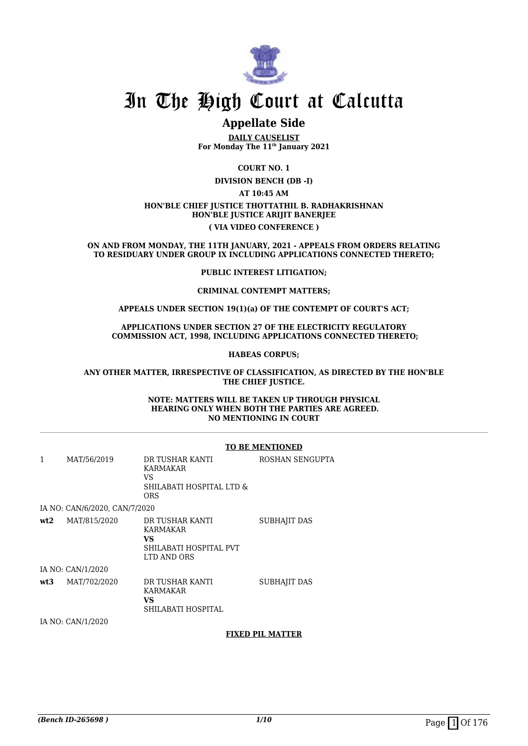# In The High Court at Calcutta

## Appellate Side

**DAILY CAUSELIST**
**For Monday The 11th January 2021**

**COURT NO. 1**

**DIVISION BENCH (DB -I)**

**AT 10:45 AM**

**HON'BLE CHIEF JUSTICE THOTTATHIL B. RADHAKRISHNAN**
**HON'BLE JUSTICE ARIJIT BANERJEE**

**( VIA VIDEO CONFERENCE )**

**ON AND FROM MONDAY, THE 11TH JANUARY, 2021 - APPEALS FROM ORDERS RELATING TO RESIDUARY UNDER GROUP IX INCLUDING APPLICATIONS CONNECTED THERETO;**

**PUBLIC INTEREST LITIGATION;**

**CRIMINAL CONTEMPT MATTERS;**

**APPEALS UNDER SECTION 19(1)(a) OF THE CONTEMPT OF COURT'S ACT;**

**APPLICATIONS UNDER SECTION 27 OF THE ELECTRICITY REGULATORY COMMISSION ACT, 1998, INCLUDING APPLICATIONS CONNECTED THERETO;**

**HABEAS CORPUS;**

**ANY OTHER MATTER, IRRESPECTIVE OF CLASSIFICATION, AS DIRECTED BY THE HON'BLE THE CHIEF JUSTICE.**

**NOTE: MATTERS WILL BE TAKEN UP THROUGH PHYSICAL HEARING ONLY WHEN BOTH THE PARTIES ARE AGREED. NO MENTIONING IN COURT**

**TO BE MENTIONED**

| | | | |
|---|---|---|---|
| 1 | MAT/56/2019 | DR TUSHAR KANTI KARMAKAR<br>VS<br>SHILABATI HOSPITAL LTD & ORS | ROSHAN SENGUPTA |
| IA NO: CAN/6/2020, CAN/7/2020 | | | |
| **wt2** | MAT/815/2020 | DR TUSHAR KANTI KARMAKAR<br>**VS**<br>SHILABATI HOSPITAL PVT LTD AND ORS | SUBHAJIT DAS |
| IA NO: CAN/1/2020 | | | |
| **wt3** | MAT/702/2020 | DR TUSHAR KANTI KARMAKAR<br>**VS**<br>SHILABATI HOSPITAL | SUBHAJIT DAS |
| IA NO: CAN/1/2020 | | | |

**FIXED PIL MATTER**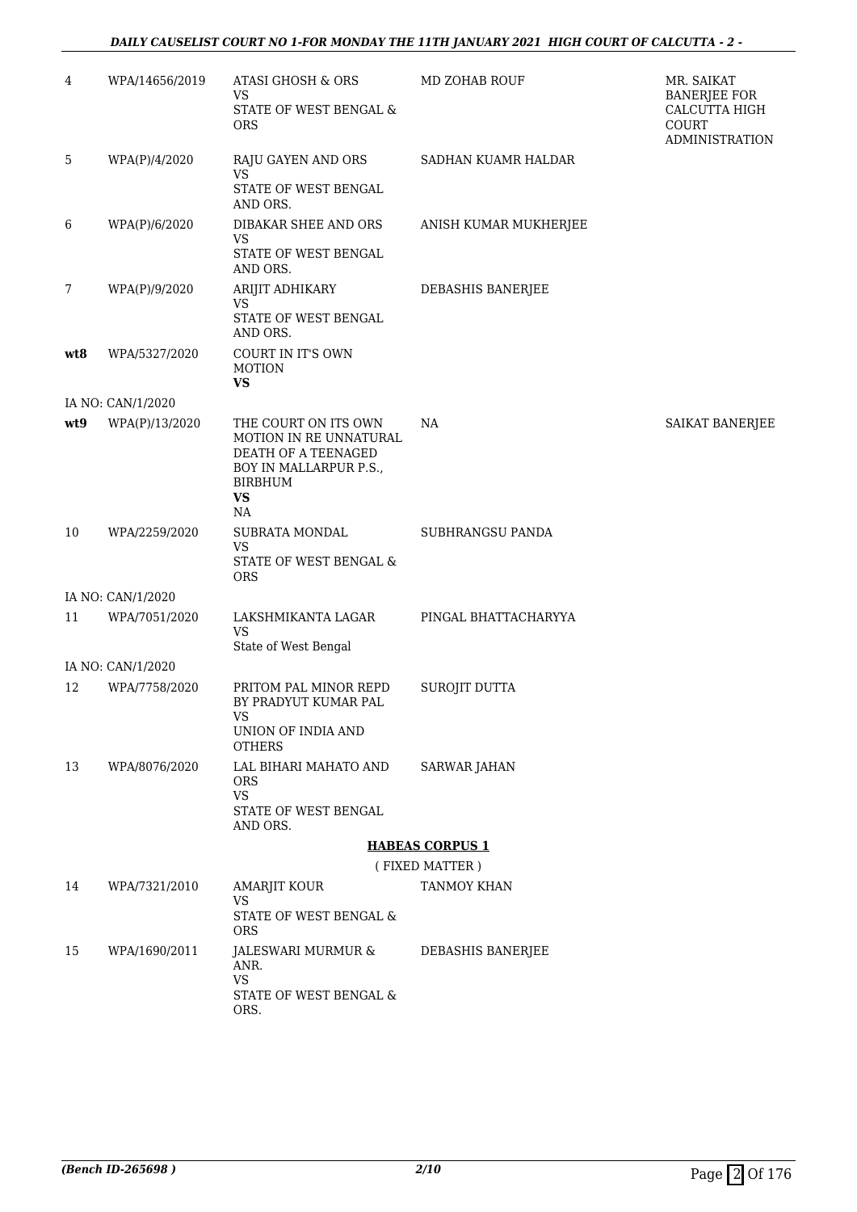| | | | | |
|---|---|---|---|---|
| 4 | WPA/14656/2019 | ATASI GHOSH & ORS<br>VS<br>STATE OF WEST BENGAL & ORS | MD ZOHAB ROUF | MR. SAIKAT BANERJEE FOR CALCUTTA HIGH COURT ADMINISTRATION |
| 5 | WPA(P)/4/2020 | RAJU GAYEN AND ORS<br>VS<br>STATE OF WEST BENGAL AND ORS. | SADHAN KUAMR HALDAR | |
| 6 | WPA(P)/6/2020 | DIBAKAR SHEE AND ORS<br>VS<br>STATE OF WEST BENGAL AND ORS. | ANISH KUMAR MUKHERJEE | |
| 7 | WPA(P)/9/2020 | ARIJIT ADHIKARY<br>VS<br>STATE OF WEST BENGAL AND ORS. | DEBASHIS BANERJEE | |
| **wt8** | WPA/5327/2020 | COURT IN IT'S OWN MOTION<br>**VS** | | |
| | IA NO: CAN/1/2020 | | | |
| **wt9** | WPA(P)/13/2020 | THE COURT ON ITS OWN MOTION IN RE UNNATURAL DEATH OF A TEENAGED BOY IN MALLARPUR P.S., BIRBHUM<br>**VS**<br>NA | NA | SAIKAT BANERJEE |
| 10 | WPA/2259/2020 | SUBRATA MONDAL<br>VS<br>STATE OF WEST BENGAL & ORS | SUBHRANGSU PANDA | |
| | IA NO: CAN/1/2020 | | | |
| 11 | WPA/7051/2020 | LAKSHMIKANTA LAGAR<br>VS<br>State of West Bengal | PINGAL BHATTACHARYYA | |
| | IA NO: CAN/1/2020 | | | |
| 12 | WPA/7758/2020 | PRITOM PAL MINOR REPD BY PRADYUT KUMAR PAL<br>VS<br>UNION OF INDIA AND OTHERS | SUROJIT DUTTA | |
| 13 | WPA/8076/2020 | LAL BIHARI MAHATO AND ORS<br>VS<br>STATE OF WEST BENGAL AND ORS. | SARWAR JAHAN | |

**HABEAS CORPUS 1**

( FIXED MATTER )

| | | | | |
|---|---|---|---|---|
| 14 | WPA/7321/2010 | AMARJIT KOUR<br>VS<br>STATE OF WEST BENGAL & ORS | TANMOY KHAN | |
| 15 | WPA/1690/2011 | JALESWARI MURMUR & ANR.<br>VS<br>STATE OF WEST BENGAL & ORS. | DEBASHIS BANERJEE | |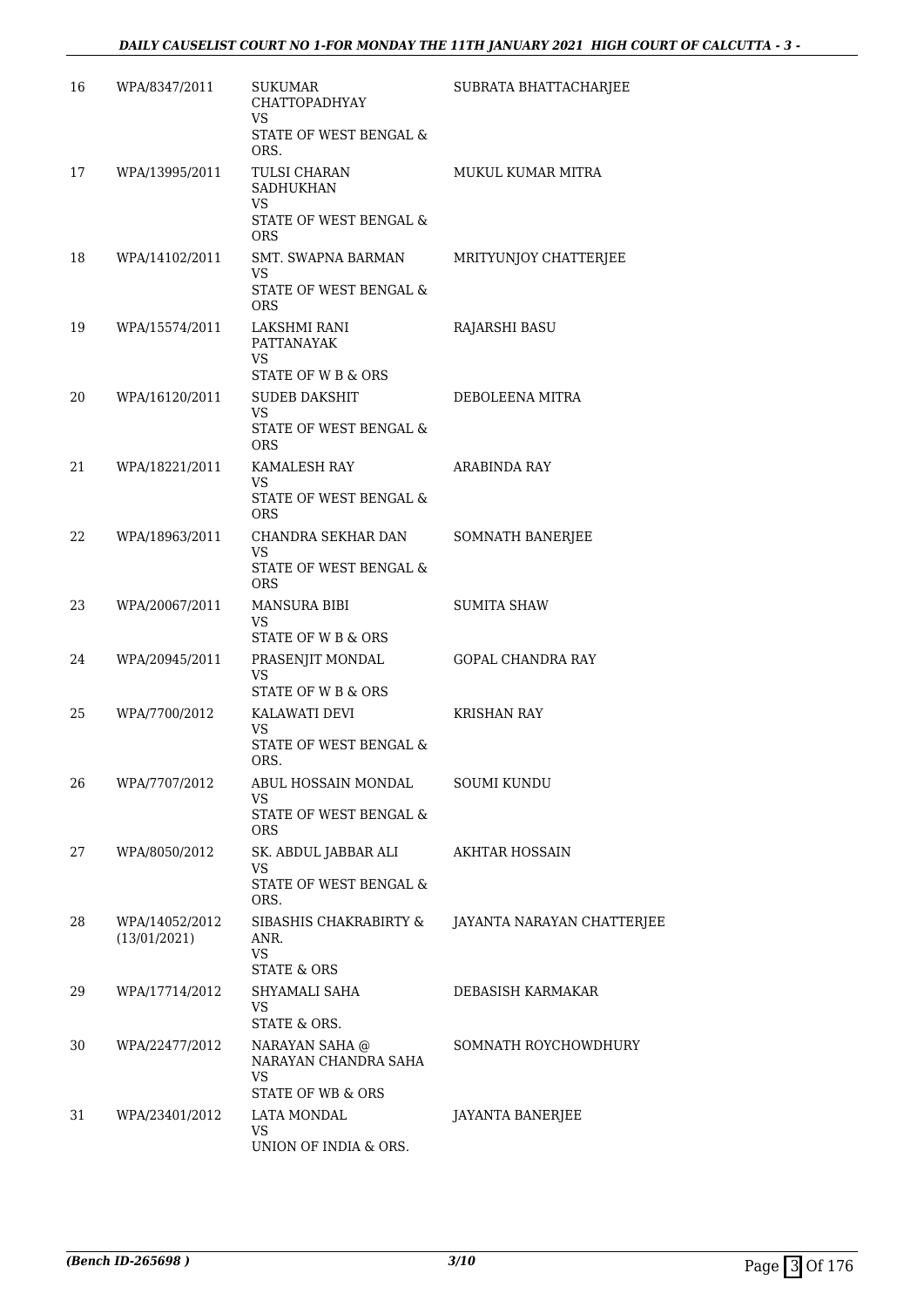| 16 | WPA/8347/2011 | SUKUMAR CHATTOPADHYAY<br>VS<br>STATE OF WEST BENGAL & ORS. | SUBRATA BHATTACHARJEE |
|---|---|---|---|
| 17 | WPA/13995/2011 | TULSI CHARAN SADHUKHAN<br>VS<br>STATE OF WEST BENGAL & ORS | MUKUL KUMAR MITRA |
| 18 | WPA/14102/2011 | SMT. SWAPNA BARMAN<br>VS<br>STATE OF WEST BENGAL & ORS | MRITYUNJOY CHATTERJEE |
| 19 | WPA/15574/2011 | LAKSHMI RANI PATTANAYAK<br>VS<br>STATE OF W B & ORS | RAJARSHI BASU |
| 20 | WPA/16120/2011 | SUDEB DAKSHIT<br>VS<br>STATE OF WEST BENGAL & ORS | DEBOLEENA MITRA |
| 21 | WPA/18221/2011 | KAMALESH RAY<br>VS<br>STATE OF WEST BENGAL & ORS | ARABINDA RAY |
| 22 | WPA/18963/2011 | CHANDRA SEKHAR DAN<br>VS<br>STATE OF WEST BENGAL & ORS | SOMNATH BANERJEE |
| 23 | WPA/20067/2011 | MANSURA BIBI<br>VS<br>STATE OF W B & ORS | SUMITA SHAW |
| 24 | WPA/20945/2011 | PRASENJIT MONDAL<br>VS<br>STATE OF W B & ORS | GOPAL CHANDRA RAY |
| 25 | WPA/7700/2012 | KALAWATI DEVI<br>VS<br>STATE OF WEST BENGAL & ORS. | KRISHAN RAY |
| 26 | WPA/7707/2012 | ABUL HOSSAIN MONDAL<br>VS<br>STATE OF WEST BENGAL & ORS | SOUMI KUNDU |
| 27 | WPA/8050/2012 | SK. ABDUL JABBAR ALI<br>VS<br>STATE OF WEST BENGAL & ORS. | AKHTAR HOSSAIN |
| 28 | WPA/14052/2012<br>(13/01/2021) | SIBASHIS CHAKRABIRTY & ANR.<br>VS<br>STATE & ORS | JAYANTA NARAYAN CHATTERJEE |
| 29 | WPA/17714/2012 | SHYAMALI SAHA<br>VS<br>STATE & ORS. | DEBASISH KARMAKAR |
| 30 | WPA/22477/2012 | NARAYAN SAHA @ NARAYAN CHANDRA SAHA<br>VS<br>STATE OF WB & ORS | SOMNATH ROYCHOWDHURY |
| 31 | WPA/23401/2012 | LATA MONDAL<br>VS<br>UNION OF INDIA & ORS. | JAYANTA BANERJEE |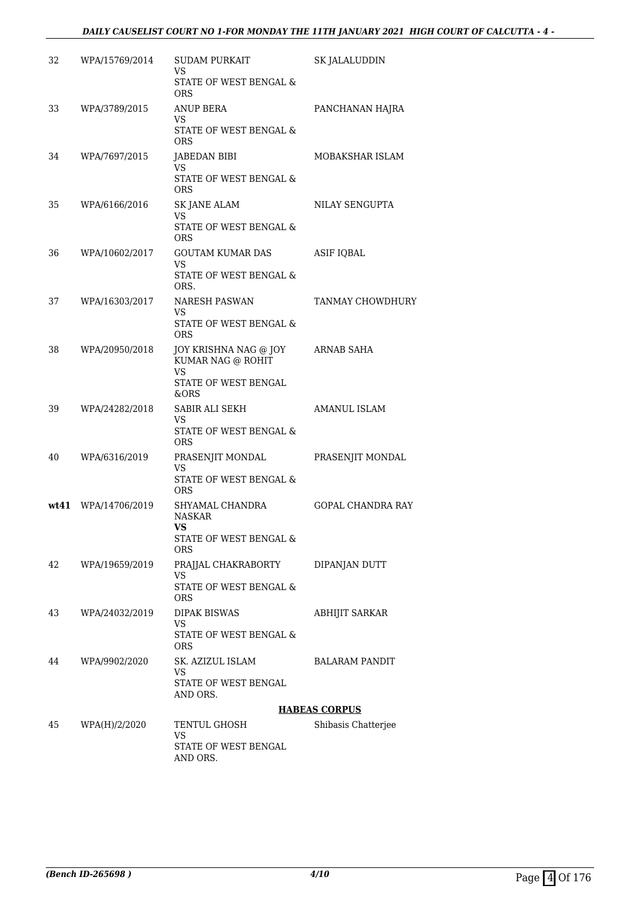| | | | |
|---|---|---|---|
| 32 | WPA/15769/2014 | SUDAM PURKAIT<br>VS<br>STATE OF WEST BENGAL & ORS | SK JALALUDDIN |
| 33 | WPA/3789/2015 | ANUP BERA<br>VS<br>STATE OF WEST BENGAL & ORS | PANCHANAN HAJRA |
| 34 | WPA/7697/2015 | JABEDAN BIBI<br>VS<br>STATE OF WEST BENGAL & ORS | MOBAKSHAR ISLAM |
| 35 | WPA/6166/2016 | SK JANE ALAM<br>VS<br>STATE OF WEST BENGAL & ORS | NILAY SENGUPTA |
| 36 | WPA/10602/2017 | GOUTAM KUMAR DAS<br>VS<br>STATE OF WEST BENGAL & ORS. | ASIF IQBAL |
| 37 | WPA/16303/2017 | NARESH PASWAN<br>VS<br>STATE OF WEST BENGAL & ORS | TANMAY CHOWDHURY |
| 38 | WPA/20950/2018 | JOY KRISHNA NAG @ JOY KUMAR NAG @ ROHIT<br>VS<br>STATE OF WEST BENGAL &ORS | ARNAB SAHA |
| 39 | WPA/24282/2018 | SABIR ALI SEKH<br>VS<br>STATE OF WEST BENGAL & ORS | AMANUL ISLAM |
| 40 | WPA/6316/2019 | PRASENJIT MONDAL<br>VS<br>STATE OF WEST BENGAL & ORS | PRASENJIT MONDAL |
| **wt41** | WPA/14706/2019 | SHYAMAL CHANDRA NASKAR<br>**VS**<br>STATE OF WEST BENGAL & ORS | GOPAL CHANDRA RAY |
| 42 | WPA/19659/2019 | PRAJJAL CHAKRABORTY<br>VS<br>STATE OF WEST BENGAL & ORS | DIPANJAN DUTT |
| 43 | WPA/24032/2019 | DIPAK BISWAS<br>VS<br>STATE OF WEST BENGAL & ORS | ABHIJIT SARKAR |
| 44 | WPA/9902/2020 | SK. AZIZUL ISLAM<br>VS<br>STATE OF WEST BENGAL AND ORS. | BALARAM PANDIT |

**HABEAS CORPUS**

| | | | |
|---|---|---|---|
| 45 | WPA(H)/2/2020 | TENTUL GHOSH<br>VS<br>STATE OF WEST BENGAL AND ORS. | Shibasis Chatterjee |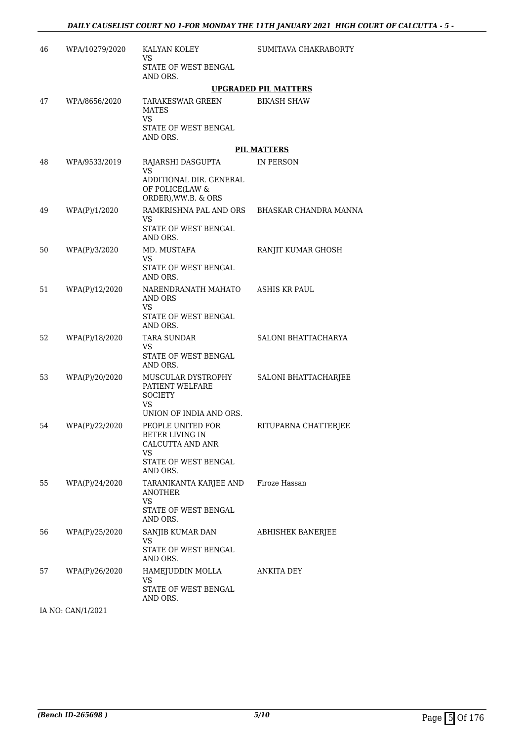| 46 | WPA/10279/2020 | KALYAN KOLEY<br>VS<br>STATE OF WEST BENGAL AND ORS. | SUMITAVA CHAKRABORTY |
|---|---|---|---|

**UPGRADED PIL MATTERS**

| 47 | WPA/8656/2020 | TARAKESWAR GREEN MATES<br>VS<br>STATE OF WEST BENGAL AND ORS. | BIKASH SHAW |
|---|---|---|---|

**PIL MATTERS**

| 48 | WPA/9533/2019 | RAJARSHI DASGUPTA<br>VS<br>ADDITIONAL DIR. GENERAL OF POLICE(LAW & ORDER),WW.B. & ORS | IN PERSON |
|---|---|---|---|
| 49 | WPA(P)/1/2020 | RAMKRISHNA PAL AND ORS<br>VS<br>STATE OF WEST BENGAL AND ORS. | BHASKAR CHANDRA MANNA |
| 50 | WPA(P)/3/2020 | MD. MUSTAFA<br>VS<br>STATE OF WEST BENGAL AND ORS. | RANJIT KUMAR GHOSH |
| 51 | WPA(P)/12/2020 | NARENDRANATH MAHATO AND ORS<br>VS<br>STATE OF WEST BENGAL AND ORS. | ASHIS KR PAUL |
| 52 | WPA(P)/18/2020 | TARA SUNDAR<br>VS<br>STATE OF WEST BENGAL AND ORS. | SALONI BHATTACHARYA |
| 53 | WPA(P)/20/2020 | MUSCULAR DYSTROPHY PATIENT WELFARE SOCIETY<br>VS<br>UNION OF INDIA AND ORS. | SALONI BHATTACHARJEE |
| 54 | WPA(P)/22/2020 | PEOPLE UNITED FOR BETER LIVING IN CALCUTTA AND ANR<br>VS<br>STATE OF WEST BENGAL AND ORS. | RITUPARNA CHATTERJEE |
| 55 | WPA(P)/24/2020 | TARANIKANTA KARJEE AND ANOTHER<br>VS<br>STATE OF WEST BENGAL AND ORS. | Firoze Hassan |
| 56 | WPA(P)/25/2020 | SANJIB KUMAR DAN<br>VS<br>STATE OF WEST BENGAL AND ORS. | ABHISHEK BANERJEE |
| 57 | WPA(P)/26/2020 | HAMEJUDDIN MOLLA<br>VS<br>STATE OF WEST BENGAL AND ORS. | ANKITA DEY |

IA NO: CAN/1/2021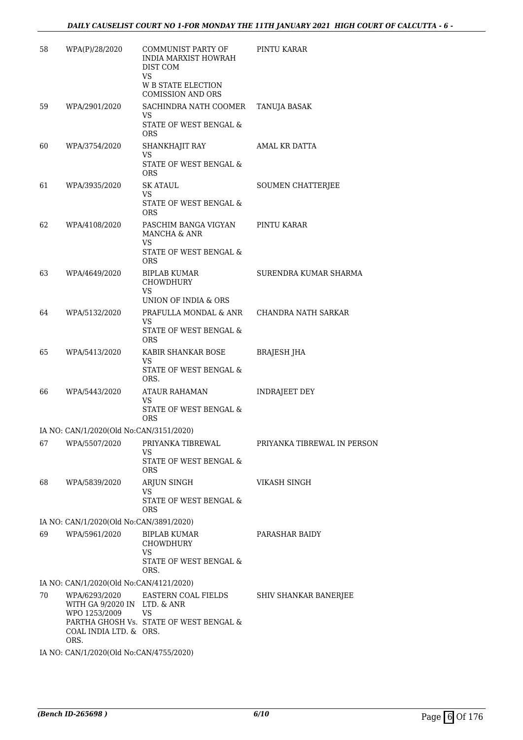| | | | |
|---|---|---|---|
| 58 | WPA(P)/28/2020 | COMMUNIST PARTY OF INDIA MARXIST HOWRAH DIST COM<br>VS<br>W B STATE ELECTION COMISSION AND ORS | PINTU KARAR |
| 59 | WPA/2901/2020 | SACHINDRA NATH COOMER<br>VS<br>STATE OF WEST BENGAL & ORS | TANUJA BASAK |
| 60 | WPA/3754/2020 | SHANKHAJIT RAY<br>VS<br>STATE OF WEST BENGAL & ORS | AMAL KR DATTA |
| 61 | WPA/3935/2020 | SK ATAUL<br>VS<br>STATE OF WEST BENGAL & ORS | SOUMEN CHATTERJEE |
| 62 | WPA/4108/2020 | PASCHIM BANGA VIGYAN MANCHA & ANR<br>VS<br>STATE OF WEST BENGAL & ORS | PINTU KARAR |
| 63 | WPA/4649/2020 | BIPLAB KUMAR CHOWDHURY<br>VS<br>UNION OF INDIA & ORS | SURENDRA KUMAR SHARMA |
| 64 | WPA/5132/2020 | PRAFULLA MONDAL & ANR<br>VS<br>STATE OF WEST BENGAL & ORS | CHANDRA NATH SARKAR |
| 65 | WPA/5413/2020 | KABIR SHANKAR BOSE<br>VS<br>STATE OF WEST BENGAL & ORS. | BRAJESH JHA |
| 66 | WPA/5443/2020 | ATAUR RAHAMAN<br>VS<br>STATE OF WEST BENGAL & ORS | INDRAJEET DEY |
| | IA NO: CAN/1/2020(Old No:CAN/3151/2020) | | |
| 67 | WPA/5507/2020 | PRIYANKA TIBREWAL<br>VS<br>STATE OF WEST BENGAL & ORS | PRIYANKA TIBREWAL IN PERSON |
| 68 | WPA/5839/2020 | ARJUN SINGH<br>VS<br>STATE OF WEST BENGAL & ORS | VIKASH SINGH |
| | IA NO: CAN/1/2020(Old No:CAN/3891/2020) | | |
| 69 | WPA/5961/2020 | BIPLAB KUMAR CHOWDHURY<br>VS<br>STATE OF WEST BENGAL & ORS. | PARASHAR BAIDY |
| | IA NO: CAN/1/2020(Old No:CAN/4121/2020) | | |
| 70 | WPA/6293/2020<br>WITH GA 9/2020 IN WPO 1253/2009<br>PARTHA GHOSH Vs. COAL INDIA LTD. & ORS. | EASTERN COAL FIELDS LTD. & ANR<br>VS<br>STATE OF WEST BENGAL & ORS. | SHIV SHANKAR BANERJEE |
| | IA NO: CAN/1/2020(Old No:CAN/4755/2020) | | |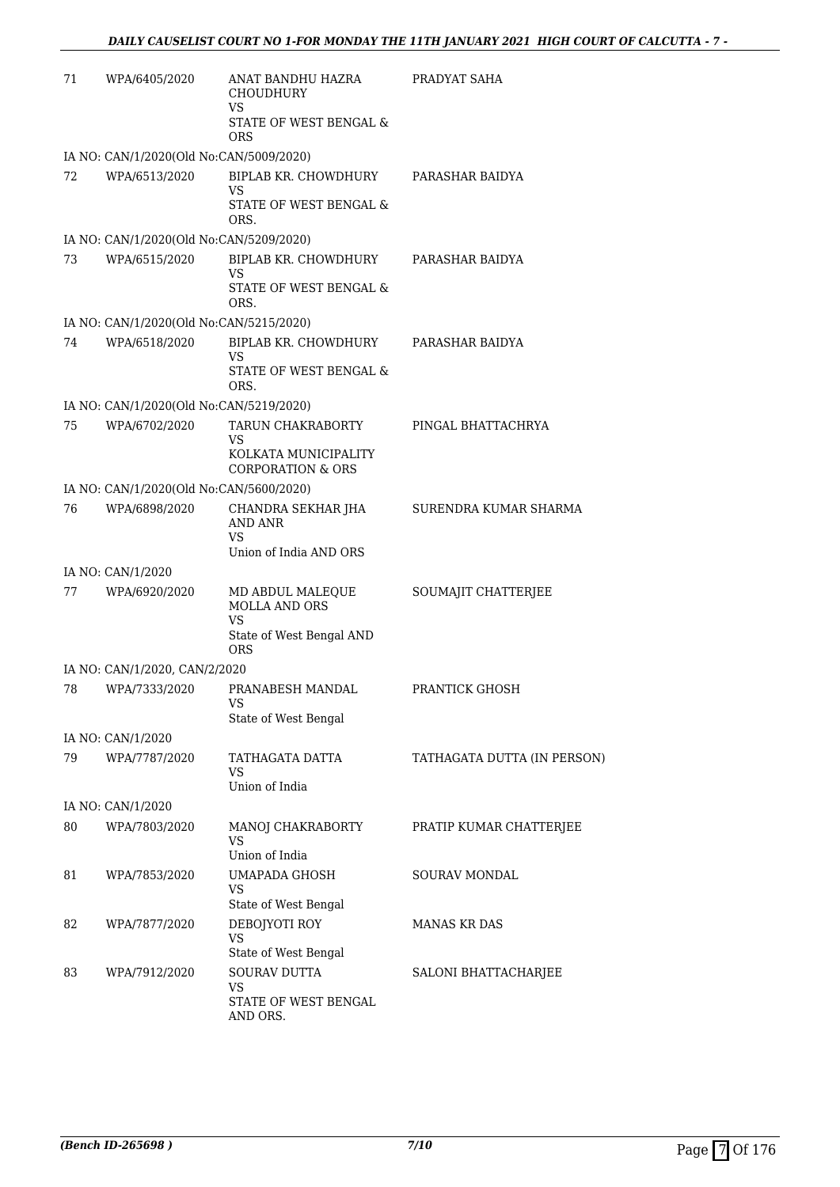| | | | |
|---|---|---|---|
| 71 | WPA/6405/2020 | ANAT BANDHU HAZRA CHOUDHURY<br>VS<br>STATE OF WEST BENGAL & ORS | PRADYAT SAHA |
| IA NO: CAN/1/2020(Old No:CAN/5009/2020) | | | |
| 72 | WPA/6513/2020 | BIPLAB KR. CHOWDHURY<br>VS<br>STATE OF WEST BENGAL & ORS. | PARASHAR BAIDYA |
| IA NO: CAN/1/2020(Old No:CAN/5209/2020) | | | |
| 73 | WPA/6515/2020 | BIPLAB KR. CHOWDHURY<br>VS<br>STATE OF WEST BENGAL & ORS. | PARASHAR BAIDYA |
| IA NO: CAN/1/2020(Old No:CAN/5215/2020) | | | |
| 74 | WPA/6518/2020 | BIPLAB KR. CHOWDHURY<br>VS<br>STATE OF WEST BENGAL & ORS. | PARASHAR BAIDYA |
| IA NO: CAN/1/2020(Old No:CAN/5219/2020) | | | |
| 75 | WPA/6702/2020 | TARUN CHAKRABORTY<br>VS<br>KOLKATA MUNICIPALITY CORPORATION & ORS | PINGAL BHATTACHRYA |
| IA NO: CAN/1/2020(Old No:CAN/5600/2020) | | | |
| 76 | WPA/6898/2020 | CHANDRA SEKHAR JHA AND ANR<br>VS<br>Union of India AND ORS | SURENDRA KUMAR SHARMA |
| IA NO: CAN/1/2020 | | | |
| 77 | WPA/6920/2020 | MD ABDUL MALEQUE MOLLA AND ORS<br>VS<br>State of West Bengal AND ORS | SOUMAJIT CHATTERJEE |
| IA NO: CAN/1/2020, CAN/2/2020 | | | |
| 78 | WPA/7333/2020 | PRANABESH MANDAL<br>VS<br>State of West Bengal | PRANTICK GHOSH |
| IA NO: CAN/1/2020 | | | |
| 79 | WPA/7787/2020 | TATHAGATA DATTA<br>VS<br>Union of India | TATHAGATA DUTTA (IN PERSON) |
| IA NO: CAN/1/2020 | | | |
| 80 | WPA/7803/2020 | MANOJ CHAKRABORTY<br>VS<br>Union of India | PRATIP KUMAR CHATTERJEE |
| 81 | WPA/7853/2020 | UMAPADA GHOSH<br>VS<br>State of West Bengal | SOURAV MONDAL |
| 82 | WPA/7877/2020 | DEBOJYOTI ROY<br>VS<br>State of West Bengal | MANAS KR DAS |
| 83 | WPA/7912/2020 | SOURAV DUTTA<br>VS<br>STATE OF WEST BENGAL AND ORS. | SALONI BHATTACHARJEE |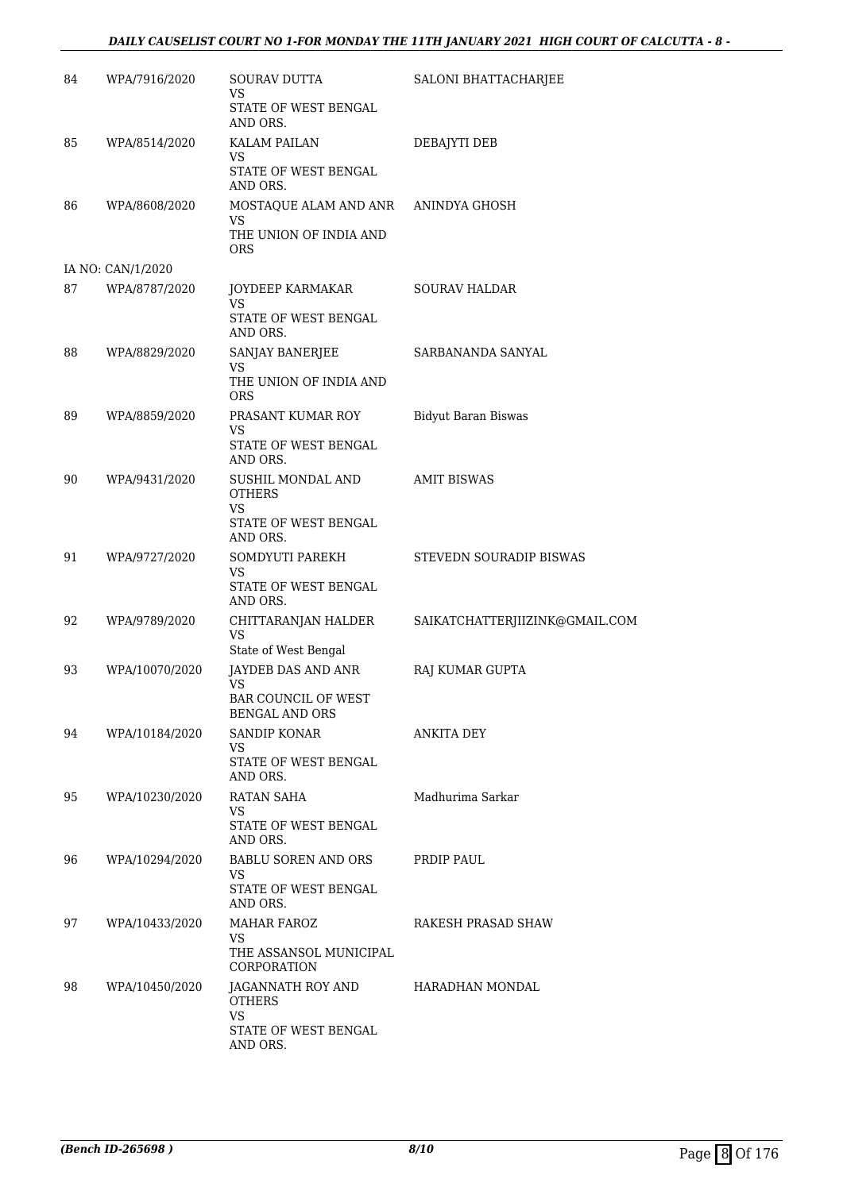| | | | |
|---|---|---|---|
| 84 | WPA/7916/2020 | SOURAV DUTTA<br>VS<br>STATE OF WEST BENGAL AND ORS. | SALONI BHATTACHARJEE |
| 85 | WPA/8514/2020 | KALAM PAILAN<br>VS<br>STATE OF WEST BENGAL AND ORS. | DEBAJYTI DEB |
| 86 | WPA/8608/2020 | MOSTAQUE ALAM AND ANR<br>VS<br>THE UNION OF INDIA AND ORS | ANINDYA GHOSH |
| | IA NO: CAN/1/2020 | | |
| 87 | WPA/8787/2020 | JOYDEEP KARMAKAR<br>VS<br>STATE OF WEST BENGAL AND ORS. | SOURAV HALDAR |
| 88 | WPA/8829/2020 | SANJAY BANERJEE<br>VS<br>THE UNION OF INDIA AND ORS | SARBANANDA SANYAL |
| 89 | WPA/8859/2020 | PRASANT KUMAR ROY<br>VS<br>STATE OF WEST BENGAL AND ORS. | Bidyut Baran Biswas |
| 90 | WPA/9431/2020 | SUSHIL MONDAL AND OTHERS<br>VS<br>STATE OF WEST BENGAL AND ORS. | AMIT BISWAS |
| 91 | WPA/9727/2020 | SOMDYUTI PAREKH<br>VS<br>STATE OF WEST BENGAL AND ORS. | STEVEDN SOURADIP BISWAS |
| 92 | WPA/9789/2020 | CHITTARANJAN HALDER<br>VS<br>State of West Bengal | SAIKATCHATTERJIIZINK@GMAIL.COM |
| 93 | WPA/10070/2020 | JAYDEB DAS AND ANR<br>VS<br>BAR COUNCIL OF WEST BENGAL AND ORS | RAJ KUMAR GUPTA |
| 94 | WPA/10184/2020 | SANDIP KONAR<br>VS<br>STATE OF WEST BENGAL AND ORS. | ANKITA DEY |
| 95 | WPA/10230/2020 | RATAN SAHA<br>VS<br>STATE OF WEST BENGAL AND ORS. | Madhurima Sarkar |
| 96 | WPA/10294/2020 | BABLU SOREN AND ORS<br>VS<br>STATE OF WEST BENGAL AND ORS. | PRDIP PAUL |
| 97 | WPA/10433/2020 | MAHAR FAROZ<br>VS<br>THE ASSANSOL MUNICIPAL CORPORATION | RAKESH PRASAD SHAW |
| 98 | WPA/10450/2020 | JAGANNATH ROY AND OTHERS<br>VS<br>STATE OF WEST BENGAL AND ORS. | HARADHAN MONDAL |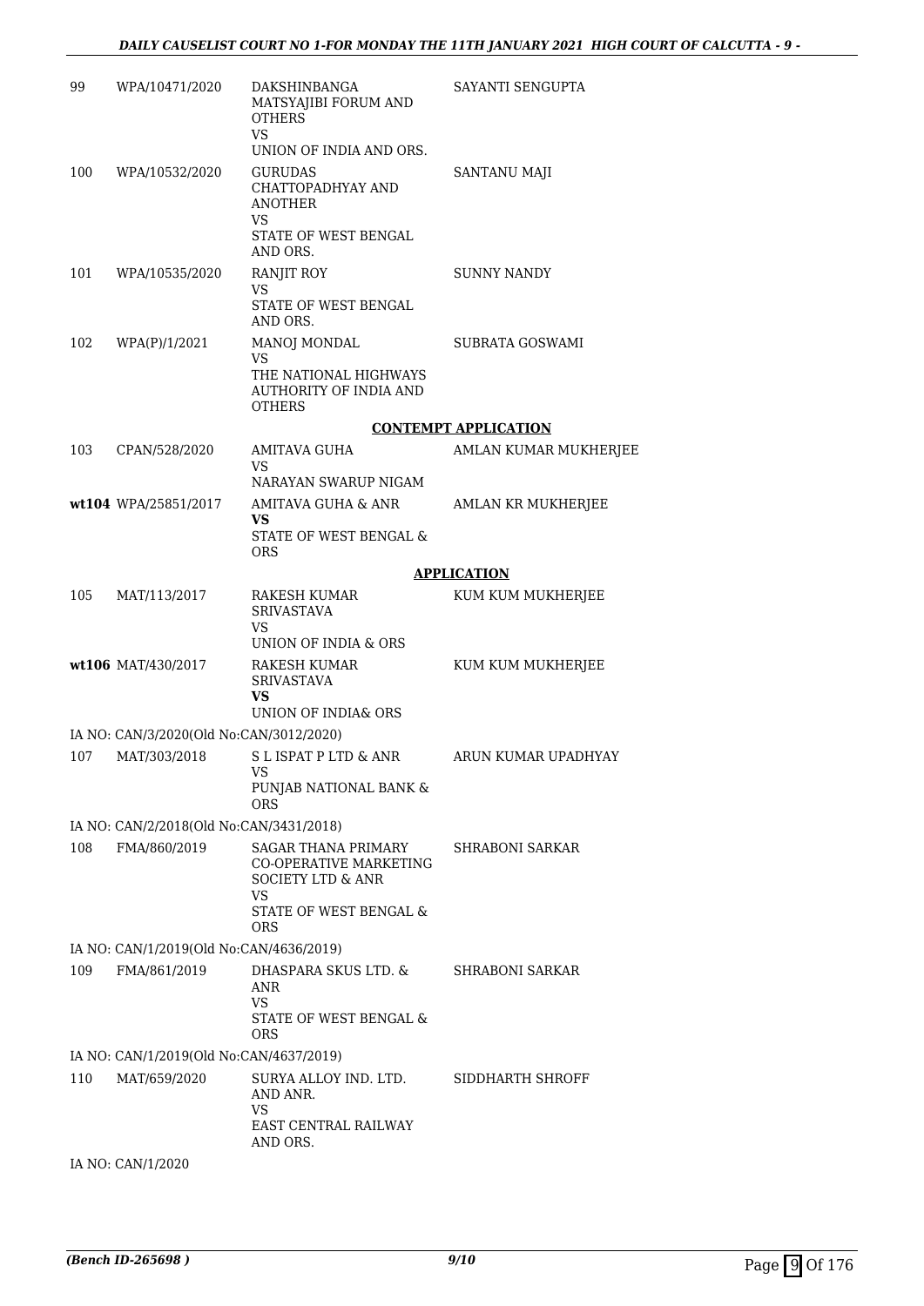| | | | |
|---|---|---|---|
| 99 | WPA/10471/2020 | DAKSHINBANGA MATSYAJIBI FORUM AND OTHERS<br>VS<br>UNION OF INDIA AND ORS. | SAYANTI SENGUPTA |
| 100 | WPA/10532/2020 | GURUDAS CHATTOPADHYAY AND ANOTHER<br>VS<br>STATE OF WEST BENGAL AND ORS. | SANTANU MAJI |
| 101 | WPA/10535/2020 | RANJIT ROY<br>VS<br>STATE OF WEST BENGAL AND ORS. | SUNNY NANDY |
| 102 | WPA(P)/1/2021 | MANOJ MONDAL<br>VS<br>THE NATIONAL HIGHWAYS AUTHORITY OF INDIA AND OTHERS | SUBRATA GOSWAMI |

**CONTEMPT APPLICATION**

| | | | |
|---|---|---|---|
| 103 | CPAN/528/2020 | AMITAVA GUHA<br>VS<br>NARAYAN SWARUP NIGAM | AMLAN KUMAR MUKHERJEE |
| wt104 | WPA/25851/2017 | AMITAVA GUHA & ANR<br>**VS**<br>STATE OF WEST BENGAL & ORS | AMLAN KR MUKHERJEE |

**APPLICATION**

| | | | |
|---|---|---|---|
| 105 | MAT/113/2017 | RAKESH KUMAR SRIVASTAVA<br>VS<br>UNION OF INDIA & ORS | KUM KUM MUKHERJEE |
| wt106 | MAT/430/2017 | RAKESH KUMAR SRIVASTAVA<br>**VS**<br>UNION OF INDIA& ORS | KUM KUM MUKHERJEE |

IA NO: CAN/3/2020(Old No:CAN/3012/2020)

| | | | |
|---|---|---|---|
| 107 | MAT/303/2018 | S L ISPAT P LTD & ANR<br>VS<br>PUNJAB NATIONAL BANK & ORS | ARUN KUMAR UPADHYAY |

IA NO: CAN/2/2018(Old No:CAN/3431/2018)

| | | | |
|---|---|---|---|
| 108 | FMA/860/2019 | SAGAR THANA PRIMARY CO-OPERATIVE MARKETING SOCIETY LTD & ANR<br>VS<br>STATE OF WEST BENGAL & ORS | SHRABONI SARKAR |

IA NO: CAN/1/2019(Old No:CAN/4636/2019)

| | | | |
|---|---|---|---|
| 109 | FMA/861/2019 | DHASPARA SKUS LTD. & ANR<br>VS<br>STATE OF WEST BENGAL & ORS | SHRABONI SARKAR |

IA NO: CAN/1/2019(Old No:CAN/4637/2019)

| | | | |
|---|---|---|---|
| 110 | MAT/659/2020 | SURYA ALLOY IND. LTD. AND ANR.<br>VS<br>EAST CENTRAL RAILWAY AND ORS. | SIDDHARTH SHROFF |

IA NO: CAN/1/2020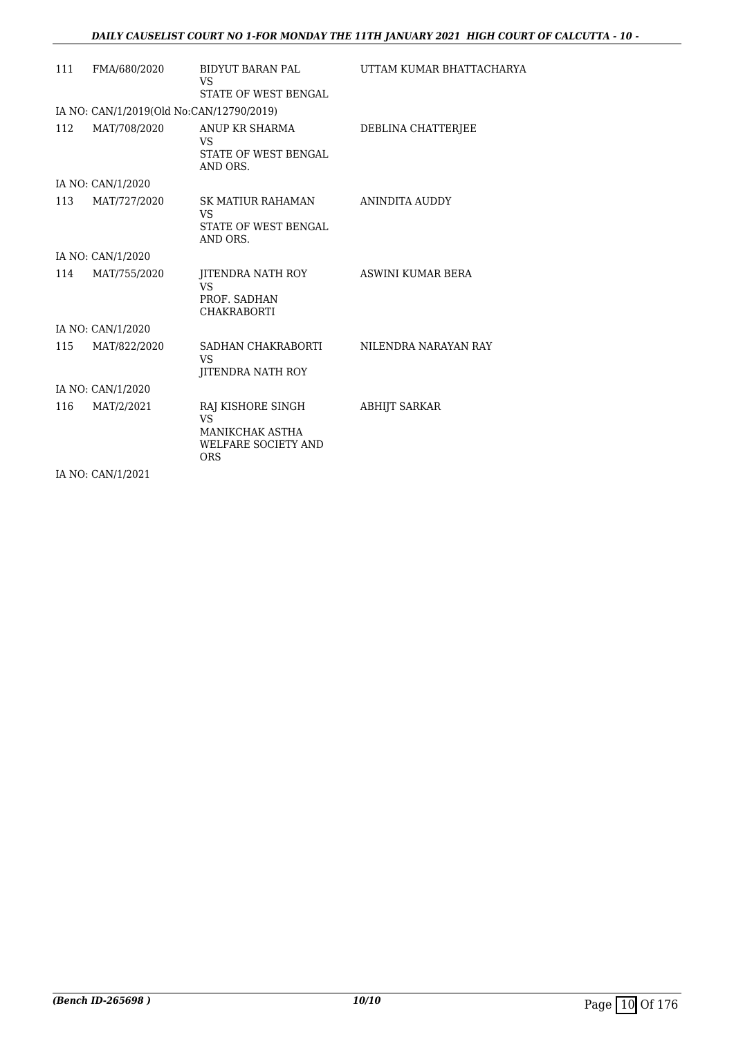| 111 | FMA/680/2020 | BIDYUT BARAN PAL VS STATE OF WEST BENGAL | UTTAM KUMAR BHATTACHARYA |
|---|---|---|---|
| IA NO: CAN/1/2019(Old No:CAN/12790/2019) | | | |
| 112 | MAT/708/2020 | ANUP KR SHARMA VS STATE OF WEST BENGAL AND ORS. | DEBLINA CHATTERJEE |
| IA NO: CAN/1/2020 | | | |
| 113 | MAT/727/2020 | SK MATIUR RAHAMAN VS STATE OF WEST BENGAL AND ORS. | ANINDITA AUDDY |
| IA NO: CAN/1/2020 | | | |
| 114 | MAT/755/2020 | JITENDRA NATH ROY VS PROF. SADHAN CHAKRABORTI | ASWINI KUMAR BERA |
| IA NO: CAN/1/2020 | | | |
| 115 | MAT/822/2020 | SADHAN CHAKRABORTI VS JITENDRA NATH ROY | NILENDRA NARAYAN RAY |
| IA NO: CAN/1/2020 | | | |
| 116 | MAT/2/2021 | RAJ KISHORE SINGH VS MANIKCHAK ASTHA WELFARE SOCIETY AND ORS | ABHIJT SARKAR |
| IA NO: CAN/1/2021 | | | |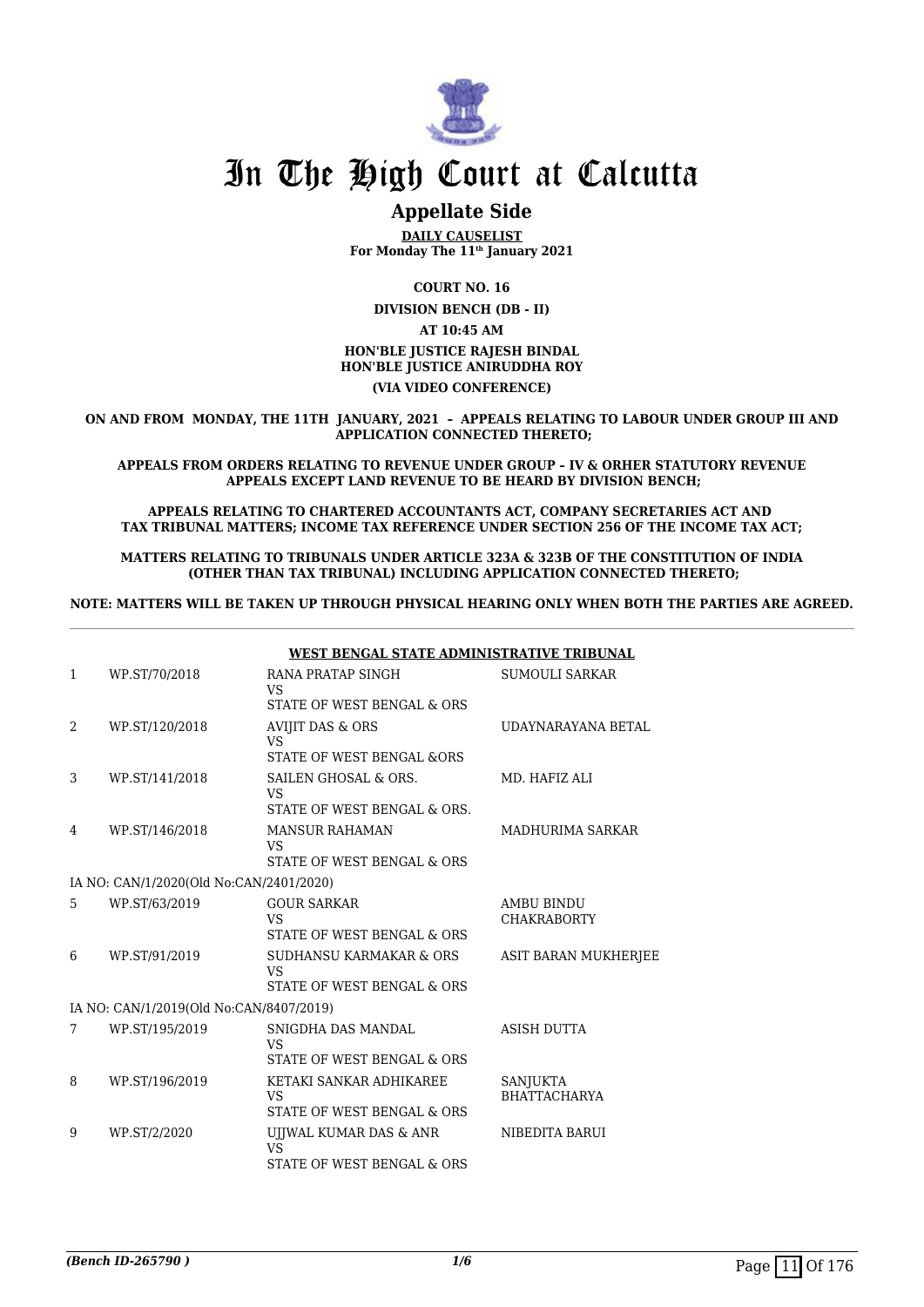# In The High Court at Calcutta

## Appellate Side

**DAILY CAUSELIST**
**For Monday The 11th January 2021**

**COURT NO. 16**

**DIVISION BENCH (DB - II)**

**AT 10:45 AM**

**HON'BLE JUSTICE RAJESH BINDAL**
**HON'BLE JUSTICE ANIRUDDHA ROY**

**(VIA VIDEO CONFERENCE)**

**ON AND FROM MONDAY, THE 11TH JANUARY, 2021 – APPEALS RELATING TO LABOUR UNDER GROUP III AND APPLICATION CONNECTED THERETO;**

**APPEALS FROM ORDERS RELATING TO REVENUE UNDER GROUP – IV & ORHER STATUTORY REVENUE APPEALS EXCEPT LAND REVENUE TO BE HEARD BY DIVISION BENCH;**

**APPEALS RELATING TO CHARTERED ACCOUNTANTS ACT, COMPANY SECRETARIES ACT AND TAX TRIBUNAL MATTERS; INCOME TAX REFERENCE UNDER SECTION 256 OF THE INCOME TAX ACT;**

**MATTERS RELATING TO TRIBUNALS UNDER ARTICLE 323A & 323B OF THE CONSTITUTION OF INDIA (OTHER THAN TAX TRIBUNAL) INCLUDING APPLICATION CONNECTED THERETO;**

**NOTE: MATTERS WILL BE TAKEN UP THROUGH PHYSICAL HEARING ONLY WHEN BOTH THE PARTIES ARE AGREED.**

---

**WEST BENGAL STATE ADMINISTRATIVE TRIBUNAL**

| | | | |
|---|---|---|---|
| 1 | WP.ST/70/2018 | RANA PRATAP SINGH<br>VS<br>STATE OF WEST BENGAL & ORS | SUMOULI SARKAR |
| 2 | WP.ST/120/2018 | AVIJIT DAS & ORS<br>VS<br>STATE OF WEST BENGAL &ORS | UDAYNARAYANA BETAL |
| 3 | WP.ST/141/2018 | SAILEN GHOSAL & ORS.<br>VS<br>STATE OF WEST BENGAL & ORS. | MD. HAFIZ ALI |
| 4 | WP.ST/146/2018 | MANSUR RAHAMAN<br>VS<br>STATE OF WEST BENGAL & ORS | MADHURIMA SARKAR |
| | IA NO: CAN/1/2020(Old No:CAN/2401/2020) | | |
| 5 | WP.ST/63/2019 | GOUR SARKAR<br>VS<br>STATE OF WEST BENGAL & ORS | AMBU BINDU CHAKRABORTY |
| 6 | WP.ST/91/2019 | SUDHANSU KARMAKAR & ORS<br>VS<br>STATE OF WEST BENGAL & ORS | ASIT BARAN MUKHERJEE |
| | IA NO: CAN/1/2019(Old No:CAN/8407/2019) | | |
| 7 | WP.ST/195/2019 | SNIGDHA DAS MANDAL<br>VS<br>STATE OF WEST BENGAL & ORS | ASISH DUTTA |
| 8 | WP.ST/196/2019 | KETAKI SANKAR ADHIKAREE<br>VS<br>STATE OF WEST BENGAL & ORS | SANJUKTA BHATTACHARYA |
| 9 | WP.ST/2/2020 | UJJWAL KUMAR DAS & ANR<br>VS<br>STATE OF WEST BENGAL & ORS | NIBEDITA BARUI |

(Bench ID-265790 )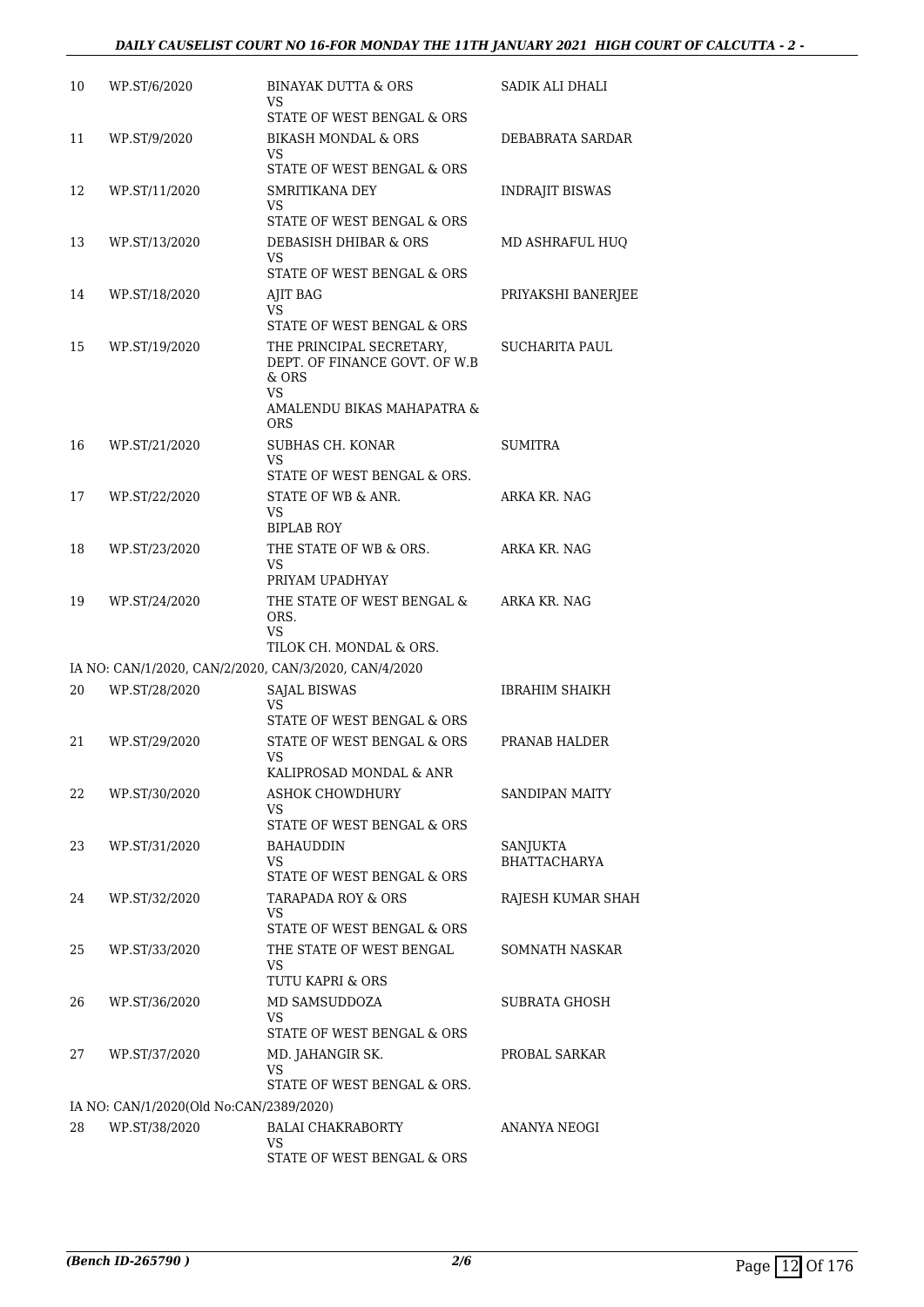| | | | |
|---|---|---|---|
| 10 | WP.ST/6/2020 | BINAYAK DUTTA & ORS<br>VS<br>STATE OF WEST BENGAL & ORS | SADIK ALI DHALI |
| 11 | WP.ST/9/2020 | BIKASH MONDAL & ORS<br>VS<br>STATE OF WEST BENGAL & ORS | DEBABRATA SARDAR |
| 12 | WP.ST/11/2020 | SMRITIKANA DEY<br>VS<br>STATE OF WEST BENGAL & ORS | INDRAJIT BISWAS |
| 13 | WP.ST/13/2020 | DEBASISH DHIBAR & ORS<br>VS<br>STATE OF WEST BENGAL & ORS | MD ASHRAFUL HUQ |
| 14 | WP.ST/18/2020 | AJIT BAG<br>VS<br>STATE OF WEST BENGAL & ORS | PRIYAKSHI BANERJEE |
| 15 | WP.ST/19/2020 | THE PRINCIPAL SECRETARY, DEPT. OF FINANCE GOVT. OF W.B & ORS<br>VS<br>AMALENDU BIKAS MAHAPATRA & ORS | SUCHARITA PAUL |
| 16 | WP.ST/21/2020 | SUBHAS CH. KONAR<br>VS<br>STATE OF WEST BENGAL & ORS. | SUMITRA |
| 17 | WP.ST/22/2020 | STATE OF WB & ANR.<br>VS<br>BIPLAB ROY | ARKA KR. NAG |
| 18 | WP.ST/23/2020 | THE STATE OF WB & ORS.<br>VS<br>PRIYAM UPADHYAY | ARKA KR. NAG |
| 19 | WP.ST/24/2020 | THE STATE OF WEST BENGAL & ORS.<br>VS<br>TILOK CH. MONDAL & ORS. | ARKA KR. NAG |
| | IA NO: CAN/1/2020, CAN/2/2020, CAN/3/2020, CAN/4/2020 | | |
| 20 | WP.ST/28/2020 | SAJAL BISWAS<br>VS<br>STATE OF WEST BENGAL & ORS | IBRAHIM SHAIKH |
| 21 | WP.ST/29/2020 | STATE OF WEST BENGAL & ORS<br>VS<br>KALIPROSAD MONDAL & ANR | PRANAB HALDER |
| 22 | WP.ST/30/2020 | ASHOK CHOWDHURY<br>VS<br>STATE OF WEST BENGAL & ORS | SANDIPAN MAITY |
| 23 | WP.ST/31/2020 | BAHAUDDIN<br>VS<br>STATE OF WEST BENGAL & ORS | SANJUKTA BHATTACHARYA |
| 24 | WP.ST/32/2020 | TARAPADA ROY & ORS<br>VS<br>STATE OF WEST BENGAL & ORS | RAJESH KUMAR SHAH |
| 25 | WP.ST/33/2020 | THE STATE OF WEST BENGAL<br>VS<br>TUTU KAPRI & ORS | SOMNATH NASKAR |
| 26 | WP.ST/36/2020 | MD SAMSUDDOZA<br>VS<br>STATE OF WEST BENGAL & ORS | SUBRATA GHOSH |
| 27 | WP.ST/37/2020 | MD. JAHANGIR SK.<br>VS<br>STATE OF WEST BENGAL & ORS. | PROBAL SARKAR |
| | IA NO: CAN/1/2020(Old No:CAN/2389/2020) | | |
| 28 | WP.ST/38/2020 | BALAI CHAKRABORTY<br>VS<br>STATE OF WEST BENGAL & ORS | ANANYA NEOGI |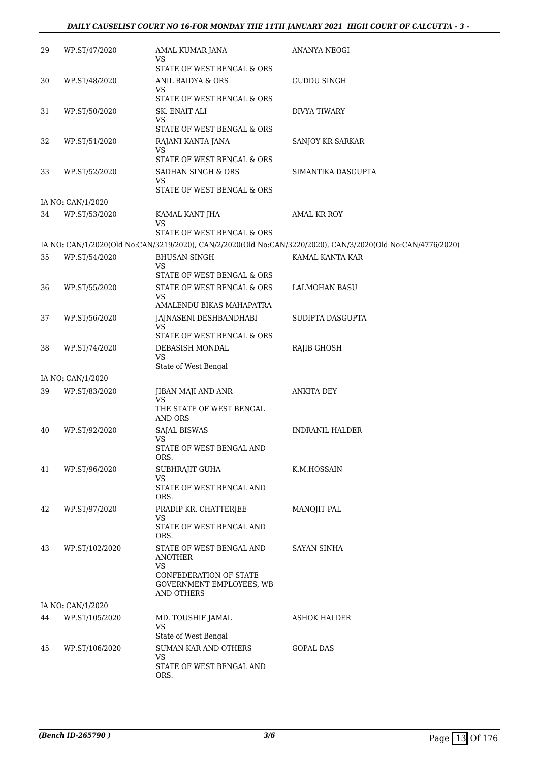| | | | |
|---|---|---|---|
| 29 | WP.ST/47/2020 | AMAL KUMAR JANA<br>VS<br>STATE OF WEST BENGAL & ORS | ANANYA NEOGI |
| 30 | WP.ST/48/2020 | ANIL BAIDYA & ORS<br>VS<br>STATE OF WEST BENGAL & ORS | GUDDU SINGH |
| 31 | WP.ST/50/2020 | SK. ENAIT ALI<br>VS<br>STATE OF WEST BENGAL & ORS | DIVYA TIWARY |
| 32 | WP.ST/51/2020 | RAJANI KANTA JANA<br>VS<br>STATE OF WEST BENGAL & ORS | SANJOY KR SARKAR |
| 33 | WP.ST/52/2020 | SADHAN SINGH & ORS<br>VS<br>STATE OF WEST BENGAL & ORS | SIMANTIKA DASGUPTA |
| | IA NO: CAN/1/2020 | | |
| 34 | WP.ST/53/2020 | KAMAL KANT JHA<br>VS<br>STATE OF WEST BENGAL & ORS | AMAL KR ROY |
| | IA NO: CAN/1/2020(Old No:CAN/3219/2020), CAN/2/2020(Old No:CAN/3220/2020), CAN/3/2020(Old No:CAN/4776/2020) | | |
| 35 | WP.ST/54/2020 | BHUSAN SINGH<br>VS<br>STATE OF WEST BENGAL & ORS | KAMAL KANTA KAR |
| 36 | WP.ST/55/2020 | STATE OF WEST BENGAL & ORS<br>VS<br>AMALENDU BIKAS MAHAPATRA | LALMOHAN BASU |
| 37 | WP.ST/56/2020 | JAJNASENI DESHBANDHABI<br>VS<br>STATE OF WEST BENGAL & ORS | SUDIPTA DASGUPTA |
| 38 | WP.ST/74/2020 | DEBASISH MONDAL<br>VS<br>State of West Bengal | RAJIB GHOSH |
| | IA NO: CAN/1/2020 | | |
| 39 | WP.ST/83/2020 | JIBAN MAJI AND ANR<br>VS<br>THE STATE OF WEST BENGAL AND ORS | ANKITA DEY |
| 40 | WP.ST/92/2020 | SAJAL BISWAS<br>VS<br>STATE OF WEST BENGAL AND ORS. | INDRANIL HALDER |
| 41 | WP.ST/96/2020 | SUBHRAJIT GUHA<br>VS<br>STATE OF WEST BENGAL AND ORS. | K.M.HOSSAIN |
| 42 | WP.ST/97/2020 | PRADIP KR. CHATTERJEE<br>VS<br>STATE OF WEST BENGAL AND ORS. | MANOJIT PAL |
| 43 | WP.ST/102/2020 | STATE OF WEST BENGAL AND ANOTHER<br>VS<br>CONFEDERATION OF STATE GOVERNMENT EMPLOYEES, WB AND OTHERS | SAYAN SINHA |
| | IA NO: CAN/1/2020 | | |
| 44 | WP.ST/105/2020 | MD. TOUSHIF JAMAL<br>VS<br>State of West Bengal | ASHOK HALDER |
| 45 | WP.ST/106/2020 | SUMAN KAR AND OTHERS<br>VS<br>STATE OF WEST BENGAL AND ORS. | GOPAL DAS |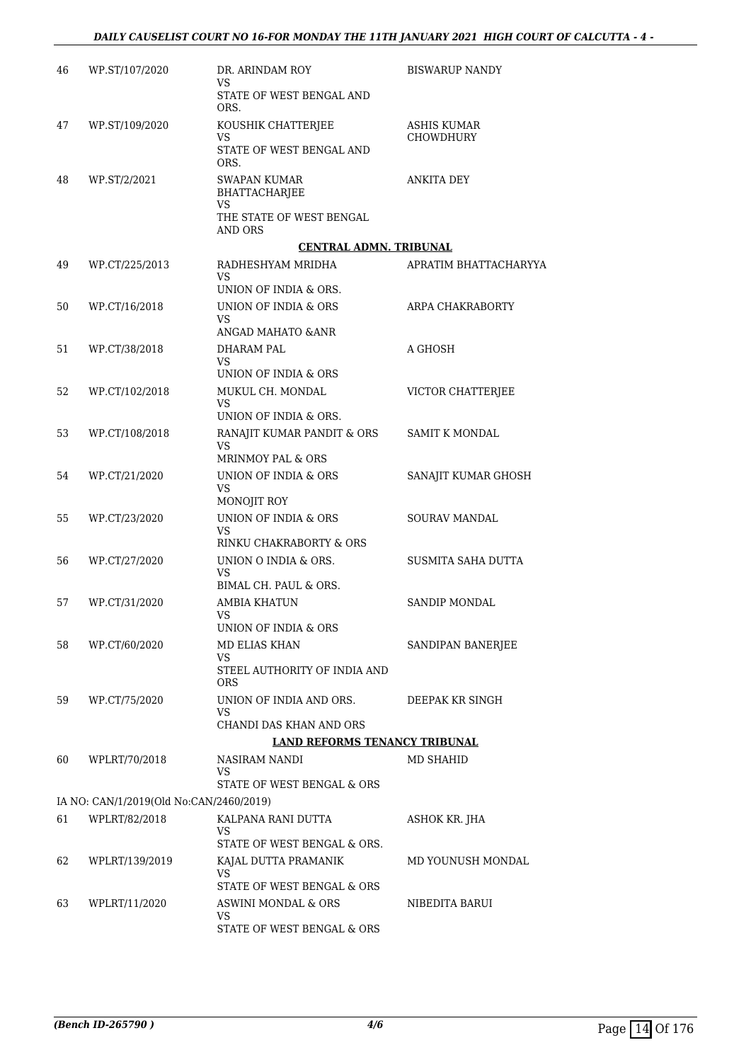| | | | |
|---|---|---|---|
| 46 | WP.ST/107/2020 | DR. ARINDAM ROY<br>VS<br>STATE OF WEST BENGAL AND ORS. | BISWARUP NANDY |
| 47 | WP.ST/109/2020 | KOUSHIK CHATTERJEE<br>VS<br>STATE OF WEST BENGAL AND ORS. | ASHIS KUMAR CHOWDHURY |
| 48 | WP.ST/2/2021 | SWAPAN KUMAR BHATTACHARJEE<br>VS<br>THE STATE OF WEST BENGAL AND ORS | ANKITA DEY |

**CENTRAL ADMN. TRIBUNAL**

| | | | |
|---|---|---|---|
| 49 | WP.CT/225/2013 | RADHESHYAM MRIDHA<br>VS<br>UNION OF INDIA & ORS. | APRATIM BHATTACHARYYA |
| 50 | WP.CT/16/2018 | UNION OF INDIA & ORS<br>VS<br>ANGAD MAHATO &ANR | ARPA CHAKRABORTY |
| 51 | WP.CT/38/2018 | DHARAM PAL<br>VS<br>UNION OF INDIA & ORS | A GHOSH |
| 52 | WP.CT/102/2018 | MUKUL CH. MONDAL<br>VS<br>UNION OF INDIA & ORS. | VICTOR CHATTERJEE |
| 53 | WP.CT/108/2018 | RANAJIT KUMAR PANDIT & ORS<br>VS<br>MRINMOY PAL & ORS | SAMIT K MONDAL |
| 54 | WP.CT/21/2020 | UNION OF INDIA & ORS<br>VS<br>MONOJIT ROY | SANAJIT KUMAR GHOSH |
| 55 | WP.CT/23/2020 | UNION OF INDIA & ORS<br>VS<br>RINKU CHAKRABORTY & ORS | SOURAV MANDAL |
| 56 | WP.CT/27/2020 | UNION O INDIA & ORS.<br>VS<br>BIMAL CH. PAUL & ORS. | SUSMITA SAHA DUTTA |
| 57 | WP.CT/31/2020 | AMBIA KHATUN<br>VS<br>UNION OF INDIA & ORS | SANDIP MONDAL |
| 58 | WP.CT/60/2020 | MD ELIAS KHAN<br>VS<br>STEEL AUTHORITY OF INDIA AND ORS | SANDIPAN BANERJEE |
| 59 | WP.CT/75/2020 | UNION OF INDIA AND ORS.<br>VS<br>CHANDI DAS KHAN AND ORS | DEEPAK KR SINGH |

**LAND REFORMS TENANCY TRIBUNAL**

| | | | |
|---|---|---|---|
| 60 | WPLRT/70/2018 | NASIRAM NANDI<br>VS<br>STATE OF WEST BENGAL & ORS | MD SHAHID |

IA NO: CAN/1/2019(Old No:CAN/2460/2019)

| | | | |
|---|---|---|---|
| 61 | WPLRT/82/2018 | KALPANA RANI DUTTA<br>VS<br>STATE OF WEST BENGAL & ORS. | ASHOK KR. JHA |
| 62 | WPLRT/139/2019 | KAJAL DUTTA PRAMANIK<br>VS<br>STATE OF WEST BENGAL & ORS | MD YOUNUSH MONDAL |
| 63 | WPLRT/11/2020 | ASWINI MONDAL & ORS<br>VS<br>STATE OF WEST BENGAL & ORS | NIBEDITA BARUI |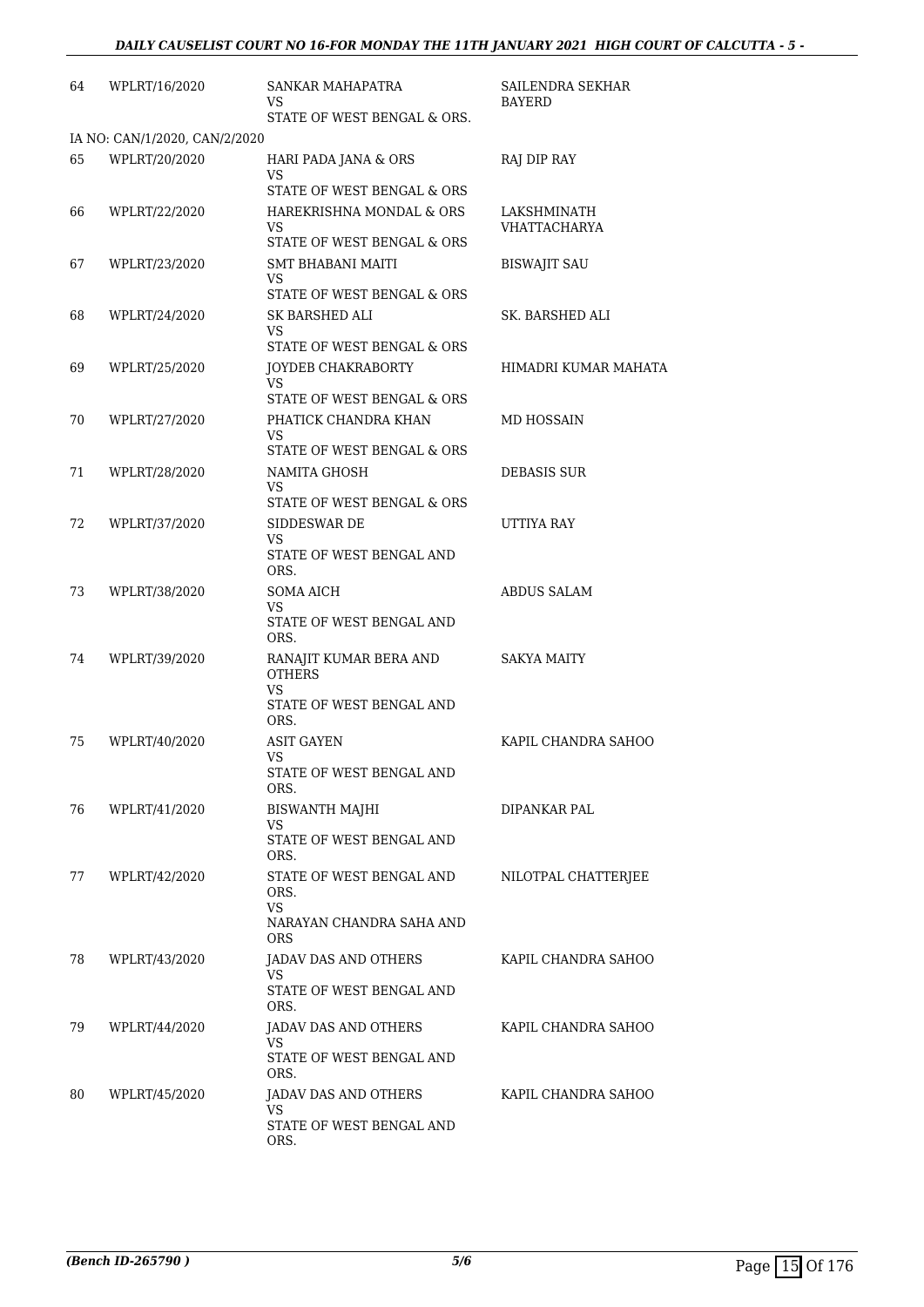| | | | |
|---|---|---|---|
| 64 | WPLRT/16/2020 | SANKAR MAHAPATRA<br>VS<br>STATE OF WEST BENGAL & ORS. | SAILENDRA SEKHAR BAYERD |
| | IA NO: CAN/1/2020, CAN/2/2020 | | |
| 65 | WPLRT/20/2020 | HARI PADA JANA & ORS<br>VS<br>STATE OF WEST BENGAL & ORS | RAJ DIP RAY |
| 66 | WPLRT/22/2020 | HAREKRISHNA MONDAL & ORS<br>VS<br>STATE OF WEST BENGAL & ORS | LAKSHMINATH VHATTACHARYA |
| 67 | WPLRT/23/2020 | SMT BHABANI MAITI<br>VS<br>STATE OF WEST BENGAL & ORS | BISWAJIT SAU |
| 68 | WPLRT/24/2020 | SK BARSHED ALI<br>VS<br>STATE OF WEST BENGAL & ORS | SK. BARSHED ALI |
| 69 | WPLRT/25/2020 | JOYDEB CHAKRABORTY<br>VS<br>STATE OF WEST BENGAL & ORS | HIMADRI KUMAR MAHATA |
| 70 | WPLRT/27/2020 | PHATICK CHANDRA KHAN<br>VS<br>STATE OF WEST BENGAL & ORS | MD HOSSAIN |
| 71 | WPLRT/28/2020 | NAMITA GHOSH<br>VS<br>STATE OF WEST BENGAL & ORS | DEBASIS SUR |
| 72 | WPLRT/37/2020 | SIDDESWAR DE<br>VS<br>STATE OF WEST BENGAL AND ORS. | UTTIYA RAY |
| 73 | WPLRT/38/2020 | SOMA AICH<br>VS<br>STATE OF WEST BENGAL AND ORS. | ABDUS SALAM |
| 74 | WPLRT/39/2020 | RANAJIT KUMAR BERA AND OTHERS<br>VS<br>STATE OF WEST BENGAL AND ORS. | SAKYA MAITY |
| 75 | WPLRT/40/2020 | ASIT GAYEN<br>VS<br>STATE OF WEST BENGAL AND ORS. | KAPIL CHANDRA SAHOO |
| 76 | WPLRT/41/2020 | BISWANTH MAJHI<br>VS<br>STATE OF WEST BENGAL AND ORS. | DIPANKAR PAL |
| 77 | WPLRT/42/2020 | STATE OF WEST BENGAL AND ORS.<br>VS<br>NARAYAN CHANDRA SAHA AND ORS | NILOTPAL CHATTERJEE |
| 78 | WPLRT/43/2020 | JADAV DAS AND OTHERS<br>VS<br>STATE OF WEST BENGAL AND ORS. | KAPIL CHANDRA SAHOO |
| 79 | WPLRT/44/2020 | JADAV DAS AND OTHERS<br>VS<br>STATE OF WEST BENGAL AND ORS. | KAPIL CHANDRA SAHOO |
| 80 | WPLRT/45/2020 | JADAV DAS AND OTHERS<br>VS<br>STATE OF WEST BENGAL AND ORS. | KAPIL CHANDRA SAHOO |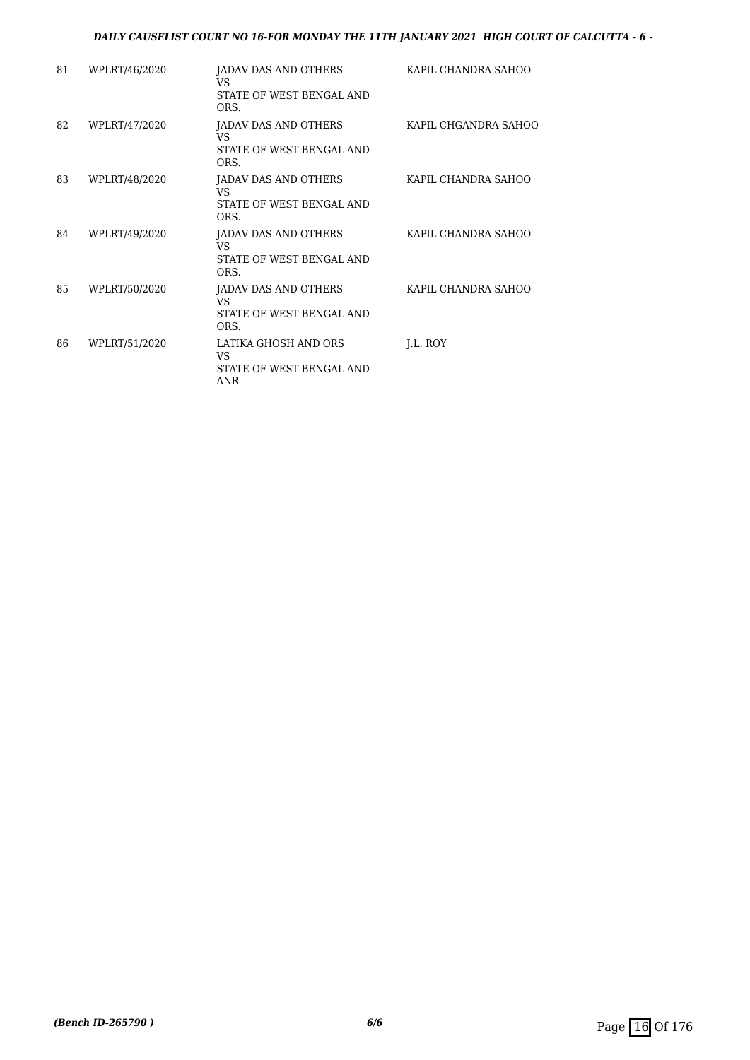| 81 | WPLRT/46/2020 | JADAV DAS AND OTHERS<br>VS<br>STATE OF WEST BENGAL AND ORS. | KAPIL CHANDRA SAHOO |
|---|---|---|---|
| 82 | WPLRT/47/2020 | JADAV DAS AND OTHERS<br>VS<br>STATE OF WEST BENGAL AND ORS. | KAPIL CHGANDRA SAHOO |
| 83 | WPLRT/48/2020 | JADAV DAS AND OTHERS<br>VS<br>STATE OF WEST BENGAL AND ORS. | KAPIL CHANDRA SAHOO |
| 84 | WPLRT/49/2020 | JADAV DAS AND OTHERS<br>VS<br>STATE OF WEST BENGAL AND ORS. | KAPIL CHANDRA SAHOO |
| 85 | WPLRT/50/2020 | JADAV DAS AND OTHERS<br>VS<br>STATE OF WEST BENGAL AND ORS. | KAPIL CHANDRA SAHOO |
| 86 | WPLRT/51/2020 | LATIKA GHOSH AND ORS<br>VS<br>STATE OF WEST BENGAL AND ANR | J.L. ROY |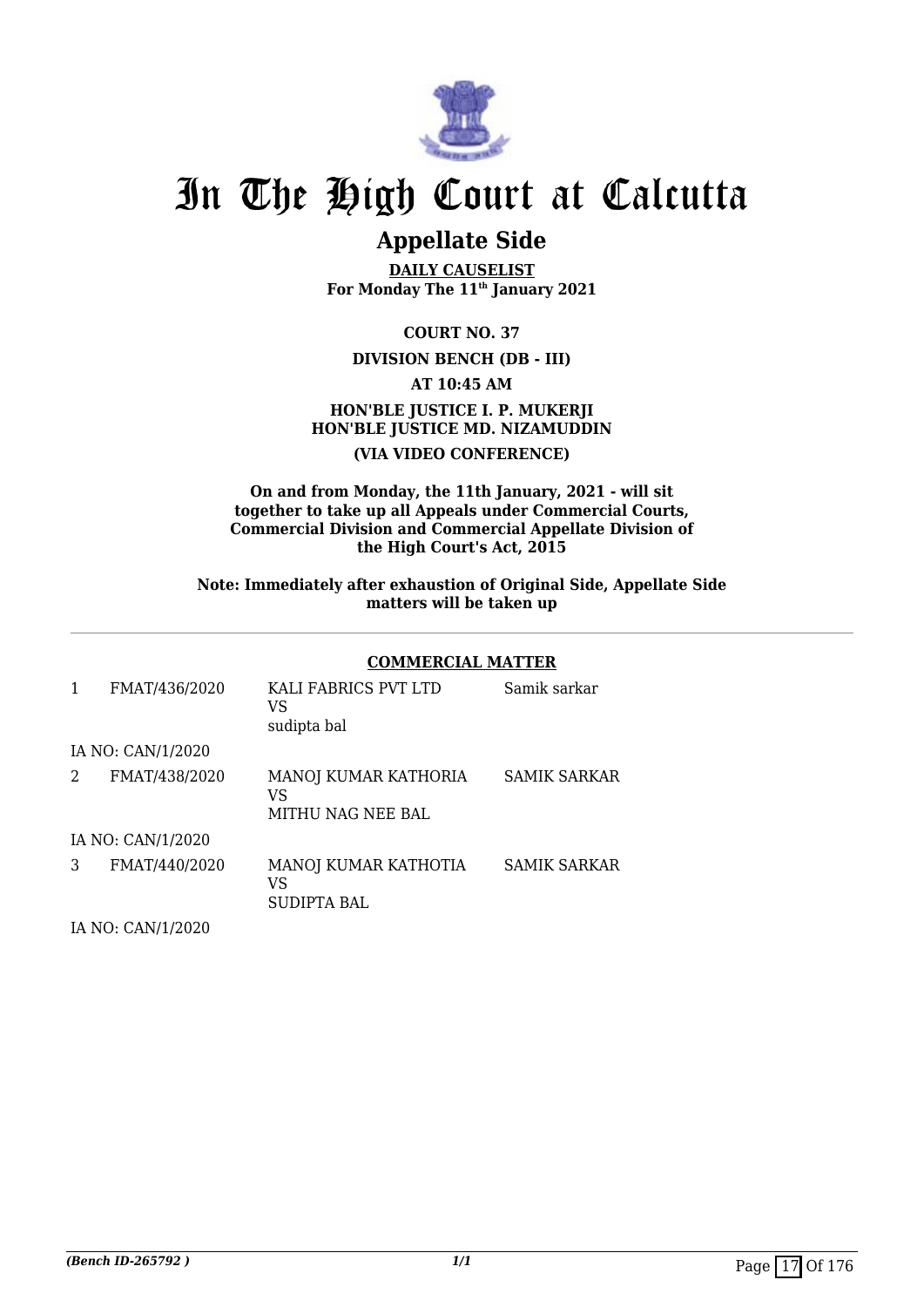# In The High Court at Calcutta

## Appellate Side

**DAILY CAUSELIST**
**For Monday The 11th January 2021**

**COURT NO. 37**

**DIVISION BENCH (DB - III)**

**AT 10:45 AM**

**HON'BLE JUSTICE I. P. MUKERJI**
**HON'BLE JUSTICE MD. NIZAMUDDIN**

**(VIA VIDEO CONFERENCE)**

**On and from Monday, the 11th January, 2021 - will sit together to take up all Appeals under Commercial Courts, Commercial Division and Commercial Appellate Division of the High Court's Act, 2015**

**Note: Immediately after exhaustion of Original Side, Appellate Side matters will be taken up**

**COMMERCIAL MATTER**

| | | | |
|---|---|---|---|
| 1 | FMAT/436/2020 | KALI FABRICS PVT LTD<br>VS<br>sudipta bal | Samik sarkar |
| IA NO: CAN/1/2020 | | | |
| 2 | FMAT/438/2020 | MANOJ KUMAR KATHORIA<br>VS<br>MITHU NAG NEE BAL | SAMIK SARKAR |
| IA NO: CAN/1/2020 | | | |
| 3 | FMAT/440/2020 | MANOJ KUMAR KATHOTIA<br>VS<br>SUDIPTA BAL | SAMIK SARKAR |
| IA NO: CAN/1/2020 | | | |

*(Bench ID-265792 )*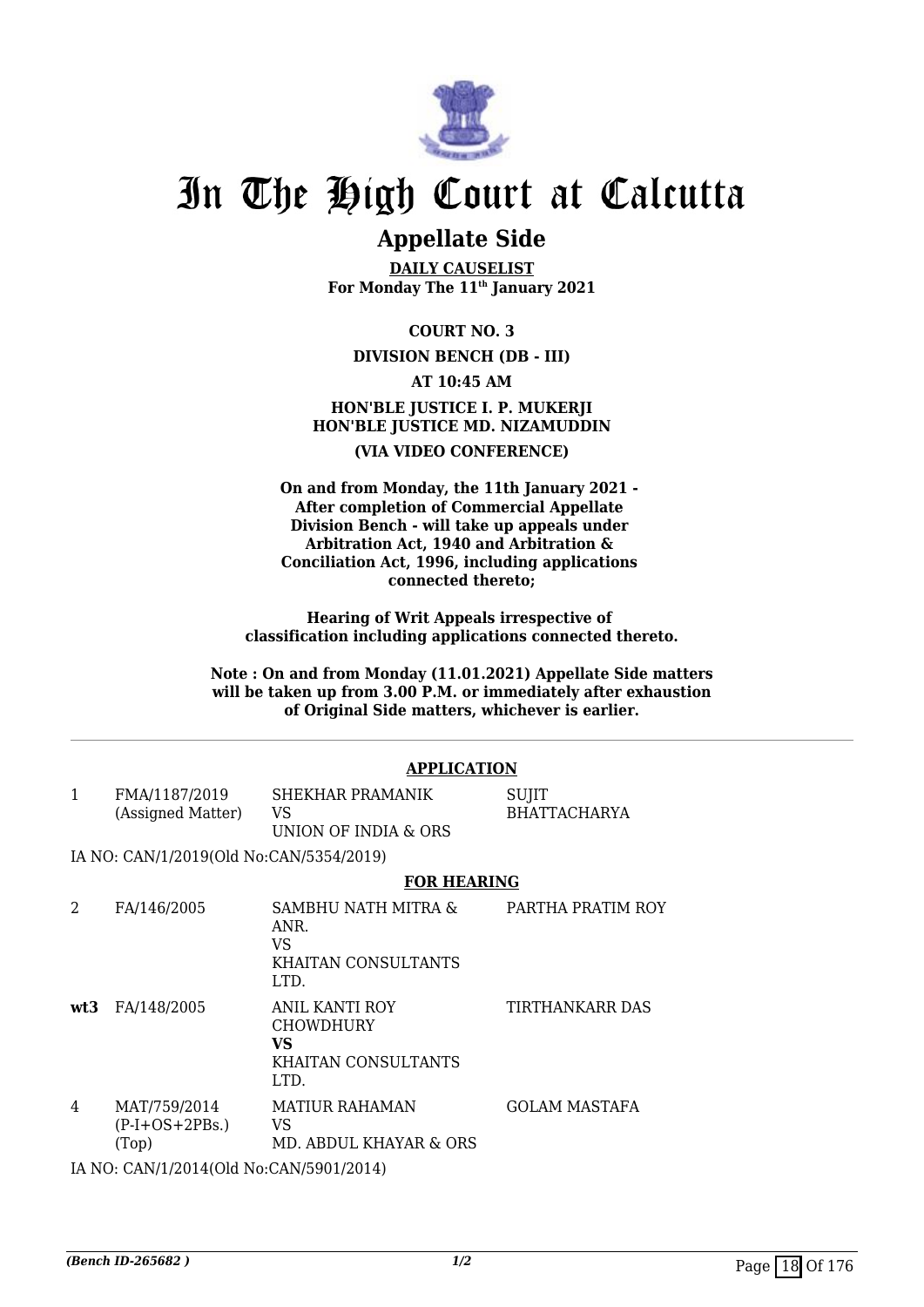# In The High Court at Calcutta

## Appellate Side

**DAILY CAUSELIST**
**For Monday The 11th January 2021**

**COURT NO. 3**

**DIVISION BENCH (DB - III)**

**AT 10:45 AM**

**HON'BLE JUSTICE I. P. MUKERJI**
**HON'BLE JUSTICE MD. NIZAMUDDIN**

**(VIA VIDEO CONFERENCE)**

**On and from Monday, the 11th January 2021 - After completion of Commercial Appellate Division Bench - will take up appeals under Arbitration Act, 1940 and Arbitration & Conciliation Act, 1996, including applications connected thereto;**

**Hearing of Writ Appeals irrespective of classification including applications connected thereto.**

**Note : On and from Monday (11.01.2021) Appellate Side matters will be taken up from 3.00 P.M. or immediately after exhaustion of Original Side matters, whichever is earlier.**

### APPLICATION

| | | | |
|---|---|---|---|
| 1 | FMA/1187/2019 (Assigned Matter) | SHEKHAR PRAMANIK VS UNION OF INDIA & ORS | SUJIT BHATTACHARYA |

IA NO: CAN/1/2019(Old No:CAN/5354/2019)

### FOR HEARING

| | | | |
|---|---|---|---|
| 2 | FA/146/2005 | SAMBHU NATH MITRA & ANR. VS KHAITAN CONSULTANTS LTD. | PARTHA PRATIM ROY |
| **wt3** | FA/148/2005 | ANIL KANTI ROY CHOWDHURY **VS** KHAITAN CONSULTANTS LTD. | TIRTHANKARR DAS |
| 4 | MAT/759/2014 (P-I+OS+2PBs.) (Top) | MATIUR RAHAMAN VS MD. ABDUL KHAYAR & ORS | GOLAM MASTAFA |

IA NO: CAN/1/2014(Old No:CAN/5901/2014)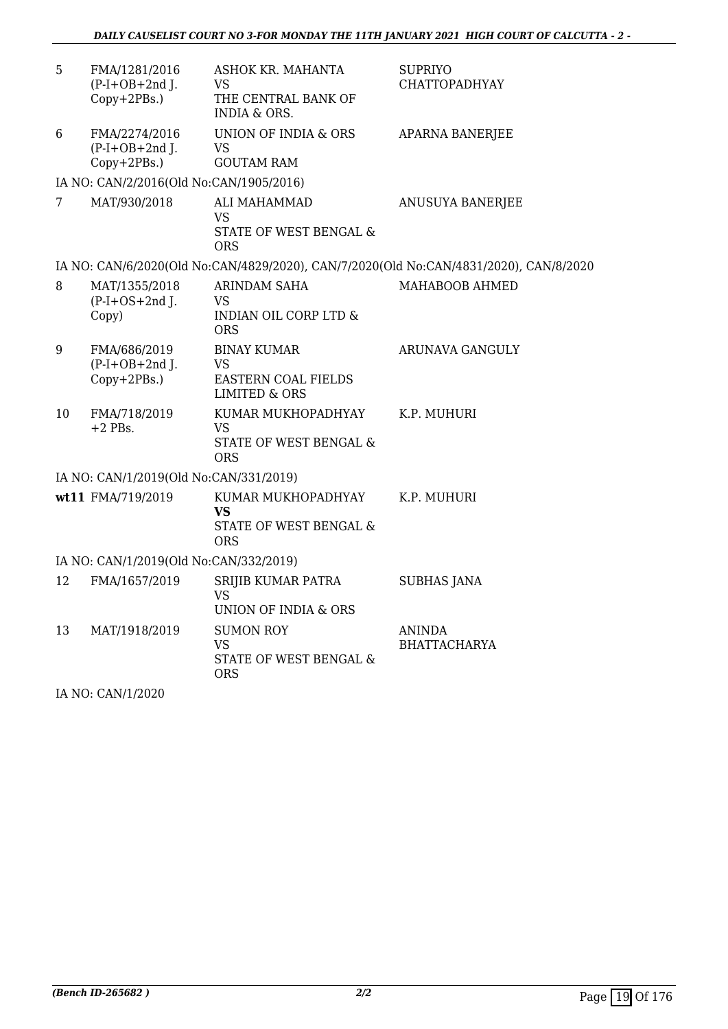| | | | |
|---|---|---|---|
| 5 | FMA/1281/2016 (P-I+OB+2nd J. Copy+2PBs.) | ASHOK KR. MAHANTA VS THE CENTRAL BANK OF INDIA & ORS. | SUPRIYO CHATTOPADHYAY |
| 6 | FMA/2274/2016 (P-I+OB+2nd J. Copy+2PBs.) | UNION OF INDIA & ORS VS GOUTAM RAM | APARNA BANERJEE |
| | IA NO: CAN/2/2016(Old No:CAN/1905/2016) | | |
| 7 | MAT/930/2018 | ALI MAHAMMAD VS STATE OF WEST BENGAL & ORS | ANUSUYA BANERJEE |
| | IA NO: CAN/6/2020(Old No:CAN/4829/2020), CAN/7/2020(Old No:CAN/4831/2020), CAN/8/2020 | | |
| 8 | MAT/1355/2018 (P-I+OS+2nd J. Copy) | ARINDAM SAHA VS INDIAN OIL CORP LTD & ORS | MAHABOOB AHMED |
| 9 | FMA/686/2019 (P-I+OB+2nd J. Copy+2PBs.) | BINAY KUMAR VS EASTERN COAL FIELDS LIMITED & ORS | ARUNAVA GANGULY |
| 10 | FMA/718/2019 +2 PBs. | KUMAR MUKHOPADHYAY VS STATE OF WEST BENGAL & ORS | K.P. MUHURI |
| | IA NO: CAN/1/2019(Old No:CAN/331/2019) | | |
| **wt11** | FMA/719/2019 | KUMAR MUKHOPADHYAY **VS** STATE OF WEST BENGAL & ORS | K.P. MUHURI |
| | IA NO: CAN/1/2019(Old No:CAN/332/2019) | | |
| 12 | FMA/1657/2019 | SRIJIB KUMAR PATRA VS UNION OF INDIA & ORS | SUBHAS JANA |
| 13 | MAT/1918/2019 | SUMON ROY VS STATE OF WEST BENGAL & ORS | ANINDA BHATTACHARYA |
| | IA NO: CAN/1/2020 | | |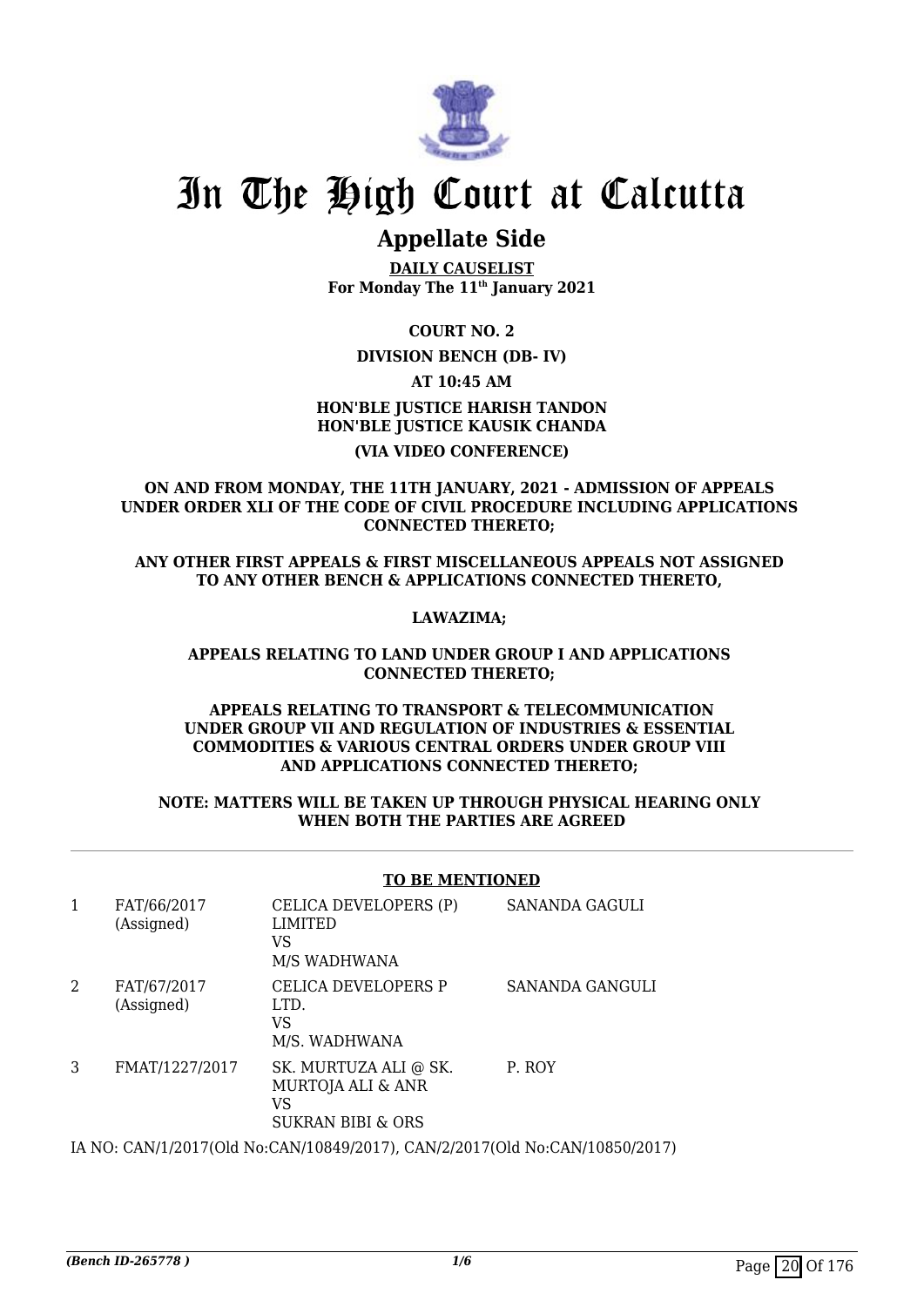# In The High Court at Calcutta

## Appellate Side

**DAILY CAUSELIST**
**For Monday The 11th January 2021**

**COURT NO. 2**

**DIVISION BENCH (DB- IV)**

**AT 10:45 AM**

**HON'BLE JUSTICE HARISH TANDON**
**HON'BLE JUSTICE KAUSIK CHANDA**

**(VIA VIDEO CONFERENCE)**

**ON AND FROM MONDAY, THE 11TH JANUARY, 2021 - ADMISSION OF APPEALS UNDER ORDER XLI OF THE CODE OF CIVIL PROCEDURE INCLUDING APPLICATIONS CONNECTED THERETO;**

**ANY OTHER FIRST APPEALS & FIRST MISCELLANEOUS APPEALS NOT ASSIGNED TO ANY OTHER BENCH & APPLICATIONS CONNECTED THERETO,**

**LAWAZIMA;**

**APPEALS RELATING TO LAND UNDER GROUP I AND APPLICATIONS CONNECTED THERETO;**

**APPEALS RELATING TO TRANSPORT & TELECOMMUNICATION UNDER GROUP VII AND REGULATION OF INDUSTRIES & ESSENTIAL COMMODITIES & VARIOUS CENTRAL ORDERS UNDER GROUP VIII AND APPLICATIONS CONNECTED THERETO;**

**NOTE: MATTERS WILL BE TAKEN UP THROUGH PHYSICAL HEARING ONLY WHEN BOTH THE PARTIES ARE AGREED**

**TO BE MENTIONED**

| | | | |
|---|---|---|---|
| 1 | FAT/66/2017 (Assigned) | CELICA DEVELOPERS (P) LIMITED VS M/S WADHWANA | SANANDA GAGULI |
| 2 | FAT/67/2017 (Assigned) | CELICA DEVELOPERS P LTD. VS M/S. WADHWANA | SANANDA GANGULI |
| 3 | FMAT/1227/2017 | SK. MURTUZA ALI @ SK. MURTOJA ALI & ANR VS SUKRAN BIBI & ORS | P. ROY |

IA NO: CAN/1/2017(Old No:CAN/10849/2017), CAN/2/2017(Old No:CAN/10850/2017)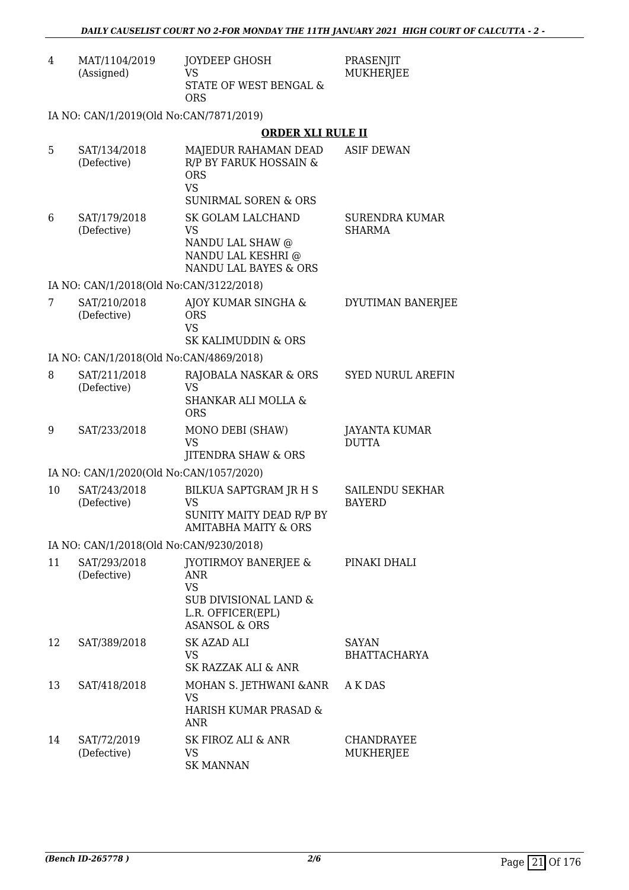| | | | |
|---|---|---|---|
| 4 | MAT/1104/2019 (Assigned) | JOYDEEP GHOSH VS STATE OF WEST BENGAL & ORS | PRASENJIT MUKHERJEE |

IA NO: CAN/1/2019(Old No:CAN/7871/2019)

**ORDER XLI RULE II**

| | | | |
|---|---|---|---|
| 5 | SAT/134/2018 (Defective) | MAJEDUR RAHAMAN DEAD R/P BY FARUK HOSSAIN & ORS VS SUNIRMAL SOREN & ORS | ASIF DEWAN |
| 6 | SAT/179/2018 (Defective) | SK GOLAM LALCHAND VS NANDU LAL SHAW @ NANDU LAL KESHRI @ NANDU LAL BAYES & ORS | SURENDRA KUMAR SHARMA |

IA NO: CAN/1/2018(Old No:CAN/3122/2018)

| | | | |
|---|---|---|---|
| 7 | SAT/210/2018 (Defective) | AJOY KUMAR SINGHA & ORS VS SK KALIMUDDIN & ORS | DYUTIMAN BANERJEE |

IA NO: CAN/1/2018(Old No:CAN/4869/2018)

| | | | |
|---|---|---|---|
| 8 | SAT/211/2018 (Defective) | RAJOBALA NASKAR & ORS VS SHANKAR ALI MOLLA & ORS | SYED NURUL AREFIN |
| 9 | SAT/233/2018 | MONO DEBI (SHAW) VS JITENDRA SHAW & ORS | JAYANTA KUMAR DUTTA |

IA NO: CAN/1/2020(Old No:CAN/1057/2020)

| | | | |
|---|---|---|---|
| 10 | SAT/243/2018 (Defective) | BILKUA SAPTGRAM JR H S VS SUNITY MAITY DEAD R/P BY AMITABHA MAITY & ORS | SAILENDU SEKHAR BAYERD |

IA NO: CAN/1/2018(Old No:CAN/9230/2018)

| | | | |
|---|---|---|---|
| 11 | SAT/293/2018 (Defective) | JYOTIRMOY BANERJEE & ANR VS SUB DIVISIONAL LAND & L.R. OFFICER(EPL) ASANSOL & ORS | PINAKI DHALI |
| 12 | SAT/389/2018 | SK AZAD ALI VS SK RAZZAK ALI & ANR | SAYAN BHATTACHARYA |
| 13 | SAT/418/2018 | MOHAN S. JETHWANI &ANR VS HARISH KUMAR PRASAD & ANR | A K DAS |
| 14 | SAT/72/2019 (Defective) | SK FIROZ ALI & ANR VS SK MANNAN | CHANDRAYEE MUKHERJEE |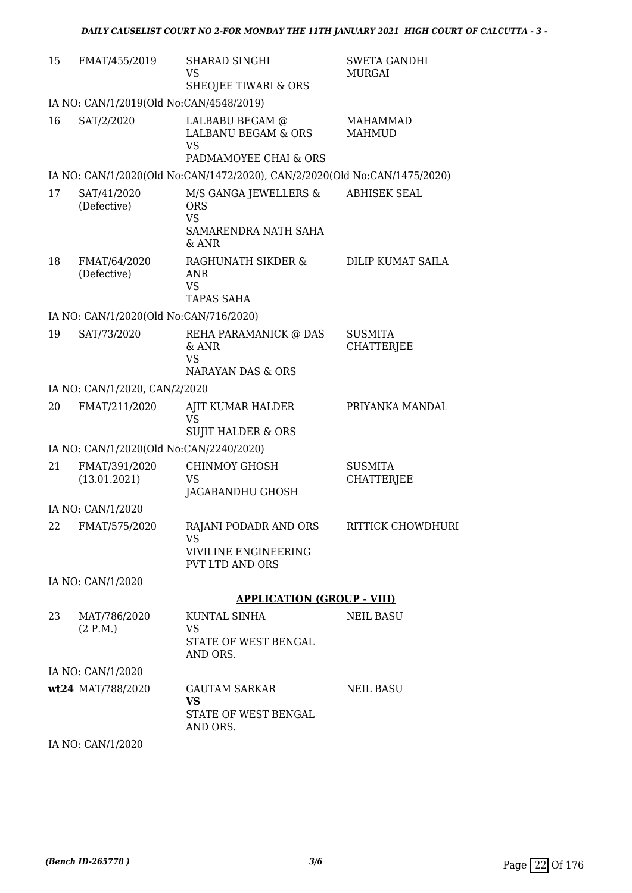| | | | |
|---|---|---|---|
| 15 | FMAT/455/2019 | SHARAD SINGHI<br>VS<br>SHEOJEE TIWARI & ORS | SWETA GANDHI<br>MURGAI |
| | IA NO: CAN/1/2019(Old No:CAN/4548/2019) | | |
| 16 | SAT/2/2020 | LALBABU BEGAM @<br>LALBANU BEGAM & ORS<br>VS<br>PADMAMOYEE CHAI & ORS | MAHAMMAD<br>MAHMUD |
| | IA NO: CAN/1/2020(Old No:CAN/1472/2020), CAN/2/2020(Old No:CAN/1475/2020) | | |
| 17 | SAT/41/2020<br>(Defective) | M/S GANGA JEWELLERS &<br>ORS<br>VS<br>SAMARENDRA NATH SAHA<br>& ANR | ABHISEK SEAL |
| 18 | FMAT/64/2020<br>(Defective) | RAGHUNATH SIKDER &<br>ANR<br>VS<br>TAPAS SAHA | DILIP KUMAT SAILA |
| | IA NO: CAN/1/2020(Old No:CAN/716/2020) | | |
| 19 | SAT/73/2020 | REHA PARAMANICK @ DAS<br>& ANR<br>VS<br>NARAYAN DAS & ORS | SUSMITA<br>CHATTERJEE |
| | IA NO: CAN/1/2020, CAN/2/2020 | | |
| 20 | FMAT/211/2020 | AJIT KUMAR HALDER<br>VS<br>SUJIT HALDER & ORS | PRIYANKA MANDAL |
| | IA NO: CAN/1/2020(Old No:CAN/2240/2020) | | |
| 21 | FMAT/391/2020<br>(13.01.2021) | CHINMOY GHOSH<br>VS<br>JAGABANDHU GHOSH | SUSMITA<br>CHATTERJEE |
| | IA NO: CAN/1/2020 | | |
| 22 | FMAT/575/2020 | RAJANI PODADR AND ORS<br>VS<br>VIVILINE ENGINEERING<br>PVT LTD AND ORS | RITTICK CHOWDHURI |
| | IA NO: CAN/1/2020 | | |

**APPLICATION (GROUP - VIII)**

| | | | |
|---|---|---|---|
| 23 | MAT/786/2020<br>(2 P.M.) | KUNTAL SINHA<br>VS<br>STATE OF WEST BENGAL<br>AND ORS. | NEIL BASU |
| | IA NO: CAN/1/2020 | | |
| **wt24** | MAT/788/2020 | GAUTAM SARKAR<br>**VS**<br>STATE OF WEST BENGAL<br>AND ORS. | NEIL BASU |
| | IA NO: CAN/1/2020 | | |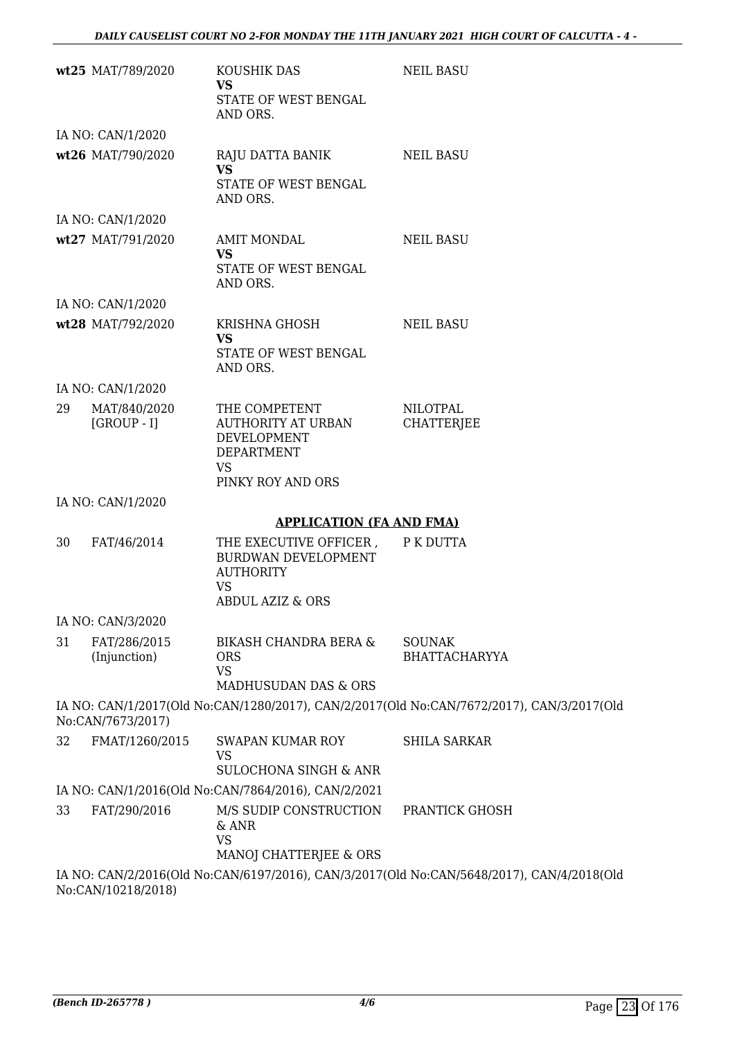| | Case No. | Parties | Advocate |
|---|---|---|---|
| **wt25** | MAT/789/2020 | KOUSHIK DAS<br>**VS**<br>STATE OF WEST BENGAL AND ORS. | NEIL BASU |

IA NO: CAN/1/2020

| | Case No. | Parties | Advocate |
|---|---|---|---|
| **wt26** | MAT/790/2020 | RAJU DATTA BANIK<br>**VS**<br>STATE OF WEST BENGAL AND ORS. | NEIL BASU |

IA NO: CAN/1/2020

| | Case No. | Parties | Advocate |
|---|---|---|---|
| **wt27** | MAT/791/2020 | AMIT MONDAL<br>**VS**<br>STATE OF WEST BENGAL AND ORS. | NEIL BASU |

IA NO: CAN/1/2020

| | Case No. | Parties | Advocate |
|---|---|---|---|
| **wt28** | MAT/792/2020 | KRISHNA GHOSH<br>**VS**<br>STATE OF WEST BENGAL AND ORS. | NEIL BASU |

IA NO: CAN/1/2020

| | Case No. | Parties | Advocate |
|---|---|---|---|
| 29 | MAT/840/2020 [GROUP - I] | THE COMPETENT AUTHORITY AT URBAN DEVELOPMENT DEPARTMENT<br>VS<br>PINKY ROY AND ORS | NILOTPAL CHATTERJEE |

IA NO: CAN/1/2020

**APPLICATION (FA AND FMA)**

| | Case No. | Parties | Advocate |
|---|---|---|---|
| 30 | FAT/46/2014 | THE EXECUTIVE OFFICER , BURDWAN DEVELOPMENT AUTHORITY<br>VS<br>ABDUL AZIZ & ORS | P K DUTTA |

IA NO: CAN/3/2020

| | Case No. | Parties | Advocate |
|---|---|---|---|
| 31 | FAT/286/2015 (Injunction) | BIKASH CHANDRA BERA & ORS<br>VS<br>MADHUSUDAN DAS & ORS | SOUNAK BHATTACHARYYA |

IA NO: CAN/1/2017(Old No:CAN/1280/2017), CAN/2/2017(Old No:CAN/7672/2017), CAN/3/2017(Old No:CAN/7673/2017)

| | Case No. | Parties | Advocate |
|---|---|---|---|
| 32 | FMAT/1260/2015 | SWAPAN KUMAR ROY<br>VS<br>SULOCHONA SINGH & ANR | SHILA SARKAR |

IA NO: CAN/1/2016(Old No:CAN/7864/2016), CAN/2/2021

| | Case No. | Parties | Advocate |
|---|---|---|---|
| 33 | FAT/290/2016 | M/S SUDIP CONSTRUCTION & ANR<br>VS<br>MANOJ CHATTERJEE & ORS | PRANTICK GHOSH |

IA NO: CAN/2/2016(Old No:CAN/6197/2016), CAN/3/2017(Old No:CAN/5648/2017), CAN/4/2018(Old No:CAN/10218/2018)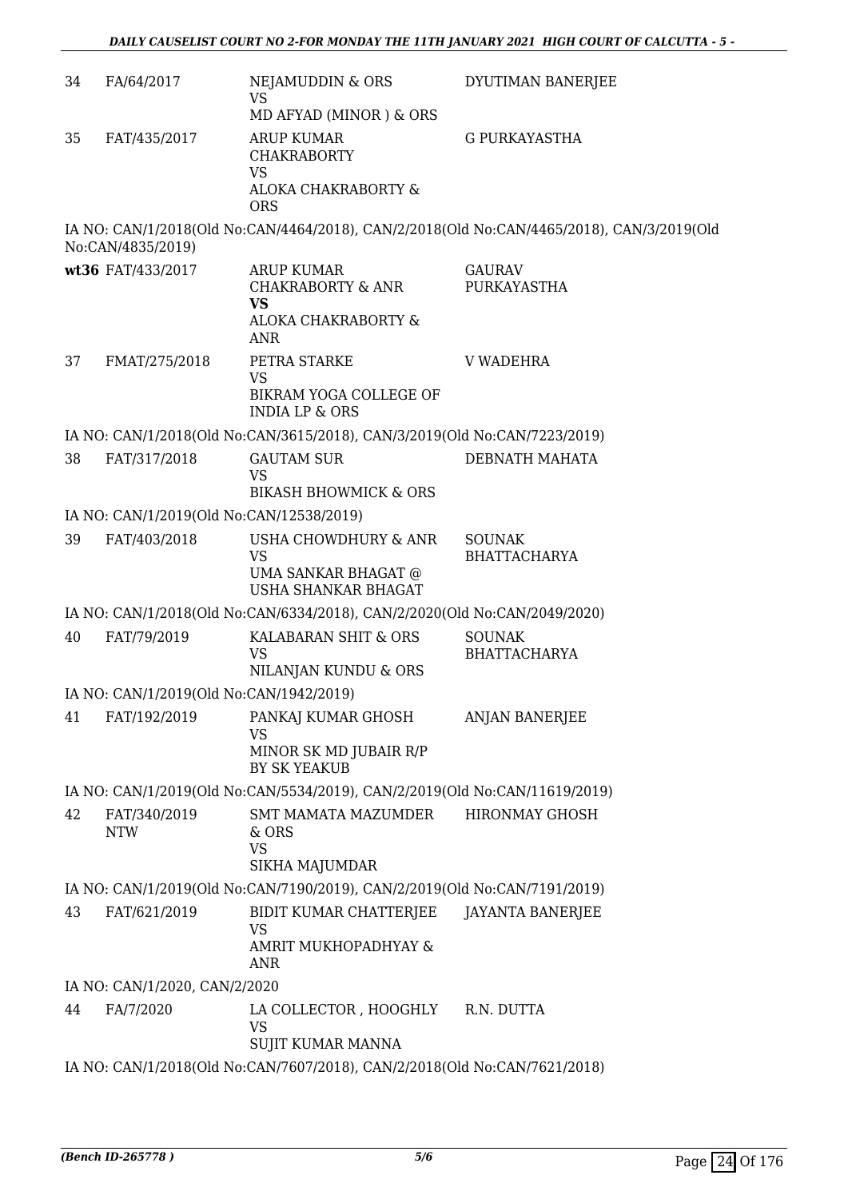| | | | |
|---|---|---|---|
| 34 | FA/64/2017 | NEJAMUDDIN & ORS<br>VS<br>MD AFYAD (MINOR ) & ORS | DYUTIMAN BANERJEE |
| 35 | FAT/435/2017 | ARUP KUMAR CHAKRABORTY<br>VS<br>ALOKA CHAKRABORTY & ORS | G PURKAYASTHA |

IA NO: CAN/1/2018(Old No:CAN/4464/2018), CAN/2/2018(Old No:CAN/4465/2018), CAN/3/2019(Old No:CAN/4835/2019)

| | | | |
|---|---|---|---|
| **wt36** | FAT/433/2017 | ARUP KUMAR CHAKRABORTY & ANR<br>**VS**<br>ALOKA CHAKRABORTY & ANR | GAURAV PURKAYASTHA |
| 37 | FMAT/275/2018 | PETRA STARKE<br>VS<br>BIKRAM YOGA COLLEGE OF INDIA LP & ORS | V WADEHRA |

IA NO: CAN/1/2018(Old No:CAN/3615/2018), CAN/3/2019(Old No:CAN/7223/2019)

| | | | |
|---|---|---|---|
| 38 | FAT/317/2018 | GAUTAM SUR<br>VS<br>BIKASH BHOWMICK & ORS | DEBNATH MAHATA |

IA NO: CAN/1/2019(Old No:CAN/12538/2019)

| | | | |
|---|---|---|---|
| 39 | FAT/403/2018 | USHA CHOWDHURY & ANR<br>VS<br>UMA SANKAR BHAGAT @ USHA SHANKAR BHAGAT | SOUNAK BHATTACHARYA |

IA NO: CAN/1/2018(Old No:CAN/6334/2018), CAN/2/2020(Old No:CAN/2049/2020)

| | | | |
|---|---|---|---|
| 40 | FAT/79/2019 | KALABARAN SHIT & ORS<br>VS<br>NILANJAN KUNDU & ORS | SOUNAK BHATTACHARYA |

IA NO: CAN/1/2019(Old No:CAN/1942/2019)

| | | | |
|---|---|---|---|
| 41 | FAT/192/2019 | PANKAJ KUMAR GHOSH<br>VS<br>MINOR SK MD JUBAIR R/P BY SK YEAKUB | ANJAN BANERJEE |

IA NO: CAN/1/2019(Old No:CAN/5534/2019), CAN/2/2019(Old No:CAN/11619/2019)

| | | | |
|---|---|---|---|
| 42 | FAT/340/2019 NTW | SMT MAMATA MAZUMDER & ORS<br>VS<br>SIKHA MAJUMDAR | HIRONMAY GHOSH |

IA NO: CAN/1/2019(Old No:CAN/7190/2019), CAN/2/2019(Old No:CAN/7191/2019)

| | | | |
|---|---|---|---|
| 43 | FAT/621/2019 | BIDIT KUMAR CHATTERJEE<br>VS<br>AMRIT MUKHOPADHYAY & ANR | JAYANTA BANERJEE |

IA NO: CAN/1/2020, CAN/2/2020

| | | | |
|---|---|---|---|
| 44 | FA/7/2020 | LA COLLECTOR , HOOGHLY<br>VS<br>SUJIT KUMAR MANNA | R.N. DUTTA |

IA NO: CAN/1/2018(Old No:CAN/7607/2018), CAN/2/2018(Old No:CAN/7621/2018)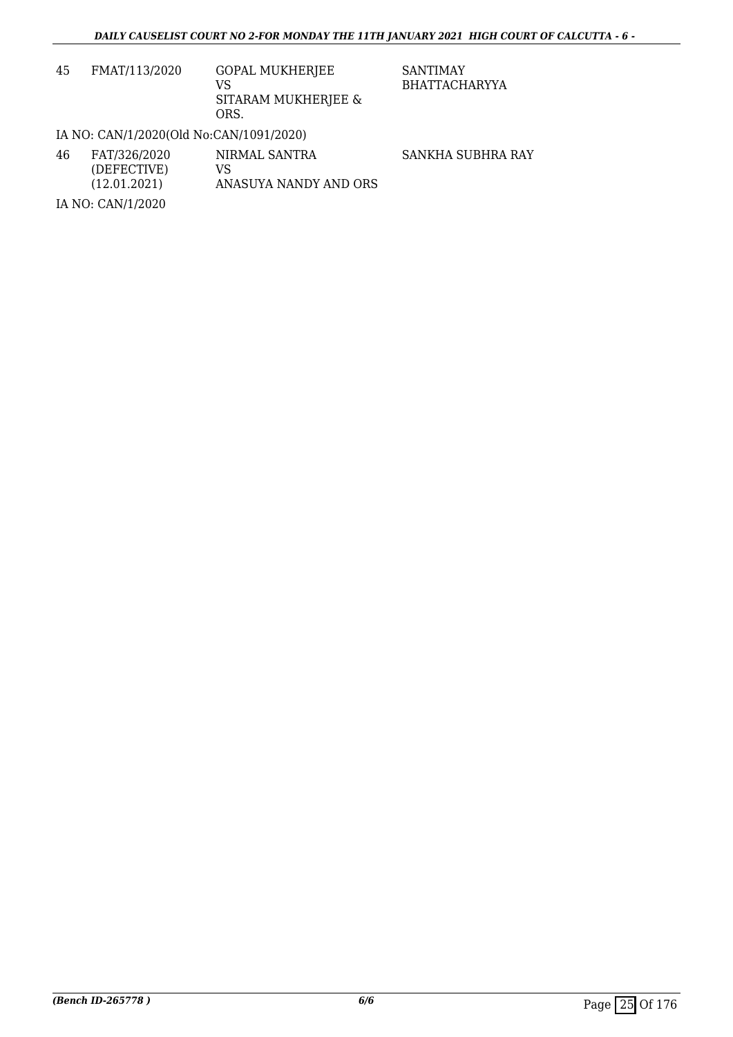| | | | |
|---|---|---|---|
| 45 | FMAT/113/2020 | GOPAL MUKHERJEE<br>VS<br>SITARAM MUKHERJEE & ORS. | SANTIMAY BHATTACHARYYA |

IA NO: CAN/1/2020(Old No:CAN/1091/2020)

| | | | |
|---|---|---|---|
| 46 | FAT/326/2020<br>(DEFECTIVE)<br>(12.01.2021) | NIRMAL SANTRA<br>VS<br>ANASUYA NANDY AND ORS | SANKHA SUBHRA RAY |

IA NO: CAN/1/2020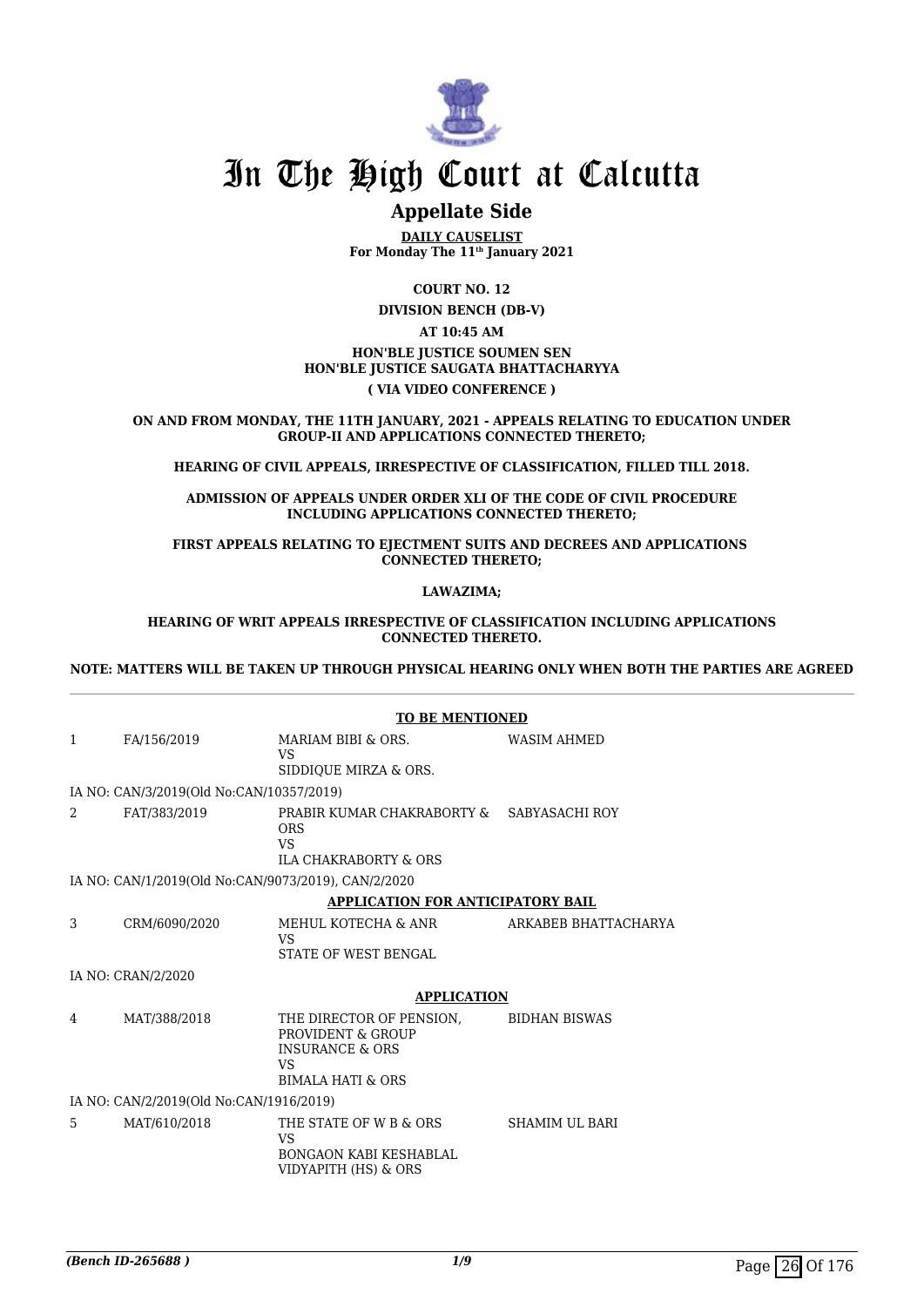# In The High Court at Calcutta

## Appellate Side

**DAILY CAUSELIST**
**For Monday The 11th January 2021**

**COURT NO. 12**

**DIVISION BENCH (DB-V)**

**AT 10:45 AM**

**HON'BLE JUSTICE SOUMEN SEN**
**HON'BLE JUSTICE SAUGATA BHATTACHARYYA**
**( VIA VIDEO CONFERENCE )**

**ON AND FROM MONDAY, THE 11TH JANUARY, 2021 - APPEALS RELATING TO EDUCATION UNDER GROUP-II AND APPLICATIONS CONNECTED THERETO;**

**HEARING OF CIVIL APPEALS, IRRESPECTIVE OF CLASSIFICATION, FILLED TILL 2018.**

**ADMISSION OF APPEALS UNDER ORDER XLI OF THE CODE OF CIVIL PROCEDURE INCLUDING APPLICATIONS CONNECTED THERETO;**

**FIRST APPEALS RELATING TO EJECTMENT SUITS AND DECREES AND APPLICATIONS CONNECTED THERETO;**

**LAWAZIMA;**

**HEARING OF WRIT APPEALS IRRESPECTIVE OF CLASSIFICATION INCLUDING APPLICATIONS CONNECTED THERETO.**

**NOTE: MATTERS WILL BE TAKEN UP THROUGH PHYSICAL HEARING ONLY WHEN BOTH THE PARTIES ARE AGREED**

---

**TO BE MENTIONED**

| | | | |
|---|---|---|---|
| 1 | FA/156/2019 | MARIAM BIBI & ORS.<br>VS<br>SIDDIQUE MIRZA & ORS. | WASIM AHMED |

IA NO: CAN/3/2019(Old No:CAN/10357/2019)

| | | | |
|---|---|---|---|
| 2 | FAT/383/2019 | PRABIR KUMAR CHAKRABORTY & ORS<br>VS<br>ILA CHAKRABORTY & ORS | SABYASACHI ROY |

IA NO: CAN/1/2019(Old No:CAN/9073/2019), CAN/2/2020

**APPLICATION FOR ANTICIPATORY BAIL**

| | | | |
|---|---|---|---|
| 3 | CRM/6090/2020 | MEHUL KOTECHA & ANR<br>VS<br>STATE OF WEST BENGAL | ARKABEB BHATTACHARYA |

IA NO: CRAN/2/2020

**APPLICATION**

| | | | |
|---|---|---|---|
| 4 | MAT/388/2018 | THE DIRECTOR OF PENSION, PROVIDENT & GROUP INSURANCE & ORS<br>VS<br>BIMALA HATI & ORS | BIDHAN BISWAS |

IA NO: CAN/2/2019(Old No:CAN/1916/2019)

| | | | |
|---|---|---|---|
| 5 | MAT/610/2018 | THE STATE OF W B & ORS<br>VS<br>BONGAON KABI KESHABLAL VIDYAPITH (HS) & ORS | SHAMIM UL BARI |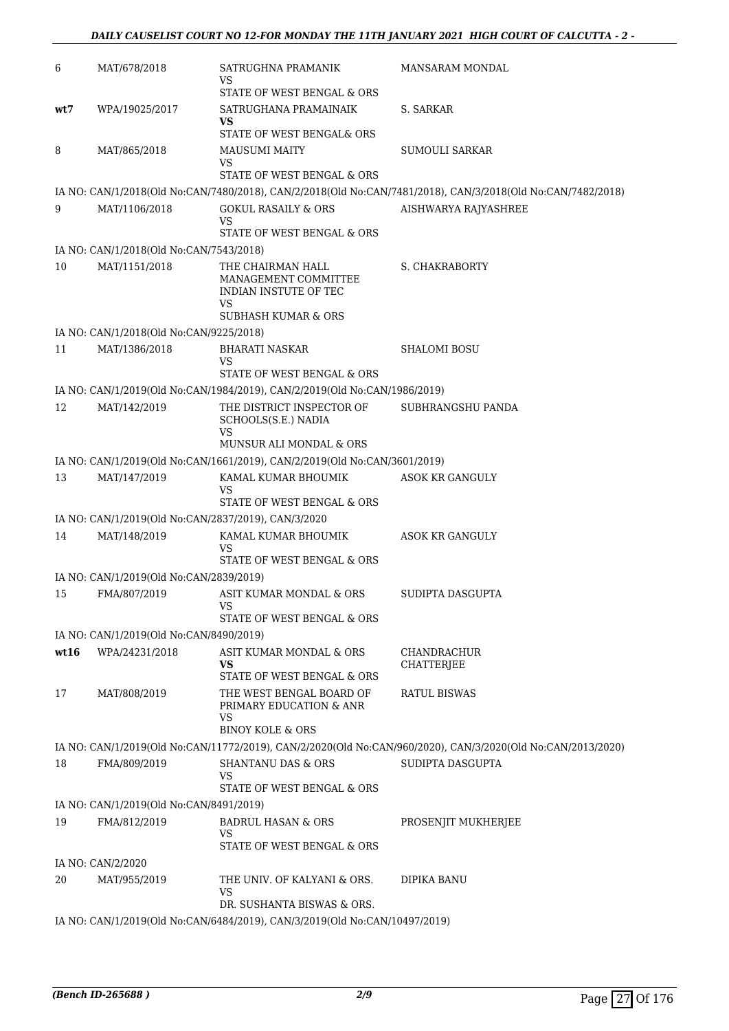| | | | |
|---|---|---|---|
| 6 | MAT/678/2018 | SATRUGHNA PRAMANIK<br>VS<br>STATE OF WEST BENGAL & ORS | MANSARAM MONDAL |
| **wt7** | WPA/19025/2017 | SATRUGHANA PRAMAINAIK<br>**VS**<br>STATE OF WEST BENGAL& ORS | S. SARKAR |
| 8 | MAT/865/2018 | MAUSUMI MAITY<br>VS<br>STATE OF WEST BENGAL & ORS | SUMOULI SARKAR |
| IA NO: CAN/1/2018(Old No:CAN/7480/2018), CAN/2/2018(Old No:CAN/7481/2018), CAN/3/2018(Old No:CAN/7482/2018) | | | |
| 9 | MAT/1106/2018 | GOKUL RASAILY & ORS<br>VS<br>STATE OF WEST BENGAL & ORS | AISHWARYA RAJYASHREE |
| IA NO: CAN/1/2018(Old No:CAN/7543/2018) | | | |
| 10 | MAT/1151/2018 | THE CHAIRMAN HALL MANAGEMENT COMMITTEE INDIAN INSTUTE OF TEC<br>VS<br>SUBHASH KUMAR & ORS | S. CHAKRABORTY |
| IA NO: CAN/1/2018(Old No:CAN/9225/2018) | | | |
| 11 | MAT/1386/2018 | BHARATI NASKAR<br>VS<br>STATE OF WEST BENGAL & ORS | SHALOMI BOSU |
| IA NO: CAN/1/2019(Old No:CAN/1984/2019), CAN/2/2019(Old No:CAN/1986/2019) | | | |
| 12 | MAT/142/2019 | THE DISTRICT INSPECTOR OF SCHOOLS(S.E.) NADIA<br>VS<br>MUNSUR ALI MONDAL & ORS | SUBHRANGSHU PANDA |
| IA NO: CAN/1/2019(Old No:CAN/1661/2019), CAN/2/2019(Old No:CAN/3601/2019) | | | |
| 13 | MAT/147/2019 | KAMAL KUMAR BHOUMIK<br>VS<br>STATE OF WEST BENGAL & ORS | ASOK KR GANGULY |
| IA NO: CAN/1/2019(Old No:CAN/2837/2019), CAN/3/2020 | | | |
| 14 | MAT/148/2019 | KAMAL KUMAR BHOUMIK<br>VS<br>STATE OF WEST BENGAL & ORS | ASOK KR GANGULY |
| IA NO: CAN/1/2019(Old No:CAN/2839/2019) | | | |
| 15 | FMA/807/2019 | ASIT KUMAR MONDAL & ORS<br>VS<br>STATE OF WEST BENGAL & ORS | SUDIPTA DASGUPTA |
| IA NO: CAN/1/2019(Old No:CAN/8490/2019) | | | |
| **wt16** | WPA/24231/2018 | ASIT KUMAR MONDAL & ORS<br>**VS**<br>STATE OF WEST BENGAL & ORS | CHANDRACHUR CHATTERJEE |
| 17 | MAT/808/2019 | THE WEST BENGAL BOARD OF PRIMARY EDUCATION & ANR<br>VS<br>BINOY KOLE & ORS | RATUL BISWAS |
| IA NO: CAN/1/2019(Old No:CAN/11772/2019), CAN/2/2020(Old No:CAN/960/2020), CAN/3/2020(Old No:CAN/2013/2020) | | | |
| 18 | FMA/809/2019 | SHANTANU DAS & ORS<br>VS<br>STATE OF WEST BENGAL & ORS | SUDIPTA DASGUPTA |
| IA NO: CAN/1/2019(Old No:CAN/8491/2019) | | | |
| 19 | FMA/812/2019 | BADRUL HASAN & ORS<br>VS<br>STATE OF WEST BENGAL & ORS | PROSENJIT MUKHERJEE |
| IA NO: CAN/2/2020 | | | |
| 20 | MAT/955/2019 | THE UNIV. OF KALYANI & ORS.<br>VS<br>DR. SUSHANTA BISWAS & ORS. | DIPIKA BANU |
| IA NO: CAN/1/2019(Old No:CAN/6484/2019), CAN/3/2019(Old No:CAN/10497/2019) | | | |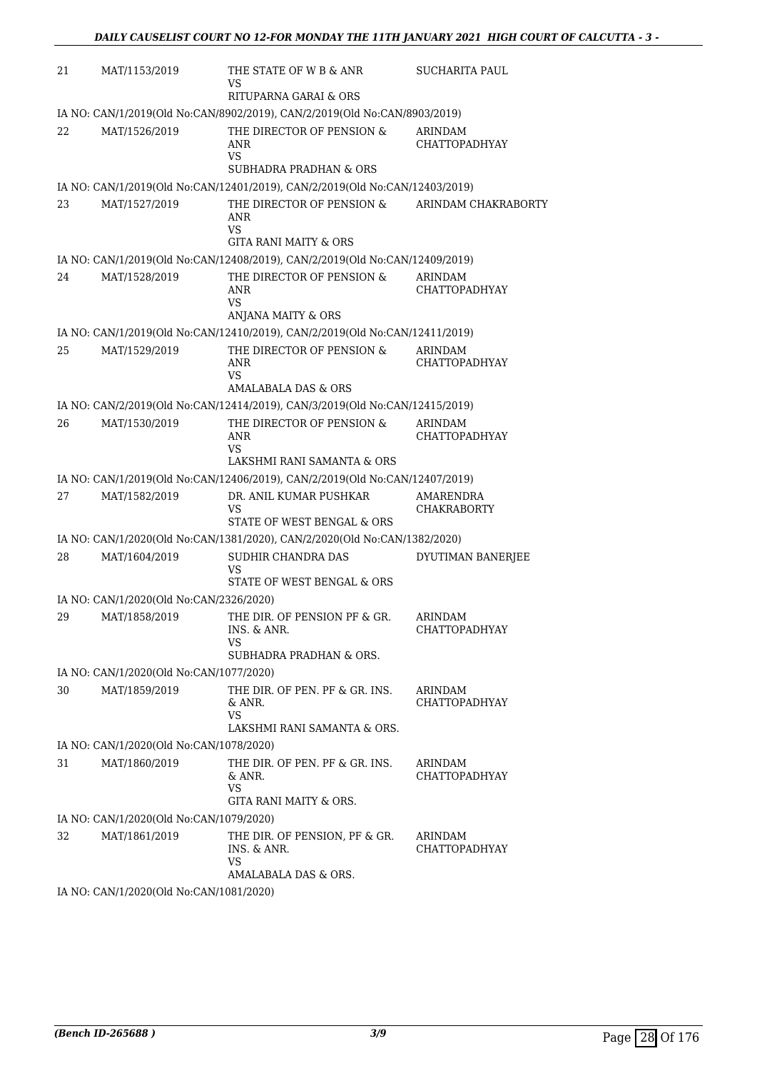| | | | |
|---|---|---|---|
| 21 | MAT/1153/2019 | THE STATE OF W B & ANR<br>VS<br>RITUPARNA GARAI & ORS | SUCHARITA PAUL |

IA NO: CAN/1/2019(Old No:CAN/8902/2019), CAN/2/2019(Old No:CAN/8903/2019)

| | | | |
|---|---|---|---|
| 22 | MAT/1526/2019 | THE DIRECTOR OF PENSION & ANR<br>VS<br>SUBHADRA PRADHAN & ORS | ARINDAM CHATTOPADHYAY |

IA NO: CAN/1/2019(Old No:CAN/12401/2019), CAN/2/2019(Old No:CAN/12403/2019)

| | | | |
|---|---|---|---|
| 23 | MAT/1527/2019 | THE DIRECTOR OF PENSION & ANR<br>VS<br>GITA RANI MAITY & ORS | ARINDAM CHAKRABORTY |

IA NO: CAN/1/2019(Old No:CAN/12408/2019), CAN/2/2019(Old No:CAN/12409/2019)

| | | | |
|---|---|---|---|
| 24 | MAT/1528/2019 | THE DIRECTOR OF PENSION & ANR<br>VS<br>ANJANA MAITY & ORS | ARINDAM CHATTOPADHYAY |

IA NO: CAN/1/2019(Old No:CAN/12410/2019), CAN/2/2019(Old No:CAN/12411/2019)

| | | | |
|---|---|---|---|
| 25 | MAT/1529/2019 | THE DIRECTOR OF PENSION & ANR<br>VS<br>AMALABALA DAS & ORS | ARINDAM CHATTOPADHYAY |

IA NO: CAN/2/2019(Old No:CAN/12414/2019), CAN/3/2019(Old No:CAN/12415/2019)

| | | | |
|---|---|---|---|
| 26 | MAT/1530/2019 | THE DIRECTOR OF PENSION & ANR<br>VS<br>LAKSHMI RANI SAMANTA & ORS | ARINDAM CHATTOPADHYAY |

IA NO: CAN/1/2019(Old No:CAN/12406/2019), CAN/2/2019(Old No:CAN/12407/2019)

| | | | |
|---|---|---|---|
| 27 | MAT/1582/2019 | DR. ANIL KUMAR PUSHKAR<br>VS<br>STATE OF WEST BENGAL & ORS | AMARENDRA CHAKRABORTY |

IA NO: CAN/1/2020(Old No:CAN/1381/2020), CAN/2/2020(Old No:CAN/1382/2020)

| | | | |
|---|---|---|---|
| 28 | MAT/1604/2019 | SUDHIR CHANDRA DAS<br>VS<br>STATE OF WEST BENGAL & ORS | DYUTIMAN BANERJEE |

IA NO: CAN/1/2020(Old No:CAN/2326/2020)

| | | | |
|---|---|---|---|
| 29 | MAT/1858/2019 | THE DIR. OF PENSION PF & GR. INS. & ANR.<br>VS<br>SUBHADRA PRADHAN & ORS. | ARINDAM CHATTOPADHYAY |

IA NO: CAN/1/2020(Old No:CAN/1077/2020)

| | | | |
|---|---|---|---|
| 30 | MAT/1859/2019 | THE DIR. OF PEN. PF & GR. INS. & ANR.<br>VS<br>LAKSHMI RANI SAMANTA & ORS. | ARINDAM CHATTOPADHYAY |

IA NO: CAN/1/2020(Old No:CAN/1078/2020)

| | | | |
|---|---|---|---|
| 31 | MAT/1860/2019 | THE DIR. OF PEN. PF & GR. INS. & ANR.<br>VS<br>GITA RANI MAITY & ORS. | ARINDAM CHATTOPADHYAY |

IA NO: CAN/1/2020(Old No:CAN/1079/2020)

| | | | |
|---|---|---|---|
| 32 | MAT/1861/2019 | THE DIR. OF PENSION, PF & GR. INS. & ANR.<br>VS<br>AMALABALA DAS & ORS. | ARINDAM CHATTOPADHYAY |

IA NO: CAN/1/2020(Old No:CAN/1081/2020)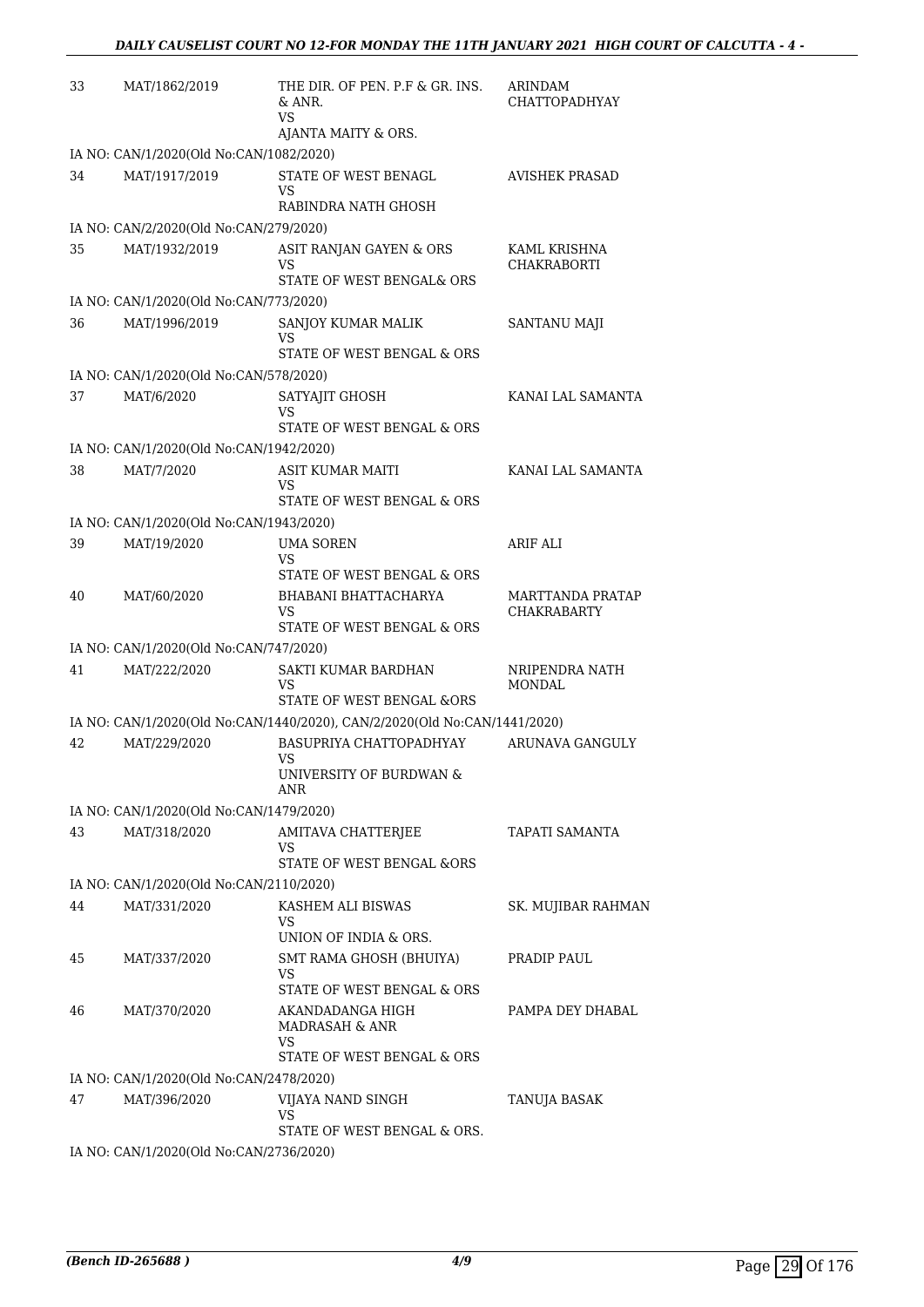| 33 | MAT/1862/2019 | THE DIR. OF PEN. P.F & GR. INS. & ANR. VS AJANTA MAITY & ORS. | ARINDAM CHATTOPADHYAY |
|---|---|---|---|
| | IA NO: CAN/1/2020(Old No:CAN/1082/2020) | | |
| 34 | MAT/1917/2019 | STATE OF WEST BENAGL VS RABINDRA NATH GHOSH | AVISHEK PRASAD |
| | IA NO: CAN/2/2020(Old No:CAN/279/2020) | | |
| 35 | MAT/1932/2019 | ASIT RANJAN GAYEN & ORS VS STATE OF WEST BENGAL& ORS | KAML KRISHNA CHAKRABORTI |
| | IA NO: CAN/1/2020(Old No:CAN/773/2020) | | |
| 36 | MAT/1996/2019 | SANJOY KUMAR MALIK VS STATE OF WEST BENGAL & ORS | SANTANU MAJI |
| | IA NO: CAN/1/2020(Old No:CAN/578/2020) | | |
| 37 | MAT/6/2020 | SATYAJIT GHOSH VS STATE OF WEST BENGAL & ORS | KANAI LAL SAMANTA |
| | IA NO: CAN/1/2020(Old No:CAN/1942/2020) | | |
| 38 | MAT/7/2020 | ASIT KUMAR MAITI VS STATE OF WEST BENGAL & ORS | KANAI LAL SAMANTA |
| | IA NO: CAN/1/2020(Old No:CAN/1943/2020) | | |
| 39 | MAT/19/2020 | UMA SOREN VS STATE OF WEST BENGAL & ORS | ARIF ALI |
| 40 | MAT/60/2020 | BHABANI BHATTACHARYA VS STATE OF WEST BENGAL & ORS | MARTTANDA PRATAP CHAKRABARTY |
| | IA NO: CAN/1/2020(Old No:CAN/747/2020) | | |
| 41 | MAT/222/2020 | SAKTI KUMAR BARDHAN VS STATE OF WEST BENGAL &ORS | NRIPENDRA NATH MONDAL |
| | IA NO: CAN/1/2020(Old No:CAN/1440/2020), CAN/2/2020(Old No:CAN/1441/2020) | | |
| 42 | MAT/229/2020 | BASUPRIYA CHATTOPADHYAY VS UNIVERSITY OF BURDWAN & ANR | ARUNAVA GANGULY |
| | IA NO: CAN/1/2020(Old No:CAN/1479/2020) | | |
| 43 | MAT/318/2020 | AMITAVA CHATTERJEE VS STATE OF WEST BENGAL &ORS | TAPATI SAMANTA |
| | IA NO: CAN/1/2020(Old No:CAN/2110/2020) | | |
| 44 | MAT/331/2020 | KASHEM ALI BISWAS VS UNION OF INDIA & ORS. | SK. MUJIBAR RAHMAN |
| 45 | MAT/337/2020 | SMT RAMA GHOSH (BHUIYA) VS STATE OF WEST BENGAL & ORS | PRADIP PAUL |
| 46 | MAT/370/2020 | AKANDADANGA HIGH MADRASAH & ANR VS STATE OF WEST BENGAL & ORS | PAMPA DEY DHABAL |
| | IA NO: CAN/1/2020(Old No:CAN/2478/2020) | | |
| 47 | MAT/396/2020 | VIJAYA NAND SINGH VS STATE OF WEST BENGAL & ORS. | TANUJA BASAK |
| | IA NO: CAN/1/2020(Old No:CAN/2736/2020) | | |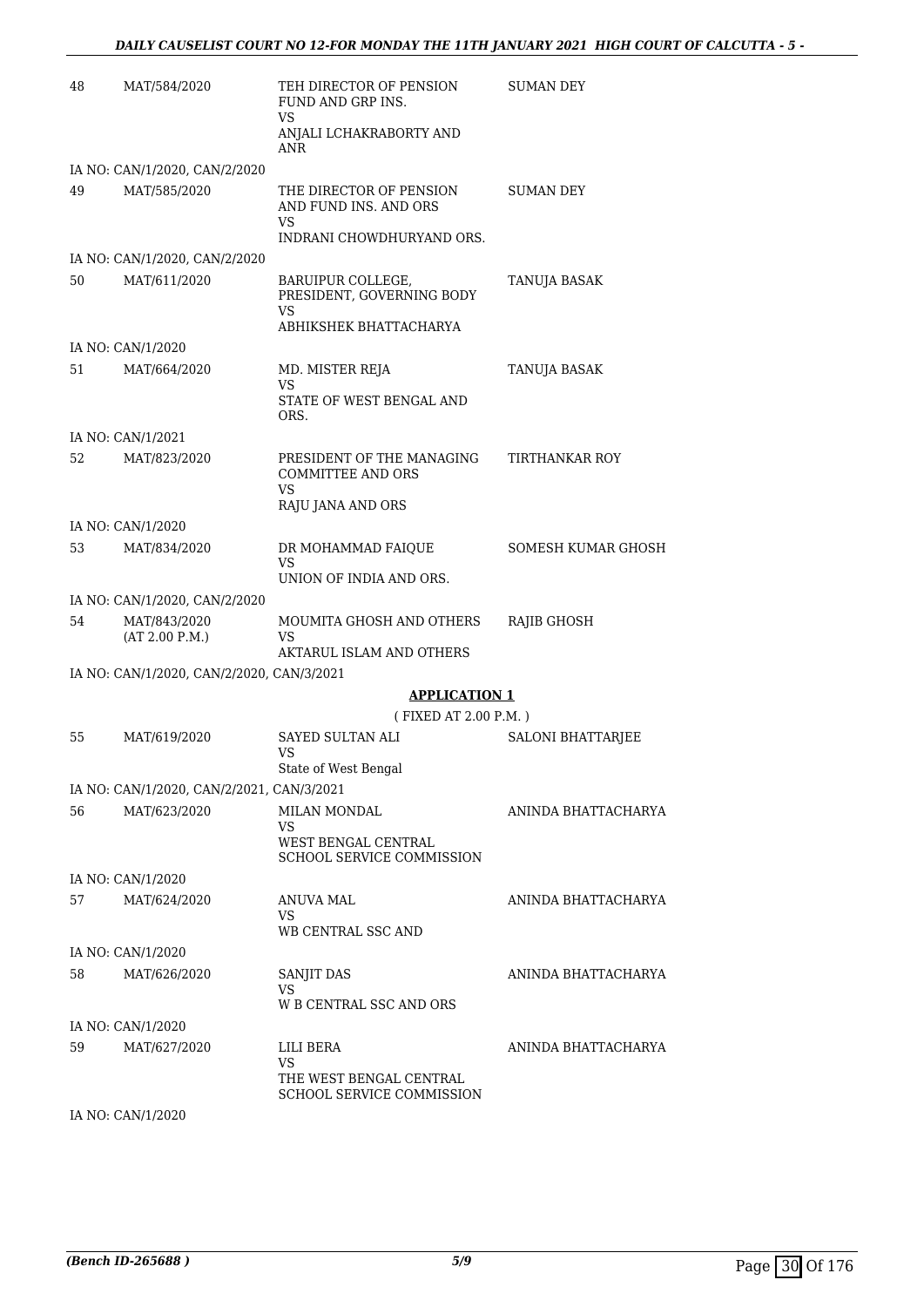| 48 | MAT/584/2020 | TEH DIRECTOR OF PENSION FUND AND GRP INS.<br>VS<br>ANJALI LCHAKRABORTY AND ANR | SUMAN DEY |
|---|---|---|---|
| | IA NO: CAN/1/2020, CAN/2/2020 | | |
| 49 | MAT/585/2020 | THE DIRECTOR OF PENSION AND FUND INS. AND ORS<br>VS<br>INDRANI CHOWDHURYAND ORS. | SUMAN DEY |
| | IA NO: CAN/1/2020, CAN/2/2020 | | |
| 50 | MAT/611/2020 | BARUIPUR COLLEGE, PRESIDENT, GOVERNING BODY<br>VS<br>ABHIKSHEK BHATTACHARYA | TANUJA BASAK |
| | IA NO: CAN/1/2020 | | |
| 51 | MAT/664/2020 | MD. MISTER REJA<br>VS<br>STATE OF WEST BENGAL AND ORS. | TANUJA BASAK |
| | IA NO: CAN/1/2021 | | |
| 52 | MAT/823/2020 | PRESIDENT OF THE MANAGING COMMITTEE AND ORS<br>VS<br>RAJU JANA AND ORS | TIRTHANKAR ROY |
| | IA NO: CAN/1/2020 | | |
| 53 | MAT/834/2020 | DR MOHAMMAD FAIQUE<br>VS<br>UNION OF INDIA AND ORS. | SOMESH KUMAR GHOSH |
| | IA NO: CAN/1/2020, CAN/2/2020 | | |
| 54 | MAT/843/2020<br>(AT 2.00 P.M.) | MOUMITA GHOSH AND OTHERS<br>VS<br>AKTARUL ISLAM AND OTHERS | RAJIB GHOSH |
| | IA NO: CAN/1/2020, CAN/2/2020, CAN/3/2021 | | |

**APPLICATION 1**

( FIXED AT 2.00 P.M. )

| 55 | MAT/619/2020 | SAYED SULTAN ALI<br>VS<br>State of West Bengal | SALONI BHATTARJEE |
|---|---|---|---|
| | IA NO: CAN/1/2020, CAN/2/2021, CAN/3/2021 | | |
| 56 | MAT/623/2020 | MILAN MONDAL<br>VS<br>WEST BENGAL CENTRAL SCHOOL SERVICE COMMISSION | ANINDA BHATTACHARYA |
| | IA NO: CAN/1/2020 | | |
| 57 | MAT/624/2020 | ANUVA MAL<br>VS<br>WB CENTRAL SSC AND | ANINDA BHATTACHARYA |
| | IA NO: CAN/1/2020 | | |
| 58 | MAT/626/2020 | SANJIT DAS<br>VS<br>W B CENTRAL SSC AND ORS | ANINDA BHATTACHARYA |
| | IA NO: CAN/1/2020 | | |
| 59 | MAT/627/2020 | LILI BERA<br>VS<br>THE WEST BENGAL CENTRAL SCHOOL SERVICE COMMISSION | ANINDA BHATTACHARYA |
| | IA NO: CAN/1/2020 | | |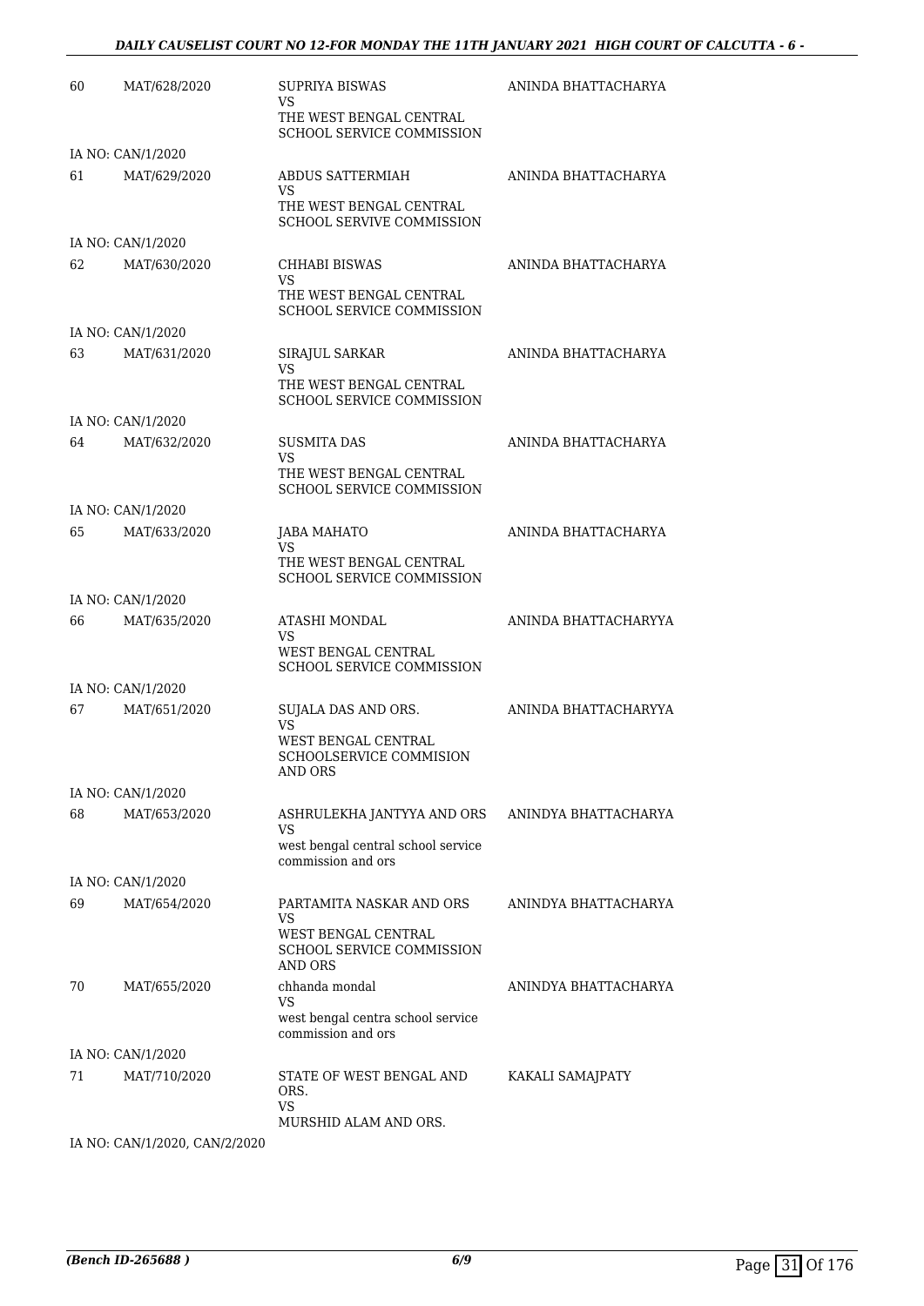| | | | |
|---|---|---|---|
| 60 | MAT/628/2020 | SUPRIYA BISWAS<br>VS<br>THE WEST BENGAL CENTRAL SCHOOL SERVICE COMMISSION | ANINDA BHATTACHARYA |
| | IA NO: CAN/1/2020 | | |
| 61 | MAT/629/2020 | ABDUS SATTERMIAH<br>VS<br>THE WEST BENGAL CENTRAL SCHOOL SERVIVE COMMISSION | ANINDA BHATTACHARYA |
| | IA NO: CAN/1/2020 | | |
| 62 | MAT/630/2020 | CHHABI BISWAS<br>VS<br>THE WEST BENGAL CENTRAL SCHOOL SERVICE COMMISSION | ANINDA BHATTACHARYA |
| | IA NO: CAN/1/2020 | | |
| 63 | MAT/631/2020 | SIRAJUL SARKAR<br>VS<br>THE WEST BENGAL CENTRAL SCHOOL SERVICE COMMISSION | ANINDA BHATTACHARYA |
| | IA NO: CAN/1/2020 | | |
| 64 | MAT/632/2020 | SUSMITA DAS<br>VS<br>THE WEST BENGAL CENTRAL SCHOOL SERVICE COMMISSION | ANINDA BHATTACHARYA |
| | IA NO: CAN/1/2020 | | |
| 65 | MAT/633/2020 | JABA MAHATO<br>VS<br>THE WEST BENGAL CENTRAL SCHOOL SERVICE COMMISSION | ANINDA BHATTACHARYA |
| | IA NO: CAN/1/2020 | | |
| 66 | MAT/635/2020 | ATASHI MONDAL<br>VS<br>WEST BENGAL CENTRAL SCHOOL SERVICE COMMISSION | ANINDA BHATTACHARYYA |
| | IA NO: CAN/1/2020 | | |
| 67 | MAT/651/2020 | SUJALA DAS AND ORS.<br>VS<br>WEST BENGAL CENTRAL SCHOOLSERVICE COMMISION AND ORS | ANINDA BHATTACHARYYA |
| | IA NO: CAN/1/2020 | | |
| 68 | MAT/653/2020 | ASHRULEKHA JANTYYA AND ORS<br>VS<br>west bengal central school service commission and ors | ANINDYA BHATTACHARYA |
| | IA NO: CAN/1/2020 | | |
| 69 | MAT/654/2020 | PARTAMITA NASKAR AND ORS<br>VS<br>WEST BENGAL CENTRAL SCHOOL SERVICE COMMISSION AND ORS | ANINDYA BHATTACHARYA |
| 70 | MAT/655/2020 | chhanda mondal<br>VS<br>west bengal centra school service commission and ors | ANINDYA BHATTACHARYA |
| | IA NO: CAN/1/2020 | | |
| 71 | MAT/710/2020 | STATE OF WEST BENGAL AND ORS.<br>VS<br>MURSHID ALAM AND ORS. | KAKALI SAMAJPATY |
| | IA NO: CAN/1/2020, CAN/2/2020 | | |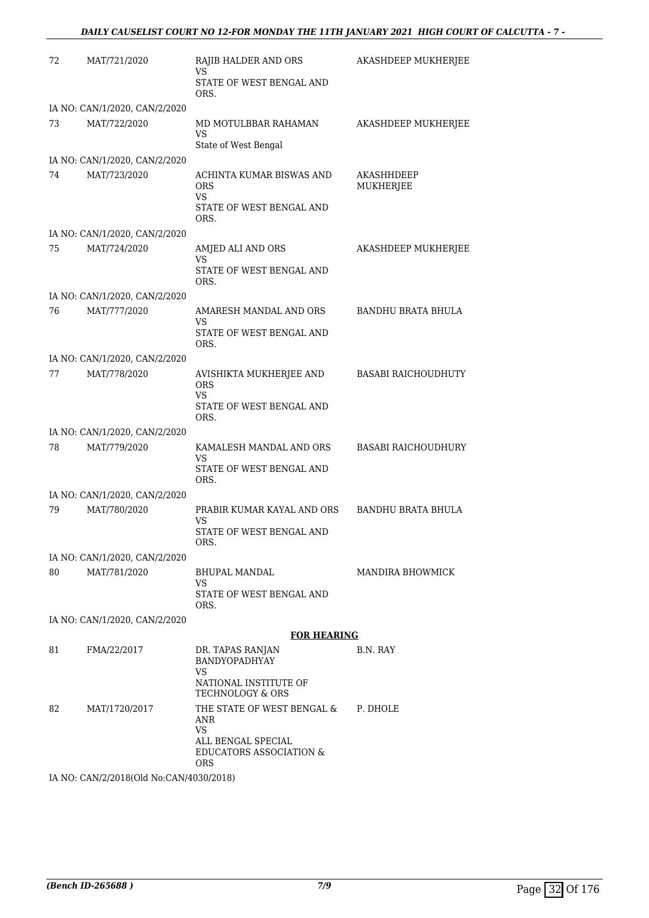| | | | |
|---|---|---|---|
| 72 | MAT/721/2020 | RAJIB HALDER AND ORS<br>VS<br>STATE OF WEST BENGAL AND ORS. | AKASHDEEP MUKHERJEE |
| | IA NO: CAN/1/2020, CAN/2/2020 | | |
| 73 | MAT/722/2020 | MD MOTULBBAR RAHAMAN<br>VS<br>State of West Bengal | AKASHDEEP MUKHERJEE |
| | IA NO: CAN/1/2020, CAN/2/2020 | | |
| 74 | MAT/723/2020 | ACHINTA KUMAR BISWAS AND ORS<br>VS<br>STATE OF WEST BENGAL AND ORS. | AKASHHDEEP MUKHERJEE |
| | IA NO: CAN/1/2020, CAN/2/2020 | | |
| 75 | MAT/724/2020 | AMJED ALI AND ORS<br>VS<br>STATE OF WEST BENGAL AND ORS. | AKASHDEEP MUKHERJEE |
| | IA NO: CAN/1/2020, CAN/2/2020 | | |
| 76 | MAT/777/2020 | AMARESH MANDAL AND ORS<br>VS<br>STATE OF WEST BENGAL AND ORS. | BANDHU BRATA BHULA |
| | IA NO: CAN/1/2020, CAN/2/2020 | | |
| 77 | MAT/778/2020 | AVISHIKTA MUKHERJEE AND ORS<br>VS<br>STATE OF WEST BENGAL AND ORS. | BASABI RAICHOUDHUTY |
| | IA NO: CAN/1/2020, CAN/2/2020 | | |
| 78 | MAT/779/2020 | KAMALESH MANDAL AND ORS<br>VS<br>STATE OF WEST BENGAL AND ORS. | BASABI RAICHOUDHURY |
| | IA NO: CAN/1/2020, CAN/2/2020 | | |
| 79 | MAT/780/2020 | PRABIR KUMAR KAYAL AND ORS<br>VS<br>STATE OF WEST BENGAL AND ORS. | BANDHU BRATA BHULA |
| | IA NO: CAN/1/2020, CAN/2/2020 | | |
| 80 | MAT/781/2020 | BHUPAL MANDAL<br>VS<br>STATE OF WEST BENGAL AND ORS. | MANDIRA BHOWMICK |
| | IA NO: CAN/1/2020, CAN/2/2020 | | |

**FOR HEARING**

| | | | |
|---|---|---|---|
| 81 | FMA/22/2017 | DR. TAPAS RANJAN BANDYOPADHYAY<br>VS<br>NATIONAL INSTITUTE OF TECHNOLOGY & ORS | B.N. RAY |
| 82 | MAT/1720/2017 | THE STATE OF WEST BENGAL & ANR<br>VS<br>ALL BENGAL SPECIAL EDUCATORS ASSOCIATION & ORS | P. DHOLE |

IA NO: CAN/2/2018(Old No:CAN/4030/2018)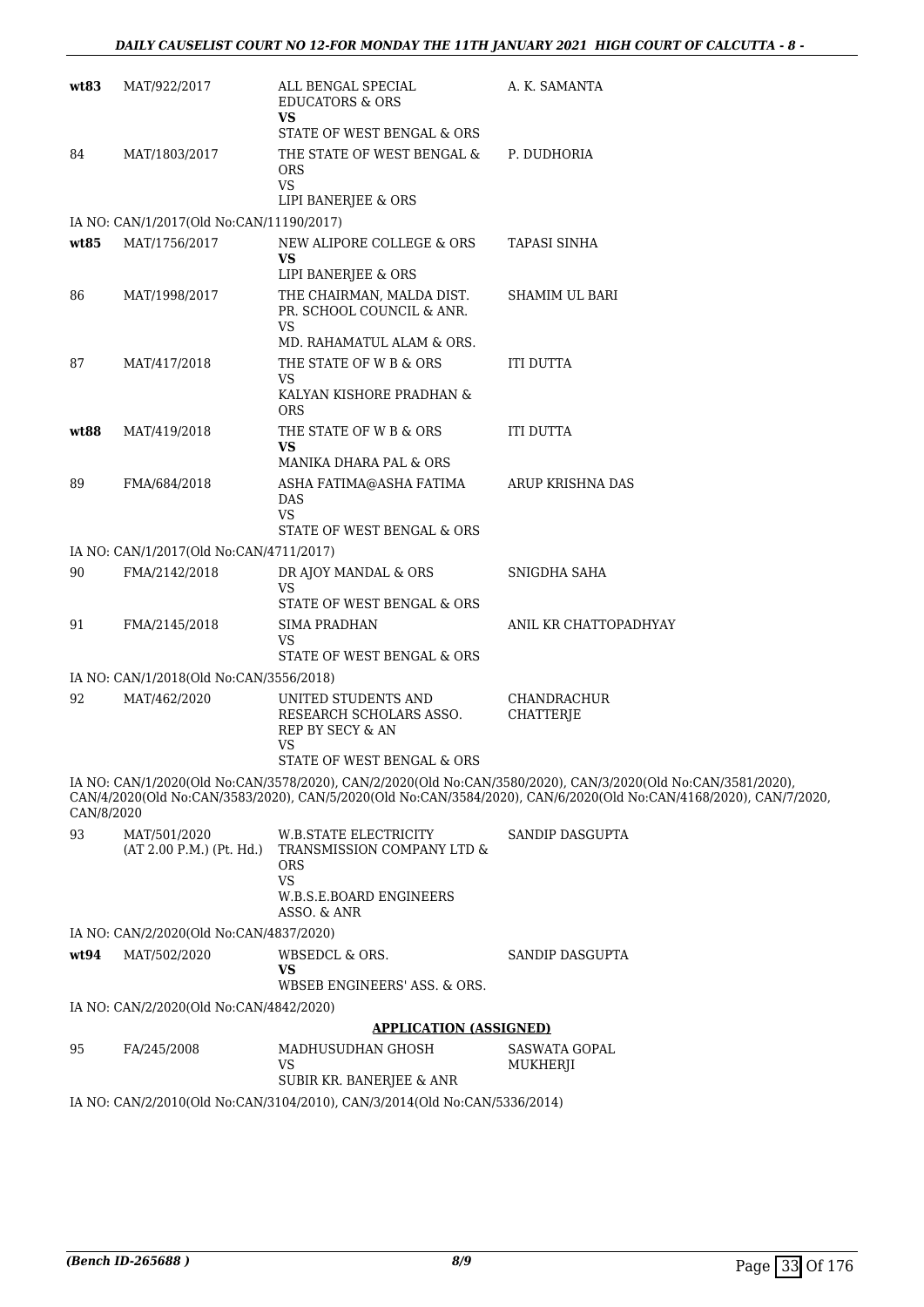| | | | |
|---|---|---|---|
| wt83 | MAT/922/2017 | ALL BENGAL SPECIAL EDUCATORS & ORS **VS** STATE OF WEST BENGAL & ORS | A. K. SAMANTA |
| 84 | MAT/1803/2017 | THE STATE OF WEST BENGAL & ORS VS LIPI BANERJEE & ORS | P. DUDHORIA |
| IA NO: CAN/1/2017(Old No:CAN/11190/2017) | | | |
| wt85 | MAT/1756/2017 | NEW ALIPORE COLLEGE & ORS **VS** LIPI BANERJEE & ORS | TAPASI SINHA |
| 86 | MAT/1998/2017 | THE CHAIRMAN, MALDA DIST. PR. SCHOOL COUNCIL & ANR. VS MD. RAHAMATUL ALAM & ORS. | SHAMIM UL BARI |
| 87 | MAT/417/2018 | THE STATE OF W B & ORS VS KALYAN KISHORE PRADHAN & ORS | ITI DUTTA |
| wt88 | MAT/419/2018 | THE STATE OF W B & ORS **VS** MANIKA DHARA PAL & ORS | ITI DUTTA |
| 89 | FMA/684/2018 | ASHA FATIMA@ASHA FATIMA DAS VS STATE OF WEST BENGAL & ORS | ARUP KRISHNA DAS |
| IA NO: CAN/1/2017(Old No:CAN/4711/2017) | | | |
| 90 | FMA/2142/2018 | DR AJOY MANDAL & ORS VS STATE OF WEST BENGAL & ORS | SNIGDHA SAHA |
| 91 | FMA/2145/2018 | SIMA PRADHAN VS STATE OF WEST BENGAL & ORS | ANIL KR CHATTOPADHYAY |
| IA NO: CAN/1/2018(Old No:CAN/3556/2018) | | | |
| 92 | MAT/462/2020 | UNITED STUDENTS AND RESEARCH SCHOLARS ASSO. REP BY SECY & AN VS STATE OF WEST BENGAL & ORS | CHANDRACHUR CHATTERJE |

IA NO: CAN/1/2020(Old No:CAN/3578/2020), CAN/2/2020(Old No:CAN/3580/2020), CAN/3/2020(Old No:CAN/3581/2020), CAN/4/2020(Old No:CAN/3583/2020), CAN/5/2020(Old No:CAN/3584/2020), CAN/6/2020(Old No:CAN/4168/2020), CAN/7/2020, CAN/8/2020

| | | | |
|---|---|---|---|
| 93 | MAT/501/2020 (AT 2.00 P.M.) (Pt. Hd.) | W.B.STATE ELECTRICITY TRANSMISSION COMPANY LTD & ORS VS W.B.S.E.BOARD ENGINEERS ASSO. & ANR | SANDIP DASGUPTA |
| IA NO: CAN/2/2020(Old No:CAN/4837/2020) | | | |
| wt94 | MAT/502/2020 | WBSEDCL & ORS. **VS** WBSEB ENGINEERS' ASS. & ORS. | SANDIP DASGUPTA |
| IA NO: CAN/2/2020(Old No:CAN/4842/2020) | | | |

**APPLICATION (ASSIGNED)**

| | | | |
|---|---|---|---|
| 95 | FA/245/2008 | MADHUSUDHAN GHOSH VS SUBIR KR. BANERJEE & ANR | SASWATA GOPAL MUKHERJI |

IA NO: CAN/2/2010(Old No:CAN/3104/2010), CAN/3/2014(Old No:CAN/5336/2014)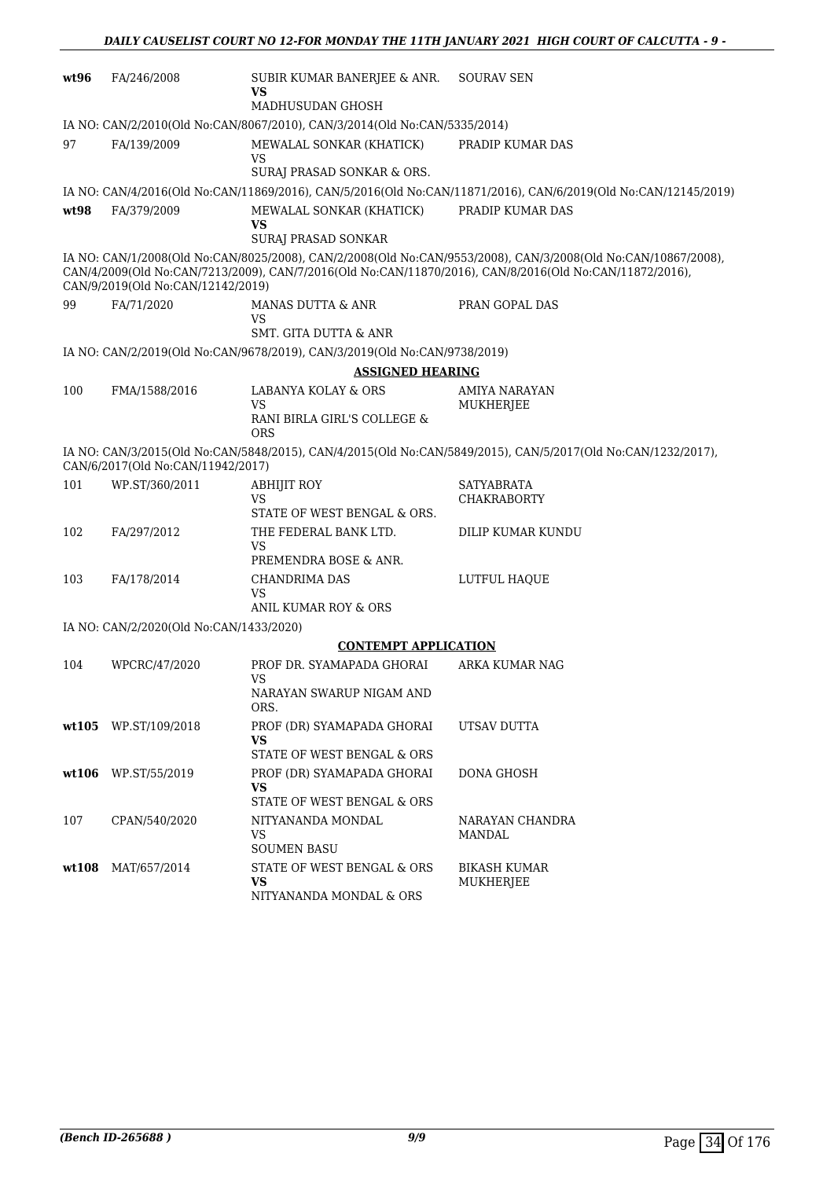| | | | |
|---|---|---|---|
| **wt96** | FA/246/2008 | SUBIR KUMAR BANERJEE & ANR. **VS** MADHUSUDAN GHOSH | SOURAV SEN |

IA NO: CAN/2/2010(Old No:CAN/8067/2010), CAN/3/2014(Old No:CAN/5335/2014)

| | | | |
|---|---|---|---|
| 97 | FA/139/2009 | MEWALAL SONKAR (KHATICK) VS SURAJ PRASAD SONKAR & ORS. | PRADIP KUMAR DAS |

IA NO: CAN/4/2016(Old No:CAN/11869/2016), CAN/5/2016(Old No:CAN/11871/2016), CAN/6/2019(Old No:CAN/12145/2019)

| | | | |
|---|---|---|---|
| **wt98** | FA/379/2009 | MEWALAL SONKAR (KHATICK) **VS** SURAJ PRASAD SONKAR | PRADIP KUMAR DAS |

IA NO: CAN/1/2008(Old No:CAN/8025/2008), CAN/2/2008(Old No:CAN/9553/2008), CAN/3/2008(Old No:CAN/10867/2008), CAN/4/2009(Old No:CAN/7213/2009), CAN/7/2016(Old No:CAN/11870/2016), CAN/8/2016(Old No:CAN/11872/2016), CAN/9/2019(Old No:CAN/12142/2019)

| | | | |
|---|---|---|---|
| 99 | FA/71/2020 | MANAS DUTTA & ANR VS SMT. GITA DUTTA & ANR | PRAN GOPAL DAS |

IA NO: CAN/2/2019(Old No:CAN/9678/2019), CAN/3/2019(Old No:CAN/9738/2019)

**ASSIGNED HEARING**

| | | | |
|---|---|---|---|
| 100 | FMA/1588/2016 | LABANYA KOLAY & ORS VS RANI BIRLA GIRL'S COLLEGE & ORS | AMIYA NARAYAN MUKHERJEE |

IA NO: CAN/3/2015(Old No:CAN/5848/2015), CAN/4/2015(Old No:CAN/5849/2015), CAN/5/2017(Old No:CAN/1232/2017), CAN/6/2017(Old No:CAN/11942/2017)

| | | | |
|---|---|---|---|
| 101 | WP.ST/360/2011 | ABHIJIT ROY VS STATE OF WEST BENGAL & ORS. | SATYABRATA CHAKRABORTY |
| 102 | FA/297/2012 | THE FEDERAL BANK LTD. VS PREMENDRA BOSE & ANR. | DILIP KUMAR KUNDU |
| 103 | FA/178/2014 | CHANDRIMA DAS VS ANIL KUMAR ROY & ORS | LUTFUL HAQUE |

IA NO: CAN/2/2020(Old No:CAN/1433/2020)

**CONTEMPT APPLICATION**

| | | | |
|---|---|---|---|
| 104 | WPCRC/47/2020 | PROF DR. SYAMAPADA GHORAI VS NARAYAN SWARUP NIGAM AND ORS. | ARKA KUMAR NAG |
| **wt105** | WP.ST/109/2018 | PROF (DR) SYAMAPADA GHORAI **VS** STATE OF WEST BENGAL & ORS | UTSAV DUTTA |
| **wt106** | WP.ST/55/2019 | PROF (DR) SYAMAPADA GHORAI **VS** STATE OF WEST BENGAL & ORS | DONA GHOSH |
| 107 | CPAN/540/2020 | NITYANANDA MONDAL VS SOUMEN BASU | NARAYAN CHANDRA MANDAL |
| **wt108** | MAT/657/2014 | STATE OF WEST BENGAL & ORS **VS** NITYANANDA MONDAL & ORS | BIKASH KUMAR MUKHERJEE |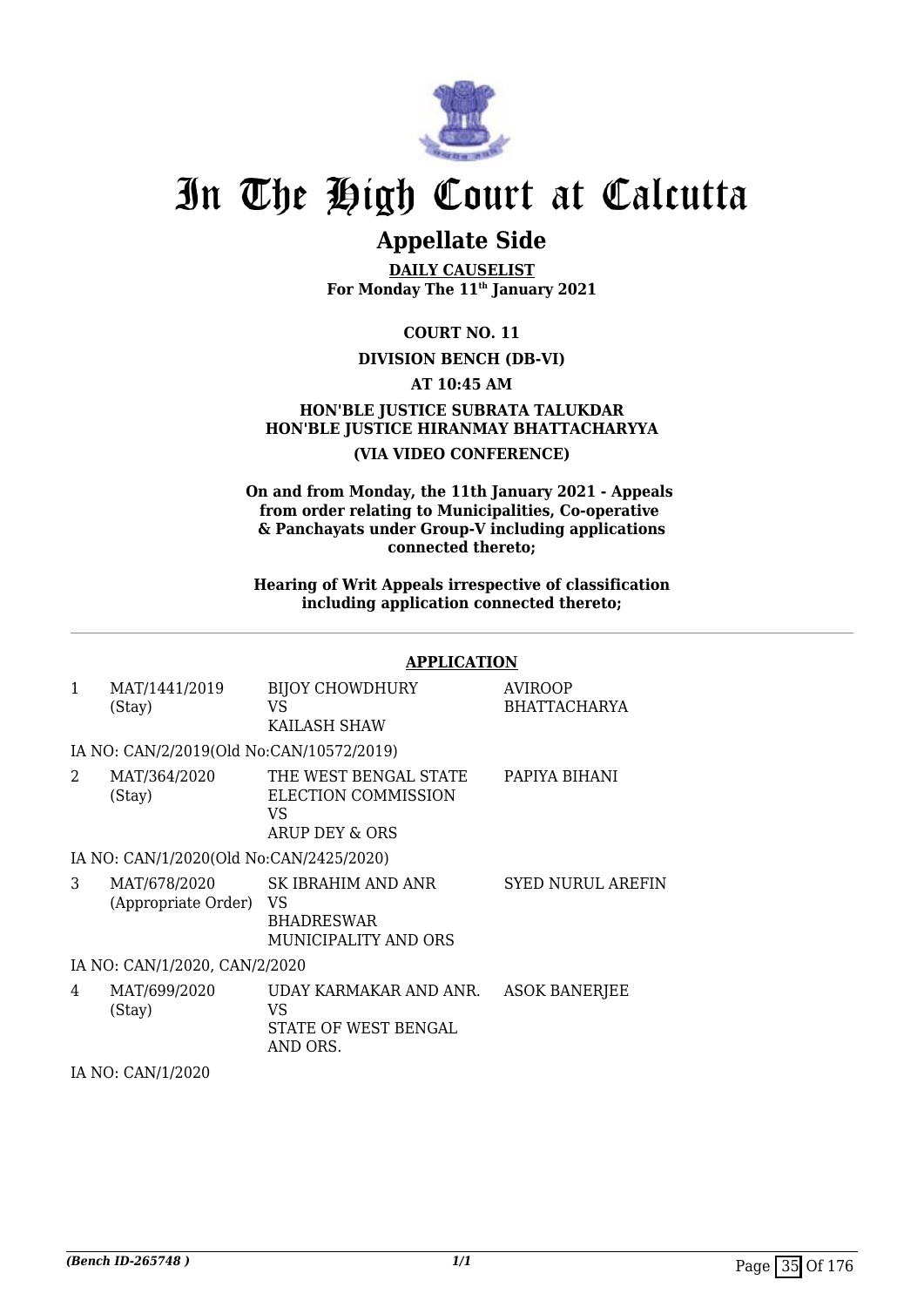# In The High Court at Calcutta

## Appellate Side

**DAILY CAUSELIST**
**For Monday The 11th January 2021**

**COURT NO. 11**

**DIVISION BENCH (DB-VI)**

**AT 10:45 AM**

**HON'BLE JUSTICE SUBRATA TALUKDAR**
**HON'BLE JUSTICE HIRANMAY BHATTACHARYYA**

**(VIA VIDEO CONFERENCE)**

**On and from Monday, the 11th January 2021 - Appeals from order relating to Municipalities, Co-operative & Panchayats under Group-V including applications connected thereto;**

**Hearing of Writ Appeals irrespective of classification including application connected thereto;**

**APPLICATION**

| | | | |
|---|---|---|---|
| 1 | MAT/1441/2019 (Stay) | BIJOY CHOWDHURY VS KAILASH SHAW | AVIROOP BHATTACHARYA |
| | IA NO: CAN/2/2019(Old No:CAN/10572/2019) | | |
| 2 | MAT/364/2020 (Stay) | THE WEST BENGAL STATE ELECTION COMMISSION VS ARUP DEY & ORS | PAPIYA BIHANI |
| | IA NO: CAN/1/2020(Old No:CAN/2425/2020) | | |
| 3 | MAT/678/2020 (Appropriate Order) | SK IBRAHIM AND ANR VS BHADRESWAR MUNICIPALITY AND ORS | SYED NURUL AREFIN |
| | IA NO: CAN/1/2020, CAN/2/2020 | | |
| 4 | MAT/699/2020 (Stay) | UDAY KARMAKAR AND ANR. VS STATE OF WEST BENGAL AND ORS. | ASOK BANERJEE |
| | IA NO: CAN/1/2020 | | |

*(Bench ID-265748 )*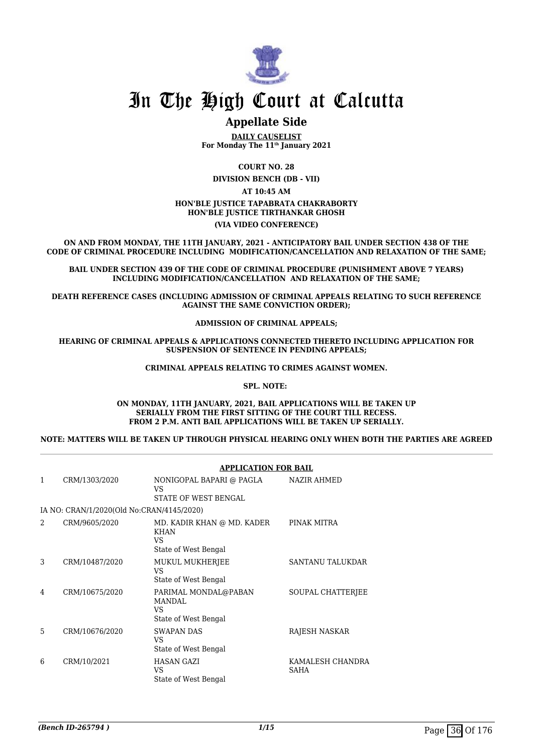# In The High Court at Calcutta

## Appellate Side

**DAILY CAUSELIST**
**For Monday The 11th January 2021**

**COURT NO. 28**

**DIVISION BENCH (DB - VII)**

**AT 10:45 AM**

**HON'BLE JUSTICE TAPABRATA CHAKRABORTY**
**HON'BLE JUSTICE TIRTHANKAR GHOSH**

**(VIA VIDEO CONFERENCE)**

**ON AND FROM MONDAY, THE 11TH JANUARY, 2021 - ANTICIPATORY BAIL UNDER SECTION 438 OF THE CODE OF CRIMINAL PROCEDURE INCLUDING MODIFICATION/CANCELLATION AND RELAXATION OF THE SAME;**

**BAIL UNDER SECTION 439 OF THE CODE OF CRIMINAL PROCEDURE (PUNISHMENT ABOVE 7 YEARS) INCLUDING MODIFICATION/CANCELLATION AND RELAXATION OF THE SAME;**

**DEATH REFERENCE CASES (INCLUDING ADMISSION OF CRIMINAL APPEALS RELATING TO SUCH REFERENCE AGAINST THE SAME CONVICTION ORDER);**

**ADMISSION OF CRIMINAL APPEALS;**

**HEARING OF CRIMINAL APPEALS & APPLICATIONS CONNECTED THERETO INCLUDING APPLICATION FOR SUSPENSION OF SENTENCE IN PENDING APPEALS;**

**CRIMINAL APPEALS RELATING TO CRIMES AGAINST WOMEN.**

**SPL. NOTE:**

**ON MONDAY, 11TH JANUARY, 2021, BAIL APPLICATIONS WILL BE TAKEN UP SERIALLY FROM THE FIRST SITTING OF THE COURT TILL RECESS. FROM 2 P.M. ANTI BAIL APPLICATIONS WILL BE TAKEN UP SERIALLY.**

**NOTE: MATTERS WILL BE TAKEN UP THROUGH PHYSICAL HEARING ONLY WHEN BOTH THE PARTIES ARE AGREED**

**APPLICATION FOR BAIL**

| | | | |
|---|---|---|---|
| 1 | CRM/1303/2020 | NONIGOPAL BAPARI @ PAGLA<br>VS<br>STATE OF WEST BENGAL | NAZIR AHMED |
| | IA NO: CRAN/1/2020(Old No:CRAN/4145/2020) | | |
| 2 | CRM/9605/2020 | MD. KADIR KHAN @ MD. KADER KHAN<br>VS<br>State of West Bengal | PINAK MITRA |
| 3 | CRM/10487/2020 | MUKUL MUKHERJEE<br>VS<br>State of West Bengal | SANTANU TALUKDAR |
| 4 | CRM/10675/2020 | PARIMAL MONDAL@PABAN MANDAL<br>VS<br>State of West Bengal | SOUPAL CHATTERJEE |
| 5 | CRM/10676/2020 | SWAPAN DAS<br>VS<br>State of West Bengal | RAJESH NASKAR |
| 6 | CRM/10/2021 | HASAN GAZI<br>VS<br>State of West Bengal | KAMALESH CHANDRA SAHA |

*(Bench ID-265794 )* 1/15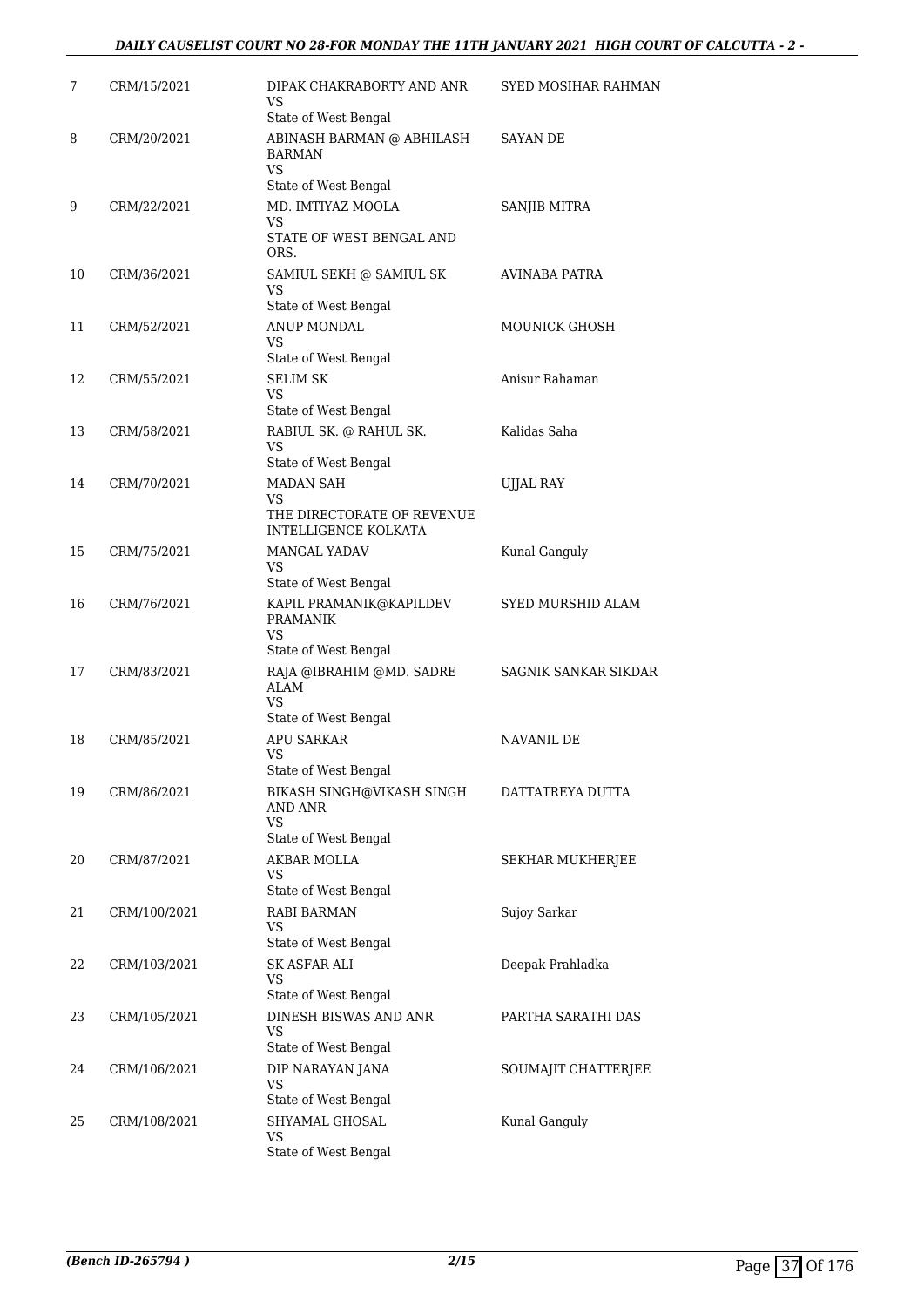| 7 | CRM/15/2021 | DIPAK CHAKRABORTY AND ANR VS State of West Bengal | SYED MOSIHAR RAHMAN |
|---|---|---|---|
| 8 | CRM/20/2021 | ABINASH BARMAN @ ABHILASH BARMAN VS State of West Bengal | SAYAN DE |
| 9 | CRM/22/2021 | MD. IMTIYAZ MOOLA VS STATE OF WEST BENGAL AND ORS. | SANJIB MITRA |
| 10 | CRM/36/2021 | SAMIUL SEKH @ SAMIUL SK VS State of West Bengal | AVINABA PATRA |
| 11 | CRM/52/2021 | ANUP MONDAL VS State of West Bengal | MOUNICK GHOSH |
| 12 | CRM/55/2021 | SELIM SK VS State of West Bengal | Anisur Rahaman |
| 13 | CRM/58/2021 | RABIUL SK. @ RAHUL SK. VS State of West Bengal | Kalidas Saha |
| 14 | CRM/70/2021 | MADAN SAH VS THE DIRECTORATE OF REVENUE INTELLIGENCE KOLKATA | UJJAL RAY |
| 15 | CRM/75/2021 | MANGAL YADAV VS State of West Bengal | Kunal Ganguly |
| 16 | CRM/76/2021 | KAPIL PRAMANIK@KAPILDEV PRAMANIK VS State of West Bengal | SYED MURSHID ALAM |
| 17 | CRM/83/2021 | RAJA @IBRAHIM @MD. SADRE ALAM VS State of West Bengal | SAGNIK SANKAR SIKDAR |
| 18 | CRM/85/2021 | APU SARKAR VS State of West Bengal | NAVANIL DE |
| 19 | CRM/86/2021 | BIKASH SINGH@VIKASH SINGH AND ANR VS State of West Bengal | DATTATREYA DUTTA |
| 20 | CRM/87/2021 | AKBAR MOLLA VS State of West Bengal | SEKHAR MUKHERJEE |
| 21 | CRM/100/2021 | RABI BARMAN VS State of West Bengal | Sujoy Sarkar |
| 22 | CRM/103/2021 | SK ASFAR ALI VS State of West Bengal | Deepak Prahladka |
| 23 | CRM/105/2021 | DINESH BISWAS AND ANR VS State of West Bengal | PARTHA SARATHI DAS |
| 24 | CRM/106/2021 | DIP NARAYAN JANA VS State of West Bengal | SOUMAJIT CHATTERJEE |
| 25 | CRM/108/2021 | SHYAMAL GHOSAL VS State of West Bengal | Kunal Ganguly |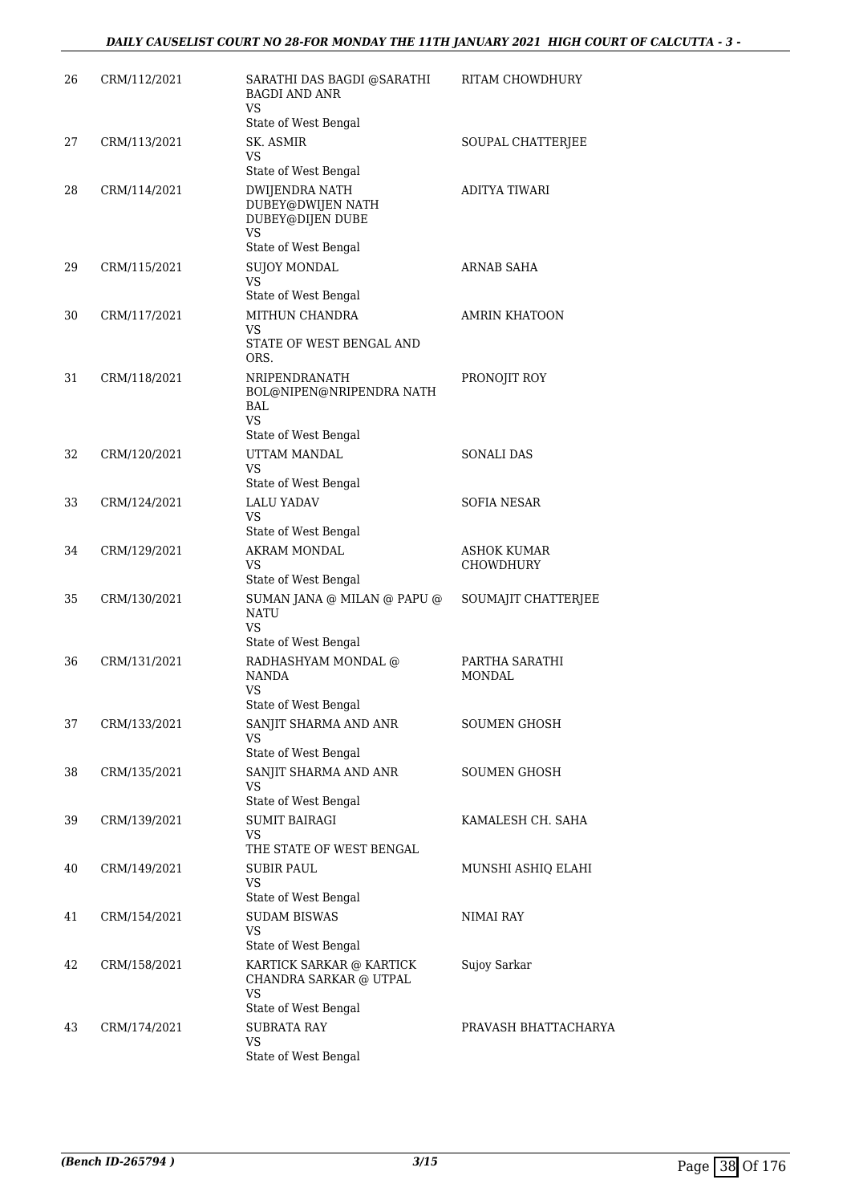| | | | |
|---|---|---|---|
| 26 | CRM/112/2021 | SARATHI DAS BAGDI @SARATHI BAGDI AND ANR<br>VS<br>State of West Bengal | RITAM CHOWDHURY |
| 27 | CRM/113/2021 | SK. ASMIR<br>VS<br>State of West Bengal | SOUPAL CHATTERJEE |
| 28 | CRM/114/2021 | DWIJENDRA NATH DUBEY@DWIJEN NATH DUBEY@DIJEN DUBE<br>VS<br>State of West Bengal | ADITYA TIWARI |
| 29 | CRM/115/2021 | SUJOY MONDAL<br>VS<br>State of West Bengal | ARNAB SAHA |
| 30 | CRM/117/2021 | MITHUN CHANDRA<br>VS<br>STATE OF WEST BENGAL AND ORS. | AMRIN KHATOON |
| 31 | CRM/118/2021 | NRIPENDRANATH BOL@NIPEN@NRIPENDRA NATH BAL<br>VS<br>State of West Bengal | PRONOJIT ROY |
| 32 | CRM/120/2021 | UTTAM MANDAL<br>VS<br>State of West Bengal | SONALI DAS |
| 33 | CRM/124/2021 | LALU YADAV<br>VS<br>State of West Bengal | SOFIA NESAR |
| 34 | CRM/129/2021 | AKRAM MONDAL<br>VS<br>State of West Bengal | ASHOK KUMAR CHOWDHURY |
| 35 | CRM/130/2021 | SUMAN JANA @ MILAN @ PAPU @ NATU<br>VS<br>State of West Bengal | SOUMAJIT CHATTERJEE |
| 36 | CRM/131/2021 | RADHASHYAM MONDAL @ NANDA<br>VS<br>State of West Bengal | PARTHA SARATHI MONDAL |
| 37 | CRM/133/2021 | SANJIT SHARMA AND ANR<br>VS<br>State of West Bengal | SOUMEN GHOSH |
| 38 | CRM/135/2021 | SANJIT SHARMA AND ANR<br>VS<br>State of West Bengal | SOUMEN GHOSH |
| 39 | CRM/139/2021 | SUMIT BAIRAGI<br>VS<br>THE STATE OF WEST BENGAL | KAMALESH CH. SAHA |
| 40 | CRM/149/2021 | SUBIR PAUL<br>VS<br>State of West Bengal | MUNSHI ASHIQ ELAHI |
| 41 | CRM/154/2021 | SUDAM BISWAS<br>VS<br>State of West Bengal | NIMAI RAY |
| 42 | CRM/158/2021 | KARTICK SARKAR @ KARTICK CHANDRA SARKAR @ UTPAL<br>VS<br>State of West Bengal | Sujoy Sarkar |
| 43 | CRM/174/2021 | SUBRATA RAY<br>VS<br>State of West Bengal | PRAVASH BHATTACHARYA |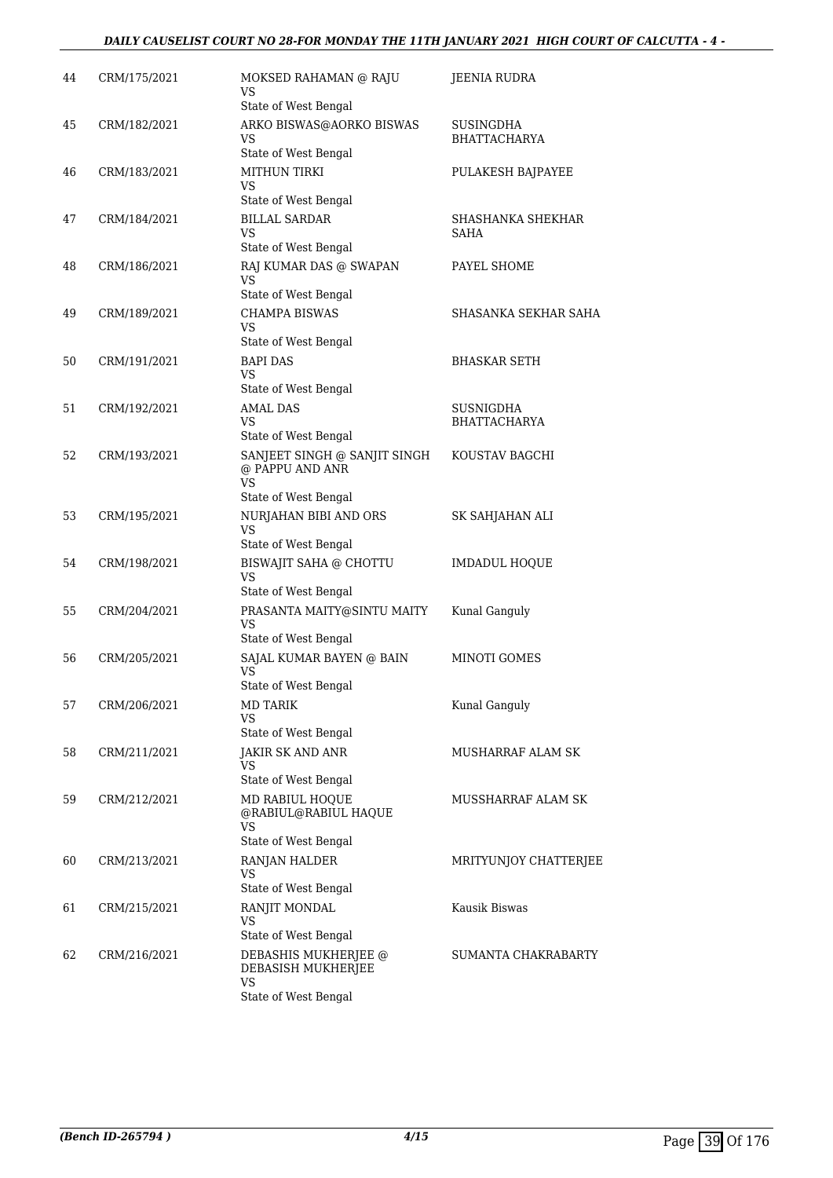| | | | |
|---|---|---|---|
| 44 | CRM/175/2021 | MOKSED RAHAMAN @ RAJU<br>VS<br>State of West Bengal | JEENIA RUDRA |
| 45 | CRM/182/2021 | ARKO BISWAS@AORKO BISWAS<br>VS<br>State of West Bengal | SUSINGDHA BHATTACHARYA |
| 46 | CRM/183/2021 | MITHUN TIRKI<br>VS<br>State of West Bengal | PULAKESH BAJPAYEE |
| 47 | CRM/184/2021 | BILLAL SARDAR<br>VS<br>State of West Bengal | SHASHANKA SHEKHAR SAHA |
| 48 | CRM/186/2021 | RAJ KUMAR DAS @ SWAPAN<br>VS<br>State of West Bengal | PAYEL SHOME |
| 49 | CRM/189/2021 | CHAMPA BISWAS<br>VS<br>State of West Bengal | SHASANKA SEKHAR SAHA |
| 50 | CRM/191/2021 | BAPI DAS<br>VS<br>State of West Bengal | BHASKAR SETH |
| 51 | CRM/192/2021 | AMAL DAS<br>VS<br>State of West Bengal | SUSNIGDHA BHATTACHARYA |
| 52 | CRM/193/2021 | SANJEET SINGH @ SANJIT SINGH @ PAPPU AND ANR<br>VS<br>State of West Bengal | KOUSTAV BAGCHI |
| 53 | CRM/195/2021 | NURJAHAN BIBI AND ORS<br>VS<br>State of West Bengal | SK SAHJAHAN ALI |
| 54 | CRM/198/2021 | BISWAJIT SAHA @ CHOTTU<br>VS<br>State of West Bengal | IMDADUL HOQUE |
| 55 | CRM/204/2021 | PRASANTA MAITY@SINTU MAITY<br>VS<br>State of West Bengal | Kunal Ganguly |
| 56 | CRM/205/2021 | SAJAL KUMAR BAYEN @ BAIN<br>VS<br>State of West Bengal | MINOTI GOMES |
| 57 | CRM/206/2021 | MD TARIK<br>VS<br>State of West Bengal | Kunal Ganguly |
| 58 | CRM/211/2021 | JAKIR SK AND ANR<br>VS<br>State of West Bengal | MUSHARRAF ALAM SK |
| 59 | CRM/212/2021 | MD RABIUL HOQUE @RABIUL@RABIUL HAQUE<br>VS<br>State of West Bengal | MUSSHARRAF ALAM SK |
| 60 | CRM/213/2021 | RANJAN HALDER<br>VS<br>State of West Bengal | MRITYUNJOY CHATTERJEE |
| 61 | CRM/215/2021 | RANJIT MONDAL<br>VS<br>State of West Bengal | Kausik Biswas |
| 62 | CRM/216/2021 | DEBASHIS MUKHERJEE @ DEBASISH MUKHERJEE<br>VS<br>State of West Bengal | SUMANTA CHAKRABARTY |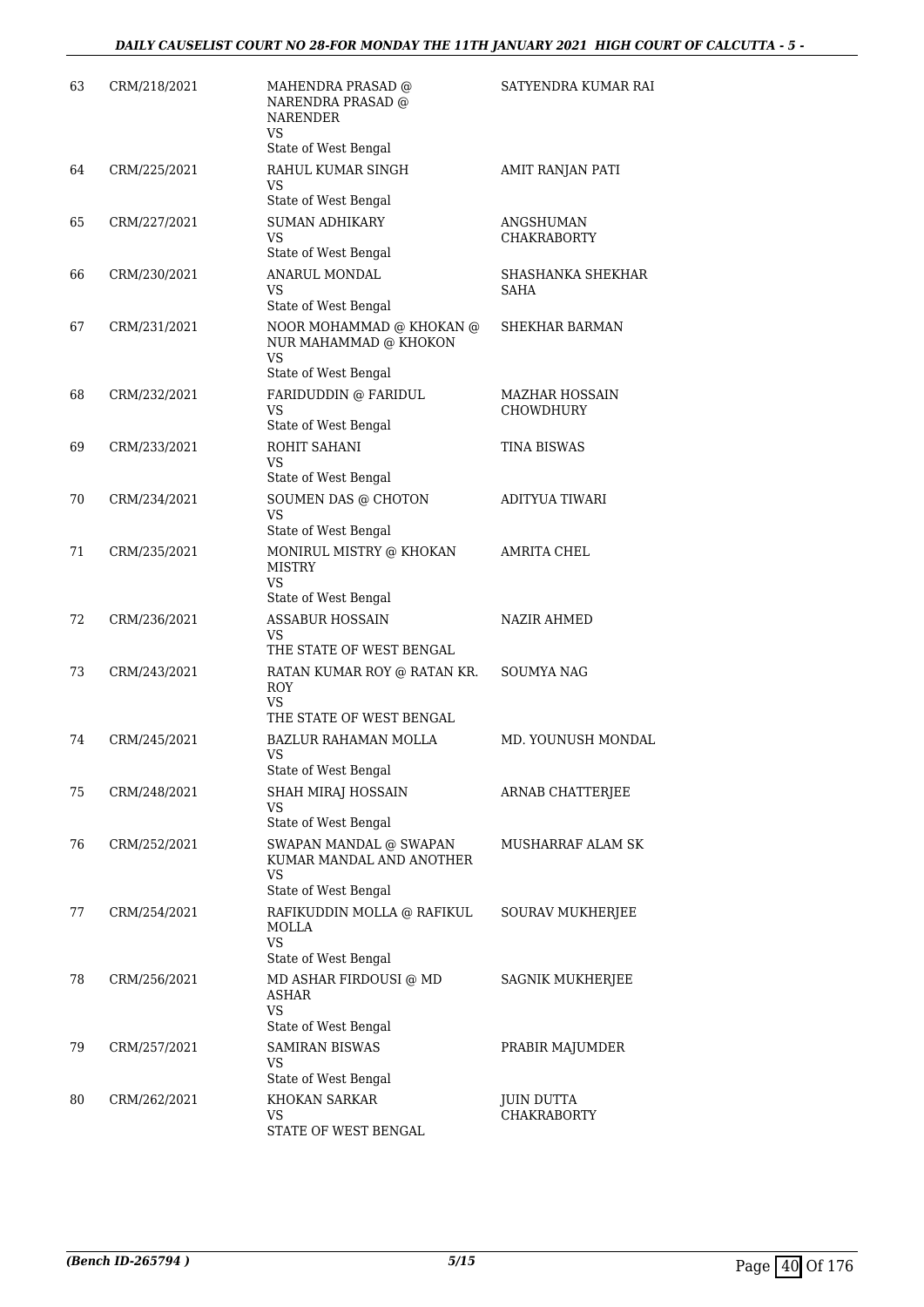| 63 | CRM/218/2021 | MAHENDRA PRASAD @ NARENDRA PRASAD @ NARENDER VS State of West Bengal | SATYENDRA KUMAR RAI |
|---|---|---|---|
| 64 | CRM/225/2021 | RAHUL KUMAR SINGH VS State of West Bengal | AMIT RANJAN PATI |
| 65 | CRM/227/2021 | SUMAN ADHIKARY VS State of West Bengal | ANGSHUMAN CHAKRABORTY |
| 66 | CRM/230/2021 | ANARUL MONDAL VS State of West Bengal | SHASHANKA SHEKHAR SAHA |
| 67 | CRM/231/2021 | NOOR MOHAMMAD @ KHOKAN @ NUR MAHAMMAD @ KHOKON VS State of West Bengal | SHEKHAR BARMAN |
| 68 | CRM/232/2021 | FARIDUDDIN @ FARIDUL VS State of West Bengal | MAZHAR HOSSAIN CHOWDHURY |
| 69 | CRM/233/2021 | ROHIT SAHANI VS State of West Bengal | TINA BISWAS |
| 70 | CRM/234/2021 | SOUMEN DAS @ CHOTON VS State of West Bengal | ADITYUA TIWARI |
| 71 | CRM/235/2021 | MONIRUL MISTRY @ KHOKAN MISTRY VS State of West Bengal | AMRITA CHEL |
| 72 | CRM/236/2021 | ASSABUR HOSSAIN VS THE STATE OF WEST BENGAL | NAZIR AHMED |
| 73 | CRM/243/2021 | RATAN KUMAR ROY @ RATAN KR. ROY VS THE STATE OF WEST BENGAL | SOUMYA NAG |
| 74 | CRM/245/2021 | BAZLUR RAHAMAN MOLLA VS State of West Bengal | MD. YOUNUSH MONDAL |
| 75 | CRM/248/2021 | SHAH MIRAJ HOSSAIN VS State of West Bengal | ARNAB CHATTERJEE |
| 76 | CRM/252/2021 | SWAPAN MANDAL @ SWAPAN KUMAR MANDAL AND ANOTHER VS State of West Bengal | MUSHARRAF ALAM SK |
| 77 | CRM/254/2021 | RAFIKUDDIN MOLLA @ RAFIKUL MOLLA VS State of West Bengal | SOURAV MUKHERJEE |
| 78 | CRM/256/2021 | MD ASHAR FIRDOUSI @ MD ASHAR VS State of West Bengal | SAGNIK MUKHERJEE |
| 79 | CRM/257/2021 | SAMIRAN BISWAS VS State of West Bengal | PRABIR MAJUMDER |
| 80 | CRM/262/2021 | KHOKAN SARKAR VS STATE OF WEST BENGAL | JUIN DUTTA CHAKRABORTY |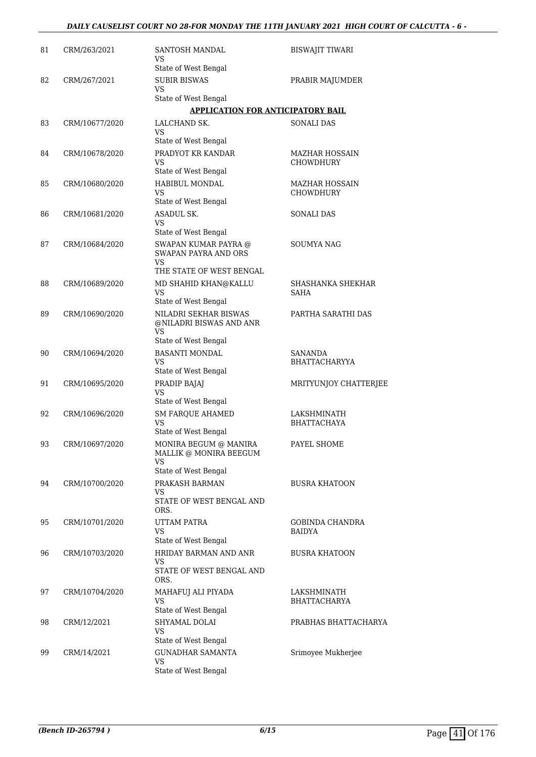| | | | |
|---|---|---|---|
| 81 | CRM/263/2021 | SANTOSH MANDAL<br>VS<br>State of West Bengal | BISWAJIT TIWARI |
| 82 | CRM/267/2021 | SUBIR BISWAS<br>VS<br>State of West Bengal | PRABIR MAJUMDER |

**APPLICATION FOR ANTICIPATORY BAIL**

| | | | |
|---|---|---|---|
| 83 | CRM/10677/2020 | LALCHAND SK.<br>VS<br>State of West Bengal | SONALI DAS |
| 84 | CRM/10678/2020 | PRADYOT KR KANDAR<br>VS<br>State of West Bengal | MAZHAR HOSSAIN CHOWDHURY |
| 85 | CRM/10680/2020 | HABIBUL MONDAL<br>VS<br>State of West Bengal | MAZHAR HOSSAIN CHOWDHURY |
| 86 | CRM/10681/2020 | ASADUL SK.<br>VS<br>State of West Bengal | SONALI DAS |
| 87 | CRM/10684/2020 | SWAPAN KUMAR PAYRA @ SWAPAN PAYRA AND ORS<br>VS<br>THE STATE OF WEST BENGAL | SOUMYA NAG |
| 88 | CRM/10689/2020 | MD SHAHID KHAN@KALLU<br>VS<br>State of West Bengal | SHASHANKA SHEKHAR SAHA |
| 89 | CRM/10690/2020 | NILADRI SEKHAR BISWAS @NILADRI BISWAS AND ANR<br>VS<br>State of West Bengal | PARTHA SARATHI DAS |
| 90 | CRM/10694/2020 | BASANTI MONDAL<br>VS<br>State of West Bengal | SANANDA BHATTACHARYYA |
| 91 | CRM/10695/2020 | PRADIP BAJAJ<br>VS<br>State of West Bengal | MRITYUNJOY CHATTERJEE |
| 92 | CRM/10696/2020 | SM FARQUE AHAMED<br>VS<br>State of West Bengal | LAKSHMINATH BHATTACHAYA |
| 93 | CRM/10697/2020 | MONIRA BEGUM @ MANIRA MALLIK @ MONIRA BEEGUM<br>VS<br>State of West Bengal | PAYEL SHOME |
| 94 | CRM/10700/2020 | PRAKASH BARMAN<br>VS<br>STATE OF WEST BENGAL AND ORS. | BUSRA KHATOON |
| 95 | CRM/10701/2020 | UTTAM PATRA<br>VS<br>State of West Bengal | GOBINDA CHANDRA BAIDYA |
| 96 | CRM/10703/2020 | HRIDAY BARMAN AND ANR<br>VS<br>STATE OF WEST BENGAL AND ORS. | BUSRA KHATOON |
| 97 | CRM/10704/2020 | MAHAFUJ ALI PIYADA<br>VS<br>State of West Bengal | LAKSHMINATH BHATTACHARYA |
| 98 | CRM/12/2021 | SHYAMAL DOLAI<br>VS<br>State of West Bengal | PRABHAS BHATTACHARYA |
| 99 | CRM/14/2021 | GUNADHAR SAMANTA<br>VS<br>State of West Bengal | Srimoyee Mukherjee |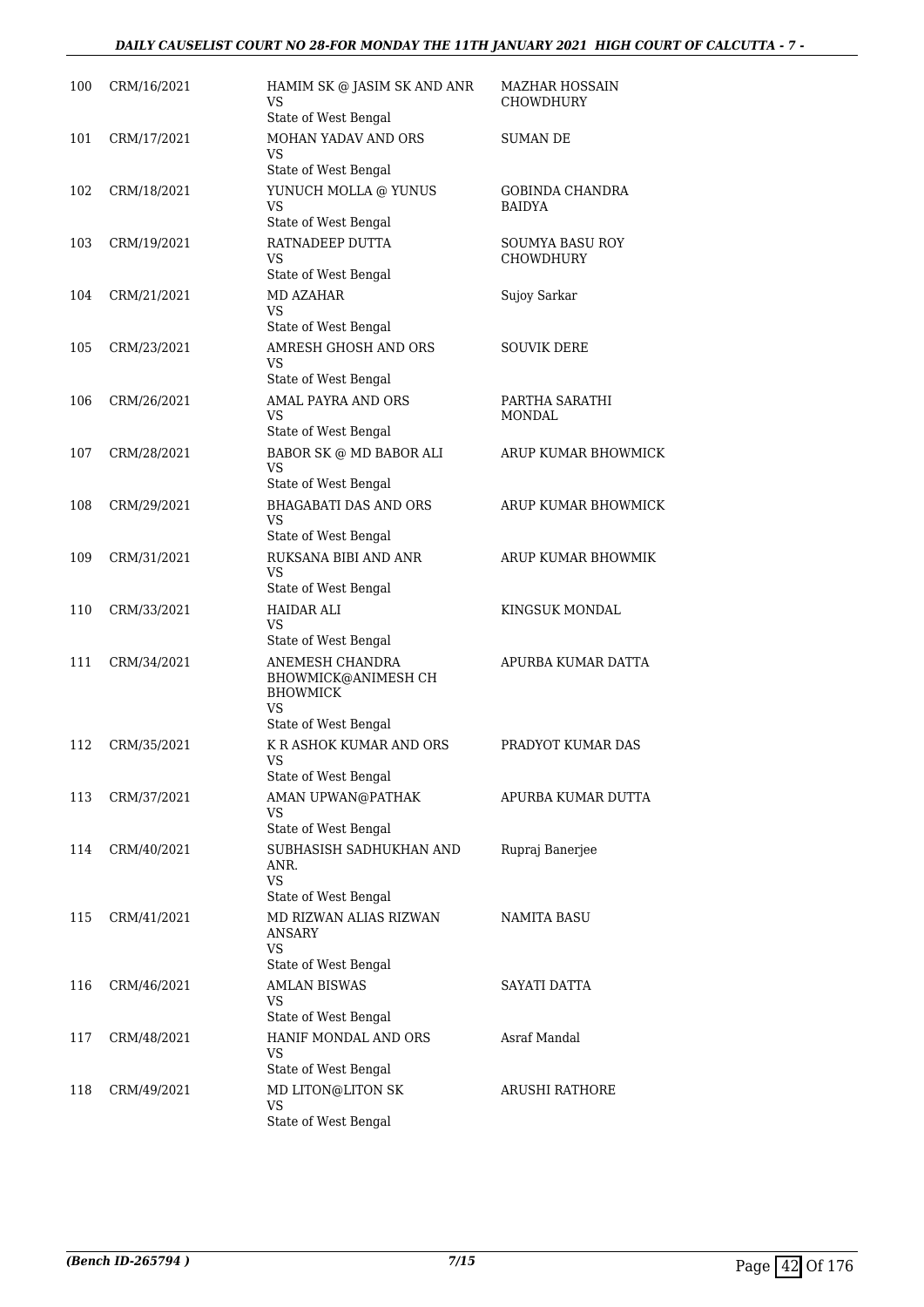| | | | |
|---|---|---|---|
| 100 | CRM/16/2021 | HAMIM SK @ JASIM SK AND ANR<br>VS<br>State of West Bengal | MAZHAR HOSSAIN CHOWDHURY |
| 101 | CRM/17/2021 | MOHAN YADAV AND ORS<br>VS<br>State of West Bengal | SUMAN DE |
| 102 | CRM/18/2021 | YUNUCH MOLLA @ YUNUS<br>VS<br>State of West Bengal | GOBINDA CHANDRA BAIDYA |
| 103 | CRM/19/2021 | RATNADEEP DUTTA<br>VS<br>State of West Bengal | SOUMYA BASU ROY CHOWDHURY |
| 104 | CRM/21/2021 | MD AZAHAR<br>VS<br>State of West Bengal | Sujoy Sarkar |
| 105 | CRM/23/2021 | AMRESH GHOSH AND ORS<br>VS<br>State of West Bengal | SOUVIK DERE |
| 106 | CRM/26/2021 | AMAL PAYRA AND ORS<br>VS<br>State of West Bengal | PARTHA SARATHI MONDAL |
| 107 | CRM/28/2021 | BABOR SK @ MD BABOR ALI<br>VS<br>State of West Bengal | ARUP KUMAR BHOWMICK |
| 108 | CRM/29/2021 | BHAGABATI DAS AND ORS<br>VS<br>State of West Bengal | ARUP KUMAR BHOWMICK |
| 109 | CRM/31/2021 | RUKSANA BIBI AND ANR<br>VS<br>State of West Bengal | ARUP KUMAR BHOWMIK |
| 110 | CRM/33/2021 | HAIDAR ALI<br>VS<br>State of West Bengal | KINGSUK MONDAL |
| 111 | CRM/34/2021 | ANEMESH CHANDRA BHOWMICK@ANIMESH CH BHOWMICK<br>VS<br>State of West Bengal | APURBA KUMAR DATTA |
| 112 | CRM/35/2021 | K R ASHOK KUMAR AND ORS<br>VS<br>State of West Bengal | PRADYOT KUMAR DAS |
| 113 | CRM/37/2021 | AMAN UPWAN@PATHAK<br>VS<br>State of West Bengal | APURBA KUMAR DUTTA |
| 114 | CRM/40/2021 | SUBHASISH SADHUKHAN AND ANR.<br>VS<br>State of West Bengal | Rupraj Banerjee |
| 115 | CRM/41/2021 | MD RIZWAN ALIAS RIZWAN ANSARY<br>VS<br>State of West Bengal | NAMITA BASU |
| 116 | CRM/46/2021 | AMLAN BISWAS<br>VS<br>State of West Bengal | SAYATI DATTA |
| 117 | CRM/48/2021 | HANIF MONDAL AND ORS<br>VS<br>State of West Bengal | Asraf Mandal |
| 118 | CRM/49/2021 | MD LITON@LITON SK<br>VS<br>State of West Bengal | ARUSHI RATHORE |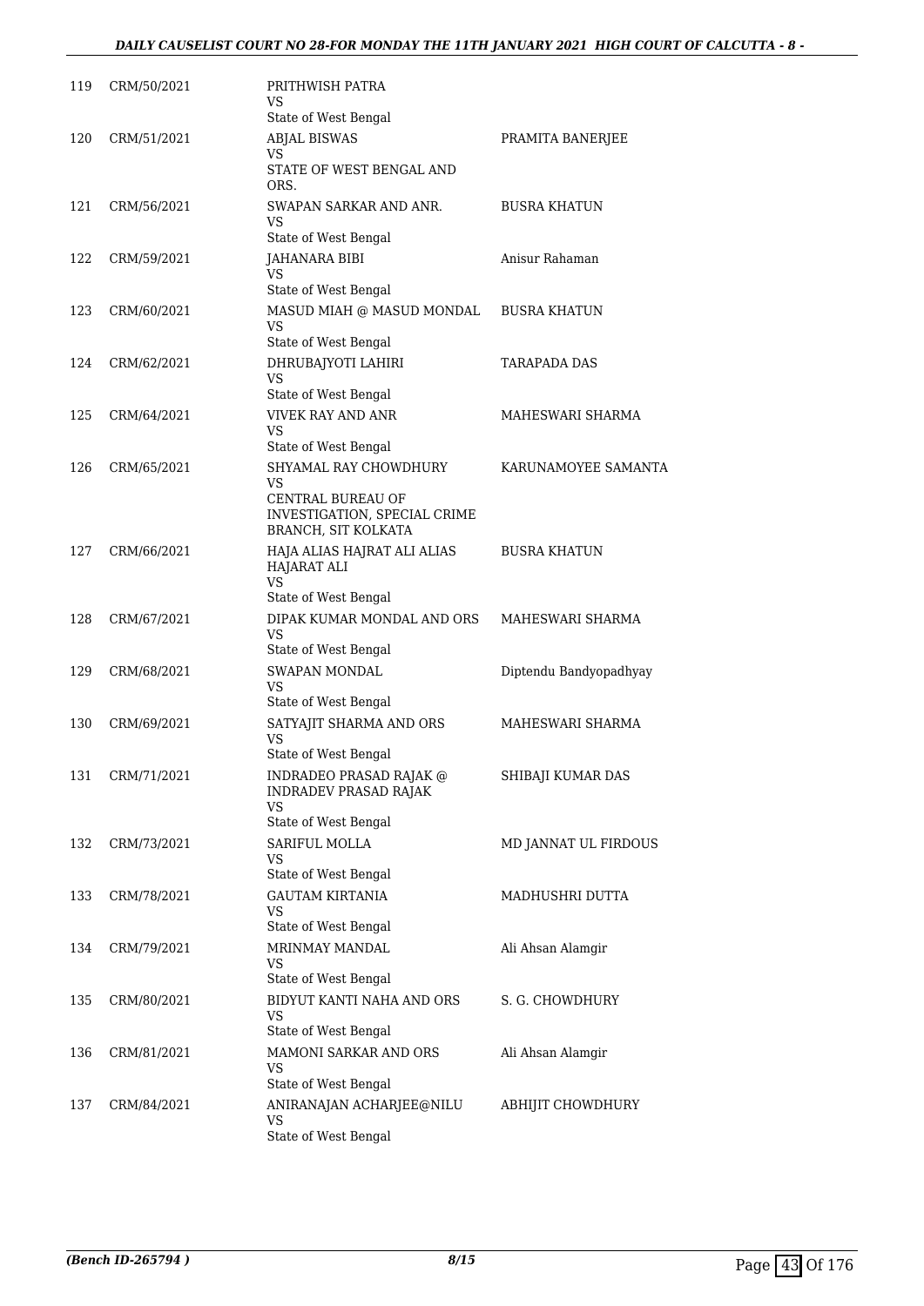| | | | |
|---|---|---|---|
| 119 | CRM/50/2021 | PRITHWISH PATRA<br>VS<br>State of West Bengal | |
| 120 | CRM/51/2021 | ABJAL BISWAS<br>VS<br>STATE OF WEST BENGAL AND ORS. | PRAMITA BANERJEE |
| 121 | CRM/56/2021 | SWAPAN SARKAR AND ANR.<br>VS<br>State of West Bengal | BUSRA KHATUN |
| 122 | CRM/59/2021 | JAHANARA BIBI<br>VS<br>State of West Bengal | Anisur Rahaman |
| 123 | CRM/60/2021 | MASUD MIAH @ MASUD MONDAL<br>VS<br>State of West Bengal | BUSRA KHATUN |
| 124 | CRM/62/2021 | DHRUBAJYOTI LAHIRI<br>VS<br>State of West Bengal | TARAPADA DAS |
| 125 | CRM/64/2021 | VIVEK RAY AND ANR<br>VS<br>State of West Bengal | MAHESWARI SHARMA |
| 126 | CRM/65/2021 | SHYAMAL RAY CHOWDHURY<br>VS<br>CENTRAL BUREAU OF INVESTIGATION, SPECIAL CRIME BRANCH, SIT KOLKATA | KARUNAMOYEE SAMANTA |
| 127 | CRM/66/2021 | HAJA ALIAS HAJRAT ALI ALIAS HAJARAT ALI<br>VS<br>State of West Bengal | BUSRA KHATUN |
| 128 | CRM/67/2021 | DIPAK KUMAR MONDAL AND ORS<br>VS<br>State of West Bengal | MAHESWARI SHARMA |
| 129 | CRM/68/2021 | SWAPAN MONDAL<br>VS<br>State of West Bengal | Diptendu Bandyopadhyay |
| 130 | CRM/69/2021 | SATYAJIT SHARMA AND ORS<br>VS<br>State of West Bengal | MAHESWARI SHARMA |
| 131 | CRM/71/2021 | INDRADEO PRASAD RAJAK @ INDRADEV PRASAD RAJAK<br>VS<br>State of West Bengal | SHIBAJI KUMAR DAS |
| 132 | CRM/73/2021 | SARIFUL MOLLA<br>VS<br>State of West Bengal | MD JANNAT UL FIRDOUS |
| 133 | CRM/78/2021 | GAUTAM KIRTANIA<br>VS<br>State of West Bengal | MADHUSHRI DUTTA |
| 134 | CRM/79/2021 | MRINMAY MANDAL<br>VS<br>State of West Bengal | Ali Ahsan Alamgir |
| 135 | CRM/80/2021 | BIDYUT KANTI NAHA AND ORS<br>VS<br>State of West Bengal | S. G. CHOWDHURY |
| 136 | CRM/81/2021 | MAMONI SARKAR AND ORS<br>VS<br>State of West Bengal | Ali Ahsan Alamgir |
| 137 | CRM/84/2021 | ANIRANAJAN ACHARJEE@NILU<br>VS<br>State of West Bengal | ABHIJIT CHOWDHURY |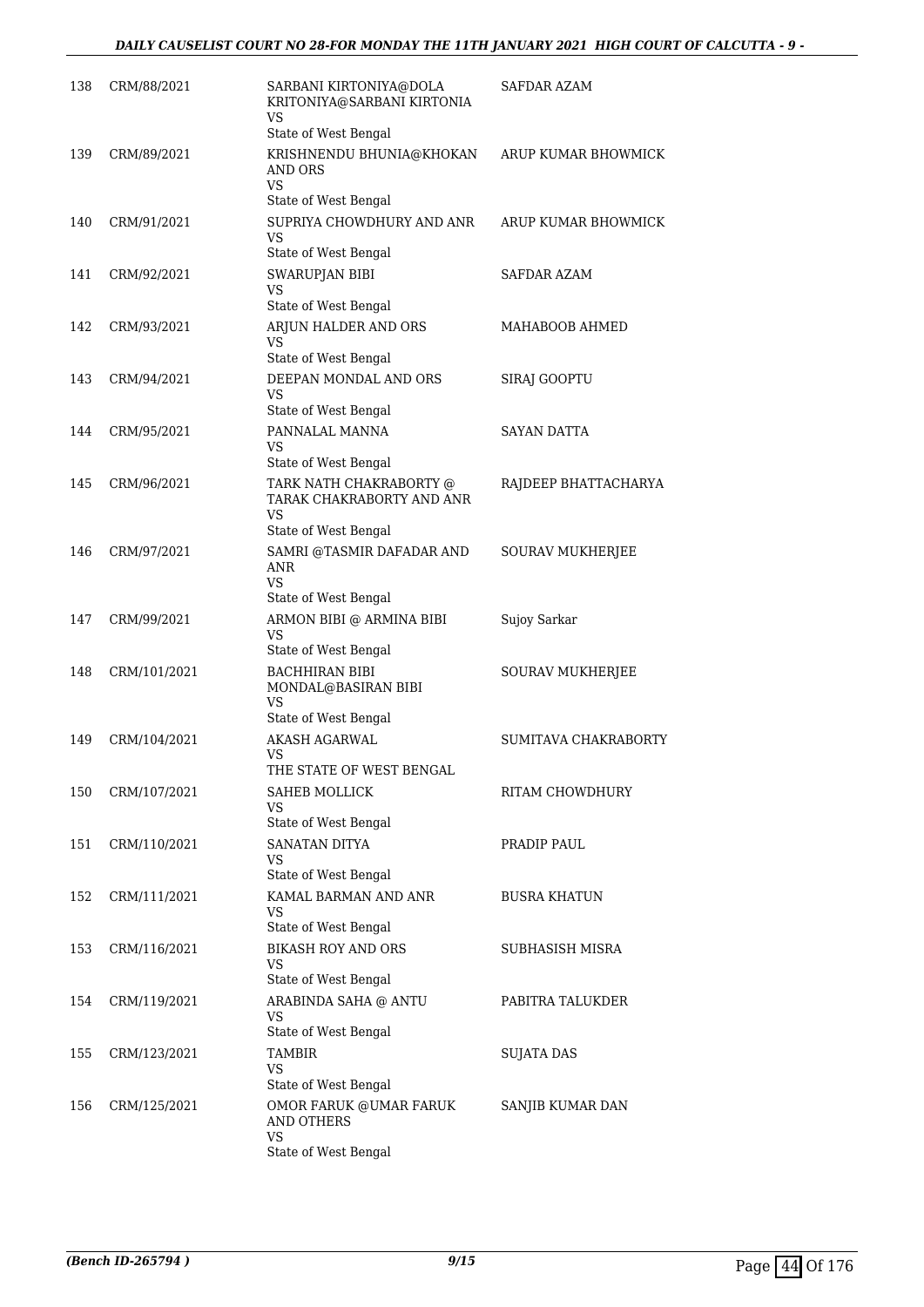| | | | |
|---|---|---|---|
| 138 | CRM/88/2021 | SARBANI KIRTONIYA@DOLA KRITONIYA@SARBANI KIRTONIA<br>VS<br>State of West Bengal | SAFDAR AZAM |
| 139 | CRM/89/2021 | KRISHNENDU BHUNIA@KHOKAN AND ORS<br>VS<br>State of West Bengal | ARUP KUMAR BHOWMICK |
| 140 | CRM/91/2021 | SUPRIYA CHOWDHURY AND ANR<br>VS<br>State of West Bengal | ARUP KUMAR BHOWMICK |
| 141 | CRM/92/2021 | SWARUPJAN BIBI<br>VS<br>State of West Bengal | SAFDAR AZAM |
| 142 | CRM/93/2021 | ARJUN HALDER AND ORS<br>VS<br>State of West Bengal | MAHABOOB AHMED |
| 143 | CRM/94/2021 | DEEPAN MONDAL AND ORS<br>VS<br>State of West Bengal | SIRAJ GOOPTU |
| 144 | CRM/95/2021 | PANNALAL MANNA<br>VS<br>State of West Bengal | SAYAN DATTA |
| 145 | CRM/96/2021 | TARK NATH CHAKRABORTY @ TARAK CHAKRABORTY AND ANR<br>VS<br>State of West Bengal | RAJDEEP BHATTACHARYA |
| 146 | CRM/97/2021 | SAMRI @TASMIR DAFADAR AND ANR<br>VS<br>State of West Bengal | SOURAV MUKHERJEE |
| 147 | CRM/99/2021 | ARMON BIBI @ ARMINA BIBI<br>VS<br>State of West Bengal | Sujoy Sarkar |
| 148 | CRM/101/2021 | BACHHIRAN BIBI MONDAL@BASIRAN BIBI<br>VS<br>State of West Bengal | SOURAV MUKHERJEE |
| 149 | CRM/104/2021 | AKASH AGARWAL<br>VS<br>THE STATE OF WEST BENGAL | SUMITAVA CHAKRABORTY |
| 150 | CRM/107/2021 | SAHEB MOLLICK<br>VS<br>State of West Bengal | RITAM CHOWDHURY |
| 151 | CRM/110/2021 | SANATAN DITYA<br>VS<br>State of West Bengal | PRADIP PAUL |
| 152 | CRM/111/2021 | KAMAL BARMAN AND ANR<br>VS<br>State of West Bengal | BUSRA KHATUN |
| 153 | CRM/116/2021 | BIKASH ROY AND ORS<br>VS<br>State of West Bengal | SUBHASISH MISRA |
| 154 | CRM/119/2021 | ARABINDA SAHA @ ANTU<br>VS<br>State of West Bengal | PABITRA TALUKDER |
| 155 | CRM/123/2021 | TAMBIR<br>VS<br>State of West Bengal | SUJATA DAS |
| 156 | CRM/125/2021 | OMOR FARUK @UMAR FARUK AND OTHERS<br>VS<br>State of West Bengal | SANJIB KUMAR DAN |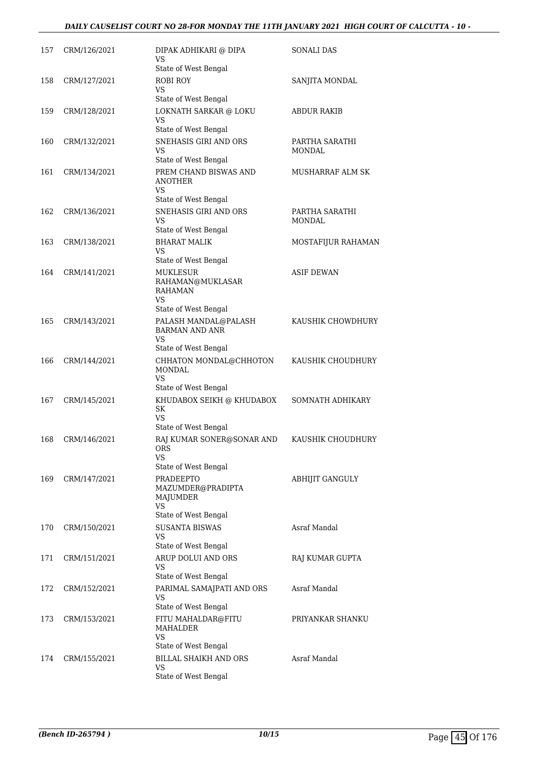| | | | |
|---|---|---|---|
| 157 | CRM/126/2021 | DIPAK ADHIKARI @ DIPA<br>VS<br>State of West Bengal | SONALI DAS |
| 158 | CRM/127/2021 | ROBI ROY<br>VS<br>State of West Bengal | SANJITA MONDAL |
| 159 | CRM/128/2021 | LOKNATH SARKAR @ LOKU<br>VS<br>State of West Bengal | ABDUR RAKIB |
| 160 | CRM/132/2021 | SNEHASIS GIRI AND ORS<br>VS<br>State of West Bengal | PARTHA SARATHI MONDAL |
| 161 | CRM/134/2021 | PREM CHAND BISWAS AND ANOTHER<br>VS<br>State of West Bengal | MUSHARRAF ALM SK |
| 162 | CRM/136/2021 | SNEHASIS GIRI AND ORS<br>VS<br>State of West Bengal | PARTHA SARATHI MONDAL |
| 163 | CRM/138/2021 | BHARAT MALIK<br>VS<br>State of West Bengal | MOSTAFIJUR RAHAMAN |
| 164 | CRM/141/2021 | MUKLESUR RAHAMAN@MUKLASAR RAHAMAN<br>VS<br>State of West Bengal | ASIF DEWAN |
| 165 | CRM/143/2021 | PALASH MANDAL@PALASH BARMAN AND ANR<br>VS<br>State of West Bengal | KAUSHIK CHOWDHURY |
| 166 | CRM/144/2021 | CHHATON MONDAL@CHHOTON MONDAL<br>VS<br>State of West Bengal | KAUSHIK CHOUDHURY |
| 167 | CRM/145/2021 | KHUDABOX SEIKH @ KHUDABOX SK<br>VS<br>State of West Bengal | SOMNATH ADHIKARY |
| 168 | CRM/146/2021 | RAJ KUMAR SONER@SONAR AND ORS<br>VS<br>State of West Bengal | KAUSHIK CHOUDHURY |
| 169 | CRM/147/2021 | PRADEEPTO MAZUMDER@PRADIPTA MAJUMDER<br>VS<br>State of West Bengal | ABHIJIT GANGULY |
| 170 | CRM/150/2021 | SUSANTA BISWAS<br>VS<br>State of West Bengal | Asraf Mandal |
| 171 | CRM/151/2021 | ARUP DOLUI AND ORS<br>VS<br>State of West Bengal | RAJ KUMAR GUPTA |
| 172 | CRM/152/2021 | PARIMAL SAMAJPATI AND ORS<br>VS<br>State of West Bengal | Asraf Mandal |
| 173 | CRM/153/2021 | FITU MAHALDAR@FITU MAHALDER<br>VS<br>State of West Bengal | PRIYANKAR SHANKU |
| 174 | CRM/155/2021 | BILLAL SHAIKH AND ORS<br>VS<br>State of West Bengal | Asraf Mandal |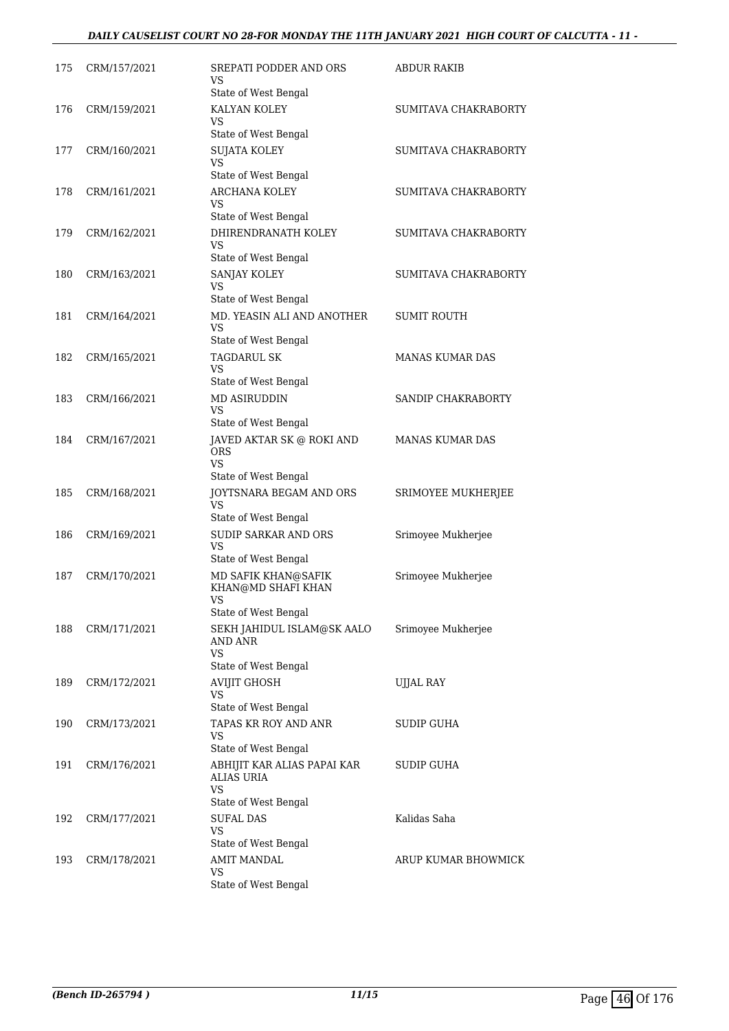| | | | |
|---|---|---|---|
| 175 | CRM/157/2021 | SREPATI PODDER AND ORS<br>VS<br>State of West Bengal | ABDUR RAKIB |
| 176 | CRM/159/2021 | KALYAN KOLEY<br>VS<br>State of West Bengal | SUMITAVA CHAKRABORTY |
| 177 | CRM/160/2021 | SUJATA KOLEY<br>VS<br>State of West Bengal | SUMITAVA CHAKRABORTY |
| 178 | CRM/161/2021 | ARCHANA KOLEY<br>VS<br>State of West Bengal | SUMITAVA CHAKRABORTY |
| 179 | CRM/162/2021 | DHIRENDRANATH KOLEY<br>VS<br>State of West Bengal | SUMITAVA CHAKRABORTY |
| 180 | CRM/163/2021 | SANJAY KOLEY<br>VS<br>State of West Bengal | SUMITAVA CHAKRABORTY |
| 181 | CRM/164/2021 | MD. YEASIN ALI AND ANOTHER<br>VS<br>State of West Bengal | SUMIT ROUTH |
| 182 | CRM/165/2021 | TAGDARUL SK<br>VS<br>State of West Bengal | MANAS KUMAR DAS |
| 183 | CRM/166/2021 | MD ASIRUDDIN<br>VS<br>State of West Bengal | SANDIP CHAKRABORTY |
| 184 | CRM/167/2021 | JAVED AKTAR SK @ ROKI AND ORS<br>VS<br>State of West Bengal | MANAS KUMAR DAS |
| 185 | CRM/168/2021 | JOYTSNARA BEGAM AND ORS<br>VS<br>State of West Bengal | SRIMOYEE MUKHERJEE |
| 186 | CRM/169/2021 | SUDIP SARKAR AND ORS<br>VS<br>State of West Bengal | Srimoyee Mukherjee |
| 187 | CRM/170/2021 | MD SAFIK KHAN@SAFIK KHAN@MD SHAFI KHAN<br>VS<br>State of West Bengal | Srimoyee Mukherjee |
| 188 | CRM/171/2021 | SEKH JAHIDUL ISLAM@SK AALO AND ANR<br>VS<br>State of West Bengal | Srimoyee Mukherjee |
| 189 | CRM/172/2021 | AVIJIT GHOSH<br>VS<br>State of West Bengal | UJJAL RAY |
| 190 | CRM/173/2021 | TAPAS KR ROY AND ANR<br>VS<br>State of West Bengal | SUDIP GUHA |
| 191 | CRM/176/2021 | ABHIJIT KAR ALIAS PAPAI KAR ALIAS URIA<br>VS<br>State of West Bengal | SUDIP GUHA |
| 192 | CRM/177/2021 | SUFAL DAS<br>VS<br>State of West Bengal | Kalidas Saha |
| 193 | CRM/178/2021 | AMIT MANDAL<br>VS<br>State of West Bengal | ARUP KUMAR BHOWMICK |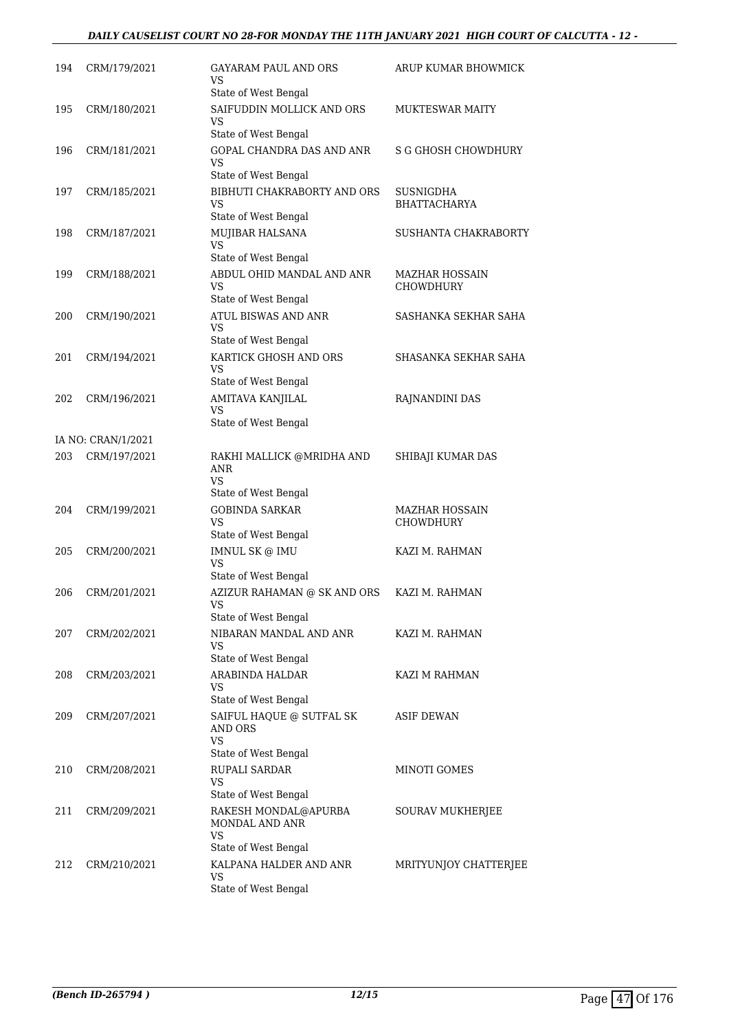| | | | |
|---|---|---|---|
| 194 | CRM/179/2021 | GAYARAM PAUL AND ORS<br>VS<br>State of West Bengal | ARUP KUMAR BHOWMICK |
| 195 | CRM/180/2021 | SAIFUDDIN MOLLICK AND ORS<br>VS<br>State of West Bengal | MUKTESWAR MAITY |
| 196 | CRM/181/2021 | GOPAL CHANDRA DAS AND ANR<br>VS<br>State of West Bengal | S G GHOSH CHOWDHURY |
| 197 | CRM/185/2021 | BIBHUTI CHAKRABORTY AND ORS<br>VS<br>State of West Bengal | SUSNIGDHA BHATTACHARYA |
| 198 | CRM/187/2021 | MUJIBAR HALSANA<br>VS<br>State of West Bengal | SUSHANTA CHAKRABORTY |
| 199 | CRM/188/2021 | ABDUL OHID MANDAL AND ANR<br>VS<br>State of West Bengal | MAZHAR HOSSAIN CHOWDHURY |
| 200 | CRM/190/2021 | ATUL BISWAS AND ANR<br>VS<br>State of West Bengal | SASHANKA SEKHAR SAHA |
| 201 | CRM/194/2021 | KARTICK GHOSH AND ORS<br>VS<br>State of West Bengal | SHASANKA SEKHAR SAHA |
| 202 | CRM/196/2021 | AMITAVA KANJILAL<br>VS<br>State of West Bengal | RAJNANDINI DAS |
| | IA NO: CRAN/1/2021 | | |
| 203 | CRM/197/2021 | RAKHI MALLICK @MRIDHA AND ANR<br>VS<br>State of West Bengal | SHIBAJI KUMAR DAS |
| 204 | CRM/199/2021 | GOBINDA SARKAR<br>VS<br>State of West Bengal | MAZHAR HOSSAIN CHOWDHURY |
| 205 | CRM/200/2021 | IMNUL SK @ IMU<br>VS<br>State of West Bengal | KAZI M. RAHMAN |
| 206 | CRM/201/2021 | AZIZUR RAHAMAN @ SK AND ORS<br>VS<br>State of West Bengal | KAZI M. RAHMAN |
| 207 | CRM/202/2021 | NIBARAN MANDAL AND ANR<br>VS<br>State of West Bengal | KAZI M. RAHMAN |
| 208 | CRM/203/2021 | ARABINDA HALDAR<br>VS<br>State of West Bengal | KAZI M RAHMAN |
| 209 | CRM/207/2021 | SAIFUL HAQUE @ SUTFAL SK AND ORS<br>VS<br>State of West Bengal | ASIF DEWAN |
| 210 | CRM/208/2021 | RUPALI SARDAR<br>VS<br>State of West Bengal | MINOTI GOMES |
| 211 | CRM/209/2021 | RAKESH MONDAL@APURBA MONDAL AND ANR<br>VS<br>State of West Bengal | SOURAV MUKHERJEE |
| 212 | CRM/210/2021 | KALPANA HALDER AND ANR<br>VS<br>State of West Bengal | MRITYUNJOY CHATTERJEE |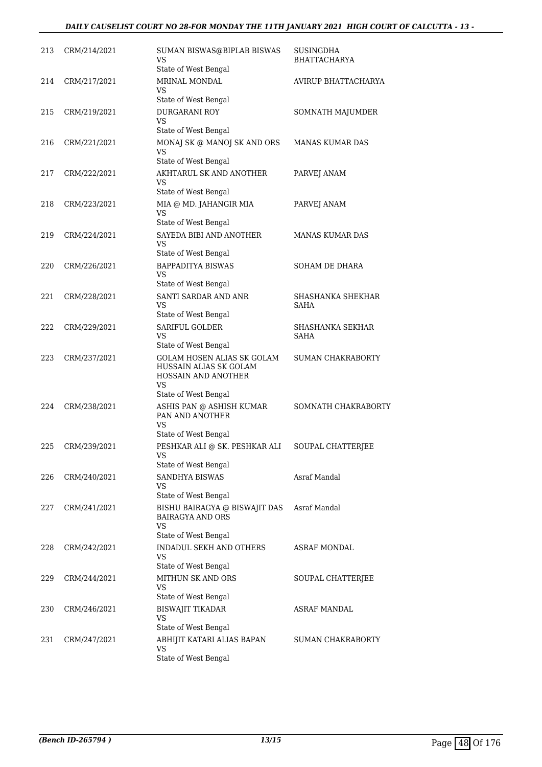| | | | |
|---|---|---|---|
| 213 | CRM/214/2021 | SUMAN BISWAS@BIPLAB BISWAS<br>VS<br>State of West Bengal | SUSINGDHA BHATTACHARYA |
| 214 | CRM/217/2021 | MRINAL MONDAL<br>VS<br>State of West Bengal | AVIRUP BHATTACHARYA |
| 215 | CRM/219/2021 | DURGARANI ROY<br>VS<br>State of West Bengal | SOMNATH MAJUMDER |
| 216 | CRM/221/2021 | MONAJ SK @ MANOJ SK AND ORS<br>VS<br>State of West Bengal | MANAS KUMAR DAS |
| 217 | CRM/222/2021 | AKHTARUL SK AND ANOTHER<br>VS<br>State of West Bengal | PARVEJ ANAM |
| 218 | CRM/223/2021 | MIA @ MD. JAHANGIR MIA<br>VS<br>State of West Bengal | PARVEJ ANAM |
| 219 | CRM/224/2021 | SAYEDA BIBI AND ANOTHER<br>VS<br>State of West Bengal | MANAS KUMAR DAS |
| 220 | CRM/226/2021 | BAPPADITYA BISWAS<br>VS<br>State of West Bengal | SOHAM DE DHARA |
| 221 | CRM/228/2021 | SANTI SARDAR AND ANR<br>VS<br>State of West Bengal | SHASHANKA SHEKHAR SAHA |
| 222 | CRM/229/2021 | SARIFUL GOLDER<br>VS<br>State of West Bengal | SHASHANKA SEKHAR SAHA |
| 223 | CRM/237/2021 | GOLAM HOSEN ALIAS SK GOLAM HUSSAIN ALIAS SK GOLAM HOSSAIN AND ANOTHER<br>VS<br>State of West Bengal | SUMAN CHAKRABORTY |
| 224 | CRM/238/2021 | ASHIS PAN @ ASHISH KUMAR PAN AND ANOTHER<br>VS<br>State of West Bengal | SOMNATH CHAKRABORTY |
| 225 | CRM/239/2021 | PESHKAR ALI @ SK. PESHKAR ALI<br>VS<br>State of West Bengal | SOUPAL CHATTERJEE |
| 226 | CRM/240/2021 | SANDHYA BISWAS<br>VS<br>State of West Bengal | Asraf Mandal |
| 227 | CRM/241/2021 | BISHU BAIRAGYA @ BISWAJIT DAS BAIRAGYA AND ORS<br>VS<br>State of West Bengal | Asraf Mandal |
| 228 | CRM/242/2021 | INDADUL SEKH AND OTHERS<br>VS<br>State of West Bengal | ASRAF MONDAL |
| 229 | CRM/244/2021 | MITHUN SK AND ORS<br>VS<br>State of West Bengal | SOUPAL CHATTERJEE |
| 230 | CRM/246/2021 | BISWAJIT TIKADAR<br>VS<br>State of West Bengal | ASRAF MANDAL |
| 231 | CRM/247/2021 | ABHIJIT KATARI ALIAS BAPAN<br>VS<br>State of West Bengal | SUMAN CHAKRABORTY |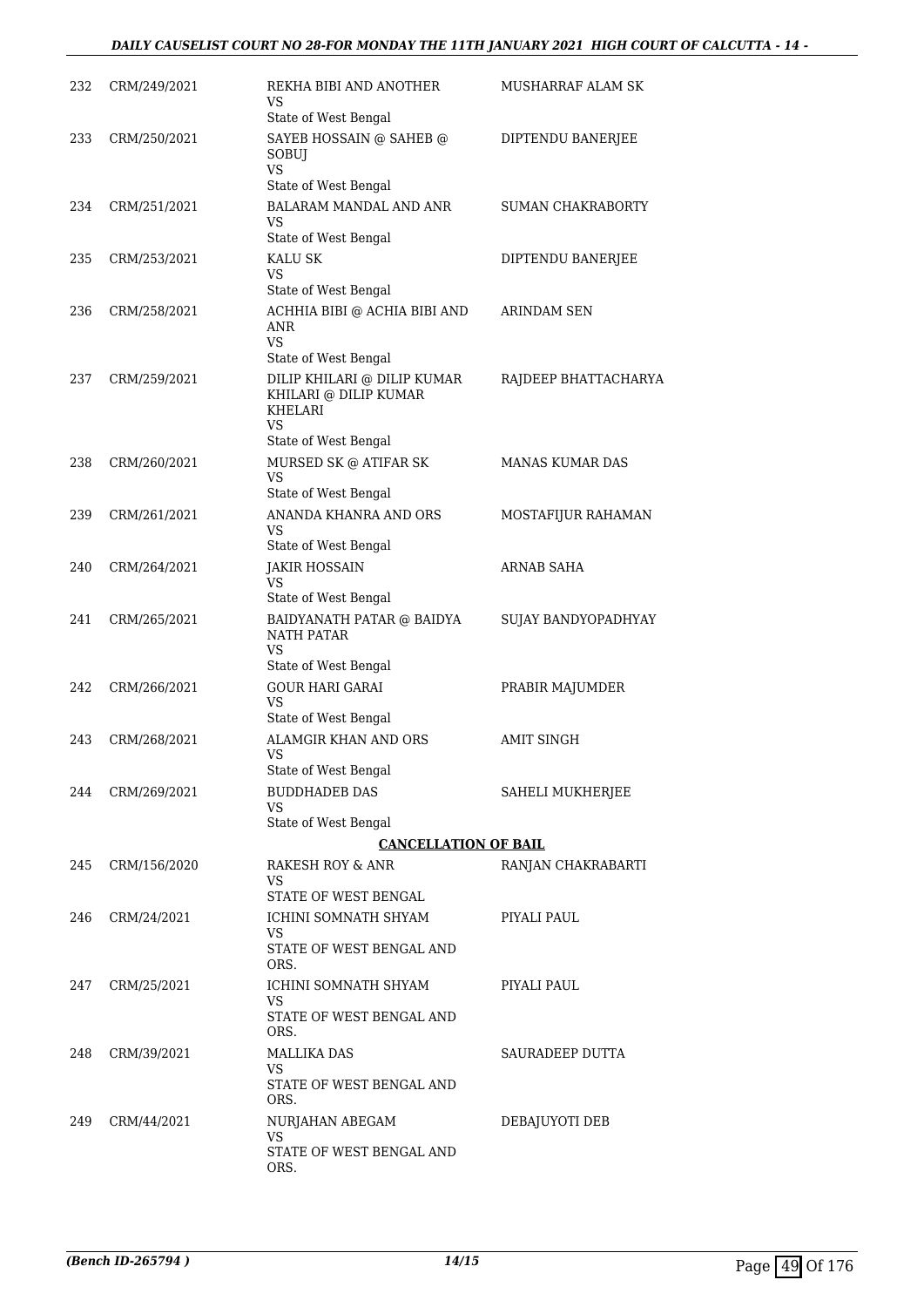| | | | |
|---|---|---|---|
| 232 | CRM/249/2021 | REKHA BIBI AND ANOTHER<br>VS<br>State of West Bengal | MUSHARRAF ALAM SK |
| 233 | CRM/250/2021 | SAYEB HOSSAIN @ SAHEB @ SOBUJ<br>VS<br>State of West Bengal | DIPTENDU BANERJEE |
| 234 | CRM/251/2021 | BALARAM MANDAL AND ANR<br>VS<br>State of West Bengal | SUMAN CHAKRABORTY |
| 235 | CRM/253/2021 | KALU SK<br>VS<br>State of West Bengal | DIPTENDU BANERJEE |
| 236 | CRM/258/2021 | ACHHIA BIBI @ ACHIA BIBI AND ANR<br>VS<br>State of West Bengal | ARINDAM SEN |
| 237 | CRM/259/2021 | DILIP KHILARI @ DILIP KUMAR KHILARI @ DILIP KUMAR KHELARI<br>VS<br>State of West Bengal | RAJDEEP BHATTACHARYA |
| 238 | CRM/260/2021 | MURSED SK @ ATIFAR SK<br>VS<br>State of West Bengal | MANAS KUMAR DAS |
| 239 | CRM/261/2021 | ANANDA KHANRA AND ORS<br>VS<br>State of West Bengal | MOSTAFIJUR RAHAMAN |
| 240 | CRM/264/2021 | JAKIR HOSSAIN<br>VS<br>State of West Bengal | ARNAB SAHA |
| 241 | CRM/265/2021 | BAIDYANATH PATAR @ BAIDYA NATH PATAR<br>VS<br>State of West Bengal | SUJAY BANDYOPADHYAY |
| 242 | CRM/266/2021 | GOUR HARI GARAI<br>VS<br>State of West Bengal | PRABIR MAJUMDER |
| 243 | CRM/268/2021 | ALAMGIR KHAN AND ORS<br>VS<br>State of West Bengal | AMIT SINGH |
| 244 | CRM/269/2021 | BUDDHADEB DAS<br>VS<br>State of West Bengal | SAHELI MUKHERJEE |

**CANCELLATION OF BAIL**

| | | | |
|---|---|---|---|
| 245 | CRM/156/2020 | RAKESH ROY & ANR<br>VS<br>STATE OF WEST BENGAL | RANJAN CHAKRABARTI |
| 246 | CRM/24/2021 | ICHINI SOMNATH SHYAM<br>VS<br>STATE OF WEST BENGAL AND ORS. | PIYALI PAUL |
| 247 | CRM/25/2021 | ICHINI SOMNATH SHYAM<br>VS<br>STATE OF WEST BENGAL AND ORS. | PIYALI PAUL |
| 248 | CRM/39/2021 | MALLIKA DAS<br>VS<br>STATE OF WEST BENGAL AND ORS. | SAURADEEP DUTTA |
| 249 | CRM/44/2021 | NURJAHAN ABEGAM<br>VS<br>STATE OF WEST BENGAL AND ORS. | DEBAJUYOTI DEB |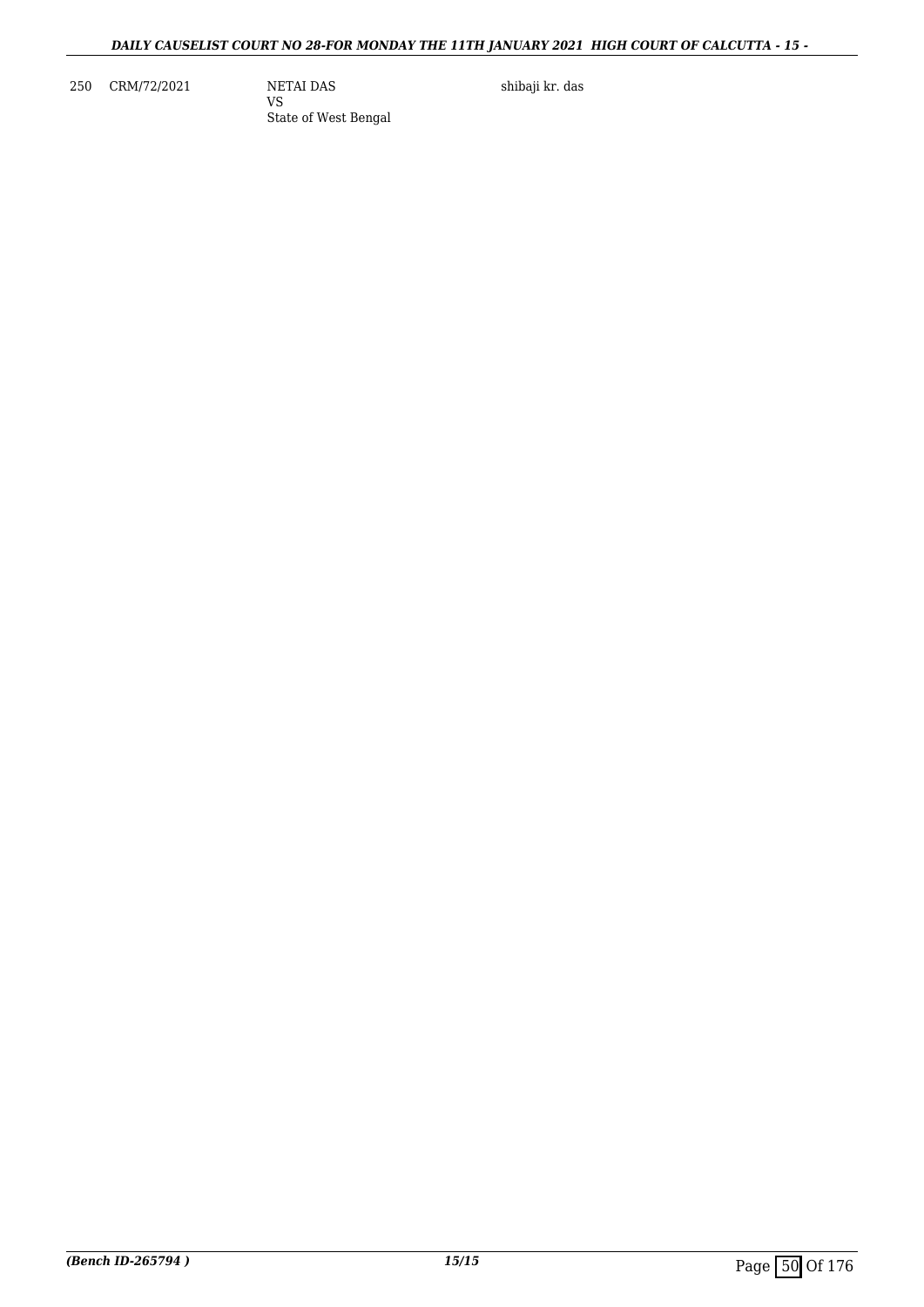| 250 | CRM/72/2021 | NETAI DAS<br>VS<br>State of West Bengal | shibaji kr. das |
|---|---|---|---|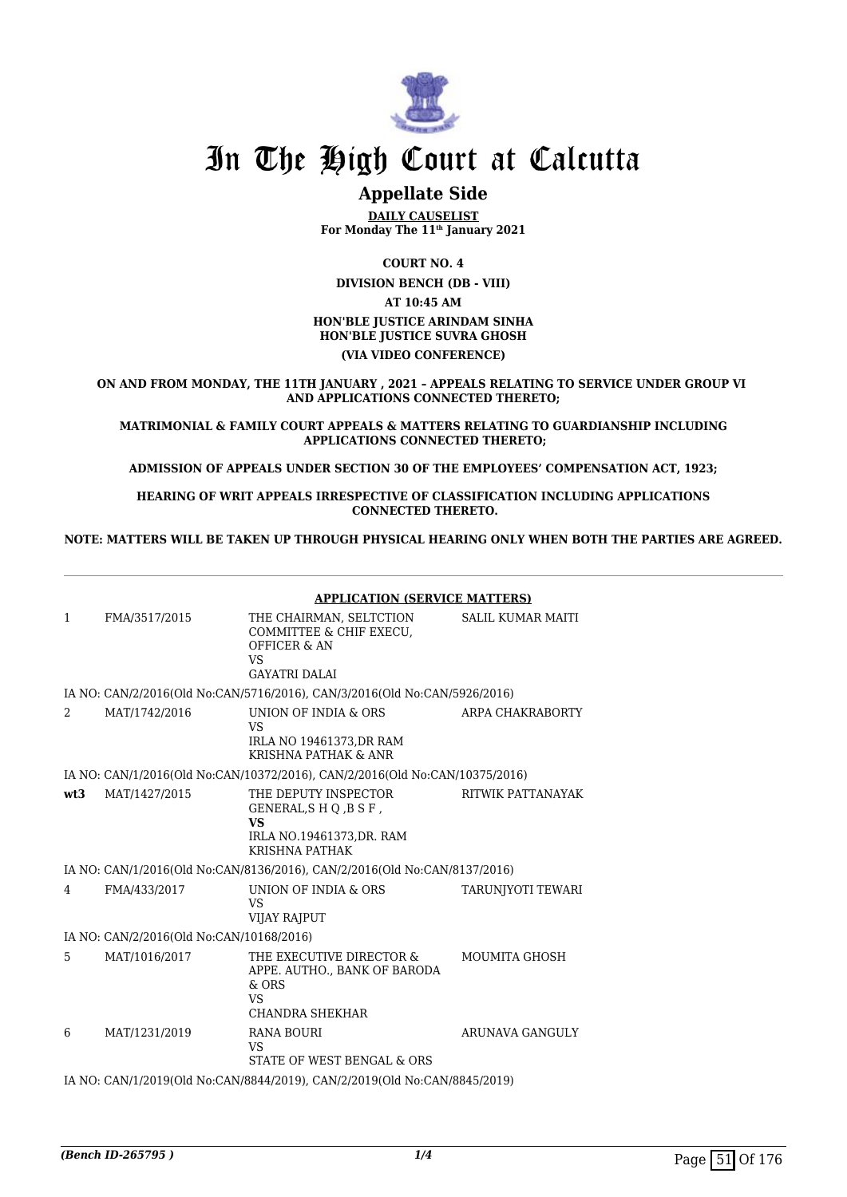# In The High Court at Calcutta

## Appellate Side

**DAILY CAUSELIST**
**For Monday The 11th January 2021**

**COURT NO. 4**

**DIVISION BENCH (DB - VIII)**

**AT 10:45 AM**

**HON'BLE JUSTICE ARINDAM SINHA**
**HON'BLE JUSTICE SUVRA GHOSH**

**(VIA VIDEO CONFERENCE)**

**ON AND FROM MONDAY, THE 11TH JANUARY , 2021 – APPEALS RELATING TO SERVICE UNDER GROUP VI AND APPLICATIONS CONNECTED THERETO;**

**MATRIMONIAL & FAMILY COURT APPEALS & MATTERS RELATING TO GUARDIANSHIP INCLUDING APPLICATIONS CONNECTED THERETO;**

**ADMISSION OF APPEALS UNDER SECTION 30 OF THE EMPLOYEES' COMPENSATION ACT, 1923;**

**HEARING OF WRIT APPEALS IRRESPECTIVE OF CLASSIFICATION INCLUDING APPLICATIONS CONNECTED THERETO.**

**NOTE: MATTERS WILL BE TAKEN UP THROUGH PHYSICAL HEARING ONLY WHEN BOTH THE PARTIES ARE AGREED.**

**APPLICATION (SERVICE MATTERS)**

| | | | |
|---|---|---|---|
| 1 | FMA/3517/2015 | THE CHAIRMAN, SELTCTION COMMITTEE & CHIF EXECU, OFFICER & AN<br>VS<br>GAYATRI DALAI | SALIL KUMAR MAITI |
| | IA NO: CAN/2/2016(Old No:CAN/5716/2016), CAN/3/2016(Old No:CAN/5926/2016) | | |
| 2 | MAT/1742/2016 | UNION OF INDIA & ORS<br>VS<br>IRLA NO 19461373,DR RAM KRISHNA PATHAK & ANR | ARPA CHAKRABORTY |
| | IA NO: CAN/1/2016(Old No:CAN/10372/2016), CAN/2/2016(Old No:CAN/10375/2016) | | |
| wt3 | MAT/1427/2015 | THE DEPUTY INSPECTOR GENERAL,S H Q ,B S F ,<br>**VS**<br>IRLA NO.19461373,DR. RAM KRISHNA PATHAK | RITWIK PATTANAYAK |
| | IA NO: CAN/1/2016(Old No:CAN/8136/2016), CAN/2/2016(Old No:CAN/8137/2016) | | |
| 4 | FMA/433/2017 | UNION OF INDIA & ORS<br>VS<br>VIJAY RAJPUT | TARUNJYOTI TEWARI |
| | IA NO: CAN/2/2016(Old No:CAN/10168/2016) | | |
| 5 | MAT/1016/2017 | THE EXECUTIVE DIRECTOR & APPE. AUTHO., BANK OF BARODA & ORS<br>VS<br>CHANDRA SHEKHAR | MOUMITA GHOSH |
| 6 | MAT/1231/2019 | RANA BOURI<br>VS<br>STATE OF WEST BENGAL & ORS | ARUNAVA GANGULY |
| | IA NO: CAN/1/2019(Old No:CAN/8844/2019), CAN/2/2019(Old No:CAN/8845/2019) | | |

*(Bench ID-265795 )*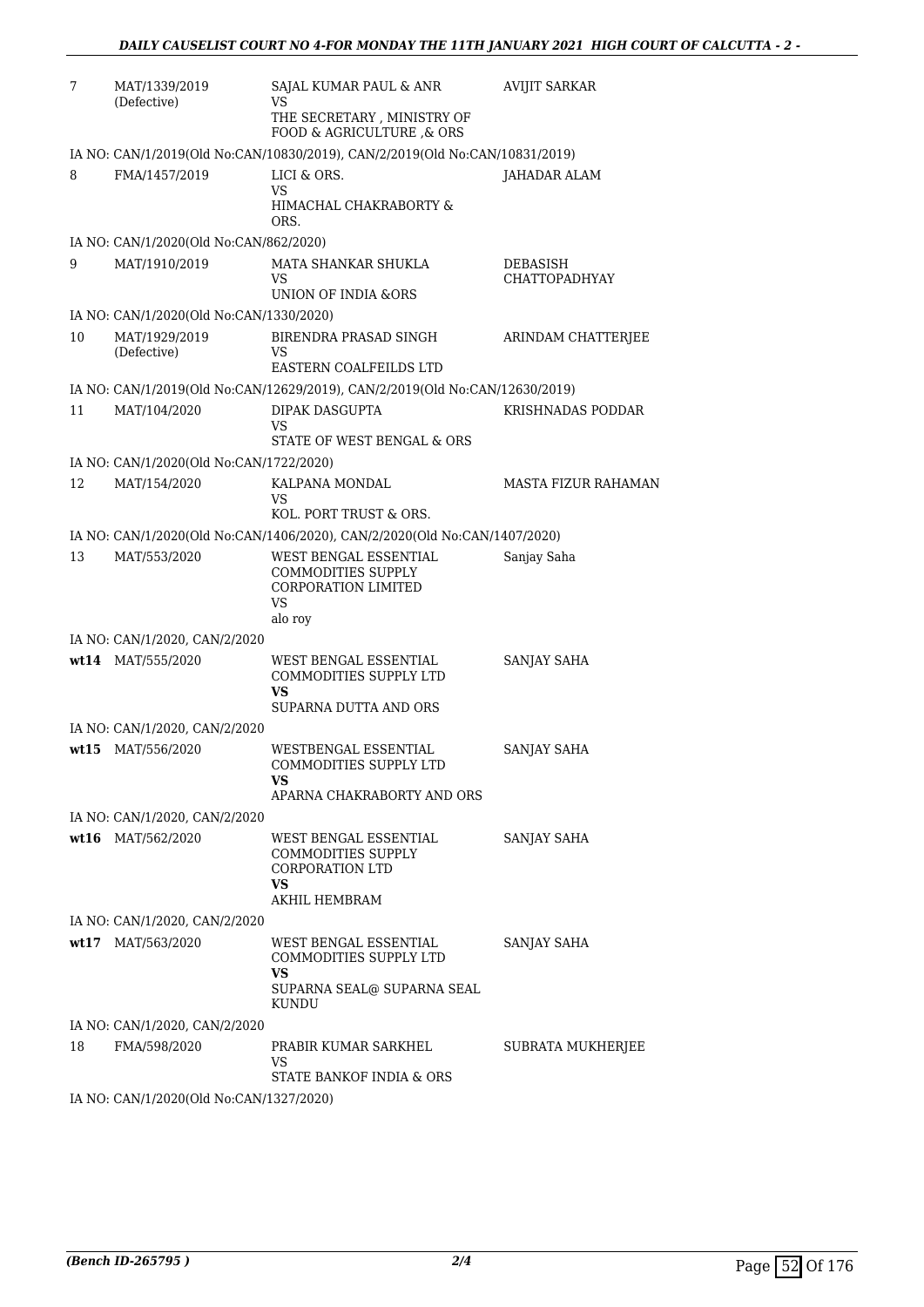| | | | |
|---|---|---|---|
| 7 | MAT/1339/2019 (Defective) | SAJAL KUMAR PAUL & ANR<br>VS<br>THE SECRETARY , MINISTRY OF FOOD & AGRICULTURE ,& ORS | AVIJIT SARKAR |
| | IA NO: CAN/1/2019(Old No:CAN/10830/2019), CAN/2/2019(Old No:CAN/10831/2019) | | |
| 8 | FMA/1457/2019 | LICI & ORS.<br>VS<br>HIMACHAL CHAKRABORTY & ORS. | JAHADAR ALAM |
| | IA NO: CAN/1/2020(Old No:CAN/862/2020) | | |
| 9 | MAT/1910/2019 | MATA SHANKAR SHUKLA<br>VS<br>UNION OF INDIA &ORS | DEBASISH CHATTOPADHYAY |
| | IA NO: CAN/1/2020(Old No:CAN/1330/2020) | | |
| 10 | MAT/1929/2019 (Defective) | BIRENDRA PRASAD SINGH<br>VS<br>EASTERN COALFEILDS LTD | ARINDAM CHATTERJEE |
| | IA NO: CAN/1/2019(Old No:CAN/12629/2019), CAN/2/2019(Old No:CAN/12630/2019) | | |
| 11 | MAT/104/2020 | DIPAK DASGUPTA<br>VS<br>STATE OF WEST BENGAL & ORS | KRISHNADAS PODDAR |
| | IA NO: CAN/1/2020(Old No:CAN/1722/2020) | | |
| 12 | MAT/154/2020 | KALPANA MONDAL<br>VS<br>KOL. PORT TRUST & ORS. | MASTA FIZUR RAHAMAN |
| | IA NO: CAN/1/2020(Old No:CAN/1406/2020), CAN/2/2020(Old No:CAN/1407/2020) | | |
| 13 | MAT/553/2020 | WEST BENGAL ESSENTIAL COMMODITIES SUPPLY CORPORATION LIMITED<br>VS<br>alo roy | Sanjay Saha |
| | IA NO: CAN/1/2020, CAN/2/2020 | | |
| **wt14** | MAT/555/2020 | WEST BENGAL ESSENTIAL COMMODITIES SUPPLY LTD<br>**VS**<br>SUPARNA DUTTA AND ORS | SANJAY SAHA |
| | IA NO: CAN/1/2020, CAN/2/2020 | | |
| **wt15** | MAT/556/2020 | WESTBENGAL ESSENTIAL COMMODITIES SUPPLY LTD<br>**VS**<br>APARNA CHAKRABORTY AND ORS | SANJAY SAHA |
| | IA NO: CAN/1/2020, CAN/2/2020 | | |
| **wt16** | MAT/562/2020 | WEST BENGAL ESSENTIAL COMMODITIES SUPPLY CORPORATION LTD<br>**VS**<br>AKHIL HEMBRAM | SANJAY SAHA |
| | IA NO: CAN/1/2020, CAN/2/2020 | | |
| **wt17** | MAT/563/2020 | WEST BENGAL ESSENTIAL COMMODITIES SUPPLY LTD<br>**VS**<br>SUPARNA SEAL@ SUPARNA SEAL KUNDU | SANJAY SAHA |
| | IA NO: CAN/1/2020, CAN/2/2020 | | |
| 18 | FMA/598/2020 | PRABIR KUMAR SARKHEL<br>VS<br>STATE BANKOF INDIA & ORS | SUBRATA MUKHERJEE |
| | IA NO: CAN/1/2020(Old No:CAN/1327/2020) | | |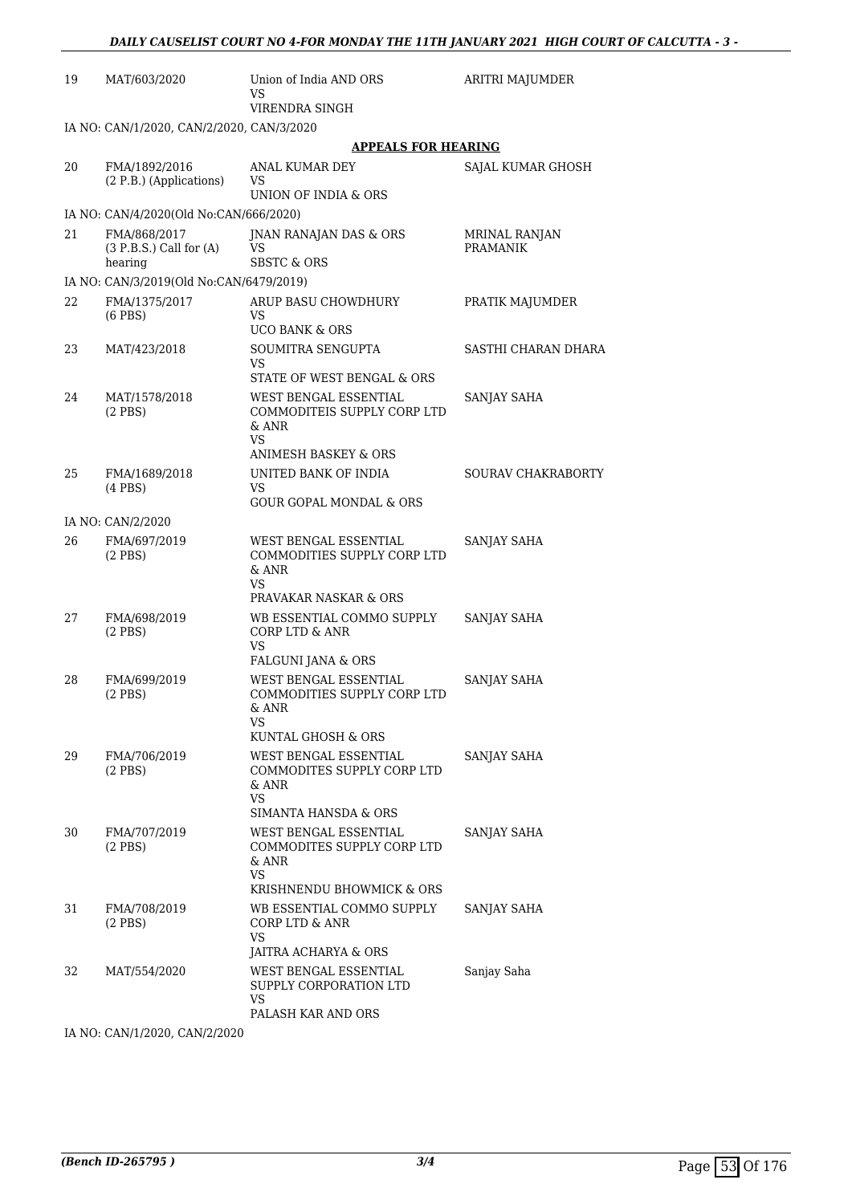| 19 | MAT/603/2020 | Union of India AND ORS<br>VS<br>VIRENDRA SINGH | ARITRI MAJUMDER |
|---|---|---|---|

IA NO: CAN/1/2020, CAN/2/2020, CAN/3/2020

**APPEALS FOR HEARING**

| 20 | FMA/1892/2016<br>(2 P.B.) (Applications) | ANAL KUMAR DEY<br>VS<br>UNION OF INDIA & ORS | SAJAL KUMAR GHOSH |
|---|---|---|---|

IA NO: CAN/4/2020(Old No:CAN/666/2020)

| 21 | FMA/868/2017<br>(3 P.B.S.) Call for (A) hearing | JNAN RANAJAN DAS & ORS<br>VS<br>SBSTC & ORS | MRINAL RANJAN PRAMANIK |
|---|---|---|---|

IA NO: CAN/3/2019(Old No:CAN/6479/2019)

| 22 | FMA/1375/2017<br>(6 PBS) | ARUP BASU CHOWDHURY<br>VS<br>UCO BANK & ORS | PRATIK MAJUMDER |
|---|---|---|---|
| 23 | MAT/423/2018 | SOUMITRA SENGUPTA<br>VS<br>STATE OF WEST BENGAL & ORS | SASTHI CHARAN DHARA |
| 24 | MAT/1578/2018<br>(2 PBS) | WEST BENGAL ESSENTIAL COMMODITEIS SUPPLY CORP LTD & ANR<br>VS<br>ANIMESH BASKEY & ORS | SANJAY SAHA |
| 25 | FMA/1689/2018<br>(4 PBS) | UNITED BANK OF INDIA<br>VS<br>GOUR GOPAL MONDAL & ORS | SOURAV CHAKRABORTY |

IA NO: CAN/2/2020

| 26 | FMA/697/2019<br>(2 PBS) | WEST BENGAL ESSENTIAL COMMODITIES SUPPLY CORP LTD & ANR<br>VS<br>PRAVAKAR NASKAR & ORS | SANJAY SAHA |
|---|---|---|---|
| 27 | FMA/698/2019<br>(2 PBS) | WB ESSENTIAL COMMO SUPPLY CORP LTD & ANR<br>VS<br>FALGUNI JANA & ORS | SANJAY SAHA |
| 28 | FMA/699/2019<br>(2 PBS) | WEST BENGAL ESSENTIAL COMMODITIES SUPPLY CORP LTD & ANR<br>VS<br>KUNTAL GHOSH & ORS | SANJAY SAHA |
| 29 | FMA/706/2019<br>(2 PBS) | WEST BENGAL ESSENTIAL COMMODITES SUPPLY CORP LTD & ANR<br>VS<br>SIMANTA HANSDA & ORS | SANJAY SAHA |
| 30 | FMA/707/2019<br>(2 PBS) | WEST BENGAL ESSENTIAL COMMODITES SUPPLY CORP LTD & ANR<br>VS<br>KRISHNENDU BHOWMICK & ORS | SANJAY SAHA |
| 31 | FMA/708/2019<br>(2 PBS) | WB ESSENTIAL COMMO SUPPLY CORP LTD & ANR<br>VS<br>JAITRA ACHARYA & ORS | SANJAY SAHA |
| 32 | MAT/554/2020 | WEST BENGAL ESSENTIAL SUPPLY CORPORATION LTD<br>VS<br>PALASH KAR AND ORS | Sanjay Saha |

IA NO: CAN/1/2020, CAN/2/2020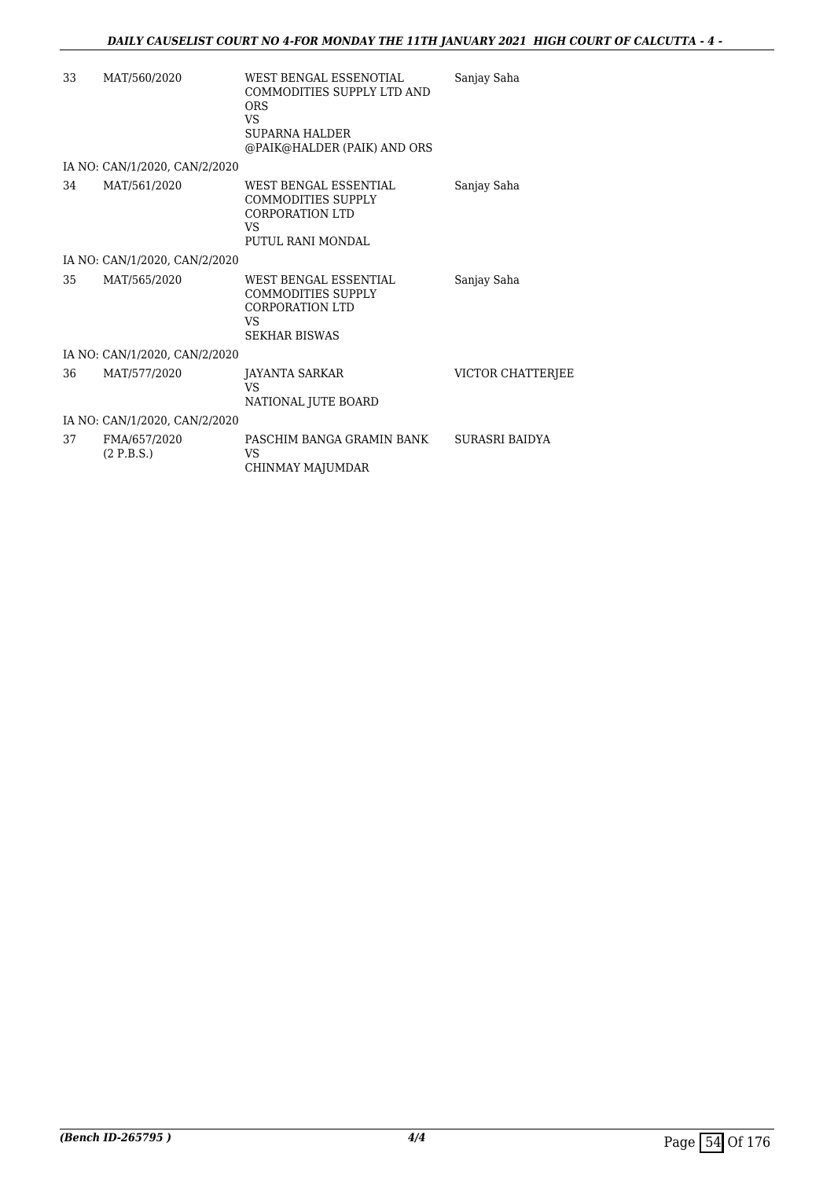| | | | |
|---|---|---|---|
| 33 | MAT/560/2020 | WEST BENGAL ESSENOTIAL COMMODITIES SUPPLY LTD AND ORS<br>VS<br>SUPARNA HALDER @PAIK@HALDER (PAIK) AND ORS | Sanjay Saha |
| | IA NO: CAN/1/2020, CAN/2/2020 | | |
| 34 | MAT/561/2020 | WEST BENGAL ESSENTIAL COMMODITIES SUPPLY CORPORATION LTD<br>VS<br>PUTUL RANI MONDAL | Sanjay Saha |
| | IA NO: CAN/1/2020, CAN/2/2020 | | |
| 35 | MAT/565/2020 | WEST BENGAL ESSENTIAL COMMODITIES SUPPLY CORPORATION LTD<br>VS<br>SEKHAR BISWAS | Sanjay Saha |
| | IA NO: CAN/1/2020, CAN/2/2020 | | |
| 36 | MAT/577/2020 | JAYANTA SARKAR<br>VS<br>NATIONAL JUTE BOARD | VICTOR CHATTERJEE |
| | IA NO: CAN/1/2020, CAN/2/2020 | | |
| 37 | FMA/657/2020<br>(2 P.B.S.) | PASCHIM BANGA GRAMIN BANK<br>VS<br>CHINMAY MAJUMDAR | SURASRI BAIDYA |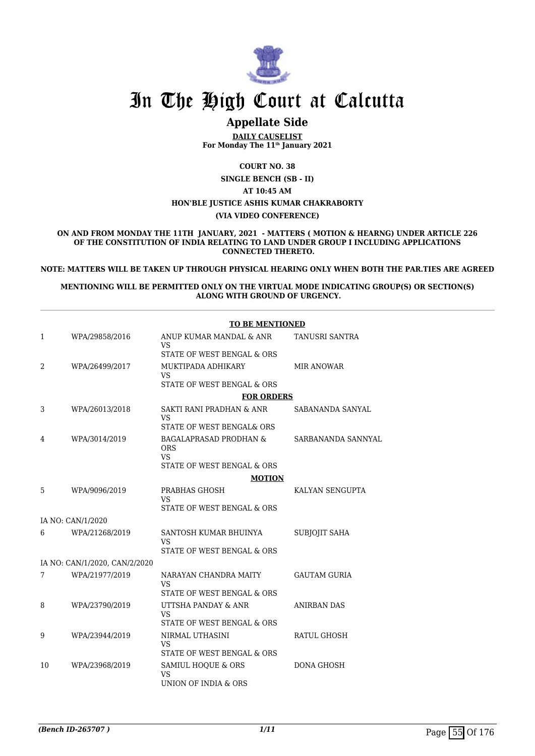# In The High Court at Calcutta

## Appellate Side

**DAILY CAUSELIST**
**For Monday The 11th January 2021**

**COURT NO. 38**

**SINGLE BENCH (SB - II)**

**AT 10:45 AM**

**HON'BLE JUSTICE ASHIS KUMAR CHAKRABORTY**

**(VIA VIDEO CONFERENCE)**

**ON AND FROM MONDAY THE 11TH JANUARY, 2021 - MATTERS ( MOTION & HEARNG) UNDER ARTICLE 226 OF THE CONSTITUTION OF INDIA RELATING TO LAND UNDER GROUP I INCLUDING APPLICATIONS CONNECTED THERETO.**

**NOTE: MATTERS WILL BE TAKEN UP THROUGH PHYSICAL HEARING ONLY WHEN BOTH THE PAR.TIES ARE AGREED**

**MENTIONING WILL BE PERMITTED ONLY ON THE VIRTUAL MODE INDICATING GROUP(S) OR SECTION(S) ALONG WITH GROUND OF URGENCY.**

**TO BE MENTIONED**

| | | | |
|---|---|---|---|
| 1 | WPA/29858/2016 | ANUP KUMAR MANDAL & ANR<br>VS<br>STATE OF WEST BENGAL & ORS | TANUSRI SANTRA |
| 2 | WPA/26499/2017 | MUKTIPADA ADHIKARY<br>VS<br>STATE OF WEST BENGAL & ORS | MIR ANOWAR |

**FOR ORDERS**

| | | | |
|---|---|---|---|
| 3 | WPA/26013/2018 | SAKTI RANI PRADHAN & ANR<br>VS<br>STATE OF WEST BENGAL& ORS | SABANANDA SANYAL |
| 4 | WPA/3014/2019 | BAGALAPRASAD PRODHAN & ORS<br>VS<br>STATE OF WEST BENGAL & ORS | SARBANANDA SANNYAL |

**MOTION**

| | | | |
|---|---|---|---|
| 5 | WPA/9096/2019 | PRABHAS GHOSH<br>VS<br>STATE OF WEST BENGAL & ORS | KALYAN SENGUPTA |
| | IA NO: CAN/1/2020 | | |
| 6 | WPA/21268/2019 | SANTOSH KUMAR BHUINYA<br>VS<br>STATE OF WEST BENGAL & ORS | SUBJOJIT SAHA |
| | IA NO: CAN/1/2020, CAN/2/2020 | | |
| 7 | WPA/21977/2019 | NARAYAN CHANDRA MAITY<br>VS<br>STATE OF WEST BENGAL & ORS | GAUTAM GURIA |
| 8 | WPA/23790/2019 | UTTSHA PANDAY & ANR<br>VS<br>STATE OF WEST BENGAL & ORS | ANIRBAN DAS |
| 9 | WPA/23944/2019 | NIRMAL UTHASINI<br>VS<br>STATE OF WEST BENGAL & ORS | RATUL GHOSH |
| 10 | WPA/23968/2019 | SAMIUL HOQUE & ORS<br>VS<br>UNION OF INDIA & ORS | DONA GHOSH |

*(Bench ID-265707 )*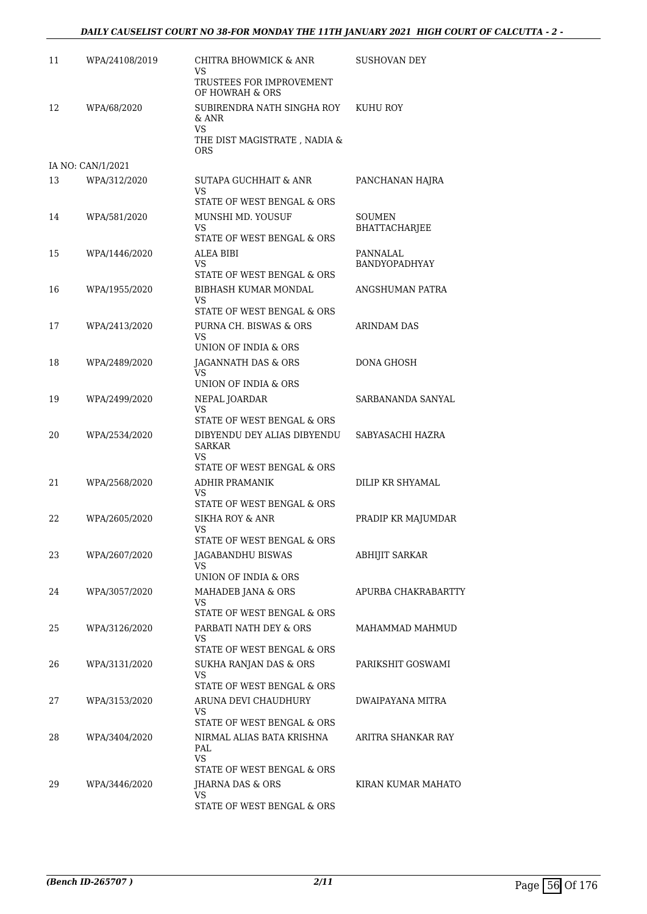| 11 | WPA/24108/2019 | CHITRA BHOWMICK & ANR<br>VS<br>TRUSTEES FOR IMPROVEMENT OF HOWRAH & ORS | SUSHOVAN DEY |
|---|---|---|---|
| 12 | WPA/68/2020 | SUBIRENDRA NATH SINGHA ROY & ANR<br>VS<br>THE DIST MAGISTRATE , NADIA & ORS | KUHU ROY |
| IA NO: CAN/1/2021 | | | |
| 13 | WPA/312/2020 | SUTAPA GUCHHAIT & ANR<br>VS<br>STATE OF WEST BENGAL & ORS | PANCHANAN HAJRA |
| 14 | WPA/581/2020 | MUNSHI MD. YOUSUF<br>VS<br>STATE OF WEST BENGAL & ORS | SOUMEN BHATTACHARJEE |
| 15 | WPA/1446/2020 | ALEA BIBI<br>VS<br>STATE OF WEST BENGAL & ORS | PANNALAL BANDYOPADHYAY |
| 16 | WPA/1955/2020 | BIBHASH KUMAR MONDAL<br>VS<br>STATE OF WEST BENGAL & ORS | ANGSHUMAN PATRA |
| 17 | WPA/2413/2020 | PURNA CH. BISWAS & ORS<br>VS<br>UNION OF INDIA & ORS | ARINDAM DAS |
| 18 | WPA/2489/2020 | JAGANNATH DAS & ORS<br>VS<br>UNION OF INDIA & ORS | DONA GHOSH |
| 19 | WPA/2499/2020 | NEPAL JOARDAR<br>VS<br>STATE OF WEST BENGAL & ORS | SARBANANDA SANYAL |
| 20 | WPA/2534/2020 | DIBYENDU DEY ALIAS DIBYENDU SARKAR<br>VS<br>STATE OF WEST BENGAL & ORS | SABYASACHI HAZRA |
| 21 | WPA/2568/2020 | ADHIR PRAMANIK<br>VS<br>STATE OF WEST BENGAL & ORS | DILIP KR SHYAMAL |
| 22 | WPA/2605/2020 | SIKHA ROY & ANR<br>VS<br>STATE OF WEST BENGAL & ORS | PRADIP KR MAJUMDAR |
| 23 | WPA/2607/2020 | JAGABANDHU BISWAS<br>VS<br>UNION OF INDIA & ORS | ABHIJIT SARKAR |
| 24 | WPA/3057/2020 | MAHADEB JANA & ORS<br>VS<br>STATE OF WEST BENGAL & ORS | APURBA CHAKRABARTTY |
| 25 | WPA/3126/2020 | PARBATI NATH DEY & ORS<br>VS<br>STATE OF WEST BENGAL & ORS | MAHAMMAD MAHMUD |
| 26 | WPA/3131/2020 | SUKHA RANJAN DAS & ORS<br>VS<br>STATE OF WEST BENGAL & ORS | PARIKSHIT GOSWAMI |
| 27 | WPA/3153/2020 | ARUNA DEVI CHAUDHURY<br>VS<br>STATE OF WEST BENGAL & ORS | DWAIPAYANA MITRA |
| 28 | WPA/3404/2020 | NIRMAL ALIAS BATA KRISHNA PAL<br>VS<br>STATE OF WEST BENGAL & ORS | ARITRA SHANKAR RAY |
| 29 | WPA/3446/2020 | JHARNA DAS & ORS<br>VS<br>STATE OF WEST BENGAL & ORS | KIRAN KUMAR MAHATO |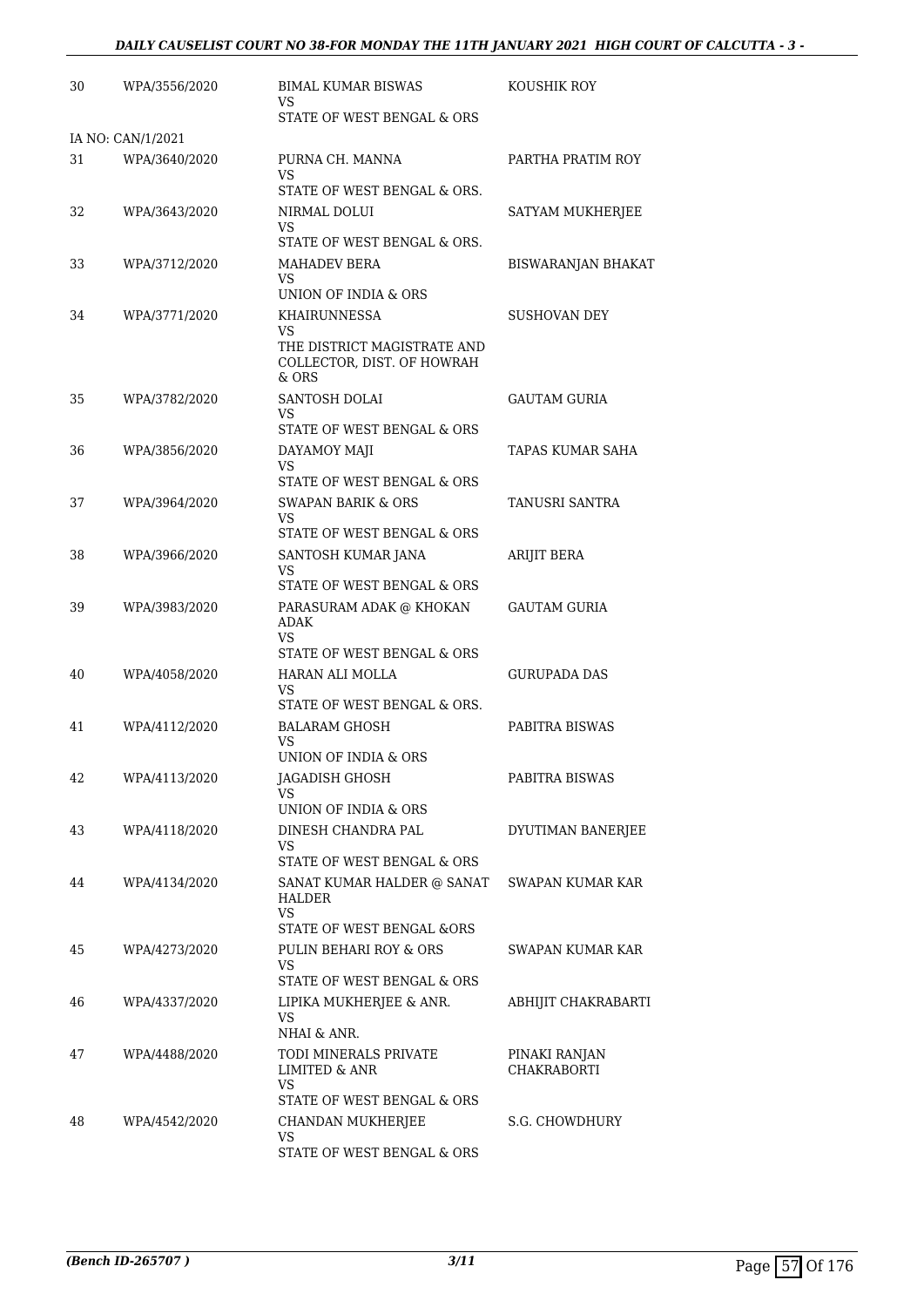| | | | |
|---|---|---|---|
| 30 | WPA/3556/2020 | BIMAL KUMAR BISWAS<br>VS<br>STATE OF WEST BENGAL & ORS | KOUSHIK ROY |
| IA NO: CAN/1/2021 | | | |
| 31 | WPA/3640/2020 | PURNA CH. MANNA<br>VS<br>STATE OF WEST BENGAL & ORS. | PARTHA PRATIM ROY |
| 32 | WPA/3643/2020 | NIRMAL DOLUI<br>VS<br>STATE OF WEST BENGAL & ORS. | SATYAM MUKHERJEE |
| 33 | WPA/3712/2020 | MAHADEV BERA<br>VS<br>UNION OF INDIA & ORS | BISWARANJAN BHAKAT |
| 34 | WPA/3771/2020 | KHAIRUNNESSA<br>VS<br>THE DISTRICT MAGISTRATE AND COLLECTOR, DIST. OF HOWRAH & ORS | SUSHOVAN DEY |
| 35 | WPA/3782/2020 | SANTOSH DOLAI<br>VS<br>STATE OF WEST BENGAL & ORS | GAUTAM GURIA |
| 36 | WPA/3856/2020 | DAYAMOY MAJI<br>VS<br>STATE OF WEST BENGAL & ORS | TAPAS KUMAR SAHA |
| 37 | WPA/3964/2020 | SWAPAN BARIK & ORS<br>VS<br>STATE OF WEST BENGAL & ORS | TANUSRI SANTRA |
| 38 | WPA/3966/2020 | SANTOSH KUMAR JANA<br>VS<br>STATE OF WEST BENGAL & ORS | ARIJIT BERA |
| 39 | WPA/3983/2020 | PARASURAM ADAK @ KHOKAN ADAK<br>VS<br>STATE OF WEST BENGAL & ORS | GAUTAM GURIA |
| 40 | WPA/4058/2020 | HARAN ALI MOLLA<br>VS<br>STATE OF WEST BENGAL & ORS. | GURUPADA DAS |
| 41 | WPA/4112/2020 | BALARAM GHOSH<br>VS<br>UNION OF INDIA & ORS | PABITRA BISWAS |
| 42 | WPA/4113/2020 | JAGADISH GHOSH<br>VS<br>UNION OF INDIA & ORS | PABITRA BISWAS |
| 43 | WPA/4118/2020 | DINESH CHANDRA PAL<br>VS<br>STATE OF WEST BENGAL & ORS | DYUTIMAN BANERJEE |
| 44 | WPA/4134/2020 | SANAT KUMAR HALDER @ SANAT HALDER<br>VS<br>STATE OF WEST BENGAL &ORS | SWAPAN KUMAR KAR |
| 45 | WPA/4273/2020 | PULIN BEHARI ROY & ORS<br>VS<br>STATE OF WEST BENGAL & ORS | SWAPAN KUMAR KAR |
| 46 | WPA/4337/2020 | LIPIKA MUKHERJEE & ANR.<br>VS<br>NHAI & ANR. | ABHIJIT CHAKRABARTI |
| 47 | WPA/4488/2020 | TODI MINERALS PRIVATE LIMITED & ANR<br>VS<br>STATE OF WEST BENGAL & ORS | PINAKI RANJAN CHAKRABORTI |
| 48 | WPA/4542/2020 | CHANDAN MUKHERJEE<br>VS<br>STATE OF WEST BENGAL & ORS | S.G. CHOWDHURY |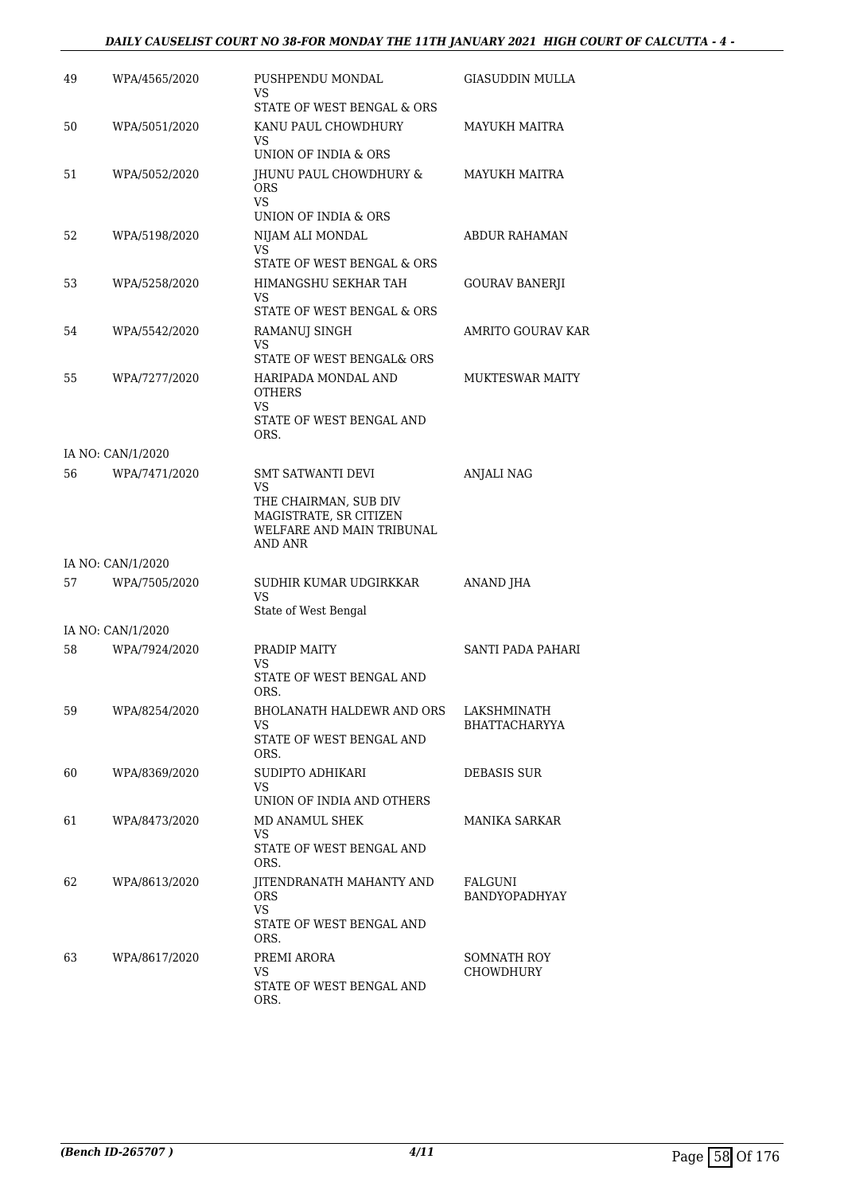| | | | |
|---|---|---|---|
| 49 | WPA/4565/2020 | PUSHPENDU MONDAL<br>VS<br>STATE OF WEST BENGAL & ORS | GIASUDDIN MULLA |
| 50 | WPA/5051/2020 | KANU PAUL CHOWDHURY<br>VS<br>UNION OF INDIA & ORS | MAYUKH MAITRA |
| 51 | WPA/5052/2020 | JHUNU PAUL CHOWDHURY & ORS<br>VS<br>UNION OF INDIA & ORS | MAYUKH MAITRA |
| 52 | WPA/5198/2020 | NIJAM ALI MONDAL<br>VS<br>STATE OF WEST BENGAL & ORS | ABDUR RAHAMAN |
| 53 | WPA/5258/2020 | HIMANGSHU SEKHAR TAH<br>VS<br>STATE OF WEST BENGAL & ORS | GOURAV BANERJI |
| 54 | WPA/5542/2020 | RAMANUJ SINGH<br>VS<br>STATE OF WEST BENGAL& ORS | AMRITO GOURAV KAR |
| 55 | WPA/7277/2020 | HARIPADA MONDAL AND OTHERS<br>VS<br>STATE OF WEST BENGAL AND ORS. | MUKTESWAR MAITY |
| IA NO: CAN/1/2020 | | | |
| 56 | WPA/7471/2020 | SMT SATWANTI DEVI<br>VS<br>THE CHAIRMAN, SUB DIV MAGISTRATE, SR CITIZEN WELFARE AND MAIN TRIBUNAL AND ANR | ANJALI NAG |
| IA NO: CAN/1/2020 | | | |
| 57 | WPA/7505/2020 | SUDHIR KUMAR UDGIRKKAR<br>VS<br>State of West Bengal | ANAND JHA |
| IA NO: CAN/1/2020 | | | |
| 58 | WPA/7924/2020 | PRADIP MAITY<br>VS<br>STATE OF WEST BENGAL AND ORS. | SANTI PADA PAHARI |
| 59 | WPA/8254/2020 | BHOLANATH HALDEWR AND ORS<br>VS<br>STATE OF WEST BENGAL AND ORS. | LAKSHMINATH BHATTACHARYYA |
| 60 | WPA/8369/2020 | SUDIPTO ADHIKARI<br>VS<br>UNION OF INDIA AND OTHERS | DEBASIS SUR |
| 61 | WPA/8473/2020 | MD ANAMUL SHEK<br>VS<br>STATE OF WEST BENGAL AND ORS. | MANIKA SARKAR |
| 62 | WPA/8613/2020 | JITENDRANATH MAHANTY AND ORS<br>VS<br>STATE OF WEST BENGAL AND ORS. | FALGUNI BANDYOPADHYAY |
| 63 | WPA/8617/2020 | PREMI ARORA<br>VS<br>STATE OF WEST BENGAL AND ORS. | SOMNATH ROY CHOWDHURY |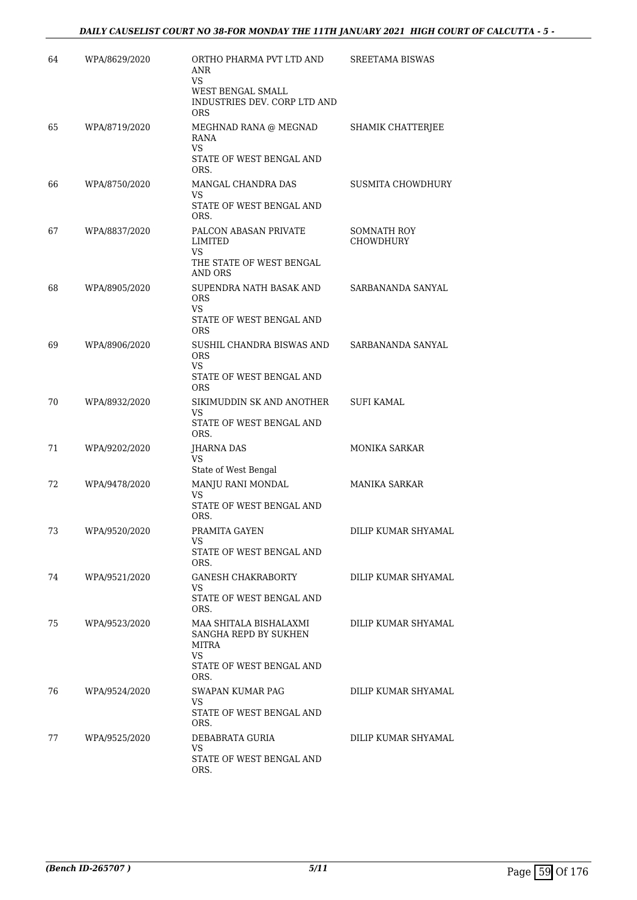| 64 | WPA/8629/2020 | ORTHO PHARMA PVT LTD AND ANR<br>VS<br>WEST BENGAL SMALL INDUSTRIES DEV. CORP LTD AND ORS | SREETAMA BISWAS |
|---|---|---|---|
| 65 | WPA/8719/2020 | MEGHNAD RANA @ MEGNAD RANA<br>VS<br>STATE OF WEST BENGAL AND ORS. | SHAMIK CHATTERJEE |
| 66 | WPA/8750/2020 | MANGAL CHANDRA DAS<br>VS<br>STATE OF WEST BENGAL AND ORS. | SUSMITA CHOWDHURY |
| 67 | WPA/8837/2020 | PALCON ABASAN PRIVATE LIMITED<br>VS<br>THE STATE OF WEST BENGAL AND ORS | SOMNATH ROY CHOWDHURY |
| 68 | WPA/8905/2020 | SUPENDRA NATH BASAK AND ORS<br>VS<br>STATE OF WEST BENGAL AND ORS | SARBANANDA SANYAL |
| 69 | WPA/8906/2020 | SUSHIL CHANDRA BISWAS AND ORS<br>VS<br>STATE OF WEST BENGAL AND ORS | SARBANANDA SANYAL |
| 70 | WPA/8932/2020 | SIKIMUDDIN SK AND ANOTHER<br>VS<br>STATE OF WEST BENGAL AND ORS. | SUFI KAMAL |
| 71 | WPA/9202/2020 | JHARNA DAS<br>VS<br>State of West Bengal | MONIKA SARKAR |
| 72 | WPA/9478/2020 | MANJU RANI MONDAL<br>VS<br>STATE OF WEST BENGAL AND ORS. | MANIKA SARKAR |
| 73 | WPA/9520/2020 | PRAMITA GAYEN<br>VS<br>STATE OF WEST BENGAL AND ORS. | DILIP KUMAR SHYAMAL |
| 74 | WPA/9521/2020 | GANESH CHAKRABORTY<br>VS<br>STATE OF WEST BENGAL AND ORS. | DILIP KUMAR SHYAMAL |
| 75 | WPA/9523/2020 | MAA SHITALA BISHALAXMI SANGHA REPD BY SUKHEN MITRA<br>VS<br>STATE OF WEST BENGAL AND ORS. | DILIP KUMAR SHYAMAL |
| 76 | WPA/9524/2020 | SWAPAN KUMAR PAG<br>VS<br>STATE OF WEST BENGAL AND ORS. | DILIP KUMAR SHYAMAL |
| 77 | WPA/9525/2020 | DEBABRATA GURIA<br>VS<br>STATE OF WEST BENGAL AND ORS. | DILIP KUMAR SHYAMAL |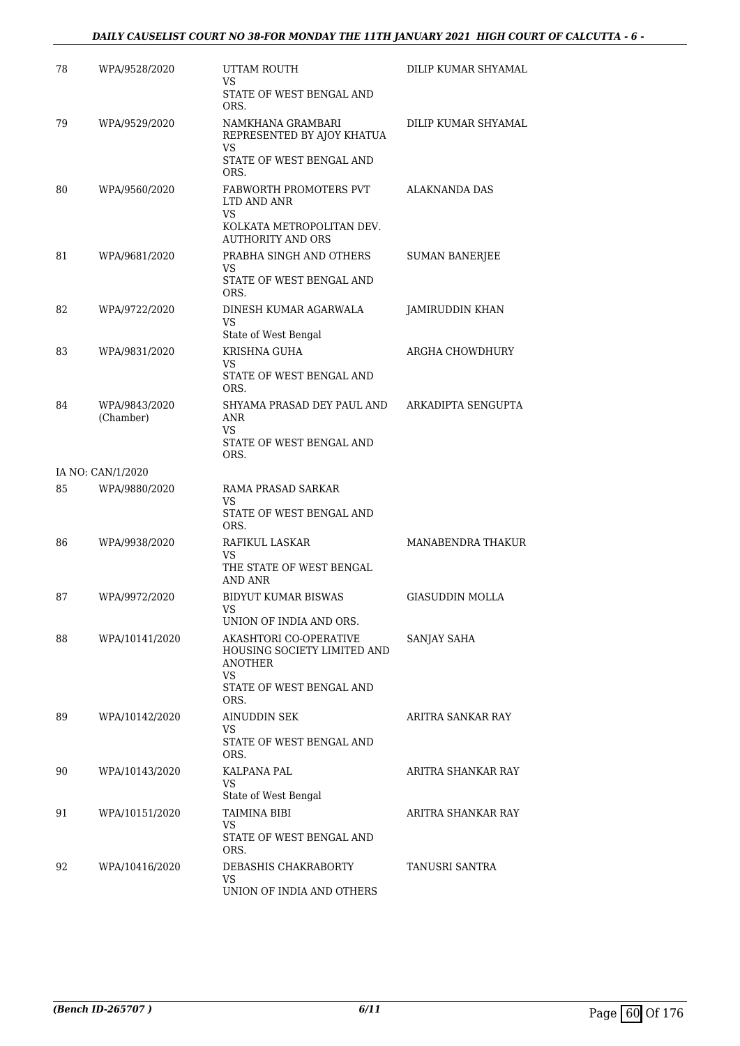| | | | |
|---|---|---|---|
| 78 | WPA/9528/2020 | UTTAM ROUTH<br>VS<br>STATE OF WEST BENGAL AND ORS. | DILIP KUMAR SHYAMAL |
| 79 | WPA/9529/2020 | NAMKHANA GRAMBARI REPRESENTED BY AJOY KHATUA<br>VS<br>STATE OF WEST BENGAL AND ORS. | DILIP KUMAR SHYAMAL |
| 80 | WPA/9560/2020 | FABWORTH PROMOTERS PVT LTD AND ANR<br>VS<br>KOLKATA METROPOLITAN DEV. AUTHORITY AND ORS | ALAKNANDA DAS |
| 81 | WPA/9681/2020 | PRABHA SINGH AND OTHERS<br>VS<br>STATE OF WEST BENGAL AND ORS. | SUMAN BANERJEE |
| 82 | WPA/9722/2020 | DINESH KUMAR AGARWALA<br>VS<br>State of West Bengal | JAMIRUDDIN KHAN |
| 83 | WPA/9831/2020 | KRISHNA GUHA<br>VS<br>STATE OF WEST BENGAL AND ORS. | ARGHA CHOWDHURY |
| 84 | WPA/9843/2020 (Chamber) | SHYAMA PRASAD DEY PAUL AND ANR<br>VS<br>STATE OF WEST BENGAL AND ORS. | ARKADIPTA SENGUPTA |
| IA NO: CAN/1/2020 | | | |
| 85 | WPA/9880/2020 | RAMA PRASAD SARKAR<br>VS<br>STATE OF WEST BENGAL AND ORS. | |
| 86 | WPA/9938/2020 | RAFIKUL LASKAR<br>VS<br>THE STATE OF WEST BENGAL AND ANR | MANABENDRA THAKUR |
| 87 | WPA/9972/2020 | BIDYUT KUMAR BISWAS<br>VS<br>UNION OF INDIA AND ORS. | GIASUDDIN MOLLA |
| 88 | WPA/10141/2020 | AKASHTORI CO-OPERATIVE HOUSING SOCIETY LIMITED AND ANOTHER<br>VS<br>STATE OF WEST BENGAL AND ORS. | SANJAY SAHA |
| 89 | WPA/10142/2020 | AINUDDIN SEK<br>VS<br>STATE OF WEST BENGAL AND ORS. | ARITRA SANKAR RAY |
| 90 | WPA/10143/2020 | KALPANA PAL<br>VS<br>State of West Bengal | ARITRA SHANKAR RAY |
| 91 | WPA/10151/2020 | TAIMINA BIBI<br>VS<br>STATE OF WEST BENGAL AND ORS. | ARITRA SHANKAR RAY |
| 92 | WPA/10416/2020 | DEBASHIS CHAKRABORTY<br>VS<br>UNION OF INDIA AND OTHERS | TANUSRI SANTRA |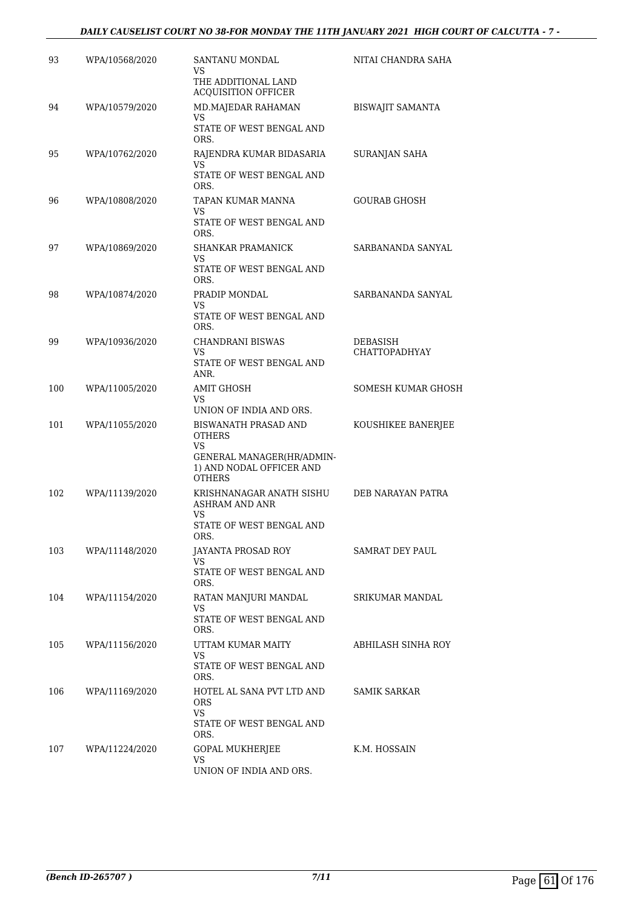| 93 | WPA/10568/2020 | SANTANU MONDAL<br>VS<br>THE ADDITIONAL LAND ACQUISITION OFFICER | NITAI CHANDRA SAHA |
|---|---|---|---|
| 94 | WPA/10579/2020 | MD.MAJEDAR RAHAMAN<br>VS<br>STATE OF WEST BENGAL AND ORS. | BISWAJIT SAMANTA |
| 95 | WPA/10762/2020 | RAJENDRA KUMAR BIDASARIA<br>VS<br>STATE OF WEST BENGAL AND ORS. | SURANJAN SAHA |
| 96 | WPA/10808/2020 | TAPAN KUMAR MANNA<br>VS<br>STATE OF WEST BENGAL AND ORS. | GOURAB GHOSH |
| 97 | WPA/10869/2020 | SHANKAR PRAMANICK<br>VS<br>STATE OF WEST BENGAL AND ORS. | SARBANANDA SANYAL |
| 98 | WPA/10874/2020 | PRADIP MONDAL<br>VS<br>STATE OF WEST BENGAL AND ORS. | SARBANANDA SANYAL |
| 99 | WPA/10936/2020 | CHANDRANI BISWAS<br>VS<br>STATE OF WEST BENGAL AND ANR. | DEBASISH CHATTOPADHYAY |
| 100 | WPA/11005/2020 | AMIT GHOSH<br>VS<br>UNION OF INDIA AND ORS. | SOMESH KUMAR GHOSH |
| 101 | WPA/11055/2020 | BISWANATH PRASAD AND OTHERS<br>VS<br>GENERAL MANAGER(HR/ADMIN-1) AND NODAL OFFICER AND OTHERS | KOUSHIKEE BANERJEE |
| 102 | WPA/11139/2020 | KRISHNANAGAR ANATH SISHU ASHRAM AND ANR<br>VS<br>STATE OF WEST BENGAL AND ORS. | DEB NARAYAN PATRA |
| 103 | WPA/11148/2020 | JAYANTA PROSAD ROY<br>VS<br>STATE OF WEST BENGAL AND ORS. | SAMRAT DEY PAUL |
| 104 | WPA/11154/2020 | RATAN MANJURI MANDAL<br>VS<br>STATE OF WEST BENGAL AND ORS. | SRIKUMAR MANDAL |
| 105 | WPA/11156/2020 | UTTAM KUMAR MAITY<br>VS<br>STATE OF WEST BENGAL AND ORS. | ABHILASH SINHA ROY |
| 106 | WPA/11169/2020 | HOTEL AL SANA PVT LTD AND ORS<br>VS<br>STATE OF WEST BENGAL AND ORS. | SAMIK SARKAR |
| 107 | WPA/11224/2020 | GOPAL MUKHERJEE<br>VS<br>UNION OF INDIA AND ORS. | K.M. HOSSAIN |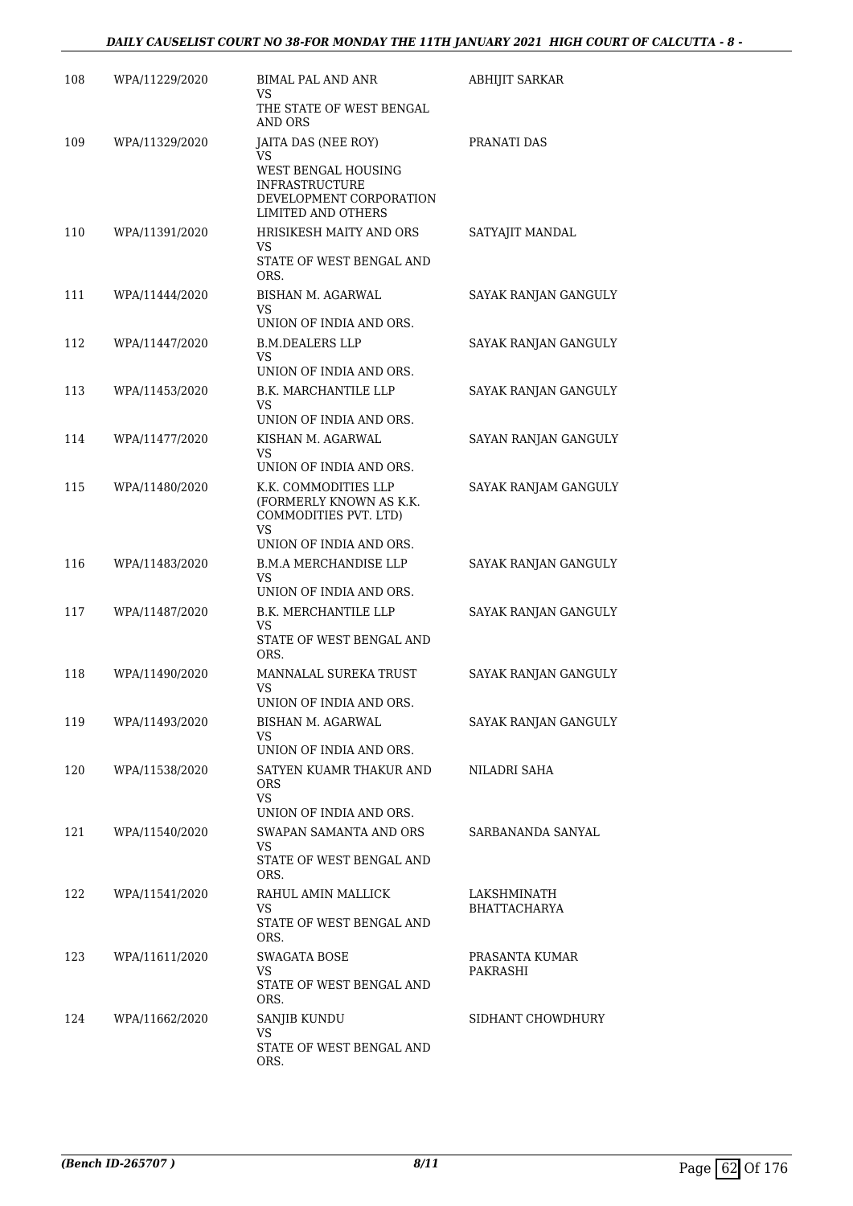| 108 | WPA/11229/2020 | BIMAL PAL AND ANR<br>VS<br>THE STATE OF WEST BENGAL AND ORS | ABHIJIT SARKAR |
|---|---|---|---|
| 109 | WPA/11329/2020 | JAITA DAS (NEE ROY)<br>VS<br>WEST BENGAL HOUSING INFRASTRUCTURE DEVELOPMENT CORPORATION LIMITED AND OTHERS | PRANATI DAS |
| 110 | WPA/11391/2020 | HRISIKESH MAITY AND ORS<br>VS<br>STATE OF WEST BENGAL AND ORS. | SATYAJIT MANDAL |
| 111 | WPA/11444/2020 | BISHAN M. AGARWAL<br>VS<br>UNION OF INDIA AND ORS. | SAYAK RANJAN GANGULY |
| 112 | WPA/11447/2020 | B.M.DEALERS LLP<br>VS<br>UNION OF INDIA AND ORS. | SAYAK RANJAN GANGULY |
| 113 | WPA/11453/2020 | B.K. MARCHANTILE LLP<br>VS<br>UNION OF INDIA AND ORS. | SAYAK RANJAN GANGULY |
| 114 | WPA/11477/2020 | KISHAN M. AGARWAL<br>VS<br>UNION OF INDIA AND ORS. | SAYAN RANJAN GANGULY |
| 115 | WPA/11480/2020 | K.K. COMMODITIES LLP (FORMERLY KNOWN AS K.K. COMMODITIES PVT. LTD)<br>VS<br>UNION OF INDIA AND ORS. | SAYAK RANJAM GANGULY |
| 116 | WPA/11483/2020 | B.M.A MERCHANDISE LLP<br>VS<br>UNION OF INDIA AND ORS. | SAYAK RANJAN GANGULY |
| 117 | WPA/11487/2020 | B.K. MERCHANTILE LLP<br>VS<br>STATE OF WEST BENGAL AND ORS. | SAYAK RANJAN GANGULY |
| 118 | WPA/11490/2020 | MANNALAL SUREKA TRUST<br>VS<br>UNION OF INDIA AND ORS. | SAYAK RANJAN GANGULY |
| 119 | WPA/11493/2020 | BISHAN M. AGARWAL<br>VS<br>UNION OF INDIA AND ORS. | SAYAK RANJAN GANGULY |
| 120 | WPA/11538/2020 | SATYEN KUAMR THAKUR AND ORS<br>VS<br>UNION OF INDIA AND ORS. | NILADRI SAHA |
| 121 | WPA/11540/2020 | SWAPAN SAMANTA AND ORS<br>VS<br>STATE OF WEST BENGAL AND ORS. | SARBANANDA SANYAL |
| 122 | WPA/11541/2020 | RAHUL AMIN MALLICK<br>VS<br>STATE OF WEST BENGAL AND ORS. | LAKSHMINATH BHATTACHARYA |
| 123 | WPA/11611/2020 | SWAGATA BOSE<br>VS<br>STATE OF WEST BENGAL AND ORS. | PRASANTA KUMAR PAKRASHI |
| 124 | WPA/11662/2020 | SANJIB KUNDU<br>VS<br>STATE OF WEST BENGAL AND ORS. | SIDHANT CHOWDHURY |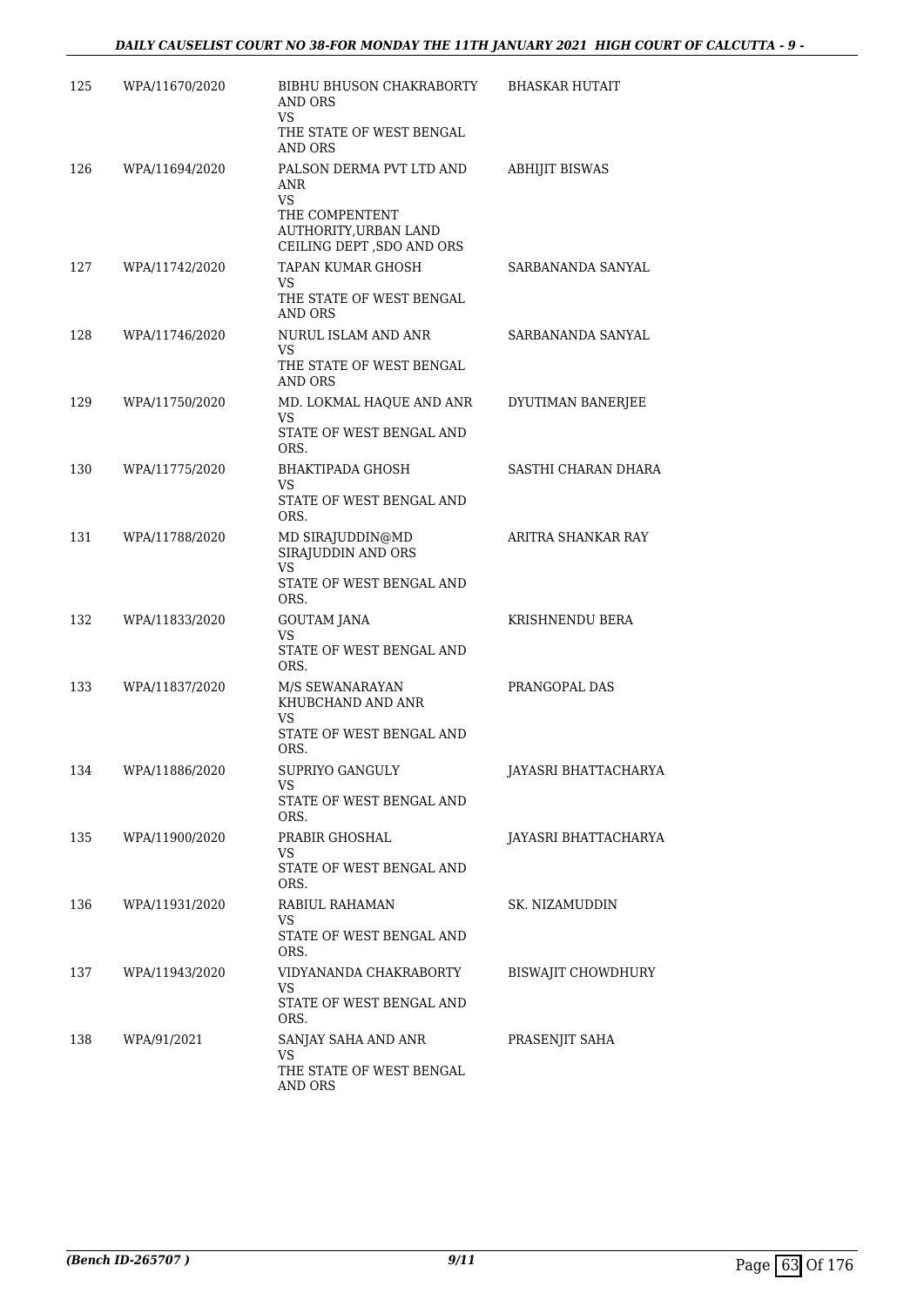| | | | |
|---|---|---|---|
| 125 | WPA/11670/2020 | BIBHU BHUSON CHAKRABORTY AND ORS<br>VS<br>THE STATE OF WEST BENGAL AND ORS | BHASKAR HUTAIT |
| 126 | WPA/11694/2020 | PALSON DERMA PVT LTD AND ANR<br>VS<br>THE COMPENTENT AUTHORITY,URBAN LAND CEILING DEPT ,SDO AND ORS | ABHIJIT BISWAS |
| 127 | WPA/11742/2020 | TAPAN KUMAR GHOSH<br>VS<br>THE STATE OF WEST BENGAL AND ORS | SARBANANDA SANYAL |
| 128 | WPA/11746/2020 | NURUL ISLAM AND ANR<br>VS<br>THE STATE OF WEST BENGAL AND ORS | SARBANANDA SANYAL |
| 129 | WPA/11750/2020 | MD. LOKMAL HAQUE AND ANR<br>VS<br>STATE OF WEST BENGAL AND ORS. | DYUTIMAN BANERJEE |
| 130 | WPA/11775/2020 | BHAKTIPADA GHOSH<br>VS<br>STATE OF WEST BENGAL AND ORS. | SASTHI CHARAN DHARA |
| 131 | WPA/11788/2020 | MD SIRAJUDDIN@MD SIRAJUDDIN AND ORS<br>VS<br>STATE OF WEST BENGAL AND ORS. | ARITRA SHANKAR RAY |
| 132 | WPA/11833/2020 | GOUTAM JANA<br>VS<br>STATE OF WEST BENGAL AND ORS. | KRISHNENDU BERA |
| 133 | WPA/11837/2020 | M/S SEWANARAYAN KHUBCHAND AND ANR<br>VS<br>STATE OF WEST BENGAL AND ORS. | PRANGOPAL DAS |
| 134 | WPA/11886/2020 | SUPRIYO GANGULY<br>VS<br>STATE OF WEST BENGAL AND ORS. | JAYASRI BHATTACHARYA |
| 135 | WPA/11900/2020 | PRABIR GHOSHAL<br>VS<br>STATE OF WEST BENGAL AND ORS. | JAYASRI BHATTACHARYA |
| 136 | WPA/11931/2020 | RABIUL RAHAMAN<br>VS<br>STATE OF WEST BENGAL AND ORS. | SK. NIZAMUDDIN |
| 137 | WPA/11943/2020 | VIDYANANDA CHAKRABORTY<br>VS<br>STATE OF WEST BENGAL AND ORS. | BISWAJIT CHOWDHURY |
| 138 | WPA/91/2021 | SANJAY SAHA AND ANR<br>VS<br>THE STATE OF WEST BENGAL AND ORS | PRASENJIT SAHA |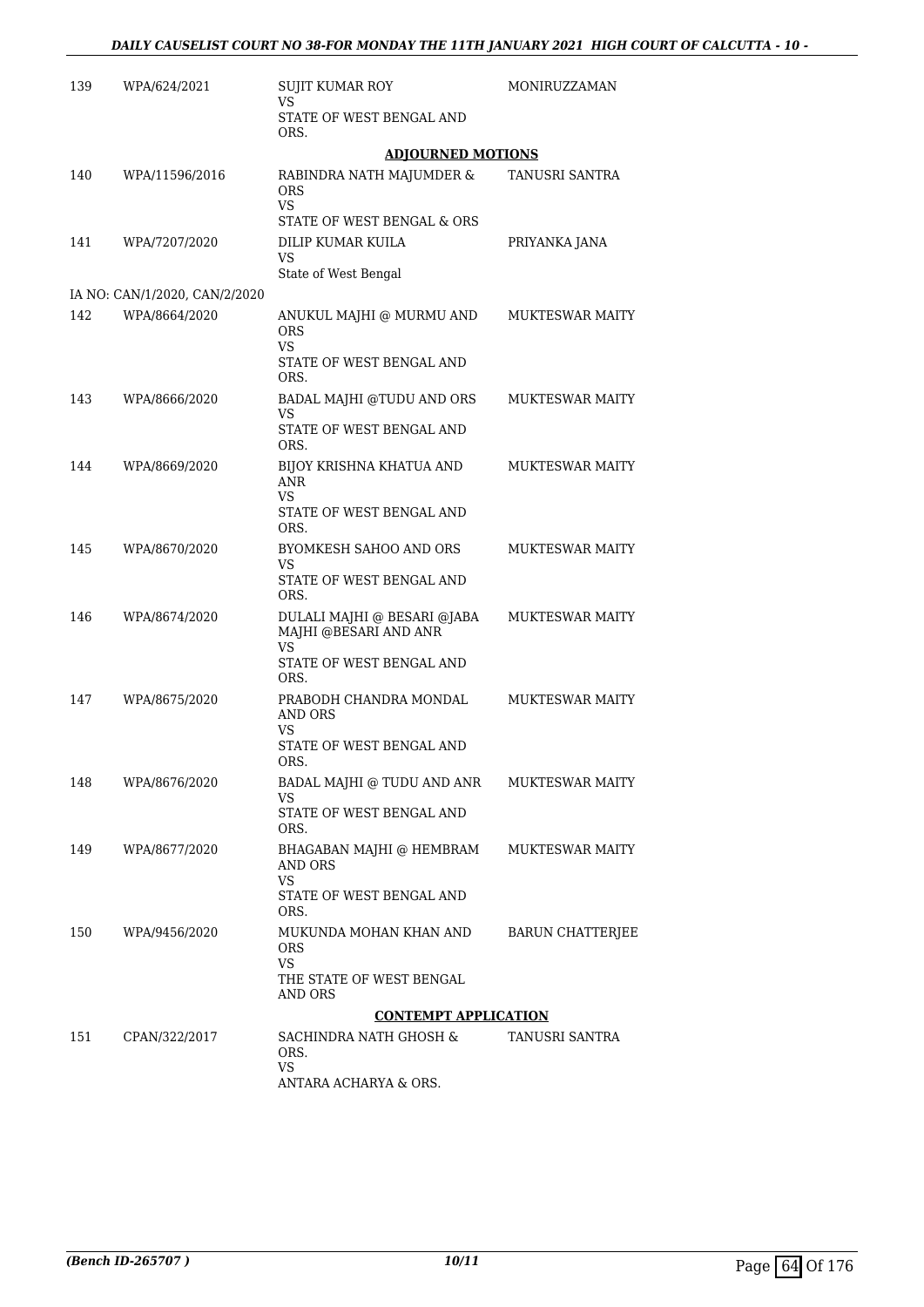| | | | |
|---|---|---|---|
| 139 | WPA/624/2021 | SUJIT KUMAR ROY<br>VS<br>STATE OF WEST BENGAL AND ORS. | MONIRUZZAMAN |

**ADJOURNED MOTIONS**

| | | | |
|---|---|---|---|
| 140 | WPA/11596/2016 | RABINDRA NATH MAJUMDER & ORS<br>VS<br>STATE OF WEST BENGAL & ORS | TANUSRI SANTRA |
| 141 | WPA/7207/2020 | DILIP KUMAR KUILA<br>VS<br>State of West Bengal | PRIYANKA JANA |
| | IA NO: CAN/1/2020, CAN/2/2020 | | |
| 142 | WPA/8664/2020 | ANUKUL MAJHI @ MURMU AND ORS<br>VS<br>STATE OF WEST BENGAL AND ORS. | MUKTESWAR MAITY |
| 143 | WPA/8666/2020 | BADAL MAJHI @TUDU AND ORS<br>VS<br>STATE OF WEST BENGAL AND ORS. | MUKTESWAR MAITY |
| 144 | WPA/8669/2020 | BIJOY KRISHNA KHATUA AND ANR<br>VS<br>STATE OF WEST BENGAL AND ORS. | MUKTESWAR MAITY |
| 145 | WPA/8670/2020 | BYOMKESH SAHOO AND ORS<br>VS<br>STATE OF WEST BENGAL AND ORS. | MUKTESWAR MAITY |
| 146 | WPA/8674/2020 | DULALI MAJHI @ BESARI @JABA MAJHI @BESARI AND ANR<br>VS<br>STATE OF WEST BENGAL AND ORS. | MUKTESWAR MAITY |
| 147 | WPA/8675/2020 | PRABODH CHANDRA MONDAL AND ORS<br>VS<br>STATE OF WEST BENGAL AND ORS. | MUKTESWAR MAITY |
| 148 | WPA/8676/2020 | BADAL MAJHI @ TUDU AND ANR<br>VS<br>STATE OF WEST BENGAL AND ORS. | MUKTESWAR MAITY |
| 149 | WPA/8677/2020 | BHAGABAN MAJHI @ HEMBRAM AND ORS<br>VS<br>STATE OF WEST BENGAL AND ORS. | MUKTESWAR MAITY |
| 150 | WPA/9456/2020 | MUKUNDA MOHAN KHAN AND ORS<br>VS<br>THE STATE OF WEST BENGAL AND ORS | BARUN CHATTERJEE |

**CONTEMPT APPLICATION**

| | | | |
|---|---|---|---|
| 151 | CPAN/322/2017 | SACHINDRA NATH GHOSH & ORS.<br>VS<br>ANTARA ACHARYA & ORS. | TANUSRI SANTRA |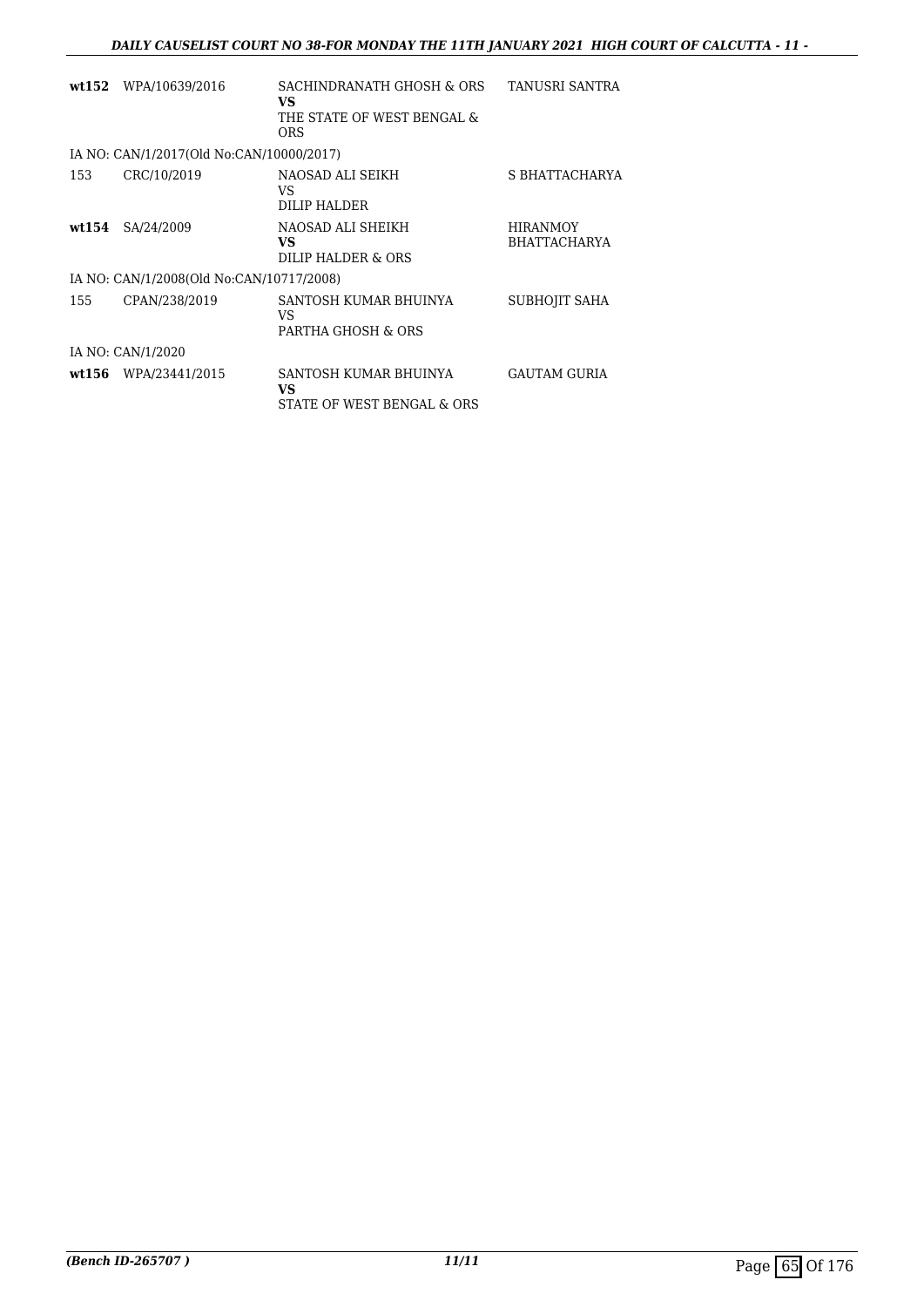| | | | |
|---|---|---|---|
| **wt152** | WPA/10639/2016 | SACHINDRANATH GHOSH & ORS<br>**VS**<br>THE STATE OF WEST BENGAL & ORS | TANUSRI SANTRA |
| IA NO: CAN/1/2017(Old No:CAN/10000/2017) | | | |
| 153 | CRC/10/2019 | NAOSAD ALI SEIKH<br>VS<br>DILIP HALDER | S BHATTACHARYA |
| **wt154** | SA/24/2009 | NAOSAD ALI SHEIKH<br>**VS**<br>DILIP HALDER & ORS | HIRANMOY BHATTACHARYA |
| IA NO: CAN/1/2008(Old No:CAN/10717/2008) | | | |
| 155 | CPAN/238/2019 | SANTOSH KUMAR BHUINYA<br>VS<br>PARTHA GHOSH & ORS | SUBHOJIT SAHA |
| IA NO: CAN/1/2020 | | | |
| **wt156** | WPA/23441/2015 | SANTOSH KUMAR BHUINYA<br>**VS**<br>STATE OF WEST BENGAL & ORS | GAUTAM GURIA |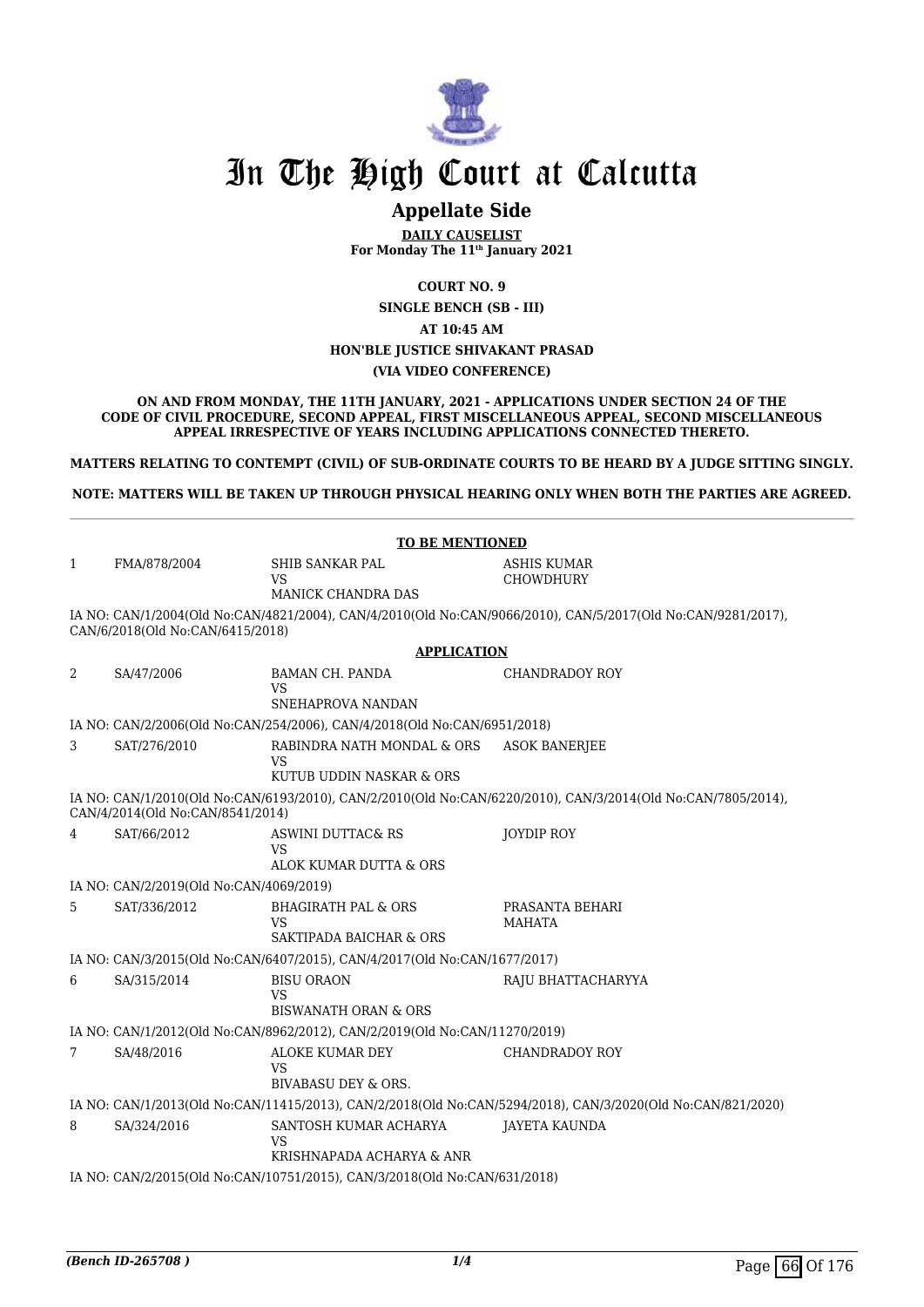# In The High Court at Calcutta

## Appellate Side

**DAILY CAUSELIST**
**For Monday The 11th January 2021**

**COURT NO. 9**
**SINGLE BENCH (SB - III)**
**AT 10:45 AM**
**HON'BLE JUSTICE SHIVAKANT PRASAD**
**(VIA VIDEO CONFERENCE)**

**ON AND FROM MONDAY, THE 11TH JANUARY, 2021 - APPLICATIONS UNDER SECTION 24 OF THE CODE OF CIVIL PROCEDURE, SECOND APPEAL, FIRST MISCELLANEOUS APPEAL, SECOND MISCELLANEOUS APPEAL IRRESPECTIVE OF YEARS INCLUDING APPLICATIONS CONNECTED THERETO.**

**MATTERS RELATING TO CONTEMPT (CIVIL) OF SUB-ORDINATE COURTS TO BE HEARD BY A JUDGE SITTING SINGLY.**

**NOTE: MATTERS WILL BE TAKEN UP THROUGH PHYSICAL HEARING ONLY WHEN BOTH THE PARTIES ARE AGREED.**

**TO BE MENTIONED**

| | | | |
|---|---|---|---|
| 1 | FMA/878/2004 | SHIB SANKAR PAL<br>VS<br>MANICK CHANDRA DAS | ASHIS KUMAR CHOWDHURY |

IA NO: CAN/1/2004(Old No:CAN/4821/2004), CAN/4/2010(Old No:CAN/9066/2010), CAN/5/2017(Old No:CAN/9281/2017), CAN/6/2018(Old No:CAN/6415/2018)

**APPLICATION**

| | | | |
|---|---|---|---|
| 2 | SA/47/2006 | BAMAN CH. PANDA<br>VS<br>SNEHAPROVA NANDAN | CHANDRADOY ROY |

IA NO: CAN/2/2006(Old No:CAN/254/2006), CAN/4/2018(Old No:CAN/6951/2018)

| | | | |
|---|---|---|---|
| 3 | SAT/276/2010 | RABINDRA NATH MONDAL & ORS<br>VS<br>KUTUB UDDIN NASKAR & ORS | ASOK BANERJEE |

IA NO: CAN/1/2010(Old No:CAN/6193/2010), CAN/2/2010(Old No:CAN/6220/2010), CAN/3/2014(Old No:CAN/7805/2014), CAN/4/2014(Old No:CAN/8541/2014)

| | | | |
|---|---|---|---|
| 4 | SAT/66/2012 | ASWINI DUTTAC& RS<br>VS<br>ALOK KUMAR DUTTA & ORS | JOYDIP ROY |

IA NO: CAN/2/2019(Old No:CAN/4069/2019)

| | | | |
|---|---|---|---|
| 5 | SAT/336/2012 | BHAGIRATH PAL & ORS<br>VS<br>SAKTIPADA BAICHAR & ORS | PRASANTA BEHARI MAHATA |

IA NO: CAN/3/2015(Old No:CAN/6407/2015), CAN/4/2017(Old No:CAN/1677/2017)

| | | | |
|---|---|---|---|
| 6 | SA/315/2014 | BISU ORAON<br>VS<br>BISWANATH ORAN & ORS | RAJU BHATTACHARYYA |

IA NO: CAN/1/2012(Old No:CAN/8962/2012), CAN/2/2019(Old No:CAN/11270/2019)

| | | | |
|---|---|---|---|
| 7 | SA/48/2016 | ALOKE KUMAR DEY<br>VS<br>BIVABASU DEY & ORS. | CHANDRADOY ROY |

IA NO: CAN/1/2013(Old No:CAN/11415/2013), CAN/2/2018(Old No:CAN/5294/2018), CAN/3/2020(Old No:CAN/821/2020)

| | | | |
|---|---|---|---|
| 8 | SA/324/2016 | SANTOSH KUMAR ACHARYA<br>VS<br>KRISHNAPADA ACHARYA & ANR | JAYETA KAUNDA |

IA NO: CAN/2/2015(Old No:CAN/10751/2015), CAN/3/2018(Old No:CAN/631/2018)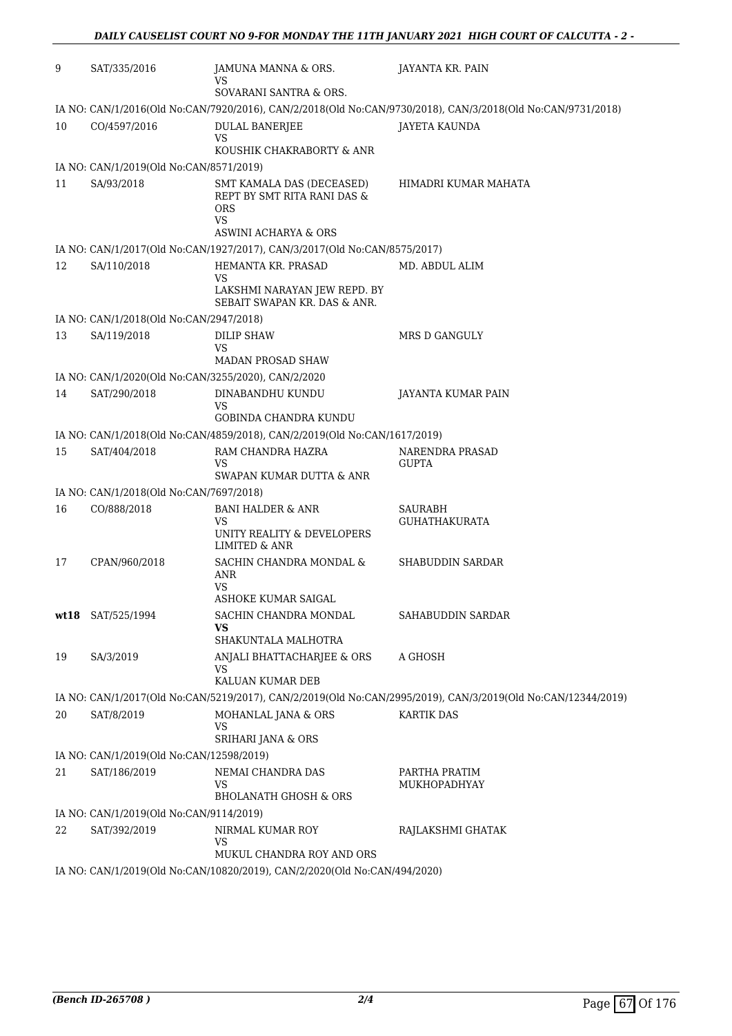| | | | |
|---|---|---|---|
| 9 | SAT/335/2016 | JAMUNA MANNA & ORS.<br>VS<br>SOVARANI SANTRA & ORS. | JAYANTA KR. PAIN |
| | IA NO: CAN/1/2016(Old No:CAN/7920/2016), CAN/2/2018(Old No:CAN/9730/2018), CAN/3/2018(Old No:CAN/9731/2018) | | |
| 10 | CO/4597/2016 | DULAL BANERJEE<br>VS<br>KOUSHIK CHAKRABORTY & ANR | JAYETA KAUNDA |
| | IA NO: CAN/1/2019(Old No:CAN/8571/2019) | | |
| 11 | SA/93/2018 | SMT KAMALA DAS (DECEASED) REPT BY SMT RITA RANI DAS & ORS<br>VS<br>ASWINI ACHARYA & ORS | HIMADRI KUMAR MAHATA |
| | IA NO: CAN/1/2017(Old No:CAN/1927/2017), CAN/3/2017(Old No:CAN/8575/2017) | | |
| 12 | SA/110/2018 | HEMANTA KR. PRASAD<br>VS<br>LAKSHMI NARAYAN JEW REPD. BY SEBAIT SWAPAN KR. DAS & ANR. | MD. ABDUL ALIM |
| | IA NO: CAN/1/2018(Old No:CAN/2947/2018) | | |
| 13 | SA/119/2018 | DILIP SHAW<br>VS<br>MADAN PROSAD SHAW | MRS D GANGULY |
| | IA NO: CAN/1/2020(Old No:CAN/3255/2020), CAN/2/2020 | | |
| 14 | SAT/290/2018 | DINABANDHU KUNDU<br>VS<br>GOBINDA CHANDRA KUNDU | JAYANTA KUMAR PAIN |
| | IA NO: CAN/1/2018(Old No:CAN/4859/2018), CAN/2/2019(Old No:CAN/1617/2019) | | |
| 15 | SAT/404/2018 | RAM CHANDRA HAZRA<br>VS<br>SWAPAN KUMAR DUTTA & ANR | NARENDRA PRASAD GUPTA |
| | IA NO: CAN/1/2018(Old No:CAN/7697/2018) | | |
| 16 | CO/888/2018 | BANI HALDER & ANR<br>VS<br>UNITY REALITY & DEVELOPERS LIMITED & ANR | SAURABH GUHATHAKURATA |
| 17 | CPAN/960/2018 | SACHIN CHANDRA MONDAL & ANR<br>VS<br>ASHOKE KUMAR SAIGAL | SHABUDDIN SARDAR |
| **wt18** | SAT/525/1994 | SACHIN CHANDRA MONDAL<br>**VS**<br>SHAKUNTALA MALHOTRA | SAHABUDDIN SARDAR |
| 19 | SA/3/2019 | ANJALI BHATTACHARJEE & ORS<br>VS<br>KALUAN KUMAR DEB | A GHOSH |
| | IA NO: CAN/1/2017(Old No:CAN/5219/2017), CAN/2/2019(Old No:CAN/2995/2019), CAN/3/2019(Old No:CAN/12344/2019) | | |
| 20 | SAT/8/2019 | MOHANLAL JANA & ORS<br>VS<br>SRIHARI JANA & ORS | KARTIK DAS |
| | IA NO: CAN/1/2019(Old No:CAN/12598/2019) | | |
| 21 | SAT/186/2019 | NEMAI CHANDRA DAS<br>VS<br>BHOLANATH GHOSH & ORS | PARTHA PRATIM MUKHOPADHYAY |
| | IA NO: CAN/1/2019(Old No:CAN/9114/2019) | | |
| 22 | SAT/392/2019 | NIRMAL KUMAR ROY<br>VS<br>MUKUL CHANDRA ROY AND ORS | RAJLAKSHMI GHATAK |
| | IA NO: CAN/1/2019(Old No:CAN/10820/2019), CAN/2/2020(Old No:CAN/494/2020) | | |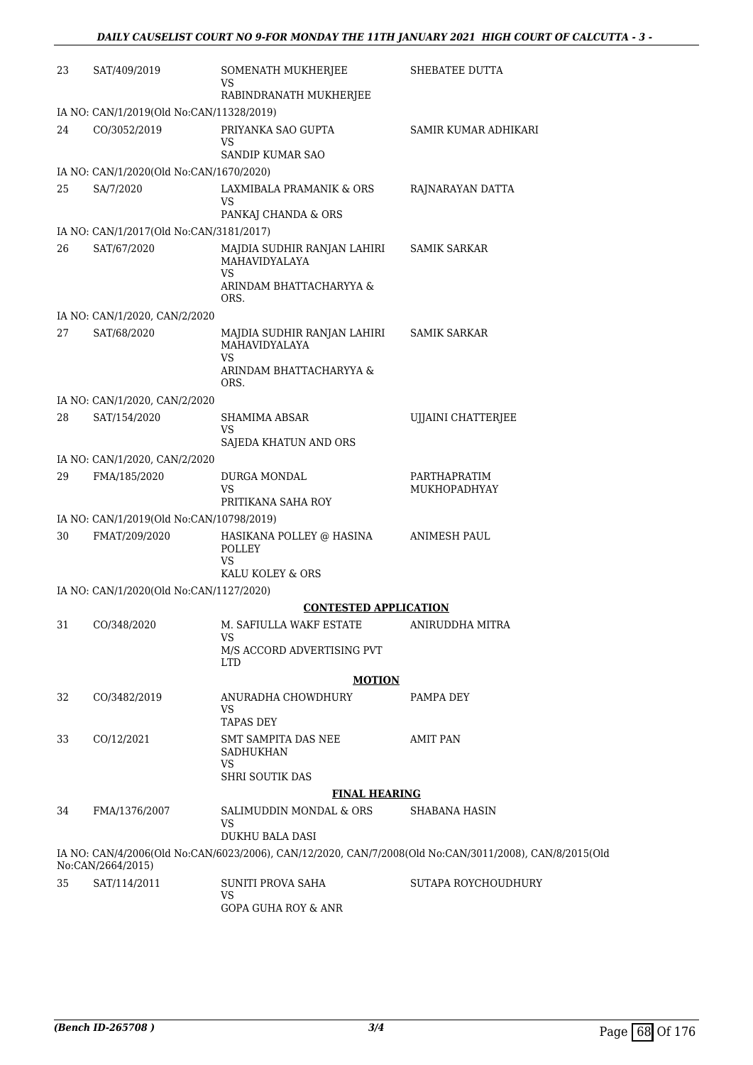| | | | |
|---|---|---|---|
| 23 | SAT/409/2019 | SOMENATH MUKHERJEE<br>VS<br>RABINDRANATH MUKHERJEE | SHEBATEE DUTTA |
| IA NO: CAN/1/2019(Old No:CAN/11328/2019) | | | |
| 24 | CO/3052/2019 | PRIYANKA SAO GUPTA<br>VS<br>SANDIP KUMAR SAO | SAMIR KUMAR ADHIKARI |
| IA NO: CAN/1/2020(Old No:CAN/1670/2020) | | | |
| 25 | SA/7/2020 | LAXMIBALA PRAMANIK & ORS<br>VS<br>PANKAJ CHANDA & ORS | RAJNARAYAN DATTA |
| IA NO: CAN/1/2017(Old No:CAN/3181/2017) | | | |
| 26 | SAT/67/2020 | MAJDIA SUDHIR RANJAN LAHIRI MAHAVIDYALAYA<br>VS<br>ARINDAM BHATTACHARYYA & ORS. | SAMIK SARKAR |
| IA NO: CAN/1/2020, CAN/2/2020 | | | |
| 27 | SAT/68/2020 | MAJDIA SUDHIR RANJAN LAHIRI MAHAVIDYALAYA<br>VS<br>ARINDAM BHATTACHARYYA & ORS. | SAMIK SARKAR |
| IA NO: CAN/1/2020, CAN/2/2020 | | | |
| 28 | SAT/154/2020 | SHAMIMA ABSAR<br>VS<br>SAJEDA KHATUN AND ORS | UJJAINI CHATTERJEE |
| IA NO: CAN/1/2020, CAN/2/2020 | | | |
| 29 | FMA/185/2020 | DURGA MONDAL<br>VS<br>PRITIKANA SAHA ROY | PARTHAPRATIM MUKHOPADHYAY |
| IA NO: CAN/1/2019(Old No:CAN/10798/2019) | | | |
| 30 | FMAT/209/2020 | HASIKANA POLLEY @ HASINA POLLEY<br>VS<br>KALU KOLEY & ORS | ANIMESH PAUL |
| IA NO: CAN/1/2020(Old No:CAN/1127/2020) | | | |

**CONTESTED APPLICATION**

| | | | |
|---|---|---|---|
| 31 | CO/348/2020 | M. SAFIULLA WAKF ESTATE<br>VS<br>M/S ACCORD ADVERTISING PVT LTD | ANIRUDDHA MITRA |

**MOTION**

| | | | |
|---|---|---|---|
| 32 | CO/3482/2019 | ANURADHA CHOWDHURY<br>VS<br>TAPAS DEY | PAMPA DEY |
| 33 | CO/12/2021 | SMT SAMPITA DAS NEE SADHUKHAN<br>VS<br>SHRI SOUTIK DAS | AMIT PAN |

**FINAL HEARING**

| | | | |
|---|---|---|---|
| 34 | FMA/1376/2007 | SALIMUDDIN MONDAL & ORS<br>VS<br>DUKHU BALA DASI | SHABANA HASIN |
| IA NO: CAN/4/2006(Old No:CAN/6023/2006), CAN/12/2020, CAN/7/2008(Old No:CAN/3011/2008), CAN/8/2015(Old No:CAN/2664/2015) | | | |
| 35 | SAT/114/2011 | SUNITI PROVA SAHA<br>VS<br>GOPA GUHA ROY & ANR | SUTAPA ROYCHOUDHURY |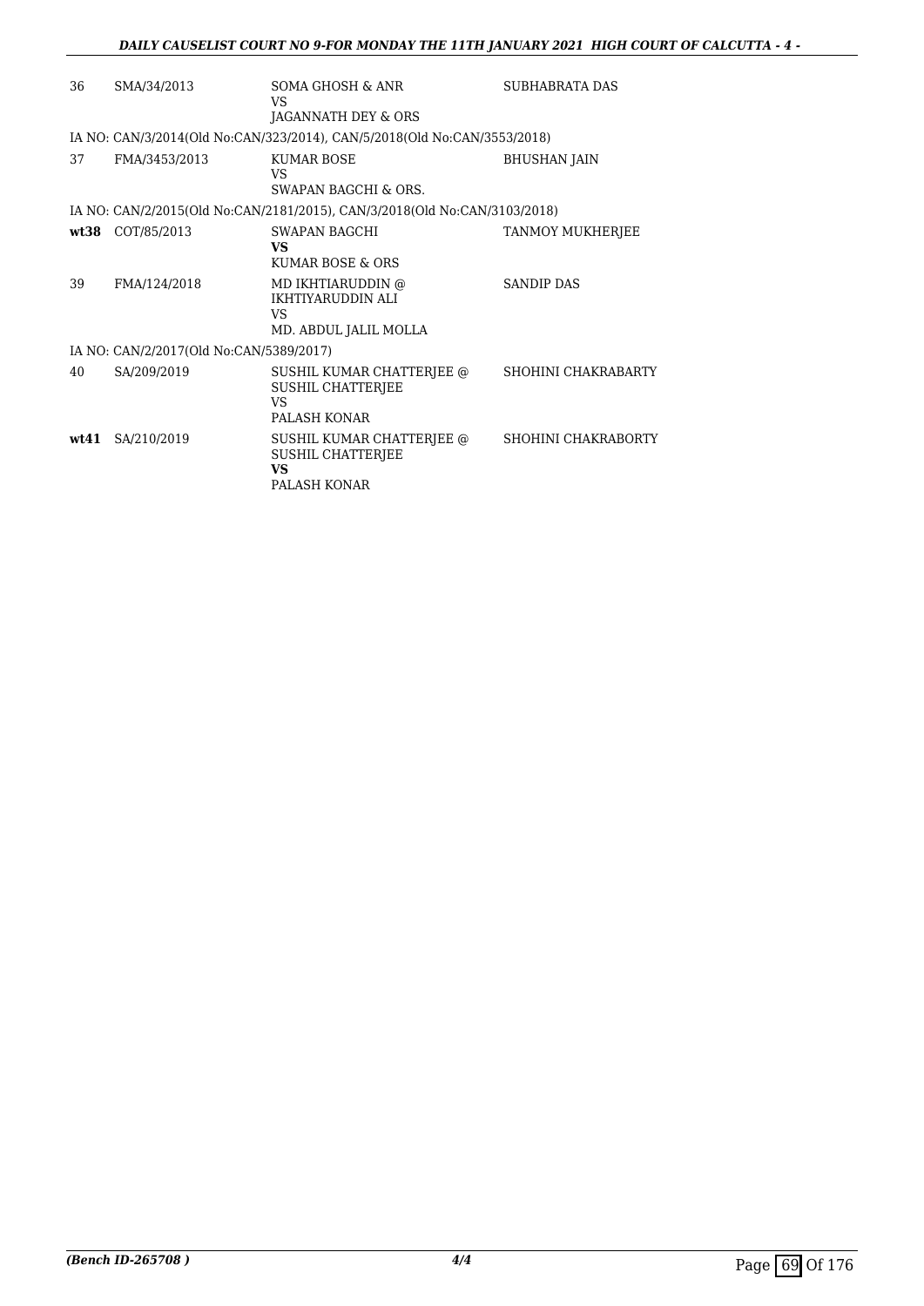| | | | |
|---|---|---|---|
| 36 | SMA/34/2013 | SOMA GHOSH & ANR<br>VS<br>JAGANNATH DEY & ORS | SUBHABRATA DAS |
| IA NO: CAN/3/2014(Old No:CAN/323/2014), CAN/5/2018(Old No:CAN/3553/2018) | | | |
| 37 | FMA/3453/2013 | KUMAR BOSE<br>VS<br>SWAPAN BAGCHI & ORS. | BHUSHAN JAIN |
| IA NO: CAN/2/2015(Old No:CAN/2181/2015), CAN/3/2018(Old No:CAN/3103/2018) | | | |
| **wt38** | COT/85/2013 | SWAPAN BAGCHI<br>**VS**<br>KUMAR BOSE & ORS | TANMOY MUKHERJEE |
| 39 | FMA/124/2018 | MD IKHTIARUDDIN @<br>IKHTIYARUDDIN ALI<br>VS<br>MD. ABDUL JALIL MOLLA | SANDIP DAS |
| IA NO: CAN/2/2017(Old No:CAN/5389/2017) | | | |
| 40 | SA/209/2019 | SUSHIL KUMAR CHATTERJEE @<br>SUSHIL CHATTERJEE<br>VS<br>PALASH KONAR | SHOHINI CHAKRABARTY |
| **wt41** | SA/210/2019 | SUSHIL KUMAR CHATTERJEE @<br>SUSHIL CHATTERJEE<br>**VS**<br>PALASH KONAR | SHOHINI CHAKRABORTY |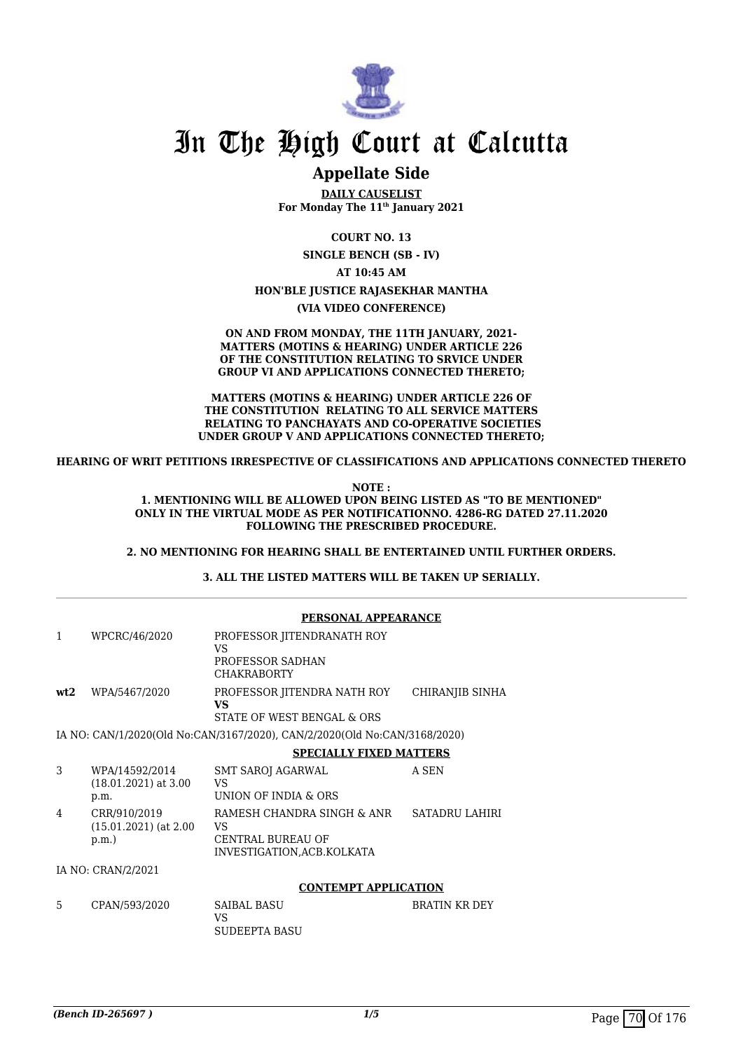# In The High Court at Calcutta

## Appellate Side

**DAILY CAUSELIST**
**For Monday The 11th January 2021**

**COURT NO. 13**

**SINGLE BENCH (SB - IV)**

**AT 10:45 AM**

**HON'BLE JUSTICE RAJASEKHAR MANTHA**

**(VIA VIDEO CONFERENCE)**

**ON AND FROM MONDAY, THE 11TH JANUARY, 2021- MATTERS (MOTINS & HEARING) UNDER ARTICLE 226 OF THE CONSTITUTION RELATING TO SRVICE UNDER GROUP VI AND APPLICATIONS CONNECTED THERETO;**

**MATTERS (MOTINS & HEARING) UNDER ARTICLE 226 OF THE CONSTITUTION RELATING TO ALL SERVICE MATTERS RELATING TO PANCHAYATS AND CO-OPERATIVE SOCIETIES UNDER GROUP V AND APPLICATIONS CONNECTED THERETO;**

**HEARING OF WRIT PETITIONS IRRESPECTIVE OF CLASSIFICATIONS AND APPLICATIONS CONNECTED THERETO**

**NOTE :**

**1. MENTIONING WILL BE ALLOWED UPON BEING LISTED AS "TO BE MENTIONED" ONLY IN THE VIRTUAL MODE AS PER NOTIFICATIONNO. 4286-RG DATED 27.11.2020 FOLLOWING THE PRESCRIBED PROCEDURE.**

**2. NO MENTIONING FOR HEARING SHALL BE ENTERTAINED UNTIL FURTHER ORDERS.**

**3. ALL THE LISTED MATTERS WILL BE TAKEN UP SERIALLY.**

---

**PERSONAL APPEARANCE**

| | | | |
|---|---|---|---|
| 1 | WPCRC/46/2020 | PROFESSOR JITENDRANATH ROY<br>VS<br>PROFESSOR SADHAN CHAKRABORTY | |
| **wt2** | WPA/5467/2020 | PROFESSOR JITENDRA NATH ROY<br>**VS**<br>STATE OF WEST BENGAL & ORS | CHIRANJIB SINHA |

IA NO: CAN/1/2020(Old No:CAN/3167/2020), CAN/2/2020(Old No:CAN/3168/2020)

**SPECIALLY FIXED MATTERS**

| | | | |
|---|---|---|---|
| 3 | WPA/14592/2014<br>(18.01.2021) at 3.00 p.m. | SMT SAROJ AGARWAL<br>VS<br>UNION OF INDIA & ORS | A SEN |
| 4 | CRR/910/2019<br>(15.01.2021) (at 2.00 p.m.) | RAMESH CHANDRA SINGH & ANR<br>VS<br>CENTRAL BUREAU OF INVESTIGATION,ACB.KOLKATA | SATADRU LAHIRI |

IA NO: CRAN/2/2021

**CONTEMPT APPLICATION**

| | | | |
|---|---|---|---|
| 5 | CPAN/593/2020 | SAIBAL BASU<br>VS<br>SUDEEPTA BASU | BRATIN KR DEY |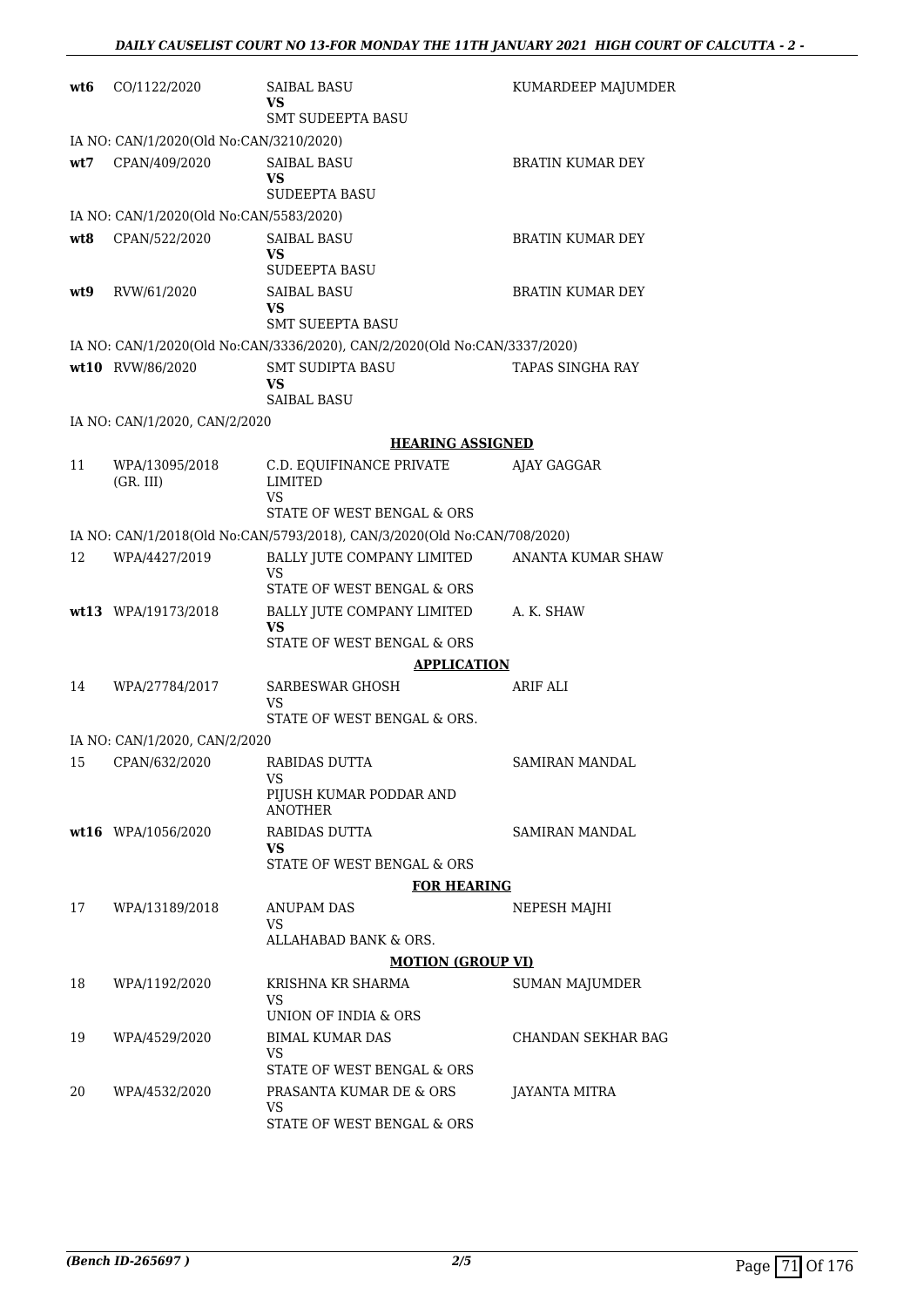| | | | |
|---|---|---|---|
| wt6 | CO/1122/2020 | SAIBAL BASU<br>**VS**<br>SMT SUDEEPTA BASU | KUMARDEEP MAJUMDER |
| IA NO: CAN/1/2020(Old No:CAN/3210/2020) | | | |
| wt7 | CPAN/409/2020 | SAIBAL BASU<br>**VS**<br>SUDEEPTA BASU | BRATIN KUMAR DEY |
| IA NO: CAN/1/2020(Old No:CAN/5583/2020) | | | |
| wt8 | CPAN/522/2020 | SAIBAL BASU<br>**VS**<br>SUDEEPTA BASU | BRATIN KUMAR DEY |
| wt9 | RVW/61/2020 | SAIBAL BASU<br>**VS**<br>SMT SUEEPTA BASU | BRATIN KUMAR DEY |
| IA NO: CAN/1/2020(Old No:CAN/3336/2020), CAN/2/2020(Old No:CAN/3337/2020) | | | |
| wt10 | RVW/86/2020 | SMT SUDIPTA BASU<br>**VS**<br>SAIBAL BASU | TAPAS SINGHA RAY |
| IA NO: CAN/1/2020, CAN/2/2020 | | | |

**HEARING ASSIGNED**

| | | | |
|---|---|---|---|
| 11 | WPA/13095/2018 (GR. III) | C.D. EQUIFINANCE PRIVATE LIMITED<br>VS<br>STATE OF WEST BENGAL & ORS | AJAY GAGGAR |
| IA NO: CAN/1/2018(Old No:CAN/5793/2018), CAN/3/2020(Old No:CAN/708/2020) | | | |
| 12 | WPA/4427/2019 | BALLY JUTE COMPANY LIMITED<br>VS<br>STATE OF WEST BENGAL & ORS | ANANTA KUMAR SHAW |
| wt13 | WPA/19173/2018 | BALLY JUTE COMPANY LIMITED<br>**VS**<br>STATE OF WEST BENGAL & ORS | A. K. SHAW |

**APPLICATION**

| | | | |
|---|---|---|---|
| 14 | WPA/27784/2017 | SARBESWAR GHOSH<br>VS<br>STATE OF WEST BENGAL & ORS. | ARIF ALI |
| IA NO: CAN/1/2020, CAN/2/2020 | | | |
| 15 | CPAN/632/2020 | RABIDAS DUTTA<br>VS<br>PIJUSH KUMAR PODDAR AND ANOTHER | SAMIRAN MANDAL |
| wt16 | WPA/1056/2020 | RABIDAS DUTTA<br>**VS**<br>STATE OF WEST BENGAL & ORS | SAMIRAN MANDAL |

**FOR HEARING**

| | | | |
|---|---|---|---|
| 17 | WPA/13189/2018 | ANUPAM DAS<br>VS<br>ALLAHABAD BANK & ORS. | NEPESH MAJHI |

**MOTION (GROUP VI)**

| | | | |
|---|---|---|---|
| 18 | WPA/1192/2020 | KRISHNA KR SHARMA<br>VS<br>UNION OF INDIA & ORS | SUMAN MAJUMDER |
| 19 | WPA/4529/2020 | BIMAL KUMAR DAS<br>VS<br>STATE OF WEST BENGAL & ORS | CHANDAN SEKHAR BAG |
| 20 | WPA/4532/2020 | PRASANTA KUMAR DE & ORS<br>VS<br>STATE OF WEST BENGAL & ORS | JAYANTA MITRA |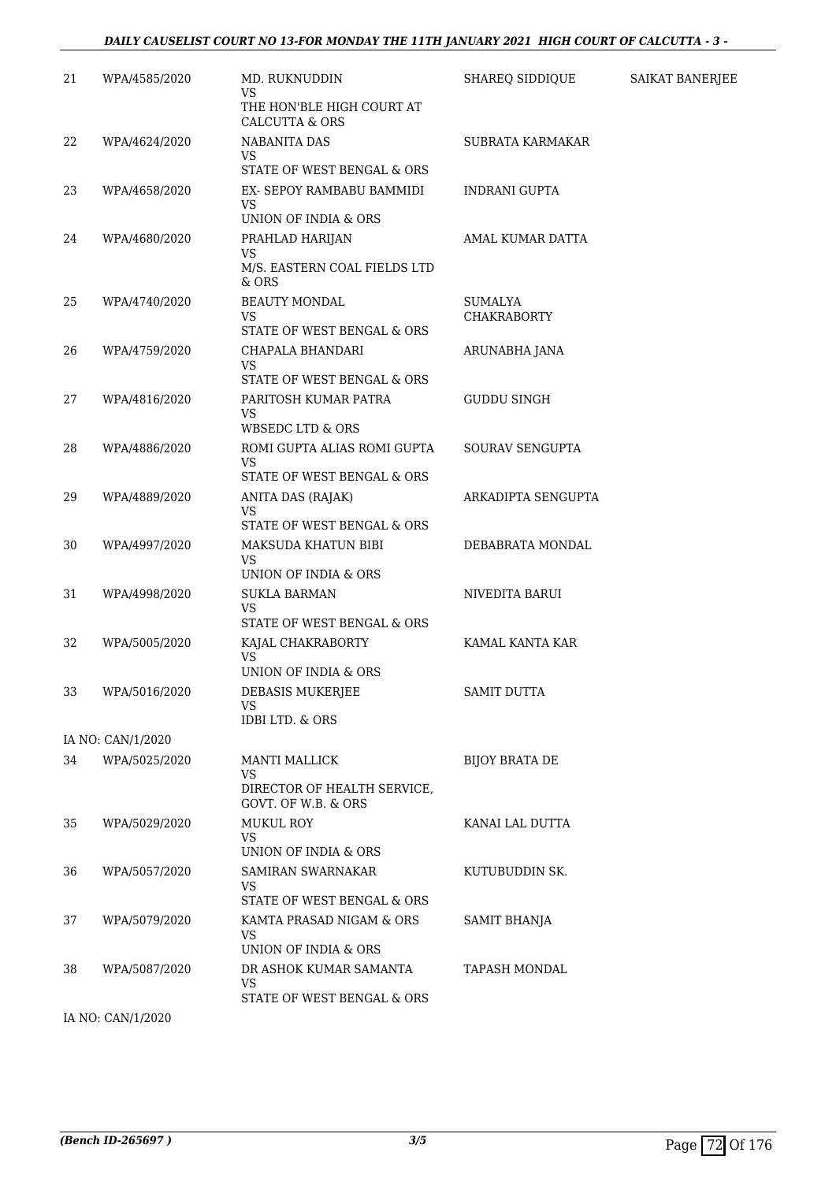| | | | | |
|---|---|---|---|---|
| 21 | WPA/4585/2020 | MD. RUKNUDDIN<br>VS<br>THE HON'BLE HIGH COURT AT CALCUTTA & ORS | SHAREQ SIDDIQUE | SAIKAT BANERJEE |
| 22 | WPA/4624/2020 | NABANITA DAS<br>VS<br>STATE OF WEST BENGAL & ORS | SUBRATA KARMAKAR | |
| 23 | WPA/4658/2020 | EX- SEPOY RAMBABU BAMMIDI<br>VS<br>UNION OF INDIA & ORS | INDRANI GUPTA | |
| 24 | WPA/4680/2020 | PRAHLAD HARIJAN<br>VS<br>M/S. EASTERN COAL FIELDS LTD & ORS | AMAL KUMAR DATTA | |
| 25 | WPA/4740/2020 | BEAUTY MONDAL<br>VS<br>STATE OF WEST BENGAL & ORS | SUMALYA CHAKRABORTY | |
| 26 | WPA/4759/2020 | CHAPALA BHANDARI<br>VS<br>STATE OF WEST BENGAL & ORS | ARUNABHA JANA | |
| 27 | WPA/4816/2020 | PARITOSH KUMAR PATRA<br>VS<br>WBSEDC LTD & ORS | GUDDU SINGH | |
| 28 | WPA/4886/2020 | ROMI GUPTA ALIAS ROMI GUPTA<br>VS<br>STATE OF WEST BENGAL & ORS | SOURAV SENGUPTA | |
| 29 | WPA/4889/2020 | ANITA DAS (RAJAK)<br>VS<br>STATE OF WEST BENGAL & ORS | ARKADIPTA SENGUPTA | |
| 30 | WPA/4997/2020 | MAKSUDA KHATUN BIBI<br>VS<br>UNION OF INDIA & ORS | DEBABRATA MONDAL | |
| 31 | WPA/4998/2020 | SUKLA BARMAN<br>VS<br>STATE OF WEST BENGAL & ORS | NIVEDITA BARUI | |
| 32 | WPA/5005/2020 | KAJAL CHAKRABORTY<br>VS<br>UNION OF INDIA & ORS | KAMAL KANTA KAR | |
| 33 | WPA/5016/2020 | DEBASIS MUKERJEE<br>VS<br>IDBI LTD. & ORS | SAMIT DUTTA | |
| | IA NO: CAN/1/2020 | | | |
| 34 | WPA/5025/2020 | MANTI MALLICK<br>VS<br>DIRECTOR OF HEALTH SERVICE, GOVT. OF W.B. & ORS | BIJOY BRATA DE | |
| 35 | WPA/5029/2020 | MUKUL ROY<br>VS<br>UNION OF INDIA & ORS | KANAI LAL DUTTA | |
| 36 | WPA/5057/2020 | SAMIRAN SWARNAKAR<br>VS<br>STATE OF WEST BENGAL & ORS | KUTUBUDDIN SK. | |
| 37 | WPA/5079/2020 | KAMTA PRASAD NIGAM & ORS<br>VS<br>UNION OF INDIA & ORS | SAMIT BHANJA | |
| 38 | WPA/5087/2020 | DR ASHOK KUMAR SAMANTA<br>VS<br>STATE OF WEST BENGAL & ORS | TAPASH MONDAL | |
| | IA NO: CAN/1/2020 | | | |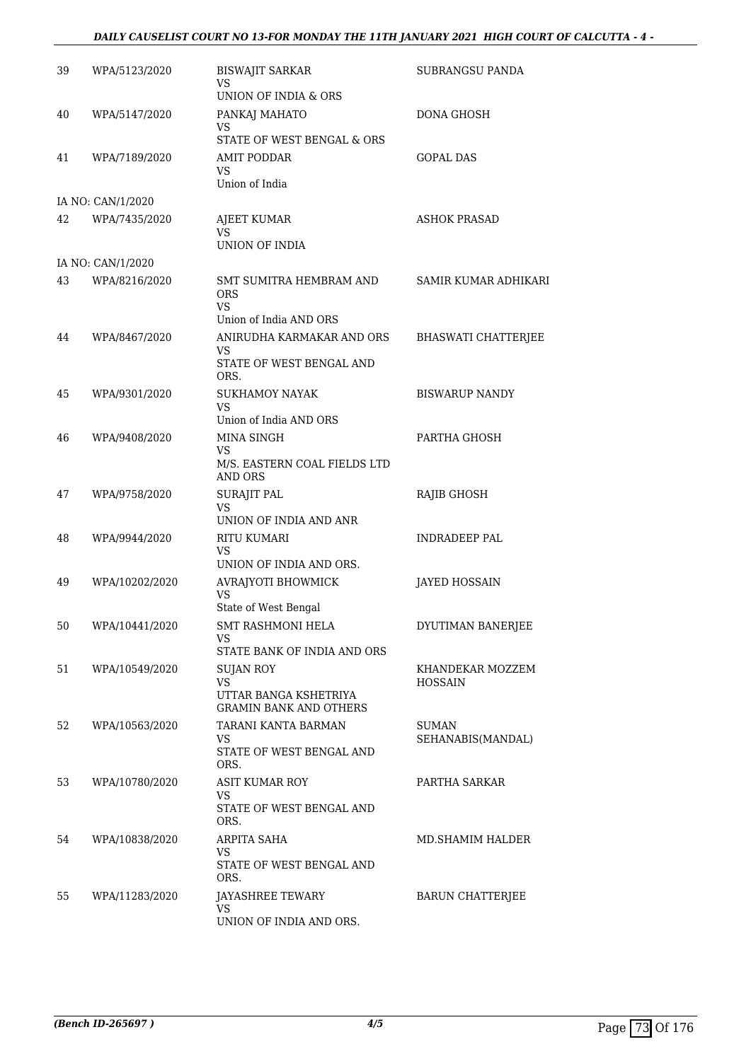| | | | |
|---|---|---|---|
| 39 | WPA/5123/2020 | BISWAJIT SARKAR<br>VS<br>UNION OF INDIA & ORS | SUBRANGSU PANDA |
| 40 | WPA/5147/2020 | PANKAJ MAHATO<br>VS<br>STATE OF WEST BENGAL & ORS | DONA GHOSH |
| 41 | WPA/7189/2020 | AMIT PODDAR<br>VS<br>Union of India | GOPAL DAS |
| IA NO: CAN/1/2020 | | | |
| 42 | WPA/7435/2020 | AJEET KUMAR<br>VS<br>UNION OF INDIA | ASHOK PRASAD |
| IA NO: CAN/1/2020 | | | |
| 43 | WPA/8216/2020 | SMT SUMITRA HEMBRAM AND ORS<br>VS<br>Union of India AND ORS | SAMIR KUMAR ADHIKARI |
| 44 | WPA/8467/2020 | ANIRUDHA KARMAKAR AND ORS<br>VS<br>STATE OF WEST BENGAL AND ORS. | BHASWATI CHATTERJEE |
| 45 | WPA/9301/2020 | SUKHAMOY NAYAK<br>VS<br>Union of India AND ORS | BISWARUP NANDY |
| 46 | WPA/9408/2020 | MINA SINGH<br>VS<br>M/S. EASTERN COAL FIELDS LTD AND ORS | PARTHA GHOSH |
| 47 | WPA/9758/2020 | SURAJIT PAL<br>VS<br>UNION OF INDIA AND ANR | RAJIB GHOSH |
| 48 | WPA/9944/2020 | RITU KUMARI<br>VS<br>UNION OF INDIA AND ORS. | INDRADEEP PAL |
| 49 | WPA/10202/2020 | AVRAJYOTI BHOWMICK<br>VS<br>State of West Bengal | JAYED HOSSAIN |
| 50 | WPA/10441/2020 | SMT RASHMONI HELA<br>VS<br>STATE BANK OF INDIA AND ORS | DYUTIMAN BANERJEE |
| 51 | WPA/10549/2020 | SUJAN ROY<br>VS<br>UTTAR BANGA KSHETRIYA GRAMIN BANK AND OTHERS | KHANDEKAR MOZZEM HOSSAIN |
| 52 | WPA/10563/2020 | TARANI KANTA BARMAN<br>VS<br>STATE OF WEST BENGAL AND ORS. | SUMAN SEHANABIS(MANDAL) |
| 53 | WPA/10780/2020 | ASIT KUMAR ROY<br>VS<br>STATE OF WEST BENGAL AND ORS. | PARTHA SARKAR |
| 54 | WPA/10838/2020 | ARPITA SAHA<br>VS<br>STATE OF WEST BENGAL AND ORS. | MD.SHAMIM HALDER |
| 55 | WPA/11283/2020 | JAYASHREE TEWARY<br>VS<br>UNION OF INDIA AND ORS. | BARUN CHATTERJEE |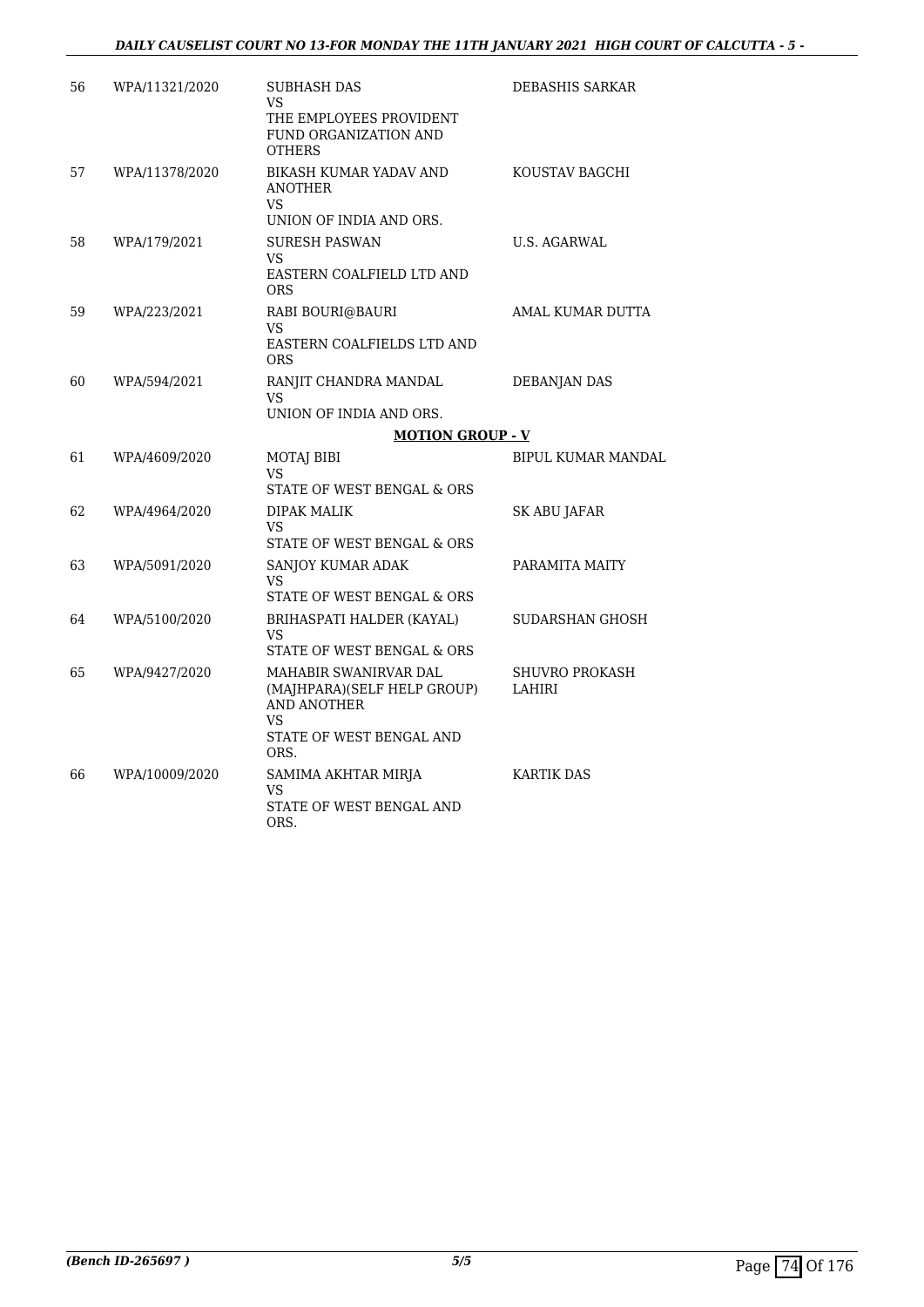| | | | |
|---|---|---|---|
| 56 | WPA/11321/2020 | SUBHASH DAS<br>VS<br>THE EMPLOYEES PROVIDENT FUND ORGANIZATION AND OTHERS | DEBASHIS SARKAR |
| 57 | WPA/11378/2020 | BIKASH KUMAR YADAV AND ANOTHER<br>VS<br>UNION OF INDIA AND ORS. | KOUSTAV BAGCHI |
| 58 | WPA/179/2021 | SURESH PASWAN<br>VS<br>EASTERN COALFIELD LTD AND ORS | U.S. AGARWAL |
| 59 | WPA/223/2021 | RABI BOURI@BAURI<br>VS<br>EASTERN COALFIELDS LTD AND ORS | AMAL KUMAR DUTTA |
| 60 | WPA/594/2021 | RANJIT CHANDRA MANDAL<br>VS<br>UNION OF INDIA AND ORS. | DEBANJAN DAS |

**MOTION GROUP - V**

| | | | |
|---|---|---|---|
| 61 | WPA/4609/2020 | MOTAJ BIBI<br>VS<br>STATE OF WEST BENGAL & ORS | BIPUL KUMAR MANDAL |
| 62 | WPA/4964/2020 | DIPAK MALIK<br>VS<br>STATE OF WEST BENGAL & ORS | SK ABU JAFAR |
| 63 | WPA/5091/2020 | SANJOY KUMAR ADAK<br>VS<br>STATE OF WEST BENGAL & ORS | PARAMITA MAITY |
| 64 | WPA/5100/2020 | BRIHASPATI HALDER (KAYAL)<br>VS<br>STATE OF WEST BENGAL & ORS | SUDARSHAN GHOSH |
| 65 | WPA/9427/2020 | MAHABIR SWANIRVAR DAL (MAJHPARA)(SELF HELP GROUP) AND ANOTHER<br>VS<br>STATE OF WEST BENGAL AND ORS. | SHUVRO PROKASH LAHIRI |
| 66 | WPA/10009/2020 | SAMIMA AKHTAR MIRJA<br>VS<br>STATE OF WEST BENGAL AND ORS. | KARTIK DAS |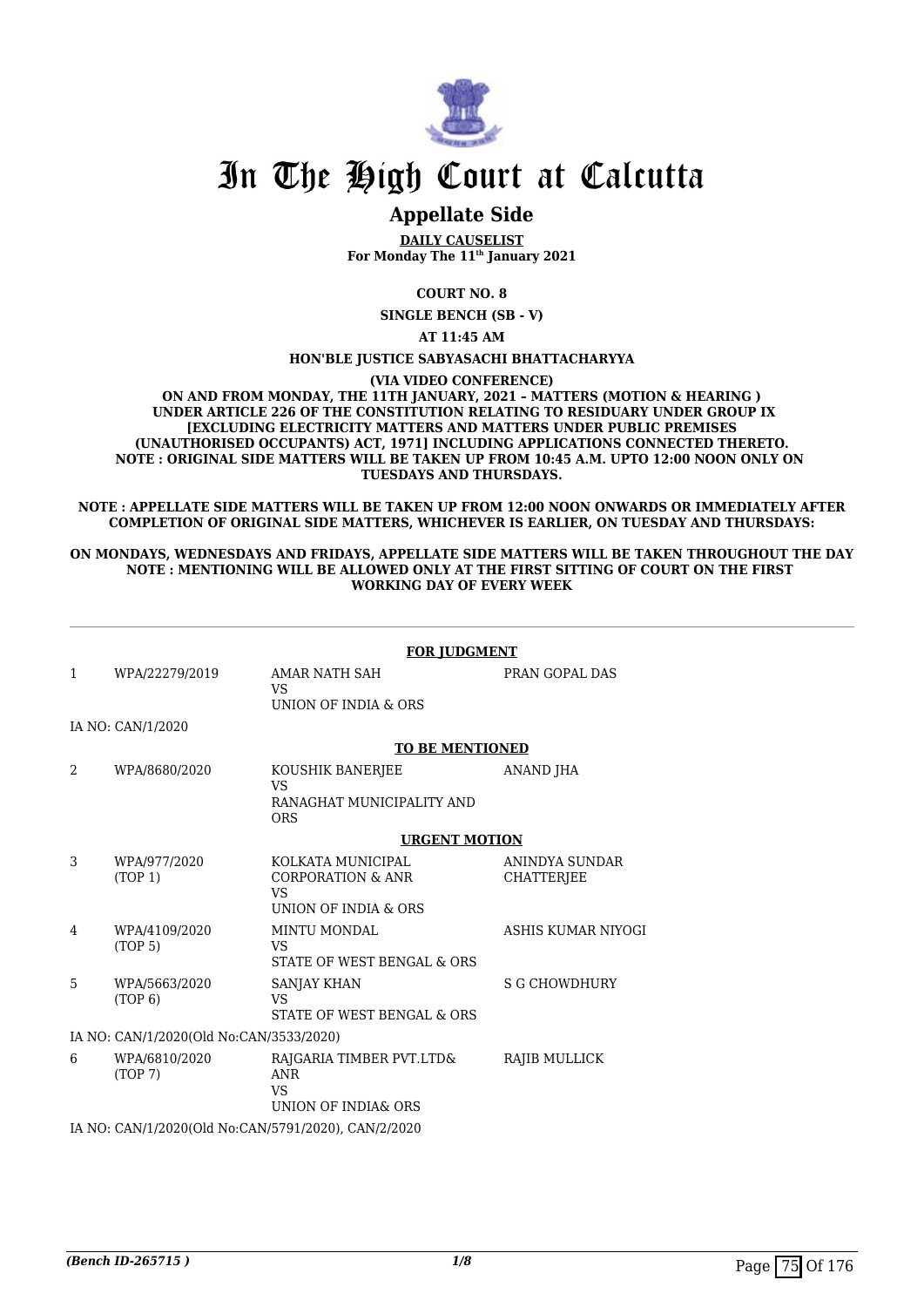# In The High Court at Calcutta

## Appellate Side

**DAILY CAUSELIST**
**For Monday The 11th January 2021**

**COURT NO. 8**

**SINGLE BENCH (SB - V)**

**AT 11:45 AM**

**HON'BLE JUSTICE SABYASACHI BHATTACHARYYA**

**(VIA VIDEO CONFERENCE)**

**ON AND FROM MONDAY, THE 11TH JANUARY, 2021 – MATTERS (MOTION & HEARING ) UNDER ARTICLE 226 OF THE CONSTITUTION RELATING TO RESIDUARY UNDER GROUP IX [EXCLUDING ELECTRICITY MATTERS AND MATTERS UNDER PUBLIC PREMISES (UNAUTHORISED OCCUPANTS) ACT, 1971] INCLUDING APPLICATIONS CONNECTED THERETO. NOTE : ORIGINAL SIDE MATTERS WILL BE TAKEN UP FROM 10:45 A.M. UPTO 12:00 NOON ONLY ON TUESDAYS AND THURSDAYS.**

**NOTE : APPELLATE SIDE MATTERS WILL BE TAKEN UP FROM 12:00 NOON ONWARDS OR IMMEDIATELY AFTER COMPLETION OF ORIGINAL SIDE MATTERS, WHICHEVER IS EARLIER, ON TUESDAY AND THURSDAYS:**

**ON MONDAYS, WEDNESDAYS AND FRIDAYS, APPELLATE SIDE MATTERS WILL BE TAKEN THROUGHOUT THE DAY NOTE : MENTIONING WILL BE ALLOWED ONLY AT THE FIRST SITTING OF COURT ON THE FIRST WORKING DAY OF EVERY WEEK**

**FOR JUDGMENT**

| | | | |
|---|---|---|---|
| 1 | WPA/22279/2019 | AMAR NATH SAH<br>VS<br>UNION OF INDIA & ORS | PRAN GOPAL DAS |

IA NO: CAN/1/2020

**TO BE MENTIONED**

| | | | |
|---|---|---|---|
| 2 | WPA/8680/2020 | KOUSHIK BANERJEE<br>VS<br>RANAGHAT MUNICIPALITY AND ORS | ANAND JHA |

**URGENT MOTION**

| | | | |
|---|---|---|---|
| 3 | WPA/977/2020<br>(TOP 1) | KOLKATA MUNICIPAL CORPORATION & ANR<br>VS<br>UNION OF INDIA & ORS | ANINDYA SUNDAR CHATTERJEE |
| 4 | WPA/4109/2020<br>(TOP 5) | MINTU MONDAL<br>VS<br>STATE OF WEST BENGAL & ORS | ASHIS KUMAR NIYOGI |
| 5 | WPA/5663/2020<br>(TOP 6) | SANJAY KHAN<br>VS<br>STATE OF WEST BENGAL & ORS | S G CHOWDHURY |

IA NO: CAN/1/2020(Old No:CAN/3533/2020)

| | | | |
|---|---|---|---|
| 6 | WPA/6810/2020<br>(TOP 7) | RAJGARIA TIMBER PVT.LTD& ANR<br>VS<br>UNION OF INDIA& ORS | RAJIB MULLICK |

IA NO: CAN/1/2020(Old No:CAN/5791/2020), CAN/2/2020

*(Bench ID-265715 )*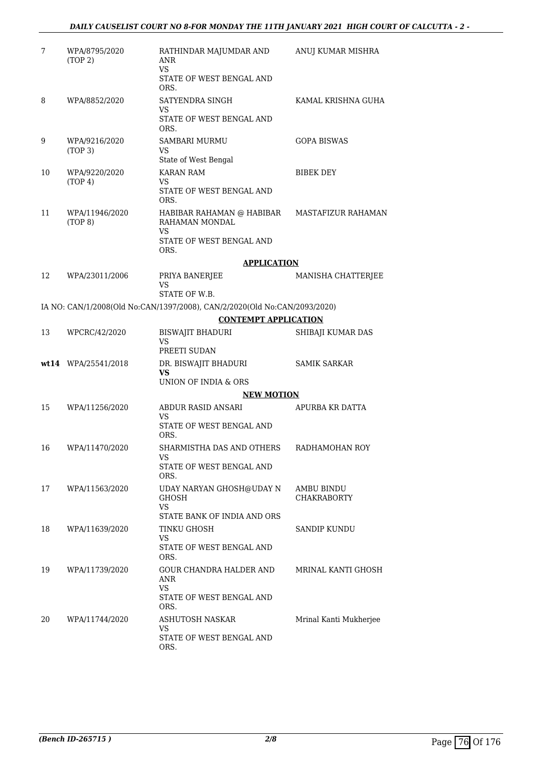| | | | |
|---|---|---|---|
| 7 | WPA/8795/2020 (TOP 2) | RATHINDAR MAJUMDAR AND ANR<br>VS<br>STATE OF WEST BENGAL AND ORS. | ANUJ KUMAR MISHRA |
| 8 | WPA/8852/2020 | SATYENDRA SINGH<br>VS<br>STATE OF WEST BENGAL AND ORS. | KAMAL KRISHNA GUHA |
| 9 | WPA/9216/2020 (TOP 3) | SAMBARI MURMU<br>VS<br>State of West Bengal | GOPA BISWAS |
| 10 | WPA/9220/2020 (TOP 4) | KARAN RAM<br>VS<br>STATE OF WEST BENGAL AND ORS. | BIBEK DEY |
| 11 | WPA/11946/2020 (TOP 8) | HABIBAR RAHAMAN @ HABIBAR RAHAMAN MONDAL<br>VS<br>STATE OF WEST BENGAL AND ORS. | MASTAFIZUR RAHAMAN |

**APPLICATION**

| | | | |
|---|---|---|---|
| 12 | WPA/23011/2006 | PRIYA BANERJEE<br>VS<br>STATE OF W.B. | MANISHA CHATTERJEE |

IA NO: CAN/1/2008(Old No:CAN/1397/2008), CAN/2/2020(Old No:CAN/2093/2020)

**CONTEMPT APPLICATION**

| | | | |
|---|---|---|---|
| 13 | WPCRC/42/2020 | BISWAJIT BHADURI<br>VS<br>PREETI SUDAN | SHIBAJI KUMAR DAS |
| **wt14** | WPA/25541/2018 | DR. BISWAJIT BHADURI<br>**VS**<br>UNION OF INDIA & ORS | SAMIK SARKAR |

**NEW MOTION**

| | | | |
|---|---|---|---|
| 15 | WPA/11256/2020 | ABDUR RASID ANSARI<br>VS<br>STATE OF WEST BENGAL AND ORS. | APURBA KR DATTA |
| 16 | WPA/11470/2020 | SHARMISTHA DAS AND OTHERS<br>VS<br>STATE OF WEST BENGAL AND ORS. | RADHAMOHAN ROY |
| 17 | WPA/11563/2020 | UDAY NARYAN GHOSH@UDAY N GHOSH<br>VS<br>STATE BANK OF INDIA AND ORS | AMBU BINDU CHAKRABORTY |
| 18 | WPA/11639/2020 | TINKU GHOSH<br>VS<br>STATE OF WEST BENGAL AND ORS. | SANDIP KUNDU |
| 19 | WPA/11739/2020 | GOUR CHANDRA HALDER AND ANR<br>VS<br>STATE OF WEST BENGAL AND ORS. | MRINAL KANTI GHOSH |
| 20 | WPA/11744/2020 | ASHUTOSH NASKAR<br>VS<br>STATE OF WEST BENGAL AND ORS. | Mrinal Kanti Mukherjee |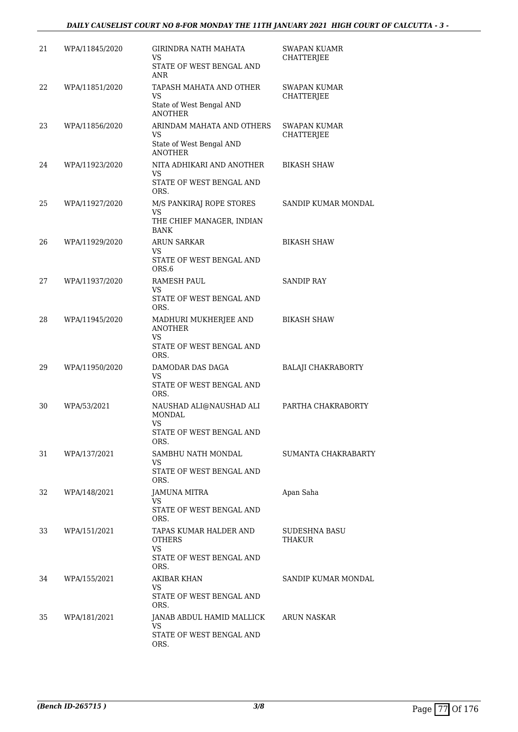| 21 | WPA/11845/2020 | GIRINDRA NATH MAHATA<br>VS<br>STATE OF WEST BENGAL AND ANR | SWAPAN KUAMR CHATTERJEE |
|---|---|---|---|
| 22 | WPA/11851/2020 | TAPASH MAHATA AND OTHER<br>VS<br>State of West Bengal AND ANOTHER | SWAPAN KUMAR CHATTERJEE |
| 23 | WPA/11856/2020 | ARINDAM MAHATA AND OTHERS<br>VS<br>State of West Bengal AND ANOTHER | SWAPAN KUMAR CHATTERJEE |
| 24 | WPA/11923/2020 | NITA ADHIKARI AND ANOTHER<br>VS<br>STATE OF WEST BENGAL AND ORS. | BIKASH SHAW |
| 25 | WPA/11927/2020 | M/S PANKIRAJ ROPE STORES<br>VS<br>THE CHIEF MANAGER, INDIAN BANK | SANDIP KUMAR MONDAL |
| 26 | WPA/11929/2020 | ARUN SARKAR<br>VS<br>STATE OF WEST BENGAL AND ORS.6 | BIKASH SHAW |
| 27 | WPA/11937/2020 | RAMESH PAUL<br>VS<br>STATE OF WEST BENGAL AND ORS. | SANDIP RAY |
| 28 | WPA/11945/2020 | MADHURI MUKHERJEE AND ANOTHER<br>VS<br>STATE OF WEST BENGAL AND ORS. | BIKASH SHAW |
| 29 | WPA/11950/2020 | DAMODAR DAS DAGA<br>VS<br>STATE OF WEST BENGAL AND ORS. | BALAJI CHAKRABORTY |
| 30 | WPA/53/2021 | NAUSHAD ALI@NAUSHAD ALI MONDAL<br>VS<br>STATE OF WEST BENGAL AND ORS. | PARTHA CHAKRABORTY |
| 31 | WPA/137/2021 | SAMBHU NATH MONDAL<br>VS<br>STATE OF WEST BENGAL AND ORS. | SUMANTA CHAKRABARTY |
| 32 | WPA/148/2021 | JAMUNA MITRA<br>VS<br>STATE OF WEST BENGAL AND ORS. | Apan Saha |
| 33 | WPA/151/2021 | TAPAS KUMAR HALDER AND OTHERS<br>VS<br>STATE OF WEST BENGAL AND ORS. | SUDESHNA BASU THAKUR |
| 34 | WPA/155/2021 | AKIBAR KHAN<br>VS<br>STATE OF WEST BENGAL AND ORS. | SANDIP KUMAR MONDAL |
| 35 | WPA/181/2021 | JANAB ABDUL HAMID MALLICK<br>VS<br>STATE OF WEST BENGAL AND ORS. | ARUN NASKAR |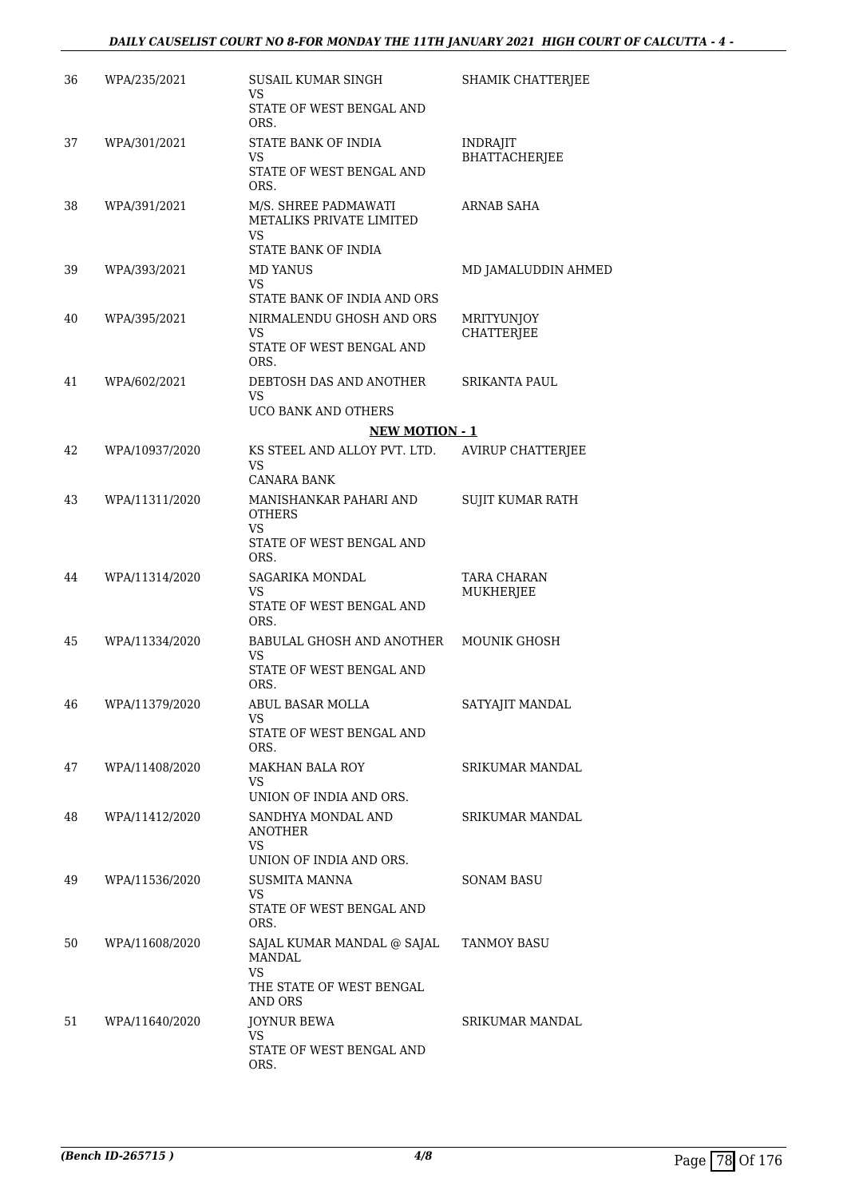| | | | |
|---|---|---|---|
| 36 | WPA/235/2021 | SUSAIL KUMAR SINGH<br>VS<br>STATE OF WEST BENGAL AND ORS. | SHAMIK CHATTERJEE |
| 37 | WPA/301/2021 | STATE BANK OF INDIA<br>VS<br>STATE OF WEST BENGAL AND ORS. | INDRAJIT BHATTACHERJEE |
| 38 | WPA/391/2021 | M/S. SHREE PADMAWATI METALIKS PRIVATE LIMITED<br>VS<br>STATE BANK OF INDIA | ARNAB SAHA |
| 39 | WPA/393/2021 | MD YANUS<br>VS<br>STATE BANK OF INDIA AND ORS | MD JAMALUDDIN AHMED |
| 40 | WPA/395/2021 | NIRMALENDU GHOSH AND ORS<br>VS<br>STATE OF WEST BENGAL AND ORS. | MRITYUNJOY CHATTERJEE |
| 41 | WPA/602/2021 | DEBTOSH DAS AND ANOTHER<br>VS<br>UCO BANK AND OTHERS | SRIKANTA PAUL |

**NEW MOTION - 1**

| | | | |
|---|---|---|---|
| 42 | WPA/10937/2020 | KS STEEL AND ALLOY PVT. LTD.<br>VS<br>CANARA BANK | AVIRUP CHATTERJEE |
| 43 | WPA/11311/2020 | MANISHANKAR PAHARI AND OTHERS<br>VS<br>STATE OF WEST BENGAL AND ORS. | SUJIT KUMAR RATH |
| 44 | WPA/11314/2020 | SAGARIKA MONDAL<br>VS<br>STATE OF WEST BENGAL AND ORS. | TARA CHARAN MUKHERJEE |
| 45 | WPA/11334/2020 | BABULAL GHOSH AND ANOTHER<br>VS<br>STATE OF WEST BENGAL AND ORS. | MOUNIK GHOSH |
| 46 | WPA/11379/2020 | ABUL BASAR MOLLA<br>VS<br>STATE OF WEST BENGAL AND ORS. | SATYAJIT MANDAL |
| 47 | WPA/11408/2020 | MAKHAN BALA ROY<br>VS<br>UNION OF INDIA AND ORS. | SRIKUMAR MANDAL |
| 48 | WPA/11412/2020 | SANDHYA MONDAL AND ANOTHER<br>VS<br>UNION OF INDIA AND ORS. | SRIKUMAR MANDAL |
| 49 | WPA/11536/2020 | SUSMITA MANNA<br>VS<br>STATE OF WEST BENGAL AND ORS. | SONAM BASU |
| 50 | WPA/11608/2020 | SAJAL KUMAR MANDAL @ SAJAL MANDAL<br>VS<br>THE STATE OF WEST BENGAL AND ORS | TANMOY BASU |
| 51 | WPA/11640/2020 | JOYNUR BEWA<br>VS<br>STATE OF WEST BENGAL AND ORS. | SRIKUMAR MANDAL |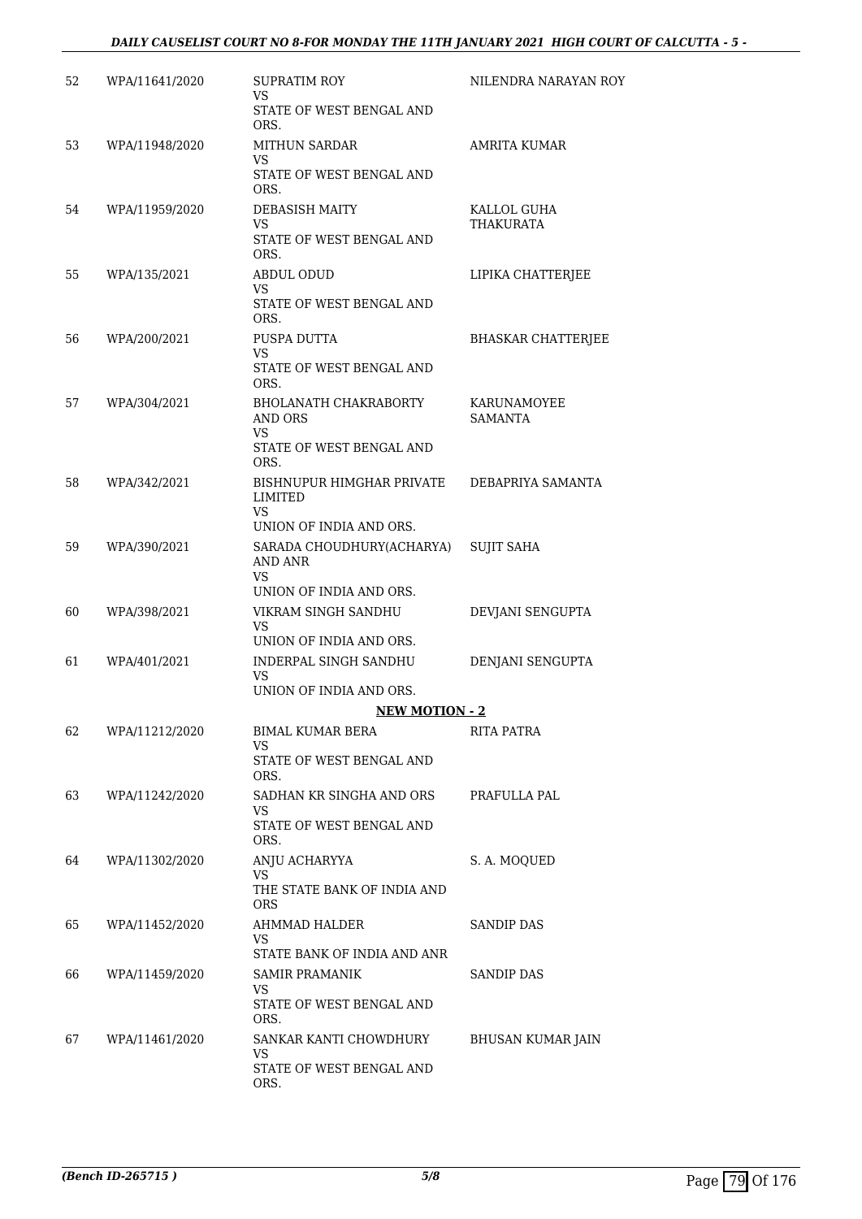| | | | |
|---|---|---|---|
| 52 | WPA/11641/2020 | SUPRATIM ROY<br>VS<br>STATE OF WEST BENGAL AND ORS. | NILENDRA NARAYAN ROY |
| 53 | WPA/11948/2020 | MITHUN SARDAR<br>VS<br>STATE OF WEST BENGAL AND ORS. | AMRITA KUMAR |
| 54 | WPA/11959/2020 | DEBASISH MAITY<br>VS<br>STATE OF WEST BENGAL AND ORS. | KALLOL GUHA THAKURATA |
| 55 | WPA/135/2021 | ABDUL ODUD<br>VS<br>STATE OF WEST BENGAL AND ORS. | LIPIKA CHATTERJEE |
| 56 | WPA/200/2021 | PUSPA DUTTA<br>VS<br>STATE OF WEST BENGAL AND ORS. | BHASKAR CHATTERJEE |
| 57 | WPA/304/2021 | BHOLANATH CHAKRABORTY AND ORS<br>VS<br>STATE OF WEST BENGAL AND ORS. | KARUNAMOYEE SAMANTA |
| 58 | WPA/342/2021 | BISHNUPUR HIMGHAR PRIVATE LIMITED<br>VS<br>UNION OF INDIA AND ORS. | DEBAPRIYA SAMANTA |
| 59 | WPA/390/2021 | SARADA CHOUDHURY(ACHARYA) AND ANR<br>VS<br>UNION OF INDIA AND ORS. | SUJIT SAHA |
| 60 | WPA/398/2021 | VIKRAM SINGH SANDHU<br>VS<br>UNION OF INDIA AND ORS. | DEVJANI SENGUPTA |
| 61 | WPA/401/2021 | INDERPAL SINGH SANDHU<br>VS<br>UNION OF INDIA AND ORS. | DENJANI SENGUPTA |
| | | **NEW MOTION - 2** | |
| 62 | WPA/11212/2020 | BIMAL KUMAR BERA<br>VS<br>STATE OF WEST BENGAL AND ORS. | RITA PATRA |
| 63 | WPA/11242/2020 | SADHAN KR SINGHA AND ORS<br>VS<br>STATE OF WEST BENGAL AND ORS. | PRAFULLA PAL |
| 64 | WPA/11302/2020 | ANJU ACHARYYA<br>VS<br>THE STATE BANK OF INDIA AND ORS | S. A. MOQUED |
| 65 | WPA/11452/2020 | AHMMAD HALDER<br>VS<br>STATE BANK OF INDIA AND ANR | SANDIP DAS |
| 66 | WPA/11459/2020 | SAMIR PRAMANIK<br>VS<br>STATE OF WEST BENGAL AND ORS. | SANDIP DAS |
| 67 | WPA/11461/2020 | SANKAR KANTI CHOWDHURY<br>VS<br>STATE OF WEST BENGAL AND ORS. | BHUSAN KUMAR JAIN |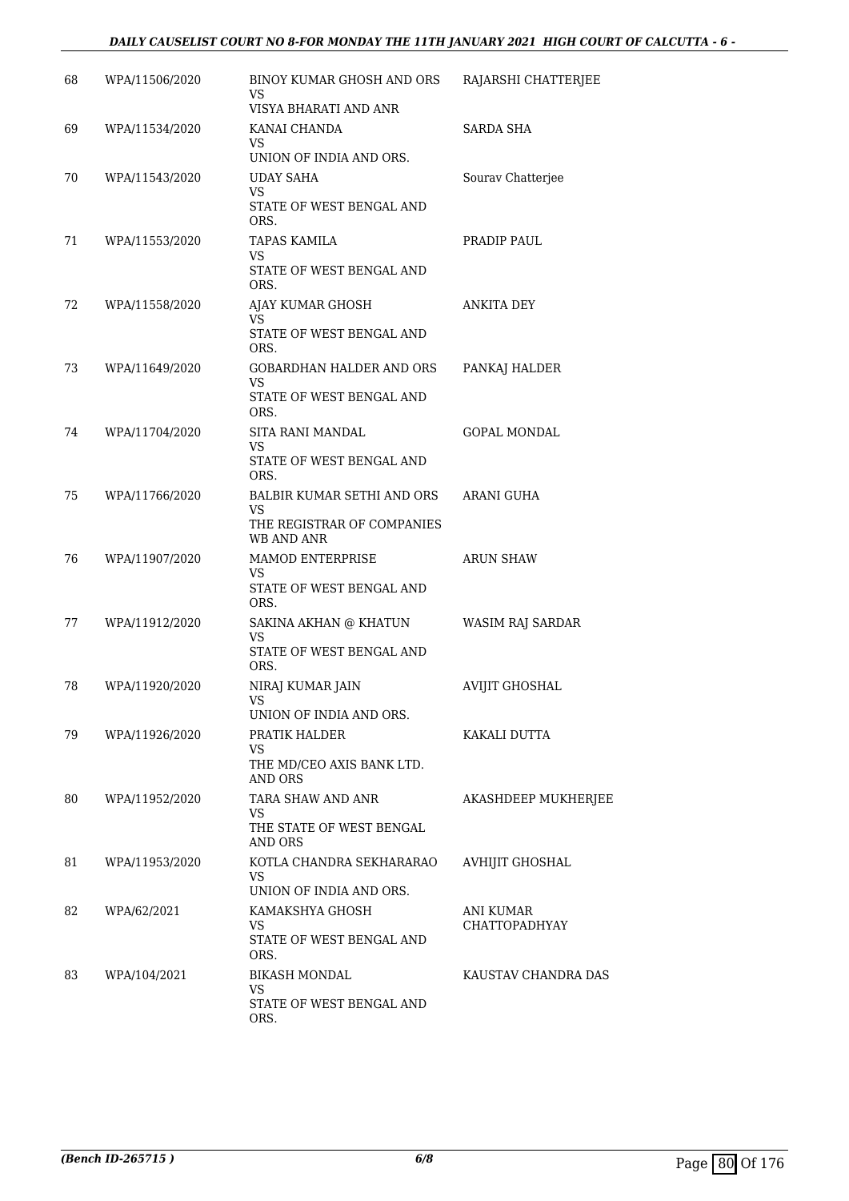| 68 | WPA/11506/2020 | BINOY KUMAR GHOSH AND ORS<br>VS<br>VISYA BHARATI AND ANR | RAJARSHI CHATTERJEE |
|---|---|---|---|
| 69 | WPA/11534/2020 | KANAI CHANDA<br>VS<br>UNION OF INDIA AND ORS. | SARDA SHA |
| 70 | WPA/11543/2020 | UDAY SAHA<br>VS<br>STATE OF WEST BENGAL AND ORS. | Sourav Chatterjee |
| 71 | WPA/11553/2020 | TAPAS KAMILA<br>VS<br>STATE OF WEST BENGAL AND ORS. | PRADIP PAUL |
| 72 | WPA/11558/2020 | AJAY KUMAR GHOSH<br>VS<br>STATE OF WEST BENGAL AND ORS. | ANKITA DEY |
| 73 | WPA/11649/2020 | GOBARDHAN HALDER AND ORS<br>VS<br>STATE OF WEST BENGAL AND ORS. | PANKAJ HALDER |
| 74 | WPA/11704/2020 | SITA RANI MANDAL<br>VS<br>STATE OF WEST BENGAL AND ORS. | GOPAL MONDAL |
| 75 | WPA/11766/2020 | BALBIR KUMAR SETHI AND ORS<br>VS<br>THE REGISTRAR OF COMPANIES WB AND ANR | ARANI GUHA |
| 76 | WPA/11907/2020 | MAMOD ENTERPRISE<br>VS<br>STATE OF WEST BENGAL AND ORS. | ARUN SHAW |
| 77 | WPA/11912/2020 | SAKINA AKHAN @ KHATUN<br>VS<br>STATE OF WEST BENGAL AND ORS. | WASIM RAJ SARDAR |
| 78 | WPA/11920/2020 | NIRAJ KUMAR JAIN<br>VS<br>UNION OF INDIA AND ORS. | AVIJIT GHOSHAL |
| 79 | WPA/11926/2020 | PRATIK HALDER<br>VS<br>THE MD/CEO AXIS BANK LTD. AND ORS | KAKALI DUTTA |
| 80 | WPA/11952/2020 | TARA SHAW AND ANR<br>VS<br>THE STATE OF WEST BENGAL AND ORS | AKASHDEEP MUKHERJEE |
| 81 | WPA/11953/2020 | KOTLA CHANDRA SEKHARARAO<br>VS<br>UNION OF INDIA AND ORS. | AVHIJIT GHOSHAL |
| 82 | WPA/62/2021 | KAMAKSHYA GHOSH<br>VS<br>STATE OF WEST BENGAL AND ORS. | ANI KUMAR CHATTOPADHYAY |
| 83 | WPA/104/2021 | BIKASH MONDAL<br>VS<br>STATE OF WEST BENGAL AND ORS. | KAUSTAV CHANDRA DAS |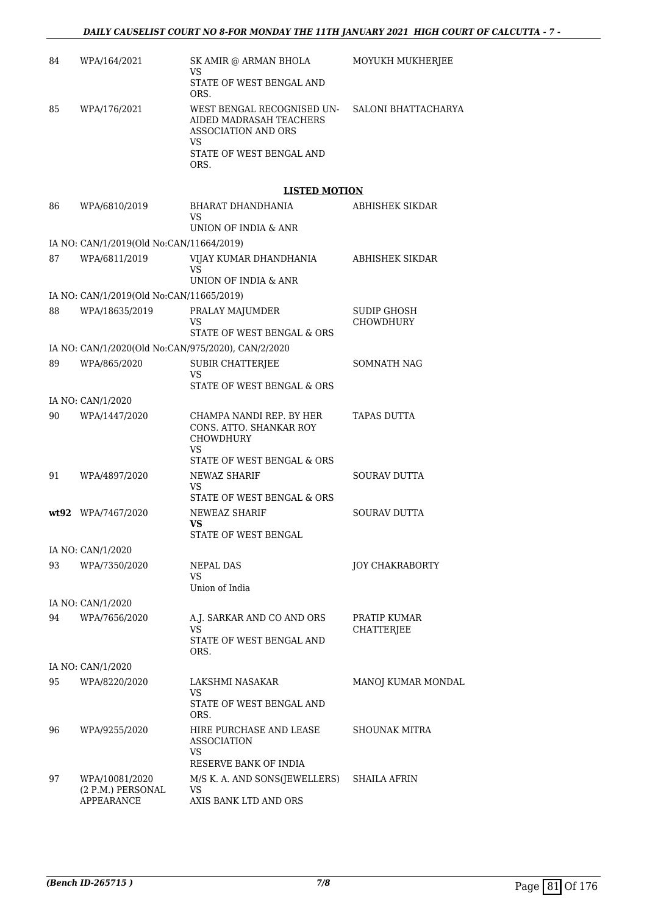| | | | |
|---|---|---|---|
| 84 | WPA/164/2021 | SK AMIR @ ARMAN BHOLA<br>VS<br>STATE OF WEST BENGAL AND ORS. | MOYUKH MUKHERJEE |
| 85 | WPA/176/2021 | WEST BENGAL RECOGNISED UN-AIDED MADRASAH TEACHERS ASSOCIATION AND ORS<br>VS<br>STATE OF WEST BENGAL AND ORS. | SALONI BHATTACHARYA |

**LISTED MOTION**

| | | | |
|---|---|---|---|
| 86 | WPA/6810/2019 | BHARAT DHANDHANIA<br>VS<br>UNION OF INDIA & ANR | ABHISHEK SIKDAR |
| | IA NO: CAN/1/2019(Old No:CAN/11664/2019) | | |
| 87 | WPA/6811/2019 | VIJAY KUMAR DHANDHANIA<br>VS<br>UNION OF INDIA & ANR | ABHISHEK SIKDAR |
| | IA NO: CAN/1/2019(Old No:CAN/11665/2019) | | |
| 88 | WPA/18635/2019 | PRALAY MAJUMDER<br>VS<br>STATE OF WEST BENGAL & ORS | SUDIP GHOSH CHOWDHURY |
| | IA NO: CAN/1/2020(Old No:CAN/975/2020), CAN/2/2020 | | |
| 89 | WPA/865/2020 | SUBIR CHATTERJEE<br>VS<br>STATE OF WEST BENGAL & ORS | SOMNATH NAG |
| | IA NO: CAN/1/2020 | | |
| 90 | WPA/1447/2020 | CHAMPA NANDI REP. BY HER CONS. ATTO. SHANKAR ROY CHOWDHURY<br>VS<br>STATE OF WEST BENGAL & ORS | TAPAS DUTTA |
| 91 | WPA/4897/2020 | NEWAZ SHARIF<br>VS<br>STATE OF WEST BENGAL & ORS | SOURAV DUTTA |
| **wt92** | WPA/7467/2020 | NEWEAZ SHARIF<br>**VS**<br>STATE OF WEST BENGAL | SOURAV DUTTA |
| | IA NO: CAN/1/2020 | | |
| 93 | WPA/7350/2020 | NEPAL DAS<br>VS<br>Union of India | JOY CHAKRABORTY |
| | IA NO: CAN/1/2020 | | |
| 94 | WPA/7656/2020 | A.J. SARKAR AND CO AND ORS<br>VS<br>STATE OF WEST BENGAL AND ORS. | PRATIP KUMAR CHATTERJEE |
| | IA NO: CAN/1/2020 | | |
| 95 | WPA/8220/2020 | LAKSHMI NASAKAR<br>VS<br>STATE OF WEST BENGAL AND ORS. | MANOJ KUMAR MONDAL |
| 96 | WPA/9255/2020 | HIRE PURCHASE AND LEASE ASSOCIATION<br>VS<br>RESERVE BANK OF INDIA | SHOUNAK MITRA |
| 97 | WPA/10081/2020 (2 P.M.) PERSONAL APPEARANCE | M/S K. A. AND SONS(JEWELLERS)<br>VS<br>AXIS BANK LTD AND ORS | SHAILA AFRIN |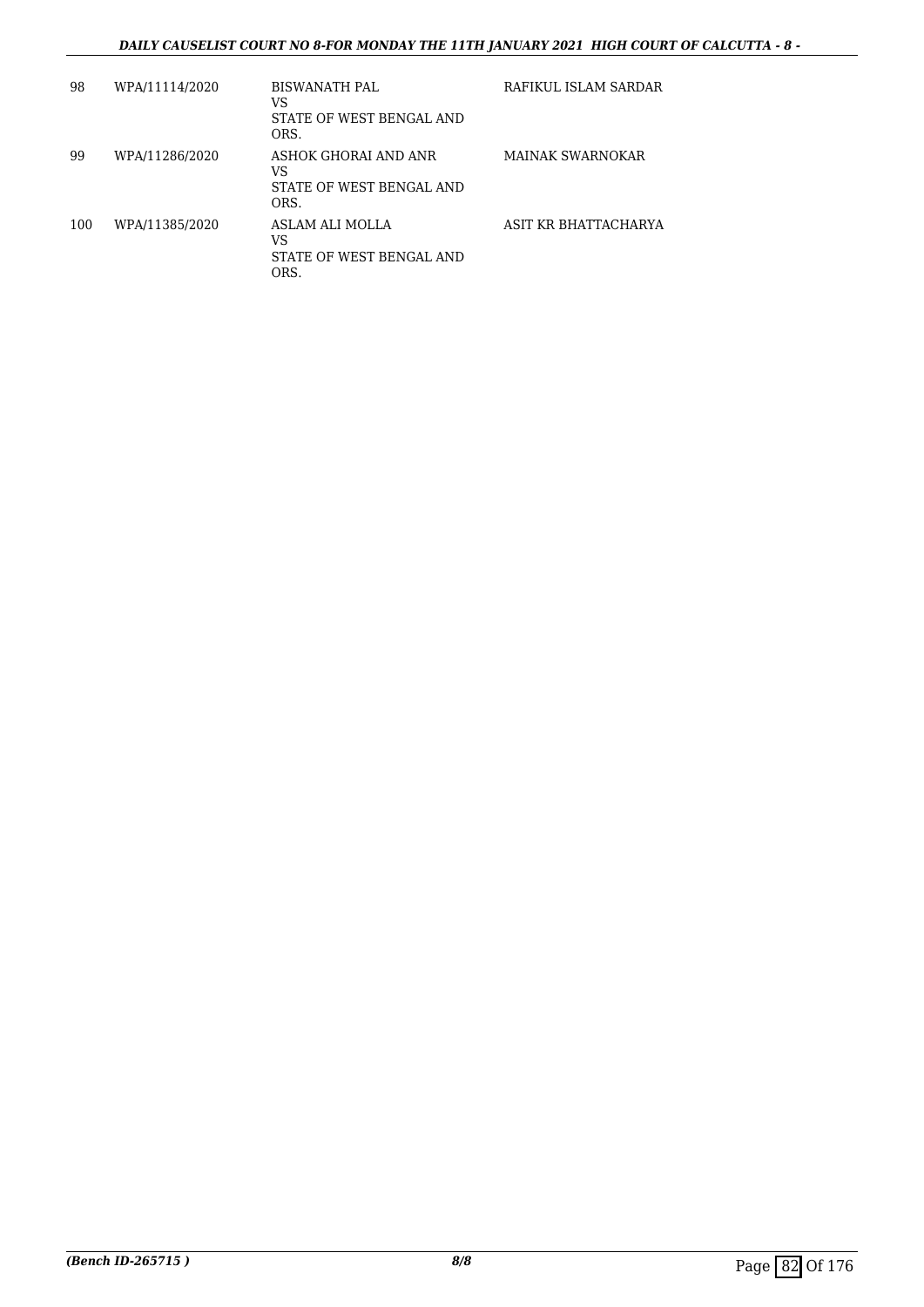| 98 | WPA/11114/2020 | BISWANATH PAL<br>VS<br>STATE OF WEST BENGAL AND ORS. | RAFIKUL ISLAM SARDAR |
|---|---|---|---|
| 99 | WPA/11286/2020 | ASHOK GHORAI AND ANR<br>VS<br>STATE OF WEST BENGAL AND ORS. | MAINAK SWARNOKAR |
| 100 | WPA/11385/2020 | ASLAM ALI MOLLA<br>VS<br>STATE OF WEST BENGAL AND ORS. | ASIT KR BHATTACHARYA |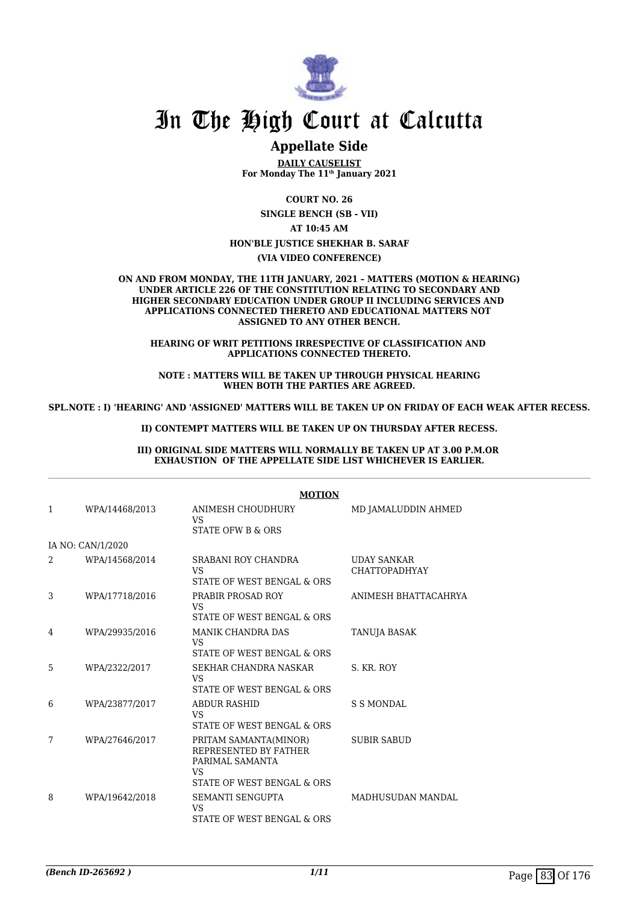# In The High Court at Calcutta

## Appellate Side

**DAILY CAUSELIST**
**For Monday The 11th January 2021**

**COURT NO. 26**

**SINGLE BENCH (SB - VII)**

**AT 10:45 AM**

**HON'BLE JUSTICE SHEKHAR B. SARAF**

**(VIA VIDEO CONFERENCE)**

**ON AND FROM MONDAY, THE 11TH JANUARY, 2021 – MATTERS (MOTION & HEARING) UNDER ARTICLE 226 OF THE CONSTITUTION RELATING TO SECONDARY AND HIGHER SECONDARY EDUCATION UNDER GROUP II INCLUDING SERVICES AND APPLICATIONS CONNECTED THERETO AND EDUCATIONAL MATTERS NOT ASSIGNED TO ANY OTHER BENCH.**

**HEARING OF WRIT PETITIONS IRRESPECTIVE OF CLASSIFICATION AND APPLICATIONS CONNECTED THERETO.**

**NOTE : MATTERS WILL BE TAKEN UP THROUGH PHYSICAL HEARING WHEN BOTH THE PARTIES ARE AGREED.**

**SPL.NOTE : I) 'HEARING' AND 'ASSIGNED' MATTERS WILL BE TAKEN UP ON FRIDAY OF EACH WEAK AFTER RECESS.**

**II) CONTEMPT MATTERS WILL BE TAKEN UP ON THURSDAY AFTER RECESS.**

**III) ORIGINAL SIDE MATTERS WILL NORMALLY BE TAKEN UP AT 3.00 P.M.OR EXHAUSTION OF THE APPELLATE SIDE LIST WHICHEVER IS EARLIER.**

**MOTION**

| | | | |
|---|---|---|---|
| 1 | WPA/14468/2013 | ANIMESH CHOUDHURY<br>VS<br>STATE OFW B & ORS | MD JAMALUDDIN AHMED |
| | IA NO: CAN/1/2020 | | |
| 2 | WPA/14568/2014 | SRABANI ROY CHANDRA<br>VS<br>STATE OF WEST BENGAL & ORS | UDAY SANKAR CHATTOPADHYAY |
| 3 | WPA/17718/2016 | PRABIR PROSAD ROY<br>VS<br>STATE OF WEST BENGAL & ORS | ANIMESH BHATTACAHRYA |
| 4 | WPA/29935/2016 | MANIK CHANDRA DAS<br>VS<br>STATE OF WEST BENGAL & ORS | TANUJA BASAK |
| 5 | WPA/2322/2017 | SEKHAR CHANDRA NASKAR<br>VS<br>STATE OF WEST BENGAL & ORS | S. KR. ROY |
| 6 | WPA/23877/2017 | ABDUR RASHID<br>VS<br>STATE OF WEST BENGAL & ORS | S S MONDAL |
| 7 | WPA/27646/2017 | PRITAM SAMANTA(MINOR) REPRESENTED BY FATHER PARIMAL SAMANTA<br>VS<br>STATE OF WEST BENGAL & ORS | SUBIR SABUD |
| 8 | WPA/19642/2018 | SEMANTI SENGUPTA<br>VS<br>STATE OF WEST BENGAL & ORS | MADHUSUDAN MANDAL |

*(Bench ID-265692 )*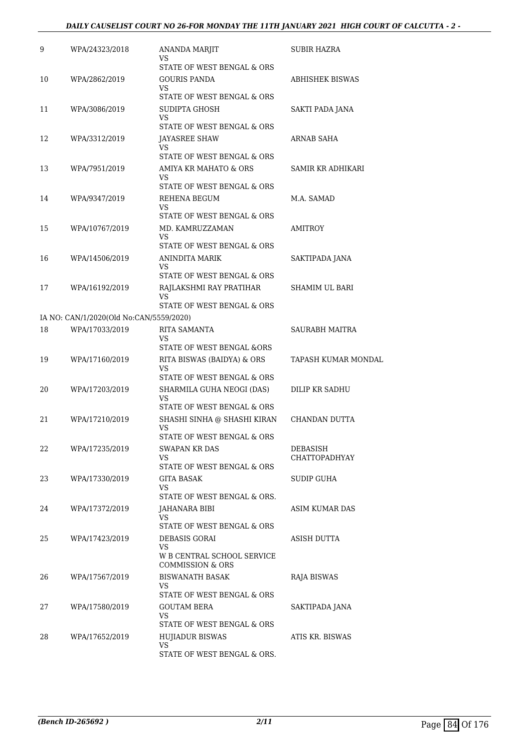| | | | |
|---|---|---|---|
| 9 | WPA/24323/2018 | ANANDA MARJIT<br>VS<br>STATE OF WEST BENGAL & ORS | SUBIR HAZRA |
| 10 | WPA/2862/2019 | GOURIS PANDA<br>VS<br>STATE OF WEST BENGAL & ORS | ABHISHEK BISWAS |
| 11 | WPA/3086/2019 | SUDIPTA GHOSH<br>VS<br>STATE OF WEST BENGAL & ORS | SAKTI PADA JANA |
| 12 | WPA/3312/2019 | JAYASREE SHAW<br>VS<br>STATE OF WEST BENGAL & ORS | ARNAB SAHA |
| 13 | WPA/7951/2019 | AMIYA KR MAHATO & ORS<br>VS<br>STATE OF WEST BENGAL & ORS | SAMIR KR ADHIKARI |
| 14 | WPA/9347/2019 | REHENA BEGUM<br>VS<br>STATE OF WEST BENGAL & ORS | M.A. SAMAD |
| 15 | WPA/10767/2019 | MD. KAMRUZZAMAN<br>VS<br>STATE OF WEST BENGAL & ORS | AMITROY |
| 16 | WPA/14506/2019 | ANINDITA MARIK<br>VS<br>STATE OF WEST BENGAL & ORS | SAKTIPADA JANA |
| 17 | WPA/16192/2019 | RAJLAKSHMI RAY PRATIHAR<br>VS<br>STATE OF WEST BENGAL & ORS | SHAMIM UL BARI |
| | IA NO: CAN/1/2020(Old No:CAN/5559/2020) | | |
| 18 | WPA/17033/2019 | RITA SAMANTA<br>VS<br>STATE OF WEST BENGAL &ORS | SAURABH MAITRA |
| 19 | WPA/17160/2019 | RITA BISWAS (BAIDYA) & ORS<br>VS<br>STATE OF WEST BENGAL & ORS | TAPASH KUMAR MONDAL |
| 20 | WPA/17203/2019 | SHARMILA GUHA NEOGI (DAS)<br>VS<br>STATE OF WEST BENGAL & ORS | DILIP KR SADHU |
| 21 | WPA/17210/2019 | SHASHI SINHA @ SHASHI KIRAN<br>VS<br>STATE OF WEST BENGAL & ORS | CHANDAN DUTTA |
| 22 | WPA/17235/2019 | SWAPAN KR DAS<br>VS<br>STATE OF WEST BENGAL & ORS | DEBASISH CHATTOPADHYAY |
| 23 | WPA/17330/2019 | GITA BASAK<br>VS<br>STATE OF WEST BENGAL & ORS. | SUDIP GUHA |
| 24 | WPA/17372/2019 | JAHANARA BIBI<br>VS<br>STATE OF WEST BENGAL & ORS | ASIM KUMAR DAS |
| 25 | WPA/17423/2019 | DEBASIS GORAI<br>VS<br>W B CENTRAL SCHOOL SERVICE COMMISSION & ORS | ASISH DUTTA |
| 26 | WPA/17567/2019 | BISWANATH BASAK<br>VS<br>STATE OF WEST BENGAL & ORS | RAJA BISWAS |
| 27 | WPA/17580/2019 | GOUTAM BERA<br>VS<br>STATE OF WEST BENGAL & ORS | SAKTIPADA JANA |
| 28 | WPA/17652/2019 | HUJIADUR BISWAS<br>VS<br>STATE OF WEST BENGAL & ORS. | ATIS KR. BISWAS |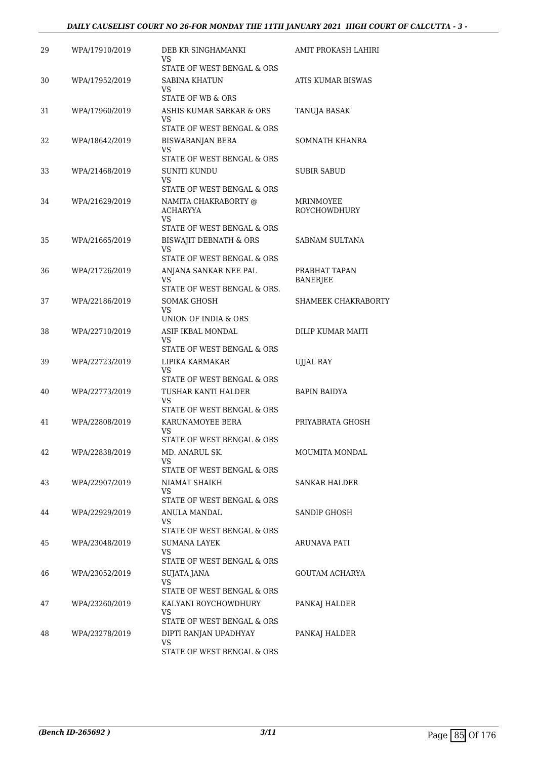| 29 | WPA/17910/2019 | DEB KR SINGHAMANKI<br>VS<br>STATE OF WEST BENGAL & ORS | AMIT PROKASH LAHIRI |
|---|---|---|---|
| 30 | WPA/17952/2019 | SABINA KHATUN<br>VS<br>STATE OF WB & ORS | ATIS KUMAR BISWAS |
| 31 | WPA/17960/2019 | ASHIS KUMAR SARKAR & ORS<br>VS<br>STATE OF WEST BENGAL & ORS | TANUJA BASAK |
| 32 | WPA/18642/2019 | BISWARANJAN BERA<br>VS<br>STATE OF WEST BENGAL & ORS | SOMNATH KHANRA |
| 33 | WPA/21468/2019 | SUNITI KUNDU<br>VS<br>STATE OF WEST BENGAL & ORS | SUBIR SABUD |
| 34 | WPA/21629/2019 | NAMITA CHAKRABORTY @ ACHARYYA<br>VS<br>STATE OF WEST BENGAL & ORS | MRINMOYEE ROYCHOWDHURY |
| 35 | WPA/21665/2019 | BISWAJIT DEBNATH & ORS<br>VS<br>STATE OF WEST BENGAL & ORS | SABNAM SULTANA |
| 36 | WPA/21726/2019 | ANJANA SANKAR NEE PAL<br>VS<br>STATE OF WEST BENGAL & ORS. | PRABHAT TAPAN BANERJEE |
| 37 | WPA/22186/2019 | SOMAK GHOSH<br>VS<br>UNION OF INDIA & ORS | SHAMEEK CHAKRABORTY |
| 38 | WPA/22710/2019 | ASIF IKBAL MONDAL<br>VS<br>STATE OF WEST BENGAL & ORS | DILIP KUMAR MAITI |
| 39 | WPA/22723/2019 | LIPIKA KARMAKAR<br>VS<br>STATE OF WEST BENGAL & ORS | UJJAL RAY |
| 40 | WPA/22773/2019 | TUSHAR KANTI HALDER<br>VS<br>STATE OF WEST BENGAL & ORS | BAPIN BAIDYA |
| 41 | WPA/22808/2019 | KARUNAMOYEE BERA<br>VS<br>STATE OF WEST BENGAL & ORS | PRIYABRATA GHOSH |
| 42 | WPA/22838/2019 | MD. ANARUL SK.<br>VS<br>STATE OF WEST BENGAL & ORS | MOUMITA MONDAL |
| 43 | WPA/22907/2019 | NIAMAT SHAIKH<br>VS<br>STATE OF WEST BENGAL & ORS | SANKAR HALDER |
| 44 | WPA/22929/2019 | ANULA MANDAL<br>VS<br>STATE OF WEST BENGAL & ORS | SANDIP GHOSH |
| 45 | WPA/23048/2019 | SUMANA LAYEK<br>VS<br>STATE OF WEST BENGAL & ORS | ARUNAVA PATI |
| 46 | WPA/23052/2019 | SUJATA JANA<br>VS<br>STATE OF WEST BENGAL & ORS | GOUTAM ACHARYA |
| 47 | WPA/23260/2019 | KALYANI ROYCHOWDHURY<br>VS<br>STATE OF WEST BENGAL & ORS | PANKAJ HALDER |
| 48 | WPA/23278/2019 | DIPTI RANJAN UPADHYAY<br>VS<br>STATE OF WEST BENGAL & ORS | PANKAJ HALDER |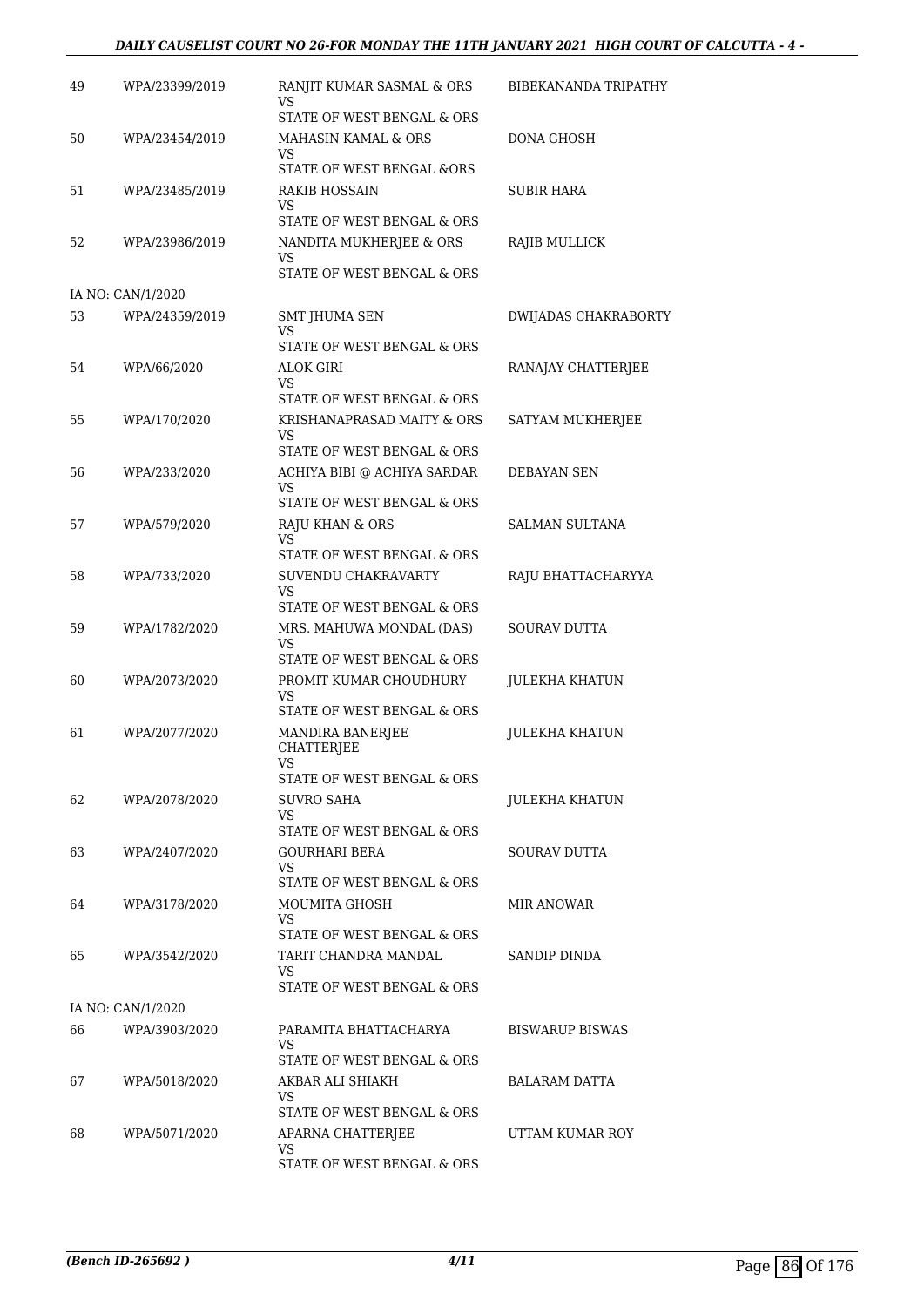| 49 | WPA/23399/2019 | RANJIT KUMAR SASMAL & ORS<br>VS<br>STATE OF WEST BENGAL & ORS | BIBEKANANDA TRIPATHY |
|---|---|---|---|
| 50 | WPA/23454/2019 | MAHASIN KAMAL & ORS<br>VS<br>STATE OF WEST BENGAL &ORS | DONA GHOSH |
| 51 | WPA/23485/2019 | RAKIB HOSSAIN<br>VS<br>STATE OF WEST BENGAL & ORS | SUBIR HARA |
| 52 | WPA/23986/2019 | NANDITA MUKHERJEE & ORS<br>VS<br>STATE OF WEST BENGAL & ORS | RAJIB MULLICK |
| IA NO: CAN/1/2020 | | | |
| 53 | WPA/24359/2019 | SMT JHUMA SEN<br>VS<br>STATE OF WEST BENGAL & ORS | DWIJADAS CHAKRABORTY |
| 54 | WPA/66/2020 | ALOK GIRI<br>VS<br>STATE OF WEST BENGAL & ORS | RANAJAY CHATTERJEE |
| 55 | WPA/170/2020 | KRISHANAPRASAD MAITY & ORS<br>VS<br>STATE OF WEST BENGAL & ORS | SATYAM MUKHERJEE |
| 56 | WPA/233/2020 | ACHIYA BIBI @ ACHIYA SARDAR<br>VS<br>STATE OF WEST BENGAL & ORS | DEBAYAN SEN |
| 57 | WPA/579/2020 | RAJU KHAN & ORS<br>VS<br>STATE OF WEST BENGAL & ORS | SALMAN SULTANA |
| 58 | WPA/733/2020 | SUVENDU CHAKRAVARTY<br>VS<br>STATE OF WEST BENGAL & ORS | RAJU BHATTACHARYYA |
| 59 | WPA/1782/2020 | MRS. MAHUWA MONDAL (DAS)<br>VS<br>STATE OF WEST BENGAL & ORS | SOURAV DUTTA |
| 60 | WPA/2073/2020 | PROMIT KUMAR CHOUDHURY<br>VS<br>STATE OF WEST BENGAL & ORS | JULEKHA KHATUN |
| 61 | WPA/2077/2020 | MANDIRA BANERJEE CHATTERJEE<br>VS<br>STATE OF WEST BENGAL & ORS | JULEKHA KHATUN |
| 62 | WPA/2078/2020 | SUVRO SAHA<br>VS<br>STATE OF WEST BENGAL & ORS | JULEKHA KHATUN |
| 63 | WPA/2407/2020 | GOURHARI BERA<br>VS<br>STATE OF WEST BENGAL & ORS | SOURAV DUTTA |
| 64 | WPA/3178/2020 | MOUMITA GHOSH<br>VS<br>STATE OF WEST BENGAL & ORS | MIR ANOWAR |
| 65 | WPA/3542/2020 | TARIT CHANDRA MANDAL<br>VS<br>STATE OF WEST BENGAL & ORS | SANDIP DINDA |
| IA NO: CAN/1/2020 | | | |
| 66 | WPA/3903/2020 | PARAMITA BHATTACHARYA<br>VS<br>STATE OF WEST BENGAL & ORS | BISWARUP BISWAS |
| 67 | WPA/5018/2020 | AKBAR ALI SHIAKH<br>VS<br>STATE OF WEST BENGAL & ORS | BALARAM DATTA |
| 68 | WPA/5071/2020 | APARNA CHATTERJEE<br>VS<br>STATE OF WEST BENGAL & ORS | UTTAM KUMAR ROY |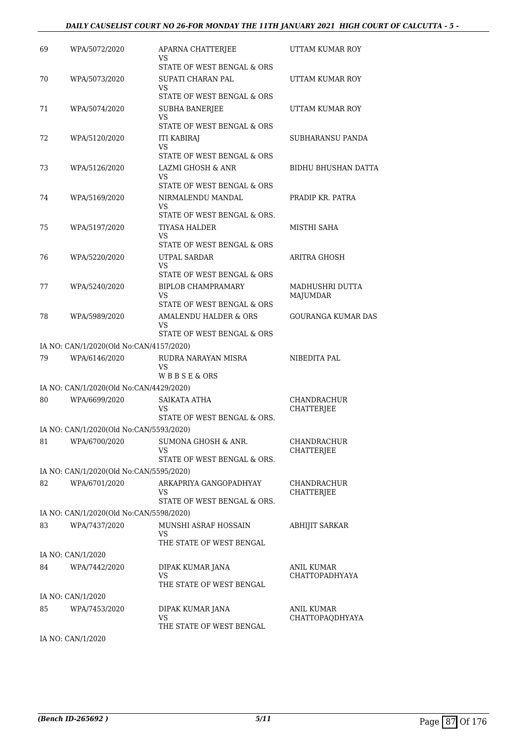| | | | |
|---|---|---|---|
| 69 | WPA/5072/2020 | APARNA CHATTERJEE<br>VS<br>STATE OF WEST BENGAL & ORS | UTTAM KUMAR ROY |
| 70 | WPA/5073/2020 | SUPATI CHARAN PAL<br>VS<br>STATE OF WEST BENGAL & ORS | UTTAM KUMAR ROY |
| 71 | WPA/5074/2020 | SUBHA BANERJEE<br>VS<br>STATE OF WEST BENGAL & ORS | UTTAM KUMAR ROY |
| 72 | WPA/5120/2020 | ITI KABIRAJ<br>VS<br>STATE OF WEST BENGAL & ORS | SUBHARANSU PANDA |
| 73 | WPA/5126/2020 | LAZMI GHOSH & ANR<br>VS<br>STATE OF WEST BENGAL & ORS | BIDHU BHUSHAN DATTA |
| 74 | WPA/5169/2020 | NIRMALENDU MANDAL<br>VS<br>STATE OF WEST BENGAL & ORS. | PRADIP KR. PATRA |
| 75 | WPA/5197/2020 | TIYASA HALDER<br>VS<br>STATE OF WEST BENGAL & ORS | MISTHI SAHA |
| 76 | WPA/5220/2020 | UTPAL SARDAR<br>VS<br>STATE OF WEST BENGAL & ORS | ARITRA GHOSH |
| 77 | WPA/5240/2020 | BIPLOB CHAMPRAMARY<br>VS<br>STATE OF WEST BENGAL & ORS | MADHUSHRI DUTTA MAJUMDAR |
| 78 | WPA/5989/2020 | AMALENDU HALDER & ORS<br>VS<br>STATE OF WEST BENGAL & ORS | GOURANGA KUMAR DAS |
| | IA NO: CAN/1/2020(Old No:CAN/4157/2020) | | |
| 79 | WPA/6146/2020 | RUDRA NARAYAN MISRA<br>VS<br>W B B S E & ORS | NIBEDITA PAL |
| | IA NO: CAN/1/2020(Old No:CAN/4429/2020) | | |
| 80 | WPA/6699/2020 | SAIKATA ATHA<br>VS<br>STATE OF WEST BENGAL & ORS. | CHANDRACHUR CHATTERJEE |
| | IA NO: CAN/1/2020(Old No:CAN/5593/2020) | | |
| 81 | WPA/6700/2020 | SUMONA GHOSH & ANR.<br>VS<br>STATE OF WEST BENGAL & ORS. | CHANDRACHUR CHATTERJEE |
| | IA NO: CAN/1/2020(Old No:CAN/5595/2020) | | |
| 82 | WPA/6701/2020 | ARKAPRIYA GANGOPADHYAY<br>VS<br>STATE OF WEST BENGAL & ORS. | CHANDRACHUR CHATTERJEE |
| | IA NO: CAN/1/2020(Old No:CAN/5598/2020) | | |
| 83 | WPA/7437/2020 | MUNSHI ASRAF HOSSAIN<br>VS<br>THE STATE OF WEST BENGAL | ABHIJIT SARKAR |
| | IA NO: CAN/1/2020 | | |
| 84 | WPA/7442/2020 | DIPAK KUMAR JANA<br>VS<br>THE STATE OF WEST BENGAL | ANIL KUMAR CHATTOPADHYAYA |
| | IA NO: CAN/1/2020 | | |
| 85 | WPA/7453/2020 | DIPAK KUMAR JANA<br>VS<br>THE STATE OF WEST BENGAL | ANIL KUMAR CHATTOPAQDHYAYA |
| | IA NO: CAN/1/2020 | | |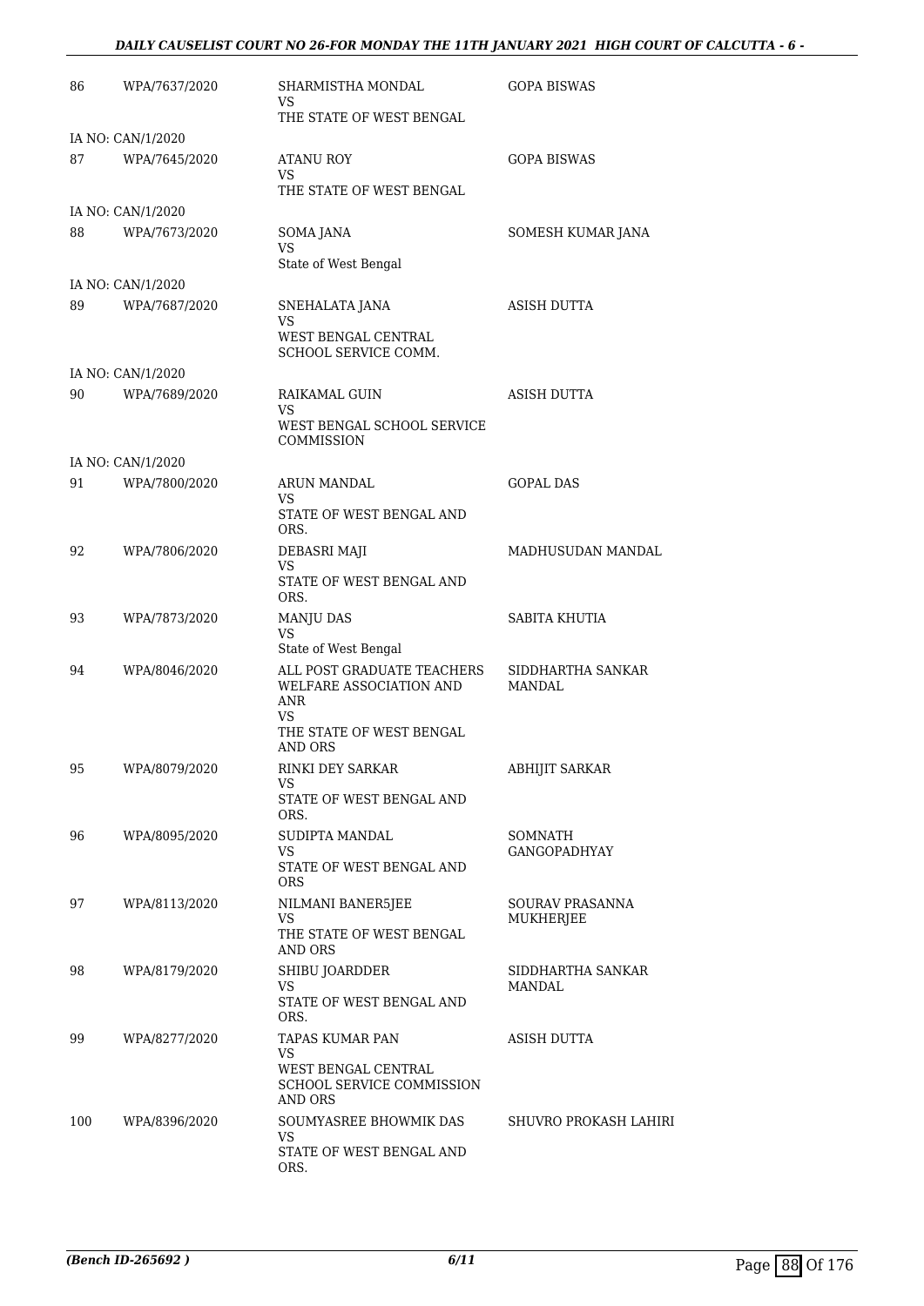| | | | |
|---|---|---|---|
| 86 | WPA/7637/2020 | SHARMISTHA MONDAL<br>VS<br>THE STATE OF WEST BENGAL | GOPA BISWAS |
| IA NO: CAN/1/2020 | | | |
| 87 | WPA/7645/2020 | ATANU ROY<br>VS<br>THE STATE OF WEST BENGAL | GOPA BISWAS |
| IA NO: CAN/1/2020 | | | |
| 88 | WPA/7673/2020 | SOMA JANA<br>VS<br>State of West Bengal | SOMESH KUMAR JANA |
| IA NO: CAN/1/2020 | | | |
| 89 | WPA/7687/2020 | SNEHALATA JANA<br>VS<br>WEST BENGAL CENTRAL SCHOOL SERVICE COMM. | ASISH DUTTA |
| IA NO: CAN/1/2020 | | | |
| 90 | WPA/7689/2020 | RAIKAMAL GUIN<br>VS<br>WEST BENGAL SCHOOL SERVICE COMMISSION | ASISH DUTTA |
| IA NO: CAN/1/2020 | | | |
| 91 | WPA/7800/2020 | ARUN MANDAL<br>VS<br>STATE OF WEST BENGAL AND ORS. | GOPAL DAS |
| 92 | WPA/7806/2020 | DEBASRI MAJI<br>VS<br>STATE OF WEST BENGAL AND ORS. | MADHUSUDAN MANDAL |
| 93 | WPA/7873/2020 | MANJU DAS<br>VS<br>State of West Bengal | SABITA KHUTIA |
| 94 | WPA/8046/2020 | ALL POST GRADUATE TEACHERS WELFARE ASSOCIATION AND ANR<br>VS<br>THE STATE OF WEST BENGAL AND ORS | SIDDHARTHA SANKAR MANDAL |
| 95 | WPA/8079/2020 | RINKI DEY SARKAR<br>VS<br>STATE OF WEST BENGAL AND ORS. | ABHIJIT SARKAR |
| 96 | WPA/8095/2020 | SUDIPTA MANDAL<br>VS<br>STATE OF WEST BENGAL AND ORS | SOMNATH GANGOPADHYAY |
| 97 | WPA/8113/2020 | NILMANI BANER5JEE<br>VS<br>THE STATE OF WEST BENGAL AND ORS | SOURAV PRASANNA MUKHERJEE |
| 98 | WPA/8179/2020 | SHIBU JOARDDER<br>VS<br>STATE OF WEST BENGAL AND ORS. | SIDDHARTHA SANKAR MANDAL |
| 99 | WPA/8277/2020 | TAPAS KUMAR PAN<br>VS<br>WEST BENGAL CENTRAL SCHOOL SERVICE COMMISSION AND ORS | ASISH DUTTA |
| 100 | WPA/8396/2020 | SOUMYASREE BHOWMIK DAS<br>VS<br>STATE OF WEST BENGAL AND ORS. | SHUVRO PROKASH LAHIRI |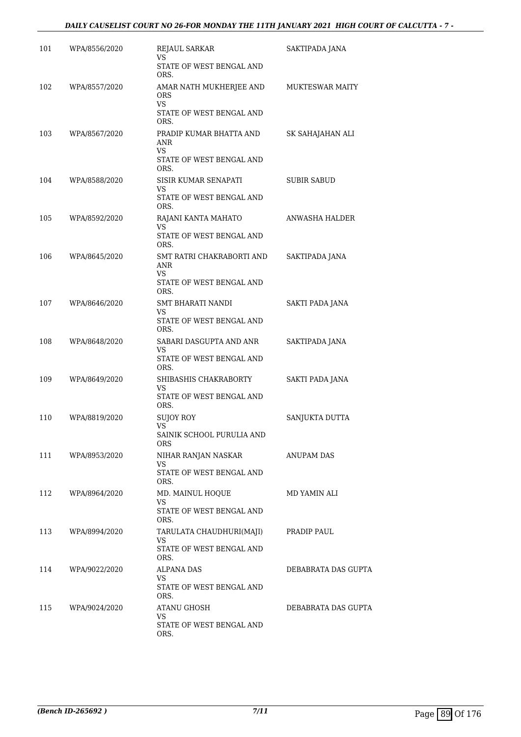| | | | |
|---|---|---|---|
| 101 | WPA/8556/2020 | REJAUL SARKAR<br>VS<br>STATE OF WEST BENGAL AND ORS. | SAKTIPADA JANA |
| 102 | WPA/8557/2020 | AMAR NATH MUKHERJEE AND ORS<br>VS<br>STATE OF WEST BENGAL AND ORS. | MUKTESWAR MAITY |
| 103 | WPA/8567/2020 | PRADIP KUMAR BHATTA AND ANR<br>VS<br>STATE OF WEST BENGAL AND ORS. | SK SAHAJAHAN ALI |
| 104 | WPA/8588/2020 | SISIR KUMAR SENAPATI<br>VS<br>STATE OF WEST BENGAL AND ORS. | SUBIR SABUD |
| 105 | WPA/8592/2020 | RAJANI KANTA MAHATO<br>VS<br>STATE OF WEST BENGAL AND ORS. | ANWASHA HALDER |
| 106 | WPA/8645/2020 | SMT RATRI CHAKRABORTI AND ANR<br>VS<br>STATE OF WEST BENGAL AND ORS. | SAKTIPADA JANA |
| 107 | WPA/8646/2020 | SMT BHARATI NANDI<br>VS<br>STATE OF WEST BENGAL AND ORS. | SAKTI PADA JANA |
| 108 | WPA/8648/2020 | SABARI DASGUPTA AND ANR<br>VS<br>STATE OF WEST BENGAL AND ORS. | SAKTIPADA JANA |
| 109 | WPA/8649/2020 | SHIBASHIS CHAKRABORTY<br>VS<br>STATE OF WEST BENGAL AND ORS. | SAKTI PADA JANA |
| 110 | WPA/8819/2020 | SUJOY ROY<br>VS<br>SAINIK SCHOOL PURULIA AND ORS | SANJUKTA DUTTA |
| 111 | WPA/8953/2020 | NIHAR RANJAN NASKAR<br>VS<br>STATE OF WEST BENGAL AND ORS. | ANUPAM DAS |
| 112 | WPA/8964/2020 | MD. MAINUL HOQUE<br>VS<br>STATE OF WEST BENGAL AND ORS. | MD YAMIN ALI |
| 113 | WPA/8994/2020 | TARULATA CHAUDHURI(MAJI)<br>VS<br>STATE OF WEST BENGAL AND ORS. | PRADIP PAUL |
| 114 | WPA/9022/2020 | ALPANA DAS<br>VS<br>STATE OF WEST BENGAL AND ORS. | DEBABRATA DAS GUPTA |
| 115 | WPA/9024/2020 | ATANU GHOSH<br>VS<br>STATE OF WEST BENGAL AND ORS. | DEBABRATA DAS GUPTA |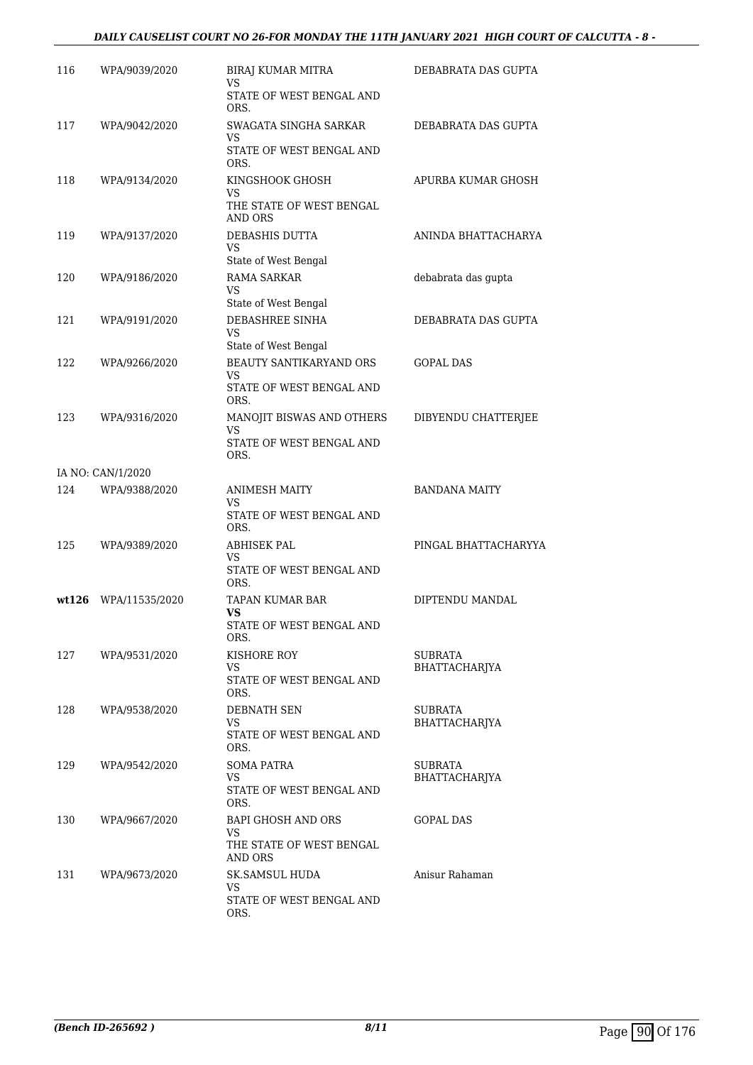| | | | |
|---|---|---|---|
| 116 | WPA/9039/2020 | BIRAJ KUMAR MITRA<br>VS<br>STATE OF WEST BENGAL AND ORS. | DEBABRATA DAS GUPTA |
| 117 | WPA/9042/2020 | SWAGATA SINGHA SARKAR<br>VS<br>STATE OF WEST BENGAL AND ORS. | DEBABRATA DAS GUPTA |
| 118 | WPA/9134/2020 | KINGSHOOK GHOSH<br>VS<br>THE STATE OF WEST BENGAL AND ORS | APURBA KUMAR GHOSH |
| 119 | WPA/9137/2020 | DEBASHIS DUTTA<br>VS<br>State of West Bengal | ANINDA BHATTACHARYA |
| 120 | WPA/9186/2020 | RAMA SARKAR<br>VS<br>State of West Bengal | debabrata das gupta |
| 121 | WPA/9191/2020 | DEBASHREE SINHA<br>VS<br>State of West Bengal | DEBABRATA DAS GUPTA |
| 122 | WPA/9266/2020 | BEAUTY SANTIKARYAND ORS<br>VS<br>STATE OF WEST BENGAL AND ORS. | GOPAL DAS |
| 123 | WPA/9316/2020 | MANOJIT BISWAS AND OTHERS<br>VS<br>STATE OF WEST BENGAL AND ORS. | DIBYENDU CHATTERJEE |
| IA NO: CAN/1/2020 | | | |
| 124 | WPA/9388/2020 | ANIMESH MAITY<br>VS<br>STATE OF WEST BENGAL AND ORS. | BANDANA MAITY |
| 125 | WPA/9389/2020 | ABHISEK PAL<br>VS<br>STATE OF WEST BENGAL AND ORS. | PINGAL BHATTACHARYYA |
| **wt126** | WPA/11535/2020 | TAPAN KUMAR BAR<br>**VS**<br>STATE OF WEST BENGAL AND ORS. | DIPTENDU MANDAL |
| 127 | WPA/9531/2020 | KISHORE ROY<br>VS<br>STATE OF WEST BENGAL AND ORS. | SUBRATA BHATTACHARJYA |
| 128 | WPA/9538/2020 | DEBNATH SEN<br>VS<br>STATE OF WEST BENGAL AND ORS. | SUBRATA BHATTACHARJYA |
| 129 | WPA/9542/2020 | SOMA PATRA<br>VS<br>STATE OF WEST BENGAL AND ORS. | SUBRATA BHATTACHARJYA |
| 130 | WPA/9667/2020 | BAPI GHOSH AND ORS<br>VS<br>THE STATE OF WEST BENGAL AND ORS | GOPAL DAS |
| 131 | WPA/9673/2020 | SK.SAMSUL HUDA<br>VS<br>STATE OF WEST BENGAL AND ORS. | Anisur Rahaman |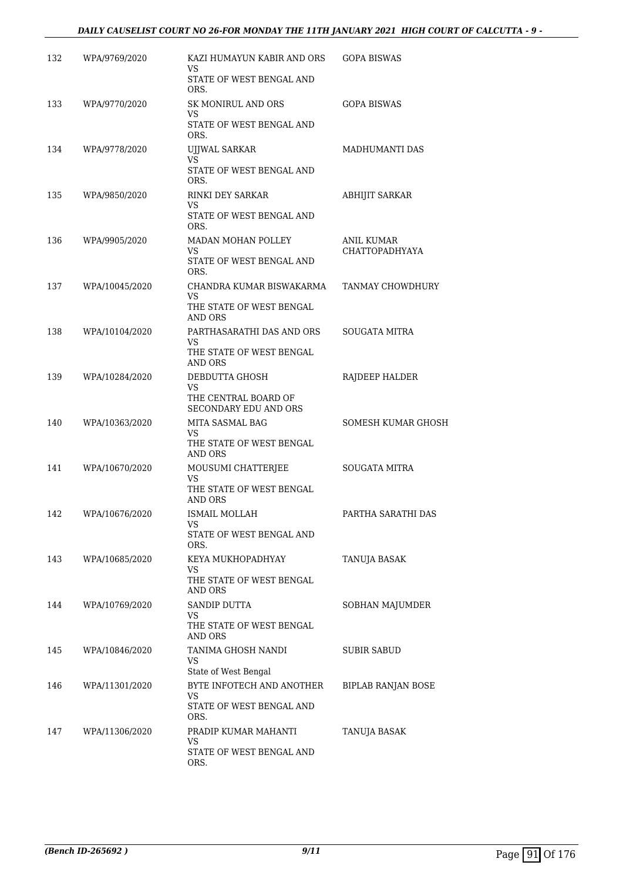| | | | |
|---|---|---|---|
| 132 | WPA/9769/2020 | KAZI HUMAYUN KABIR AND ORS<br>VS<br>STATE OF WEST BENGAL AND ORS. | GOPA BISWAS |
| 133 | WPA/9770/2020 | SK MONIRUL AND ORS<br>VS<br>STATE OF WEST BENGAL AND ORS. | GOPA BISWAS |
| 134 | WPA/9778/2020 | UJJWAL SARKAR<br>VS<br>STATE OF WEST BENGAL AND ORS. | MADHUMANTI DAS |
| 135 | WPA/9850/2020 | RINKI DEY SARKAR<br>VS<br>STATE OF WEST BENGAL AND ORS. | ABHIJIT SARKAR |
| 136 | WPA/9905/2020 | MADAN MOHAN POLLEY<br>VS<br>STATE OF WEST BENGAL AND ORS. | ANIL KUMAR CHATTOPADHYAYA |
| 137 | WPA/10045/2020 | CHANDRA KUMAR BISWAKARMA<br>VS<br>THE STATE OF WEST BENGAL AND ORS | TANMAY CHOWDHURY |
| 138 | WPA/10104/2020 | PARTHASARATHI DAS AND ORS<br>VS<br>THE STATE OF WEST BENGAL AND ORS | SOUGATA MITRA |
| 139 | WPA/10284/2020 | DEBDUTTA GHOSH<br>VS<br>THE CENTRAL BOARD OF SECONDARY EDU AND ORS | RAJDEEP HALDER |
| 140 | WPA/10363/2020 | MITA SASMAL BAG<br>VS<br>THE STATE OF WEST BENGAL AND ORS | SOMESH KUMAR GHOSH |
| 141 | WPA/10670/2020 | MOUSUMI CHATTERJEE<br>VS<br>THE STATE OF WEST BENGAL AND ORS | SOUGATA MITRA |
| 142 | WPA/10676/2020 | ISMAIL MOLLAH<br>VS<br>STATE OF WEST BENGAL AND ORS. | PARTHA SARATHI DAS |
| 143 | WPA/10685/2020 | KEYA MUKHOPADHYAY<br>VS<br>THE STATE OF WEST BENGAL AND ORS | TANUJA BASAK |
| 144 | WPA/10769/2020 | SANDIP DUTTA<br>VS<br>THE STATE OF WEST BENGAL AND ORS | SOBHAN MAJUMDER |
| 145 | WPA/10846/2020 | TANIMA GHOSH NANDI<br>VS<br>State of West Bengal | SUBIR SABUD |
| 146 | WPA/11301/2020 | BYTE INFOTECH AND ANOTHER<br>VS<br>STATE OF WEST BENGAL AND ORS. | BIPLAB RANJAN BOSE |
| 147 | WPA/11306/2020 | PRADIP KUMAR MAHANTI<br>VS<br>STATE OF WEST BENGAL AND ORS. | TANUJA BASAK |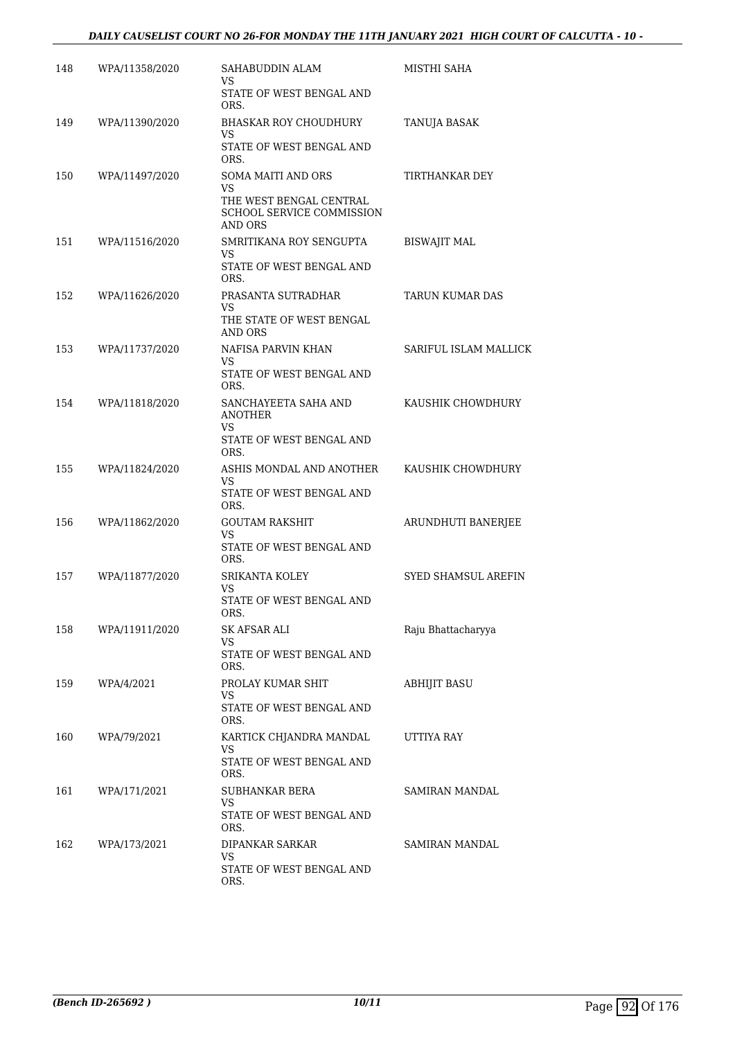| | | | |
|---|---|---|---|
| 148 | WPA/11358/2020 | SAHABUDDIN ALAM<br>VS<br>STATE OF WEST BENGAL AND ORS. | MISTHI SAHA |
| 149 | WPA/11390/2020 | BHASKAR ROY CHOUDHURY<br>VS<br>STATE OF WEST BENGAL AND ORS. | TANUJA BASAK |
| 150 | WPA/11497/2020 | SOMA MAITI AND ORS<br>VS<br>THE WEST BENGAL CENTRAL SCHOOL SERVICE COMMISSION AND ORS | TIRTHANKAR DEY |
| 151 | WPA/11516/2020 | SMRITIKANA ROY SENGUPTA<br>VS<br>STATE OF WEST BENGAL AND ORS. | BISWAJIT MAL |
| 152 | WPA/11626/2020 | PRASANTA SUTRADHAR<br>VS<br>THE STATE OF WEST BENGAL AND ORS | TARUN KUMAR DAS |
| 153 | WPA/11737/2020 | NAFISA PARVIN KHAN<br>VS<br>STATE OF WEST BENGAL AND ORS. | SARIFUL ISLAM MALLICK |
| 154 | WPA/11818/2020 | SANCHAYEETA SAHA AND ANOTHER<br>VS<br>STATE OF WEST BENGAL AND ORS. | KAUSHIK CHOWDHURY |
| 155 | WPA/11824/2020 | ASHIS MONDAL AND ANOTHER<br>VS<br>STATE OF WEST BENGAL AND ORS. | KAUSHIK CHOWDHURY |
| 156 | WPA/11862/2020 | GOUTAM RAKSHIT<br>VS<br>STATE OF WEST BENGAL AND ORS. | ARUNDHUTI BANERJEE |
| 157 | WPA/11877/2020 | SRIKANTA KOLEY<br>VS<br>STATE OF WEST BENGAL AND ORS. | SYED SHAMSUL AREFIN |
| 158 | WPA/11911/2020 | SK AFSAR ALI<br>VS<br>STATE OF WEST BENGAL AND ORS. | Raju Bhattacharyya |
| 159 | WPA/4/2021 | PROLAY KUMAR SHIT<br>VS<br>STATE OF WEST BENGAL AND ORS. | ABHIJIT BASU |
| 160 | WPA/79/2021 | KARTICK CHJANDRA MANDAL<br>VS<br>STATE OF WEST BENGAL AND ORS. | UTTIYA RAY |
| 161 | WPA/171/2021 | SUBHANKAR BERA<br>VS<br>STATE OF WEST BENGAL AND ORS. | SAMIRAN MANDAL |
| 162 | WPA/173/2021 | DIPANKAR SARKAR<br>VS<br>STATE OF WEST BENGAL AND ORS. | SAMIRAN MANDAL |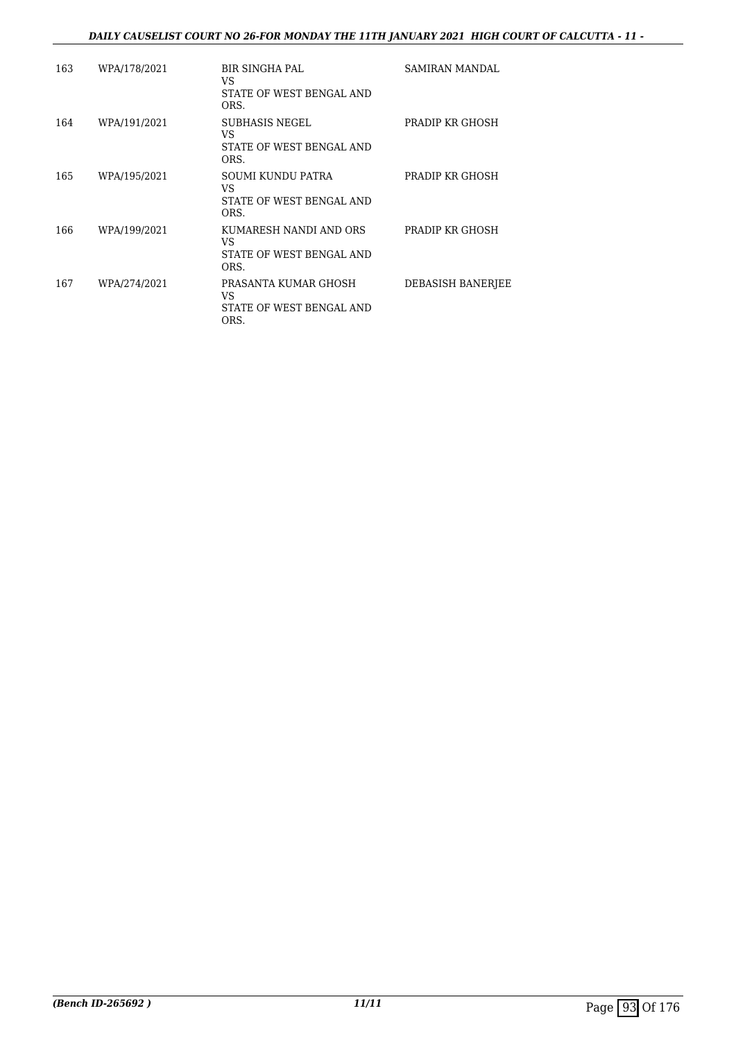| | | | |
|---|---|---|---|
| 163 | WPA/178/2021 | BIR SINGHA PAL<br>VS<br>STATE OF WEST BENGAL AND ORS. | SAMIRAN MANDAL |
| 164 | WPA/191/2021 | SUBHASIS NEGEL<br>VS<br>STATE OF WEST BENGAL AND ORS. | PRADIP KR GHOSH |
| 165 | WPA/195/2021 | SOUMI KUNDU PATRA<br>VS<br>STATE OF WEST BENGAL AND ORS. | PRADIP KR GHOSH |
| 166 | WPA/199/2021 | KUMARESH NANDI AND ORS<br>VS<br>STATE OF WEST BENGAL AND ORS. | PRADIP KR GHOSH |
| 167 | WPA/274/2021 | PRASANTA KUMAR GHOSH<br>VS<br>STATE OF WEST BENGAL AND ORS. | DEBASISH BANERJEE |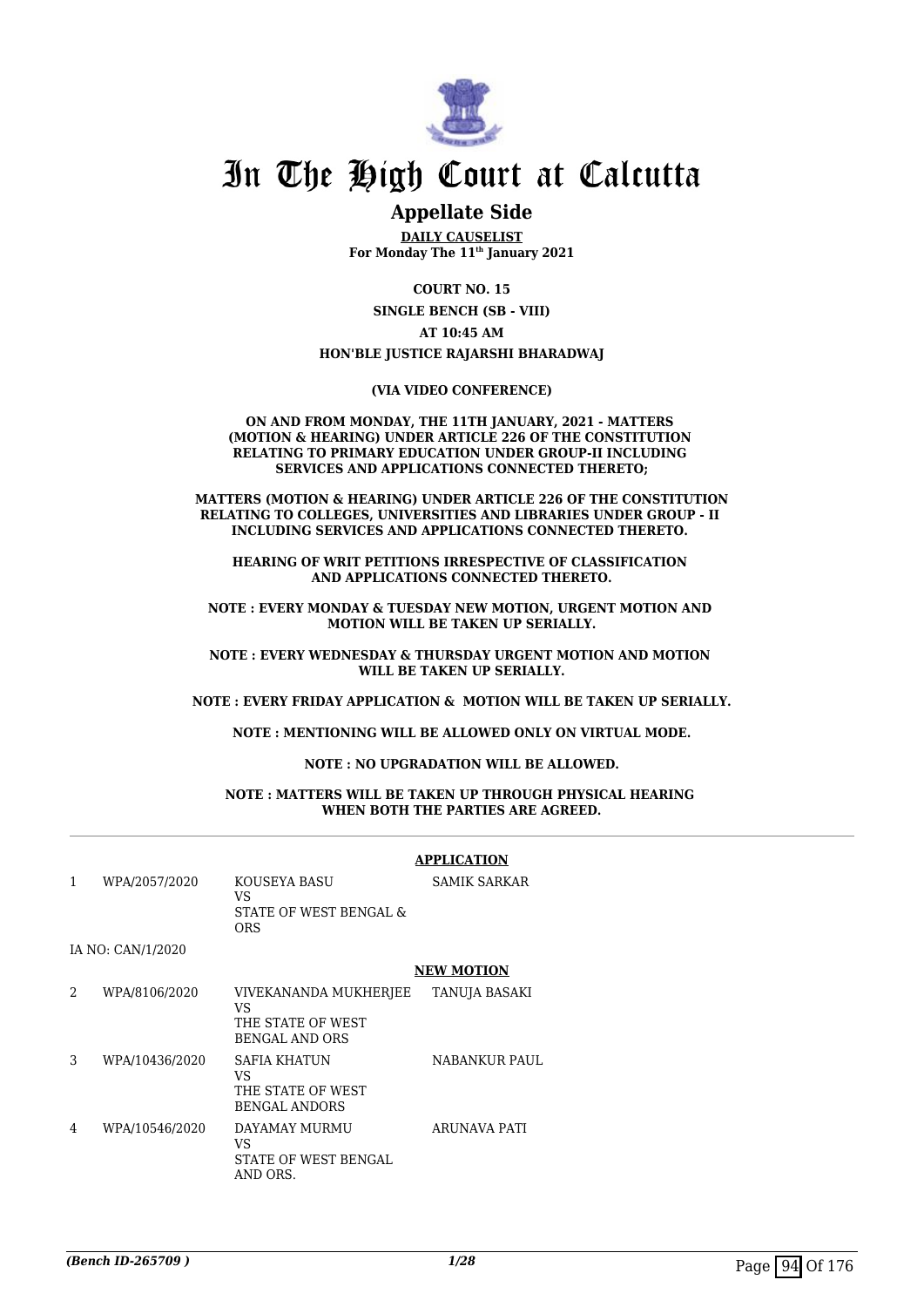# In The High Court at Calcutta

## Appellate Side

**DAILY CAUSELIST**
**For Monday The 11th January 2021**

**COURT NO. 15**

**SINGLE BENCH (SB - VIII)**

**AT 10:45 AM**

**HON'BLE JUSTICE RAJARSHI BHARADWAJ**

**(VIA VIDEO CONFERENCE)**

**ON AND FROM MONDAY, THE 11TH JANUARY, 2021 - MATTERS (MOTION & HEARING) UNDER ARTICLE 226 OF THE CONSTITUTION RELATING TO PRIMARY EDUCATION UNDER GROUP-II INCLUDING SERVICES AND APPLICATIONS CONNECTED THERETO;**

**MATTERS (MOTION & HEARING) UNDER ARTICLE 226 OF THE CONSTITUTION RELATING TO COLLEGES, UNIVERSITIES AND LIBRARIES UNDER GROUP - II INCLUDING SERVICES AND APPLICATIONS CONNECTED THERETO.**

**HEARING OF WRIT PETITIONS IRRESPECTIVE OF CLASSIFICATION AND APPLICATIONS CONNECTED THERETO.**

**NOTE : EVERY MONDAY & TUESDAY NEW MOTION, URGENT MOTION AND MOTION WILL BE TAKEN UP SERIALLY.**

**NOTE : EVERY WEDNESDAY & THURSDAY URGENT MOTION AND MOTION WILL BE TAKEN UP SERIALLY.**

**NOTE : EVERY FRIDAY APPLICATION & MOTION WILL BE TAKEN UP SERIALLY.**

**NOTE : MENTIONING WILL BE ALLOWED ONLY ON VIRTUAL MODE.**

**NOTE : NO UPGRADATION WILL BE ALLOWED.**

**NOTE : MATTERS WILL BE TAKEN UP THROUGH PHYSICAL HEARING WHEN BOTH THE PARTIES ARE AGREED.**

**APPLICATION**

| | | | |
|---|---|---|---|
| 1 | WPA/2057/2020 | KOUSEYA BASU<br>VS<br>STATE OF WEST BENGAL & ORS | SAMIK SARKAR |
| | IA NO: CAN/1/2020 | | |

**NEW MOTION**

| | | | |
|---|---|---|---|
| 2 | WPA/8106/2020 | VIVEKANANDA MUKHERJEE<br>VS<br>THE STATE OF WEST BENGAL AND ORS | TANUJA BASAKI |
| 3 | WPA/10436/2020 | SAFIA KHATUN<br>VS<br>THE STATE OF WEST BENGAL ANDORS | NABANKUR PAUL |
| 4 | WPA/10546/2020 | DAYAMAY MURMU<br>VS<br>STATE OF WEST BENGAL AND ORS. | ARUNAVA PATI |

*(Bench ID-265709 )*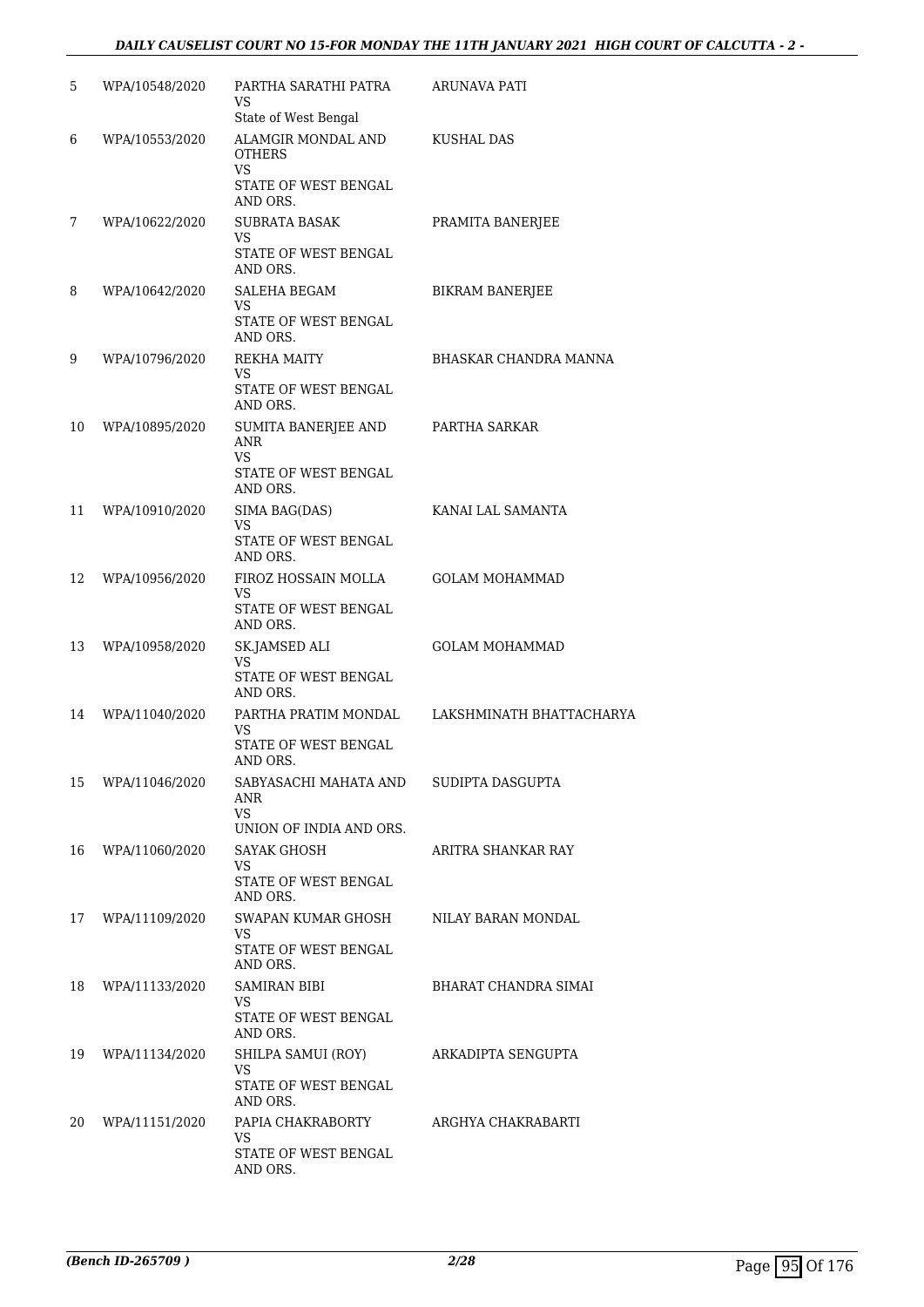| | | | |
|---|---|---|---|
| 5 | WPA/10548/2020 | PARTHA SARATHI PATRA<br>VS<br>State of West Bengal | ARUNAVA PATI |
| 6 | WPA/10553/2020 | ALAMGIR MONDAL AND OTHERS<br>VS<br>STATE OF WEST BENGAL AND ORS. | KUSHAL DAS |
| 7 | WPA/10622/2020 | SUBRATA BASAK<br>VS<br>STATE OF WEST BENGAL AND ORS. | PRAMITA BANERJEE |
| 8 | WPA/10642/2020 | SALEHA BEGAM<br>VS<br>STATE OF WEST BENGAL AND ORS. | BIKRAM BANERJEE |
| 9 | WPA/10796/2020 | REKHA MAITY<br>VS<br>STATE OF WEST BENGAL AND ORS. | BHASKAR CHANDRA MANNA |
| 10 | WPA/10895/2020 | SUMITA BANERJEE AND ANR<br>VS<br>STATE OF WEST BENGAL AND ORS. | PARTHA SARKAR |
| 11 | WPA/10910/2020 | SIMA BAG(DAS)<br>VS<br>STATE OF WEST BENGAL AND ORS. | KANAI LAL SAMANTA |
| 12 | WPA/10956/2020 | FIROZ HOSSAIN MOLLA<br>VS<br>STATE OF WEST BENGAL AND ORS. | GOLAM MOHAMMAD |
| 13 | WPA/10958/2020 | SK.JAMSED ALI<br>VS<br>STATE OF WEST BENGAL AND ORS. | GOLAM MOHAMMAD |
| 14 | WPA/11040/2020 | PARTHA PRATIM MONDAL<br>VS<br>STATE OF WEST BENGAL AND ORS. | LAKSHMINATH BHATTACHARYA |
| 15 | WPA/11046/2020 | SABYASACHI MAHATA AND ANR<br>VS<br>UNION OF INDIA AND ORS. | SUDIPTA DASGUPTA |
| 16 | WPA/11060/2020 | SAYAK GHOSH<br>VS<br>STATE OF WEST BENGAL AND ORS. | ARITRA SHANKAR RAY |
| 17 | WPA/11109/2020 | SWAPAN KUMAR GHOSH<br>VS<br>STATE OF WEST BENGAL AND ORS. | NILAY BARAN MONDAL |
| 18 | WPA/11133/2020 | SAMIRAN BIBI<br>VS<br>STATE OF WEST BENGAL AND ORS. | BHARAT CHANDRA SIMAI |
| 19 | WPA/11134/2020 | SHILPA SAMUI (ROY)<br>VS<br>STATE OF WEST BENGAL AND ORS. | ARKADIPTA SENGUPTA |
| 20 | WPA/11151/2020 | PAPIA CHAKRABORTY<br>VS<br>STATE OF WEST BENGAL AND ORS. | ARGHYA CHAKRABARTI |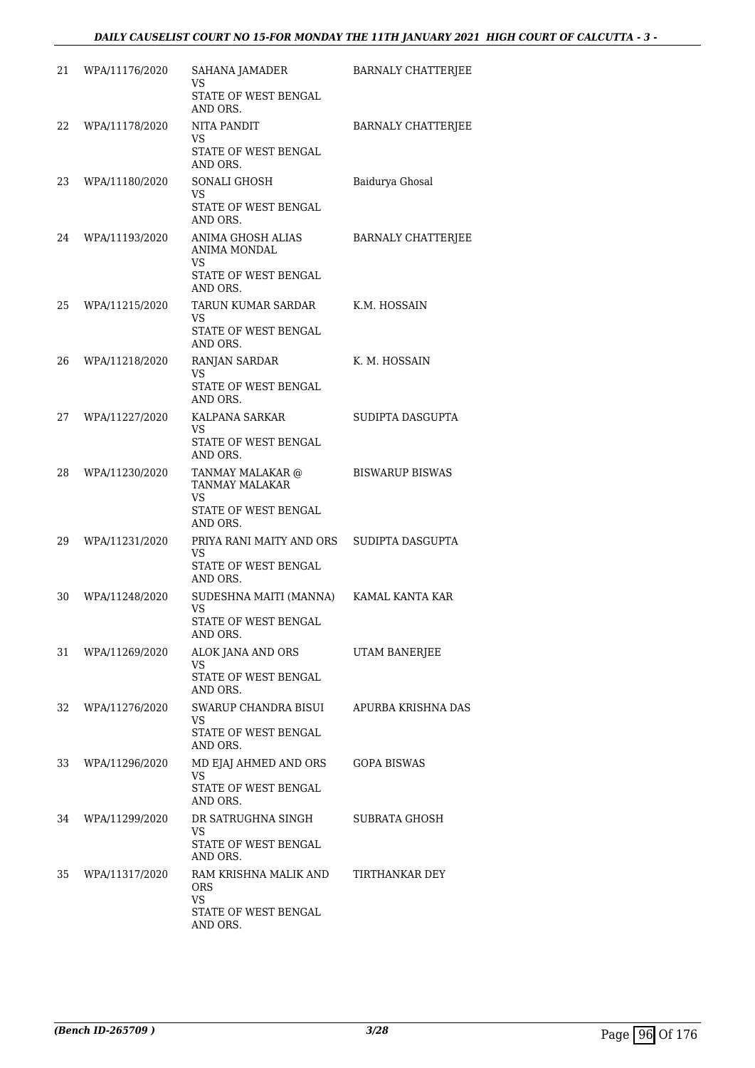| 21 | WPA/11176/2020 | SAHANA JAMADER<br>VS<br>STATE OF WEST BENGAL AND ORS. | BARNALY CHATTERJEE |
|---|---|---|---|
| 22 | WPA/11178/2020 | NITA PANDIT<br>VS<br>STATE OF WEST BENGAL AND ORS. | BARNALY CHATTERJEE |
| 23 | WPA/11180/2020 | SONALI GHOSH<br>VS<br>STATE OF WEST BENGAL AND ORS. | Baidurya Ghosal |
| 24 | WPA/11193/2020 | ANIMA GHOSH ALIAS ANIMA MONDAL<br>VS<br>STATE OF WEST BENGAL AND ORS. | BARNALY CHATTERJEE |
| 25 | WPA/11215/2020 | TARUN KUMAR SARDAR<br>VS<br>STATE OF WEST BENGAL AND ORS. | K.M. HOSSAIN |
| 26 | WPA/11218/2020 | RANJAN SARDAR<br>VS<br>STATE OF WEST BENGAL AND ORS. | K. M. HOSSAIN |
| 27 | WPA/11227/2020 | KALPANA SARKAR<br>VS<br>STATE OF WEST BENGAL AND ORS. | SUDIPTA DASGUPTA |
| 28 | WPA/11230/2020 | TANMAY MALAKAR @ TANMAY MALAKAR<br>VS<br>STATE OF WEST BENGAL AND ORS. | BISWARUP BISWAS |
| 29 | WPA/11231/2020 | PRIYA RANI MAITY AND ORS<br>VS<br>STATE OF WEST BENGAL AND ORS. | SUDIPTA DASGUPTA |
| 30 | WPA/11248/2020 | SUDESHNA MAITI (MANNA)<br>VS<br>STATE OF WEST BENGAL AND ORS. | KAMAL KANTA KAR |
| 31 | WPA/11269/2020 | ALOK JANA AND ORS<br>VS<br>STATE OF WEST BENGAL AND ORS. | UTAM BANERJEE |
| 32 | WPA/11276/2020 | SWARUP CHANDRA BISUI<br>VS<br>STATE OF WEST BENGAL AND ORS. | APURBA KRISHNA DAS |
| 33 | WPA/11296/2020 | MD EJAJ AHMED AND ORS<br>VS<br>STATE OF WEST BENGAL AND ORS. | GOPA BISWAS |
| 34 | WPA/11299/2020 | DR SATRUGHNA SINGH<br>VS<br>STATE OF WEST BENGAL AND ORS. | SUBRATA GHOSH |
| 35 | WPA/11317/2020 | RAM KRISHNA MALIK AND ORS<br>VS<br>STATE OF WEST BENGAL AND ORS. | TIRTHANKAR DEY |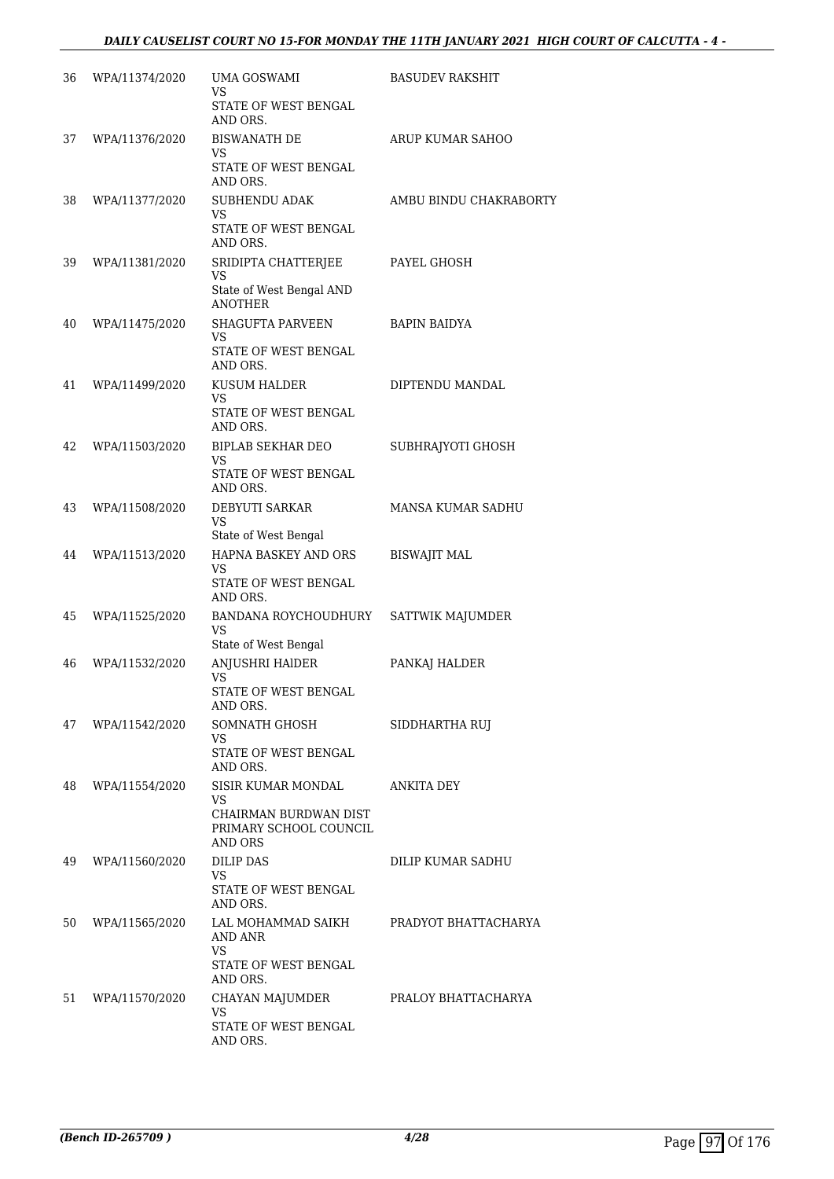| | | | |
|---|---|---|---|
| 36 | WPA/11374/2020 | UMA GOSWAMI<br>VS<br>STATE OF WEST BENGAL AND ORS. | BASUDEV RAKSHIT |
| 37 | WPA/11376/2020 | BISWANATH DE<br>VS<br>STATE OF WEST BENGAL AND ORS. | ARUP KUMAR SAHOO |
| 38 | WPA/11377/2020 | SUBHENDU ADAK<br>VS<br>STATE OF WEST BENGAL AND ORS. | AMBU BINDU CHAKRABORTY |
| 39 | WPA/11381/2020 | SRIDIPTA CHATTERJEE<br>VS<br>State of West Bengal AND ANOTHER | PAYEL GHOSH |
| 40 | WPA/11475/2020 | SHAGUFTA PARVEEN<br>VS<br>STATE OF WEST BENGAL AND ORS. | BAPIN BAIDYA |
| 41 | WPA/11499/2020 | KUSUM HALDER<br>VS<br>STATE OF WEST BENGAL AND ORS. | DIPTENDU MANDAL |
| 42 | WPA/11503/2020 | BIPLAB SEKHAR DEO<br>VS<br>STATE OF WEST BENGAL AND ORS. | SUBHRAJYOTI GHOSH |
| 43 | WPA/11508/2020 | DEBYUTI SARKAR<br>VS<br>State of West Bengal | MANSA KUMAR SADHU |
| 44 | WPA/11513/2020 | HAPNA BASKEY AND ORS<br>VS<br>STATE OF WEST BENGAL AND ORS. | BISWAJIT MAL |
| 45 | WPA/11525/2020 | BANDANA ROYCHOUDHURY<br>VS<br>State of West Bengal | SATTWIK MAJUMDER |
| 46 | WPA/11532/2020 | ANJUSHRI HAlDER<br>VS<br>STATE OF WEST BENGAL AND ORS. | PANKAJ HALDER |
| 47 | WPA/11542/2020 | SOMNATH GHOSH<br>VS<br>STATE OF WEST BENGAL AND ORS. | SIDDHARTHA RUJ |
| 48 | WPA/11554/2020 | SISIR KUMAR MONDAL<br>VS<br>CHAIRMAN BURDWAN DIST PRIMARY SCHOOL COUNCIL AND ORS | ANKITA DEY |
| 49 | WPA/11560/2020 | DILIP DAS<br>VS<br>STATE OF WEST BENGAL AND ORS. | DILIP KUMAR SADHU |
| 50 | WPA/11565/2020 | LAL MOHAMMAD SAIKH AND ANR<br>VS<br>STATE OF WEST BENGAL AND ORS. | PRADYOT BHATTACHARYA |
| 51 | WPA/11570/2020 | CHAYAN MAJUMDER<br>VS<br>STATE OF WEST BENGAL AND ORS. | PRALOY BHATTACHARYA |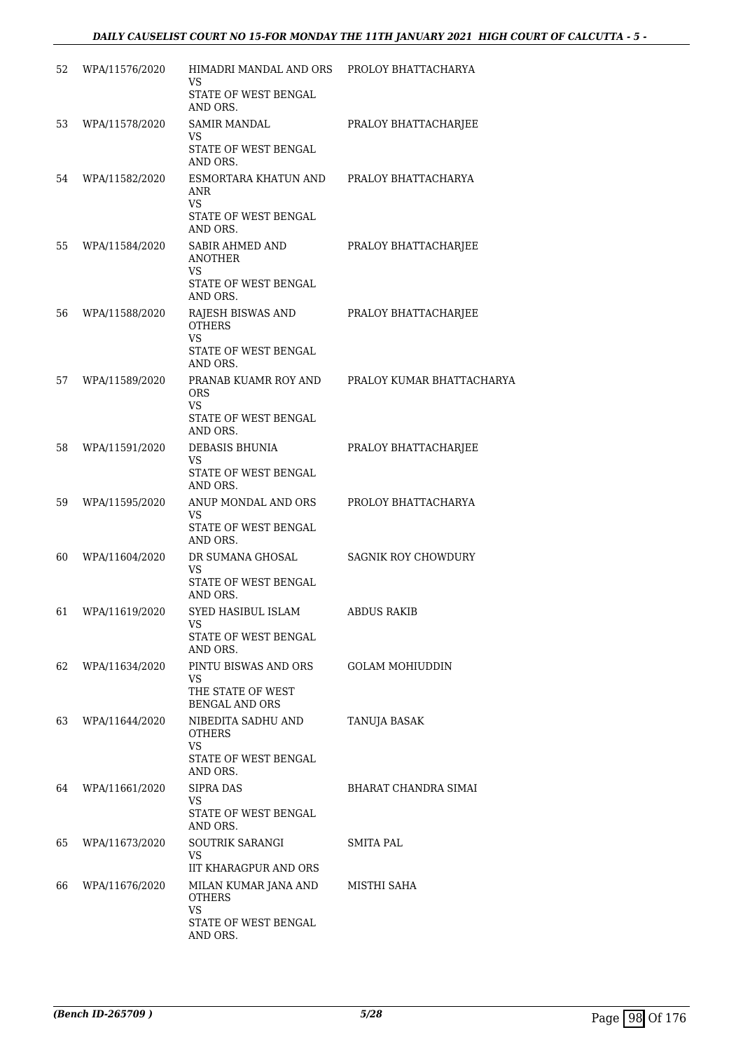| 52 | WPA/11576/2020 | HIMADRI MANDAL AND ORS<br>VS<br>STATE OF WEST BENGAL AND ORS. | PROLOY BHATTACHARYA |
|---|---|---|---|
| 53 | WPA/11578/2020 | SAMIR MANDAL<br>VS<br>STATE OF WEST BENGAL AND ORS. | PRALOY BHATTACHARJEE |
| 54 | WPA/11582/2020 | ESMORTARA KHATUN AND ANR<br>VS<br>STATE OF WEST BENGAL AND ORS. | PRALOY BHATTACHARYA |
| 55 | WPA/11584/2020 | SABIR AHMED AND ANOTHER<br>VS<br>STATE OF WEST BENGAL AND ORS. | PRALOY BHATTACHARJEE |
| 56 | WPA/11588/2020 | RAJESH BISWAS AND OTHERS<br>VS<br>STATE OF WEST BENGAL AND ORS. | PRALOY BHATTACHARJEE |
| 57 | WPA/11589/2020 | PRANAB KUAMR ROY AND ORS<br>VS<br>STATE OF WEST BENGAL AND ORS. | PRALOY KUMAR BHATTACHARYA |
| 58 | WPA/11591/2020 | DEBASIS BHUNIA<br>VS<br>STATE OF WEST BENGAL AND ORS. | PRALOY BHATTACHARJEE |
| 59 | WPA/11595/2020 | ANUP MONDAL AND ORS<br>VS<br>STATE OF WEST BENGAL AND ORS. | PROLOY BHATTACHARYA |
| 60 | WPA/11604/2020 | DR SUMANA GHOSAL<br>VS<br>STATE OF WEST BENGAL AND ORS. | SAGNIK ROY CHOWDURY |
| 61 | WPA/11619/2020 | SYED HASIBUL ISLAM<br>VS<br>STATE OF WEST BENGAL AND ORS. | ABDUS RAKIB |
| 62 | WPA/11634/2020 | PINTU BISWAS AND ORS<br>VS<br>THE STATE OF WEST BENGAL AND ORS | GOLAM MOHIUDDIN |
| 63 | WPA/11644/2020 | NIBEDITA SADHU AND OTHERS<br>VS<br>STATE OF WEST BENGAL AND ORS. | TANUJA BASAK |
| 64 | WPA/11661/2020 | SIPRA DAS<br>VS<br>STATE OF WEST BENGAL AND ORS. | BHARAT CHANDRA SIMAI |
| 65 | WPA/11673/2020 | SOUTRIK SARANGI<br>VS<br>IIT KHARAGPUR AND ORS | SMITA PAL |
| 66 | WPA/11676/2020 | MILAN KUMAR JANA AND OTHERS<br>VS<br>STATE OF WEST BENGAL AND ORS. | MISTHI SAHA |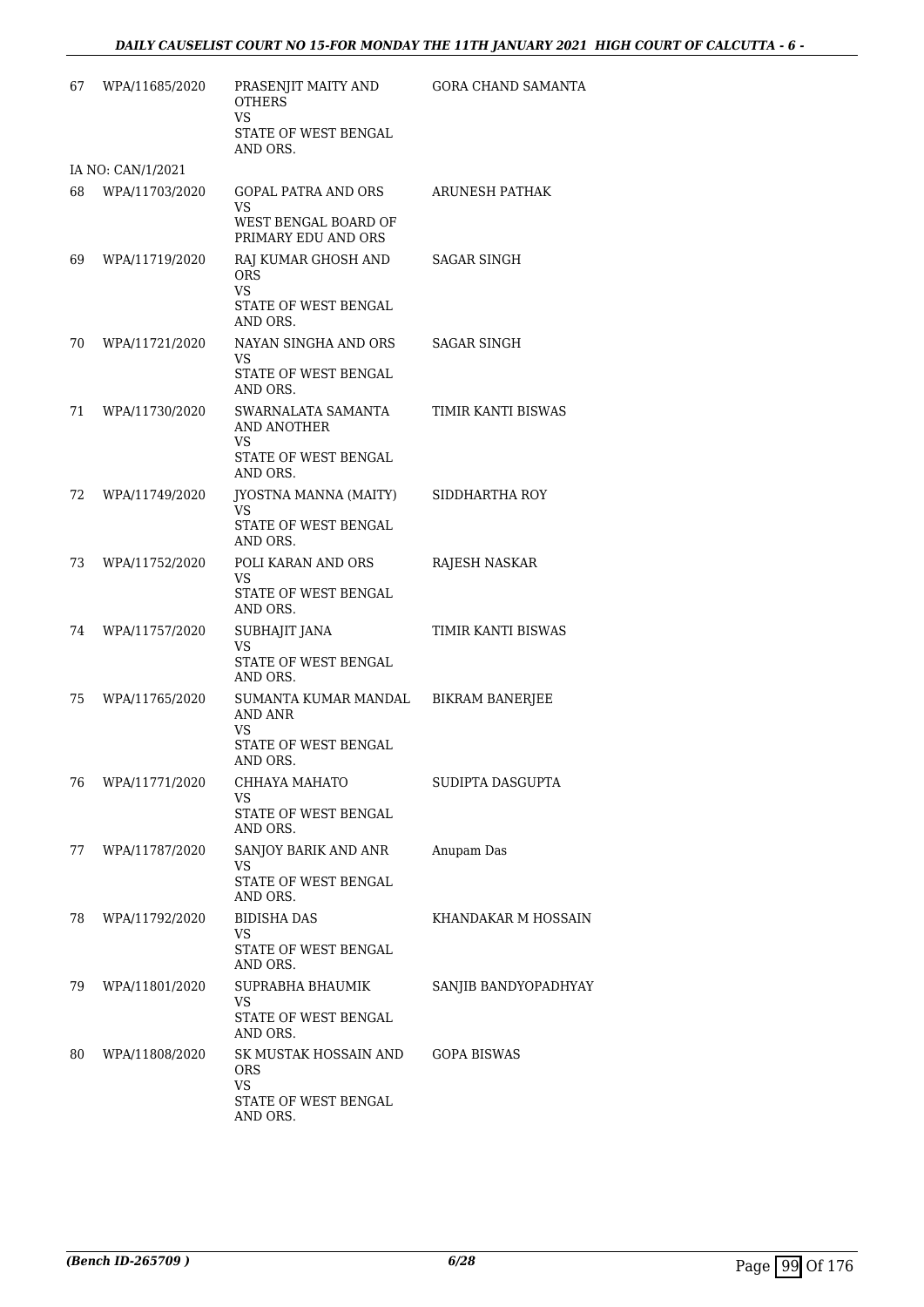| | | | |
|---|---|---|---|
| 67 | WPA/11685/2020 | PRASENJIT MAITY AND OTHERS<br>VS<br>STATE OF WEST BENGAL AND ORS. | GORA CHAND SAMANTA |
| | IA NO: CAN/1/2021 | | |
| 68 | WPA/11703/2020 | GOPAL PATRA AND ORS<br>VS<br>WEST BENGAL BOARD OF PRIMARY EDU AND ORS | ARUNESH PATHAK |
| 69 | WPA/11719/2020 | RAJ KUMAR GHOSH AND ORS<br>VS<br>STATE OF WEST BENGAL AND ORS. | SAGAR SINGH |
| 70 | WPA/11721/2020 | NAYAN SINGHA AND ORS<br>VS<br>STATE OF WEST BENGAL AND ORS. | SAGAR SINGH |
| 71 | WPA/11730/2020 | SWARNALATA SAMANTA AND ANOTHER<br>VS<br>STATE OF WEST BENGAL AND ORS. | TIMIR KANTI BISWAS |
| 72 | WPA/11749/2020 | JYOSTNA MANNA (MAITY)<br>VS<br>STATE OF WEST BENGAL AND ORS. | SIDDHARTHA ROY |
| 73 | WPA/11752/2020 | POLI KARAN AND ORS<br>VS<br>STATE OF WEST BENGAL AND ORS. | RAJESH NASKAR |
| 74 | WPA/11757/2020 | SUBHAJIT JANA<br>VS<br>STATE OF WEST BENGAL AND ORS. | TIMIR KANTI BISWAS |
| 75 | WPA/11765/2020 | SUMANTA KUMAR MANDAL AND ANR<br>VS<br>STATE OF WEST BENGAL AND ORS. | BIKRAM BANERJEE |
| 76 | WPA/11771/2020 | CHHAYA MAHATO<br>VS<br>STATE OF WEST BENGAL AND ORS. | SUDIPTA DASGUPTA |
| 77 | WPA/11787/2020 | SANJOY BARIK AND ANR<br>VS<br>STATE OF WEST BENGAL AND ORS. | Anupam Das |
| 78 | WPA/11792/2020 | BIDISHA DAS<br>VS<br>STATE OF WEST BENGAL AND ORS. | KHANDAKAR M HOSSAIN |
| 79 | WPA/11801/2020 | SUPRABHA BHAUMIK<br>VS<br>STATE OF WEST BENGAL AND ORS. | SANJIB BANDYOPADHYAY |
| 80 | WPA/11808/2020 | SK MUSTAK HOSSAIN AND ORS<br>VS<br>STATE OF WEST BENGAL AND ORS. | GOPA BISWAS |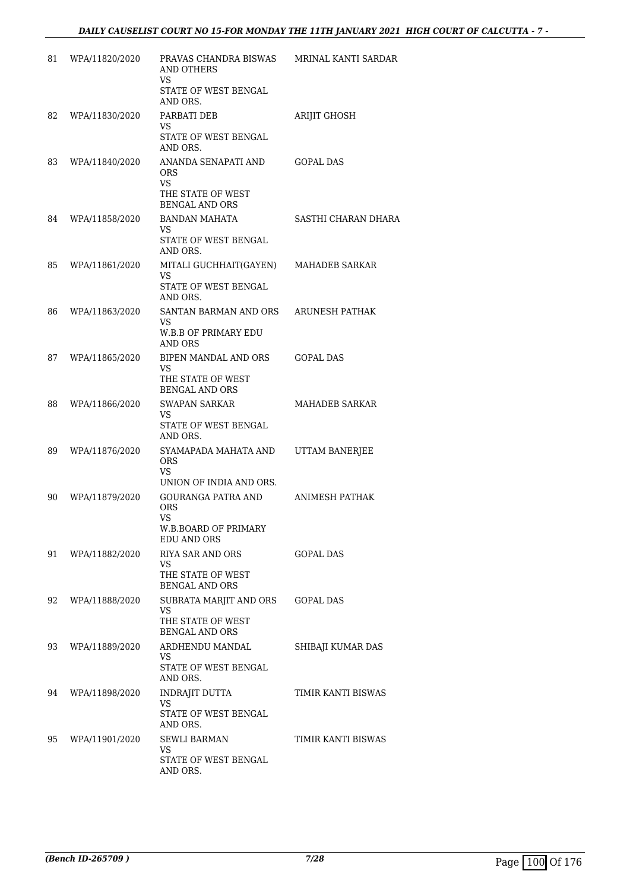| 81 | WPA/11820/2020 | PRAVAS CHANDRA BISWAS AND OTHERS<br>VS<br>STATE OF WEST BENGAL AND ORS. | MRINAL KANTI SARDAR |
|---|---|---|---|
| 82 | WPA/11830/2020 | PARBATI DEB<br>VS<br>STATE OF WEST BENGAL AND ORS. | ARIJIT GHOSH |
| 83 | WPA/11840/2020 | ANANDA SENAPATI AND ORS<br>VS<br>THE STATE OF WEST BENGAL AND ORS | GOPAL DAS |
| 84 | WPA/11858/2020 | BANDAN MAHATA<br>VS<br>STATE OF WEST BENGAL AND ORS. | SASTHI CHARAN DHARA |
| 85 | WPA/11861/2020 | MITALI GUCHHAIT(GAYEN)<br>VS<br>STATE OF WEST BENGAL AND ORS. | MAHADEB SARKAR |
| 86 | WPA/11863/2020 | SANTAN BARMAN AND ORS<br>VS<br>W.B.B OF PRIMARY EDU AND ORS | ARUNESH PATHAK |
| 87 | WPA/11865/2020 | BIPEN MANDAL AND ORS<br>VS<br>THE STATE OF WEST BENGAL AND ORS | GOPAL DAS |
| 88 | WPA/11866/2020 | SWAPAN SARKAR<br>VS<br>STATE OF WEST BENGAL AND ORS. | MAHADEB SARKAR |
| 89 | WPA/11876/2020 | SYAMAPADA MAHATA AND ORS<br>VS<br>UNION OF INDIA AND ORS. | UTTAM BANERJEE |
| 90 | WPA/11879/2020 | GOURANGA PATRA AND ORS<br>VS<br>W.B.BOARD OF PRIMARY EDU AND ORS | ANIMESH PATHAK |
| 91 | WPA/11882/2020 | RIYA SAR AND ORS<br>VS<br>THE STATE OF WEST BENGAL AND ORS | GOPAL DAS |
| 92 | WPA/11888/2020 | SUBRATA MARJIT AND ORS<br>VS<br>THE STATE OF WEST BENGAL AND ORS | GOPAL DAS |
| 93 | WPA/11889/2020 | ARDHENDU MANDAL<br>VS<br>STATE OF WEST BENGAL AND ORS. | SHIBAJI KUMAR DAS |
| 94 | WPA/11898/2020 | INDRAJIT DUTTA<br>VS<br>STATE OF WEST BENGAL AND ORS. | TIMIR KANTI BISWAS |
| 95 | WPA/11901/2020 | SEWLI BARMAN<br>VS<br>STATE OF WEST BENGAL AND ORS. | TIMIR KANTI BISWAS |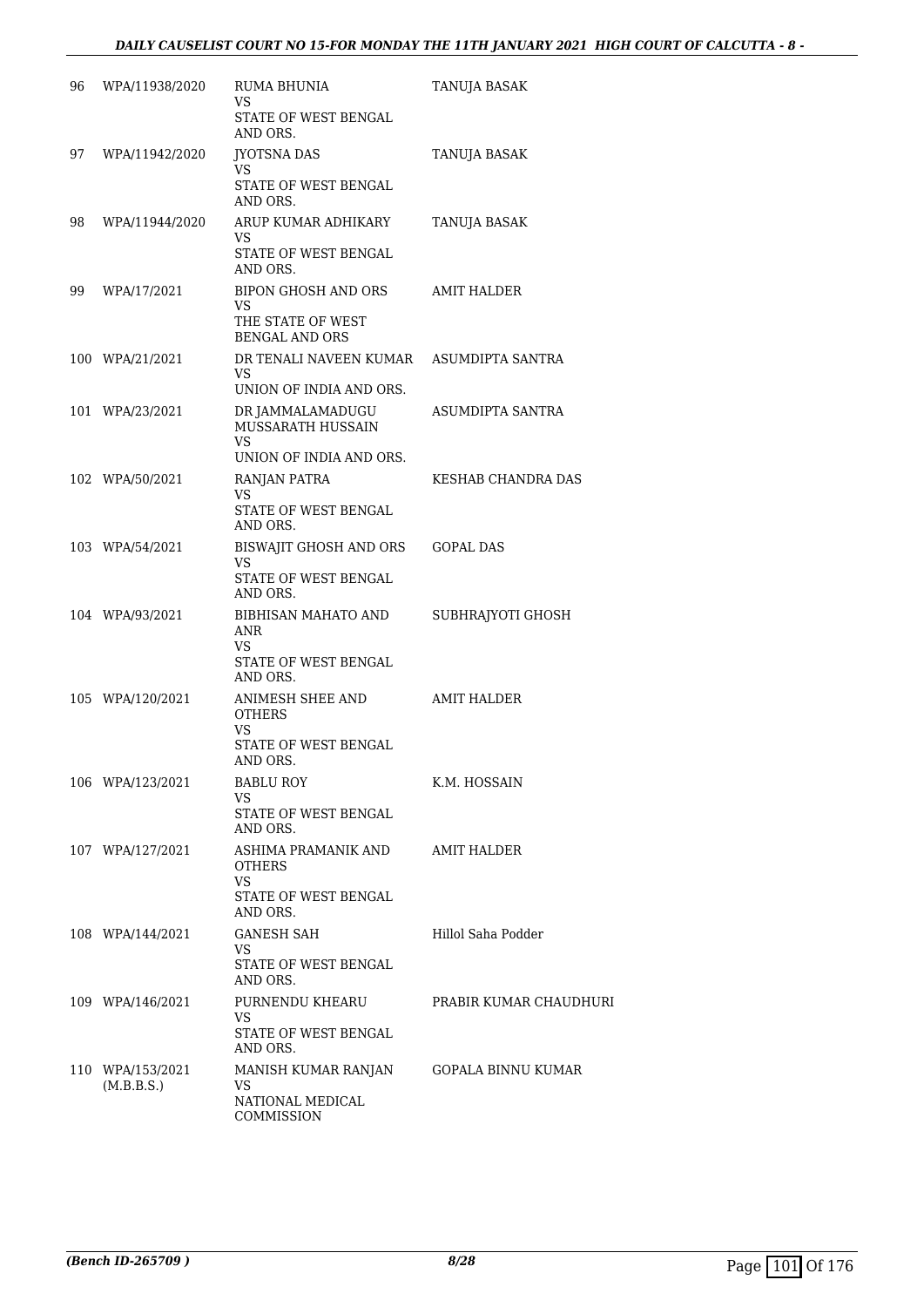| | | | |
|---|---|---|---|
| 96 | WPA/11938/2020 | RUMA BHUNIA<br>VS<br>STATE OF WEST BENGAL AND ORS. | TANUJA BASAK |
| 97 | WPA/11942/2020 | JYOTSNA DAS<br>VS<br>STATE OF WEST BENGAL AND ORS. | TANUJA BASAK |
| 98 | WPA/11944/2020 | ARUP KUMAR ADHIKARY<br>VS<br>STATE OF WEST BENGAL AND ORS. | TANUJA BASAK |
| 99 | WPA/17/2021 | BIPON GHOSH AND ORS<br>VS<br>THE STATE OF WEST BENGAL AND ORS | AMIT HALDER |
| 100 | WPA/21/2021 | DR TENALI NAVEEN KUMAR<br>VS<br>UNION OF INDIA AND ORS. | ASUMDIPTA SANTRA |
| 101 | WPA/23/2021 | DR JAMMALAMADUGU MUSSARATH HUSSAIN<br>VS<br>UNION OF INDIA AND ORS. | ASUMDIPTA SANTRA |
| 102 | WPA/50/2021 | RANJAN PATRA<br>VS<br>STATE OF WEST BENGAL AND ORS. | KESHAB CHANDRA DAS |
| 103 | WPA/54/2021 | BISWAJIT GHOSH AND ORS<br>VS<br>STATE OF WEST BENGAL AND ORS. | GOPAL DAS |
| 104 | WPA/93/2021 | BIBHISAN MAHATO AND ANR<br>VS<br>STATE OF WEST BENGAL AND ORS. | SUBHRAJYOTI GHOSH |
| 105 | WPA/120/2021 | ANIMESH SHEE AND OTHERS<br>VS<br>STATE OF WEST BENGAL AND ORS. | AMIT HALDER |
| 106 | WPA/123/2021 | BABLU ROY<br>VS<br>STATE OF WEST BENGAL AND ORS. | K.M. HOSSAIN |
| 107 | WPA/127/2021 | ASHIMA PRAMANIK AND OTHERS<br>VS<br>STATE OF WEST BENGAL AND ORS. | AMIT HALDER |
| 108 | WPA/144/2021 | GANESH SAH<br>VS<br>STATE OF WEST BENGAL AND ORS. | Hillol Saha Podder |
| 109 | WPA/146/2021 | PURNENDU KHEARU<br>VS<br>STATE OF WEST BENGAL AND ORS. | PRABIR KUMAR CHAUDHURI |
| 110 | WPA/153/2021<br>(M.B.B.S.) | MANISH KUMAR RANJAN<br>VS<br>NATIONAL MEDICAL COMMISSION | GOPALA BINNU KUMAR |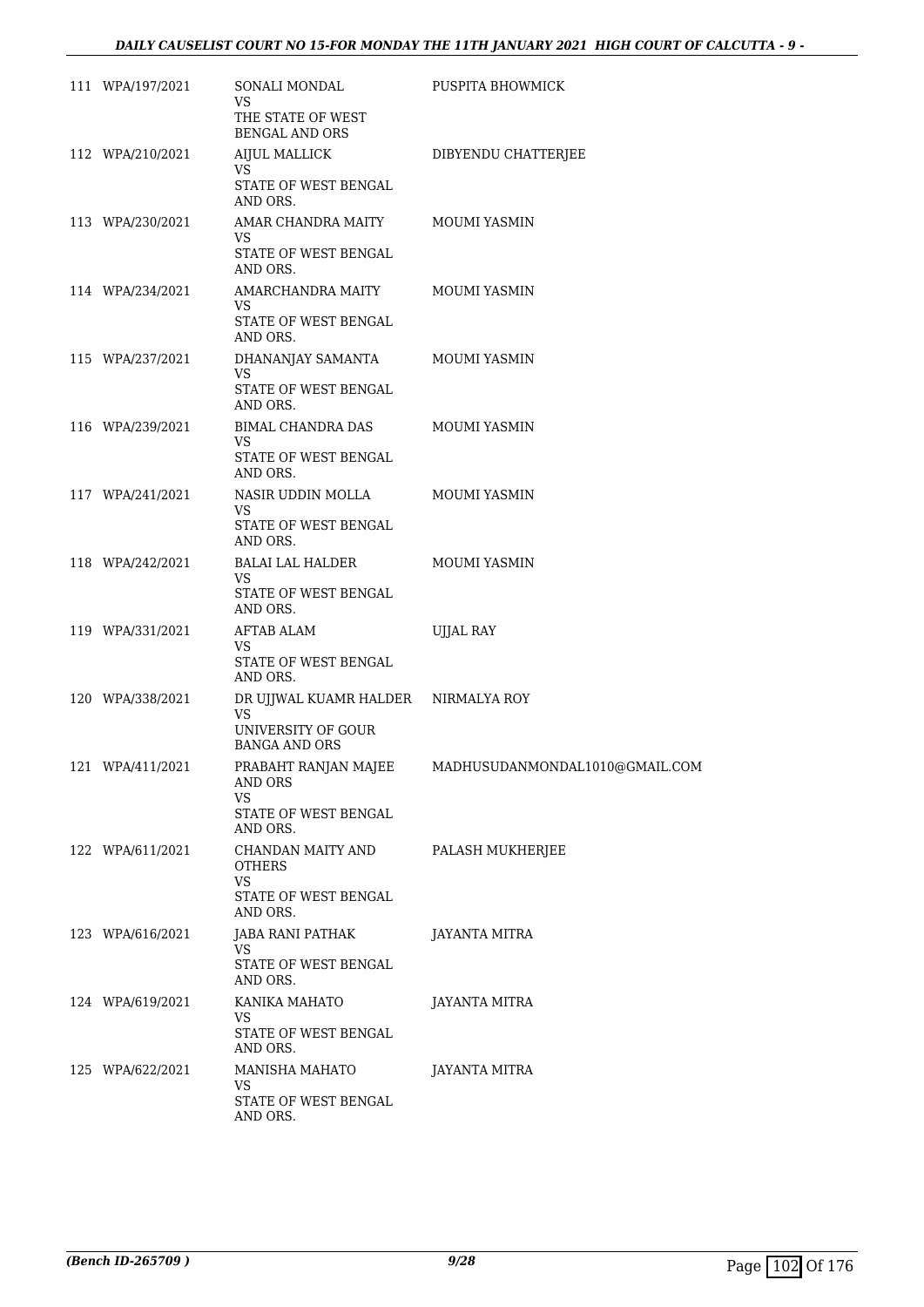| | | | |
|---|---|---|---|
| 111 | WPA/197/2021 | SONALI MONDAL<br>VS<br>THE STATE OF WEST BENGAL AND ORS | PUSPITA BHOWMICK |
| 112 | WPA/210/2021 | AIJUL MALLICK<br>VS<br>STATE OF WEST BENGAL AND ORS. | DIBYENDU CHATTERJEE |
| 113 | WPA/230/2021 | AMAR CHANDRA MAITY<br>VS<br>STATE OF WEST BENGAL AND ORS. | MOUMI YASMIN |
| 114 | WPA/234/2021 | AMARCHANDRA MAITY<br>VS<br>STATE OF WEST BENGAL AND ORS. | MOUMI YASMIN |
| 115 | WPA/237/2021 | DHANANJAY SAMANTA<br>VS<br>STATE OF WEST BENGAL AND ORS. | MOUMI YASMIN |
| 116 | WPA/239/2021 | BIMAL CHANDRA DAS<br>VS<br>STATE OF WEST BENGAL AND ORS. | MOUMI YASMIN |
| 117 | WPA/241/2021 | NASIR UDDIN MOLLA<br>VS<br>STATE OF WEST BENGAL AND ORS. | MOUMI YASMIN |
| 118 | WPA/242/2021 | BALAI LAL HALDER<br>VS<br>STATE OF WEST BENGAL AND ORS. | MOUMI YASMIN |
| 119 | WPA/331/2021 | AFTAB ALAM<br>VS<br>STATE OF WEST BENGAL AND ORS. | UJJAL RAY |
| 120 | WPA/338/2021 | DR UJJWAL KUAMR HALDER<br>VS<br>UNIVERSITY OF GOUR BANGA AND ORS | NIRMALYA ROY |
| 121 | WPA/411/2021 | PRABAHT RANJAN MAJEE AND ORS<br>VS<br>STATE OF WEST BENGAL AND ORS. | MADHUSUDANMONDAL1010@GMAIL.COM |
| 122 | WPA/611/2021 | CHANDAN MAITY AND OTHERS<br>VS<br>STATE OF WEST BENGAL AND ORS. | PALASH MUKHERJEE |
| 123 | WPA/616/2021 | JABA RANI PATHAK<br>VS<br>STATE OF WEST BENGAL AND ORS. | JAYANTA MITRA |
| 124 | WPA/619/2021 | KANIKA MAHATO<br>VS<br>STATE OF WEST BENGAL AND ORS. | JAYANTA MITRA |
| 125 | WPA/622/2021 | MANISHA MAHATO<br>VS<br>STATE OF WEST BENGAL AND ORS. | JAYANTA MITRA |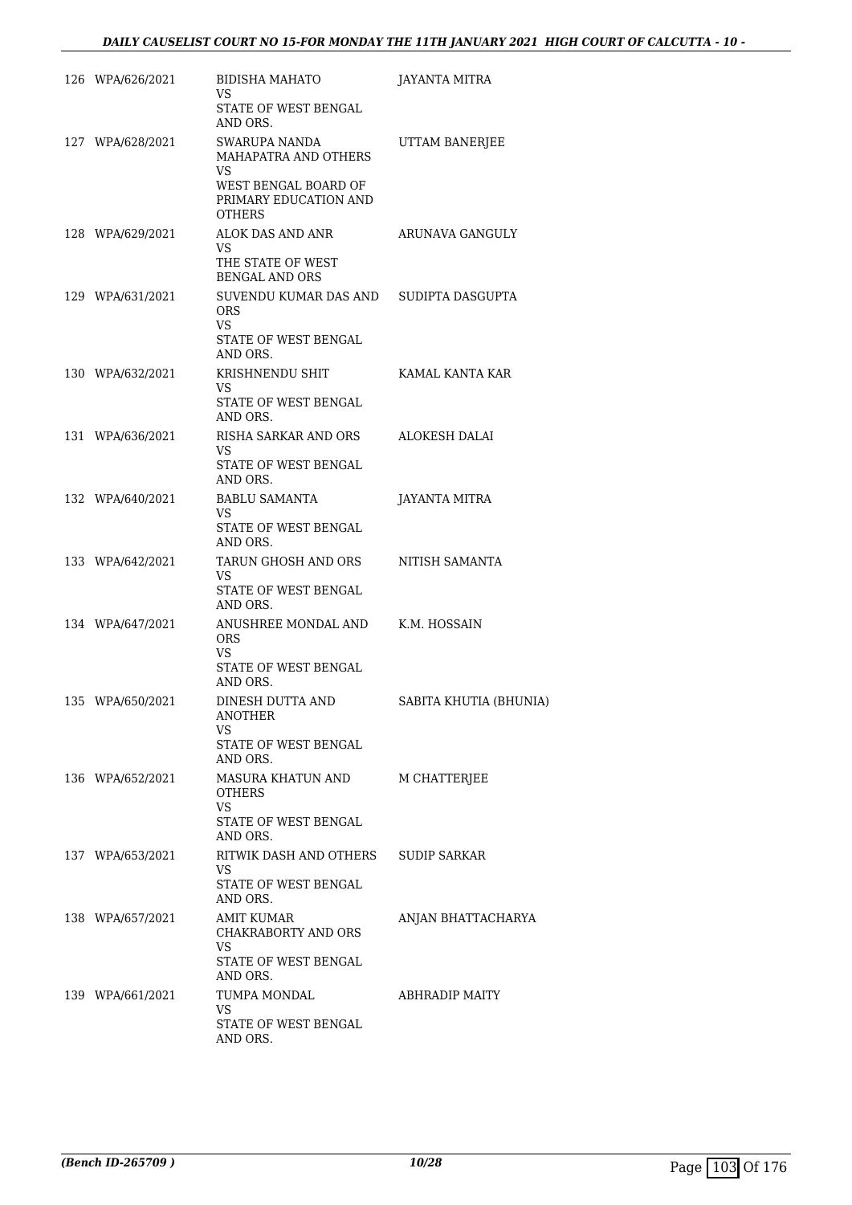| | | | |
|---|---|---|---|
| 126 | WPA/626/2021 | BIDISHA MAHATO<br>VS<br>STATE OF WEST BENGAL AND ORS. | JAYANTA MITRA |
| 127 | WPA/628/2021 | SWARUPA NANDA MAHAPATRA AND OTHERS<br>VS<br>WEST BENGAL BOARD OF PRIMARY EDUCATION AND OTHERS | UTTAM BANERJEE |
| 128 | WPA/629/2021 | ALOK DAS AND ANR<br>VS<br>THE STATE OF WEST BENGAL AND ORS | ARUNAVA GANGULY |
| 129 | WPA/631/2021 | SUVENDU KUMAR DAS AND ORS<br>VS<br>STATE OF WEST BENGAL AND ORS. | SUDIPTA DASGUPTA |
| 130 | WPA/632/2021 | KRISHNENDU SHIT<br>VS<br>STATE OF WEST BENGAL AND ORS. | KAMAL KANTA KAR |
| 131 | WPA/636/2021 | RISHA SARKAR AND ORS<br>VS<br>STATE OF WEST BENGAL AND ORS. | ALOKESH DALAI |
| 132 | WPA/640/2021 | BABLU SAMANTA<br>VS<br>STATE OF WEST BENGAL AND ORS. | JAYANTA MITRA |
| 133 | WPA/642/2021 | TARUN GHOSH AND ORS<br>VS<br>STATE OF WEST BENGAL AND ORS. | NITISH SAMANTA |
| 134 | WPA/647/2021 | ANUSHREE MONDAL AND ORS<br>VS<br>STATE OF WEST BENGAL AND ORS. | K.M. HOSSAIN |
| 135 | WPA/650/2021 | DINESH DUTTA AND ANOTHER<br>VS<br>STATE OF WEST BENGAL AND ORS. | SABITA KHUTIA (BHUNIA) |
| 136 | WPA/652/2021 | MASURA KHATUN AND OTHERS<br>VS<br>STATE OF WEST BENGAL AND ORS. | M CHATTERJEE |
| 137 | WPA/653/2021 | RITWIK DASH AND OTHERS<br>VS<br>STATE OF WEST BENGAL AND ORS. | SUDIP SARKAR |
| 138 | WPA/657/2021 | AMIT KUMAR CHAKRABORTY AND ORS<br>VS<br>STATE OF WEST BENGAL AND ORS. | ANJAN BHATTACHARYA |
| 139 | WPA/661/2021 | TUMPA MONDAL<br>VS<br>STATE OF WEST BENGAL AND ORS. | ABHRADIP MAITY |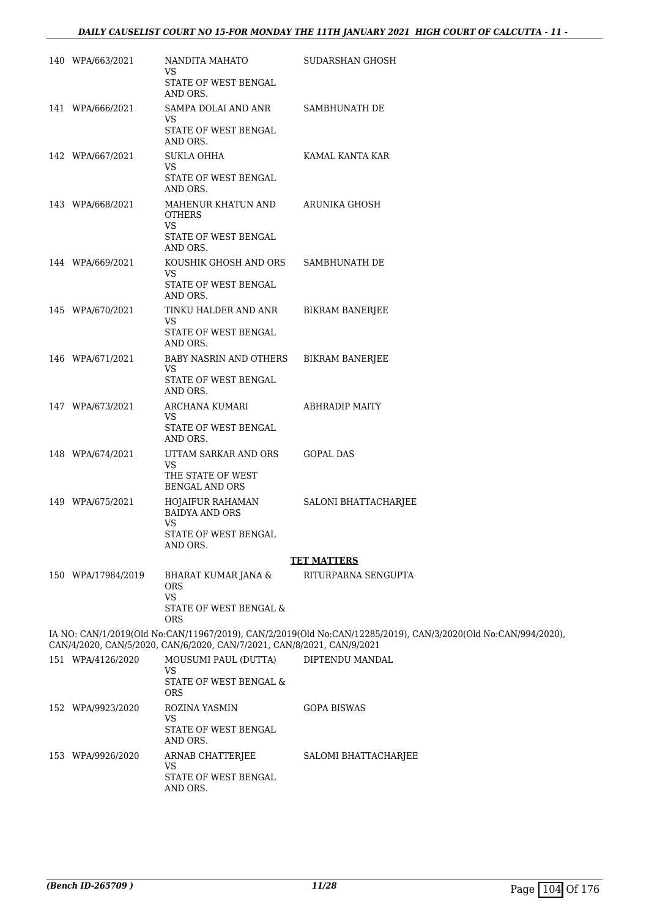| | | | |
|---|---|---|---|
| 140 | WPA/663/2021 | NANDITA MAHATO<br>VS<br>STATE OF WEST BENGAL AND ORS. | SUDARSHAN GHOSH |
| 141 | WPA/666/2021 | SAMPA DOLAI AND ANR<br>VS<br>STATE OF WEST BENGAL AND ORS. | SAMBHUNATH DE |
| 142 | WPA/667/2021 | SUKLA OHHA<br>VS<br>STATE OF WEST BENGAL AND ORS. | KAMAL KANTA KAR |
| 143 | WPA/668/2021 | MAHENUR KHATUN AND OTHERS<br>VS<br>STATE OF WEST BENGAL AND ORS. | ARUNIKA GHOSH |
| 144 | WPA/669/2021 | KOUSHIK GHOSH AND ORS<br>VS<br>STATE OF WEST BENGAL AND ORS. | SAMBHUNATH DE |
| 145 | WPA/670/2021 | TINKU HALDER AND ANR<br>VS<br>STATE OF WEST BENGAL AND ORS. | BIKRAM BANERJEE |
| 146 | WPA/671/2021 | BABY NASRIN AND OTHERS<br>VS<br>STATE OF WEST BENGAL AND ORS. | BIKRAM BANERJEE |
| 147 | WPA/673/2021 | ARCHANA KUMARI<br>VS<br>STATE OF WEST BENGAL AND ORS. | ABHRADIP MAITY |
| 148 | WPA/674/2021 | UTTAM SARKAR AND ORS<br>VS<br>THE STATE OF WEST BENGAL AND ORS | GOPAL DAS |
| 149 | WPA/675/2021 | HOJAIFUR RAHAMAN BAIDYA AND ORS<br>VS<br>STATE OF WEST BENGAL AND ORS. | SALONI BHATTACHARJEE |

**TET MATTERS**

| | | | |
|---|---|---|---|
| 150 | WPA/17984/2019 | BHARAT KUMAR JANA & ORS<br>VS<br>STATE OF WEST BENGAL & ORS | RITURPARNA SENGUPTA |

IA NO: CAN/1/2019(Old No:CAN/11967/2019), CAN/2/2019(Old No:CAN/12285/2019), CAN/3/2020(Old No:CAN/994/2020), CAN/4/2020, CAN/5/2020, CAN/6/2020, CAN/7/2021, CAN/8/2021, CAN/9/2021

| | | | |
|---|---|---|---|
| 151 | WPA/4126/2020 | MOUSUMI PAUL (DUTTA)<br>VS<br>STATE OF WEST BENGAL & ORS | DIPTENDU MANDAL |
| 152 | WPA/9923/2020 | ROZINA YASMIN<br>VS<br>STATE OF WEST BENGAL AND ORS. | GOPA BISWAS |
| 153 | WPA/9926/2020 | ARNAB CHATTERJEE<br>VS<br>STATE OF WEST BENGAL AND ORS. | SALOMI BHATTACHARJEE |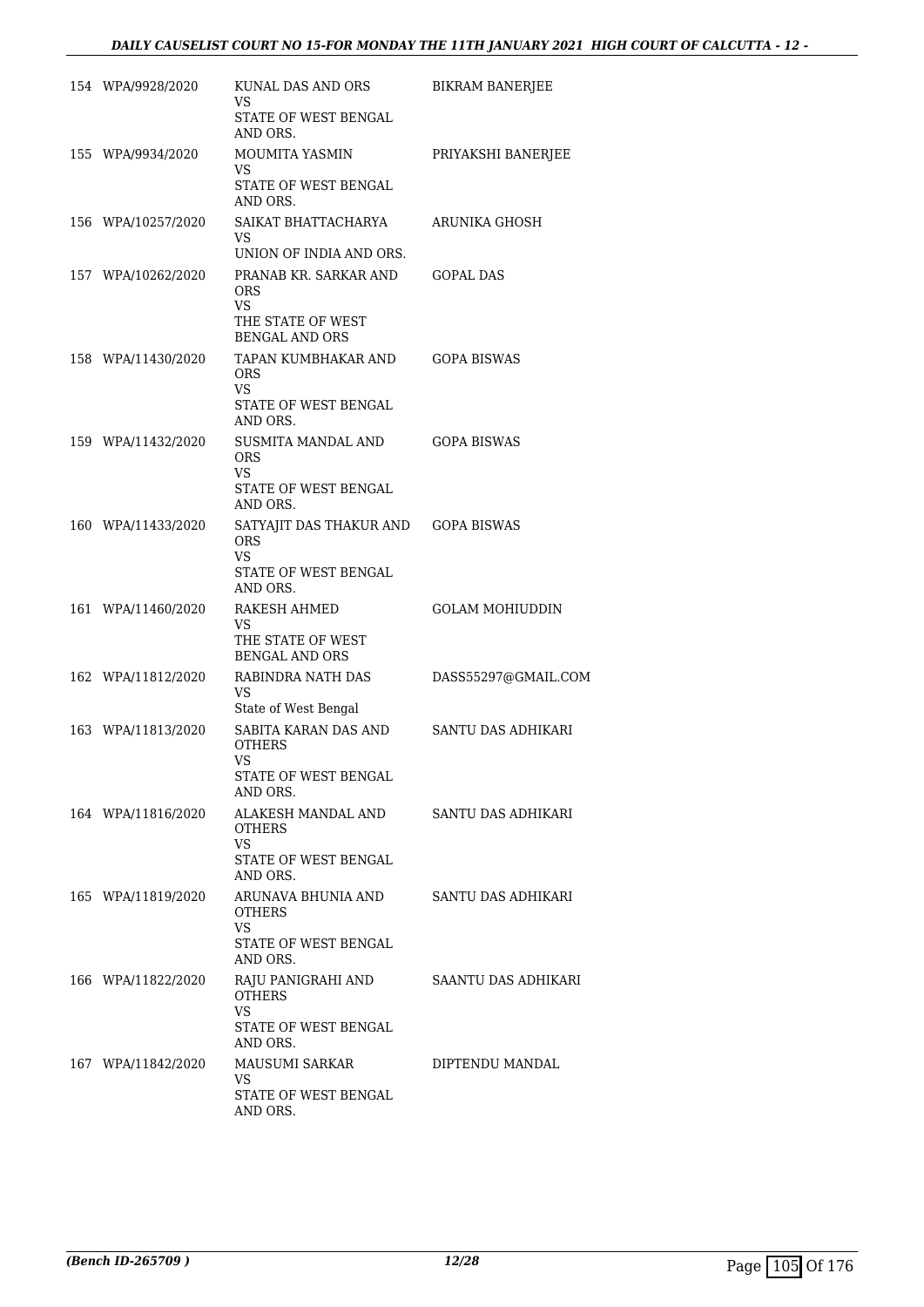| | | | |
|---|---|---|---|
| 154 | WPA/9928/2020 | KUNAL DAS AND ORS<br>VS<br>STATE OF WEST BENGAL AND ORS. | BIKRAM BANERJEE |
| 155 | WPA/9934/2020 | MOUMITA YASMIN<br>VS<br>STATE OF WEST BENGAL AND ORS. | PRIYAKSHI BANERJEE |
| 156 | WPA/10257/2020 | SAIKAT BHATTACHARYA<br>VS<br>UNION OF INDIA AND ORS. | ARUNIKA GHOSH |
| 157 | WPA/10262/2020 | PRANAB KR. SARKAR AND ORS<br>VS<br>THE STATE OF WEST BENGAL AND ORS | GOPAL DAS |
| 158 | WPA/11430/2020 | TAPAN KUMBHAKAR AND ORS<br>VS<br>STATE OF WEST BENGAL AND ORS. | GOPA BISWAS |
| 159 | WPA/11432/2020 | SUSMITA MANDAL AND ORS<br>VS<br>STATE OF WEST BENGAL AND ORS. | GOPA BISWAS |
| 160 | WPA/11433/2020 | SATYAJIT DAS THAKUR AND ORS<br>VS<br>STATE OF WEST BENGAL AND ORS. | GOPA BISWAS |
| 161 | WPA/11460/2020 | RAKESH AHMED<br>VS<br>THE STATE OF WEST BENGAL AND ORS | GOLAM MOHIUDDIN |
| 162 | WPA/11812/2020 | RABINDRA NATH DAS<br>VS<br>State of West Bengal | DASS55297@GMAIL.COM |
| 163 | WPA/11813/2020 | SABITA KARAN DAS AND OTHERS<br>VS<br>STATE OF WEST BENGAL AND ORS. | SANTU DAS ADHIKARI |
| 164 | WPA/11816/2020 | ALAKESH MANDAL AND OTHERS<br>VS<br>STATE OF WEST BENGAL AND ORS. | SANTU DAS ADHIKARI |
| 165 | WPA/11819/2020 | ARUNAVA BHUNIA AND OTHERS<br>VS<br>STATE OF WEST BENGAL AND ORS. | SANTU DAS ADHIKARI |
| 166 | WPA/11822/2020 | RAJU PANIGRAHI AND OTHERS<br>VS<br>STATE OF WEST BENGAL AND ORS. | SAANTU DAS ADHIKARI |
| 167 | WPA/11842/2020 | MAUSUMI SARKAR<br>VS<br>STATE OF WEST BENGAL AND ORS. | DIPTENDU MANDAL |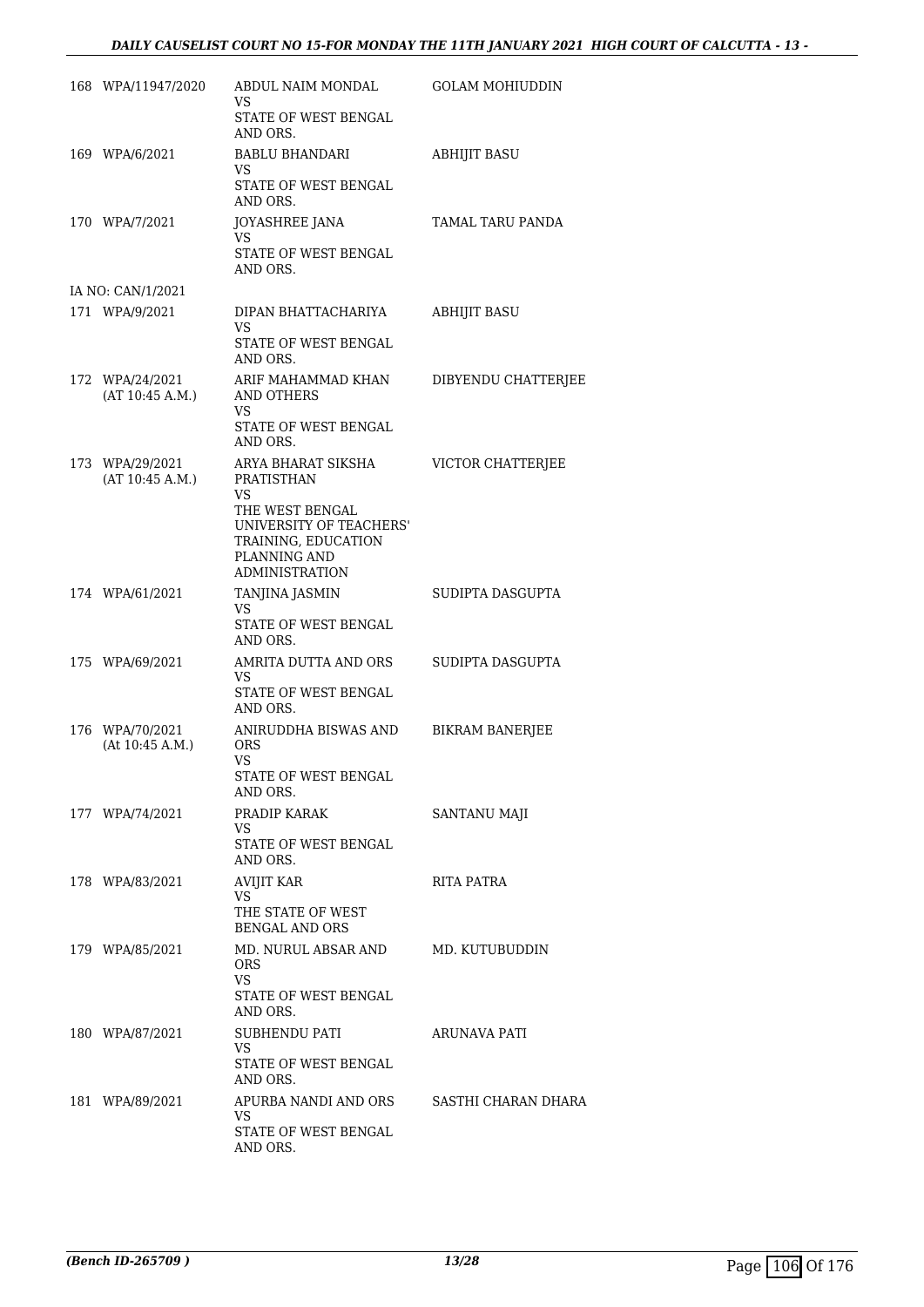| | | | |
|---|---|---|---|
| 168 | WPA/11947/2020 | ABDUL NAIM MONDAL<br>VS<br>STATE OF WEST BENGAL AND ORS. | GOLAM MOHIUDDIN |
| 169 | WPA/6/2021 | BABLU BHANDARI<br>VS<br>STATE OF WEST BENGAL AND ORS. | ABHIJIT BASU |
| 170 | WPA/7/2021 | JOYASHREE JANA<br>VS<br>STATE OF WEST BENGAL AND ORS. | TAMAL TARU PANDA |
| | IA NO: CAN/1/2021 | | |
| 171 | WPA/9/2021 | DIPAN BHATTACHARIYA<br>VS<br>STATE OF WEST BENGAL AND ORS. | ABHIJIT BASU |
| 172 | WPA/24/2021<br>(AT 10:45 A.M.) | ARIF MAHAMMAD KHAN AND OTHERS<br>VS<br>STATE OF WEST BENGAL AND ORS. | DIBYENDU CHATTERJEE |
| 173 | WPA/29/2021<br>(AT 10:45 A.M.) | ARYA BHARAT SIKSHA PRATISTHAN<br>VS<br>THE WEST BENGAL UNIVERSITY OF TEACHERS' TRAINING, EDUCATION PLANNING AND ADMINISTRATION | VICTOR CHATTERJEE |
| 174 | WPA/61/2021 | TANJINA JASMIN<br>VS<br>STATE OF WEST BENGAL AND ORS. | SUDIPTA DASGUPTA |
| 175 | WPA/69/2021 | AMRITA DUTTA AND ORS<br>VS<br>STATE OF WEST BENGAL AND ORS. | SUDIPTA DASGUPTA |
| 176 | WPA/70/2021<br>(At 10:45 A.M.) | ANIRUDDHA BISWAS AND ORS<br>VS<br>STATE OF WEST BENGAL AND ORS. | BIKRAM BANERJEE |
| 177 | WPA/74/2021 | PRADIP KARAK<br>VS<br>STATE OF WEST BENGAL AND ORS. | SANTANU MAJI |
| 178 | WPA/83/2021 | AVIJIT KAR<br>VS<br>THE STATE OF WEST BENGAL AND ORS | RITA PATRA |
| 179 | WPA/85/2021 | MD. NURUL ABSAR AND ORS<br>VS<br>STATE OF WEST BENGAL AND ORS. | MD. KUTUBUDDIN |
| 180 | WPA/87/2021 | SUBHENDU PATI<br>VS<br>STATE OF WEST BENGAL AND ORS. | ARUNAVA PATI |
| 181 | WPA/89/2021 | APURBA NANDI AND ORS<br>VS<br>STATE OF WEST BENGAL AND ORS. | SASTHI CHARAN DHARA |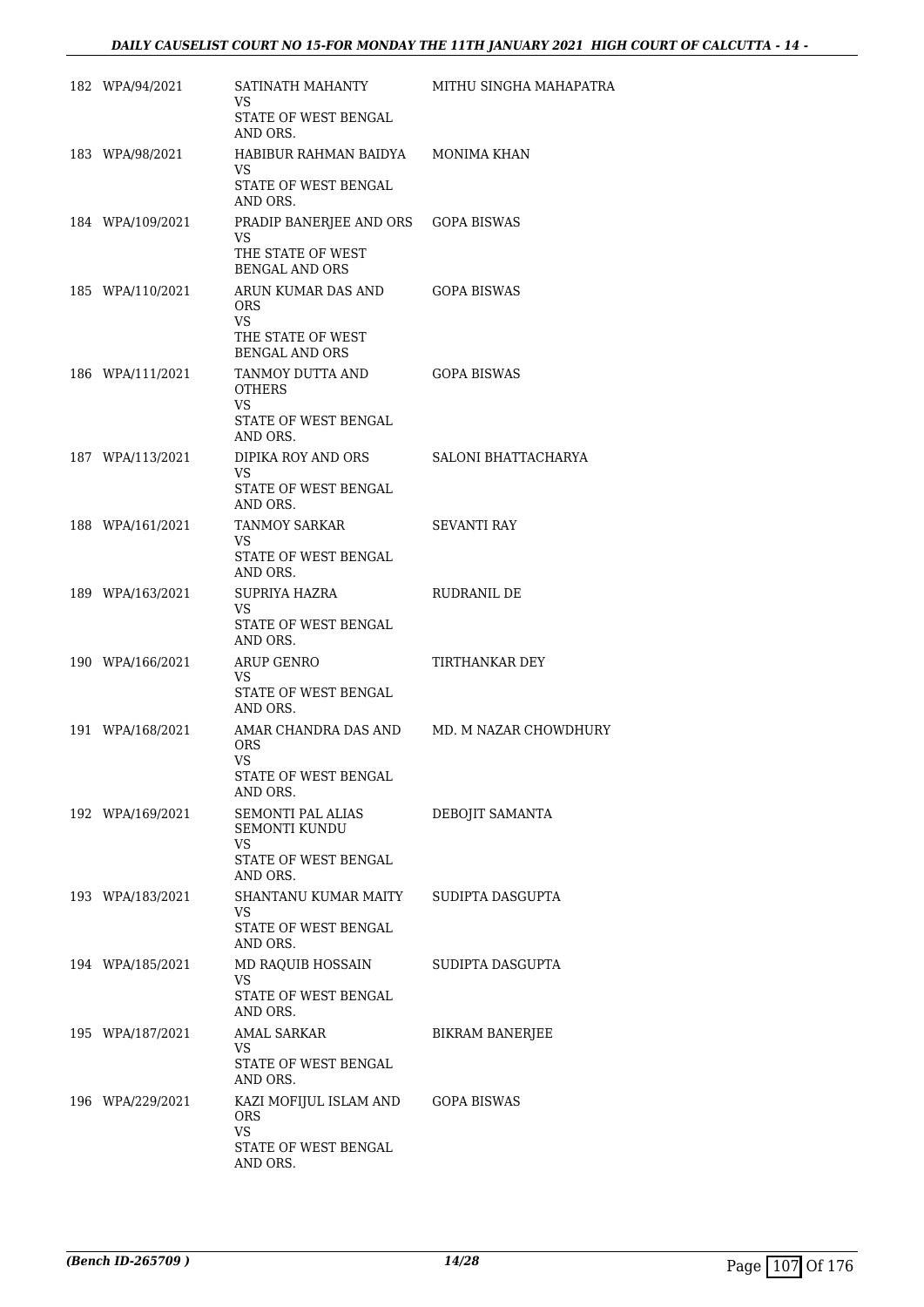| | | | |
|---|---|---|---|
| 182 | WPA/94/2021 | SATINATH MAHANTY<br>VS<br>STATE OF WEST BENGAL AND ORS. | MITHU SINGHA MAHAPATRA |
| 183 | WPA/98/2021 | HABIBUR RAHMAN BAIDYA<br>VS<br>STATE OF WEST BENGAL AND ORS. | MONIMA KHAN |
| 184 | WPA/109/2021 | PRADIP BANERJEE AND ORS<br>VS<br>THE STATE OF WEST BENGAL AND ORS | GOPA BISWAS |
| 185 | WPA/110/2021 | ARUN KUMAR DAS AND ORS<br>VS<br>THE STATE OF WEST BENGAL AND ORS | GOPA BISWAS |
| 186 | WPA/111/2021 | TANMOY DUTTA AND OTHERS<br>VS<br>STATE OF WEST BENGAL AND ORS. | GOPA BISWAS |
| 187 | WPA/113/2021 | DIPIKA ROY AND ORS<br>VS<br>STATE OF WEST BENGAL AND ORS. | SALONI BHATTACHARYA |
| 188 | WPA/161/2021 | TANMOY SARKAR<br>VS<br>STATE OF WEST BENGAL AND ORS. | SEVANTI RAY |
| 189 | WPA/163/2021 | SUPRIYA HAZRA<br>VS<br>STATE OF WEST BENGAL AND ORS. | RUDRANIL DE |
| 190 | WPA/166/2021 | ARUP GENRO<br>VS<br>STATE OF WEST BENGAL AND ORS. | TIRTHANKAR DEY |
| 191 | WPA/168/2021 | AMAR CHANDRA DAS AND ORS<br>VS<br>STATE OF WEST BENGAL AND ORS. | MD. M NAZAR CHOWDHURY |
| 192 | WPA/169/2021 | SEMONTI PAL ALIAS SEMONTI KUNDU<br>VS<br>STATE OF WEST BENGAL AND ORS. | DEBOJIT SAMANTA |
| 193 | WPA/183/2021 | SHANTANU KUMAR MAITY<br>VS<br>STATE OF WEST BENGAL AND ORS. | SUDIPTA DASGUPTA |
| 194 | WPA/185/2021 | MD RAQUIB HOSSAIN<br>VS<br>STATE OF WEST BENGAL AND ORS. | SUDIPTA DASGUPTA |
| 195 | WPA/187/2021 | AMAL SARKAR<br>VS<br>STATE OF WEST BENGAL AND ORS. | BIKRAM BANERJEE |
| 196 | WPA/229/2021 | KAZI MOFIJUL ISLAM AND ORS<br>VS<br>STATE OF WEST BENGAL AND ORS. | GOPA BISWAS |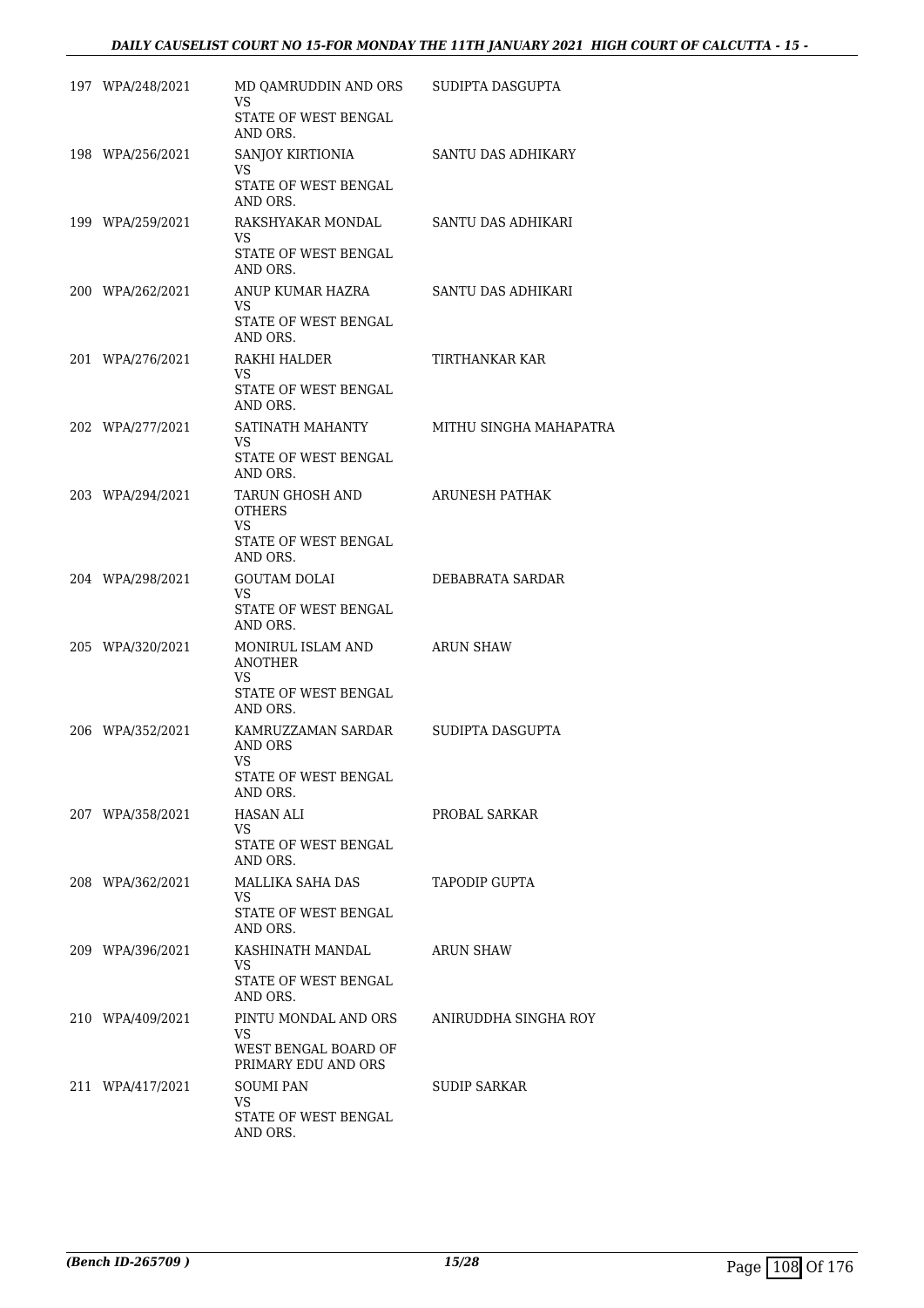| | | | |
|---|---|---|---|
| 197 | WPA/248/2021 | MD QAMRUDDIN AND ORS<br>VS<br>STATE OF WEST BENGAL AND ORS. | SUDIPTA DASGUPTA |
| 198 | WPA/256/2021 | SANJOY KIRTIONIA<br>VS<br>STATE OF WEST BENGAL AND ORS. | SANTU DAS ADHIKARY |
| 199 | WPA/259/2021 | RAKSHYAKAR MONDAL<br>VS<br>STATE OF WEST BENGAL AND ORS. | SANTU DAS ADHIKARI |
| 200 | WPA/262/2021 | ANUP KUMAR HAZRA<br>VS<br>STATE OF WEST BENGAL AND ORS. | SANTU DAS ADHIKARI |
| 201 | WPA/276/2021 | RAKHI HALDER<br>VS<br>STATE OF WEST BENGAL AND ORS. | TIRTHANKAR KAR |
| 202 | WPA/277/2021 | SATINATH MAHANTY<br>VS<br>STATE OF WEST BENGAL AND ORS. | MITHU SINGHA MAHAPATRA |
| 203 | WPA/294/2021 | TARUN GHOSH AND OTHERS<br>VS<br>STATE OF WEST BENGAL AND ORS. | ARUNESH PATHAK |
| 204 | WPA/298/2021 | GOUTAM DOLAI<br>VS<br>STATE OF WEST BENGAL AND ORS. | DEBABRATA SARDAR |
| 205 | WPA/320/2021 | MONIRUL ISLAM AND ANOTHER<br>VS<br>STATE OF WEST BENGAL AND ORS. | ARUN SHAW |
| 206 | WPA/352/2021 | KAMRUZZAMAN SARDAR AND ORS<br>VS<br>STATE OF WEST BENGAL AND ORS. | SUDIPTA DASGUPTA |
| 207 | WPA/358/2021 | HASAN ALI<br>VS<br>STATE OF WEST BENGAL AND ORS. | PROBAL SARKAR |
| 208 | WPA/362/2021 | MALLIKA SAHA DAS<br>VS<br>STATE OF WEST BENGAL AND ORS. | TAPODIP GUPTA |
| 209 | WPA/396/2021 | KASHINATH MANDAL<br>VS<br>STATE OF WEST BENGAL AND ORS. | ARUN SHAW |
| 210 | WPA/409/2021 | PINTU MONDAL AND ORS<br>VS<br>WEST BENGAL BOARD OF PRIMARY EDU AND ORS | ANIRUDDHA SINGHA ROY |
| 211 | WPA/417/2021 | SOUMI PAN<br>VS<br>STATE OF WEST BENGAL AND ORS. | SUDIP SARKAR |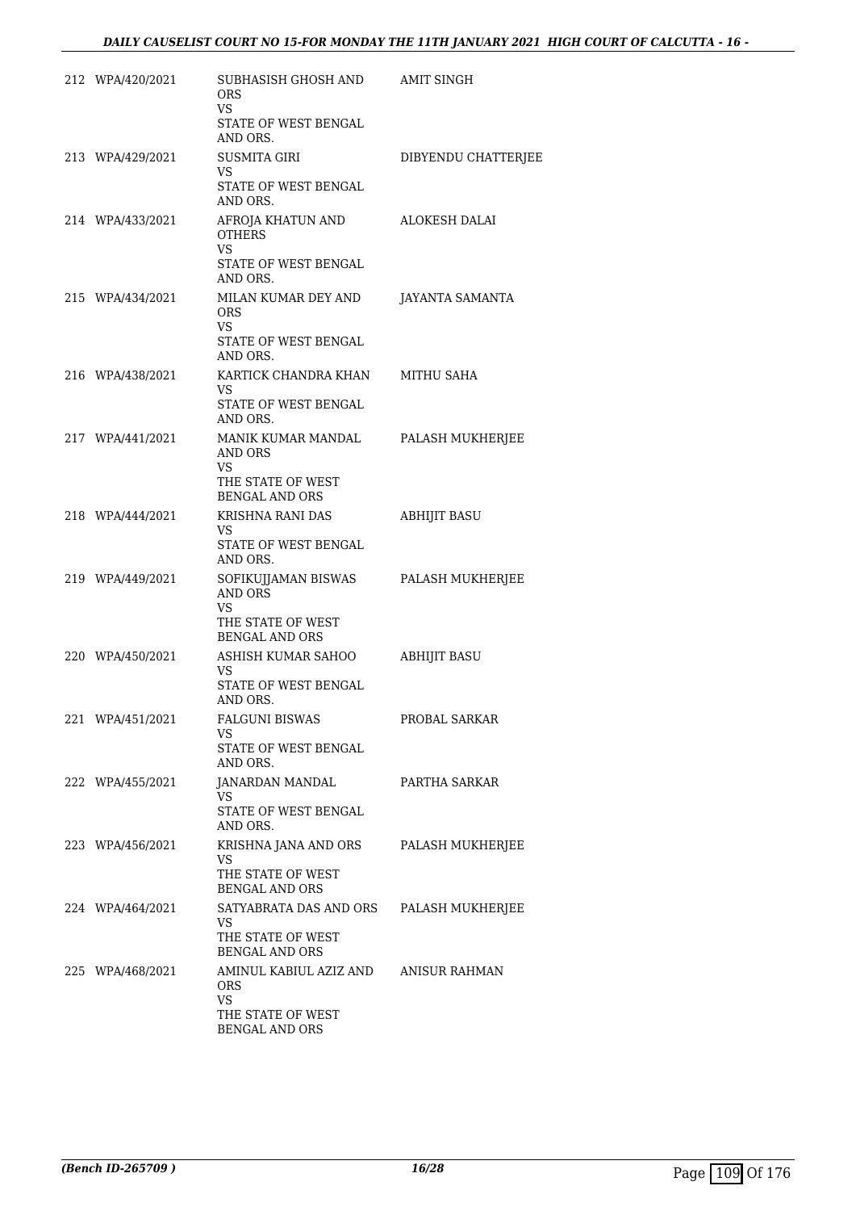| | | | |
|---|---|---|---|
| 212 | WPA/420/2021 | SUBHASISH GHOSH AND ORS<br>VS<br>STATE OF WEST BENGAL AND ORS. | AMIT SINGH |
| 213 | WPA/429/2021 | SUSMITA GIRI<br>VS<br>STATE OF WEST BENGAL AND ORS. | DIBYENDU CHATTERJEE |
| 214 | WPA/433/2021 | AFROJA KHATUN AND OTHERS<br>VS<br>STATE OF WEST BENGAL AND ORS. | ALOKESH DALAI |
| 215 | WPA/434/2021 | MILAN KUMAR DEY AND ORS<br>VS<br>STATE OF WEST BENGAL AND ORS. | JAYANTA SAMANTA |
| 216 | WPA/438/2021 | KARTICK CHANDRA KHAN<br>VS<br>STATE OF WEST BENGAL AND ORS. | MITHU SAHA |
| 217 | WPA/441/2021 | MANIK KUMAR MANDAL AND ORS<br>VS<br>THE STATE OF WEST BENGAL AND ORS | PALASH MUKHERJEE |
| 218 | WPA/444/2021 | KRISHNA RANI DAS<br>VS<br>STATE OF WEST BENGAL AND ORS. | ABHIJIT BASU |
| 219 | WPA/449/2021 | SOFIKUJJAMAN BISWAS AND ORS<br>VS<br>THE STATE OF WEST BENGAL AND ORS | PALASH MUKHERJEE |
| 220 | WPA/450/2021 | ASHISH KUMAR SAHOO<br>VS<br>STATE OF WEST BENGAL AND ORS. | ABHIJIT BASU |
| 221 | WPA/451/2021 | FALGUNI BISWAS<br>VS<br>STATE OF WEST BENGAL AND ORS. | PROBAL SARKAR |
| 222 | WPA/455/2021 | JANARDAN MANDAL<br>VS<br>STATE OF WEST BENGAL AND ORS. | PARTHA SARKAR |
| 223 | WPA/456/2021 | KRISHNA JANA AND ORS<br>VS<br>THE STATE OF WEST BENGAL AND ORS | PALASH MUKHERJEE |
| 224 | WPA/464/2021 | SATYABRATA DAS AND ORS<br>VS<br>THE STATE OF WEST BENGAL AND ORS | PALASH MUKHERJEE |
| 225 | WPA/468/2021 | AMINUL KABIUL AZIZ AND ORS<br>VS<br>THE STATE OF WEST BENGAL AND ORS | ANISUR RAHMAN |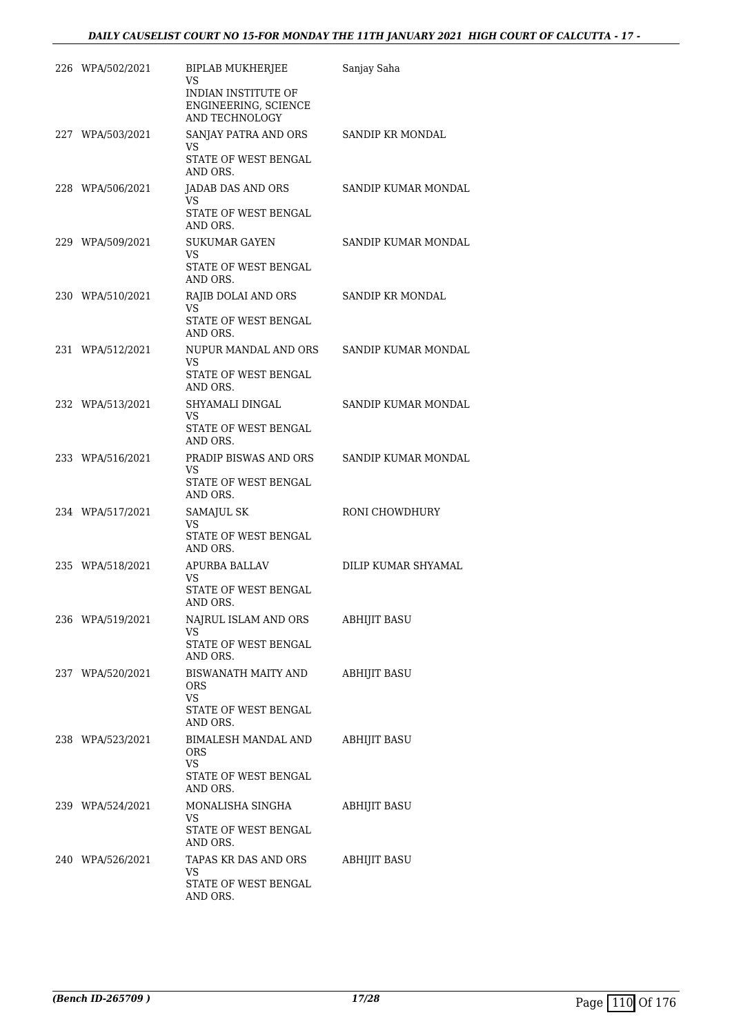| | | | |
|---|---|---|---|
| 226 | WPA/502/2021 | BIPLAB MUKHERJEE<br>VS<br>INDIAN INSTITUTE OF ENGINEERING, SCIENCE AND TECHNOLOGY | Sanjay Saha |
| 227 | WPA/503/2021 | SANJAY PATRA AND ORS<br>VS<br>STATE OF WEST BENGAL AND ORS. | SANDIP KR MONDAL |
| 228 | WPA/506/2021 | JADAB DAS AND ORS<br>VS<br>STATE OF WEST BENGAL AND ORS. | SANDIP KUMAR MONDAL |
| 229 | WPA/509/2021 | SUKUMAR GAYEN<br>VS<br>STATE OF WEST BENGAL AND ORS. | SANDIP KUMAR MONDAL |
| 230 | WPA/510/2021 | RAJIB DOLAI AND ORS<br>VS<br>STATE OF WEST BENGAL AND ORS. | SANDIP KR MONDAL |
| 231 | WPA/512/2021 | NUPUR MANDAL AND ORS<br>VS<br>STATE OF WEST BENGAL AND ORS. | SANDIP KUMAR MONDAL |
| 232 | WPA/513/2021 | SHYAMALI DINGAL<br>VS<br>STATE OF WEST BENGAL AND ORS. | SANDIP KUMAR MONDAL |
| 233 | WPA/516/2021 | PRADIP BISWAS AND ORS<br>VS<br>STATE OF WEST BENGAL AND ORS. | SANDIP KUMAR MONDAL |
| 234 | WPA/517/2021 | SAMAJUL SK<br>VS<br>STATE OF WEST BENGAL AND ORS. | RONI CHOWDHURY |
| 235 | WPA/518/2021 | APURBA BALLAV<br>VS<br>STATE OF WEST BENGAL AND ORS. | DILIP KUMAR SHYAMAL |
| 236 | WPA/519/2021 | NAJRUL ISLAM AND ORS<br>VS<br>STATE OF WEST BENGAL AND ORS. | ABHIJIT BASU |
| 237 | WPA/520/2021 | BISWANATH MAITY AND ORS<br>VS<br>STATE OF WEST BENGAL AND ORS. | ABHIJIT BASU |
| 238 | WPA/523/2021 | BIMALESH MANDAL AND ORS<br>VS<br>STATE OF WEST BENGAL AND ORS. | ABHIJIT BASU |
| 239 | WPA/524/2021 | MONALISHA SINGHA<br>VS<br>STATE OF WEST BENGAL AND ORS. | ABHIJIT BASU |
| 240 | WPA/526/2021 | TAPAS KR DAS AND ORS<br>VS<br>STATE OF WEST BENGAL AND ORS. | ABHIJIT BASU |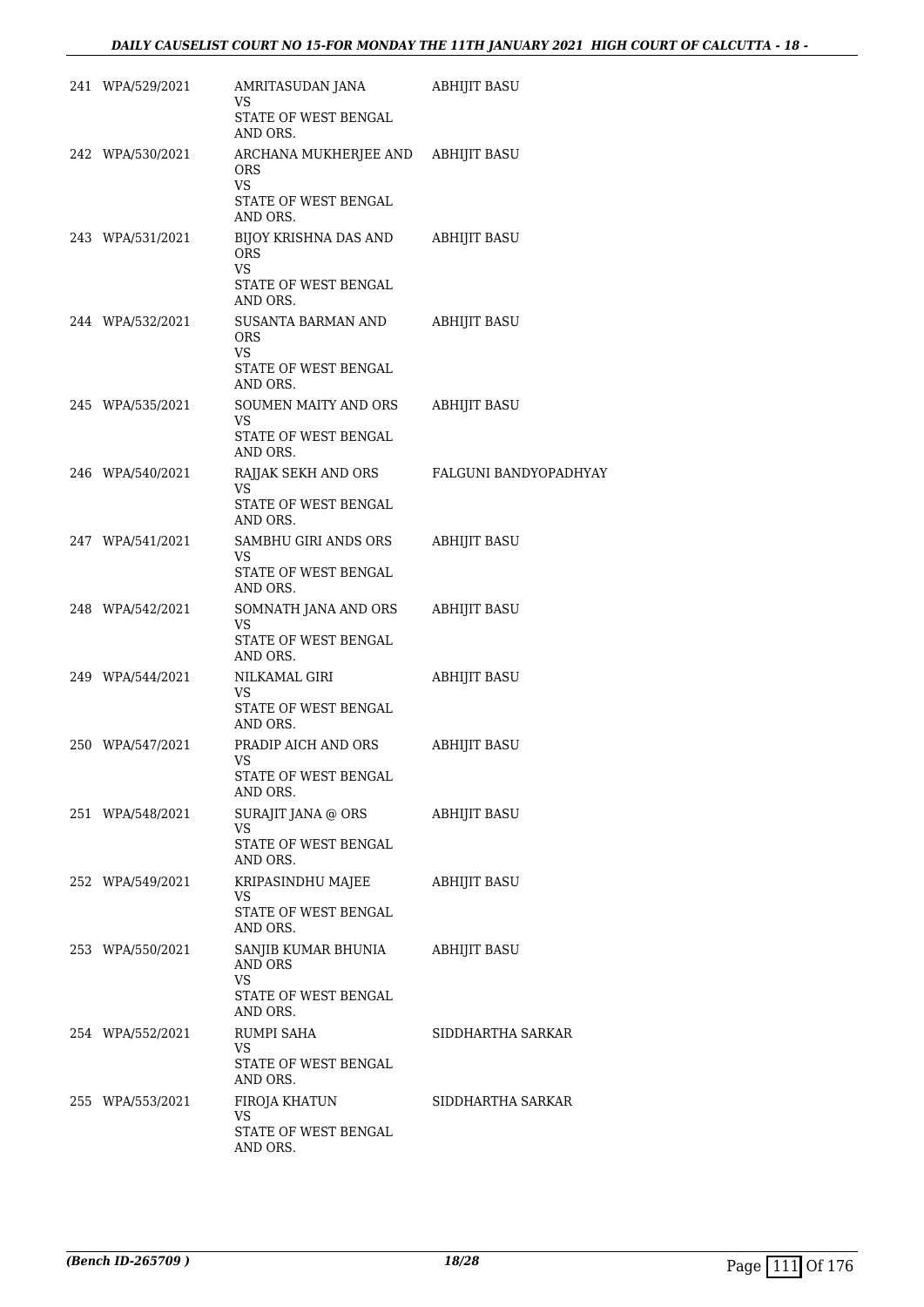| | | | |
|---|---|---|---|
| 241 | WPA/529/2021 | AMRITASUDAN JANA<br>VS<br>STATE OF WEST BENGAL AND ORS. | ABHIJIT BASU |
| 242 | WPA/530/2021 | ARCHANA MUKHERJEE AND ORS<br>VS<br>STATE OF WEST BENGAL AND ORS. | ABHIJIT BASU |
| 243 | WPA/531/2021 | BIJOY KRISHNA DAS AND ORS<br>VS<br>STATE OF WEST BENGAL AND ORS. | ABHIJIT BASU |
| 244 | WPA/532/2021 | SUSANTA BARMAN AND ORS<br>VS<br>STATE OF WEST BENGAL AND ORS. | ABHIJIT BASU |
| 245 | WPA/535/2021 | SOUMEN MAITY AND ORS<br>VS<br>STATE OF WEST BENGAL AND ORS. | ABHIJIT BASU |
| 246 | WPA/540/2021 | RAJJAK SEKH AND ORS<br>VS<br>STATE OF WEST BENGAL AND ORS. | FALGUNI BANDYOPADHYAY |
| 247 | WPA/541/2021 | SAMBHU GIRI ANDS ORS<br>VS<br>STATE OF WEST BENGAL AND ORS. | ABHIJIT BASU |
| 248 | WPA/542/2021 | SOMNATH JANA AND ORS<br>VS<br>STATE OF WEST BENGAL AND ORS. | ABHIJIT BASU |
| 249 | WPA/544/2021 | NILKAMAL GIRI<br>VS<br>STATE OF WEST BENGAL AND ORS. | ABHIJIT BASU |
| 250 | WPA/547/2021 | PRADIP AICH AND ORS<br>VS<br>STATE OF WEST BENGAL AND ORS. | ABHIJIT BASU |
| 251 | WPA/548/2021 | SURAJIT JANA @ ORS<br>VS<br>STATE OF WEST BENGAL AND ORS. | ABHIJIT BASU |
| 252 | WPA/549/2021 | KRIPASINDHU MAJEE<br>VS<br>STATE OF WEST BENGAL AND ORS. | ABHIJIT BASU |
| 253 | WPA/550/2021 | SANJIB KUMAR BHUNIA AND ORS<br>VS<br>STATE OF WEST BENGAL AND ORS. | ABHIJIT BASU |
| 254 | WPA/552/2021 | RUMPI SAHA<br>VS<br>STATE OF WEST BENGAL AND ORS. | SIDDHARTHA SARKAR |
| 255 | WPA/553/2021 | FIROJA KHATUN<br>VS<br>STATE OF WEST BENGAL AND ORS. | SIDDHARTHA SARKAR |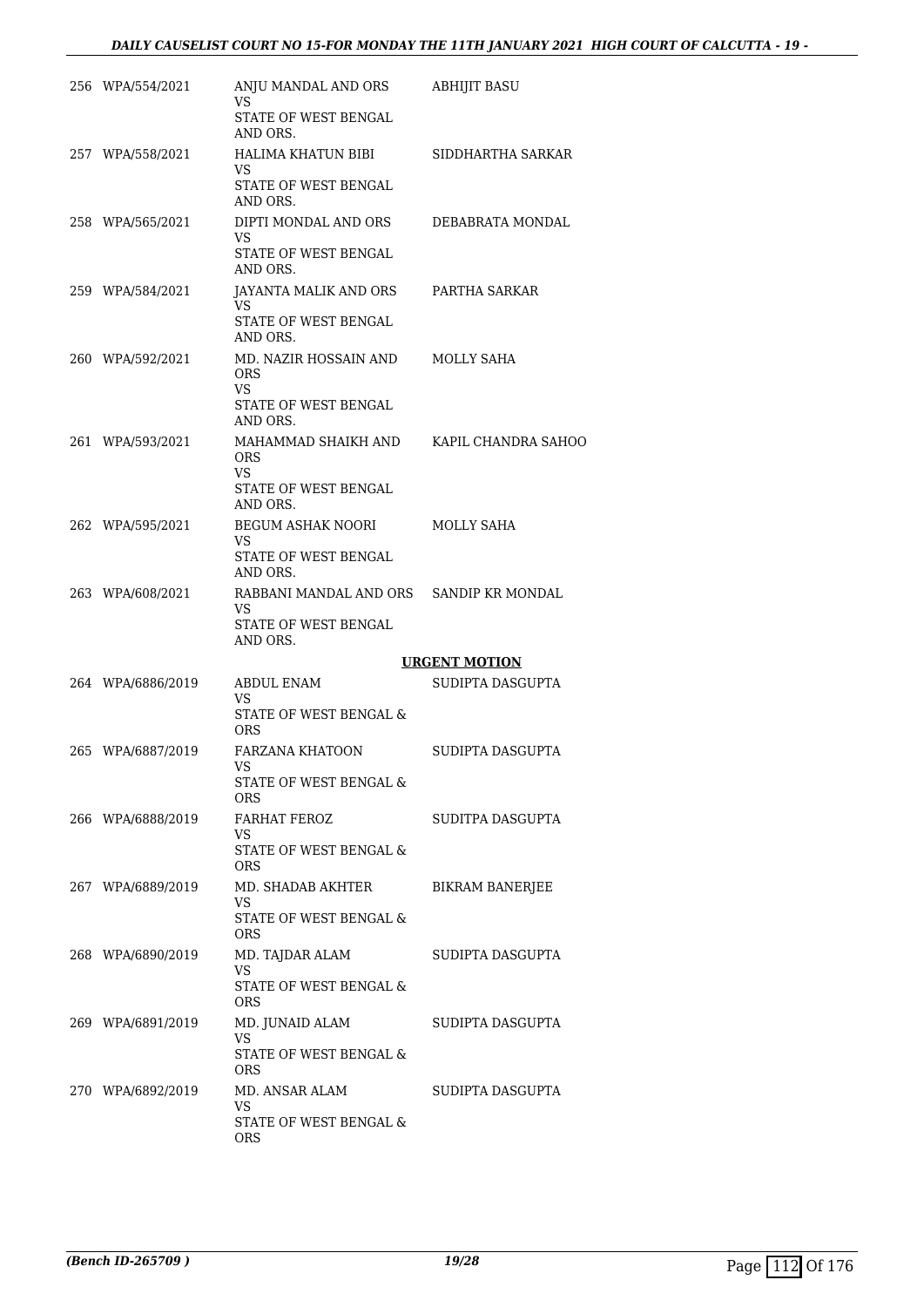| | | | |
|---|---|---|---|
| 256 | WPA/554/2021 | ANJU MANDAL AND ORS<br>VS<br>STATE OF WEST BENGAL AND ORS. | ABHIJIT BASU |
| 257 | WPA/558/2021 | HALIMA KHATUN BIBI<br>VS<br>STATE OF WEST BENGAL AND ORS. | SIDDHARTHA SARKAR |
| 258 | WPA/565/2021 | DIPTI MONDAL AND ORS<br>VS<br>STATE OF WEST BENGAL AND ORS. | DEBABRATA MONDAL |
| 259 | WPA/584/2021 | JAYANTA MALIK AND ORS<br>VS<br>STATE OF WEST BENGAL AND ORS. | PARTHA SARKAR |
| 260 | WPA/592/2021 | MD. NAZIR HOSSAIN AND ORS<br>VS<br>STATE OF WEST BENGAL AND ORS. | MOLLY SAHA |
| 261 | WPA/593/2021 | MAHAMMAD SHAIKH AND ORS<br>VS<br>STATE OF WEST BENGAL AND ORS. | KAPIL CHANDRA SAHOO |
| 262 | WPA/595/2021 | BEGUM ASHAK NOORI<br>VS<br>STATE OF WEST BENGAL AND ORS. | MOLLY SAHA |
| 263 | WPA/608/2021 | RABBANI MANDAL AND ORS<br>VS<br>STATE OF WEST BENGAL AND ORS. | SANDIP KR MONDAL |

**URGENT MOTION**

| | | | |
|---|---|---|---|
| 264 | WPA/6886/2019 | ABDUL ENAM<br>VS<br>STATE OF WEST BENGAL & ORS | SUDIPTA DASGUPTA |
| 265 | WPA/6887/2019 | FARZANA KHATOON<br>VS<br>STATE OF WEST BENGAL & ORS | SUDIPTA DASGUPTA |
| 266 | WPA/6888/2019 | FARHAT FEROZ<br>VS<br>STATE OF WEST BENGAL & ORS | SUDITPA DASGUPTA |
| 267 | WPA/6889/2019 | MD. SHADAB AKHTER<br>VS<br>STATE OF WEST BENGAL & ORS | BIKRAM BANERJEE |
| 268 | WPA/6890/2019 | MD. TAJDAR ALAM<br>VS<br>STATE OF WEST BENGAL & ORS | SUDIPTA DASGUPTA |
| 269 | WPA/6891/2019 | MD. JUNAID ALAM<br>VS<br>STATE OF WEST BENGAL & ORS | SUDIPTA DASGUPTA |
| 270 | WPA/6892/2019 | MD. ANSAR ALAM<br>VS<br>STATE OF WEST BENGAL & ORS | SUDIPTA DASGUPTA |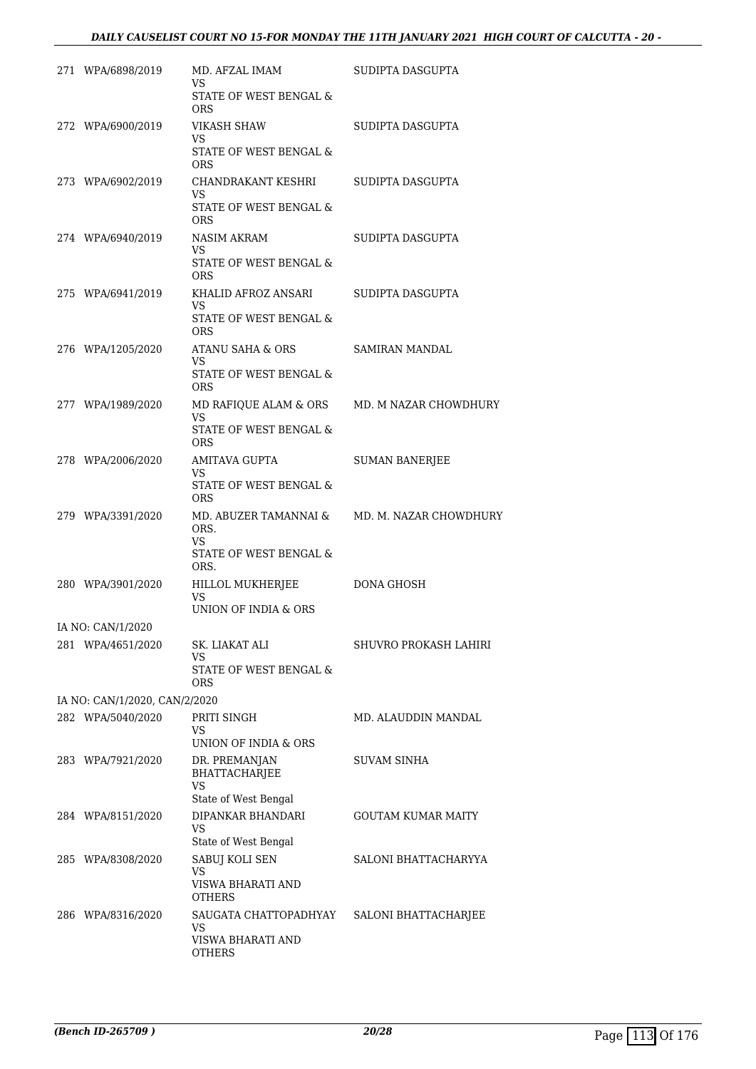| | | | |
|---|---|---|---|
| 271 | WPA/6898/2019 | MD. AFZAL IMAM<br>VS<br>STATE OF WEST BENGAL & ORS | SUDIPTA DASGUPTA |
| 272 | WPA/6900/2019 | VIKASH SHAW<br>VS<br>STATE OF WEST BENGAL & ORS | SUDIPTA DASGUPTA |
| 273 | WPA/6902/2019 | CHANDRAKANT KESHRI<br>VS<br>STATE OF WEST BENGAL & ORS | SUDIPTA DASGUPTA |
| 274 | WPA/6940/2019 | NASIM AKRAM<br>VS<br>STATE OF WEST BENGAL & ORS | SUDIPTA DASGUPTA |
| 275 | WPA/6941/2019 | KHALID AFROZ ANSARI<br>VS<br>STATE OF WEST BENGAL & ORS | SUDIPTA DASGUPTA |
| 276 | WPA/1205/2020 | ATANU SAHA & ORS<br>VS<br>STATE OF WEST BENGAL & ORS | SAMIRAN MANDAL |
| 277 | WPA/1989/2020 | MD RAFIQUE ALAM & ORS<br>VS<br>STATE OF WEST BENGAL & ORS | MD. M NAZAR CHOWDHURY |
| 278 | WPA/2006/2020 | AMITAVA GUPTA<br>VS<br>STATE OF WEST BENGAL & ORS | SUMAN BANERJEE |
| 279 | WPA/3391/2020 | MD. ABUZER TAMANNAI & ORS.<br>VS<br>STATE OF WEST BENGAL & ORS. | MD. M. NAZAR CHOWDHURY |
| 280 | WPA/3901/2020 | HILLOL MUKHERJEE<br>VS<br>UNION OF INDIA & ORS | DONA GHOSH |
| | IA NO: CAN/1/2020 | | |
| 281 | WPA/4651/2020 | SK. LIAKAT ALI<br>VS<br>STATE OF WEST BENGAL & ORS | SHUVRO PROKASH LAHIRI |
| | IA NO: CAN/1/2020, CAN/2/2020 | | |
| 282 | WPA/5040/2020 | PRITI SINGH<br>VS<br>UNION OF INDIA & ORS | MD. ALAUDDIN MANDAL |
| 283 | WPA/7921/2020 | DR. PREMANJAN BHATTACHARJEE<br>VS<br>State of West Bengal | SUVAM SINHA |
| 284 | WPA/8151/2020 | DIPANKAR BHANDARI<br>VS<br>State of West Bengal | GOUTAM KUMAR MAITY |
| 285 | WPA/8308/2020 | SABUJ KOLI SEN<br>VS<br>VISWA BHARATI AND OTHERS | SALONI BHATTACHARYYA |
| 286 | WPA/8316/2020 | SAUGATA CHATTOPADHYAY<br>VS<br>VISWA BHARATI AND OTHERS | SALONI BHATTACHARJEE |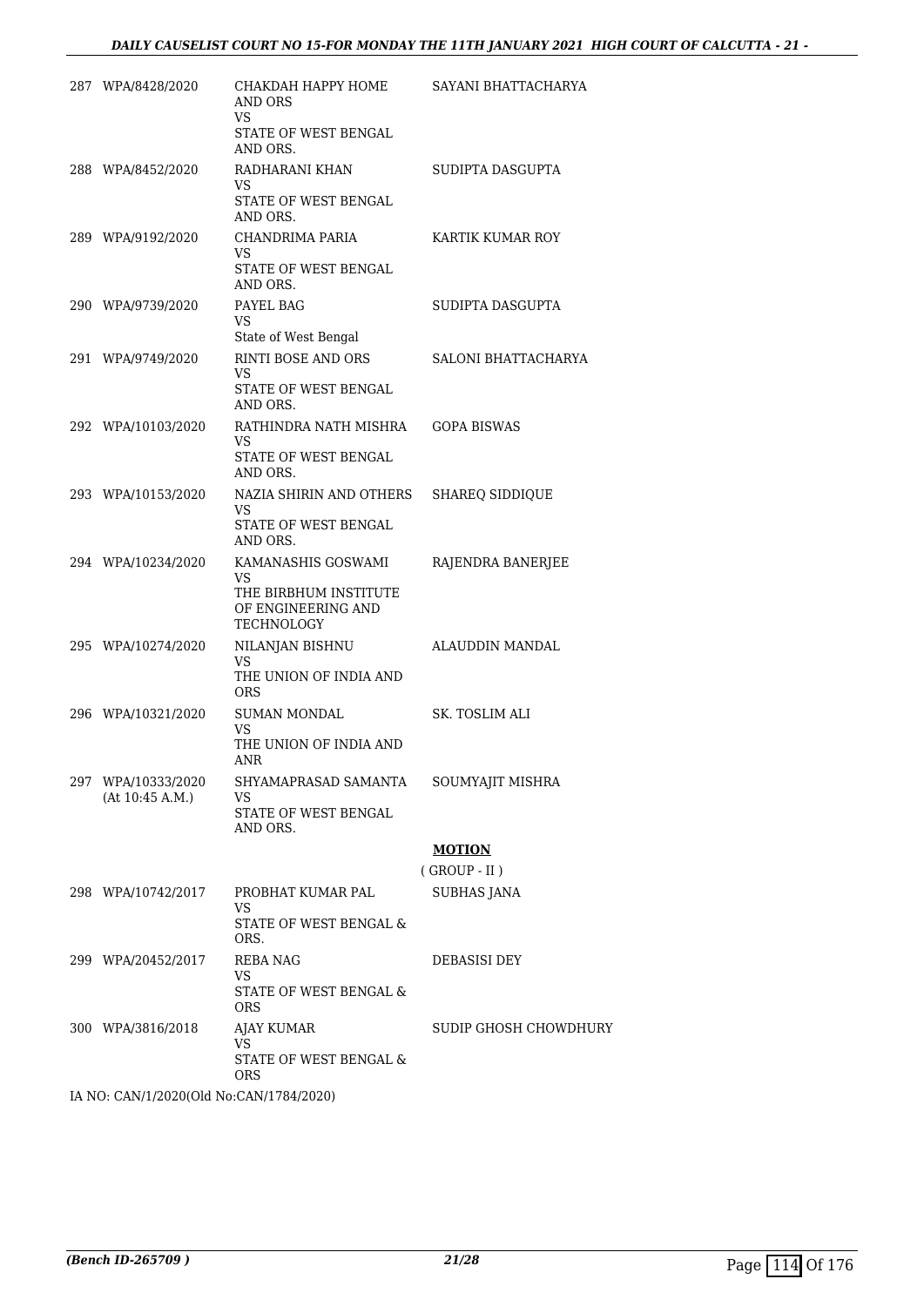| | | | |
|---|---|---|---|
| 287 | WPA/8428/2020 | CHAKDAH HAPPY HOME AND ORS<br>VS<br>STATE OF WEST BENGAL AND ORS. | SAYANI BHATTACHARYA |
| 288 | WPA/8452/2020 | RADHARANI KHAN<br>VS<br>STATE OF WEST BENGAL AND ORS. | SUDIPTA DASGUPTA |
| 289 | WPA/9192/2020 | CHANDRIMA PARIA<br>VS<br>STATE OF WEST BENGAL AND ORS. | KARTIK KUMAR ROY |
| 290 | WPA/9739/2020 | PAYEL BAG<br>VS<br>State of West Bengal | SUDIPTA DASGUPTA |
| 291 | WPA/9749/2020 | RINTI BOSE AND ORS<br>VS<br>STATE OF WEST BENGAL AND ORS. | SALONI BHATTACHARYA |
| 292 | WPA/10103/2020 | RATHINDRA NATH MISHRA<br>VS<br>STATE OF WEST BENGAL AND ORS. | GOPA BISWAS |
| 293 | WPA/10153/2020 | NAZIA SHIRIN AND OTHERS<br>VS<br>STATE OF WEST BENGAL AND ORS. | SHAREQ SIDDIQUE |
| 294 | WPA/10234/2020 | KAMANASHIS GOSWAMI<br>VS<br>THE BIRBHUM INSTITUTE OF ENGINEERING AND TECHNOLOGY | RAJENDRA BANERJEE |
| 295 | WPA/10274/2020 | NILANJAN BISHNU<br>VS<br>THE UNION OF INDIA AND ORS | ALAUDDIN MANDAL |
| 296 | WPA/10321/2020 | SUMAN MONDAL<br>VS<br>THE UNION OF INDIA AND ANR | SK. TOSLIM ALI |
| 297 | WPA/10333/2020<br>(At 10:45 A.M.) | SHYAMAPRASAD SAMANTA<br>VS<br>STATE OF WEST BENGAL AND ORS. | SOUMYAJIT MISHRA |

**MOTION**

( GROUP - II )

| | | | |
|---|---|---|---|
| 298 | WPA/10742/2017 | PROBHAT KUMAR PAL<br>VS<br>STATE OF WEST BENGAL & ORS. | SUBHAS JANA |
| 299 | WPA/20452/2017 | REBA NAG<br>VS<br>STATE OF WEST BENGAL & ORS | DEBASISI DEY |
| 300 | WPA/3816/2018 | AJAY KUMAR<br>VS<br>STATE OF WEST BENGAL & ORS | SUDIP GHOSH CHOWDHURY |

IA NO: CAN/1/2020(Old No:CAN/1784/2020)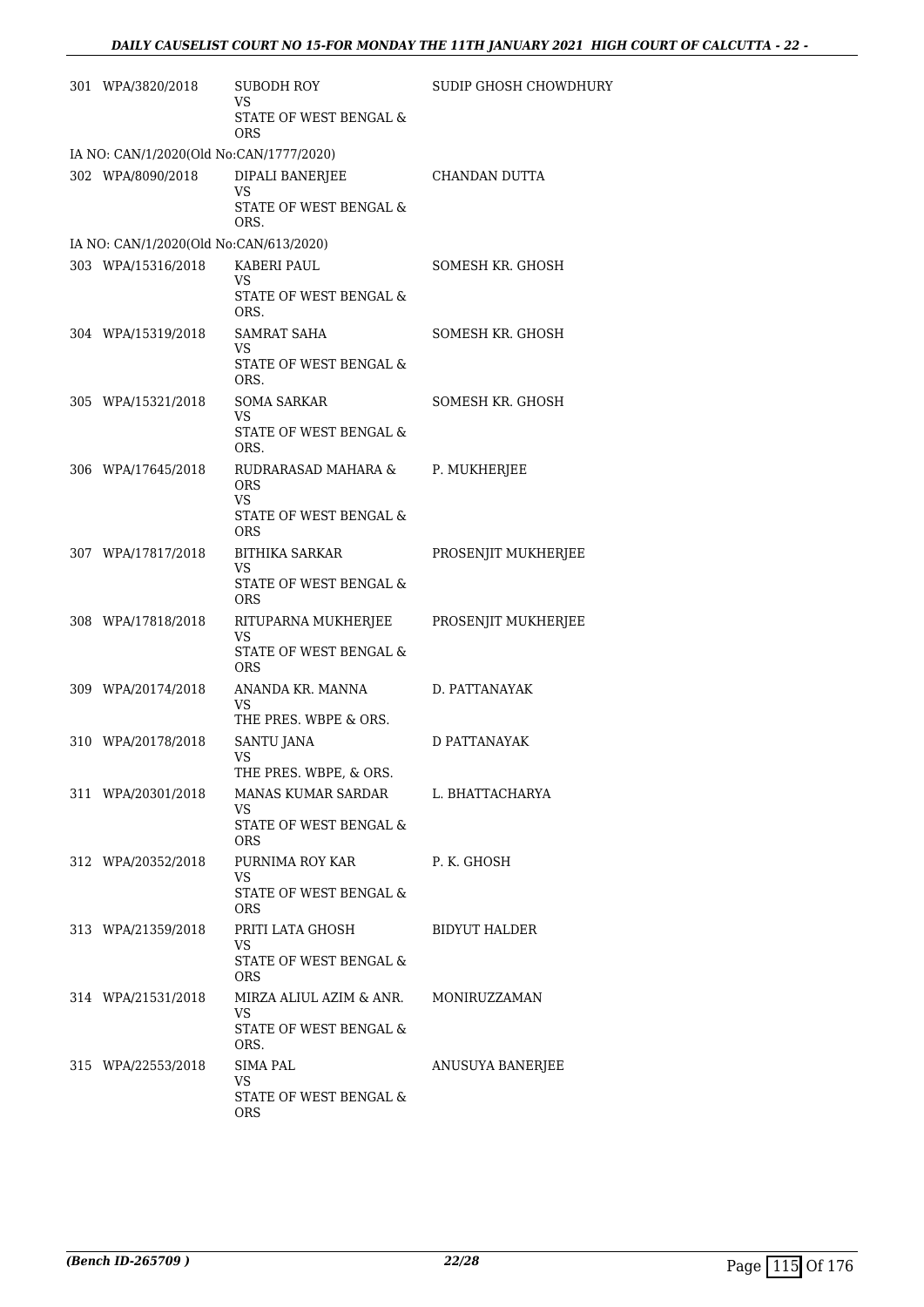| | | | |
|---|---|---|---|
| 301 | WPA/3820/2018 | SUBODH ROY<br>VS<br>STATE OF WEST BENGAL & ORS | SUDIP GHOSH CHOWDHURY |
| IA NO: CAN/1/2020(Old No:CAN/1777/2020) | | | |
| 302 | WPA/8090/2018 | DIPALI BANERJEE<br>VS<br>STATE OF WEST BENGAL & ORS. | CHANDAN DUTTA |
| IA NO: CAN/1/2020(Old No:CAN/613/2020) | | | |
| 303 | WPA/15316/2018 | KABERI PAUL<br>VS<br>STATE OF WEST BENGAL & ORS. | SOMESH KR. GHOSH |
| 304 | WPA/15319/2018 | SAMRAT SAHA<br>VS<br>STATE OF WEST BENGAL & ORS. | SOMESH KR. GHOSH |
| 305 | WPA/15321/2018 | SOMA SARKAR<br>VS<br>STATE OF WEST BENGAL & ORS. | SOMESH KR. GHOSH |
| 306 | WPA/17645/2018 | RUDRARASAD MAHARA & ORS<br>VS<br>STATE OF WEST BENGAL & ORS | P. MUKHERJEE |
| 307 | WPA/17817/2018 | BITHIKA SARKAR<br>VS<br>STATE OF WEST BENGAL & ORS | PROSENJIT MUKHERJEE |
| 308 | WPA/17818/2018 | RITUPARNA MUKHERJEE<br>VS<br>STATE OF WEST BENGAL & ORS | PROSENJIT MUKHERJEE |
| 309 | WPA/20174/2018 | ANANDA KR. MANNA<br>VS<br>THE PRES. WBPE & ORS. | D. PATTANAYAK |
| 310 | WPA/20178/2018 | SANTU JANA<br>VS<br>THE PRES. WBPE, & ORS. | D PATTANAYAK |
| 311 | WPA/20301/2018 | MANAS KUMAR SARDAR<br>VS<br>STATE OF WEST BENGAL & ORS | L. BHATTACHARYA |
| 312 | WPA/20352/2018 | PURNIMA ROY KAR<br>VS<br>STATE OF WEST BENGAL & ORS | P. K. GHOSH |
| 313 | WPA/21359/2018 | PRITI LATA GHOSH<br>VS<br>STATE OF WEST BENGAL & ORS | BIDYUT HALDER |
| 314 | WPA/21531/2018 | MIRZA ALIUL AZIM & ANR.<br>VS<br>STATE OF WEST BENGAL & ORS. | MONIRUZZAMAN |
| 315 | WPA/22553/2018 | SIMA PAL<br>VS<br>STATE OF WEST BENGAL & ORS | ANUSUYA BANERJEE |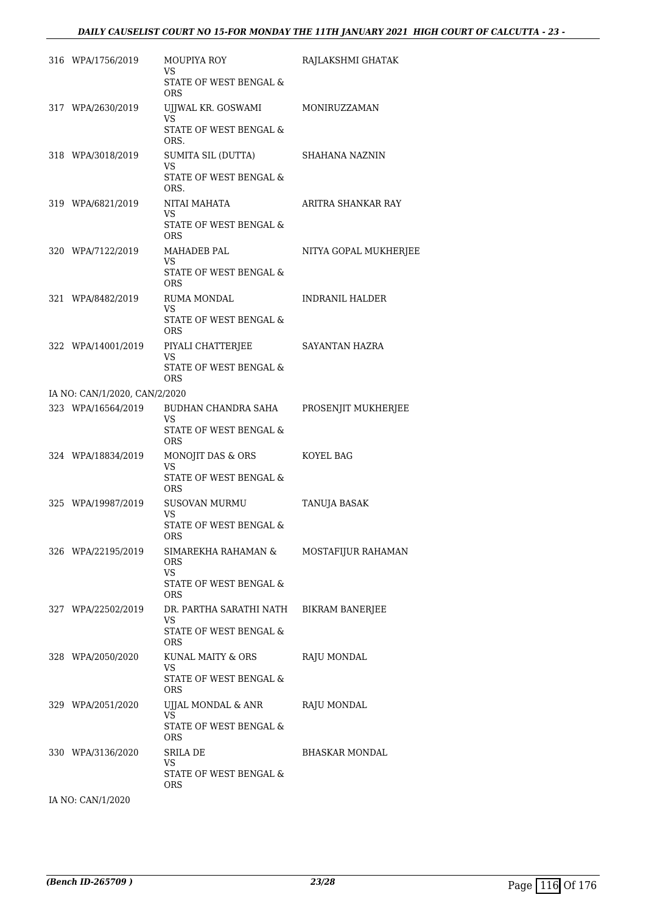| | | | |
|---|---|---|---|
| 316 | WPA/1756/2019 | MOUPIYA ROY<br>VS<br>STATE OF WEST BENGAL & ORS | RAJLAKSHMI GHATAK |
| 317 | WPA/2630/2019 | UJJWAL KR. GOSWAMI<br>VS<br>STATE OF WEST BENGAL & ORS. | MONIRUZZAMAN |
| 318 | WPA/3018/2019 | SUMITA SIL (DUTTA)<br>VS<br>STATE OF WEST BENGAL & ORS. | SHAHANA NAZNIN |
| 319 | WPA/6821/2019 | NITAI MAHATA<br>VS<br>STATE OF WEST BENGAL & ORS | ARITRA SHANKAR RAY |
| 320 | WPA/7122/2019 | MAHADEB PAL<br>VS<br>STATE OF WEST BENGAL & ORS | NITYA GOPAL MUKHERJEE |
| 321 | WPA/8482/2019 | RUMA MONDAL<br>VS<br>STATE OF WEST BENGAL & ORS | INDRANIL HALDER |
| 322 | WPA/14001/2019 | PIYALI CHATTERJEE<br>VS<br>STATE OF WEST BENGAL & ORS | SAYANTAN HAZRA |

IA NO: CAN/1/2020, CAN/2/2020

| | | | |
|---|---|---|---|
| 323 | WPA/16564/2019 | BUDHAN CHANDRA SAHA<br>VS<br>STATE OF WEST BENGAL & ORS | PROSENJIT MUKHERJEE |
| 324 | WPA/18834/2019 | MONOJIT DAS & ORS<br>VS<br>STATE OF WEST BENGAL & ORS | KOYEL BAG |
| 325 | WPA/19987/2019 | SUSOVAN MURMU<br>VS<br>STATE OF WEST BENGAL & ORS | TANUJA BASAK |
| 326 | WPA/22195/2019 | SIMAREKHA RAHAMAN & ORS<br>VS<br>STATE OF WEST BENGAL & ORS | MOSTAFIJUR RAHAMAN |
| 327 | WPA/22502/2019 | DR. PARTHA SARATHI NATH<br>VS<br>STATE OF WEST BENGAL & ORS | BIKRAM BANERJEE |
| 328 | WPA/2050/2020 | KUNAL MAITY & ORS<br>VS<br>STATE OF WEST BENGAL & ORS | RAJU MONDAL |
| 329 | WPA/2051/2020 | UJJAL MONDAL & ANR<br>VS<br>STATE OF WEST BENGAL & ORS | RAJU MONDAL |
| 330 | WPA/3136/2020 | SRILA DE<br>VS<br>STATE OF WEST BENGAL & ORS | BHASKAR MONDAL |

IA NO: CAN/1/2020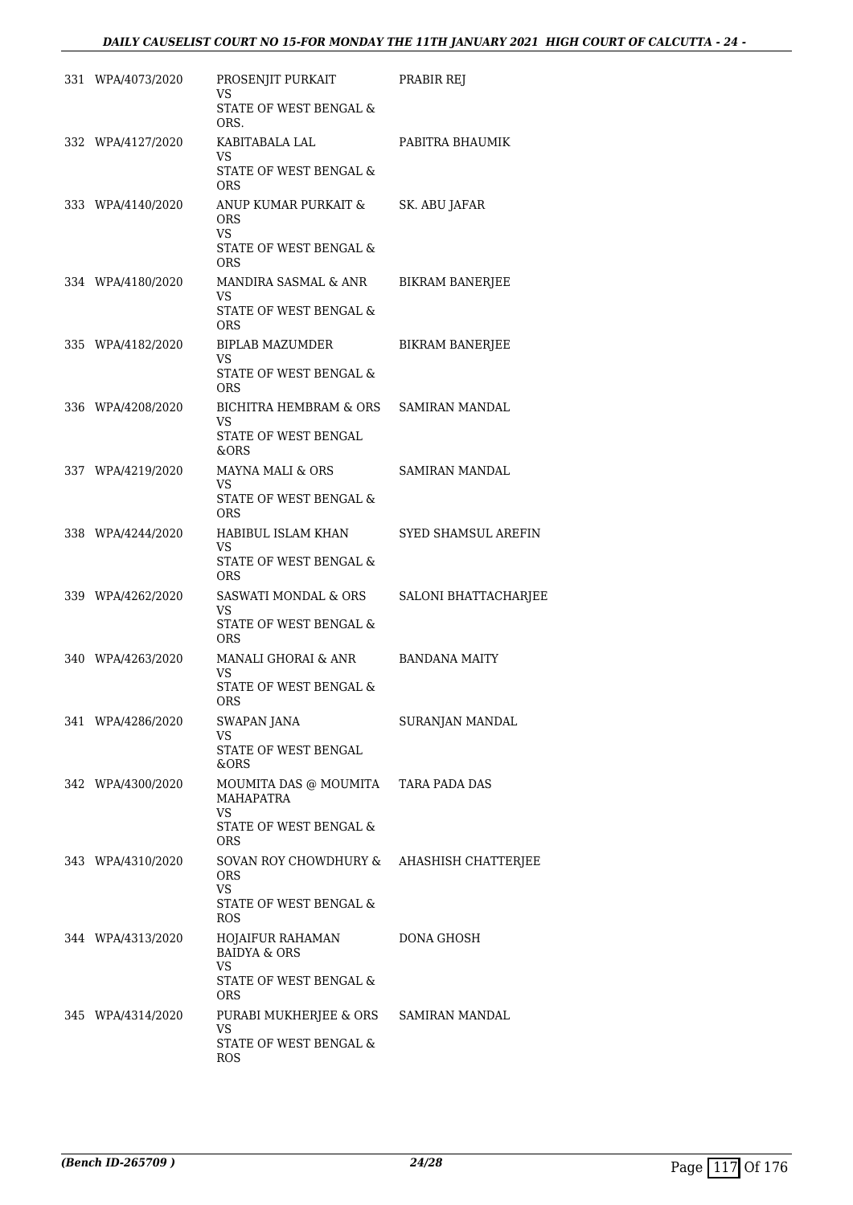| | | | |
|---|---|---|---|
| 331 | WPA/4073/2020 | PROSENJIT PURKAIT<br>VS<br>STATE OF WEST BENGAL & ORS. | PRABIR REJ |
| 332 | WPA/4127/2020 | KABITABALA LAL<br>VS<br>STATE OF WEST BENGAL & ORS | PABITRA BHAUMIK |
| 333 | WPA/4140/2020 | ANUP KUMAR PURKAIT & ORS<br>VS<br>STATE OF WEST BENGAL & ORS | SK. ABU JAFAR |
| 334 | WPA/4180/2020 | MANDIRA SASMAL & ANR<br>VS<br>STATE OF WEST BENGAL & ORS | BIKRAM BANERJEE |
| 335 | WPA/4182/2020 | BIPLAB MAZUMDER<br>VS<br>STATE OF WEST BENGAL & ORS | BIKRAM BANERJEE |
| 336 | WPA/4208/2020 | BICHITRA HEMBRAM & ORS<br>VS<br>STATE OF WEST BENGAL &ORS | SAMIRAN MANDAL |
| 337 | WPA/4219/2020 | MAYNA MALI & ORS<br>VS<br>STATE OF WEST BENGAL & ORS | SAMIRAN MANDAL |
| 338 | WPA/4244/2020 | HABIBUL ISLAM KHAN<br>VS<br>STATE OF WEST BENGAL & ORS | SYED SHAMSUL AREFIN |
| 339 | WPA/4262/2020 | SASWATI MONDAL & ORS<br>VS<br>STATE OF WEST BENGAL & ORS | SALONI BHATTACHARJEE |
| 340 | WPA/4263/2020 | MANALI GHORAI & ANR<br>VS<br>STATE OF WEST BENGAL & ORS | BANDANA MAITY |
| 341 | WPA/4286/2020 | SWAPAN JANA<br>VS<br>STATE OF WEST BENGAL &ORS | SURANJAN MANDAL |
| 342 | WPA/4300/2020 | MOUMITA DAS @ MOUMITA MAHAPATRA<br>VS<br>STATE OF WEST BENGAL & ORS | TARA PADA DAS |
| 343 | WPA/4310/2020 | SOVAN ROY CHOWDHURY & ORS<br>VS<br>STATE OF WEST BENGAL & ROS | AHASHISH CHATTERJEE |
| 344 | WPA/4313/2020 | HOJAIFUR RAHAMAN BAIDYA & ORS<br>VS<br>STATE OF WEST BENGAL & ORS | DONA GHOSH |
| 345 | WPA/4314/2020 | PURABI MUKHERJEE & ORS<br>VS<br>STATE OF WEST BENGAL & ROS | SAMIRAN MANDAL |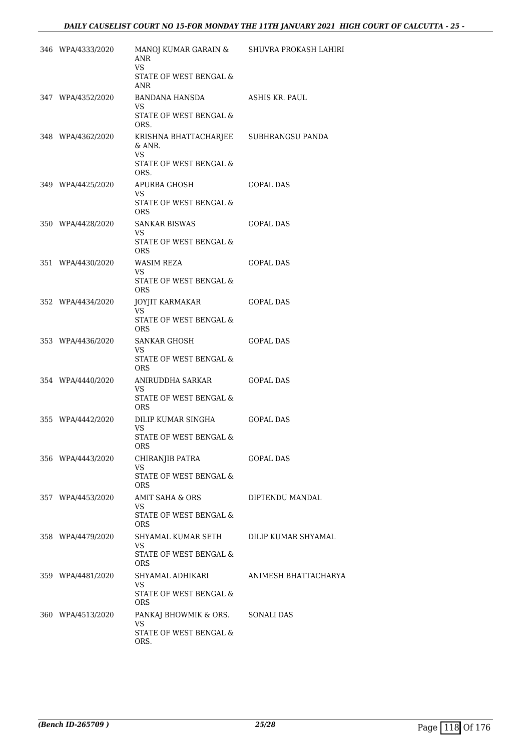| | | | |
|---|---|---|---|
| 346 | WPA/4333/2020 | MANOJ KUMAR GARAIN & ANR<br>VS<br>STATE OF WEST BENGAL & ANR | SHUVRA PROKASH LAHIRI |
| 347 | WPA/4352/2020 | BANDANA HANSDA<br>VS<br>STATE OF WEST BENGAL & ORS. | ASHIS KR. PAUL |
| 348 | WPA/4362/2020 | KRISHNA BHATTACHARJEE & ANR.<br>VS<br>STATE OF WEST BENGAL & ORS. | SUBHRANGSU PANDA |
| 349 | WPA/4425/2020 | APURBA GHOSH<br>VS<br>STATE OF WEST BENGAL & ORS | GOPAL DAS |
| 350 | WPA/4428/2020 | SANKAR BISWAS<br>VS<br>STATE OF WEST BENGAL & ORS | GOPAL DAS |
| 351 | WPA/4430/2020 | WASIM REZA<br>VS<br>STATE OF WEST BENGAL & ORS | GOPAL DAS |
| 352 | WPA/4434/2020 | JOYJIT KARMAKAR<br>VS<br>STATE OF WEST BENGAL & ORS | GOPAL DAS |
| 353 | WPA/4436/2020 | SANKAR GHOSH<br>VS<br>STATE OF WEST BENGAL & ORS | GOPAL DAS |
| 354 | WPA/4440/2020 | ANIRUDDHA SARKAR<br>VS<br>STATE OF WEST BENGAL & ORS | GOPAL DAS |
| 355 | WPA/4442/2020 | DILIP KUMAR SINGHA<br>VS<br>STATE OF WEST BENGAL & ORS | GOPAL DAS |
| 356 | WPA/4443/2020 | CHIRANJIB PATRA<br>VS<br>STATE OF WEST BENGAL & ORS | GOPAL DAS |
| 357 | WPA/4453/2020 | AMIT SAHA & ORS<br>VS<br>STATE OF WEST BENGAL & ORS | DIPTENDU MANDAL |
| 358 | WPA/4479/2020 | SHYAMAL KUMAR SETH<br>VS<br>STATE OF WEST BENGAL & ORS | DILIP KUMAR SHYAMAL |
| 359 | WPA/4481/2020 | SHYAMAL ADHIKARI<br>VS<br>STATE OF WEST BENGAL & ORS | ANIMESH BHATTACHARYA |
| 360 | WPA/4513/2020 | PANKAJ BHOWMIK & ORS.<br>VS<br>STATE OF WEST BENGAL & ORS. | SONALI DAS |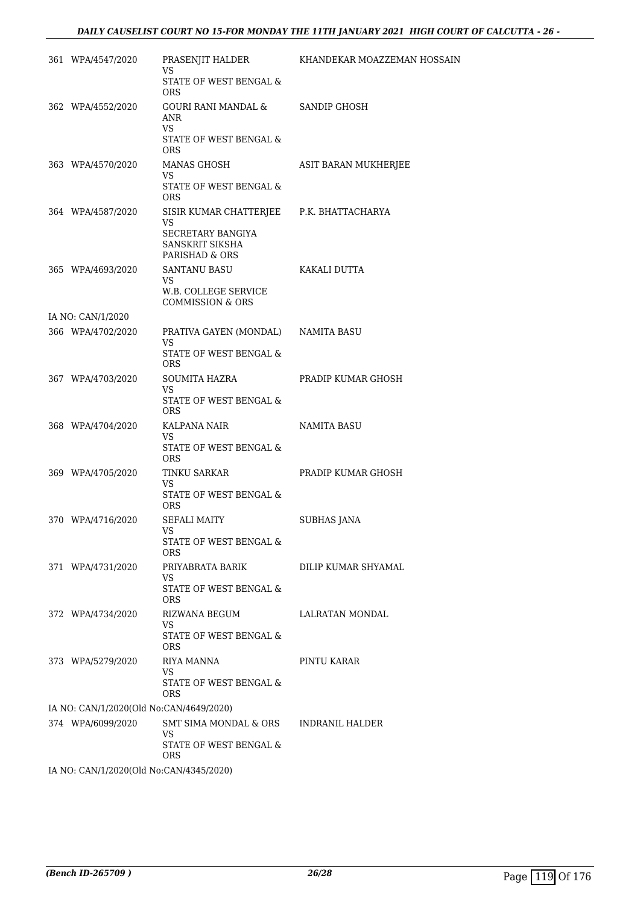| | | | |
|---|---|---|---|
| 361 | WPA/4547/2020 | PRASENJIT HALDER<br>VS<br>STATE OF WEST BENGAL & ORS | KHANDEKAR MOAZZEMAN HOSSAIN |
| 362 | WPA/4552/2020 | GOURI RANI MANDAL & ANR<br>VS<br>STATE OF WEST BENGAL & ORS | SANDIP GHOSH |
| 363 | WPA/4570/2020 | MANAS GHOSH<br>VS<br>STATE OF WEST BENGAL & ORS | ASIT BARAN MUKHERJEE |
| 364 | WPA/4587/2020 | SISIR KUMAR CHATTERJEE<br>VS<br>SECRETARY BANGIYA SANSKRIT SIKSHA PARISHAD & ORS | P.K. BHATTACHARYA |
| 365 | WPA/4693/2020 | SANTANU BASU<br>VS<br>W.B. COLLEGE SERVICE COMMISSION & ORS | KAKALI DUTTA |
| | IA NO: CAN/1/2020 | | |
| 366 | WPA/4702/2020 | PRATIVA GAYEN (MONDAL)<br>VS<br>STATE OF WEST BENGAL & ORS | NAMITA BASU |
| 367 | WPA/4703/2020 | SOUMITA HAZRA<br>VS<br>STATE OF WEST BENGAL & ORS | PRADIP KUMAR GHOSH |
| 368 | WPA/4704/2020 | KALPANA NAIR<br>VS<br>STATE OF WEST BENGAL & ORS | NAMITA BASU |
| 369 | WPA/4705/2020 | TINKU SARKAR<br>VS<br>STATE OF WEST BENGAL & ORS | PRADIP KUMAR GHOSH |
| 370 | WPA/4716/2020 | SEFALI MAITY<br>VS<br>STATE OF WEST BENGAL & ORS | SUBHAS JANA |
| 371 | WPA/4731/2020 | PRIYABRATA BARIK<br>VS<br>STATE OF WEST BENGAL & ORS | DILIP KUMAR SHYAMAL |
| 372 | WPA/4734/2020 | RIZWANA BEGUM<br>VS<br>STATE OF WEST BENGAL & ORS | LALRATAN MONDAL |
| 373 | WPA/5279/2020 | RIYA MANNA<br>VS<br>STATE OF WEST BENGAL & ORS | PINTU KARAR |
| | IA NO: CAN/1/2020(Old No:CAN/4649/2020) | | |
| 374 | WPA/6099/2020 | SMT SIMA MONDAL & ORS<br>VS<br>STATE OF WEST BENGAL & ORS | INDRANIL HALDER |
| | IA NO: CAN/1/2020(Old No:CAN/4345/2020) | | |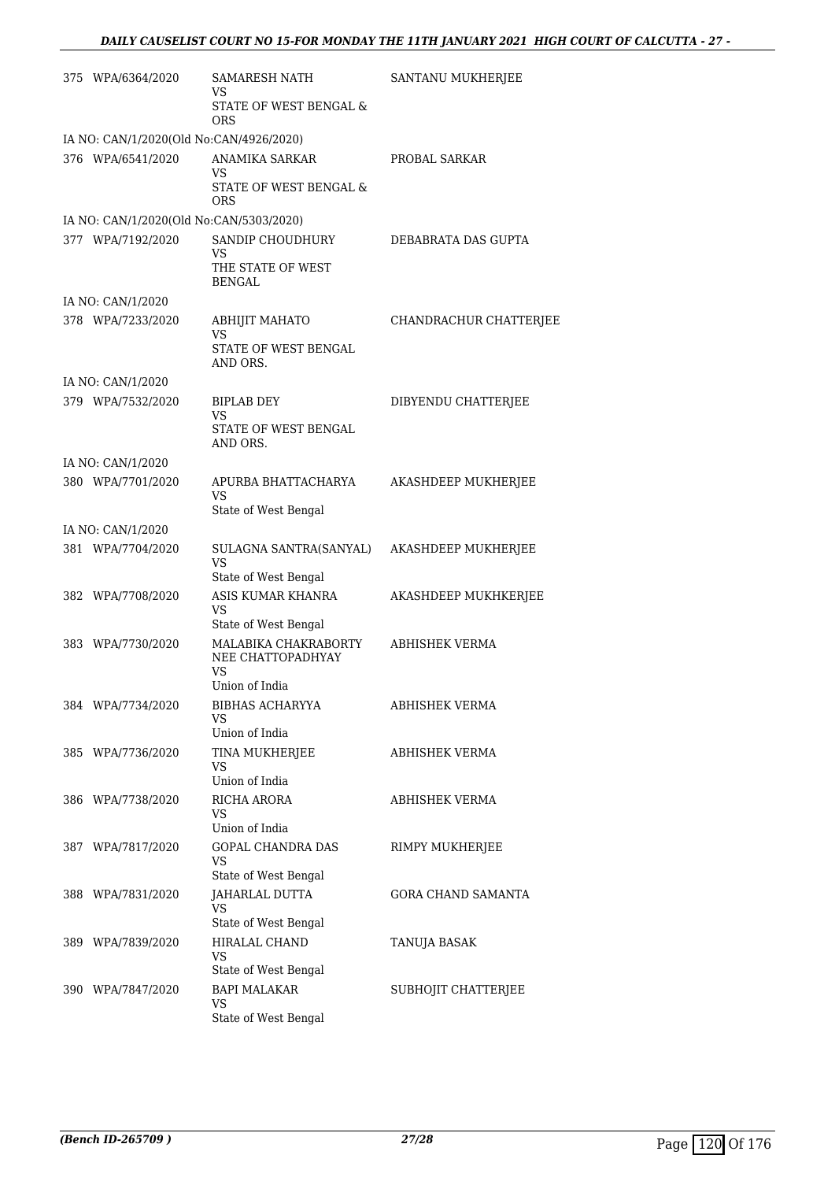| | | | |
|---|---|---|---|
| 375 | WPA/6364/2020 | SAMARESH NATH<br>VS<br>STATE OF WEST BENGAL & ORS | SANTANU MUKHERJEE |
| IA NO: CAN/1/2020(Old No:CAN/4926/2020) | | | |
| 376 | WPA/6541/2020 | ANAMIKA SARKAR<br>VS<br>STATE OF WEST BENGAL & ORS | PROBAL SARKAR |
| IA NO: CAN/1/2020(Old No:CAN/5303/2020) | | | |
| 377 | WPA/7192/2020 | SANDIP CHOUDHURY<br>VS<br>THE STATE OF WEST BENGAL | DEBABRATA DAS GUPTA |
| IA NO: CAN/1/2020 | | | |
| 378 | WPA/7233/2020 | ABHIJIT MAHATO<br>VS<br>STATE OF WEST BENGAL AND ORS. | CHANDRACHUR CHATTERJEE |
| IA NO: CAN/1/2020 | | | |
| 379 | WPA/7532/2020 | BIPLAB DEY<br>VS<br>STATE OF WEST BENGAL AND ORS. | DIBYENDU CHATTERJEE |
| IA NO: CAN/1/2020 | | | |
| 380 | WPA/7701/2020 | APURBA BHATTACHARYA<br>VS<br>State of West Bengal | AKASHDEEP MUKHERJEE |
| IA NO: CAN/1/2020 | | | |
| 381 | WPA/7704/2020 | SULAGNA SANTRA(SANYAL)<br>VS<br>State of West Bengal | AKASHDEEP MUKHERJEE |
| 382 | WPA/7708/2020 | ASIS KUMAR KHANRA<br>VS<br>State of West Bengal | AKASHDEEP MUKHKERJEE |
| 383 | WPA/7730/2020 | MALABIKA CHAKRABORTY NEE CHATTOPADHYAY<br>VS<br>Union of India | ABHISHEK VERMA |
| 384 | WPA/7734/2020 | BIBHAS ACHARYYA<br>VS<br>Union of India | ABHISHEK VERMA |
| 385 | WPA/7736/2020 | TINA MUKHERJEE<br>VS<br>Union of India | ABHISHEK VERMA |
| 386 | WPA/7738/2020 | RICHA ARORA<br>VS<br>Union of India | ABHISHEK VERMA |
| 387 | WPA/7817/2020 | GOPAL CHANDRA DAS<br>VS<br>State of West Bengal | RIMPY MUKHERJEE |
| 388 | WPA/7831/2020 | JAHARLAL DUTTA<br>VS<br>State of West Bengal | GORA CHAND SAMANTA |
| 389 | WPA/7839/2020 | HIRALAL CHAND<br>VS<br>State of West Bengal | TANUJA BASAK |
| 390 | WPA/7847/2020 | BAPI MALAKAR<br>VS<br>State of West Bengal | SUBHOJIT CHATTERJEE |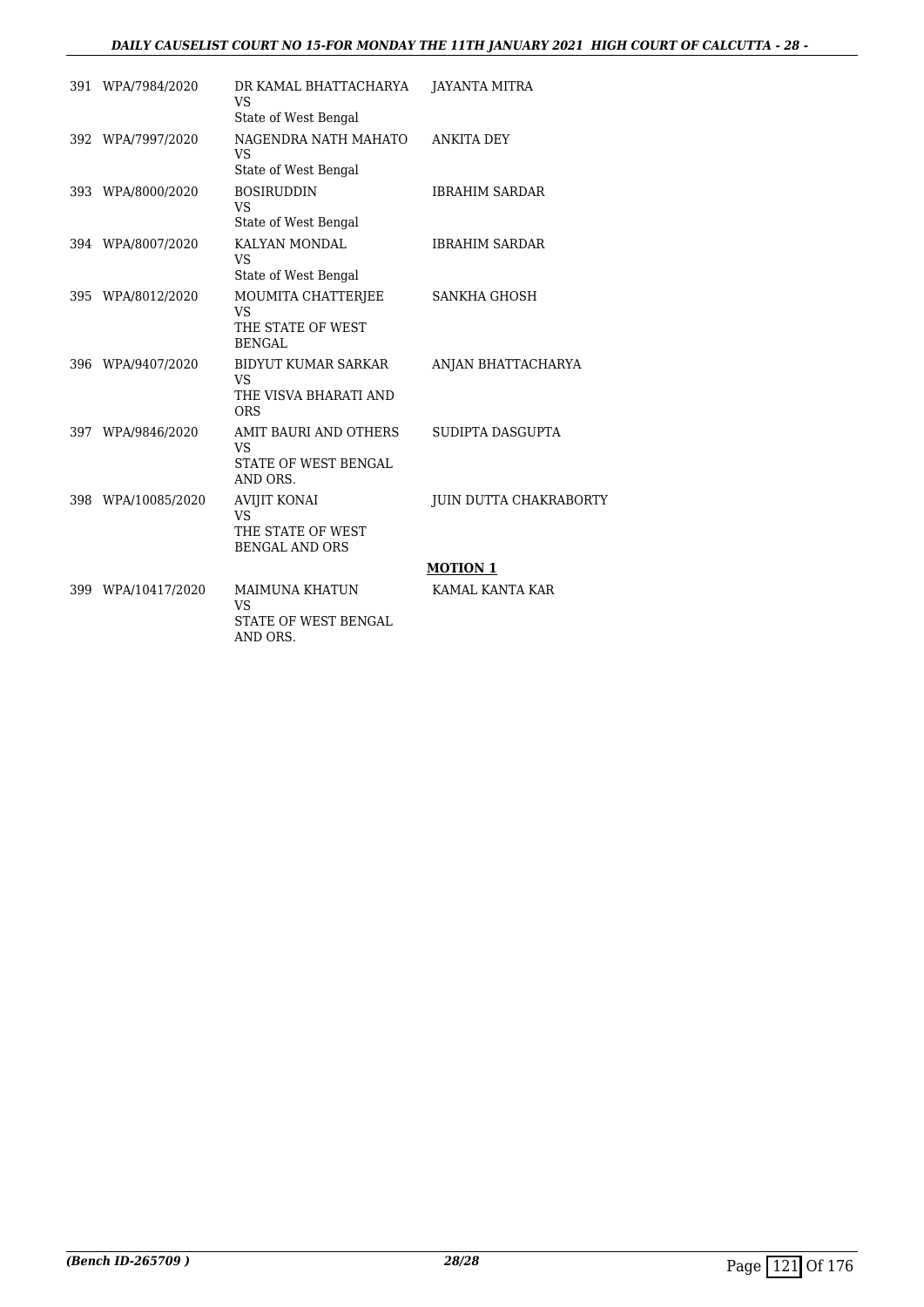| | | | |
|---|---|---|---|
| 391 | WPA/7984/2020 | DR KAMAL BHATTACHARYA<br>VS<br>State of West Bengal | JAYANTA MITRA |
| 392 | WPA/7997/2020 | NAGENDRA NATH MAHATO<br>VS<br>State of West Bengal | ANKITA DEY |
| 393 | WPA/8000/2020 | BOSIRUDDIN<br>VS<br>State of West Bengal | IBRAHIM SARDAR |
| 394 | WPA/8007/2020 | KALYAN MONDAL<br>VS<br>State of West Bengal | IBRAHIM SARDAR |
| 395 | WPA/8012/2020 | MOUMITA CHATTERJEE<br>VS<br>THE STATE OF WEST BENGAL | SANKHA GHOSH |
| 396 | WPA/9407/2020 | BIDYUT KUMAR SARKAR<br>VS<br>THE VISVA BHARATI AND ORS | ANJAN BHATTACHARYA |
| 397 | WPA/9846/2020 | AMIT BAURI AND OTHERS<br>VS<br>STATE OF WEST BENGAL AND ORS. | SUDIPTA DASGUPTA |
| 398 | WPA/10085/2020 | AVIJIT KONAI<br>VS<br>THE STATE OF WEST BENGAL AND ORS | JUIN DUTTA CHAKRABORTY |
| | | | **MOTION 1** |
| 399 | WPA/10417/2020 | MAIMUNA KHATUN<br>VS<br>STATE OF WEST BENGAL AND ORS. | KAMAL KANTA KAR |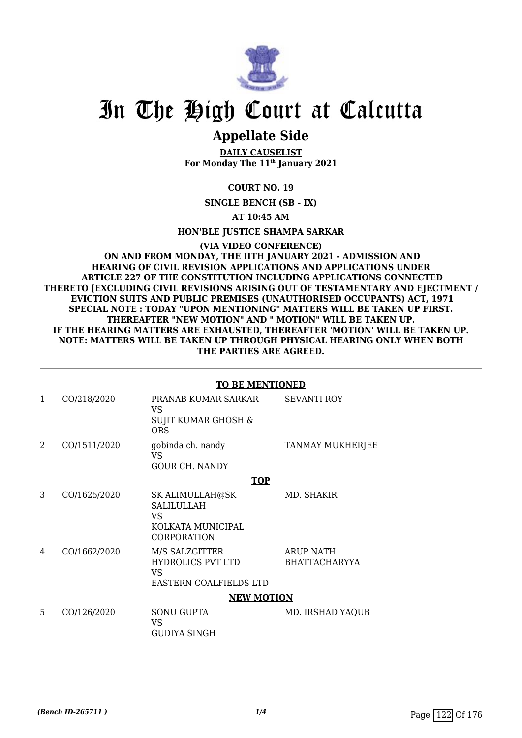# In The High Court at Calcutta

## Appellate Side

**DAILY CAUSELIST**
**For Monday The 11th January 2021**

**COURT NO. 19**

**SINGLE BENCH (SB - IX)**

**AT 10:45 AM**

**HON'BLE JUSTICE SHAMPA SARKAR**

**(VIA VIDEO CONFERENCE)**
**ON AND FROM MONDAY, THE IITH JANUARY 2021 - ADMISSION AND HEARING OF CIVIL REVISION APPLICATIONS AND APPLICATIONS UNDER ARTICLE 227 OF THE CONSTITUTION INCLUDING APPLICATIONS CONNECTED THERETO [EXCLUDING CIVIL REVISIONS ARISING OUT OF TESTAMENTARY AND EJECTMENT / EVICTION SUITS AND PUBLIC PREMISES (UNAUTHORISED OCCUPANTS) ACT, 1971**
**SPECIAL NOTE : TODAY "UPON MENTIONING" MATTERS WILL BE TAKEN UP FIRST. THEREAFTER "NEW MOTION" AND " MOTION" WILL BE TAKEN UP.**
**IF THE HEARING MATTERS ARE EXHAUSTED, THEREAFTER 'MOTION' WILL BE TAKEN UP.**
**NOTE: MATTERS WILL BE TAKEN UP THROUGH PHYSICAL HEARING ONLY WHEN BOTH THE PARTIES ARE AGREED.**

**TO BE MENTIONED**

| | | | |
|---|---|---|---|
| 1 | CO/218/2020 | PRANAB KUMAR SARKAR VS SUJIT KUMAR GHOSH & ORS | SEVANTI ROY |
| 2 | CO/1511/2020 | gobinda ch. nandy VS GOUR CH. NANDY | TANMAY MUKHERJEE |

**TOP**

| | | | |
|---|---|---|---|
| 3 | CO/1625/2020 | SK ALIMULLAH@SK SALILULLAH VS KOLKATA MUNICIPAL CORPORATION | MD. SHAKIR |
| 4 | CO/1662/2020 | M/S SALZGITTER HYDROLICS PVT LTD VS EASTERN COALFIELDS LTD | ARUP NATH BHATTACHARYYA |

**NEW MOTION**

| | | | |
|---|---|---|---|
| 5 | CO/126/2020 | SONU GUPTA VS GUDIYA SINGH | MD. IRSHAD YAQUB |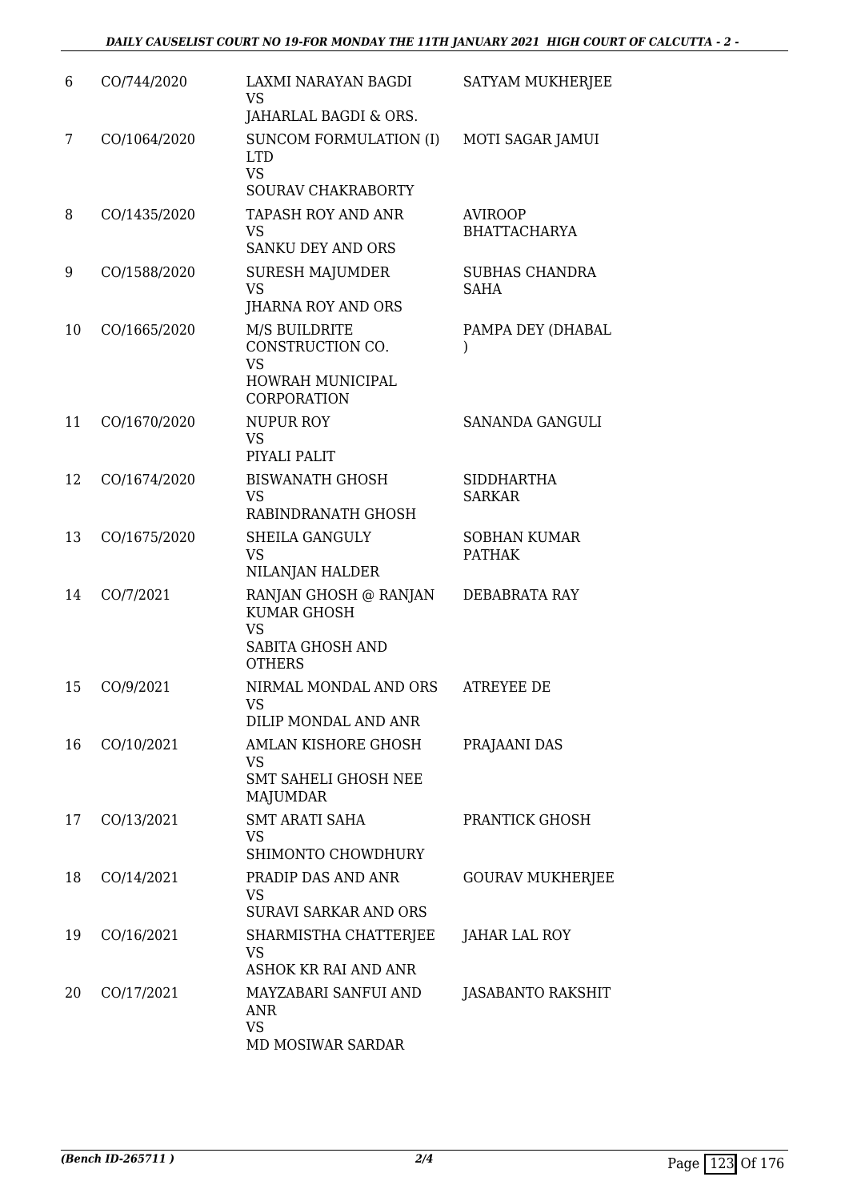| 6 | CO/744/2020 | LAXMI NARAYAN BAGDI<br>VS<br>JAHARLAL BAGDI & ORS. | SATYAM MUKHERJEE |
|---|---|---|---|
| 7 | CO/1064/2020 | SUNCOM FORMULATION (I) LTD<br>VS<br>SOURAV CHAKRABORTY | MOTI SAGAR JAMUI |
| 8 | CO/1435/2020 | TAPASH ROY AND ANR<br>VS<br>SANKU DEY AND ORS | AVIROOP BHATTACHARYA |
| 9 | CO/1588/2020 | SURESH MAJUMDER<br>VS<br>JHARNA ROY AND ORS | SUBHAS CHANDRA SAHA |
| 10 | CO/1665/2020 | M/S BUILDRITE CONSTRUCTION CO.<br>VS<br>HOWRAH MUNICIPAL CORPORATION | PAMPA DEY (DHABAL ) |
| 11 | CO/1670/2020 | NUPUR ROY<br>VS<br>PIYALI PALIT | SANANDA GANGULI |
| 12 | CO/1674/2020 | BISWANATH GHOSH<br>VS<br>RABINDRANATH GHOSH | SIDDHARTHA SARKAR |
| 13 | CO/1675/2020 | SHEILA GANGULY<br>VS<br>NILANJAN HALDER | SOBHAN KUMAR PATHAK |
| 14 | CO/7/2021 | RANJAN GHOSH @ RANJAN KUMAR GHOSH<br>VS<br>SABITA GHOSH AND OTHERS | DEBABRATA RAY |
| 15 | CO/9/2021 | NIRMAL MONDAL AND ORS<br>VS<br>DILIP MONDAL AND ANR | ATREYEE DE |
| 16 | CO/10/2021 | AMLAN KISHORE GHOSH<br>VS<br>SMT SAHELI GHOSH NEE MAJUMDAR | PRAJAANI DAS |
| 17 | CO/13/2021 | SMT ARATI SAHA<br>VS<br>SHIMONTO CHOWDHURY | PRANTICK GHOSH |
| 18 | CO/14/2021 | PRADIP DAS AND ANR<br>VS<br>SURAVI SARKAR AND ORS | GOURAV MUKHERJEE |
| 19 | CO/16/2021 | SHARMISTHA CHATTERJEE<br>VS<br>ASHOK KR RAI AND ANR | JAHAR LAL ROY |
| 20 | CO/17/2021 | MAYZABARI SANFUI AND ANR<br>VS<br>MD MOSIWAR SARDAR | JASABANTO RAKSHIT |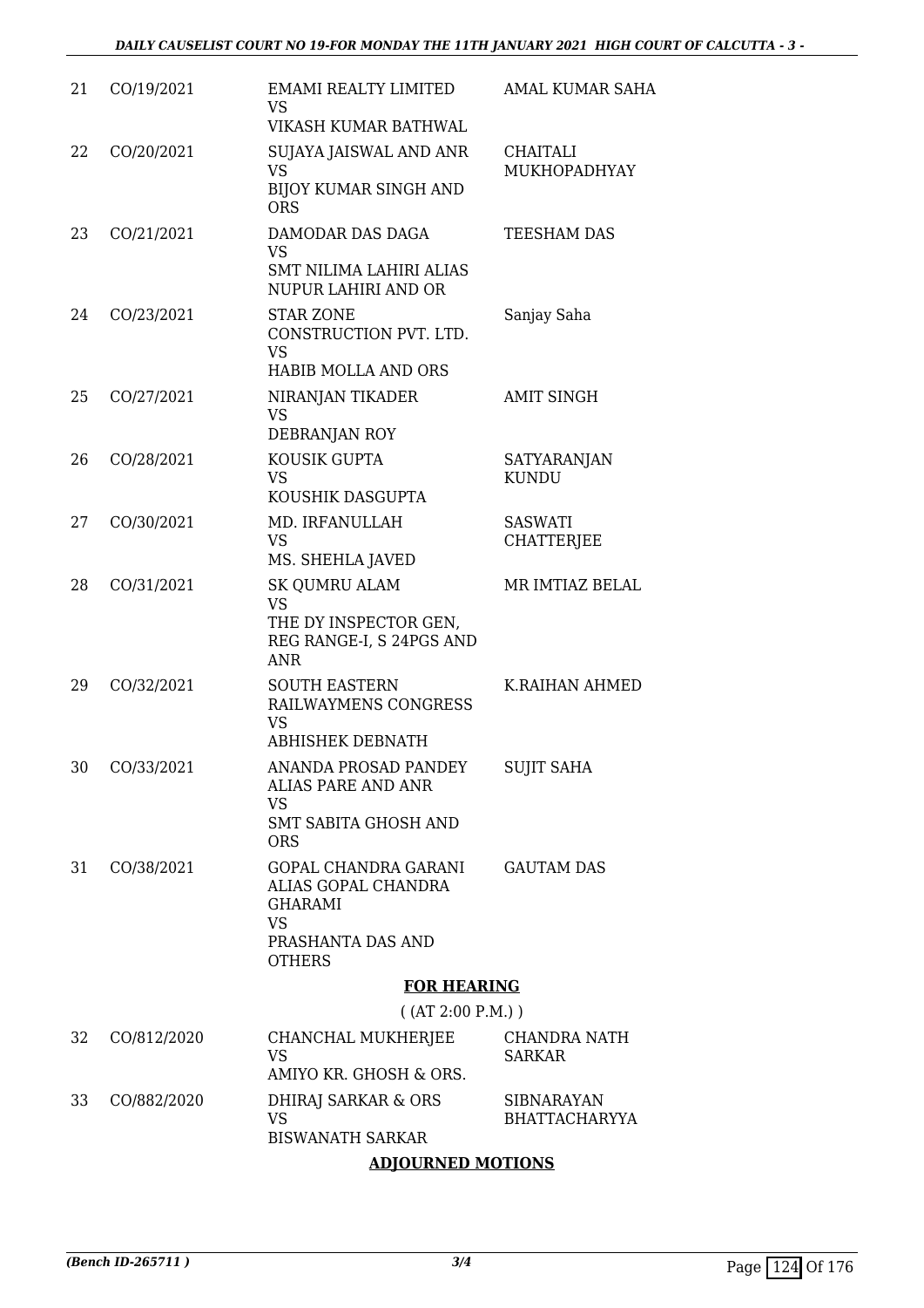| | | | |
|---|---|---|---|
| 21 | CO/19/2021 | EMAMI REALTY LIMITED<br>VS<br>VIKASH KUMAR BATHWAL | AMAL KUMAR SAHA |
| 22 | CO/20/2021 | SUJAYA JAISWAL AND ANR<br>VS<br>BIJOY KUMAR SINGH AND ORS | CHAITALI MUKHOPADHYAY |
| 23 | CO/21/2021 | DAMODAR DAS DAGA<br>VS<br>SMT NILIMA LAHIRI ALIAS NUPUR LAHIRI AND OR | TEESHAM DAS |
| 24 | CO/23/2021 | STAR ZONE CONSTRUCTION PVT. LTD.<br>VS<br>HABIB MOLLA AND ORS | Sanjay Saha |
| 25 | CO/27/2021 | NIRANJAN TIKADER<br>VS<br>DEBRANJAN ROY | AMIT SINGH |
| 26 | CO/28/2021 | KOUSIK GUPTA<br>VS<br>KOUSHIK DASGUPTA | SATYARANJAN KUNDU |
| 27 | CO/30/2021 | MD. IRFANULLAH<br>VS<br>MS. SHEHLA JAVED | SASWATI CHATTERJEE |
| 28 | CO/31/2021 | SK QUMRU ALAM<br>VS<br>THE DY INSPECTOR GEN, REG RANGE-I, S 24PGS AND ANR | MR IMTIAZ BELAL |
| 29 | CO/32/2021 | SOUTH EASTERN RAILWAYMENS CONGRESS<br>VS<br>ABHISHEK DEBNATH | K.RAIHAN AHMED |
| 30 | CO/33/2021 | ANANDA PROSAD PANDEY ALIAS PARE AND ANR<br>VS<br>SMT SABITA GHOSH AND ORS | SUJIT SAHA |
| 31 | CO/38/2021 | GOPAL CHANDRA GARANI ALIAS GOPAL CHANDRA GHARAMI<br>VS<br>PRASHANTA DAS AND OTHERS | GAUTAM DAS |

**FOR HEARING**

( (AT 2:00 P.M.) )

| | | | |
|---|---|---|---|
| 32 | CO/812/2020 | CHANCHAL MUKHERJEE<br>VS<br>AMIYO KR. GHOSH & ORS. | CHANDRA NATH SARKAR |
| 33 | CO/882/2020 | DHIRAJ SARKAR & ORS<br>VS<br>BISWANATH SARKAR | SIBNARAYAN BHATTACHARYYA |

**ADJOURNED MOTIONS**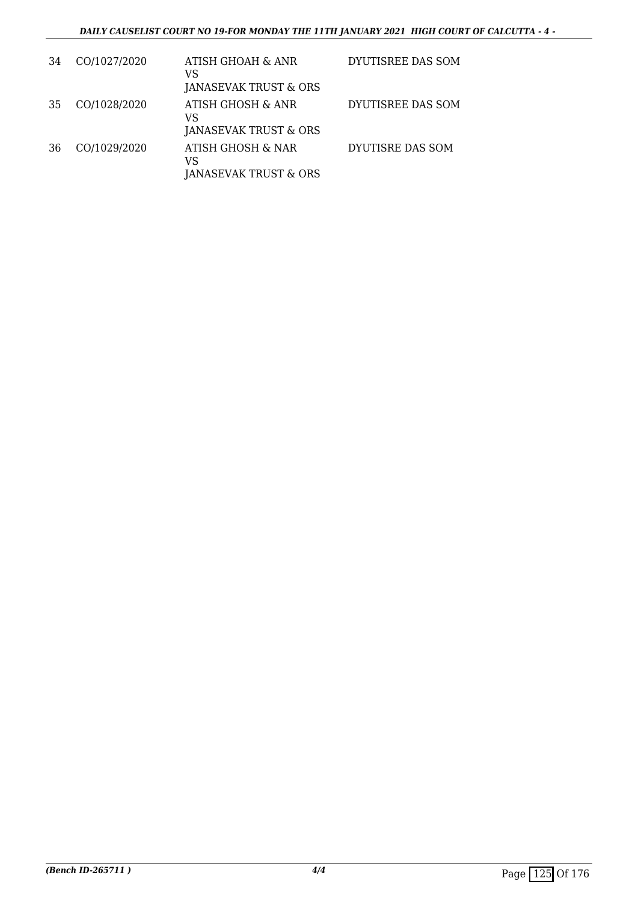| 34 | CO/1027/2020 | ATISH GHOAH & ANR<br>VS<br>JANASEVAK TRUST & ORS | DYUTISREE DAS SOM |
|---|---|---|---|
| 35 | CO/1028/2020 | ATISH GHOSH & ANR<br>VS<br>JANASEVAK TRUST & ORS | DYUTISREE DAS SOM |
| 36 | CO/1029/2020 | ATISH GHOSH & NAR<br>VS<br>JANASEVAK TRUST & ORS | DYUTISRE DAS SOM |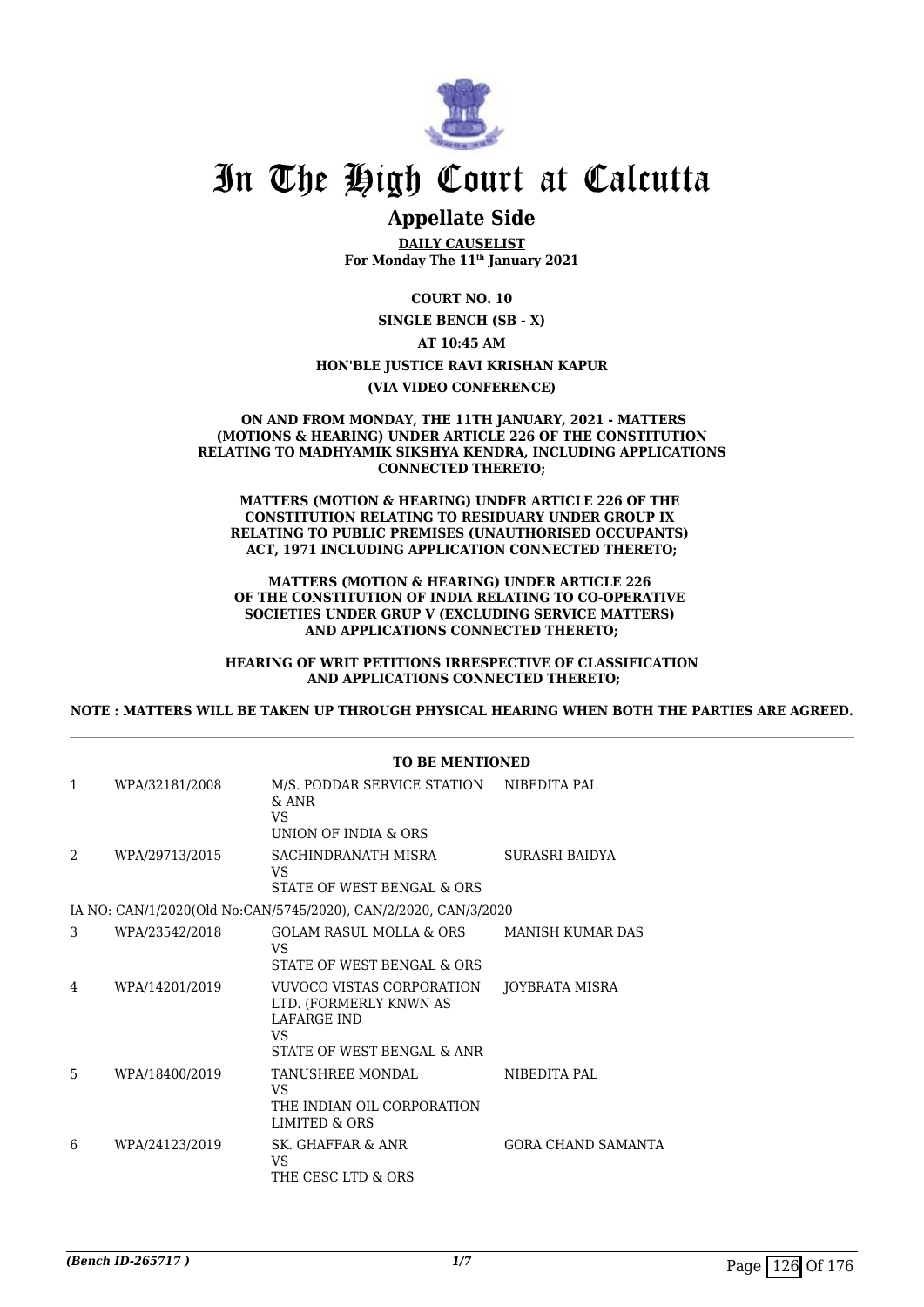# In The High Court at Calcutta

## Appellate Side

**DAILY CAUSELIST**
**For Monday The 11th January 2021**

**COURT NO. 10**

**SINGLE BENCH (SB - X)**

**AT 10:45 AM**

**HON'BLE JUSTICE RAVI KRISHAN KAPUR**

**(VIA VIDEO CONFERENCE)**

**ON AND FROM MONDAY, THE 11TH JANUARY, 2021 - MATTERS (MOTIONS & HEARING) UNDER ARTICLE 226 OF THE CONSTITUTION RELATING TO MADHYAMIK SIKSHYA KENDRA, INCLUDING APPLICATIONS CONNECTED THERETO;**

**MATTERS (MOTION & HEARING) UNDER ARTICLE 226 OF THE CONSTITUTION RELATING TO RESIDUARY UNDER GROUP IX RELATING TO PUBLIC PREMISES (UNAUTHORISED OCCUPANTS) ACT, 1971 INCLUDING APPLICATION CONNECTED THERETO;**

**MATTERS (MOTION & HEARING) UNDER ARTICLE 226 OF THE CONSTITUTION OF INDIA RELATING TO CO-OPERATIVE SOCIETIES UNDER GRUP V (EXCLUDING SERVICE MATTERS) AND APPLICATIONS CONNECTED THERETO;**

**HEARING OF WRIT PETITIONS IRRESPECTIVE OF CLASSIFICATION AND APPLICATIONS CONNECTED THERETO;**

**NOTE : MATTERS WILL BE TAKEN UP THROUGH PHYSICAL HEARING WHEN BOTH THE PARTIES ARE AGREED.**

**TO BE MENTIONED**

| | | | |
|---|---|---|---|
| 1 | WPA/32181/2008 | M/S. PODDAR SERVICE STATION & ANR<br>VS<br>UNION OF INDIA & ORS | NIBEDITA PAL |
| 2 | WPA/29713/2015 | SACHINDRANATH MISRA<br>VS<br>STATE OF WEST BENGAL & ORS | SURASRI BAIDYA |
| | IA NO: CAN/1/2020(Old No:CAN/5745/2020), CAN/2/2020, CAN/3/2020 | | |
| 3 | WPA/23542/2018 | GOLAM RASUL MOLLA & ORS<br>VS<br>STATE OF WEST BENGAL & ORS | MANISH KUMAR DAS |
| 4 | WPA/14201/2019 | VUVOCO VISTAS CORPORATION LTD. (FORMERLY KNWN AS LAFARGE IND<br>VS<br>STATE OF WEST BENGAL & ANR | JOYBRATA MISRA |
| 5 | WPA/18400/2019 | TANUSHREE MONDAL<br>VS<br>THE INDIAN OIL CORPORATION LIMITED & ORS | NIBEDITA PAL |
| 6 | WPA/24123/2019 | SK. GHAFFAR & ANR<br>VS<br>THE CESC LTD & ORS | GORA CHAND SAMANTA |

*(Bench ID-265717 )*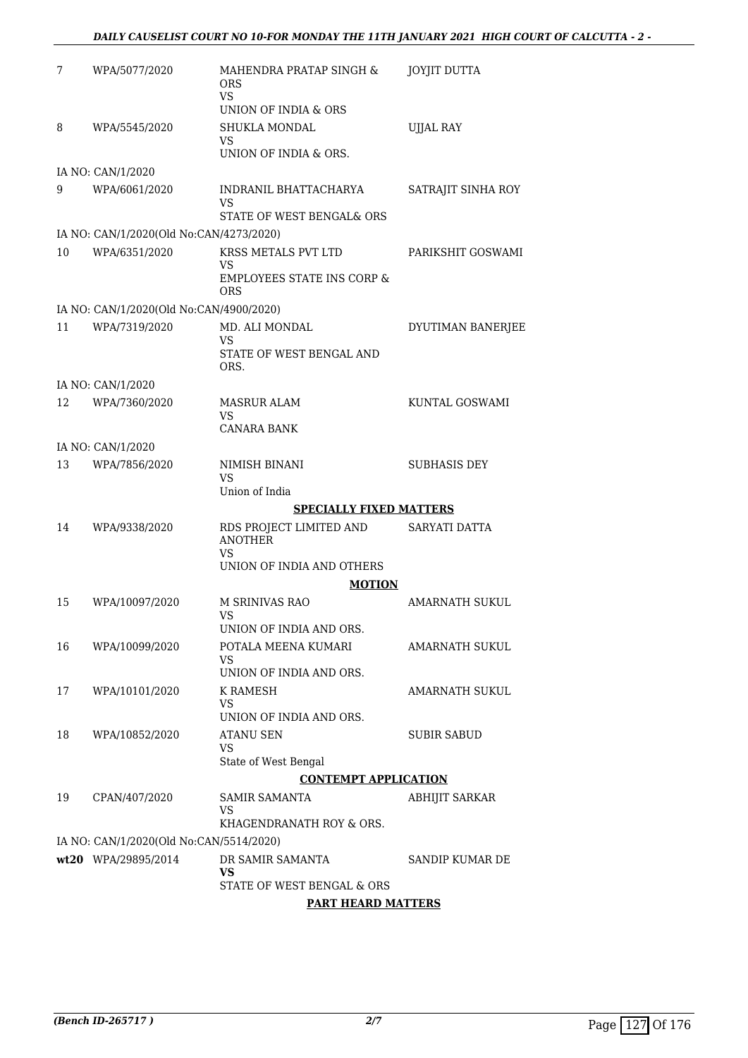| | | | |
|---|---|---|---|
| 7 | WPA/5077/2020 | MAHENDRA PRATAP SINGH & ORS<br>VS<br>UNION OF INDIA & ORS | JOYJIT DUTTA |
| 8 | WPA/5545/2020 | SHUKLA MONDAL<br>VS<br>UNION OF INDIA & ORS. | UJJAL RAY |
| | IA NO: CAN/1/2020 | | |
| 9 | WPA/6061/2020 | INDRANIL BHATTACHARYA<br>VS<br>STATE OF WEST BENGAL& ORS | SATRAJIT SINHA ROY |
| | IA NO: CAN/1/2020(Old No:CAN/4273/2020) | | |
| 10 | WPA/6351/2020 | KRSS METALS PVT LTD<br>VS<br>EMPLOYEES STATE INS CORP & ORS | PARIKSHIT GOSWAMI |
| | IA NO: CAN/1/2020(Old No:CAN/4900/2020) | | |
| 11 | WPA/7319/2020 | MD. ALI MONDAL<br>VS<br>STATE OF WEST BENGAL AND ORS. | DYUTIMAN BANERJEE |
| | IA NO: CAN/1/2020 | | |
| 12 | WPA/7360/2020 | MASRUR ALAM<br>VS<br>CANARA BANK | KUNTAL GOSWAMI |
| | IA NO: CAN/1/2020 | | |
| 13 | WPA/7856/2020 | NIMISH BINANI<br>VS<br>Union of India | SUBHASIS DEY |
| | | **SPECIALLY FIXED MATTERS** | |
| 14 | WPA/9338/2020 | RDS PROJECT LIMITED AND ANOTHER<br>VS<br>UNION OF INDIA AND OTHERS | SARYATI DATTA |
| | | **MOTION** | |
| 15 | WPA/10097/2020 | M SRINIVAS RAO<br>VS<br>UNION OF INDIA AND ORS. | AMARNATH SUKUL |
| 16 | WPA/10099/2020 | POTALA MEENA KUMARI<br>VS<br>UNION OF INDIA AND ORS. | AMARNATH SUKUL |
| 17 | WPA/10101/2020 | K RAMESH<br>VS<br>UNION OF INDIA AND ORS. | AMARNATH SUKUL |
| 18 | WPA/10852/2020 | ATANU SEN<br>VS<br>State of West Bengal | SUBIR SABUD |
| | | **CONTEMPT APPLICATION** | |
| 19 | CPAN/407/2020 | SAMIR SAMANTA<br>VS<br>KHAGENDRANATH ROY & ORS. | ABHIJIT SARKAR |
| | IA NO: CAN/1/2020(Old No:CAN/5514/2020) | | |
| **wt20** | WPA/29895/2014 | DR SAMIR SAMANTA<br>**VS**<br>STATE OF WEST BENGAL & ORS | SANDIP KUMAR DE |
| | | **PART HEARD MATTERS** | |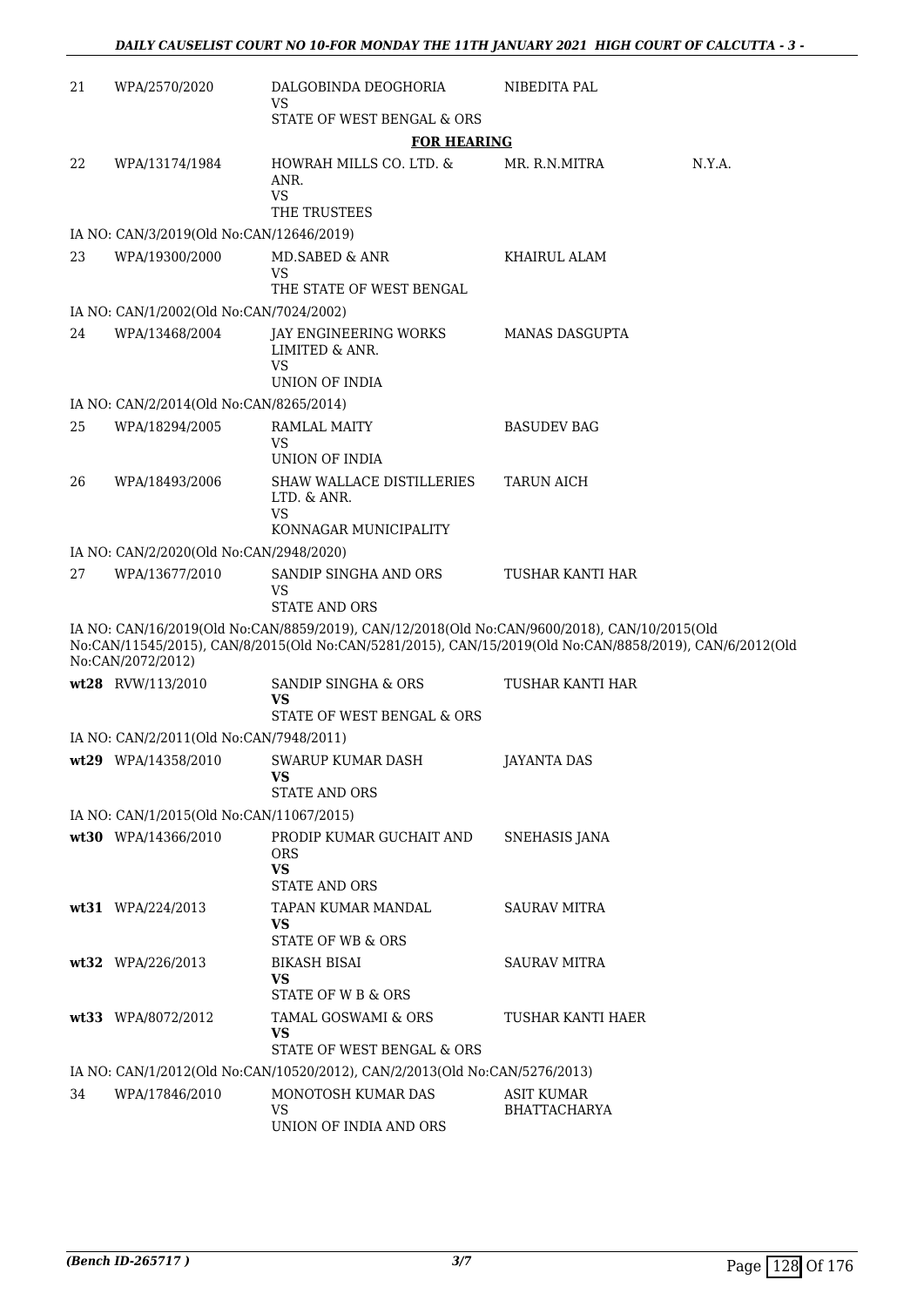| | | | | |
|---|---|---|---|---|
| 21 | WPA/2570/2020 | DALGOBINDA DEOGHORIA<br>VS<br>STATE OF WEST BENGAL & ORS | NIBEDITA PAL | |

**FOR HEARING**

| | | | | |
|---|---|---|---|---|
| 22 | WPA/13174/1984 | HOWRAH MILLS CO. LTD. & ANR.<br>VS<br>THE TRUSTEES | MR. R.N.MITRA | N.Y.A. |

IA NO: CAN/3/2019(Old No:CAN/12646/2019)

| | | | |
|---|---|---|---|
| 23 | WPA/19300/2000 | MD.SABED & ANR<br>VS<br>THE STATE OF WEST BENGAL | KHAIRUL ALAM |

IA NO: CAN/1/2002(Old No:CAN/7024/2002)

| | | | |
|---|---|---|---|
| 24 | WPA/13468/2004 | JAY ENGINEERING WORKS LIMITED & ANR.<br>VS<br>UNION OF INDIA | MANAS DASGUPTA |

IA NO: CAN/2/2014(Old No:CAN/8265/2014)

| | | | |
|---|---|---|---|
| 25 | WPA/18294/2005 | RAMLAL MAITY<br>VS<br>UNION OF INDIA | BASUDEV BAG |
| 26 | WPA/18493/2006 | SHAW WALLACE DISTILLERIES LTD. & ANR.<br>VS<br>KONNAGAR MUNICIPALITY | TARUN AICH |

IA NO: CAN/2/2020(Old No:CAN/2948/2020)

| | | | |
|---|---|---|---|
| 27 | WPA/13677/2010 | SANDIP SINGHA AND ORS<br>VS<br>STATE AND ORS | TUSHAR KANTI HAR |

IA NO: CAN/16/2019(Old No:CAN/8859/2019), CAN/12/2018(Old No:CAN/9600/2018), CAN/10/2015(Old No:CAN/11545/2015), CAN/8/2015(Old No:CAN/5281/2015), CAN/15/2019(Old No:CAN/8858/2019), CAN/6/2012(Old No:CAN/2072/2012)

| | | | |
|---|---|---|---|
| wt28 | RVW/113/2010 | SANDIP SINGHA & ORS<br>**VS**<br>STATE OF WEST BENGAL & ORS | TUSHAR KANTI HAR |

IA NO: CAN/2/2011(Old No:CAN/7948/2011)

| | | | |
|---|---|---|---|
| wt29 | WPA/14358/2010 | SWARUP KUMAR DASH<br>**VS**<br>STATE AND ORS | JAYANTA DAS |

IA NO: CAN/1/2015(Old No:CAN/11067/2015)

| | | | |
|---|---|---|---|
| wt30 | WPA/14366/2010 | PRODIP KUMAR GUCHAIT AND ORS<br>**VS**<br>STATE AND ORS | SNEHASIS JANA |
| wt31 | WPA/224/2013 | TAPAN KUMAR MANDAL<br>**VS**<br>STATE OF WB & ORS | SAURAV MITRA |
| wt32 | WPA/226/2013 | BIKASH BISAI<br>**VS**<br>STATE OF W B & ORS | SAURAV MITRA |
| wt33 | WPA/8072/2012 | TAMAL GOSWAMI & ORS<br>**VS**<br>STATE OF WEST BENGAL & ORS | TUSHAR KANTI HAER |

IA NO: CAN/1/2012(Old No:CAN/10520/2012), CAN/2/2013(Old No:CAN/5276/2013)

| | | | |
|---|---|---|---|
| 34 | WPA/17846/2010 | MONOTOSH KUMAR DAS<br>VS<br>UNION OF INDIA AND ORS | ASIT KUMAR BHATTACHARYA |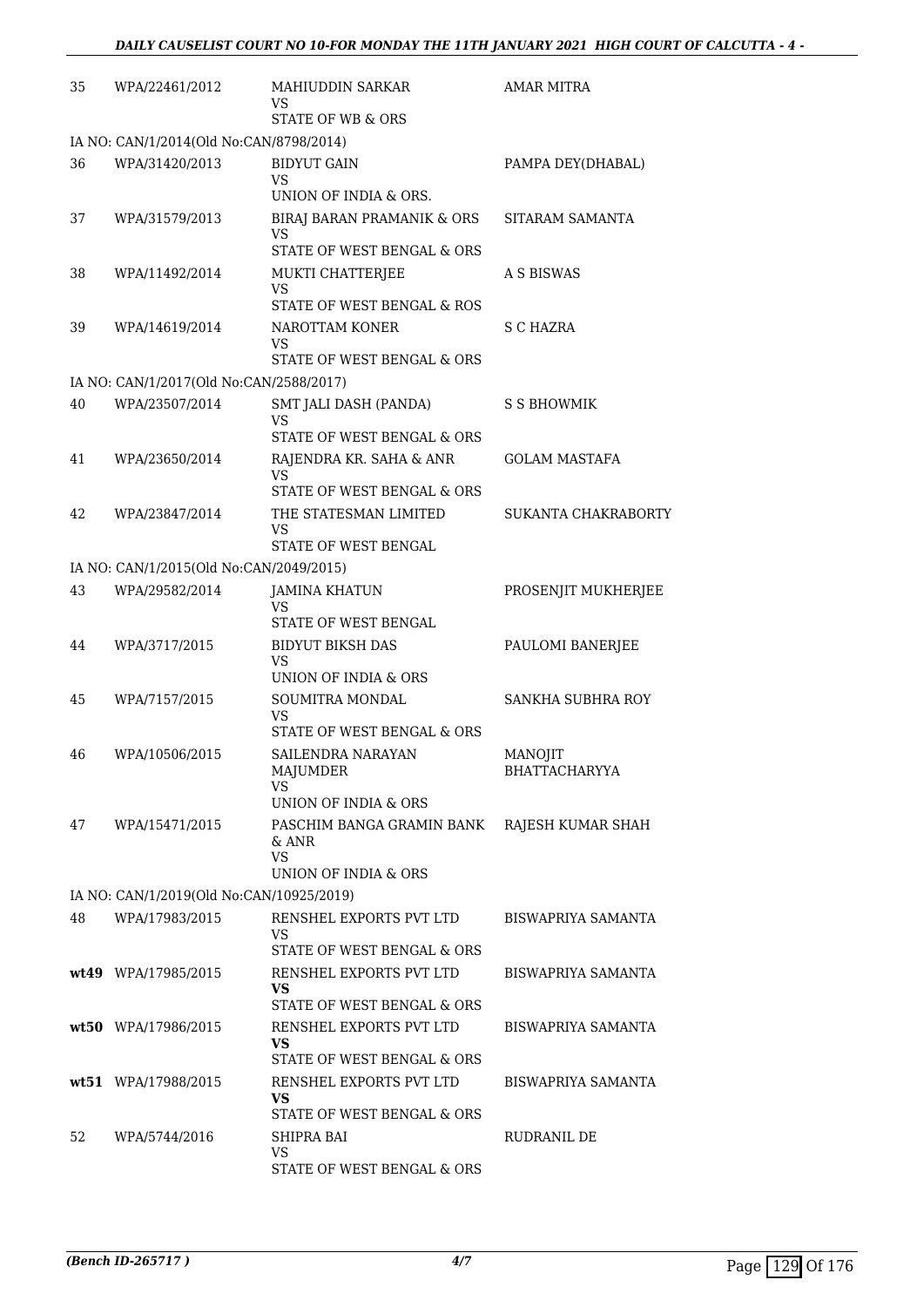| | | | |
|---|---|---|---|
| 35 | WPA/22461/2012 | MAHIUDDIN SARKAR<br>VS<br>STATE OF WB & ORS | AMAR MITRA |
| IA NO: CAN/1/2014(Old No:CAN/8798/2014) | | | |
| 36 | WPA/31420/2013 | BIDYUT GAIN<br>VS<br>UNION OF INDIA & ORS. | PAMPA DEY(DHABAL) |
| 37 | WPA/31579/2013 | BIRAJ BARAN PRAMANIK & ORS<br>VS<br>STATE OF WEST BENGAL & ORS | SITARAM SAMANTA |
| 38 | WPA/11492/2014 | MUKTI CHATTERJEE<br>VS<br>STATE OF WEST BENGAL & ROS | A S BISWAS |
| 39 | WPA/14619/2014 | NAROTTAM KONER<br>VS<br>STATE OF WEST BENGAL & ORS | S C HAZRA |
| IA NO: CAN/1/2017(Old No:CAN/2588/2017) | | | |
| 40 | WPA/23507/2014 | SMT JALI DASH (PANDA)<br>VS<br>STATE OF WEST BENGAL & ORS | S S BHOWMIK |
| 41 | WPA/23650/2014 | RAJENDRA KR. SAHA & ANR<br>VS<br>STATE OF WEST BENGAL & ORS | GOLAM MASTAFA |
| 42 | WPA/23847/2014 | THE STATESMAN LIMITED<br>VS<br>STATE OF WEST BENGAL | SUKANTA CHAKRABORTY |
| IA NO: CAN/1/2015(Old No:CAN/2049/2015) | | | |
| 43 | WPA/29582/2014 | JAMINA KHATUN<br>VS<br>STATE OF WEST BENGAL | PROSENJIT MUKHERJEE |
| 44 | WPA/3717/2015 | BIDYUT BIKSH DAS<br>VS<br>UNION OF INDIA & ORS | PAULOMI BANERJEE |
| 45 | WPA/7157/2015 | SOUMITRA MONDAL<br>VS<br>STATE OF WEST BENGAL & ORS | SANKHA SUBHRA ROY |
| 46 | WPA/10506/2015 | SAILENDRA NARAYAN MAJUMDER<br>VS<br>UNION OF INDIA & ORS | MANOJIT BHATTACHARYYA |
| 47 | WPA/15471/2015 | PASCHIM BANGA GRAMIN BANK & ANR<br>VS<br>UNION OF INDIA & ORS | RAJESH KUMAR SHAH |
| IA NO: CAN/1/2019(Old No:CAN/10925/2019) | | | |
| 48 | WPA/17983/2015 | RENSHEL EXPORTS PVT LTD<br>VS<br>STATE OF WEST BENGAL & ORS | BISWAPRIYA SAMANTA |
| **wt49** | WPA/17985/2015 | RENSHEL EXPORTS PVT LTD<br>**VS**<br>STATE OF WEST BENGAL & ORS | BISWAPRIYA SAMANTA |
| **wt50** | WPA/17986/2015 | RENSHEL EXPORTS PVT LTD<br>**VS**<br>STATE OF WEST BENGAL & ORS | BISWAPRIYA SAMANTA |
| **wt51** | WPA/17988/2015 | RENSHEL EXPORTS PVT LTD<br>**VS**<br>STATE OF WEST BENGAL & ORS | BISWAPRIYA SAMANTA |
| 52 | WPA/5744/2016 | SHIPRA BAI<br>VS<br>STATE OF WEST BENGAL & ORS | RUDRANIL DE |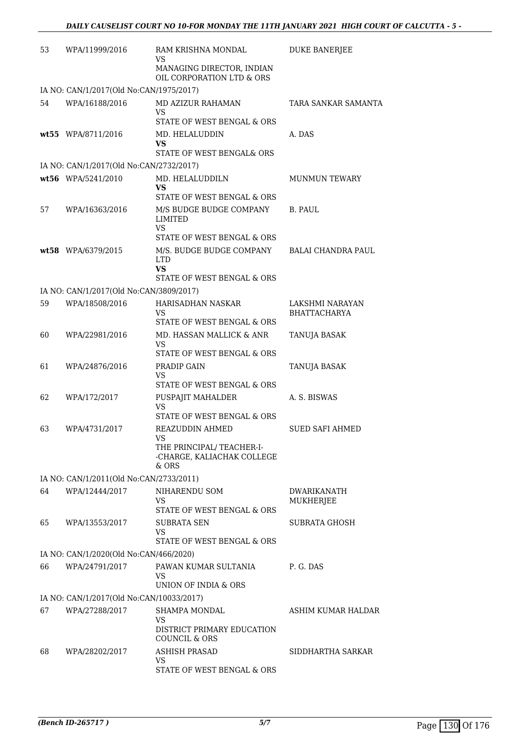| | | | |
|---|---|---|---|
| 53 | WPA/11999/2016 | RAM KRISHNA MONDAL<br>VS<br>MANAGING DIRECTOR, INDIAN OIL CORPORATION LTD & ORS | DUKE BANERJEE |
| IA NO: CAN/1/2017(Old No:CAN/1975/2017) | | | |
| 54 | WPA/16188/2016 | MD AZIZUR RAHAMAN<br>VS<br>STATE OF WEST BENGAL & ORS | TARA SANKAR SAMANTA |
| **wt55** | WPA/8711/2016 | MD. HELALUDDIN<br>**VS**<br>STATE OF WEST BENGAL& ORS | A. DAS |
| IA NO: CAN/1/2017(Old No:CAN/2732/2017) | | | |
| **wt56** | WPA/5241/2010 | MD. HELALUDDILN<br>**VS**<br>STATE OF WEST BENGAL & ORS | MUNMUN TEWARY |
| 57 | WPA/16363/2016 | M/S BUDGE BUDGE COMPANY LIMITED<br>VS<br>STATE OF WEST BENGAL & ORS | B. PAUL |
| **wt58** | WPA/6379/2015 | M/S. BUDGE BUDGE COMPANY LTD<br>**VS**<br>STATE OF WEST BENGAL & ORS | BALAI CHANDRA PAUL |
| IA NO: CAN/1/2017(Old No:CAN/3809/2017) | | | |
| 59 | WPA/18508/2016 | HARISADHAN NASKAR<br>VS<br>STATE OF WEST BENGAL & ORS | LAKSHMI NARAYAN BHATTACHARYA |
| 60 | WPA/22981/2016 | MD. HASSAN MALLICK & ANR<br>VS<br>STATE OF WEST BENGAL & ORS | TANUJA BASAK |
| 61 | WPA/24876/2016 | PRADIP GAIN<br>VS<br>STATE OF WEST BENGAL & ORS | TANUJA BASAK |
| 62 | WPA/172/2017 | PUSPAJIT MAHALDER<br>VS<br>STATE OF WEST BENGAL & ORS | A. S. BISWAS |
| 63 | WPA/4731/2017 | REAZUDDIN AHMED<br>VS<br>THE PRINCIPAL/ TEACHER-I--CHARGE, KALIACHAK COLLEGE & ORS | SUED SAFI AHMED |
| IA NO: CAN/1/2011(Old No:CAN/2733/2011) | | | |
| 64 | WPA/12444/2017 | NIHARENDU SOM<br>VS<br>STATE OF WEST BENGAL & ORS | DWARIKANATH MUKHERJEE |
| 65 | WPA/13553/2017 | SUBRATA SEN<br>VS<br>STATE OF WEST BENGAL & ORS | SUBRATA GHOSH |
| IA NO: CAN/1/2020(Old No:CAN/466/2020) | | | |
| 66 | WPA/24791/2017 | PAWAN KUMAR SULTANIA<br>VS<br>UNION OF INDIA & ORS | P. G. DAS |
| IA NO: CAN/1/2017(Old No:CAN/10033/2017) | | | |
| 67 | WPA/27288/2017 | SHAMPA MONDAL<br>VS<br>DISTRICT PRIMARY EDUCATION COUNCIL & ORS | ASHIM KUMAR HALDAR |
| 68 | WPA/28202/2017 | ASHISH PRASAD<br>VS<br>STATE OF WEST BENGAL & ORS | SIDDHARTHA SARKAR |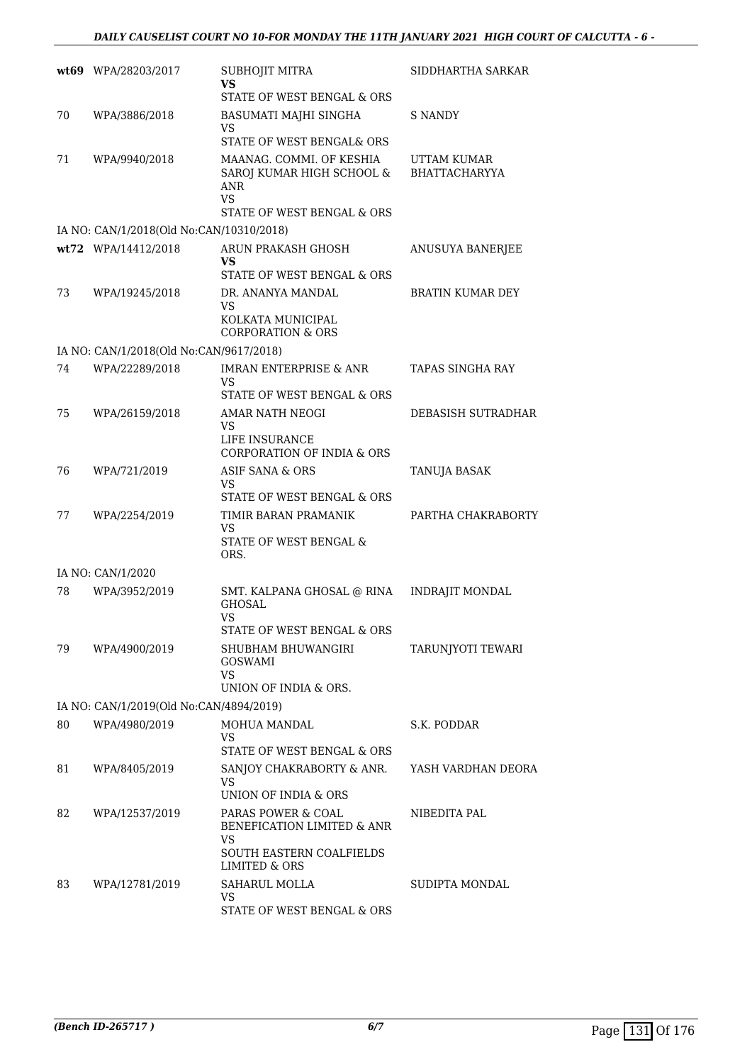| | | | |
|---|---|---|---|
| **wt69** | WPA/28203/2017 | SUBHOJIT MITRA<br>**VS**<br>STATE OF WEST BENGAL & ORS | SIDDHARTHA SARKAR |
| 70 | WPA/3886/2018 | BASUMATI MAJHI SINGHA<br>VS<br>STATE OF WEST BENGAL& ORS | S NANDY |
| 71 | WPA/9940/2018 | MAANAG. COMMI. OF KESHIA SAROJ KUMAR HIGH SCHOOL & ANR<br>VS<br>STATE OF WEST BENGAL & ORS | UTTAM KUMAR BHATTACHARYYA |
| | IA NO: CAN/1/2018(Old No:CAN/10310/2018) | | |
| **wt72** | WPA/14412/2018 | ARUN PRAKASH GHOSH<br>**VS**<br>STATE OF WEST BENGAL & ORS | ANUSUYA BANERJEE |
| 73 | WPA/19245/2018 | DR. ANANYA MANDAL<br>VS<br>KOLKATA MUNICIPAL CORPORATION & ORS | BRATIN KUMAR DEY |
| | IA NO: CAN/1/2018(Old No:CAN/9617/2018) | | |
| 74 | WPA/22289/2018 | IMRAN ENTERPRISE & ANR<br>VS<br>STATE OF WEST BENGAL & ORS | TAPAS SINGHA RAY |
| 75 | WPA/26159/2018 | AMAR NATH NEOGI<br>VS<br>LIFE INSURANCE CORPORATION OF INDIA & ORS | DEBASISH SUTRADHAR |
| 76 | WPA/721/2019 | ASIF SANA & ORS<br>VS<br>STATE OF WEST BENGAL & ORS | TANUJA BASAK |
| 77 | WPA/2254/2019 | TIMIR BARAN PRAMANIK<br>VS<br>STATE OF WEST BENGAL & ORS. | PARTHA CHAKRABORTY |
| | IA NO: CAN/1/2020 | | |
| 78 | WPA/3952/2019 | SMT. KALPANA GHOSAL @ RINA GHOSAL<br>VS<br>STATE OF WEST BENGAL & ORS | INDRAJIT MONDAL |
| 79 | WPA/4900/2019 | SHUBHAM BHUWANGIRI GOSWAMI<br>VS<br>UNION OF INDIA & ORS. | TARUNJYOTI TEWARI |
| | IA NO: CAN/1/2019(Old No:CAN/4894/2019) | | |
| 80 | WPA/4980/2019 | MOHUA MANDAL<br>VS<br>STATE OF WEST BENGAL & ORS | S.K. PODDAR |
| 81 | WPA/8405/2019 | SANJOY CHAKRABORTY & ANR.<br>VS<br>UNION OF INDIA & ORS | YASH VARDHAN DEORA |
| 82 | WPA/12537/2019 | PARAS POWER & COAL BENEFICATION LIMITED & ANR<br>VS<br>SOUTH EASTERN COALFIELDS LIMITED & ORS | NIBEDITA PAL |
| 83 | WPA/12781/2019 | SAHARUL MOLLA<br>VS<br>STATE OF WEST BENGAL & ORS | SUDIPTA MONDAL |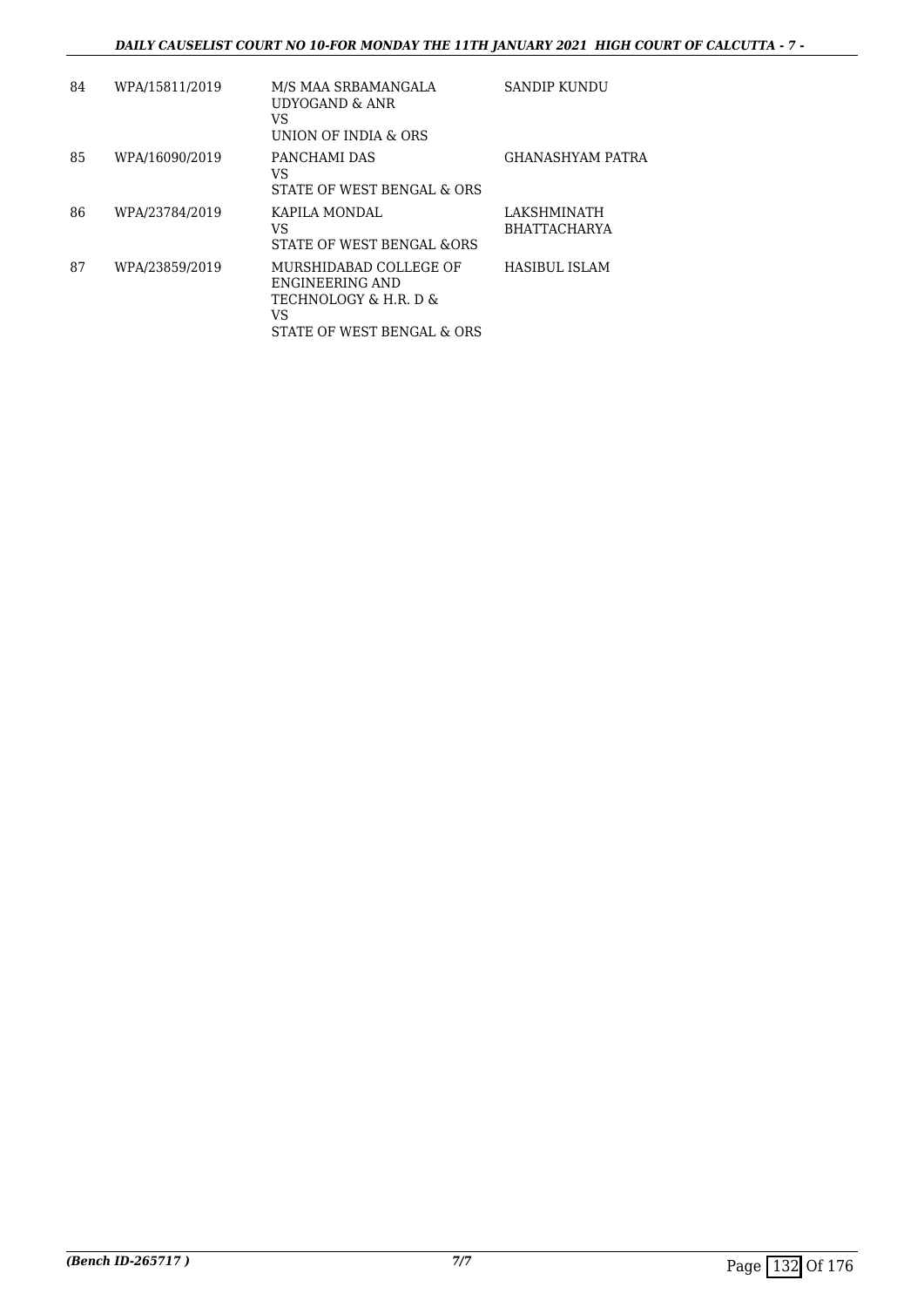| | | | |
|---|---|---|---|
| 84 | WPA/15811/2019 | M/S MAA SRBAMANGALA UDYOGAND & ANR<br>VS<br>UNION OF INDIA & ORS | SANDIP KUNDU |
| 85 | WPA/16090/2019 | PANCHAMI DAS<br>VS<br>STATE OF WEST BENGAL & ORS | GHANASHYAM PATRA |
| 86 | WPA/23784/2019 | KAPILA MONDAL<br>VS<br>STATE OF WEST BENGAL &ORS | LAKSHMINATH BHATTACHARYA |
| 87 | WPA/23859/2019 | MURSHIDABAD COLLEGE OF ENGINEERING AND TECHNOLOGY & H.R. D &<br>VS<br>STATE OF WEST BENGAL & ORS | HASIBUL ISLAM |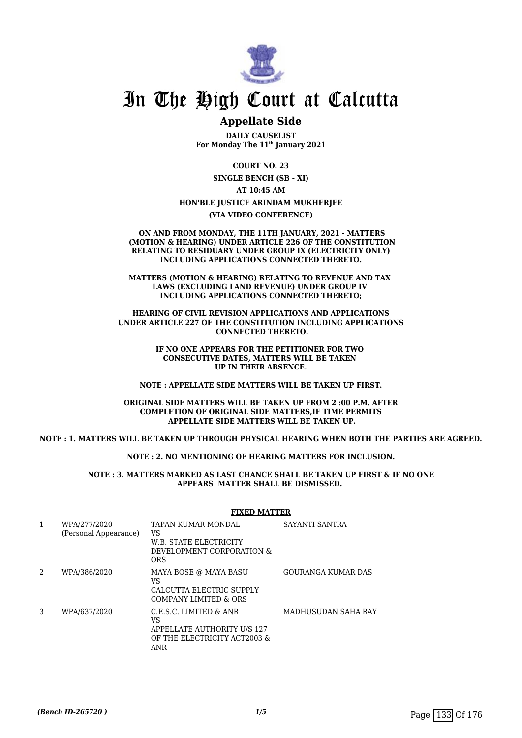# In The High Court at Calcutta

## Appellate Side

**DAILY CAUSELIST**
**For Monday The 11th January 2021**

**COURT NO. 23**

**SINGLE BENCH (SB - XI)**

**AT 10:45 AM**

**HON'BLE JUSTICE ARINDAM MUKHERJEE**

**(VIA VIDEO CONFERENCE)**

**ON AND FROM MONDAY, THE 11TH JANUARY, 2021 - MATTERS (MOTION & HEARING) UNDER ARTICLE 226 OF THE CONSTITUTION RELATING TO RESIDUARY UNDER GROUP IX (ELECTRICITY ONLY) INCLUDING APPLICATIONS CONNECTED THERETO.**

**MATTERS (MOTION & HEARING) RELATING TO REVENUE AND TAX LAWS (EXCLUDING LAND REVENUE) UNDER GROUP IV INCLUDING APPLICATIONS CONNECTED THERETO;**

**HEARING OF CIVIL REVISION APPLICATIONS AND APPLICATIONS UNDER ARTICLE 227 OF THE CONSTITUTION INCLUDING APPLICATIONS CONNECTED THERETO.**

**IF NO ONE APPEARS FOR THE PETITIONER FOR TWO CONSECUTIVE DATES, MATTERS WILL BE TAKEN UP IN THEIR ABSENCE.**

**NOTE : APPELLATE SIDE MATTERS WILL BE TAKEN UP FIRST.**

**ORIGINAL SIDE MATTERS WILL BE TAKEN UP FROM 2 :00 P.M. AFTER COMPLETION OF ORIGINAL SIDE MATTERS,IF TIME PERMITS APPELLATE SIDE MATTERS WILL BE TAKEN UP.**

**NOTE : 1. MATTERS WILL BE TAKEN UP THROUGH PHYSICAL HEARING WHEN BOTH THE PARTIES ARE AGREED.**

**NOTE : 2. NO MENTIONING OF HEARING MATTERS FOR INCLUSION.**

**NOTE : 3. MATTERS MARKED AS LAST CHANCE SHALL BE TAKEN UP FIRST & IF NO ONE APPEARS MATTER SHALL BE DISMISSED.**

**FIXED MATTER**

| | | | |
|---|---|---|---|
| 1 | WPA/277/2020 (Personal Appearance) | TAPAN KUMAR MONDAL VS W.B. STATE ELECTRICITY DEVELOPMENT CORPORATION & ORS | SAYANTI SANTRA |
| 2 | WPA/386/2020 | MAYA BOSE @ MAYA BASU VS CALCUTTA ELECTRIC SUPPLY COMPANY LIMITED & ORS | GOURANGA KUMAR DAS |
| 3 | WPA/637/2020 | C.E.S.C. LIMITED & ANR VS APPELLATE AUTHORITY U/S 127 OF THE ELECTRICITY ACT2003 & ANR | MADHUSUDAN SAHA RAY |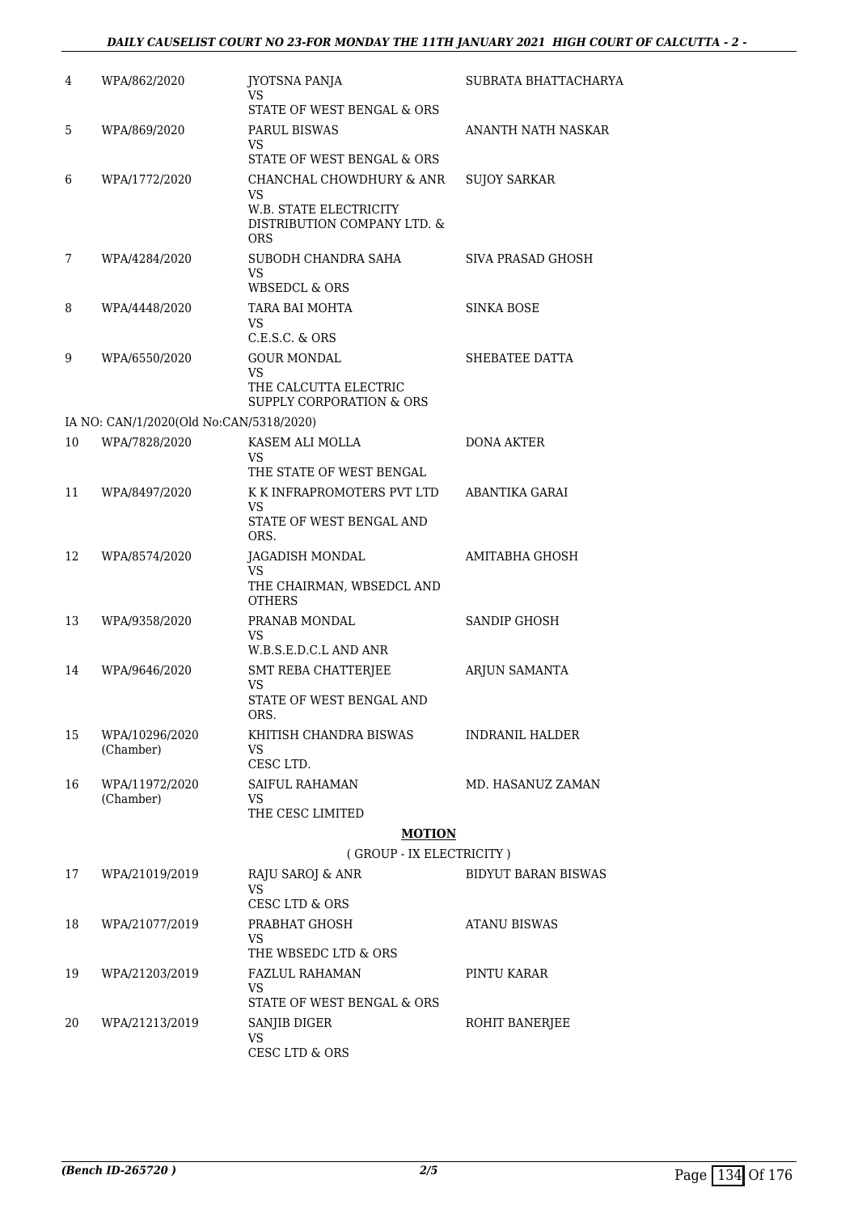| | | | |
|---|---|---|---|
| 4 | WPA/862/2020 | JYOTSNA PANJA<br>VS<br>STATE OF WEST BENGAL & ORS | SUBRATA BHATTACHARYA |
| 5 | WPA/869/2020 | PARUL BISWAS<br>VS<br>STATE OF WEST BENGAL & ORS | ANANTH NATH NASKAR |
| 6 | WPA/1772/2020 | CHANCHAL CHOWDHURY & ANR<br>VS<br>W.B. STATE ELECTRICITY DISTRIBUTION COMPANY LTD. & ORS | SUJOY SARKAR |
| 7 | WPA/4284/2020 | SUBODH CHANDRA SAHA<br>VS<br>WBSEDCL & ORS | SIVA PRASAD GHOSH |
| 8 | WPA/4448/2020 | TARA BAI MOHTA<br>VS<br>C.E.S.C. & ORS | SINKA BOSE |
| 9 | WPA/6550/2020 | GOUR MONDAL<br>VS<br>THE CALCUTTA ELECTRIC SUPPLY CORPORATION & ORS | SHEBATEE DATTA |
| | IA NO: CAN/1/2020(Old No:CAN/5318/2020) | | |
| 10 | WPA/7828/2020 | KASEM ALI MOLLA<br>VS<br>THE STATE OF WEST BENGAL | DONA AKTER |
| 11 | WPA/8497/2020 | K K INFRAPROMOTERS PVT LTD<br>VS<br>STATE OF WEST BENGAL AND ORS. | ABANTIKA GARAI |
| 12 | WPA/8574/2020 | JAGADISH MONDAL<br>VS<br>THE CHAIRMAN, WBSEDCL AND OTHERS | AMITABHA GHOSH |
| 13 | WPA/9358/2020 | PRANAB MONDAL<br>VS<br>W.B.S.E.D.C.L AND ANR | SANDIP GHOSH |
| 14 | WPA/9646/2020 | SMT REBA CHATTERJEE<br>VS<br>STATE OF WEST BENGAL AND ORS. | ARJUN SAMANTA |
| 15 | WPA/10296/2020 (Chamber) | KHITISH CHANDRA BISWAS<br>VS<br>CESC LTD. | INDRANIL HALDER |
| 16 | WPA/11972/2020 (Chamber) | SAIFUL RAHAMAN<br>VS<br>THE CESC LIMITED | MD. HASANUZ ZAMAN |

**MOTION**

( GROUP - IX ELECTRICITY )

| | | | |
|---|---|---|---|
| 17 | WPA/21019/2019 | RAJU SAROJ & ANR<br>VS<br>CESC LTD & ORS | BIDYUT BARAN BISWAS |
| 18 | WPA/21077/2019 | PRABHAT GHOSH<br>VS<br>THE WBSEDC LTD & ORS | ATANU BISWAS |
| 19 | WPA/21203/2019 | FAZLUL RAHAMAN<br>VS<br>STATE OF WEST BENGAL & ORS | PINTU KARAR |
| 20 | WPA/21213/2019 | SANJIB DIGER<br>VS<br>CESC LTD & ORS | ROHIT BANERJEE |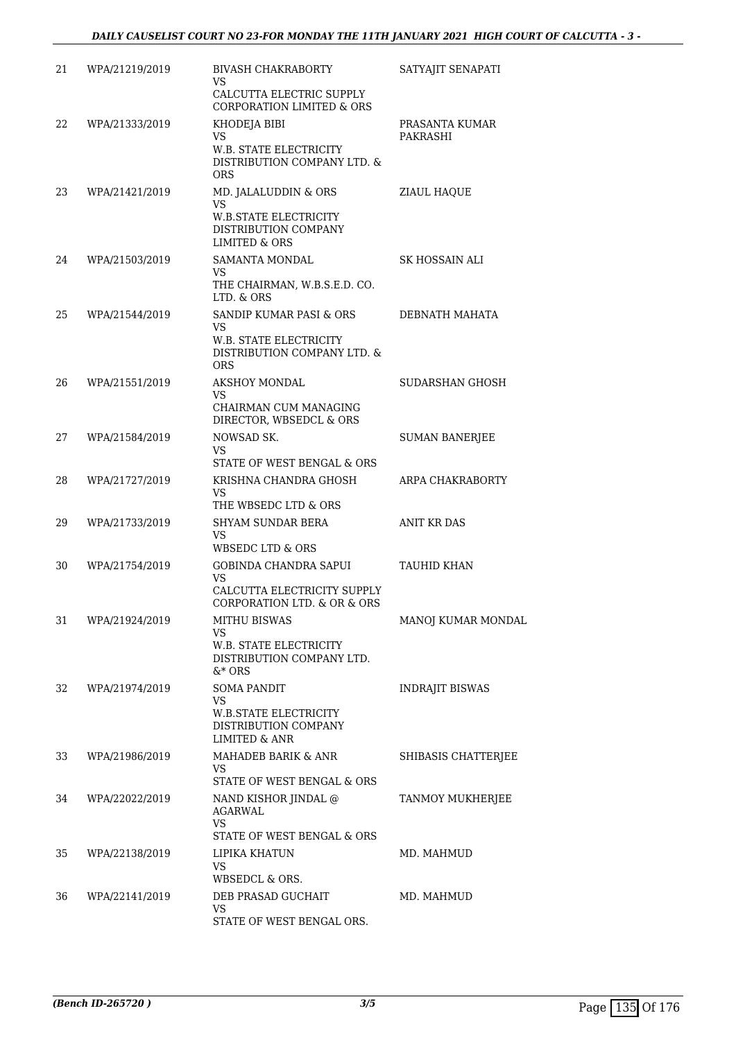| 21 | WPA/21219/2019 | BIVASH CHAKRABORTY<br>VS<br>CALCUTTA ELECTRIC SUPPLY CORPORATION LIMITED & ORS | SATYAJIT SENAPATI |
|---|---|---|---|
| 22 | WPA/21333/2019 | KHODEJA BIBI<br>VS<br>W.B. STATE ELECTRICITY DISTRIBUTION COMPANY LTD. & ORS | PRASANTA KUMAR PAKRASHI |
| 23 | WPA/21421/2019 | MD. JALALUDDIN & ORS<br>VS<br>W.B.STATE ELECTRICITY DISTRIBUTION COMPANY LIMITED & ORS | ZIAUL HAQUE |
| 24 | WPA/21503/2019 | SAMANTA MONDAL<br>VS<br>THE CHAIRMAN, W.B.S.E.D. CO. LTD. & ORS | SK HOSSAIN ALI |
| 25 | WPA/21544/2019 | SANDIP KUMAR PASI & ORS<br>VS<br>W.B. STATE ELECTRICITY DISTRIBUTION COMPANY LTD. & ORS | DEBNATH MAHATA |
| 26 | WPA/21551/2019 | AKSHOY MONDAL<br>VS<br>CHAIRMAN CUM MANAGING DIRECTOR, WBSEDCL & ORS | SUDARSHAN GHOSH |
| 27 | WPA/21584/2019 | NOWSAD SK.<br>VS<br>STATE OF WEST BENGAL & ORS | SUMAN BANERJEE |
| 28 | WPA/21727/2019 | KRISHNA CHANDRA GHOSH<br>VS<br>THE WBSEDC LTD & ORS | ARPA CHAKRABORTY |
| 29 | WPA/21733/2019 | SHYAM SUNDAR BERA<br>VS<br>WBSEDC LTD & ORS | ANIT KR DAS |
| 30 | WPA/21754/2019 | GOBINDA CHANDRA SAPUI<br>VS<br>CALCUTTA ELECTRICITY SUPPLY CORPORATION LTD. & OR & ORS | TAUHID KHAN |
| 31 | WPA/21924/2019 | MITHU BISWAS<br>VS<br>W.B. STATE ELECTRICITY DISTRIBUTION COMPANY LTD. &* ORS | MANOJ KUMAR MONDAL |
| 32 | WPA/21974/2019 | SOMA PANDIT<br>VS<br>W.B.STATE ELECTRICITY DISTRIBUTION COMPANY LIMITED & ANR | INDRAJIT BISWAS |
| 33 | WPA/21986/2019 | MAHADEB BARIK & ANR<br>VS<br>STATE OF WEST BENGAL & ORS | SHIBASIS CHATTERJEE |
| 34 | WPA/22022/2019 | NAND KISHOR JINDAL @ AGARWAL<br>VS<br>STATE OF WEST BENGAL & ORS | TANMOY MUKHERJEE |
| 35 | WPA/22138/2019 | LIPIKA KHATUN<br>VS<br>WBSEDCL & ORS. | MD. MAHMUD |
| 36 | WPA/22141/2019 | DEB PRASAD GUCHAIT<br>VS<br>STATE OF WEST BENGAL ORS. | MD. MAHMUD |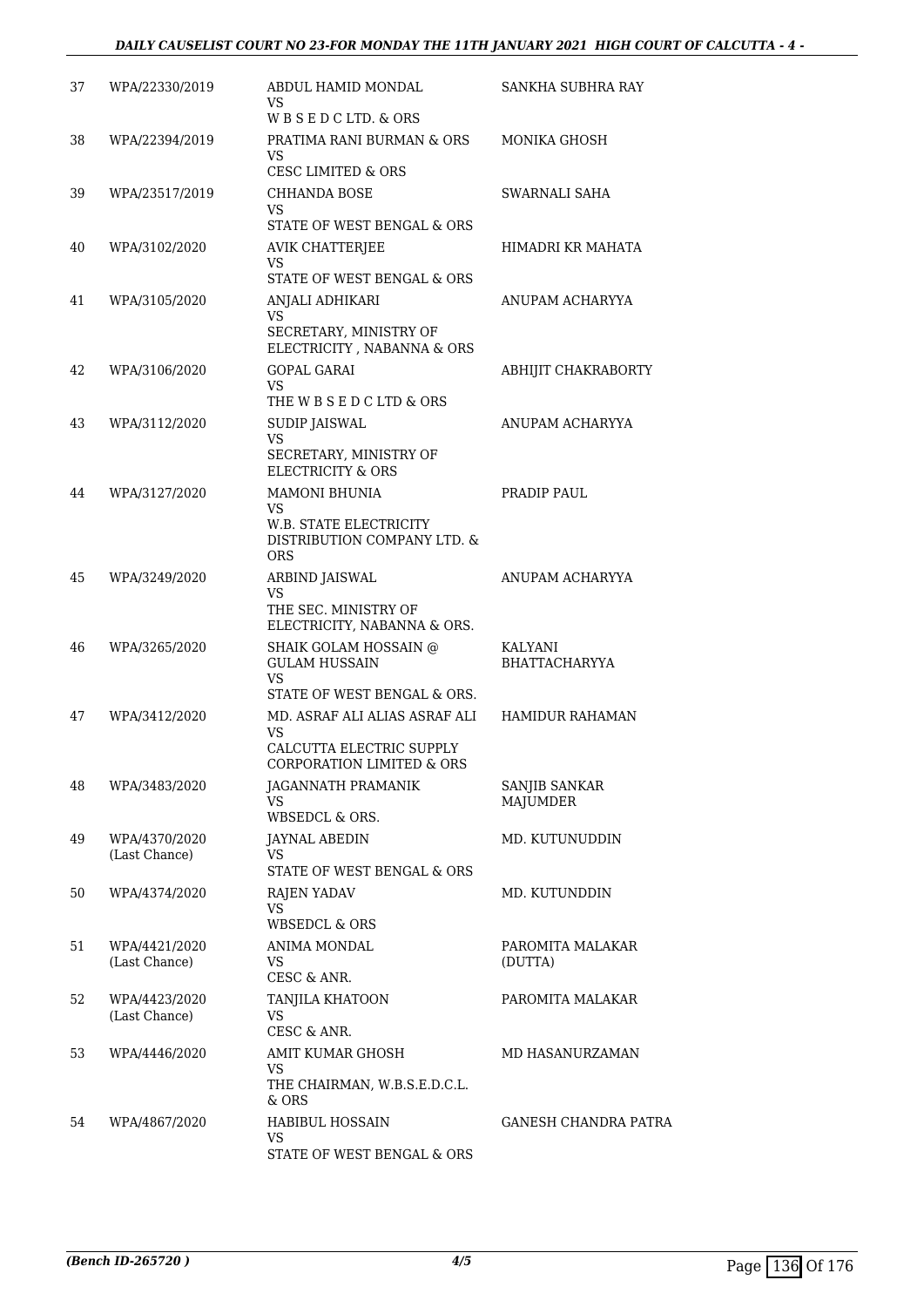| | | | |
|---|---|---|---|
| 37 | WPA/22330/2019 | ABDUL HAMID MONDAL VS W B S E D C LTD. & ORS | SANKHA SUBHRA RAY |
| 38 | WPA/22394/2019 | PRATIMA RANI BURMAN & ORS VS CESC LIMITED & ORS | MONIKA GHOSH |
| 39 | WPA/23517/2019 | CHHANDA BOSE VS STATE OF WEST BENGAL & ORS | SWARNALI SAHA |
| 40 | WPA/3102/2020 | AVIK CHATTERJEE VS STATE OF WEST BENGAL & ORS | HIMADRI KR MAHATA |
| 41 | WPA/3105/2020 | ANJALI ADHIKARI VS SECRETARY, MINISTRY OF ELECTRICITY , NABANNA & ORS | ANUPAM ACHARYYA |
| 42 | WPA/3106/2020 | GOPAL GARAI VS THE W B S E D C LTD & ORS | ABHIJIT CHAKRABORTY |
| 43 | WPA/3112/2020 | SUDIP JAISWAL VS SECRETARY, MINISTRY OF ELECTRICITY & ORS | ANUPAM ACHARYYA |
| 44 | WPA/3127/2020 | MAMONI BHUNIA VS W.B. STATE ELECTRICITY DISTRIBUTION COMPANY LTD. & ORS | PRADIP PAUL |
| 45 | WPA/3249/2020 | ARBIND JAISWAL VS THE SEC. MINISTRY OF ELECTRICITY, NABANNA & ORS. | ANUPAM ACHARYYA |
| 46 | WPA/3265/2020 | SHAIK GOLAM HOSSAIN @ GULAM HUSSAIN VS STATE OF WEST BENGAL & ORS. | KALYANI BHATTACHARYYA |
| 47 | WPA/3412/2020 | MD. ASRAF ALI ALIAS ASRAF ALI VS CALCUTTA ELECTRIC SUPPLY CORPORATION LIMITED & ORS | HAMIDUR RAHAMAN |
| 48 | WPA/3483/2020 | JAGANNATH PRAMANIK VS WBSEDCL & ORS. | SANJIB SANKAR MAJUMDER |
| 49 | WPA/4370/2020 (Last Chance) | JAYNAL ABEDIN VS STATE OF WEST BENGAL & ORS | MD. KUTUNUDDIN |
| 50 | WPA/4374/2020 | RAJEN YADAV VS WBSEDCL & ORS | MD. KUTUNDDIN |
| 51 | WPA/4421/2020 (Last Chance) | ANIMA MONDAL VS CESC & ANR. | PAROMITA MALAKAR (DUTTA) |
| 52 | WPA/4423/2020 (Last Chance) | TANJILA KHATOON VS CESC & ANR. | PAROMITA MALAKAR |
| 53 | WPA/4446/2020 | AMIT KUMAR GHOSH VS THE CHAIRMAN, W.B.S.E.D.C.L. & ORS | MD HASANURZAMAN |
| 54 | WPA/4867/2020 | HABIBUL HOSSAIN VS STATE OF WEST BENGAL & ORS | GANESH CHANDRA PATRA |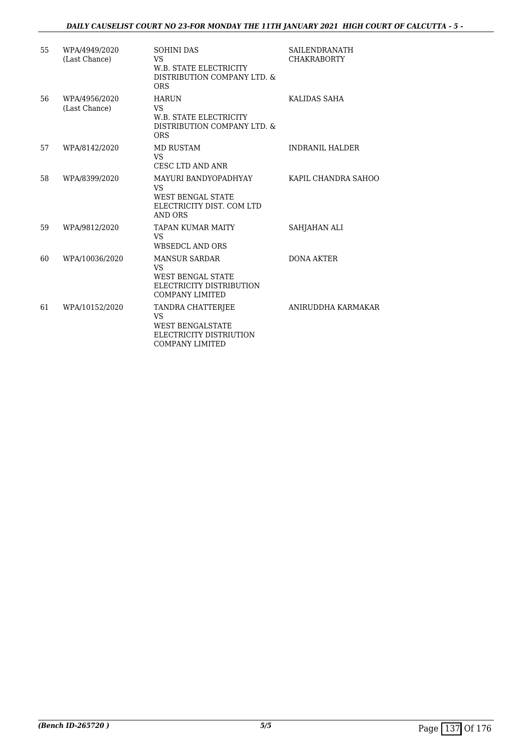| | | | |
|---|---|---|---|
| 55 | WPA/4949/2020 (Last Chance) | SOHINI DAS VS W.B. STATE ELECTRICITY DISTRIBUTION COMPANY LTD. & ORS | SAILENDRANATH CHAKRABORTY |
| 56 | WPA/4956/2020 (Last Chance) | HARUN VS W.B. STATE ELECTRICITY DISTRIBUTION COMPANY LTD. & ORS | KALIDAS SAHA |
| 57 | WPA/8142/2020 | MD RUSTAM VS CESC LTD AND ANR | INDRANIL HALDER |
| 58 | WPA/8399/2020 | MAYURI BANDYOPADHYAY VS WEST BENGAL STATE ELECTRICITY DIST. COM LTD AND ORS | KAPIL CHANDRA SAHOO |
| 59 | WPA/9812/2020 | TAPAN KUMAR MAITY VS WBSEDCL AND ORS | SAHJAHAN ALI |
| 60 | WPA/10036/2020 | MANSUR SARDAR VS WEST BENGAL STATE ELECTRICITY DISTRIBUTION COMPANY LIMITED | DONA AKTER |
| 61 | WPA/10152/2020 | TANDRA CHATTERJEE VS WEST BENGALSTATE ELECTRICITY DISTRIUTION COMPANY LIMITED | ANIRUDDHA KARMAKAR |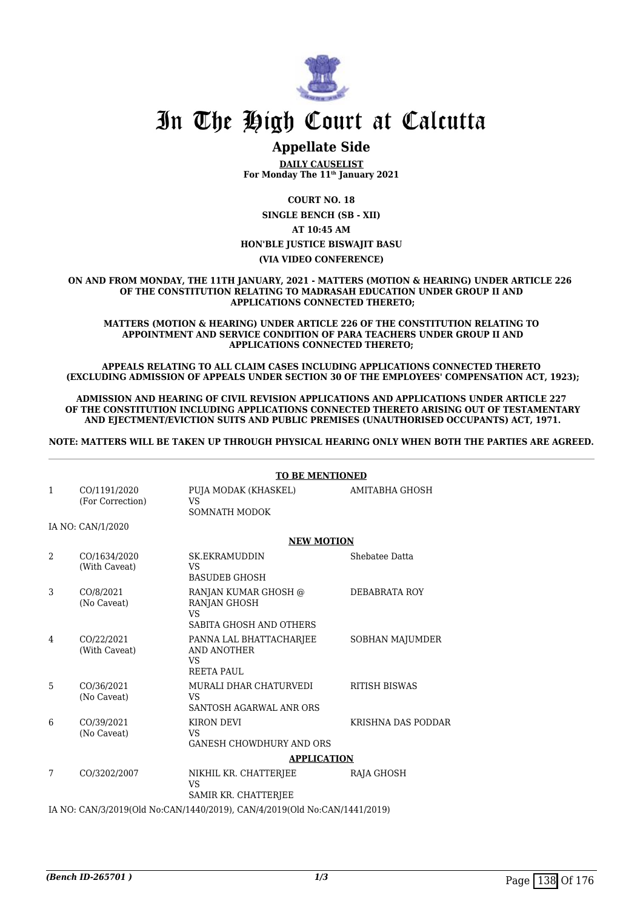# In The High Court at Calcutta

## Appellate Side

**DAILY CAUSELIST**
**For Monday The 11th January 2021**

**COURT NO. 18**

**SINGLE BENCH (SB - XII)**

**AT 10:45 AM**

**HON'BLE JUSTICE BISWAJIT BASU**

**(VIA VIDEO CONFERENCE)**

**ON AND FROM MONDAY, THE 11TH JANUARY, 2021 - MATTERS (MOTION & HEARING) UNDER ARTICLE 226 OF THE CONSTITUTION RELATING TO MADRASAH EDUCATION UNDER GROUP II AND APPLICATIONS CONNECTED THERETO;**

**MATTERS (MOTION & HEARING) UNDER ARTICLE 226 OF THE CONSTITUTION RELATING TO APPOINTMENT AND SERVICE CONDITION OF PARA TEACHERS UNDER GROUP II AND APPLICATIONS CONNECTED THERETO;**

**APPEALS RELATING TO ALL CLAIM CASES INCLUDING APPLICATIONS CONNECTED THERETO (EXCLUDING ADMISSION OF APPEALS UNDER SECTION 30 OF THE EMPLOYEES' COMPENSATION ACT, 1923);**

**ADMISSION AND HEARING OF CIVIL REVISION APPLICATIONS AND APPLICATIONS UNDER ARTICLE 227 OF THE CONSTITUTION INCLUDING APPLICATIONS CONNECTED THERETO ARISING OUT OF TESTAMENTARY AND EJECTMENT/EVICTION SUITS AND PUBLIC PREMISES (UNAUTHORISED OCCUPANTS) ACT, 1971.**

**NOTE: MATTERS WILL BE TAKEN UP THROUGH PHYSICAL HEARING ONLY WHEN BOTH THE PARTIES ARE AGREED.**

**TO BE MENTIONED**

| | | | |
|---|---|---|---|
| 1 | CO/1191/2020 (For Correction) | PUJA MODAK (KHASKEL) VS SOMNATH MODOK | AMITABHA GHOSH |

IA NO: CAN/1/2020

**NEW MOTION**

| | | | |
|---|---|---|---|
| 2 | CO/1634/2020 (With Caveat) | SK.EKRAMUDDIN VS BASUDEB GHOSH | Shebatee Datta |
| 3 | CO/8/2021 (No Caveat) | RANJAN KUMAR GHOSH @ RANJAN GHOSH VS SABITA GHOSH AND OTHERS | DEBABRATA ROY |
| 4 | CO/22/2021 (With Caveat) | PANNA LAL BHATTACHARJEE AND ANOTHER VS REETA PAUL | SOBHAN MAJUMDER |
| 5 | CO/36/2021 (No Caveat) | MURALI DHAR CHATURVEDI VS SANTOSH AGARWAL ANR ORS | RITISH BISWAS |
| 6 | CO/39/2021 (No Caveat) | KIRON DEVI VS GANESH CHOWDHURY AND ORS | KRISHNA DAS PODDAR |

**APPLICATION**

| | | | |
|---|---|---|---|
| 7 | CO/3202/2007 | NIKHIL KR. CHATTERJEE VS SAMIR KR. CHATTERJEE | RAJA GHOSH |

IA NO: CAN/3/2019(Old No:CAN/1440/2019), CAN/4/2019(Old No:CAN/1441/2019)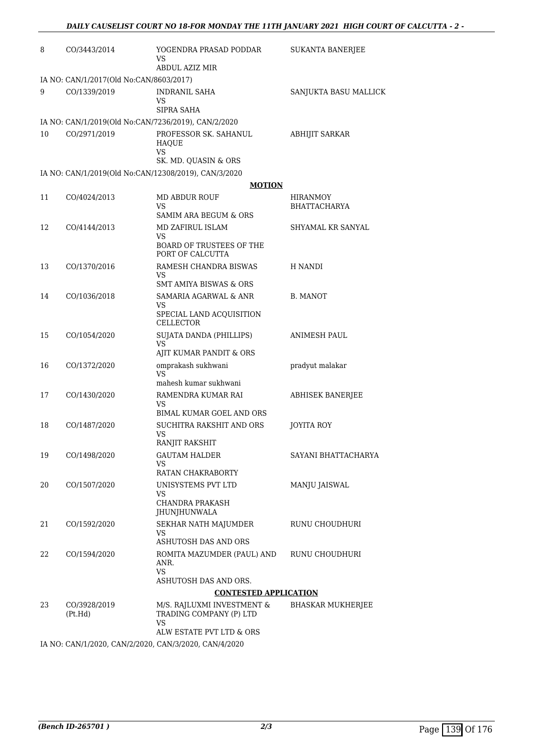| | | | |
|---|---|---|---|
| 8 | CO/3443/2014 | YOGENDRA PRASAD PODDAR<br>VS<br>ABDUL AZIZ MIR | SUKANTA BANERJEE |
| IA NO: CAN/1/2017(Old No:CAN/8603/2017) | | | |
| 9 | CO/1339/2019 | INDRANIL SAHA<br>VS<br>SIPRA SAHA | SANJUKTA BASU MALLICK |
| IA NO: CAN/1/2019(Old No:CAN/7236/2019), CAN/2/2020 | | | |
| 10 | CO/2971/2019 | PROFESSOR SK. SAHANUL HAQUE<br>VS<br>SK. MD. QUASIN & ORS | ABHIJIT SARKAR |
| IA NO: CAN/1/2019(Old No:CAN/12308/2019), CAN/3/2020 | | | |

**MOTION**

| | | | |
|---|---|---|---|
| 11 | CO/4024/2013 | MD ABDUR ROUF<br>VS<br>SAMIM ARA BEGUM & ORS | HIRANMOY BHATTACHARYA |
| 12 | CO/4144/2013 | MD ZAFIRUL ISLAM<br>VS<br>BOARD OF TRUSTEES OF THE PORT OF CALCUTTA | SHYAMAL KR SANYAL |
| 13 | CO/1370/2016 | RAMESH CHANDRA BISWAS<br>VS<br>SMT AMIYA BISWAS & ORS | H NANDI |
| 14 | CO/1036/2018 | SAMARIA AGARWAL & ANR<br>VS<br>SPECIAL LAND ACQUISITION CELLECTOR | B. MANOT |
| 15 | CO/1054/2020 | SUJATA DANDA (PHILLIPS)<br>VS<br>AJIT KUMAR PANDIT & ORS | ANIMESH PAUL |
| 16 | CO/1372/2020 | omprakash sukhwani<br>VS<br>mahesh kumar sukhwani | pradyut malakar |
| 17 | CO/1430/2020 | RAMENDRA KUMAR RAI<br>VS<br>BIMAL KUMAR GOEL AND ORS | ABHISEK BANERJEE |
| 18 | CO/1487/2020 | SUCHITRA RAKSHIT AND ORS<br>VS<br>RANJIT RAKSHIT | JOYITA ROY |
| 19 | CO/1498/2020 | GAUTAM HALDER<br>VS<br>RATAN CHAKRABORTY | SAYANI BHATTACHARYA |
| 20 | CO/1507/2020 | UNISYSTEMS PVT LTD<br>VS<br>CHANDRA PRAKASH JHUNJHUNWALA | MANJU JAISWAL |
| 21 | CO/1592/2020 | SEKHAR NATH MAJUMDER<br>VS<br>ASHUTOSH DAS AND ORS | RUNU CHOUDHURI |
| 22 | CO/1594/2020 | ROMITA MAZUMDER (PAUL) AND ANR.<br>VS<br>ASHUTOSH DAS AND ORS. | RUNU CHOUDHURI |

**CONTESTED APPLICATION**

| | | | |
|---|---|---|---|
| 23 | CO/3928/2019 (Pt.Hd) | M/S. RAJLUXMI INVESTMENT & TRADING COMPANY (P) LTD<br>VS<br>ALW ESTATE PVT LTD & ORS | BHASKAR MUKHERJEE |
| IA NO: CAN/1/2020, CAN/2/2020, CAN/3/2020, CAN/4/2020 | | | |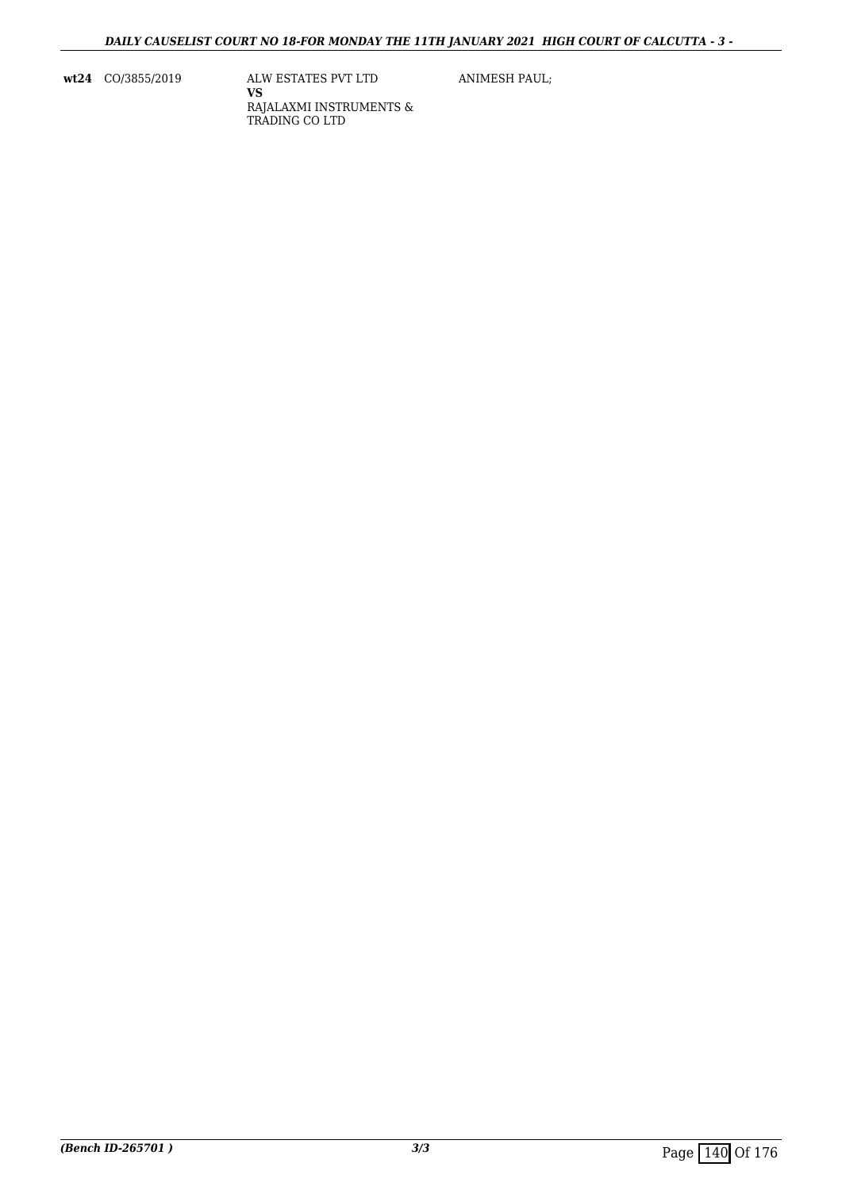| | | | |
|---|---|---|---|
| **wt24** | CO/3855/2019 | ALW ESTATES PVT LTD<br>**VS**<br>RAJALAXMI INSTRUMENTS & TRADING CO LTD | ANIMESH PAUL; |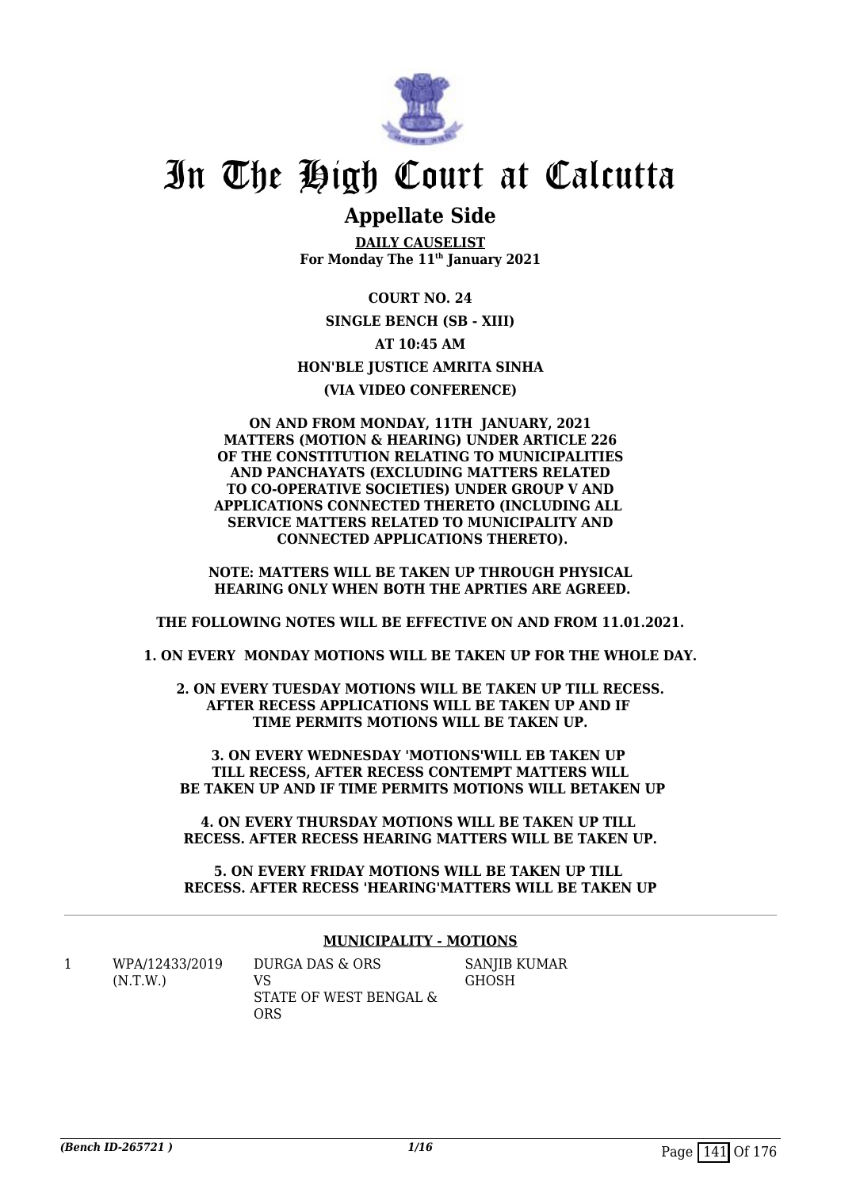# In The High Court at Calcutta

## Appellate Side

**DAILY CAUSELIST**
**For Monday The 11th January 2021**

**COURT NO. 24**

**SINGLE BENCH (SB - XIII)**

**AT 10:45 AM**

**HON'BLE JUSTICE AMRITA SINHA**

**(VIA VIDEO CONFERENCE)**

**ON AND FROM MONDAY, 11TH JANUARY, 2021 MATTERS (MOTION & HEARING) UNDER ARTICLE 226 OF THE CONSTITUTION RELATING TO MUNICIPALITIES AND PANCHAYATS (EXCLUDING MATTERS RELATED TO CO-OPERATIVE SOCIETIES) UNDER GROUP V AND APPLICATIONS CONNECTED THERETO (INCLUDING ALL SERVICE MATTERS RELATED TO MUNICIPALITY AND CONNECTED APPLICATIONS THERETO).**

**NOTE: MATTERS WILL BE TAKEN UP THROUGH PHYSICAL HEARING ONLY WHEN BOTH THE APRTIES ARE AGREED.**

**THE FOLLOWING NOTES WILL BE EFFECTIVE ON AND FROM 11.01.2021.**

**1. ON EVERY MONDAY MOTIONS WILL BE TAKEN UP FOR THE WHOLE DAY.**

**2. ON EVERY TUESDAY MOTIONS WILL BE TAKEN UP TILL RECESS. AFTER RECESS APPLICATIONS WILL BE TAKEN UP AND IF TIME PERMITS MOTIONS WILL BE TAKEN UP.**

**3. ON EVERY WEDNESDAY 'MOTIONS'WILL EB TAKEN UP TILL RECESS, AFTER RECESS CONTEMPT MATTERS WILL BE TAKEN UP AND IF TIME PERMITS MOTIONS WILL BETAKEN UP**

**4. ON EVERY THURSDAY MOTIONS WILL BE TAKEN UP TILL RECESS. AFTER RECESS HEARING MATTERS WILL BE TAKEN UP.**

**5. ON EVERY FRIDAY MOTIONS WILL BE TAKEN UP TILL RECESS. AFTER RECESS 'HEARING'MATTERS WILL BE TAKEN UP**

---

**MUNICIPALITY - MOTIONS**

| | | | |
|---|---|---|---|
| 1 | WPA/12433/2019 (N.T.W.) | DURGA DAS & ORS VS STATE OF WEST BENGAL & ORS | SANJIB KUMAR GHOSH |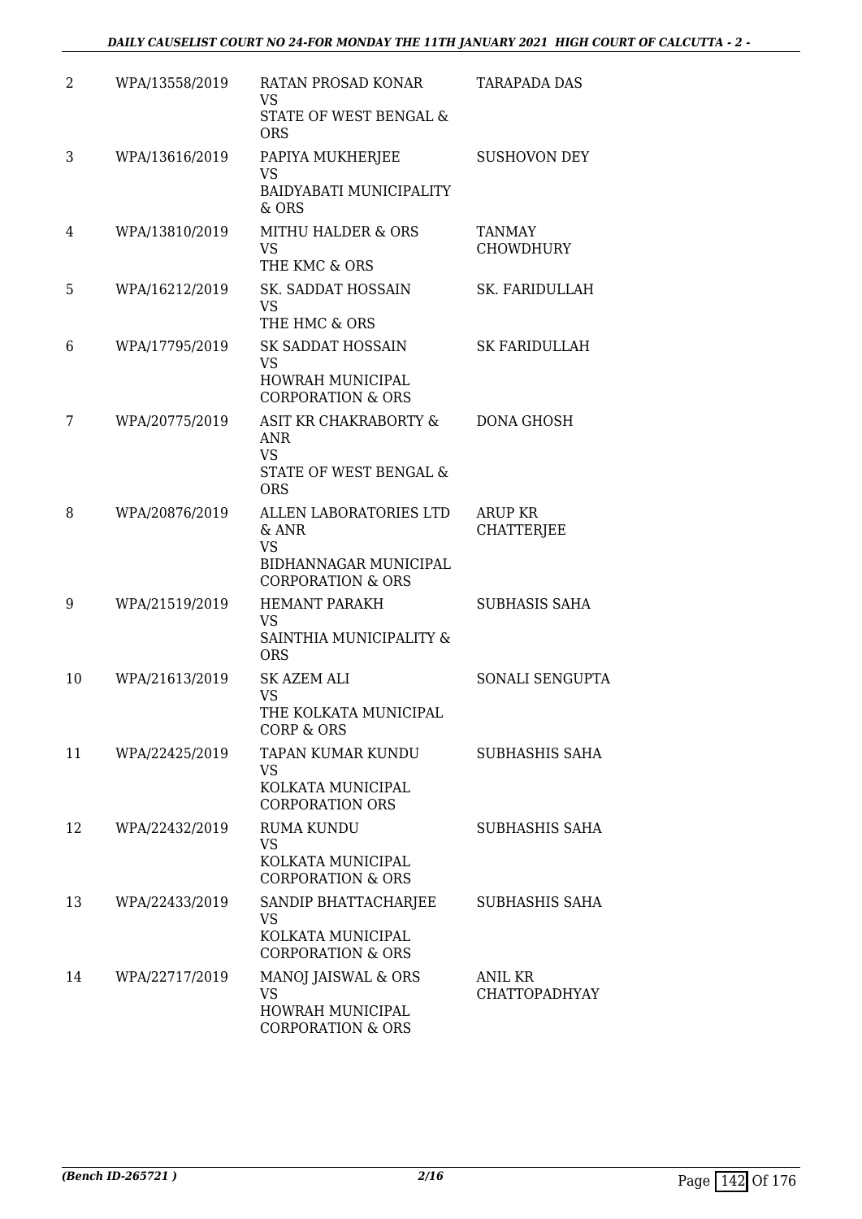| | | | |
|---|---|---|---|
| 2 | WPA/13558/2019 | RATAN PROSAD KONAR<br>VS<br>STATE OF WEST BENGAL & ORS | TARAPADA DAS |
| 3 | WPA/13616/2019 | PAPIYA MUKHERJEE<br>VS<br>BAIDYABATI MUNICIPALITY & ORS | SUSHOVON DEY |
| 4 | WPA/13810/2019 | MITHU HALDER & ORS<br>VS<br>THE KMC & ORS | TANMAY CHOWDHURY |
| 5 | WPA/16212/2019 | SK. SADDAT HOSSAIN<br>VS<br>THE HMC & ORS | SK. FARIDULLAH |
| 6 | WPA/17795/2019 | SK SADDAT HOSSAIN<br>VS<br>HOWRAH MUNICIPAL CORPORATION & ORS | SK FARIDULLAH |
| 7 | WPA/20775/2019 | ASIT KR CHAKRABORTY & ANR<br>VS<br>STATE OF WEST BENGAL & ORS | DONA GHOSH |
| 8 | WPA/20876/2019 | ALLEN LABORATORIES LTD & ANR<br>VS<br>BIDHANNAGAR MUNICIPAL CORPORATION & ORS | ARUP KR CHATTERJEE |
| 9 | WPA/21519/2019 | HEMANT PARAKH<br>VS<br>SAINTHIA MUNICIPALITY & ORS | SUBHASIS SAHA |
| 10 | WPA/21613/2019 | SK AZEM ALI<br>VS<br>THE KOLKATA MUNICIPAL CORP & ORS | SONALI SENGUPTA |
| 11 | WPA/22425/2019 | TAPAN KUMAR KUNDU<br>VS<br>KOLKATA MUNICIPAL CORPORATION ORS | SUBHASHIS SAHA |
| 12 | WPA/22432/2019 | RUMA KUNDU<br>VS<br>KOLKATA MUNICIPAL CORPORATION & ORS | SUBHASHIS SAHA |
| 13 | WPA/22433/2019 | SANDIP BHATTACHARJEE<br>VS<br>KOLKATA MUNICIPAL CORPORATION & ORS | SUBHASHIS SAHA |
| 14 | WPA/22717/2019 | MANOJ JAISWAL & ORS<br>VS<br>HOWRAH MUNICIPAL CORPORATION & ORS | ANIL KR CHATTOPADHYAY |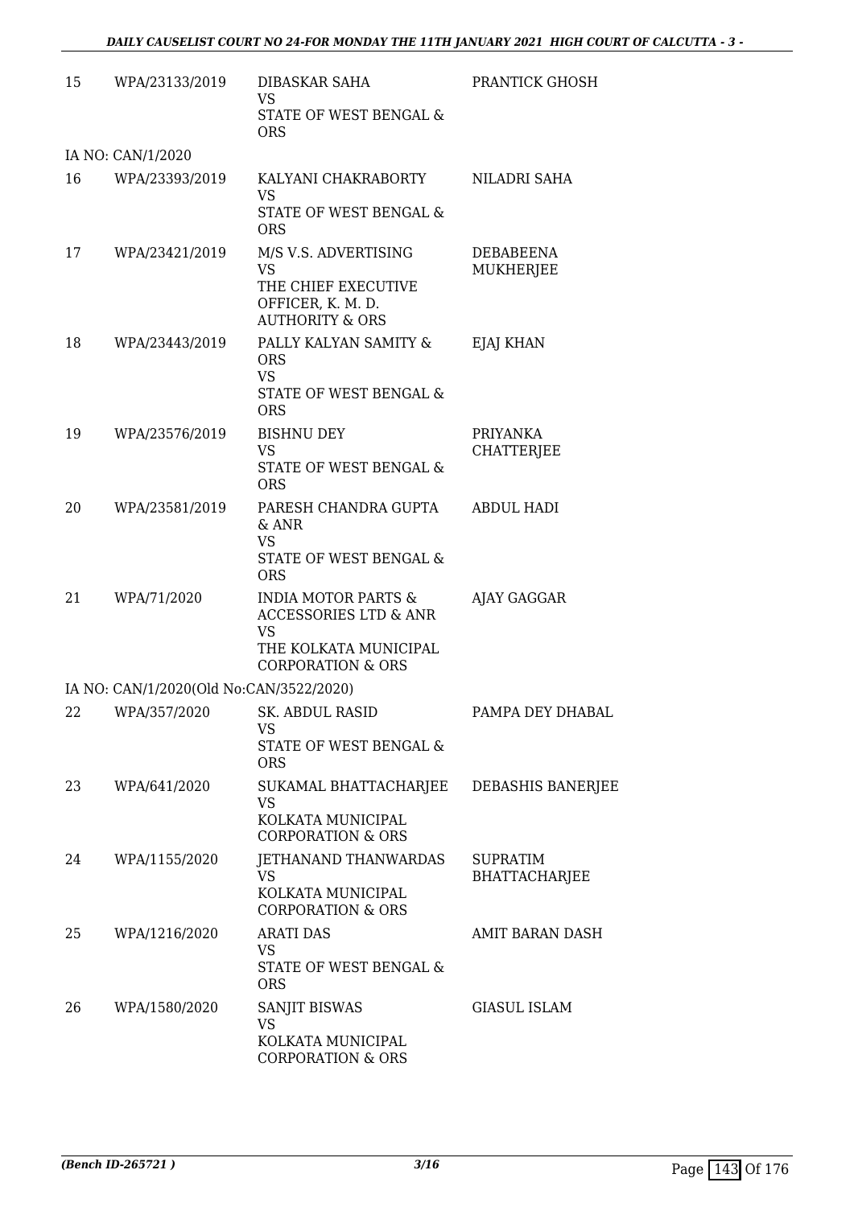| 15 | WPA/23133/2019 | DIBASKAR SAHA<br>VS<br>STATE OF WEST BENGAL & ORS | PRANTICK GHOSH |
|---|---|---|---|
| | IA NO: CAN/1/2020 | | |
| 16 | WPA/23393/2019 | KALYANI CHAKRABORTY<br>VS<br>STATE OF WEST BENGAL & ORS | NILADRI SAHA |
| 17 | WPA/23421/2019 | M/S V.S. ADVERTISING<br>VS<br>THE CHIEF EXECUTIVE OFFICER, K. M. D. AUTHORITY & ORS | DEBABEENA MUKHERJEE |
| 18 | WPA/23443/2019 | PALLY KALYAN SAMITY & ORS<br>VS<br>STATE OF WEST BENGAL & ORS | EJAJ KHAN |
| 19 | WPA/23576/2019 | BISHNU DEY<br>VS<br>STATE OF WEST BENGAL & ORS | PRIYANKA CHATTERJEE |
| 20 | WPA/23581/2019 | PARESH CHANDRA GUPTA & ANR<br>VS<br>STATE OF WEST BENGAL & ORS | ABDUL HADI |
| 21 | WPA/71/2020 | INDIA MOTOR PARTS & ACCESSORIES LTD & ANR<br>VS<br>THE KOLKATA MUNICIPAL CORPORATION & ORS | AJAY GAGGAR |
| | IA NO: CAN/1/2020(Old No:CAN/3522/2020) | | |
| 22 | WPA/357/2020 | SK. ABDUL RASID<br>VS<br>STATE OF WEST BENGAL & ORS | PAMPA DEY DHABAL |
| 23 | WPA/641/2020 | SUKAMAL BHATTACHARJEE<br>VS<br>KOLKATA MUNICIPAL CORPORATION & ORS | DEBASHIS BANERJEE |
| 24 | WPA/1155/2020 | JETHANAND THANWARDAS<br>VS<br>KOLKATA MUNICIPAL CORPORATION & ORS | SUPRATIM BHATTACHARJEE |
| 25 | WPA/1216/2020 | ARATI DAS<br>VS<br>STATE OF WEST BENGAL & ORS | AMIT BARAN DASH |
| 26 | WPA/1580/2020 | SANJIT BISWAS<br>VS<br>KOLKATA MUNICIPAL CORPORATION & ORS | GIASUL ISLAM |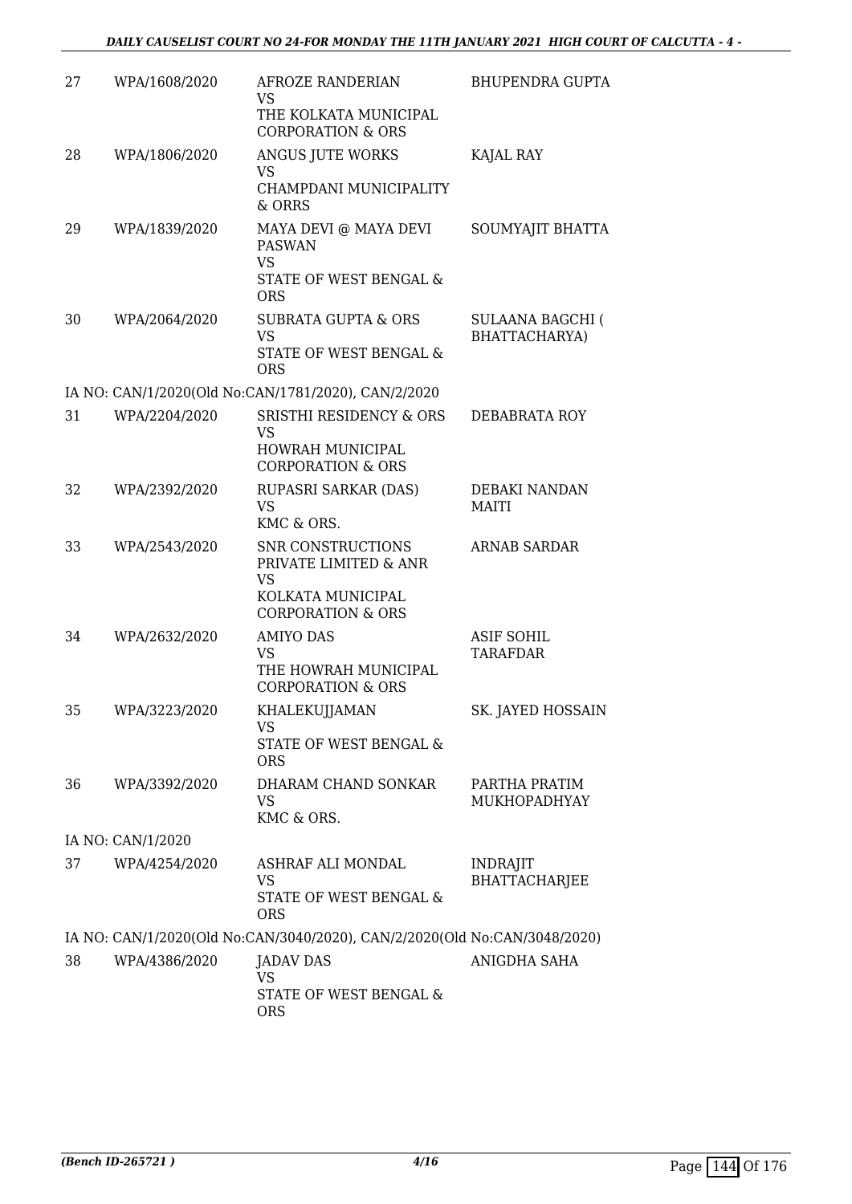| | | | |
|---|---|---|---|
| 27 | WPA/1608/2020 | AFROZE RANDERIAN<br>VS<br>THE KOLKATA MUNICIPAL CORPORATION & ORS | BHUPENDRA GUPTA |
| 28 | WPA/1806/2020 | ANGUS JUTE WORKS<br>VS<br>CHAMPDANI MUNICIPALITY & ORRS | KAJAL RAY |
| 29 | WPA/1839/2020 | MAYA DEVI @ MAYA DEVI PASWAN<br>VS<br>STATE OF WEST BENGAL & ORS | SOUMYAJIT BHATTA |
| 30 | WPA/2064/2020 | SUBRATA GUPTA & ORS<br>VS<br>STATE OF WEST BENGAL & ORS | SULAANA BAGCHI ( BHATTACHARYA) |
| | IA NO: CAN/1/2020(Old No:CAN/1781/2020), CAN/2/2020 | | |
| 31 | WPA/2204/2020 | SRISTHI RESIDENCY & ORS<br>VS<br>HOWRAH MUNICIPAL CORPORATION & ORS | DEBABRATA ROY |
| 32 | WPA/2392/2020 | RUPASRI SARKAR (DAS)<br>VS<br>KMC & ORS. | DEBAKI NANDAN MAITI |
| 33 | WPA/2543/2020 | SNR CONSTRUCTIONS PRIVATE LIMITED & ANR<br>VS<br>KOLKATA MUNICIPAL CORPORATION & ORS | ARNAB SARDAR |
| 34 | WPA/2632/2020 | AMIYO DAS<br>VS<br>THE HOWRAH MUNICIPAL CORPORATION & ORS | ASIF SOHIL TARAFDAR |
| 35 | WPA/3223/2020 | KHALEKUJJAMAN<br>VS<br>STATE OF WEST BENGAL & ORS | SK. JAYED HOSSAIN |
| 36 | WPA/3392/2020 | DHARAM CHAND SONKAR<br>VS<br>KMC & ORS. | PARTHA PRATIM MUKHOPADHYAY |
| | IA NO: CAN/1/2020 | | |
| 37 | WPA/4254/2020 | ASHRAF ALI MONDAL<br>VS<br>STATE OF WEST BENGAL & ORS | INDRAJIT BHATTACHARJEE |
| | IA NO: CAN/1/2020(Old No:CAN/3040/2020), CAN/2/2020(Old No:CAN/3048/2020) | | |
| 38 | WPA/4386/2020 | JADAV DAS<br>VS<br>STATE OF WEST BENGAL & ORS | ANIGDHA SAHA |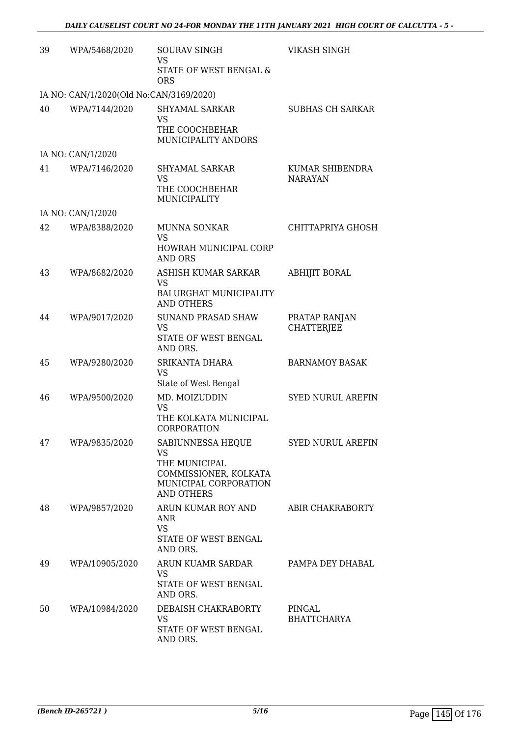| 39 | WPA/5468/2020 | SOURAV SINGH<br>VS<br>STATE OF WEST BENGAL & ORS | VIKASH SINGH |
|---|---|---|---|
| | IA NO: CAN/1/2020(Old No:CAN/3169/2020) | | |
| 40 | WPA/7144/2020 | SHYAMAL SARKAR<br>VS<br>THE COOCHBEHAR MUNICIPALITY ANDORS | SUBHAS CH SARKAR |
| | IA NO: CAN/1/2020 | | |
| 41 | WPA/7146/2020 | SHYAMAL SARKAR<br>VS<br>THE COOCHBEHAR MUNICIPALITY | KUMAR SHIBENDRA NARAYAN |
| | IA NO: CAN/1/2020 | | |
| 42 | WPA/8388/2020 | MUNNA SONKAR<br>VS<br>HOWRAH MUNICIPAL CORP AND ORS | CHITTAPRIYA GHOSH |
| 43 | WPA/8682/2020 | ASHISH KUMAR SARKAR<br>VS<br>BALURGHAT MUNICIPALITY AND OTHERS | ABHIJIT BORAL |
| 44 | WPA/9017/2020 | SUNAND PRASAD SHAW<br>VS<br>STATE OF WEST BENGAL AND ORS. | PRATAP RANJAN CHATTERJEE |
| 45 | WPA/9280/2020 | SRIKANTA DHARA<br>VS<br>State of West Bengal | BARNAMOY BASAK |
| 46 | WPA/9500/2020 | MD. MOIZUDDIN<br>VS<br>THE KOLKATA MUNICIPAL CORPORATION | SYED NURUL AREFIN |
| 47 | WPA/9835/2020 | SABIUNNESSA HEQUE<br>VS<br>THE MUNICIPAL COMMISSIONER, KOLKATA MUNICIPAL CORPORATION AND OTHERS | SYED NURUL AREFIN |
| 48 | WPA/9857/2020 | ARUN KUMAR ROY AND ANR<br>VS<br>STATE OF WEST BENGAL AND ORS. | ABIR CHAKRABORTY |
| 49 | WPA/10905/2020 | ARUN KUAMR SARDAR<br>VS<br>STATE OF WEST BENGAL AND ORS. | PAMPA DEY DHABAL |
| 50 | WPA/10984/2020 | DEBAISH CHAKRABORTY<br>VS<br>STATE OF WEST BENGAL AND ORS. | PINGAL BHATTCHARYA |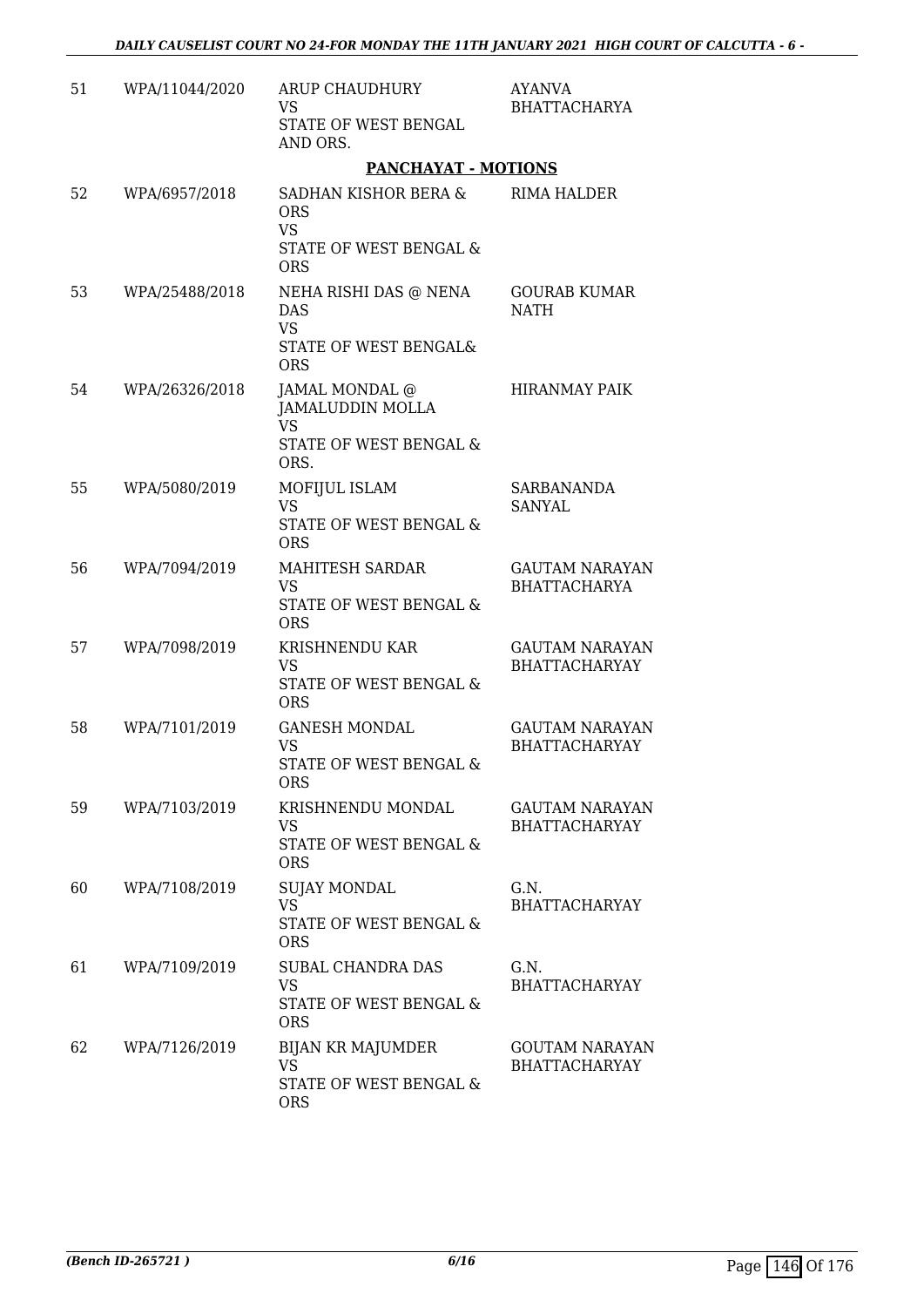| | | | |
|---|---|---|---|
| 51 | WPA/11044/2020 | ARUP CHAUDHURY<br>VS<br>STATE OF WEST BENGAL AND ORS. | AYANVA BHATTACHARYA |

**PANCHAYAT - MOTIONS**

| | | | |
|---|---|---|---|
| 52 | WPA/6957/2018 | SADHAN KISHOR BERA & ORS<br>VS<br>STATE OF WEST BENGAL & ORS | RIMA HALDER |
| 53 | WPA/25488/2018 | NEHA RISHI DAS @ NENA DAS<br>VS<br>STATE OF WEST BENGAL& ORS | GOURAB KUMAR NATH |
| 54 | WPA/26326/2018 | JAMAL MONDAL @ JAMALUDDIN MOLLA<br>VS<br>STATE OF WEST BENGAL & ORS. | HIRANMAY PAIK |
| 55 | WPA/5080/2019 | MOFIJUL ISLAM<br>VS<br>STATE OF WEST BENGAL & ORS | SARBANANDA SANYAL |
| 56 | WPA/7094/2019 | MAHITESH SARDAR<br>VS<br>STATE OF WEST BENGAL & ORS | GAUTAM NARAYAN BHATTACHARYA |
| 57 | WPA/7098/2019 | KRISHNENDU KAR<br>VS<br>STATE OF WEST BENGAL & ORS | GAUTAM NARAYAN BHATTACHARYAY |
| 58 | WPA/7101/2019 | GANESH MONDAL<br>VS<br>STATE OF WEST BENGAL & ORS | GAUTAM NARAYAN BHATTACHARYAY |
| 59 | WPA/7103/2019 | KRISHNENDU MONDAL<br>VS<br>STATE OF WEST BENGAL & ORS | GAUTAM NARAYAN BHATTACHARYAY |
| 60 | WPA/7108/2019 | SUJAY MONDAL<br>VS<br>STATE OF WEST BENGAL & ORS | G.N. BHATTACHARYAY |
| 61 | WPA/7109/2019 | SUBAL CHANDRA DAS<br>VS<br>STATE OF WEST BENGAL & ORS | G.N. BHATTACHARYAY |
| 62 | WPA/7126/2019 | BIJAN KR MAJUMDER<br>VS<br>STATE OF WEST BENGAL & ORS | GOUTAM NARAYAN BHATTACHARYAY |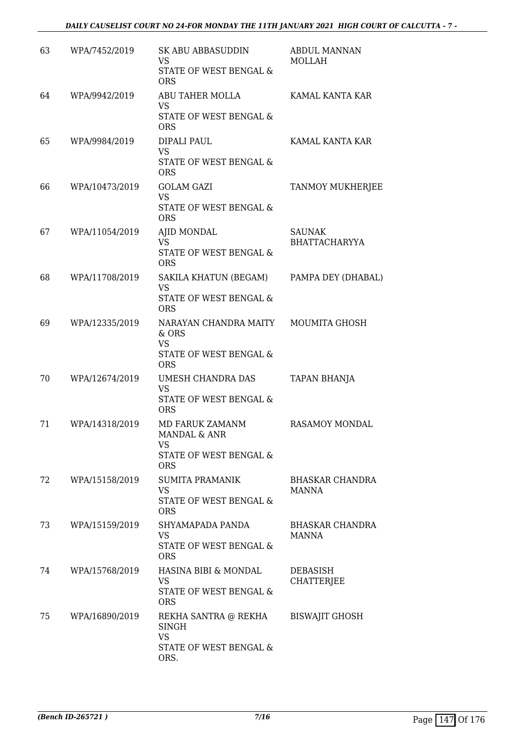| 63 | WPA/7452/2019 | SK ABU ABBASUDDIN<br>VS<br>STATE OF WEST BENGAL & ORS | ABDUL MANNAN MOLLAH |
|---|---|---|---|
| 64 | WPA/9942/2019 | ABU TAHER MOLLA<br>VS<br>STATE OF WEST BENGAL & ORS | KAMAL KANTA KAR |
| 65 | WPA/9984/2019 | DIPALI PAUL<br>VS<br>STATE OF WEST BENGAL & ORS | KAMAL KANTA KAR |
| 66 | WPA/10473/2019 | GOLAM GAZI<br>VS<br>STATE OF WEST BENGAL & ORS | TANMOY MUKHERJEE |
| 67 | WPA/11054/2019 | AJID MONDAL<br>VS<br>STATE OF WEST BENGAL & ORS | SAUNAK BHATTACHARYYA |
| 68 | WPA/11708/2019 | SAKILA KHATUN (BEGAM)<br>VS<br>STATE OF WEST BENGAL & ORS | PAMPA DEY (DHABAL) |
| 69 | WPA/12335/2019 | NARAYAN CHANDRA MAITY & ORS<br>VS<br>STATE OF WEST BENGAL & ORS | MOUMITA GHOSH |
| 70 | WPA/12674/2019 | UMESH CHANDRA DAS<br>VS<br>STATE OF WEST BENGAL & ORS | TAPAN BHANJA |
| 71 | WPA/14318/2019 | MD FARUK ZAMANM MANDAL & ANR<br>VS<br>STATE OF WEST BENGAL & ORS | RASAMOY MONDAL |
| 72 | WPA/15158/2019 | SUMITA PRAMANIK<br>VS<br>STATE OF WEST BENGAL & ORS | BHASKAR CHANDRA MANNA |
| 73 | WPA/15159/2019 | SHYAMAPADA PANDA<br>VS<br>STATE OF WEST BENGAL & ORS | BHASKAR CHANDRA MANNA |
| 74 | WPA/15768/2019 | HASINA BIBI & MONDAL<br>VS<br>STATE OF WEST BENGAL & ORS | DEBASISH CHATTERJEE |
| 75 | WPA/16890/2019 | REKHA SANTRA @ REKHA SINGH<br>VS<br>STATE OF WEST BENGAL & ORS. | BISWAJIT GHOSH |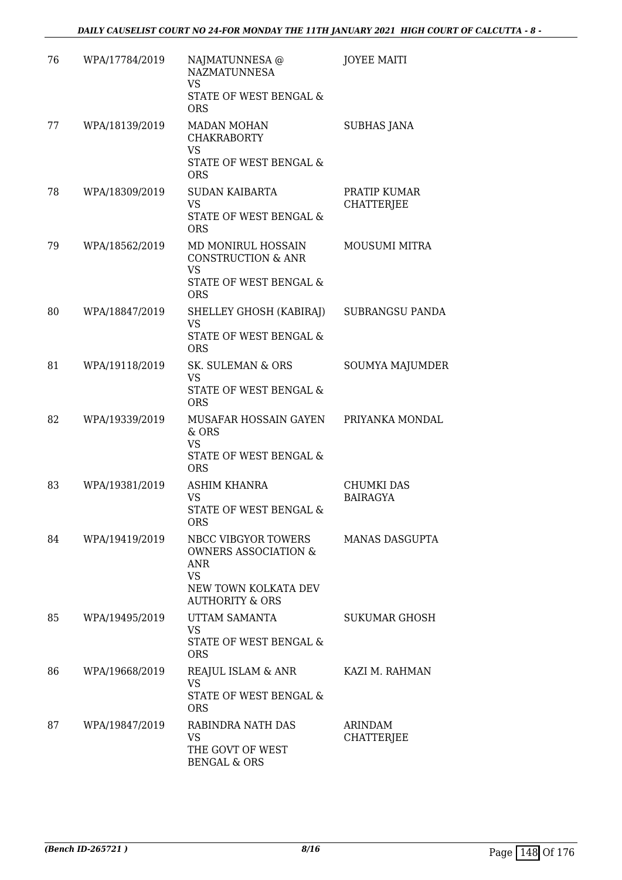| 76 | WPA/17784/2019 | NAJMATUNNESA @ NAZMATUNNESA VS STATE OF WEST BENGAL & ORS | JOYEE MAITI |
|---|---|---|---|
| 77 | WPA/18139/2019 | MADAN MOHAN CHAKRABORTY VS STATE OF WEST BENGAL & ORS | SUBHAS JANA |
| 78 | WPA/18309/2019 | SUDAN KAIBARTA VS STATE OF WEST BENGAL & ORS | PRATIP KUMAR CHATTERJEE |
| 79 | WPA/18562/2019 | MD MONIRUL HOSSAIN CONSTRUCTION & ANR VS STATE OF WEST BENGAL & ORS | MOUSUMI MITRA |
| 80 | WPA/18847/2019 | SHELLEY GHOSH (KABIRAJ) VS STATE OF WEST BENGAL & ORS | SUBRANGSU PANDA |
| 81 | WPA/19118/2019 | SK. SULEMAN & ORS VS STATE OF WEST BENGAL & ORS | SOUMYA MAJUMDER |
| 82 | WPA/19339/2019 | MUSAFAR HOSSAIN GAYEN & ORS VS STATE OF WEST BENGAL & ORS | PRIYANKA MONDAL |
| 83 | WPA/19381/2019 | ASHIM KHANRA VS STATE OF WEST BENGAL & ORS | CHUMKI DAS BAIRAGYA |
| 84 | WPA/19419/2019 | NBCC VIBGYOR TOWERS OWNERS ASSOCIATION & ANR VS NEW TOWN KOLKATA DEV AUTHORITY & ORS | MANAS DASGUPTA |
| 85 | WPA/19495/2019 | UTTAM SAMANTA VS STATE OF WEST BENGAL & ORS | SUKUMAR GHOSH |
| 86 | WPA/19668/2019 | REAJUL ISLAM & ANR VS STATE OF WEST BENGAL & ORS | KAZI M. RAHMAN |
| 87 | WPA/19847/2019 | RABINDRA NATH DAS VS THE GOVT OF WEST BENGAL & ORS | ARINDAM CHATTERJEE |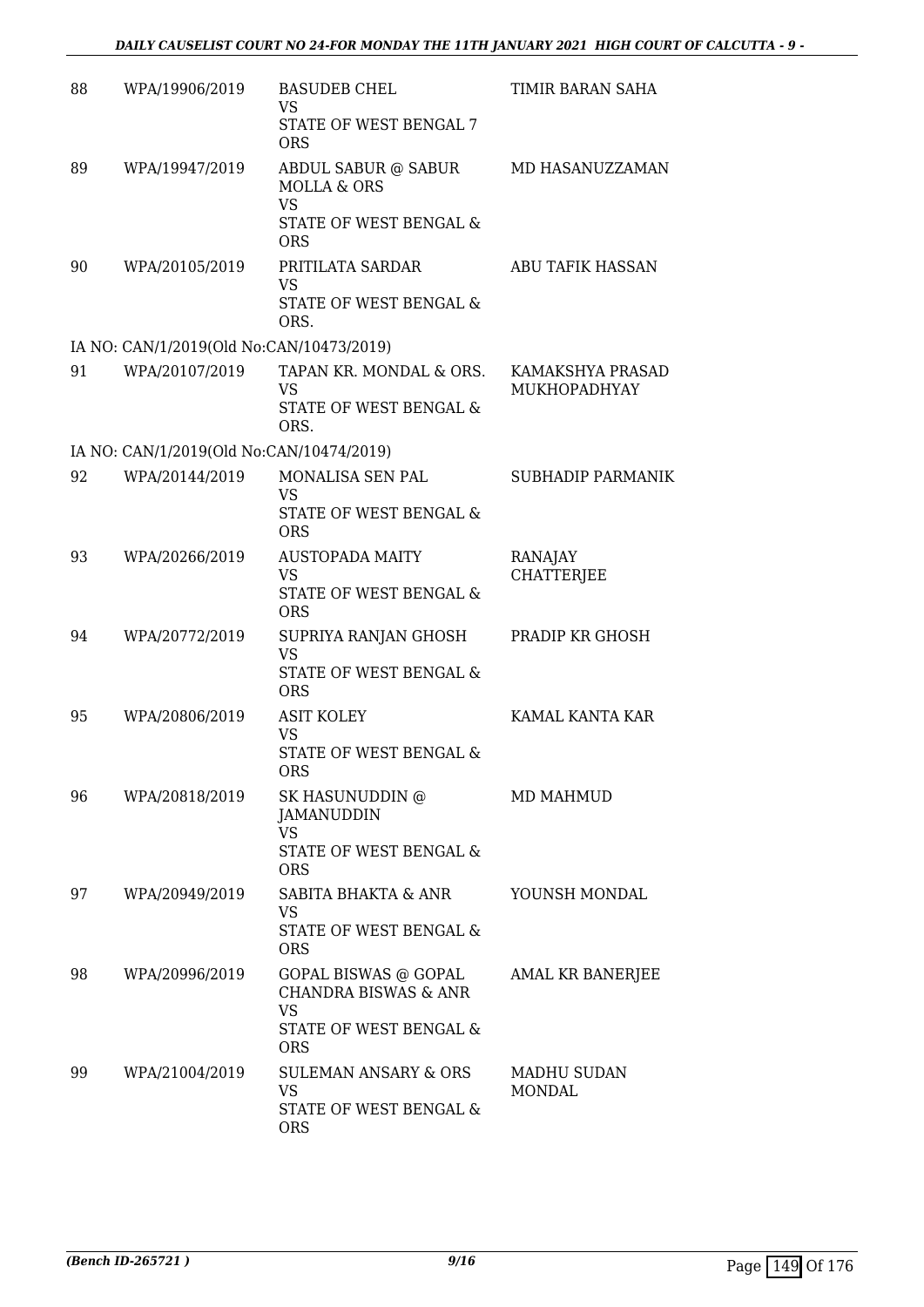| | | | |
|---|---|---|---|
| 88 | WPA/19906/2019 | BASUDEB CHEL<br>VS<br>STATE OF WEST BENGAL 7 ORS | TIMIR BARAN SAHA |
| 89 | WPA/19947/2019 | ABDUL SABUR @ SABUR MOLLA & ORS<br>VS<br>STATE OF WEST BENGAL & ORS | MD HASANUZZAMAN |
| 90 | WPA/20105/2019 | PRITILATA SARDAR<br>VS<br>STATE OF WEST BENGAL & ORS. | ABU TAFIK HASSAN |
| | IA NO: CAN/1/2019(Old No:CAN/10473/2019) | | |
| 91 | WPA/20107/2019 | TAPAN KR. MONDAL & ORS.<br>VS<br>STATE OF WEST BENGAL & ORS. | KAMAKSHYA PRASAD MUKHOPADHYAY |
| | IA NO: CAN/1/2019(Old No:CAN/10474/2019) | | |
| 92 | WPA/20144/2019 | MONALISA SEN PAL<br>VS<br>STATE OF WEST BENGAL & ORS | SUBHADIP PARMANIK |
| 93 | WPA/20266/2019 | AUSTOPADA MAITY<br>VS<br>STATE OF WEST BENGAL & ORS | RANAJAY CHATTERJEE |
| 94 | WPA/20772/2019 | SUPRIYA RANJAN GHOSH<br>VS<br>STATE OF WEST BENGAL & ORS | PRADIP KR GHOSH |
| 95 | WPA/20806/2019 | ASIT KOLEY<br>VS<br>STATE OF WEST BENGAL & ORS | KAMAL KANTA KAR |
| 96 | WPA/20818/2019 | SK HASUNUDDIN @ JAMANUDDIN<br>VS<br>STATE OF WEST BENGAL & ORS | MD MAHMUD |
| 97 | WPA/20949/2019 | SABITA BHAKTA & ANR<br>VS<br>STATE OF WEST BENGAL & ORS | YOUNSH MONDAL |
| 98 | WPA/20996/2019 | GOPAL BISWAS @ GOPAL CHANDRA BISWAS & ANR<br>VS<br>STATE OF WEST BENGAL & ORS | AMAL KR BANERJEE |
| 99 | WPA/21004/2019 | SULEMAN ANSARY & ORS<br>VS<br>STATE OF WEST BENGAL & ORS | MADHU SUDAN MONDAL |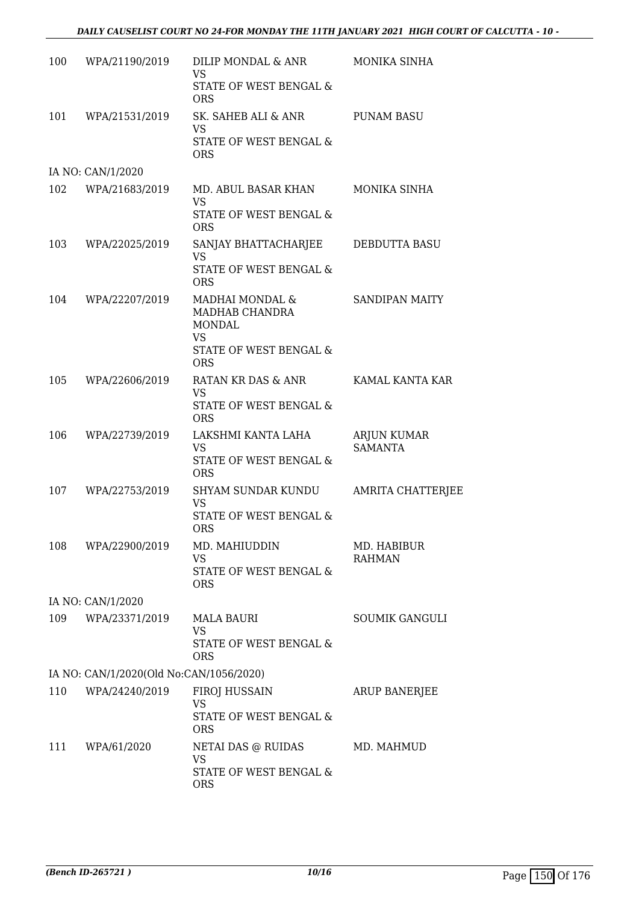| | | | |
|---|---|---|---|
| 100 | WPA/21190/2019 | DILIP MONDAL & ANR<br>VS<br>STATE OF WEST BENGAL & ORS | MONIKA SINHA |
| 101 | WPA/21531/2019 | SK. SAHEB ALI & ANR<br>VS<br>STATE OF WEST BENGAL & ORS | PUNAM BASU |
| IA NO: CAN/1/2020 | | | |
| 102 | WPA/21683/2019 | MD. ABUL BASAR KHAN<br>VS<br>STATE OF WEST BENGAL & ORS | MONIKA SINHA |
| 103 | WPA/22025/2019 | SANJAY BHATTACHARJEE<br>VS<br>STATE OF WEST BENGAL & ORS | DEBDUTTA BASU |
| 104 | WPA/22207/2019 | MADHAI MONDAL & MADHAB CHANDRA MONDAL<br>VS<br>STATE OF WEST BENGAL & ORS | SANDIPAN MAITY |
| 105 | WPA/22606/2019 | RATAN KR DAS & ANR<br>VS<br>STATE OF WEST BENGAL & ORS | KAMAL KANTA KAR |
| 106 | WPA/22739/2019 | LAKSHMI KANTA LAHA<br>VS<br>STATE OF WEST BENGAL & ORS | ARJUN KUMAR SAMANTA |
| 107 | WPA/22753/2019 | SHYAM SUNDAR KUNDU<br>VS<br>STATE OF WEST BENGAL & ORS | AMRITA CHATTERJEE |
| 108 | WPA/22900/2019 | MD. MAHIUDDIN<br>VS<br>STATE OF WEST BENGAL & ORS | MD. HABIBUR RAHMAN |
| IA NO: CAN/1/2020 | | | |
| 109 | WPA/23371/2019 | MALA BAURI<br>VS<br>STATE OF WEST BENGAL & ORS | SOUMIK GANGULI |
| IA NO: CAN/1/2020(Old No:CAN/1056/2020) | | | |
| 110 | WPA/24240/2019 | FIROJ HUSSAIN<br>VS<br>STATE OF WEST BENGAL & ORS | ARUP BANERJEE |
| 111 | WPA/61/2020 | NETAI DAS @ RUIDAS<br>VS<br>STATE OF WEST BENGAL & ORS | MD. MAHMUD |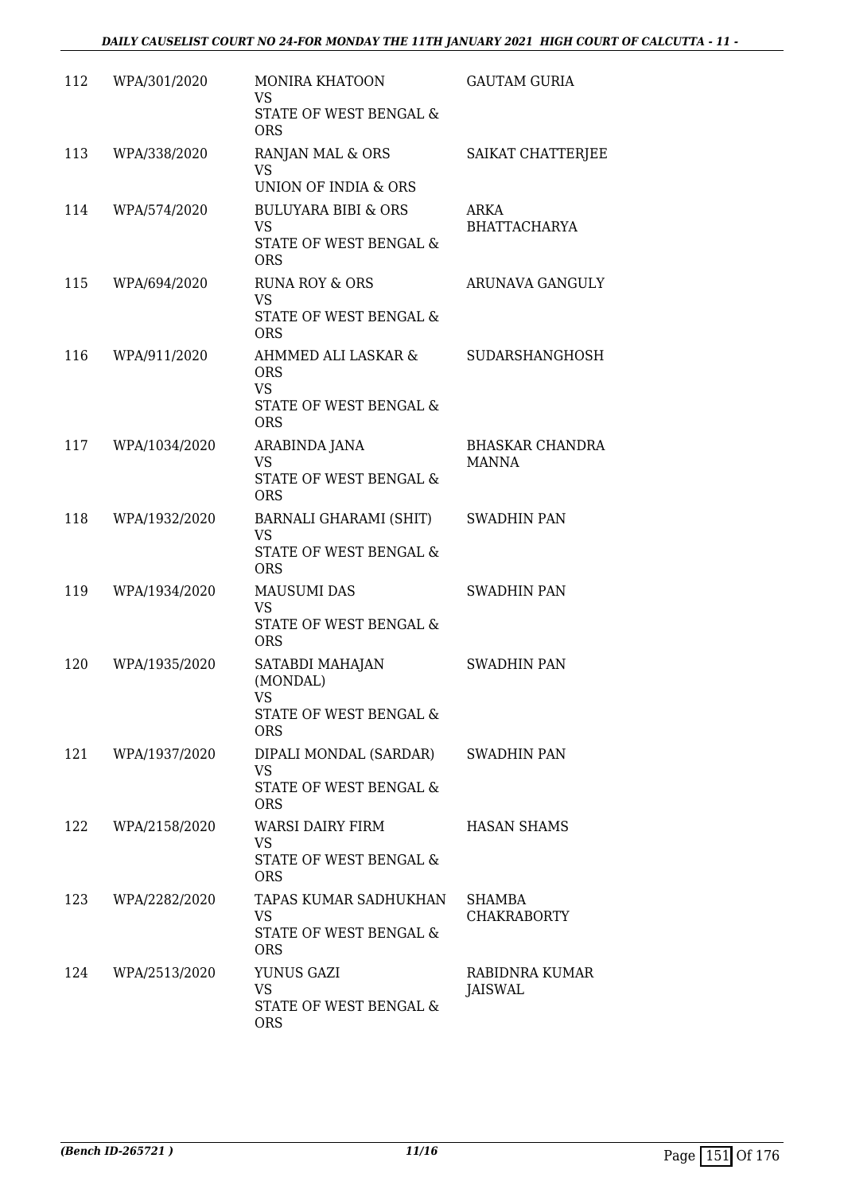| 112 | WPA/301/2020 | MONIRA KHATOON<br>VS<br>STATE OF WEST BENGAL & ORS | GAUTAM GURIA |
|---|---|---|---|
| 113 | WPA/338/2020 | RANJAN MAL & ORS<br>VS<br>UNION OF INDIA & ORS | SAIKAT CHATTERJEE |
| 114 | WPA/574/2020 | BULUYARA BIBI & ORS<br>VS<br>STATE OF WEST BENGAL & ORS | ARKA BHATTACHARYA |
| 115 | WPA/694/2020 | RUNA ROY & ORS<br>VS<br>STATE OF WEST BENGAL & ORS | ARUNAVA GANGULY |
| 116 | WPA/911/2020 | AHMMED ALI LASKAR & ORS<br>VS<br>STATE OF WEST BENGAL & ORS | SUDARSHANGHOSH |
| 117 | WPA/1034/2020 | ARABINDA JANA<br>VS<br>STATE OF WEST BENGAL & ORS | BHASKAR CHANDRA MANNA |
| 118 | WPA/1932/2020 | BARNALI GHARAMI (SHIT)<br>VS<br>STATE OF WEST BENGAL & ORS | SWADHIN PAN |
| 119 | WPA/1934/2020 | MAUSUMI DAS<br>VS<br>STATE OF WEST BENGAL & ORS | SWADHIN PAN |
| 120 | WPA/1935/2020 | SATABDI MAHAJAN (MONDAL)<br>VS<br>STATE OF WEST BENGAL & ORS | SWADHIN PAN |
| 121 | WPA/1937/2020 | DIPALI MONDAL (SARDAR)<br>VS<br>STATE OF WEST BENGAL & ORS | SWADHIN PAN |
| 122 | WPA/2158/2020 | WARSI DAIRY FIRM<br>VS<br>STATE OF WEST BENGAL & ORS | HASAN SHAMS |
| 123 | WPA/2282/2020 | TAPAS KUMAR SADHUKHAN<br>VS<br>STATE OF WEST BENGAL & ORS | SHAMBA CHAKRABORTY |
| 124 | WPA/2513/2020 | YUNUS GAZI<br>VS<br>STATE OF WEST BENGAL & ORS | RABIDNRA KUMAR JAISWAL |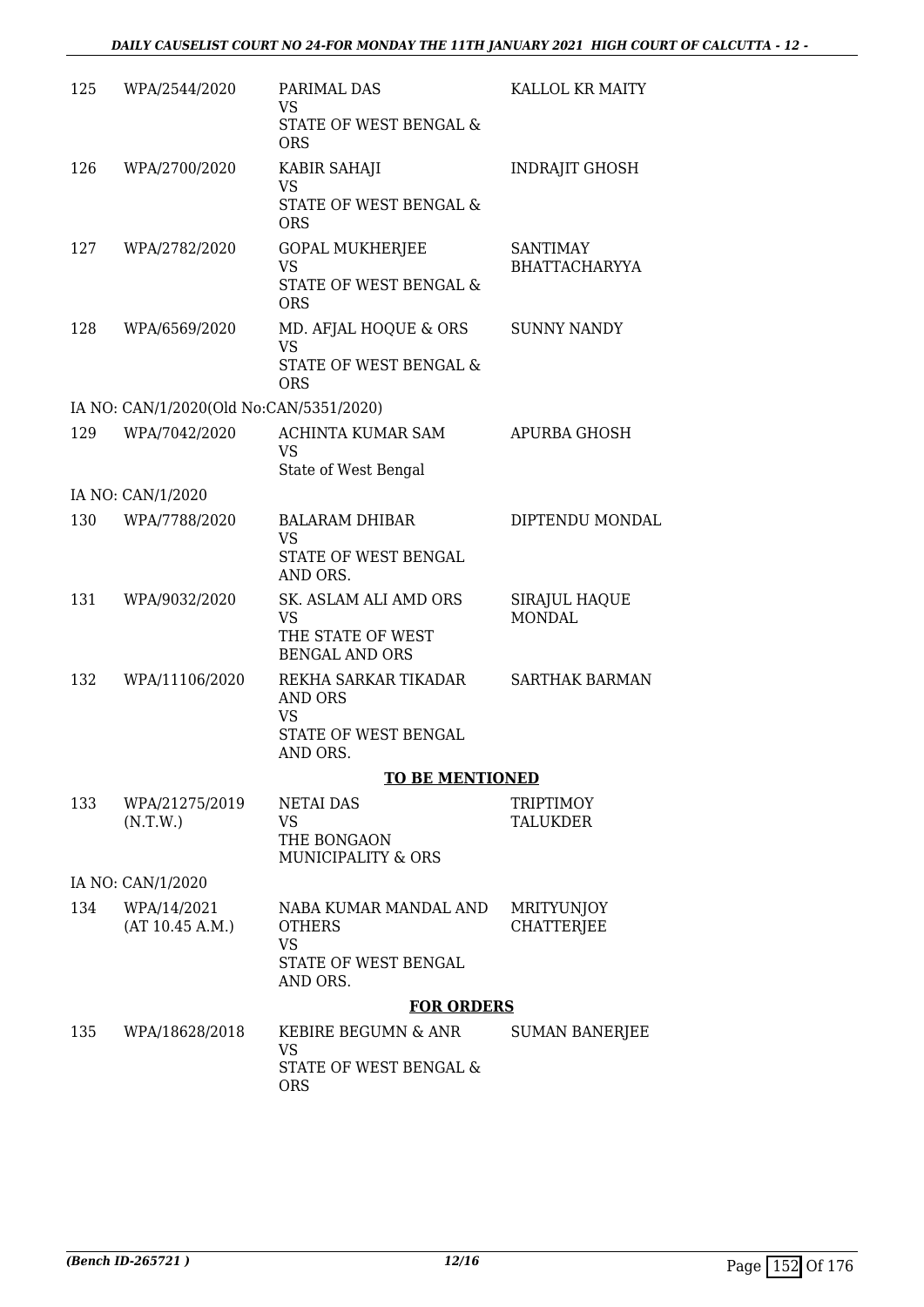| | | | |
|---|---|---|---|
| 125 | WPA/2544/2020 | PARIMAL DAS<br>VS<br>STATE OF WEST BENGAL & ORS | KALLOL KR MAITY |
| 126 | WPA/2700/2020 | KABIR SAHAJI<br>VS<br>STATE OF WEST BENGAL & ORS | INDRAJIT GHOSH |
| 127 | WPA/2782/2020 | GOPAL MUKHERJEE<br>VS<br>STATE OF WEST BENGAL & ORS | SANTIMAY BHATTACHARYYA |
| 128 | WPA/6569/2020 | MD. AFJAL HOQUE & ORS<br>VS<br>STATE OF WEST BENGAL & ORS | SUNNY NANDY |
| IA NO: CAN/1/2020(Old No:CAN/5351/2020) | | | |
| 129 | WPA/7042/2020 | ACHINTA KUMAR SAM<br>VS<br>State of West Bengal | APURBA GHOSH |
| IA NO: CAN/1/2020 | | | |
| 130 | WPA/7788/2020 | BALARAM DHIBAR<br>VS<br>STATE OF WEST BENGAL AND ORS. | DIPTENDU MONDAL |
| 131 | WPA/9032/2020 | SK. ASLAM ALI AMD ORS<br>VS<br>THE STATE OF WEST BENGAL AND ORS | SIRAJUL HAQUE MONDAL |
| 132 | WPA/11106/2020 | REKHA SARKAR TIKADAR AND ORS<br>VS<br>STATE OF WEST BENGAL AND ORS. | SARTHAK BARMAN |

**TO BE MENTIONED**

| | | | |
|---|---|---|---|
| 133 | WPA/21275/2019 (N.T.W.) | NETAI DAS<br>VS<br>THE BONGAON MUNICIPALITY & ORS | TRIPTIMOY TALUKDER |
| IA NO: CAN/1/2020 | | | |
| 134 | WPA/14/2021 (AT 10.45 A.M.) | NABA KUMAR MANDAL AND OTHERS<br>VS<br>STATE OF WEST BENGAL AND ORS. | MRITYUNJOY CHATTERJEE |

**FOR ORDERS**

| | | | |
|---|---|---|---|
| 135 | WPA/18628/2018 | KEBIRE BEGUMN & ANR<br>VS<br>STATE OF WEST BENGAL & ORS | SUMAN BANERJEE |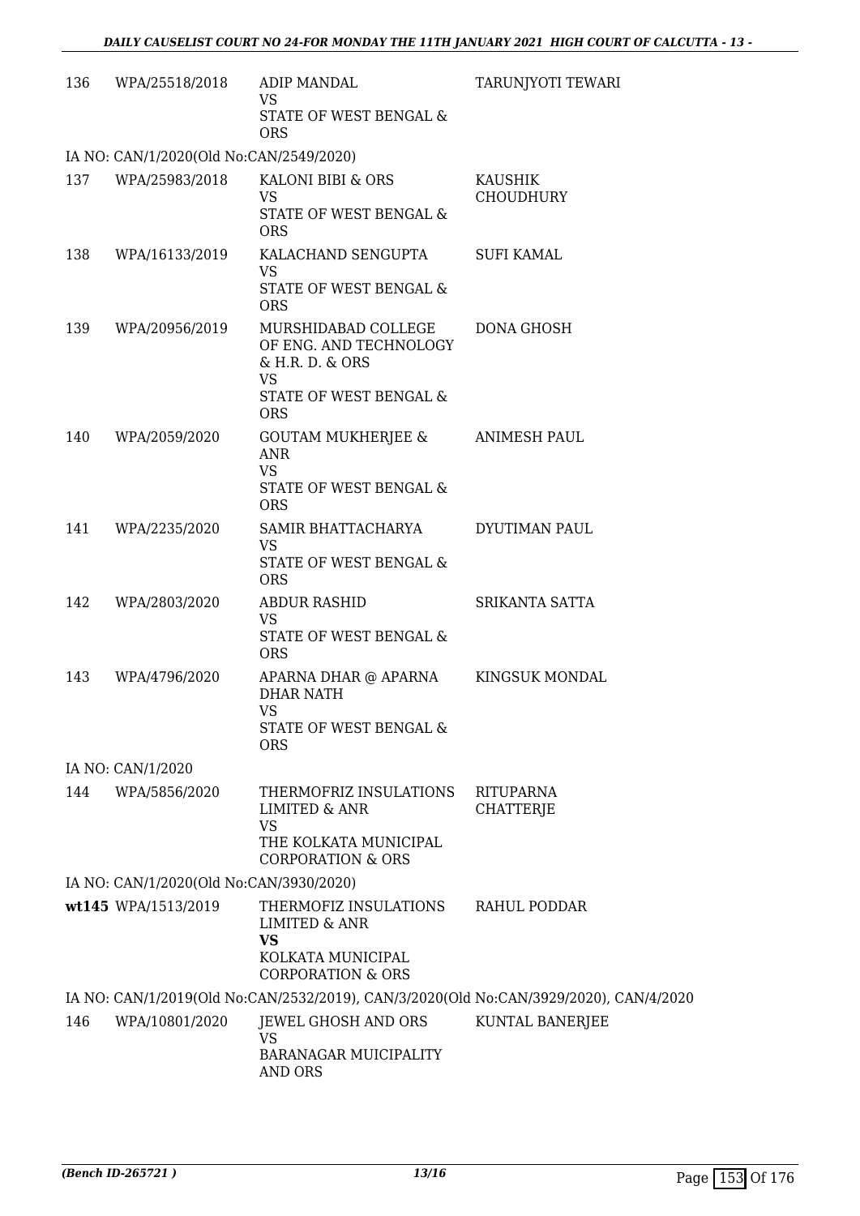| | | | |
|---|---|---|---|
| 136 | WPA/25518/2018 | ADIP MANDAL<br>VS<br>STATE OF WEST BENGAL & ORS | TARUNJYOTI TEWARI |

IA NO: CAN/1/2020(Old No:CAN/2549/2020)

| | | | |
|---|---|---|---|
| 137 | WPA/25983/2018 | KALONI BIBI & ORS<br>VS<br>STATE OF WEST BENGAL & ORS | KAUSHIK CHOUDHURY |
| 138 | WPA/16133/2019 | KALACHAND SENGUPTA<br>VS<br>STATE OF WEST BENGAL & ORS | SUFI KAMAL |
| 139 | WPA/20956/2019 | MURSHIDABAD COLLEGE OF ENG. AND TECHNOLOGY & H.R. D. & ORS<br>VS<br>STATE OF WEST BENGAL & ORS | DONA GHOSH |
| 140 | WPA/2059/2020 | GOUTAM MUKHERJEE & ANR<br>VS<br>STATE OF WEST BENGAL & ORS | ANIMESH PAUL |
| 141 | WPA/2235/2020 | SAMIR BHATTACHARYA<br>VS<br>STATE OF WEST BENGAL & ORS | DYUTIMAN PAUL |
| 142 | WPA/2803/2020 | ABDUR RASHID<br>VS<br>STATE OF WEST BENGAL & ORS | SRIKANTA SATTA |
| 143 | WPA/4796/2020 | APARNA DHAR @ APARNA DHAR NATH<br>VS<br>STATE OF WEST BENGAL & ORS | KINGSUK MONDAL |

IA NO: CAN/1/2020

| | | | |
|---|---|---|---|
| 144 | WPA/5856/2020 | THERMOFRIZ INSULATIONS LIMITED & ANR<br>VS<br>THE KOLKATA MUNICIPAL CORPORATION & ORS | RITUPARNA CHATTERJE |

IA NO: CAN/1/2020(Old No:CAN/3930/2020)

| | | | |
|---|---|---|---|
| **wt145** | WPA/1513/2019 | THERMOFIZ INSULATIONS LIMITED & ANR<br>**VS**<br>KOLKATA MUNICIPAL CORPORATION & ORS | RAHUL PODDAR |

IA NO: CAN/1/2019(Old No:CAN/2532/2019), CAN/3/2020(Old No:CAN/3929/2020), CAN/4/2020

| | | | |
|---|---|---|---|
| 146 | WPA/10801/2020 | JEWEL GHOSH AND ORS<br>VS<br>BARANAGAR MUICIPALITY AND ORS | KUNTAL BANERJEE |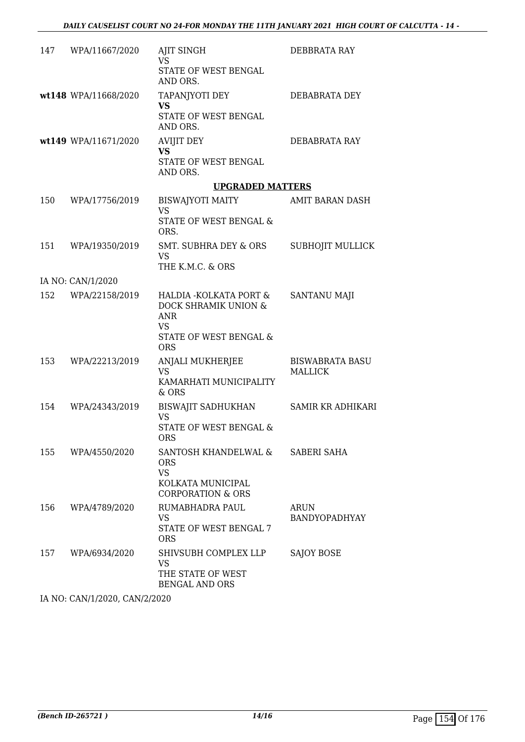| | | | |
|---|---|---|---|
| 147 | WPA/11667/2020 | AJIT SINGH<br>VS<br>STATE OF WEST BENGAL AND ORS. | DEBBRATA RAY |
| **wt148** | WPA/11668/2020 | TAPANJYOTI DEY<br>**VS**<br>STATE OF WEST BENGAL AND ORS. | DEBABRATA DEY |
| **wt149** | WPA/11671/2020 | AVIJIT DEY<br>**VS**<br>STATE OF WEST BENGAL AND ORS. | DEBABRATA RAY |

**UPGRADED MATTERS**

| | | | |
|---|---|---|---|
| 150 | WPA/17756/2019 | BISWAJYOTI MAITY<br>VS<br>STATE OF WEST BENGAL & ORS. | AMIT BARAN DASH |
| 151 | WPA/19350/2019 | SMT. SUBHRA DEY & ORS<br>VS<br>THE K.M.C. & ORS | SUBHOJIT MULLICK |
| | IA NO: CAN/1/2020 | | |
| 152 | WPA/22158/2019 | HALDIA -KOLKATA PORT & DOCK SHRAMIK UNION & ANR<br>VS<br>STATE OF WEST BENGAL & ORS | SANTANU MAJI |
| 153 | WPA/22213/2019 | ANJALI MUKHERJEE<br>VS<br>KAMARHATI MUNICIPALITY & ORS | BISWABRATA BASU MALLICK |
| 154 | WPA/24343/2019 | BISWAJIT SADHUKHAN<br>VS<br>STATE OF WEST BENGAL & ORS | SAMIR KR ADHIKARI |
| 155 | WPA/4550/2020 | SANTOSH KHANDELWAL & ORS<br>VS<br>KOLKATA MUNICIPAL CORPORATION & ORS | SABERI SAHA |
| 156 | WPA/4789/2020 | RUMABHADRA PAUL<br>VS<br>STATE OF WEST BENGAL 7 ORS | ARUN BANDYOPADHYAY |
| 157 | WPA/6934/2020 | SHIVSUBH COMPLEX LLP<br>VS<br>THE STATE OF WEST BENGAL AND ORS | SAJOY BOSE |

IA NO: CAN/1/2020, CAN/2/2020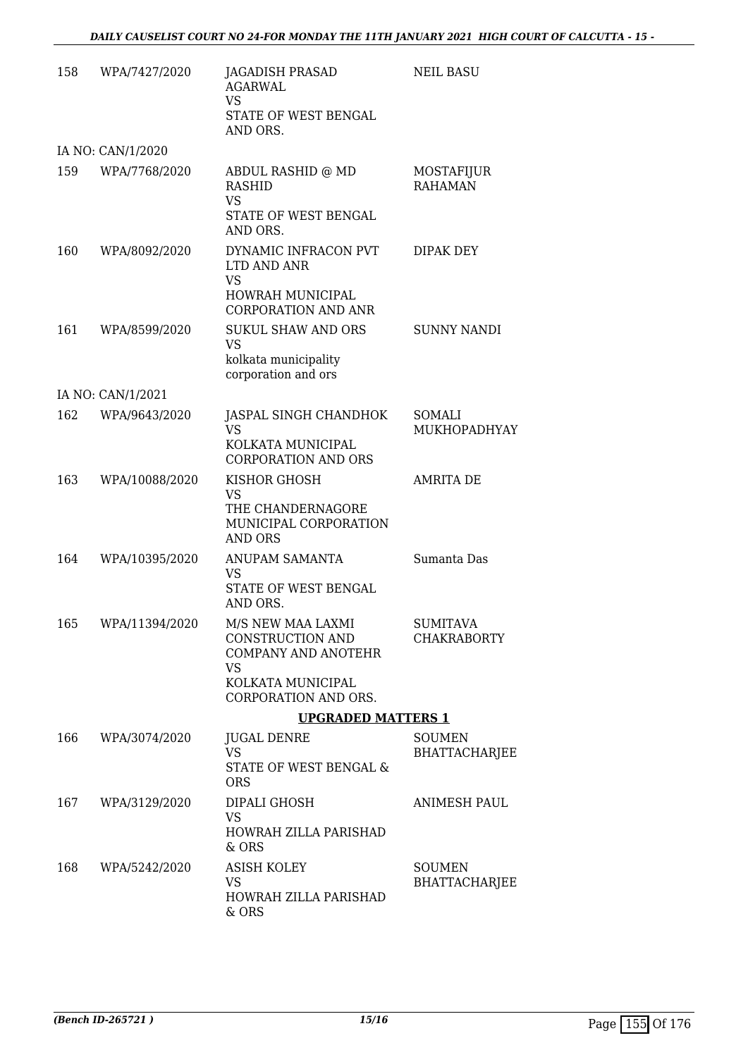| | | | |
|---|---|---|---|
| 158 | WPA/7427/2020 | JAGADISH PRASAD AGARWAL<br>VS<br>STATE OF WEST BENGAL AND ORS. | NEIL BASU |
| IA NO: CAN/1/2020 | | | |
| 159 | WPA/7768/2020 | ABDUL RASHID @ MD RASHID<br>VS<br>STATE OF WEST BENGAL AND ORS. | MOSTAFIJUR RAHAMAN |
| 160 | WPA/8092/2020 | DYNAMIC INFRACON PVT LTD AND ANR<br>VS<br>HOWRAH MUNICIPAL CORPORATION AND ANR | DIPAK DEY |
| 161 | WPA/8599/2020 | SUKUL SHAW AND ORS<br>VS<br>kolkata municipality corporation and ors | SUNNY NANDI |
| IA NO: CAN/1/2021 | | | |
| 162 | WPA/9643/2020 | JASPAL SINGH CHANDHOK<br>VS<br>KOLKATA MUNICIPAL CORPORATION AND ORS | SOMALI MUKHOPADHYAY |
| 163 | WPA/10088/2020 | KISHOR GHOSH<br>VS<br>THE CHANDERNAGORE MUNICIPAL CORPORATION AND ORS | AMRITA DE |
| 164 | WPA/10395/2020 | ANUPAM SAMANTA<br>VS<br>STATE OF WEST BENGAL AND ORS. | Sumanta Das |
| 165 | WPA/11394/2020 | M/S NEW MAA LAXMI CONSTRUCTION AND COMPANY AND ANOTEHR<br>VS<br>KOLKATA MUNICIPAL CORPORATION AND ORS. | SUMITAVA CHAKRABORTY |

**UPGRADED MATTERS 1**

| | | | |
|---|---|---|---|
| 166 | WPA/3074/2020 | JUGAL DENRE<br>VS<br>STATE OF WEST BENGAL & ORS | SOUMEN BHATTACHARJEE |
| 167 | WPA/3129/2020 | DIPALI GHOSH<br>VS<br>HOWRAH ZILLA PARISHAD & ORS | ANIMESH PAUL |
| 168 | WPA/5242/2020 | ASISH KOLEY<br>VS<br>HOWRAH ZILLA PARISHAD & ORS | SOUMEN BHATTACHARJEE |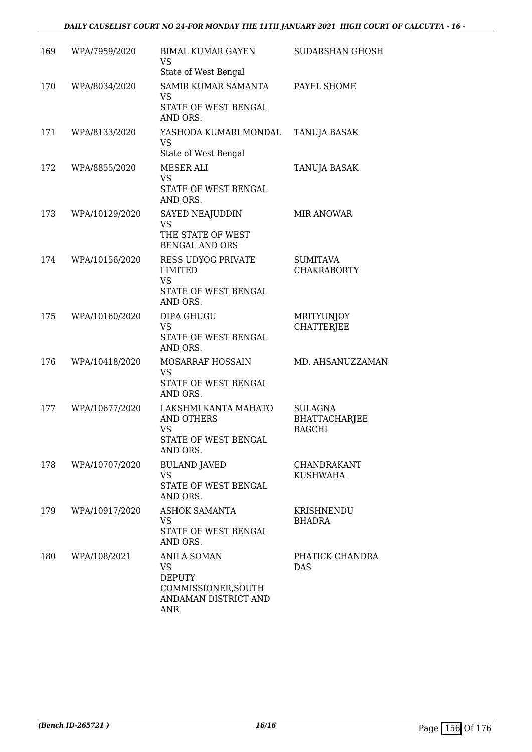| 169 | WPA/7959/2020 | BIMAL KUMAR GAYEN<br>VS<br>State of West Bengal | SUDARSHAN GHOSH |
|---|---|---|---|
| 170 | WPA/8034/2020 | SAMIR KUMAR SAMANTA<br>VS<br>STATE OF WEST BENGAL AND ORS. | PAYEL SHOME |
| 171 | WPA/8133/2020 | YASHODA KUMARI MONDAL<br>VS<br>State of West Bengal | TANUJA BASAK |
| 172 | WPA/8855/2020 | MESER ALI<br>VS<br>STATE OF WEST BENGAL AND ORS. | TANUJA BASAK |
| 173 | WPA/10129/2020 | SAYED NEAJUDDIN<br>VS<br>THE STATE OF WEST BENGAL AND ORS | MIR ANOWAR |
| 174 | WPA/10156/2020 | RESS UDYOG PRIVATE LIMITED<br>VS<br>STATE OF WEST BENGAL AND ORS. | SUMITAVA CHAKRABORTY |
| 175 | WPA/10160/2020 | DIPA GHUGU<br>VS<br>STATE OF WEST BENGAL AND ORS. | MRITYUNJOY CHATTERJEE |
| 176 | WPA/10418/2020 | MOSARRAF HOSSAIN<br>VS<br>STATE OF WEST BENGAL AND ORS. | MD. AHSANUZZAMAN |
| 177 | WPA/10677/2020 | LAKSHMI KANTA MAHATO AND OTHERS<br>VS<br>STATE OF WEST BENGAL AND ORS. | SULAGNA BHATTACHARJEE BAGCHI |
| 178 | WPA/10707/2020 | BULAND JAVED<br>VS<br>STATE OF WEST BENGAL AND ORS. | CHANDRAKANT KUSHWAHA |
| 179 | WPA/10917/2020 | ASHOK SAMANTA<br>VS<br>STATE OF WEST BENGAL AND ORS. | KRISHNENDU BHADRA |
| 180 | WPA/108/2021 | ANILA SOMAN<br>VS<br>DEPUTY COMMISSIONER,SOUTH ANDAMAN DISTRICT AND ANR | PHATICK CHANDRA DAS |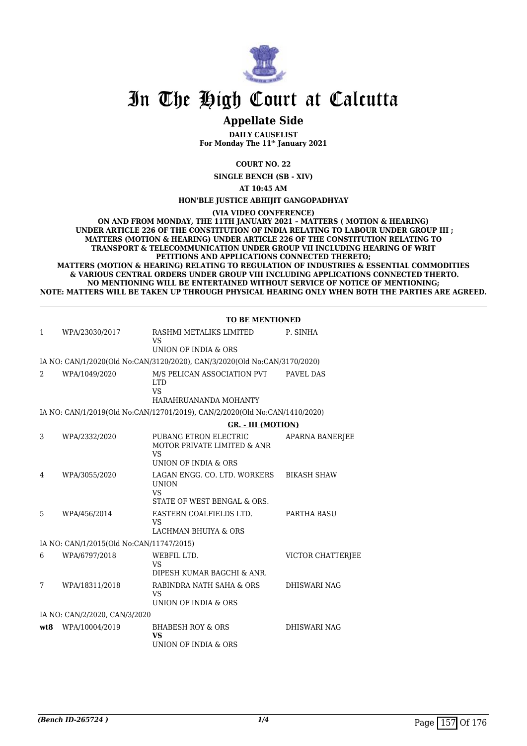# In The High Court at Calcutta

## Appellate Side

**DAILY CAUSELIST**
**For Monday The 11th January 2021**

**COURT NO. 22**

**SINGLE BENCH (SB - XIV)**

**AT 10:45 AM**

**HON'BLE JUSTICE ABHIJIT GANGOPADHYAY**

**(VIA VIDEO CONFERENCE)**
**ON AND FROM MONDAY, THE 11TH JANUARY 2021 – MATTERS ( MOTION & HEARING) UNDER ARTICLE 226 OF THE CONSTITUTION OF INDIA RELATING TO LABOUR UNDER GROUP III ; MATTERS (MOTION & HEARING) UNDER ARTICLE 226 OF THE CONSTITUTION RELATING TO TRANSPORT & TELECOMMUNICATION UNDER GROUP VII INCLUDING HEARING OF WRIT PETITIONS AND APPLICATIONS CONNECTED THERETO;**
**MATTERS (MOTION & HEARING) RELATING TO REGULATION OF INDUSTRIES & ESSENTIAL COMMODITIES & VARIOUS CENTRAL ORDERS UNDER GROUP VIII INCLUDING APPLICATIONS CONNECTED THERTO.**
**NO MENTIONING WILL BE ENTERTAINED WITHOUT SERVICE OF NOTICE OF MENTIONING;**
**NOTE: MATTERS WILL BE TAKEN UP THROUGH PHYSICAL HEARING ONLY WHEN BOTH THE PARTIES ARE AGREED.**

**TO BE MENTIONED**

| | | | |
|---|---|---|---|
| 1 | WPA/23030/2017 | RASHMI METALIKS LIMITED<br>VS<br>UNION OF INDIA & ORS | P. SINHA |
| | IA NO: CAN/1/2020(Old No:CAN/3120/2020), CAN/3/2020(Old No:CAN/3170/2020) | | |
| 2 | WPA/1049/2020 | M/S PELICAN ASSOCIATION PVT LTD<br>VS<br>HARAHRUANANDA MOHANTY | PAVEL DAS |
| | IA NO: CAN/1/2019(Old No:CAN/12701/2019), CAN/2/2020(Old No:CAN/1410/2020) | | |

**GR. - III (MOTION)**

| | | | |
|---|---|---|---|
| 3 | WPA/2332/2020 | PUBANG ETRON ELECTRIC MOTOR PRIVATE LIMITED & ANR<br>VS<br>UNION OF INDIA & ORS | APARNA BANERJEE |
| 4 | WPA/3055/2020 | LAGAN ENGG. CO. LTD. WORKERS UNION<br>VS<br>STATE OF WEST BENGAL & ORS. | BIKASH SHAW |
| 5 | WPA/456/2014 | EASTERN COALFIELDS LTD.<br>VS<br>LACHMAN BHUIYA & ORS | PARTHA BASU |
| | IA NO: CAN/1/2015(Old No:CAN/11747/2015) | | |
| 6 | WPA/6797/2018 | WEBFIL LTD.<br>VS<br>DIPESH KUMAR BAGCHI & ANR. | VICTOR CHATTERJEE |
| 7 | WPA/18311/2018 | RABINDRA NATH SAHA & ORS<br>VS<br>UNION OF INDIA & ORS | DHISWARI NAG |
| | IA NO: CAN/2/2020, CAN/3/2020 | | |
| **wt8** | WPA/10004/2019 | BHABESH ROY & ORS<br>**VS**<br>UNION OF INDIA & ORS | DHISWARI NAG |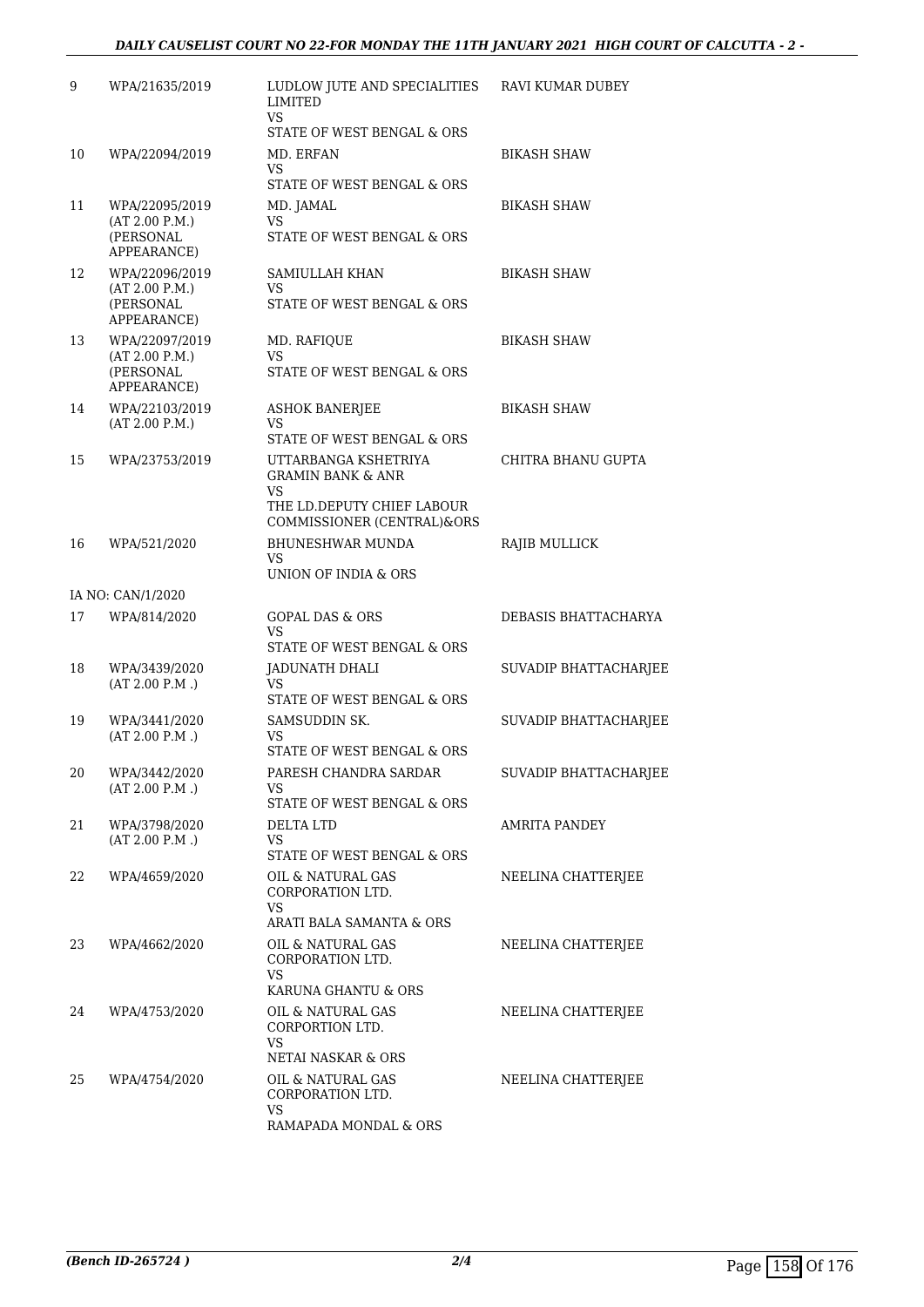| | | | |
|---|---|---|---|
| 9 | WPA/21635/2019 | LUDLOW JUTE AND SPECIALITIES LIMITED<br>VS<br>STATE OF WEST BENGAL & ORS | RAVI KUMAR DUBEY |
| 10 | WPA/22094/2019 | MD. ERFAN<br>VS<br>STATE OF WEST BENGAL & ORS | BIKASH SHAW |
| 11 | WPA/22095/2019<br>(AT 2.00 P.M.)<br>(PERSONAL APPEARANCE) | MD. JAMAL<br>VS<br>STATE OF WEST BENGAL & ORS | BIKASH SHAW |
| 12 | WPA/22096/2019<br>(AT 2.00 P.M.)<br>(PERSONAL APPEARANCE) | SAMIULLAH KHAN<br>VS<br>STATE OF WEST BENGAL & ORS | BIKASH SHAW |
| 13 | WPA/22097/2019<br>(AT 2.00 P.M.)<br>(PERSONAL APPEARANCE) | MD. RAFIQUE<br>VS<br>STATE OF WEST BENGAL & ORS | BIKASH SHAW |
| 14 | WPA/22103/2019<br>(AT 2.00 P.M.) | ASHOK BANERJEE<br>VS<br>STATE OF WEST BENGAL & ORS | BIKASH SHAW |
| 15 | WPA/23753/2019 | UTTARBANGA KSHETRIYA GRAMIN BANK & ANR<br>VS<br>THE LD.DEPUTY CHIEF LABOUR COMMISSIONER (CENTRAL)&ORS | CHITRA BHANU GUPTA |
| 16 | WPA/521/2020 | BHUNESHWAR MUNDA<br>VS<br>UNION OF INDIA & ORS | RAJIB MULLICK |
| | IA NO: CAN/1/2020 | | |
| 17 | WPA/814/2020 | GOPAL DAS & ORS<br>VS<br>STATE OF WEST BENGAL & ORS | DEBASIS BHATTACHARYA |
| 18 | WPA/3439/2020<br>(AT 2.00 P.M .) | JADUNATH DHALI<br>VS<br>STATE OF WEST BENGAL & ORS | SUVADIP BHATTACHARJEE |
| 19 | WPA/3441/2020<br>(AT 2.00 P.M .) | SAMSUDDIN SK.<br>VS<br>STATE OF WEST BENGAL & ORS | SUVADIP BHATTACHARJEE |
| 20 | WPA/3442/2020<br>(AT 2.00 P.M .) | PARESH CHANDRA SARDAR<br>VS<br>STATE OF WEST BENGAL & ORS | SUVADIP BHATTACHARJEE |
| 21 | WPA/3798/2020<br>(AT 2.00 P.M .) | DELTA LTD<br>VS<br>STATE OF WEST BENGAL & ORS | AMRITA PANDEY |
| 22 | WPA/4659/2020 | OIL & NATURAL GAS CORPORATION LTD.<br>VS<br>ARATI BALA SAMANTA & ORS | NEELINA CHATTERJEE |
| 23 | WPA/4662/2020 | OIL & NATURAL GAS CORPORATION LTD.<br>VS<br>KARUNA GHANTU & ORS | NEELINA CHATTERJEE |
| 24 | WPA/4753/2020 | OIL & NATURAL GAS CORPORTION LTD.<br>VS<br>NETAI NASKAR & ORS | NEELINA CHATTERJEE |
| 25 | WPA/4754/2020 | OIL & NATURAL GAS CORPORATION LTD.<br>VS<br>RAMAPADA MONDAL & ORS | NEELINA CHATTERJEE |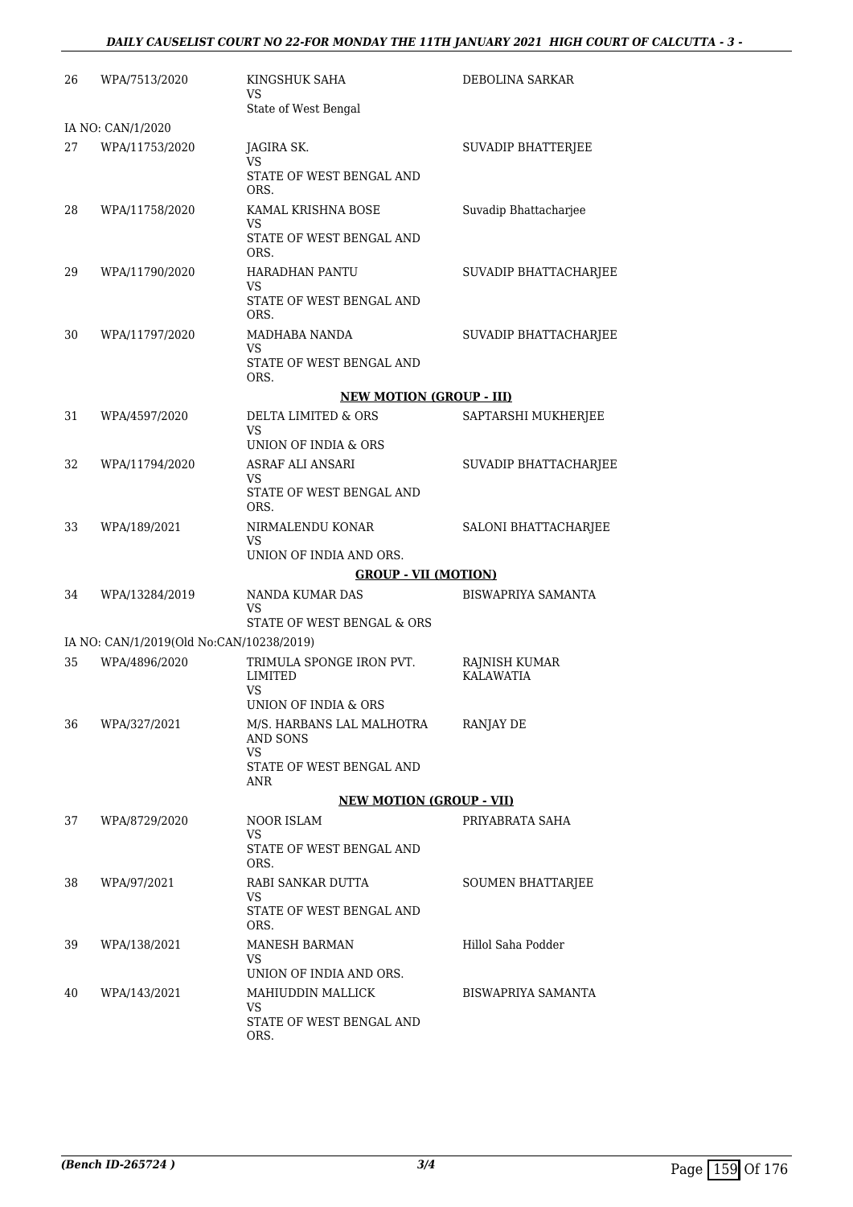| | | | |
|---|---|---|---|
| 26 | WPA/7513/2020 | KINGSHUK SAHA<br>VS<br>State of West Bengal | DEBOLINA SARKAR |
| | IA NO: CAN/1/2020 | | |
| 27 | WPA/11753/2020 | JAGIRA SK.<br>VS<br>STATE OF WEST BENGAL AND ORS. | SUVADIP BHATTERJEE |
| 28 | WPA/11758/2020 | KAMAL KRISHNA BOSE<br>VS<br>STATE OF WEST BENGAL AND ORS. | Suvadip Bhattacharjee |
| 29 | WPA/11790/2020 | HARADHAN PANTU<br>VS<br>STATE OF WEST BENGAL AND ORS. | SUVADIP BHATTACHARJEE |
| 30 | WPA/11797/2020 | MADHABA NANDA<br>VS<br>STATE OF WEST BENGAL AND ORS. | SUVADIP BHATTACHARJEE |
| | | **NEW MOTION (GROUP - III)** | |
| 31 | WPA/4597/2020 | DELTA LIMITED & ORS<br>VS<br>UNION OF INDIA & ORS | SAPTARSHI MUKHERJEE |
| 32 | WPA/11794/2020 | ASRAF ALI ANSARI<br>VS<br>STATE OF WEST BENGAL AND ORS. | SUVADIP BHATTACHARJEE |
| 33 | WPA/189/2021 | NIRMALENDU KONAR<br>VS<br>UNION OF INDIA AND ORS. | SALONI BHATTACHARJEE |
| | | **GROUP - VII (MOTION)** | |
| 34 | WPA/13284/2019 | NANDA KUMAR DAS<br>VS<br>STATE OF WEST BENGAL & ORS | BISWAPRIYA SAMANTA |
| | IA NO: CAN/1/2019(Old No:CAN/10238/2019) | | |
| 35 | WPA/4896/2020 | TRIMULA SPONGE IRON PVT. LIMITED<br>VS<br>UNION OF INDIA & ORS | RAJNISH KUMAR KALAWATIA |
| 36 | WPA/327/2021 | M/S. HARBANS LAL MALHOTRA AND SONS<br>VS<br>STATE OF WEST BENGAL AND ANR | RANJAY DE |
| | | **NEW MOTION (GROUP - VII)** | |
| 37 | WPA/8729/2020 | NOOR ISLAM<br>VS<br>STATE OF WEST BENGAL AND ORS. | PRIYABRATA SAHA |
| 38 | WPA/97/2021 | RABI SANKAR DUTTA<br>VS<br>STATE OF WEST BENGAL AND ORS. | SOUMEN BHATTARJEE |
| 39 | WPA/138/2021 | MANESH BARMAN<br>VS<br>UNION OF INDIA AND ORS. | Hillol Saha Podder |
| 40 | WPA/143/2021 | MAHIUDDIN MALLICK<br>VS<br>STATE OF WEST BENGAL AND ORS. | BISWAPRIYA SAMANTA |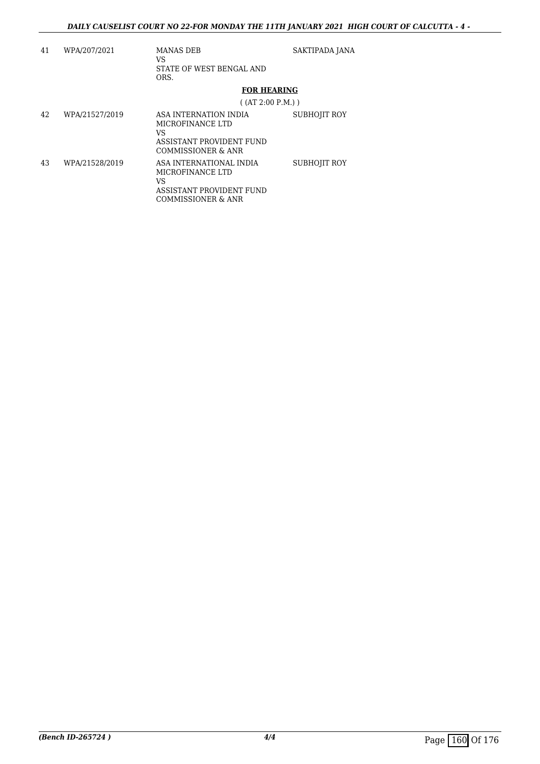| | | | |
|---|---|---|---|
| 41 | WPA/207/2021 | MANAS DEB<br>VS<br>STATE OF WEST BENGAL AND ORS. | SAKTIPADA JANA |

**FOR HEARING**

( (AT 2:00 P.M.) )

| | | | |
|---|---|---|---|
| 42 | WPA/21527/2019 | ASA INTERNATION INDIA MICROFINANCE LTD<br>VS<br>ASSISTANT PROVIDENT FUND COMMISSIONER & ANR | SUBHOJIT ROY |
| 43 | WPA/21528/2019 | ASA INTERNATIONAL INDIA MICROFINANCE LTD<br>VS<br>ASSISTANT PROVIDENT FUND COMMISSIONER & ANR | SUBHOJIT ROY |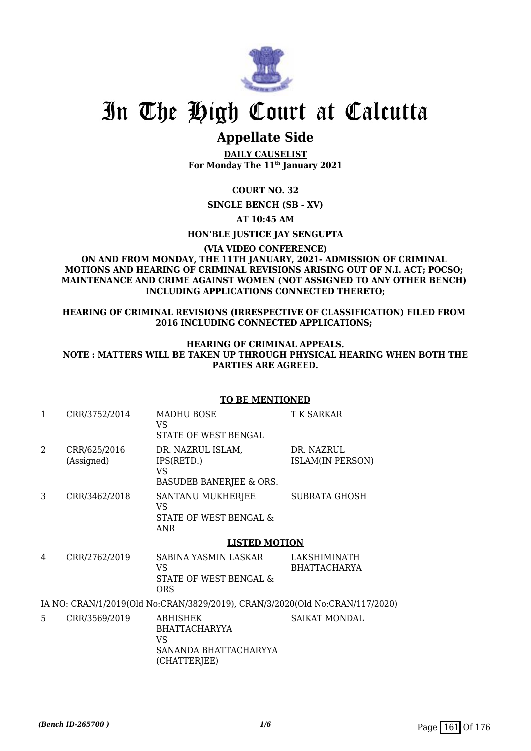# In The High Court at Calcutta

## Appellate Side

**DAILY CAUSELIST**
**For Monday The 11th January 2021**

**COURT NO. 32**

**SINGLE BENCH (SB - XV)**

**AT 10:45 AM**

**HON'BLE JUSTICE JAY SENGUPTA**

**(VIA VIDEO CONFERENCE)**
**ON AND FROM MONDAY, THE 11TH JANUARY, 2021- ADMISSION OF CRIMINAL MOTIONS AND HEARING OF CRIMINAL REVISIONS ARISING OUT OF N.I. ACT; POCSO; MAINTENANCE AND CRIME AGAINST WOMEN (NOT ASSIGNED TO ANY OTHER BENCH) INCLUDING APPLICATIONS CONNECTED THERETO;**

**HEARING OF CRIMINAL REVISIONS (IRRESPECTIVE OF CLASSIFICATION) FILED FROM 2016 INCLUDING CONNECTED APPLICATIONS;**

**HEARING OF CRIMINAL APPEALS.**
**NOTE : MATTERS WILL BE TAKEN UP THROUGH PHYSICAL HEARING WHEN BOTH THE PARTIES ARE AGREED.**

**TO BE MENTIONED**

| | | | |
|---|---|---|---|
| 1 | CRR/3752/2014 | MADHU BOSE<br>VS<br>STATE OF WEST BENGAL | T K SARKAR |
| 2 | CRR/625/2016<br>(Assigned) | DR. NAZRUL ISLAM, IPS(RETD.)<br>VS<br>BASUDEB BANERJEE & ORS. | DR. NAZRUL ISLAM(IN PERSON) |
| 3 | CRR/3462/2018 | SANTANU MUKHERJEE<br>VS<br>STATE OF WEST BENGAL & ANR | SUBRATA GHOSH |

**LISTED MOTION**

| | | | |
|---|---|---|---|
| 4 | CRR/2762/2019 | SABINA YASMIN LASKAR<br>VS<br>STATE OF WEST BENGAL & ORS | LAKSHIMINATH BHATTACHARYA |

IA NO: CRAN/1/2019(Old No:CRAN/3829/2019), CRAN/3/2020(Old No:CRAN/117/2020)

| | | | |
|---|---|---|---|
| 5 | CRR/3569/2019 | ABHISHEK BHATTACHARYYA<br>VS<br>SANANDA BHATTACHARYYA (CHATTERJEE) | SAIKAT MONDAL |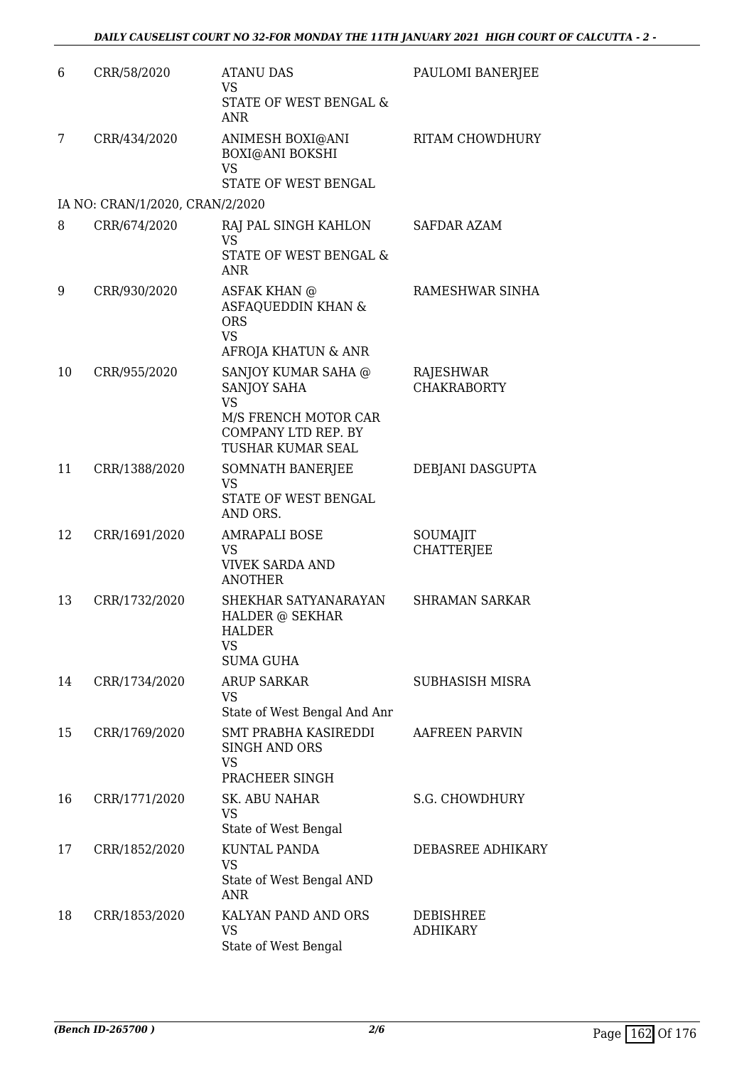| | | | |
|---|---|---|---|
| 6 | CRR/58/2020 | ATANU DAS<br>VS<br>STATE OF WEST BENGAL & ANR | PAULOMI BANERJEE |
| 7 | CRR/434/2020 | ANIMESH BOXI@ANI BOXI@ANI BOKSHI<br>VS<br>STATE OF WEST BENGAL | RITAM CHOWDHURY |
| | IA NO: CRAN/1/2020, CRAN/2/2020 | | |
| 8 | CRR/674/2020 | RAJ PAL SINGH KAHLON<br>VS<br>STATE OF WEST BENGAL & ANR | SAFDAR AZAM |
| 9 | CRR/930/2020 | ASFAK KHAN @ ASFAQUEDDIN KHAN & ORS<br>VS<br>AFROJA KHATUN & ANR | RAMESHWAR SINHA |
| 10 | CRR/955/2020 | SANJOY KUMAR SAHA @ SANJOY SAHA<br>VS<br>M/S FRENCH MOTOR CAR COMPANY LTD REP. BY TUSHAR KUMAR SEAL | RAJESHWAR CHAKRABORTY |
| 11 | CRR/1388/2020 | SOMNATH BANERJEE<br>VS<br>STATE OF WEST BENGAL AND ORS. | DEBJANI DASGUPTA |
| 12 | CRR/1691/2020 | AMRAPALI BOSE<br>VS<br>VIVEK SARDA AND ANOTHER | SOUMAJIT CHATTERJEE |
| 13 | CRR/1732/2020 | SHEKHAR SATYANARAYAN HALDER @ SEKHAR HALDER<br>VS<br>SUMA GUHA | SHRAMAN SARKAR |
| 14 | CRR/1734/2020 | ARUP SARKAR<br>VS<br>State of West Bengal And Anr | SUBHASISH MISRA |
| 15 | CRR/1769/2020 | SMT PRABHA KASIREDDI SINGH AND ORS<br>VS<br>PRACHEER SINGH | AAFREEN PARVIN |
| 16 | CRR/1771/2020 | SK. ABU NAHAR<br>VS<br>State of West Bengal | S.G. CHOWDHURY |
| 17 | CRR/1852/2020 | KUNTAL PANDA<br>VS<br>State of West Bengal AND ANR | DEBASREE ADHIKARY |
| 18 | CRR/1853/2020 | KALYAN PAND AND ORS<br>VS<br>State of West Bengal | DEBISHREE ADHIKARY |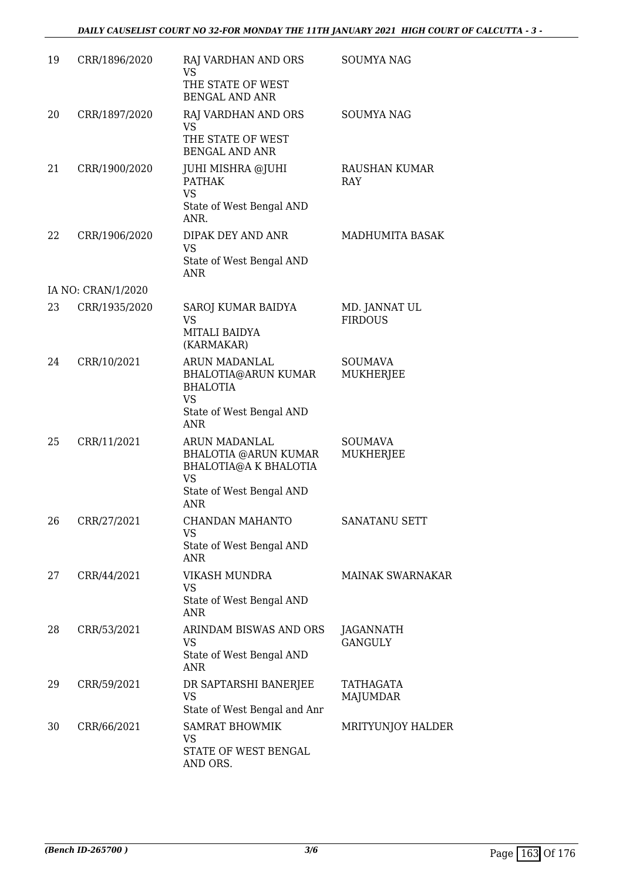| | | | |
|---|---|---|---|
| 19 | CRR/1896/2020 | RAJ VARDHAN AND ORS<br>VS<br>THE STATE OF WEST BENGAL AND ANR | SOUMYA NAG |
| 20 | CRR/1897/2020 | RAJ VARDHAN AND ORS<br>VS<br>THE STATE OF WEST BENGAL AND ANR | SOUMYA NAG |
| 21 | CRR/1900/2020 | JUHI MISHRA @JUHI PATHAK<br>VS<br>State of West Bengal AND ANR. | RAUSHAN KUMAR RAY |
| 22 | CRR/1906/2020 | DIPAK DEY AND ANR<br>VS<br>State of West Bengal AND ANR | MADHUMITA BASAK |
| | IA NO: CRAN/1/2020 | | |
| 23 | CRR/1935/2020 | SAROJ KUMAR BAIDYA<br>VS<br>MITALI BAIDYA (KARMAKAR) | MD. JANNAT UL FIRDOUS |
| 24 | CRR/10/2021 | ARUN MADANLAL BHALOTIA@ARUN KUMAR BHALOTIA<br>VS<br>State of West Bengal AND ANR | SOUMAVA MUKHERJEE |
| 25 | CRR/11/2021 | ARUN MADANLAL BHALOTIA @ARUN KUMAR BHALOTIA@A K BHALOTIA<br>VS<br>State of West Bengal AND ANR | SOUMAVA MUKHERJEE |
| 26 | CRR/27/2021 | CHANDAN MAHANTO<br>VS<br>State of West Bengal AND ANR | SANATANU SETT |
| 27 | CRR/44/2021 | VIKASH MUNDRA<br>VS<br>State of West Bengal AND ANR | MAINAK SWARNAKAR |
| 28 | CRR/53/2021 | ARINDAM BISWAS AND ORS<br>VS<br>State of West Bengal AND ANR | JAGANNATH GANGULY |
| 29 | CRR/59/2021 | DR SAPTARSHI BANERJEE<br>VS<br>State of West Bengal and Anr | TATHAGATA MAJUMDAR |
| 30 | CRR/66/2021 | SAMRAT BHOWMIK<br>VS<br>STATE OF WEST BENGAL AND ORS. | MRITYUNJOY HALDER |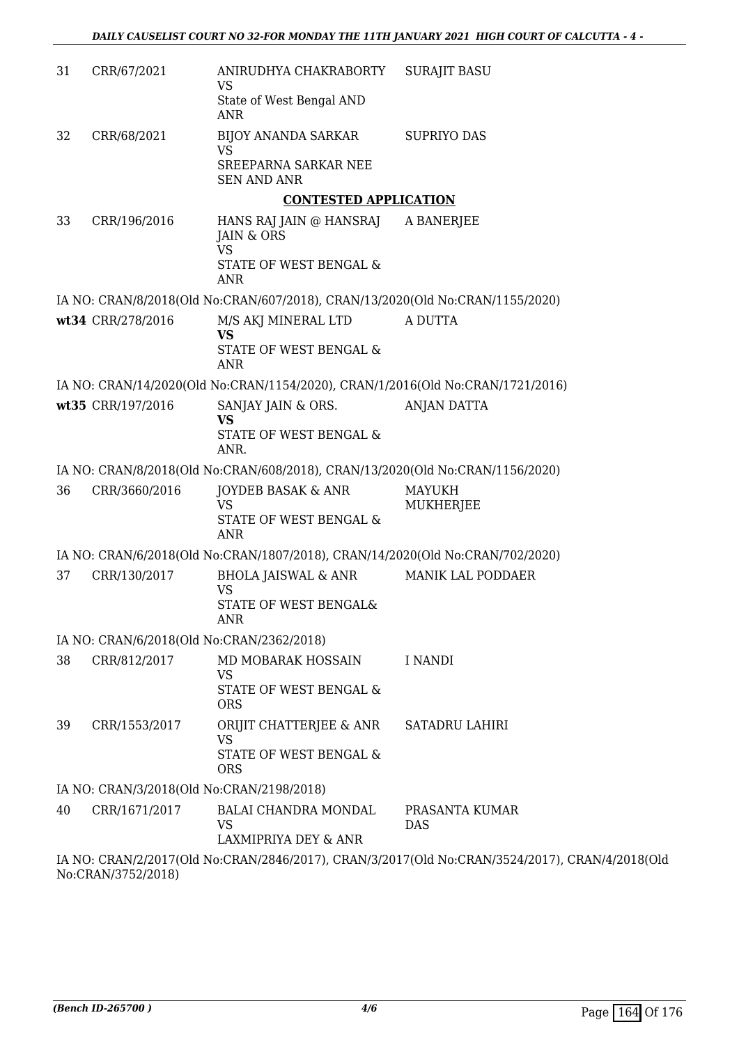| | | | |
|---|---|---|---|
| 31 | CRR/67/2021 | ANIRUDHYA CHAKRABORTY<br>VS<br>State of West Bengal AND ANR | SURAJIT BASU |
| 32 | CRR/68/2021 | BIJOY ANANDA SARKAR<br>VS<br>SREEPARNA SARKAR NEE SEN AND ANR | SUPRIYO DAS |

**CONTESTED APPLICATION**

| | | | |
|---|---|---|---|
| 33 | CRR/196/2016 | HANS RAJ JAIN @ HANSRAJ JAIN & ORS<br>VS<br>STATE OF WEST BENGAL & ANR | A BANERJEE |

IA NO: CRAN/8/2018(Old No:CRAN/607/2018), CRAN/13/2020(Old No:CRAN/1155/2020)

| | | | |
|---|---|---|---|
| **wt34** | CRR/278/2016 | M/S AKJ MINERAL LTD<br>**VS**<br>STATE OF WEST BENGAL & ANR | A DUTTA |

IA NO: CRAN/14/2020(Old No:CRAN/1154/2020), CRAN/1/2016(Old No:CRAN/1721/2016)

| | | | |
|---|---|---|---|
| **wt35** | CRR/197/2016 | SANJAY JAIN & ORS.<br>**VS**<br>STATE OF WEST BENGAL & ANR. | ANJAN DATTA |

IA NO: CRAN/8/2018(Old No:CRAN/608/2018), CRAN/13/2020(Old No:CRAN/1156/2020)

| | | | |
|---|---|---|---|
| 36 | CRR/3660/2016 | JOYDEB BASAK & ANR<br>VS<br>STATE OF WEST BENGAL & ANR | MAYUKH MUKHERJEE |

IA NO: CRAN/6/2018(Old No:CRAN/1807/2018), CRAN/14/2020(Old No:CRAN/702/2020)

| | | | |
|---|---|---|---|
| 37 | CRR/130/2017 | BHOLA JAISWAL & ANR<br>VS<br>STATE OF WEST BENGAL& ANR | MANIK LAL PODDAER |

IA NO: CRAN/6/2018(Old No:CRAN/2362/2018)

| | | | |
|---|---|---|---|
| 38 | CRR/812/2017 | MD MOBARAK HOSSAIN<br>VS<br>STATE OF WEST BENGAL & ORS | I NANDI |
| 39 | CRR/1553/2017 | ORIJIT CHATTERJEE & ANR<br>VS<br>STATE OF WEST BENGAL & ORS | SATADRU LAHIRI |

IA NO: CRAN/3/2018(Old No:CRAN/2198/2018)

| | | | |
|---|---|---|---|
| 40 | CRR/1671/2017 | BALAI CHANDRA MONDAL<br>VS<br>LAXMIPRIYA DEY & ANR | PRASANTA KUMAR DAS |

IA NO: CRAN/2/2017(Old No:CRAN/2846/2017), CRAN/3/2017(Old No:CRAN/3524/2017), CRAN/4/2018(Old No:CRAN/3752/2018)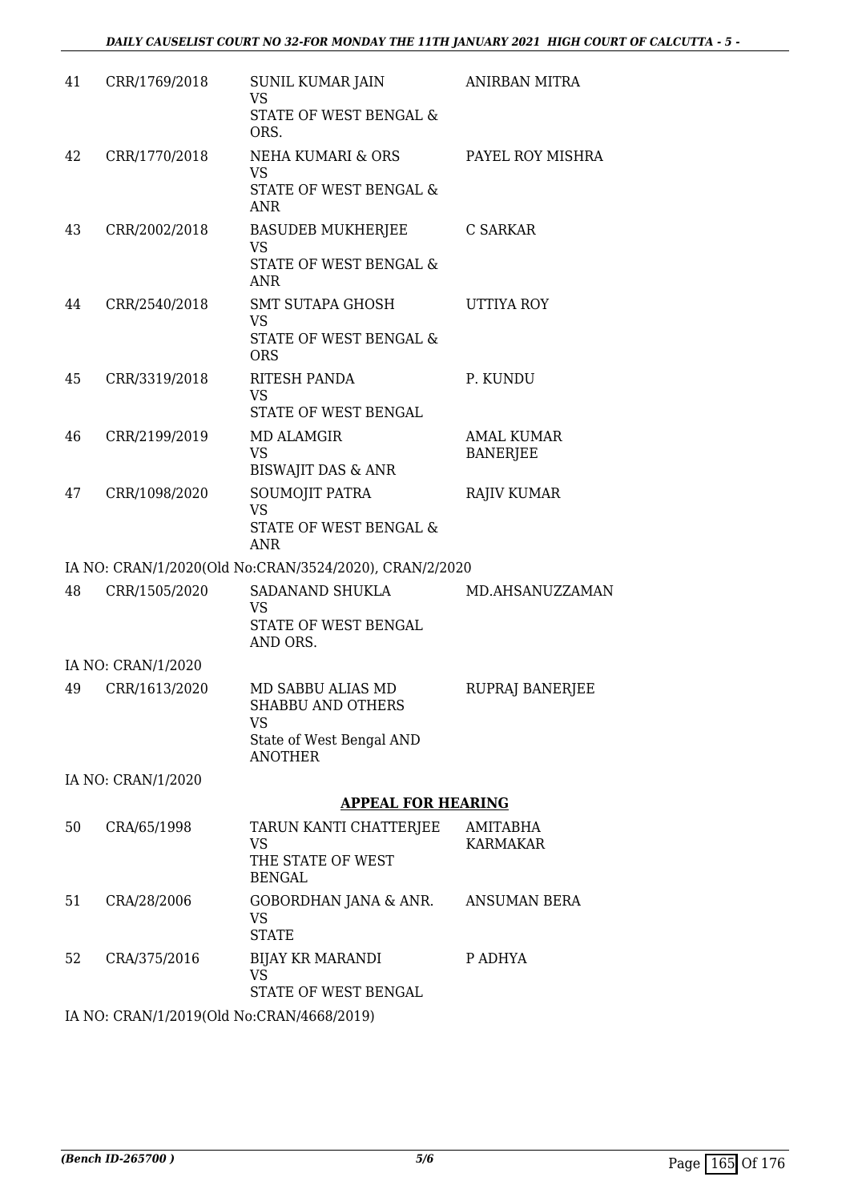| | | | |
|---|---|---|---|
| 41 | CRR/1769/2018 | SUNIL KUMAR JAIN<br>VS<br>STATE OF WEST BENGAL & ORS. | ANIRBAN MITRA |
| 42 | CRR/1770/2018 | NEHA KUMARI & ORS<br>VS<br>STATE OF WEST BENGAL & ANR | PAYEL ROY MISHRA |
| 43 | CRR/2002/2018 | BASUDEB MUKHERJEE<br>VS<br>STATE OF WEST BENGAL & ANR | C SARKAR |
| 44 | CRR/2540/2018 | SMT SUTAPA GHOSH<br>VS<br>STATE OF WEST BENGAL & ORS | UTTIYA ROY |
| 45 | CRR/3319/2018 | RITESH PANDA<br>VS<br>STATE OF WEST BENGAL | P. KUNDU |
| 46 | CRR/2199/2019 | MD ALAMGIR<br>VS<br>BISWAJIT DAS & ANR | AMAL KUMAR BANERJEE |
| 47 | CRR/1098/2020 | SOUMOJIT PATRA<br>VS<br>STATE OF WEST BENGAL & ANR | RAJIV KUMAR |

IA NO: CRAN/1/2020(Old No:CRAN/3524/2020), CRAN/2/2020

| | | | |
|---|---|---|---|
| 48 | CRR/1505/2020 | SADANAND SHUKLA<br>VS<br>STATE OF WEST BENGAL AND ORS. | MD.AHSANUZZAMAN |

IA NO: CRAN/1/2020

| | | | |
|---|---|---|---|
| 49 | CRR/1613/2020 | MD SABBU ALIAS MD SHABBU AND OTHERS<br>VS<br>State of West Bengal AND ANOTHER | RUPRAJ BANERJEE |

IA NO: CRAN/1/2020

## APPEAL FOR HEARING

| | | | |
|---|---|---|---|
| 50 | CRA/65/1998 | TARUN KANTI CHATTERJEE<br>VS<br>THE STATE OF WEST BENGAL | AMITABHA KARMAKAR |
| 51 | CRA/28/2006 | GOBORDHAN JANA & ANR.<br>VS<br>STATE | ANSUMAN BERA |
| 52 | CRA/375/2016 | BIJAY KR MARANDI<br>VS<br>STATE OF WEST BENGAL | P ADHYA |

IA NO: CRAN/1/2019(Old No:CRAN/4668/2019)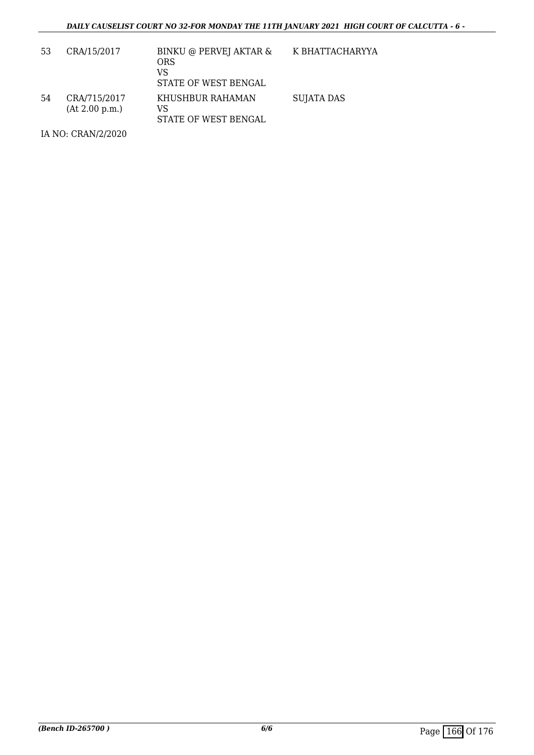| | | | |
|---|---|---|---|
| 53 | CRA/15/2017 | BINKU @ PERVEJ AKTAR & ORS<br>VS<br>STATE OF WEST BENGAL | K BHATTACHARYYA |
| 54 | CRA/715/2017<br>(At 2.00 p.m.) | KHUSHBUR RAHAMAN<br>VS<br>STATE OF WEST BENGAL | SUJATA DAS |

IA NO: CRAN/2/2020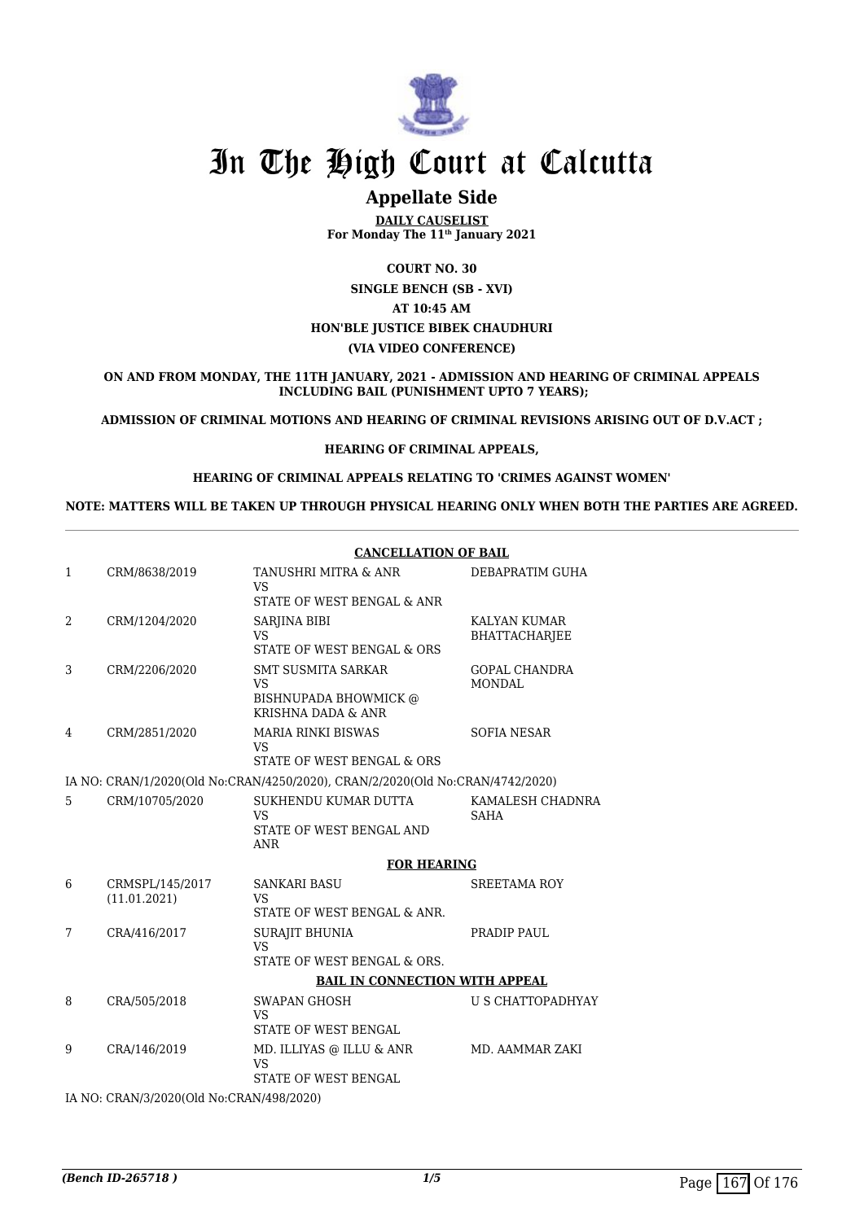# In The High Court at Calcutta

## Appellate Side

**DAILY CAUSELIST**
**For Monday The 11th January 2021**

**COURT NO. 30**

**SINGLE BENCH (SB - XVI)**

**AT 10:45 AM**

**HON'BLE JUSTICE BIBEK CHAUDHURI**

**(VIA VIDEO CONFERENCE)**

**ON AND FROM MONDAY, THE 11TH JANUARY, 2021 - ADMISSION AND HEARING OF CRIMINAL APPEALS INCLUDING BAIL (PUNISHMENT UPTO 7 YEARS);**

**ADMISSION OF CRIMINAL MOTIONS AND HEARING OF CRIMINAL REVISIONS ARISING OUT OF D.V.ACT ;**

**HEARING OF CRIMINAL APPEALS,**

**HEARING OF CRIMINAL APPEALS RELATING TO 'CRIMES AGAINST WOMEN'**

**NOTE: MATTERS WILL BE TAKEN UP THROUGH PHYSICAL HEARING ONLY WHEN BOTH THE PARTIES ARE AGREED.**

**CANCELLATION OF BAIL**

| | | | |
|---|---|---|---|
| 1 | CRM/8638/2019 | TANUSHRI MITRA & ANR<br>VS<br>STATE OF WEST BENGAL & ANR | DEBAPRATIM GUHA |
| 2 | CRM/1204/2020 | SARJINA BIBI<br>VS<br>STATE OF WEST BENGAL & ORS | KALYAN KUMAR BHATTACHARJEE |
| 3 | CRM/2206/2020 | SMT SUSMITA SARKAR<br>VS<br>BISHNUPADA BHOWMICK @ KRISHNA DADA & ANR | GOPAL CHANDRA MONDAL |
| 4 | CRM/2851/2020 | MARIA RINKI BISWAS<br>VS<br>STATE OF WEST BENGAL & ORS | SOFIA NESAR |

IA NO: CRAN/1/2020(Old No:CRAN/4250/2020), CRAN/2/2020(Old No:CRAN/4742/2020)

| | | | |
|---|---|---|---|
| 5 | CRM/10705/2020 | SUKHENDU KUMAR DUTTA<br>VS<br>STATE OF WEST BENGAL AND ANR | KAMALESH CHADNRA SAHA |

**FOR HEARING**

| | | | |
|---|---|---|---|
| 6 | CRMSPL/145/2017<br>(11.01.2021) | SANKARI BASU<br>VS<br>STATE OF WEST BENGAL & ANR. | SREETAMA ROY |
| 7 | CRA/416/2017 | SURAJIT BHUNIA<br>VS<br>STATE OF WEST BENGAL & ORS. | PRADIP PAUL |

**BAIL IN CONNECTION WITH APPEAL**

| | | | |
|---|---|---|---|
| 8 | CRA/505/2018 | SWAPAN GHOSH<br>VS<br>STATE OF WEST BENGAL | U S CHATTOPADHYAY |
| 9 | CRA/146/2019 | MD. ILLIYAS @ ILLU & ANR<br>VS<br>STATE OF WEST BENGAL | MD. AAMMAR ZAKI |

IA NO: CRAN/3/2020(Old No:CRAN/498/2020)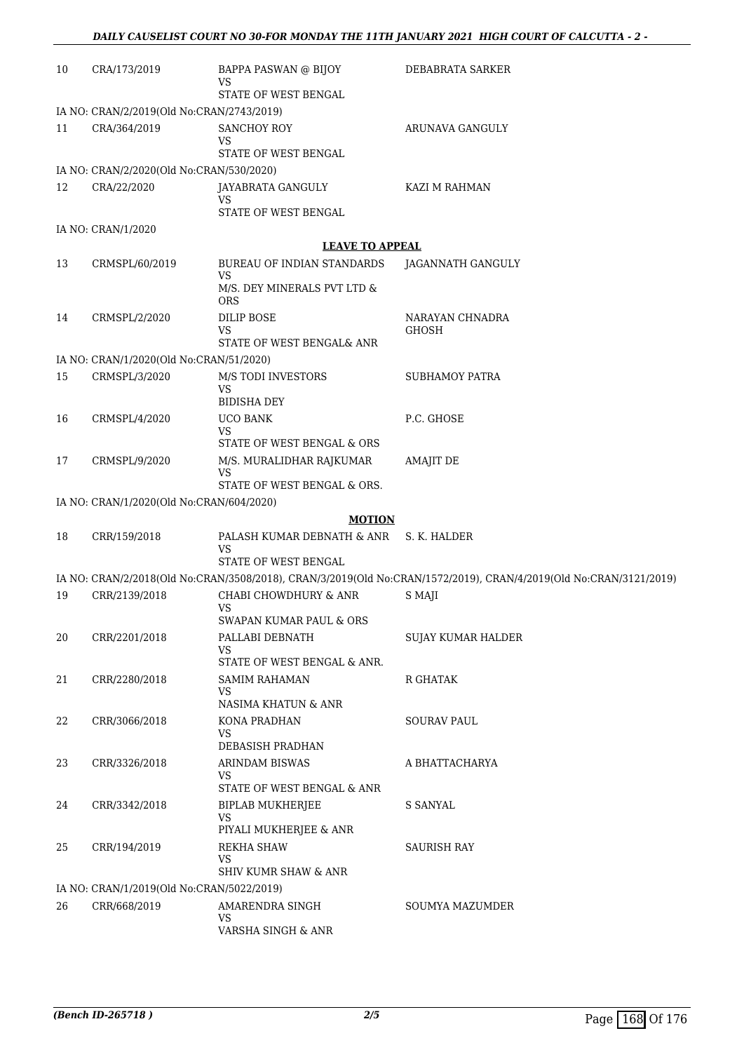| | | | |
|---|---|---|---|
| 10 | CRA/173/2019 | BAPPA PASWAN @ BIJOY<br>VS<br>STATE OF WEST BENGAL | DEBABRATA SARKER |
| | IA NO: CRAN/2/2019(Old No:CRAN/2743/2019) | | |
| 11 | CRA/364/2019 | SANCHOY ROY<br>VS<br>STATE OF WEST BENGAL | ARUNAVA GANGULY |
| | IA NO: CRAN/2/2020(Old No:CRAN/530/2020) | | |
| 12 | CRA/22/2020 | JAYABRATA GANGULY<br>VS<br>STATE OF WEST BENGAL | KAZI M RAHMAN |
| | IA NO: CRAN/1/2020 | | |

**LEAVE TO APPEAL**

| | | | |
|---|---|---|---|
| 13 | CRMSPL/60/2019 | BUREAU OF INDIAN STANDARDS<br>VS<br>M/S. DEY MINERALS PVT LTD & ORS | JAGANNATH GANGULY |
| 14 | CRMSPL/2/2020 | DILIP BOSE<br>VS<br>STATE OF WEST BENGAL& ANR | NARAYAN CHNADRA GHOSH |
| | IA NO: CRAN/1/2020(Old No:CRAN/51/2020) | | |
| 15 | CRMSPL/3/2020 | M/S TODI INVESTORS<br>VS<br>BIDISHA DEY | SUBHAMOY PATRA |
| 16 | CRMSPL/4/2020 | UCO BANK<br>VS<br>STATE OF WEST BENGAL & ORS | P.C. GHOSE |
| 17 | CRMSPL/9/2020 | M/S. MURALIDHAR RAJKUMAR<br>VS<br>STATE OF WEST BENGAL & ORS. | AMAJIT DE |
| | IA NO: CRAN/1/2020(Old No:CRAN/604/2020) | | |

**MOTION**

| | | | |
|---|---|---|---|
| 18 | CRR/159/2018 | PALASH KUMAR DEBNATH & ANR<br>VS<br>STATE OF WEST BENGAL | S. K. HALDER |
| | IA NO: CRAN/2/2018(Old No:CRAN/3508/2018), CRAN/3/2019(Old No:CRAN/1572/2019), CRAN/4/2019(Old No:CRAN/3121/2019) | | |
| 19 | CRR/2139/2018 | CHABI CHOWDHURY & ANR<br>VS<br>SWAPAN KUMAR PAUL & ORS | S MAJI |
| 20 | CRR/2201/2018 | PALLABI DEBNATH<br>VS<br>STATE OF WEST BENGAL & ANR. | SUJAY KUMAR HALDER |
| 21 | CRR/2280/2018 | SAMIM RAHAMAN<br>VS<br>NASIMA KHATUN & ANR | R GHATAK |
| 22 | CRR/3066/2018 | KONA PRADHAN<br>VS<br>DEBASISH PRADHAN | SOURAV PAUL |
| 23 | CRR/3326/2018 | ARINDAM BISWAS<br>VS<br>STATE OF WEST BENGAL & ANR | A BHATTACHARYA |
| 24 | CRR/3342/2018 | BIPLAB MUKHERJEE<br>VS<br>PIYALI MUKHERJEE & ANR | S SANYAL |
| 25 | CRR/194/2019 | REKHA SHAW<br>VS<br>SHIV KUMR SHAW & ANR | SAURISH RAY |
| | IA NO: CRAN/1/2019(Old No:CRAN/5022/2019) | | |
| 26 | CRR/668/2019 | AMARENDRA SINGH<br>VS<br>VARSHA SINGH & ANR | SOUMYA MAZUMDER |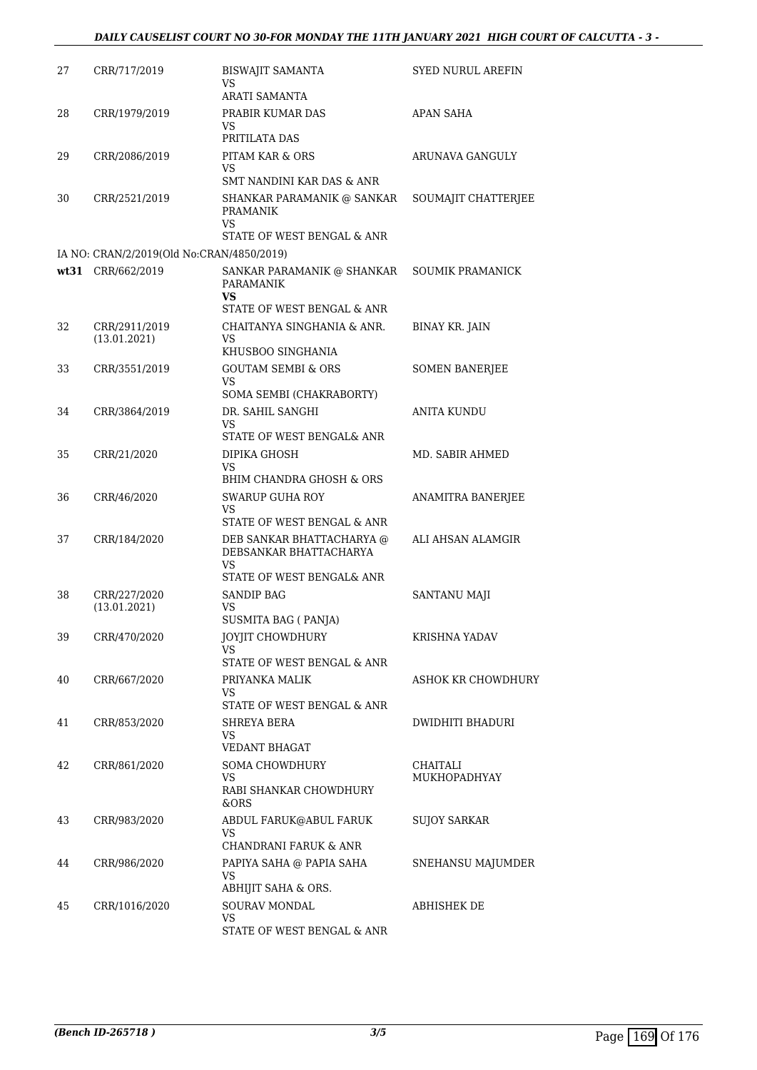| | | | |
|---|---|---|---|
| 27 | CRR/717/2019 | BISWAJIT SAMANTA<br>VS<br>ARATI SAMANTA | SYED NURUL AREFIN |
| 28 | CRR/1979/2019 | PRABIR KUMAR DAS<br>VS<br>PRITILATA DAS | APAN SAHA |
| 29 | CRR/2086/2019 | PITAM KAR & ORS<br>VS<br>SMT NANDINI KAR DAS & ANR | ARUNAVA GANGULY |
| 30 | CRR/2521/2019 | SHANKAR PARAMANIK @ SANKAR PRAMANIK<br>VS<br>STATE OF WEST BENGAL & ANR | SOUMAJIT CHATTERJEE |
| IA NO: CRAN/2/2019(Old No:CRAN/4850/2019) | | | |
| **wt31** | CRR/662/2019 | SANKAR PARAMANIK @ SHANKAR PARAMANIK<br>**VS**<br>STATE OF WEST BENGAL & ANR | SOUMIK PRAMANICK |
| 32 | CRR/2911/2019<br>(13.01.2021) | CHAITANYA SINGHANIA & ANR.<br>VS<br>KHUSBOO SINGHANIA | BINAY KR. JAIN |
| 33 | CRR/3551/2019 | GOUTAM SEMBI & ORS<br>VS<br>SOMA SEMBI (CHAKRABORTY) | SOMEN BANERJEE |
| 34 | CRR/3864/2019 | DR. SAHIL SANGHI<br>VS<br>STATE OF WEST BENGAL& ANR | ANITA KUNDU |
| 35 | CRR/21/2020 | DIPIKA GHOSH<br>VS<br>BHIM CHANDRA GHOSH & ORS | MD. SABIR AHMED |
| 36 | CRR/46/2020 | SWARUP GUHA ROY<br>VS<br>STATE OF WEST BENGAL & ANR | ANAMITRA BANERJEE |
| 37 | CRR/184/2020 | DEB SANKAR BHATTACHARYA @ DEBSANKAR BHATTACHARYA<br>VS<br>STATE OF WEST BENGAL& ANR | ALI AHSAN ALAMGIR |
| 38 | CRR/227/2020<br>(13.01.2021) | SANDIP BAG<br>VS<br>SUSMITA BAG ( PANJA) | SANTANU MAJI |
| 39 | CRR/470/2020 | JOYJIT CHOWDHURY<br>VS<br>STATE OF WEST BENGAL & ANR | KRISHNA YADAV |
| 40 | CRR/667/2020 | PRIYANKA MALIK<br>VS<br>STATE OF WEST BENGAL & ANR | ASHOK KR CHOWDHURY |
| 41 | CRR/853/2020 | SHREYA BERA<br>VS<br>VEDANT BHAGAT | DWIDHITI BHADURI |
| 42 | CRR/861/2020 | SOMA CHOWDHURY<br>VS<br>RABI SHANKAR CHOWDHURY &ORS | CHAITALI MUKHOPADHYAY |
| 43 | CRR/983/2020 | ABDUL FARUK@ABUL FARUK<br>VS<br>CHANDRANI FARUK & ANR | SUJOY SARKAR |
| 44 | CRR/986/2020 | PAPIYA SAHA @ PAPIA SAHA<br>VS<br>ABHIJIT SAHA & ORS. | SNEHANSU MAJUMDER |
| 45 | CRR/1016/2020 | SOURAV MONDAL<br>VS<br>STATE OF WEST BENGAL & ANR | ABHISHEK DE |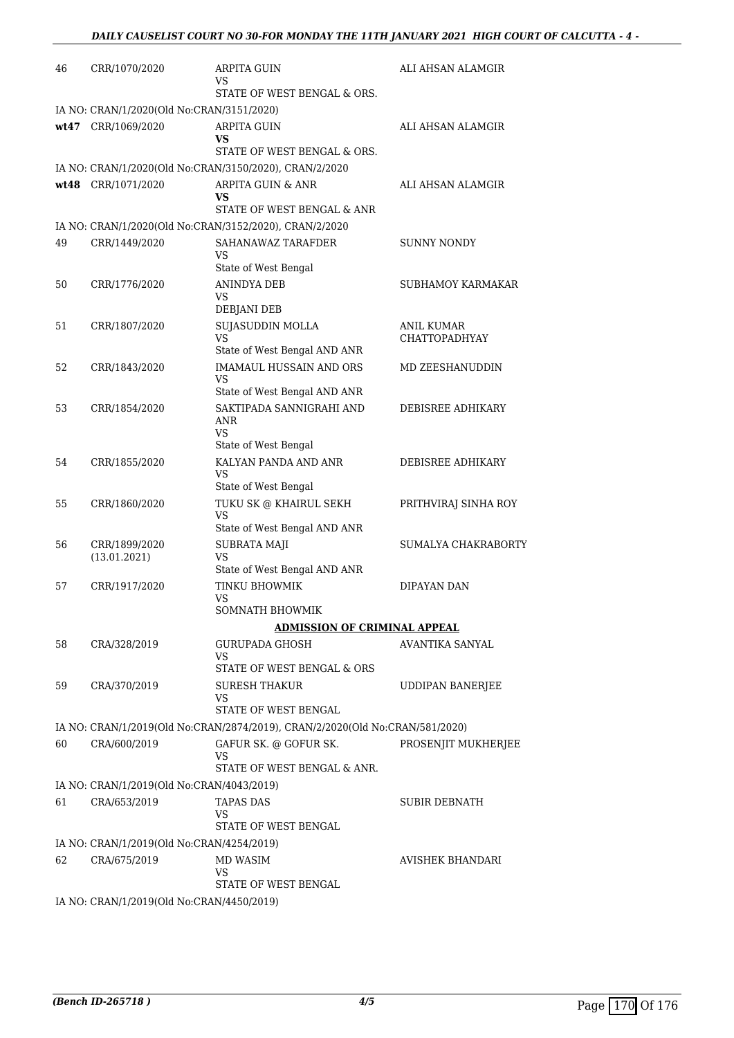| | | | |
|---|---|---|---|
| 46 | CRR/1070/2020 | ARPITA GUIN<br>VS<br>STATE OF WEST BENGAL & ORS. | ALI AHSAN ALAMGIR |
| | IA NO: CRAN/1/2020(Old No:CRAN/3151/2020) | | |
| **wt47** | CRR/1069/2020 | ARPITA GUIN<br>**VS**<br>STATE OF WEST BENGAL & ORS. | ALI AHSAN ALAMGIR |
| | IA NO: CRAN/1/2020(Old No:CRAN/3150/2020), CRAN/2/2020 | | |
| **wt48** | CRR/1071/2020 | ARPITA GUIN & ANR<br>**VS**<br>STATE OF WEST BENGAL & ANR | ALI AHSAN ALAMGIR |
| | IA NO: CRAN/1/2020(Old No:CRAN/3152/2020), CRAN/2/2020 | | |
| 49 | CRR/1449/2020 | SAHANAWAZ TARAFDER<br>VS<br>State of West Bengal | SUNNY NONDY |
| 50 | CRR/1776/2020 | ANINDYA DEB<br>VS<br>DEBJANI DEB | SUBHAMOY KARMAKAR |
| 51 | CRR/1807/2020 | SUJASUDDIN MOLLA<br>VS<br>State of West Bengal AND ANR | ANIL KUMAR CHATTOPADHYAY |
| 52 | CRR/1843/2020 | IMAMAUL HUSSAIN AND ORS<br>VS<br>State of West Bengal AND ANR | MD ZEESHANUDDIN |
| 53 | CRR/1854/2020 | SAKTIPADA SANNIGRAHI AND ANR<br>VS<br>State of West Bengal | DEBISREE ADHIKARY |
| 54 | CRR/1855/2020 | KALYAN PANDA AND ANR<br>VS<br>State of West Bengal | DEBISREE ADHIKARY |
| 55 | CRR/1860/2020 | TUKU SK @ KHAIRUL SEKH<br>VS<br>State of West Bengal AND ANR | PRITHVIRAJ SINHA ROY |
| 56 | CRR/1899/2020<br>(13.01.2021) | SUBRATA MAJI<br>VS<br>State of West Bengal AND ANR | SUMALYA CHAKRABORTY |
| 57 | CRR/1917/2020 | TINKU BHOWMIK<br>VS<br>SOMNATH BHOWMIK | DIPAYAN DAN |
| | | **ADMISSION OF CRIMINAL APPEAL** | |
| 58 | CRA/328/2019 | GURUPADA GHOSH<br>VS<br>STATE OF WEST BENGAL & ORS | AVANTIKA SANYAL |
| 59 | CRA/370/2019 | SURESH THAKUR<br>VS<br>STATE OF WEST BENGAL | UDDIPAN BANERJEE |
| | IA NO: CRAN/1/2019(Old No:CRAN/2874/2019), CRAN/2/2020(Old No:CRAN/581/2020) | | |
| 60 | CRA/600/2019 | GAFUR SK. @ GOFUR SK.<br>VS<br>STATE OF WEST BENGAL & ANR. | PROSENJIT MUKHERJEE |
| | IA NO: CRAN/1/2019(Old No:CRAN/4043/2019) | | |
| 61 | CRA/653/2019 | TAPAS DAS<br>VS<br>STATE OF WEST BENGAL | SUBIR DEBNATH |
| | IA NO: CRAN/1/2019(Old No:CRAN/4254/2019) | | |
| 62 | CRA/675/2019 | MD WASIM<br>VS<br>STATE OF WEST BENGAL | AVISHEK BHANDARI |
| | IA NO: CRAN/1/2019(Old No:CRAN/4450/2019) | | |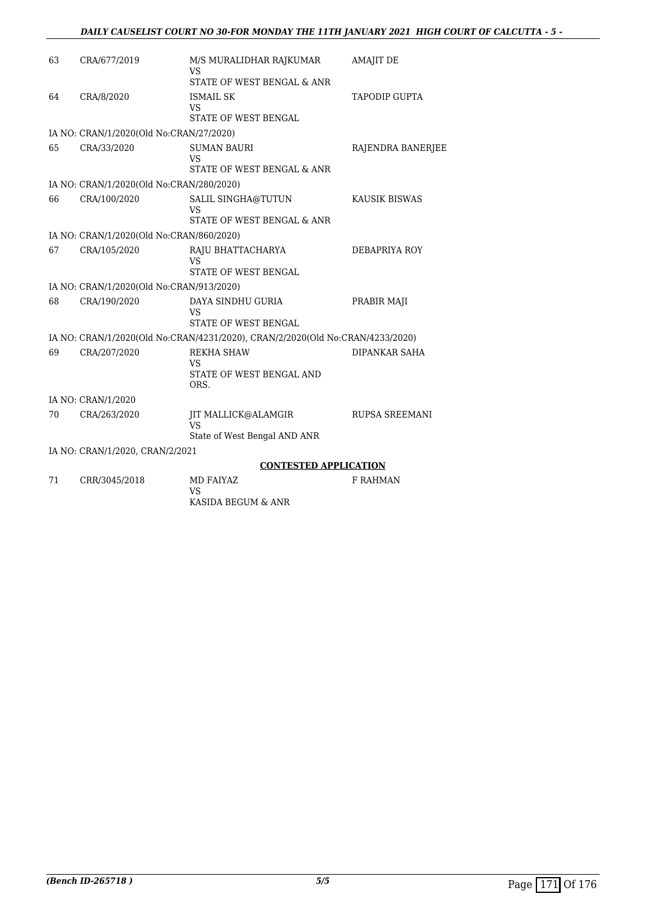| | | | |
|---|---|---|---|
| 63 | CRA/677/2019 | M/S MURALIDHAR RAJKUMAR<br>VS<br>STATE OF WEST BENGAL & ANR | AMAJIT DE |
| 64 | CRA/8/2020 | ISMAIL SK<br>VS<br>STATE OF WEST BENGAL | TAPODIP GUPTA |
| | IA NO: CRAN/1/2020(Old No:CRAN/27/2020) | | |
| 65 | CRA/33/2020 | SUMAN BAURI<br>VS<br>STATE OF WEST BENGAL & ANR | RAJENDRA BANERJEE |
| | IA NO: CRAN/1/2020(Old No:CRAN/280/2020) | | |
| 66 | CRA/100/2020 | SALIL SINGHA@TUTUN<br>VS<br>STATE OF WEST BENGAL & ANR | KAUSIK BISWAS |
| | IA NO: CRAN/1/2020(Old No:CRAN/860/2020) | | |
| 67 | CRA/105/2020 | RAJU BHATTACHARYA<br>VS<br>STATE OF WEST BENGAL | DEBAPRIYA ROY |
| | IA NO: CRAN/1/2020(Old No:CRAN/913/2020) | | |
| 68 | CRA/190/2020 | DAYA SINDHU GURIA<br>VS<br>STATE OF WEST BENGAL | PRABIR MAJI |
| | IA NO: CRAN/1/2020(Old No:CRAN/4231/2020), CRAN/2/2020(Old No:CRAN/4233/2020) | | |
| 69 | CRA/207/2020 | REKHA SHAW<br>VS<br>STATE OF WEST BENGAL AND ORS. | DIPANKAR SAHA |
| | IA NO: CRAN/1/2020 | | |
| 70 | CRA/263/2020 | JIT MALLICK@ALAMGIR<br>VS<br>State of West Bengal AND ANR | RUPSA SREEMANI |
| | IA NO: CRAN/1/2020, CRAN/2/2021 | | |

**CONTESTED APPLICATION**

| | | | |
|---|---|---|---|
| 71 | CRR/3045/2018 | MD FAIYAZ<br>VS<br>KASIDA BEGUM & ANR | F RAHMAN |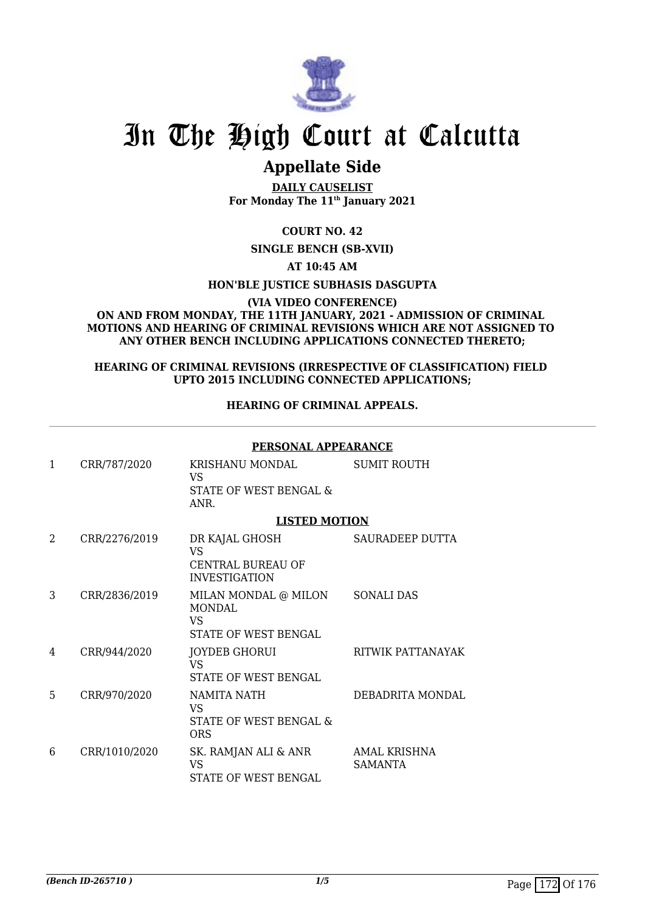# In The High Court at Calcutta

## Appellate Side

**DAILY CAUSELIST**
**For Monday The 11th January 2021**

**COURT NO. 42**

**SINGLE BENCH (SB-XVII)**

**AT 10:45 AM**

**HON'BLE JUSTICE SUBHASIS DASGUPTA**

**(VIA VIDEO CONFERENCE)**
**ON AND FROM MONDAY, THE 11TH JANUARY, 2021 - ADMISSION OF CRIMINAL MOTIONS AND HEARING OF CRIMINAL REVISIONS WHICH ARE NOT ASSIGNED TO ANY OTHER BENCH INCLUDING APPLICATIONS CONNECTED THERETO;**

**HEARING OF CRIMINAL REVISIONS (IRRESPECTIVE OF CLASSIFICATION) FIELD UPTO 2015 INCLUDING CONNECTED APPLICATIONS;**

**HEARING OF CRIMINAL APPEALS.**

---

**PERSONAL APPEARANCE**

| | | | |
|---|---|---|---|
| 1 | CRR/787/2020 | KRISHANU MONDAL<br>VS<br>STATE OF WEST BENGAL & ANR. | SUMIT ROUTH |

**LISTED MOTION**

| | | | |
|---|---|---|---|
| 2 | CRR/2276/2019 | DR KAJAL GHOSH<br>VS<br>CENTRAL BUREAU OF INVESTIGATION | SAURADEEP DUTTA |
| 3 | CRR/2836/2019 | MILAN MONDAL @ MILON MONDAL<br>VS<br>STATE OF WEST BENGAL | SONALI DAS |
| 4 | CRR/944/2020 | JOYDEB GHORUI<br>VS<br>STATE OF WEST BENGAL | RITWIK PATTANAYAK |
| 5 | CRR/970/2020 | NAMITA NATH<br>VS<br>STATE OF WEST BENGAL & ORS | DEBADRITA MONDAL |
| 6 | CRR/1010/2020 | SK. RAMJAN ALI & ANR<br>VS<br>STATE OF WEST BENGAL | AMAL KRISHNA SAMANTA |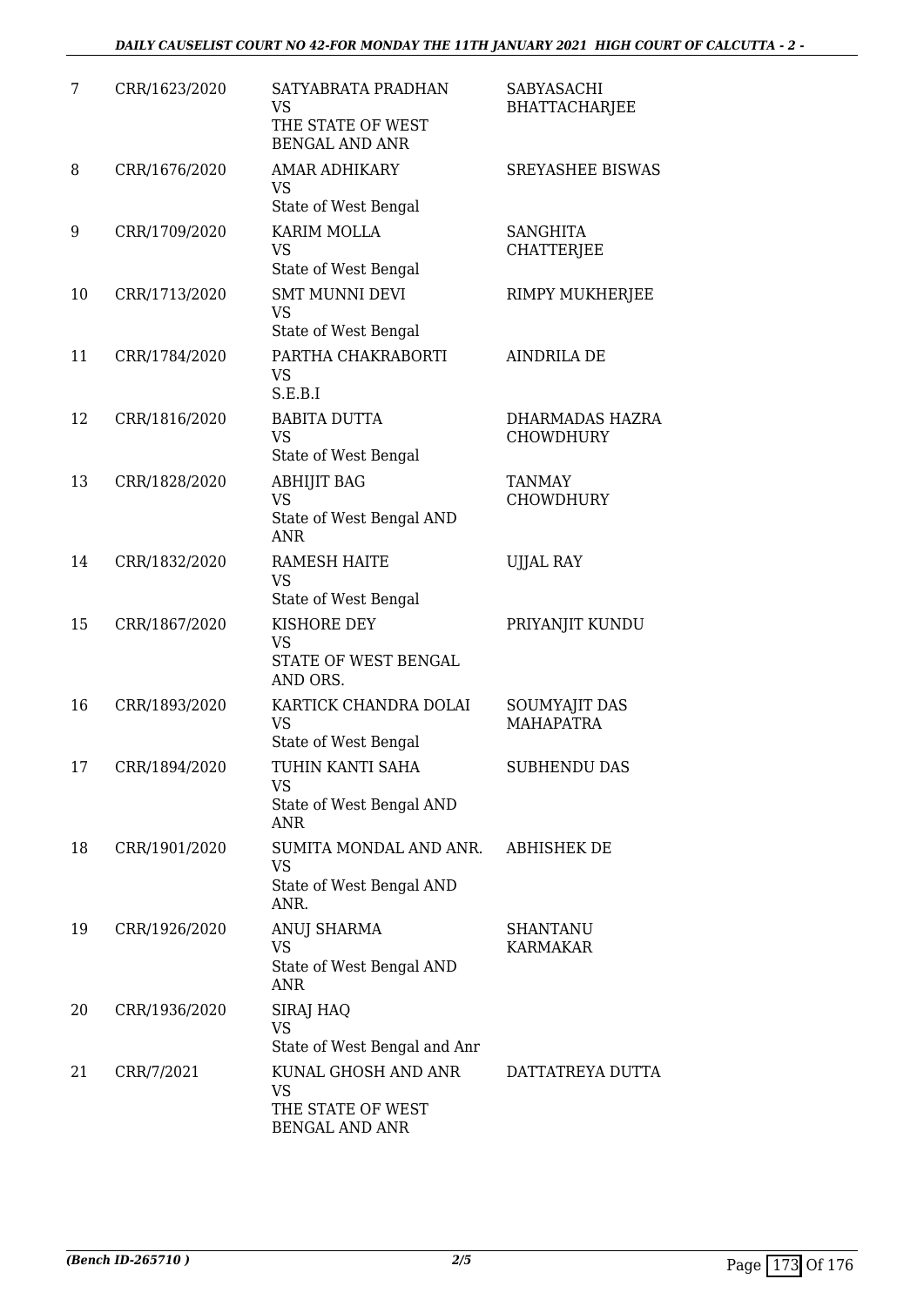| | | | |
|---|---|---|---|
| 7 | CRR/1623/2020 | SATYABRATA PRADHAN<br>VS<br>THE STATE OF WEST BENGAL AND ANR | SABYASACHI BHATTACHARJEE |
| 8 | CRR/1676/2020 | AMAR ADHIKARY<br>VS<br>State of West Bengal | SREYASHEE BISWAS |
| 9 | CRR/1709/2020 | KARIM MOLLA<br>VS<br>State of West Bengal | SANGHITA CHATTERJEE |
| 10 | CRR/1713/2020 | SMT MUNNI DEVI<br>VS<br>State of West Bengal | RIMPY MUKHERJEE |
| 11 | CRR/1784/2020 | PARTHA CHAKRABORTI<br>VS<br>S.E.B.I | AINDRILA DE |
| 12 | CRR/1816/2020 | BABITA DUTTA<br>VS<br>State of West Bengal | DHARMADAS HAZRA CHOWDHURY |
| 13 | CRR/1828/2020 | ABHIJIT BAG<br>VS<br>State of West Bengal AND ANR | TANMAY CHOWDHURY |
| 14 | CRR/1832/2020 | RAMESH HAITE<br>VS<br>State of West Bengal | UJJAL RAY |
| 15 | CRR/1867/2020 | KISHORE DEY<br>VS<br>STATE OF WEST BENGAL AND ORS. | PRIYANJIT KUNDU |
| 16 | CRR/1893/2020 | KARTICK CHANDRA DOLAI<br>VS<br>State of West Bengal | SOUMYAJIT DAS MAHAPATRA |
| 17 | CRR/1894/2020 | TUHIN KANTI SAHA<br>VS<br>State of West Bengal AND ANR | SUBHENDU DAS |
| 18 | CRR/1901/2020 | SUMITA MONDAL AND ANR.<br>VS<br>State of West Bengal AND ANR. | ABHISHEK DE |
| 19 | CRR/1926/2020 | ANUJ SHARMA<br>VS<br>State of West Bengal AND ANR | SHANTANU KARMAKAR |
| 20 | CRR/1936/2020 | SIRAJ HAQ<br>VS<br>State of West Bengal and Anr | |
| 21 | CRR/7/2021 | KUNAL GHOSH AND ANR<br>VS<br>THE STATE OF WEST BENGAL AND ANR | DATTATREYA DUTTA |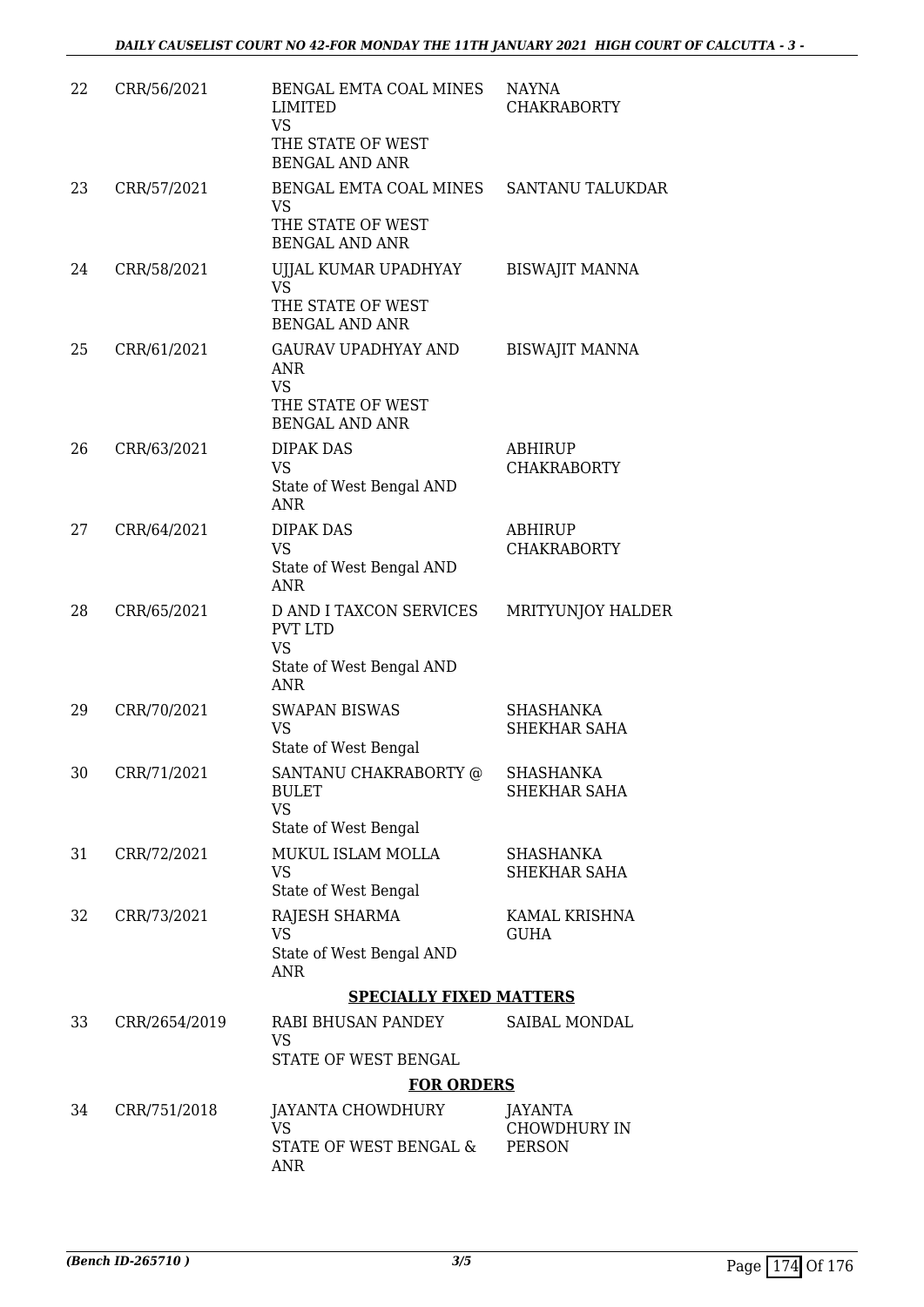| | | | |
|---|---|---|---|
| 22 | CRR/56/2021 | BENGAL EMTA COAL MINES LIMITED<br>VS<br>THE STATE OF WEST BENGAL AND ANR | NAYNA CHAKRABORTY |
| 23 | CRR/57/2021 | BENGAL EMTA COAL MINES<br>VS<br>THE STATE OF WEST BENGAL AND ANR | SANTANU TALUKDAR |
| 24 | CRR/58/2021 | UJJAL KUMAR UPADHYAY<br>VS<br>THE STATE OF WEST BENGAL AND ANR | BISWAJIT MANNA |
| 25 | CRR/61/2021 | GAURAV UPADHYAY AND ANR<br>VS<br>THE STATE OF WEST BENGAL AND ANR | BISWAJIT MANNA |
| 26 | CRR/63/2021 | DIPAK DAS<br>VS<br>State of West Bengal AND ANR | ABHIRUP CHAKRABORTY |
| 27 | CRR/64/2021 | DIPAK DAS<br>VS<br>State of West Bengal AND ANR | ABHIRUP CHAKRABORTY |
| 28 | CRR/65/2021 | D AND I TAXCON SERVICES PVT LTD<br>VS<br>State of West Bengal AND ANR | MRITYUNJOY HALDER |
| 29 | CRR/70/2021 | SWAPAN BISWAS<br>VS<br>State of West Bengal | SHASHANKA SHEKHAR SAHA |
| 30 | CRR/71/2021 | SANTANU CHAKRABORTY @ BULET<br>VS<br>State of West Bengal | SHASHANKA SHEKHAR SAHA |
| 31 | CRR/72/2021 | MUKUL ISLAM MOLLA<br>VS<br>State of West Bengal | SHASHANKA SHEKHAR SAHA |
| 32 | CRR/73/2021 | RAJESH SHARMA<br>VS<br>State of West Bengal AND ANR | KAMAL KRISHNA GUHA |

**SPECIALLY FIXED MATTERS**

| | | | |
|---|---|---|---|
| 33 | CRR/2654/2019 | RABI BHUSAN PANDEY<br>VS<br>STATE OF WEST BENGAL | SAIBAL MONDAL |

**FOR ORDERS**

| | | | |
|---|---|---|---|
| 34 | CRR/751/2018 | JAYANTA CHOWDHURY<br>VS<br>STATE OF WEST BENGAL & ANR | JAYANTA CHOWDHURY IN PERSON |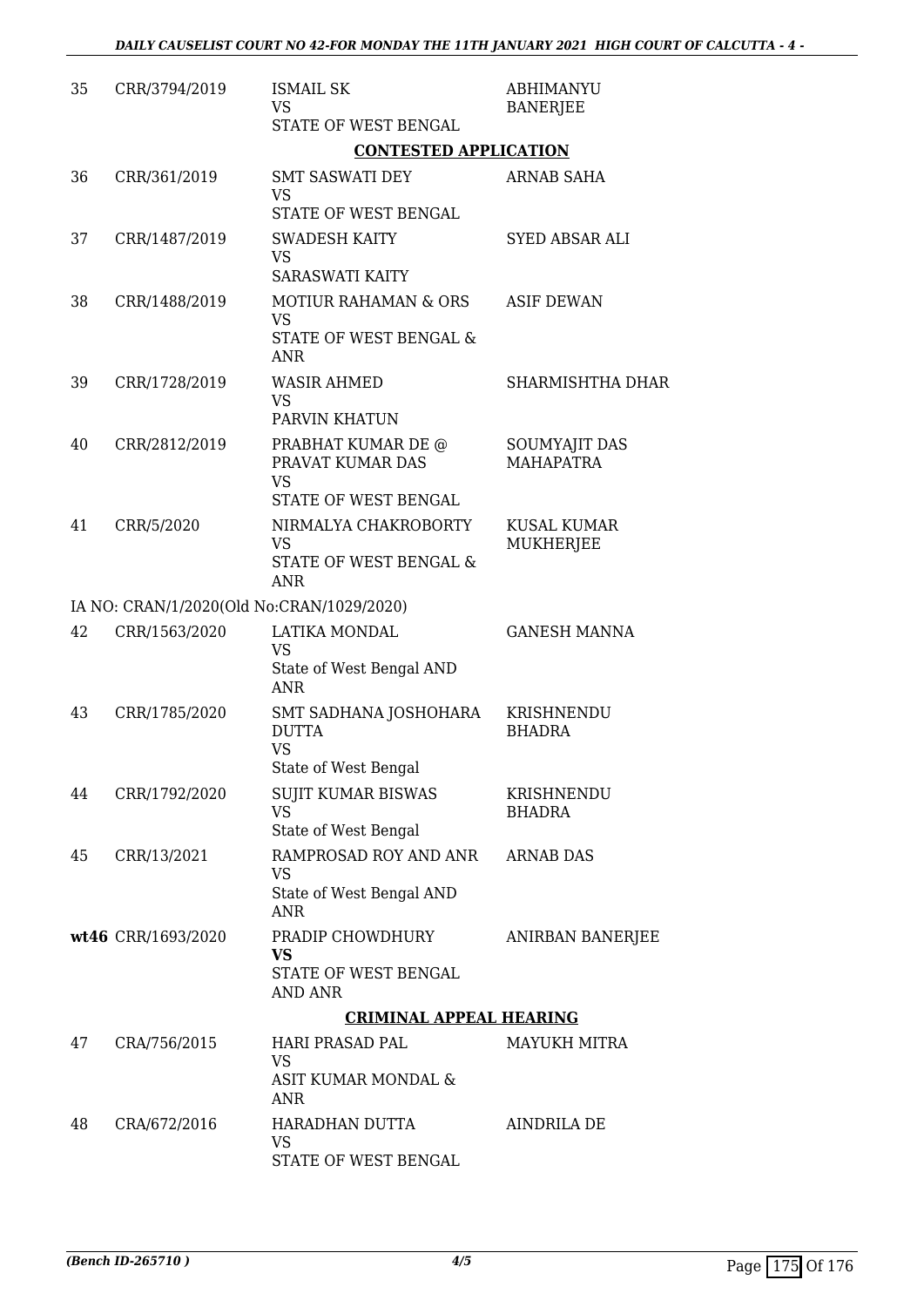| 35 | CRR/3794/2019 | ISMAIL SK<br>VS<br>STATE OF WEST BENGAL | ABHIMANYU BANERJEE |
|---|---|---|---|

**CONTESTED APPLICATION**

| | | | |
|---|---|---|---|
| 36 | CRR/361/2019 | SMT SASWATI DEY<br>VS<br>STATE OF WEST BENGAL | ARNAB SAHA |
| 37 | CRR/1487/2019 | SWADESH KAITY<br>VS<br>SARASWATI KAITY | SYED ABSAR ALI |
| 38 | CRR/1488/2019 | MOTIUR RAHAMAN & ORS<br>VS<br>STATE OF WEST BENGAL & ANR | ASIF DEWAN |
| 39 | CRR/1728/2019 | WASIR AHMED<br>VS<br>PARVIN KHATUN | SHARMISHTHA DHAR |
| 40 | CRR/2812/2019 | PRABHAT KUMAR DE @ PRAVAT KUMAR DAS<br>VS<br>STATE OF WEST BENGAL | SOUMYAJIT DAS MAHAPATRA |
| 41 | CRR/5/2020 | NIRMALYA CHAKROBORTY<br>VS<br>STATE OF WEST BENGAL & ANR | KUSAL KUMAR MUKHERJEE |

IA NO: CRAN/1/2020(Old No:CRAN/1029/2020)

| | | | |
|---|---|---|---|
| 42 | CRR/1563/2020 | LATIKA MONDAL<br>VS<br>State of West Bengal AND ANR | GANESH MANNA |
| 43 | CRR/1785/2020 | SMT SADHANA JOSHOHARA DUTTA<br>VS<br>State of West Bengal | KRISHNENDU BHADRA |
| 44 | CRR/1792/2020 | SUJIT KUMAR BISWAS<br>VS<br>State of West Bengal | KRISHNENDU BHADRA |
| 45 | CRR/13/2021 | RAMPROSAD ROY AND ANR<br>VS<br>State of West Bengal AND ANR | ARNAB DAS |
| **wt46** | CRR/1693/2020 | PRADIP CHOWDHURY<br>**VS**<br>STATE OF WEST BENGAL AND ANR | ANIRBAN BANERJEE |

**CRIMINAL APPEAL HEARING**

| | | | |
|---|---|---|---|
| 47 | CRA/756/2015 | HARI PRASAD PAL<br>VS<br>ASIT KUMAR MONDAL & ANR | MAYUKH MITRA |
| 48 | CRA/672/2016 | HARADHAN DUTTA<br>VS<br>STATE OF WEST BENGAL | AINDRILA DE |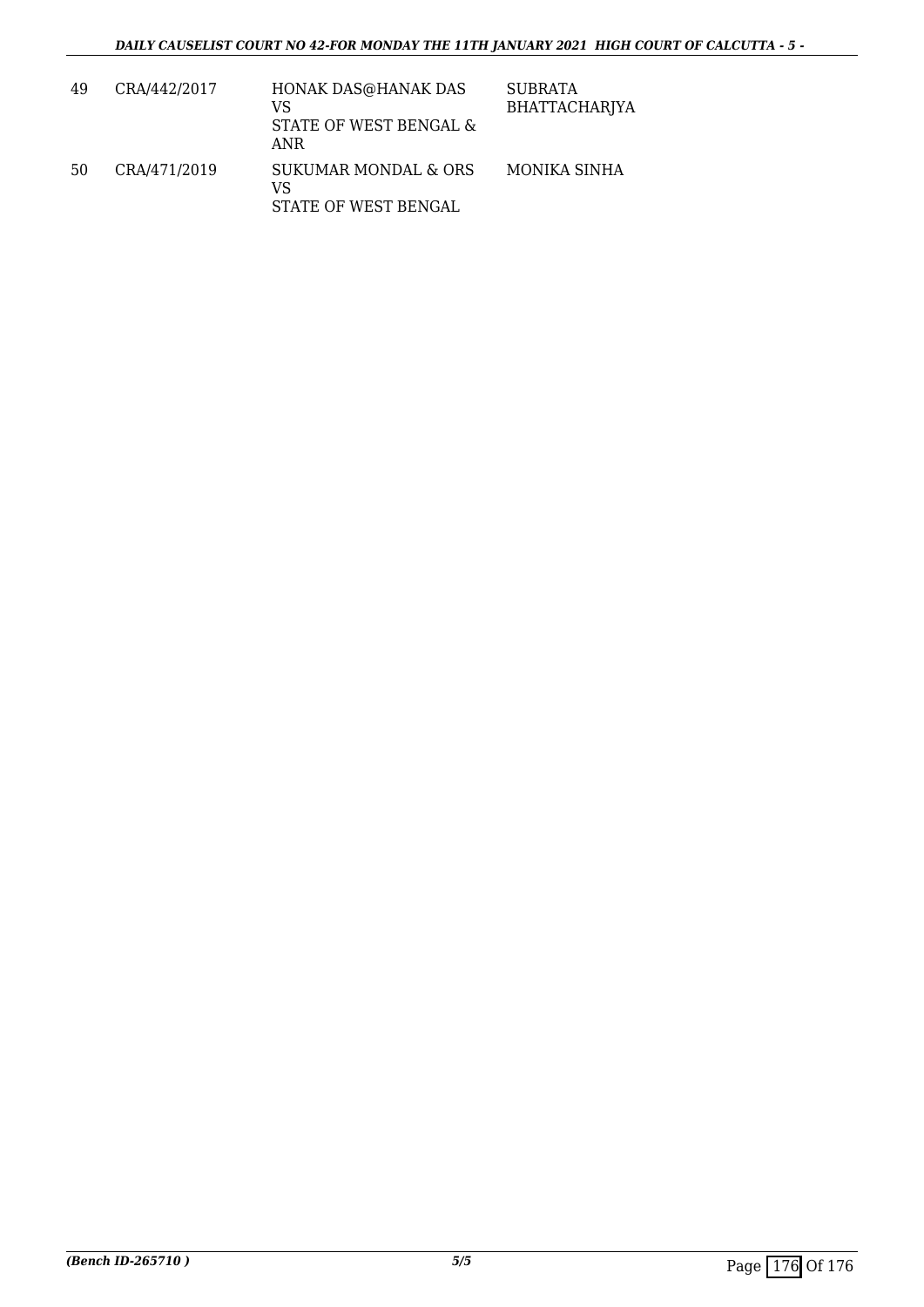| | | | |
|---|---|---|---|
| 49 | CRA/442/2017 | HONAK DAS@HANAK DAS<br>VS<br>STATE OF WEST BENGAL & ANR | SUBRATA BHATTACHARJYA |
| 50 | CRA/471/2019 | SUKUMAR MONDAL & ORS<br>VS<br>STATE OF WEST BENGAL | MONIKA SINHA |